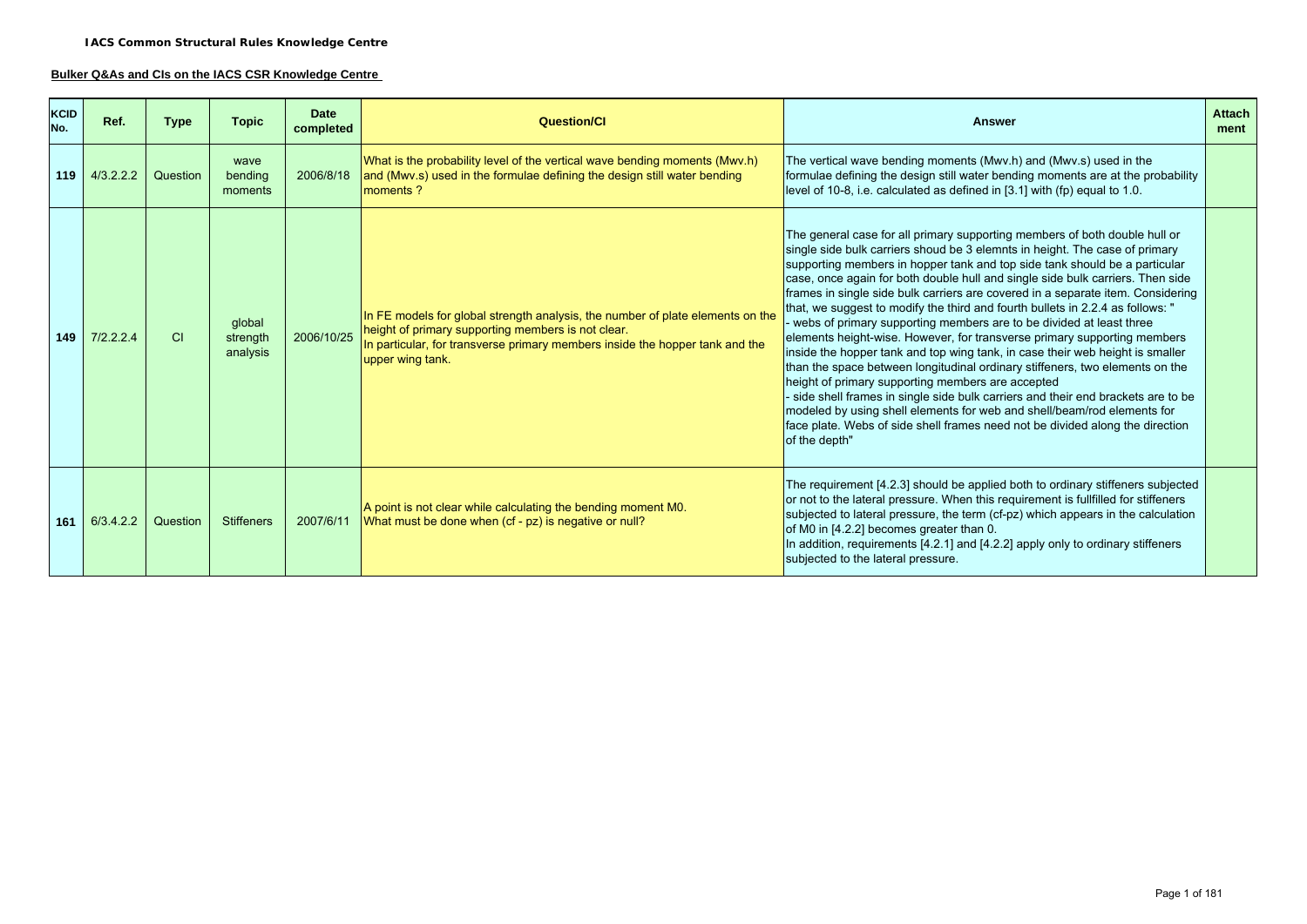**IACS Common Structural Rules Knowledge Centre**

**Bulker Q&As and CIs on the IACS CSR Knowledge Centre**

| KCID No. | Ref. | Type | Topic | Date completed | Question/CI | Answer | Attach ment |
|---|---|---|---|---|---|---|---|
| 119 | 4/3.2.2.2 | Question | wave bending moments | 2006/8/18 | What is the probability level of the vertical wave bending moments (Mwv.h) and (Mwv.s) used in the formulae defining the design still water bending moments ? | The vertical wave bending moments (Mwv.h) and (Mwv.s) used in the formulae defining the design still water bending moments are at the probability level of 10-8, i.e. calculated as defined in [3.1] with (fp) equal to 1.0. | |
| 149 | 7/2.2.2.4 | CI | global strength analysis | 2006/10/25 | In FE models for global strength analysis, the number of plate elements on the height of primary supporting members is not clear.<br>In particular, for transverse primary members inside the hopper tank and the upper wing tank. | The general case for all primary supporting members of both double hull or single side bulk carriers shoud be 3 elemnts in height. The case of primary supporting members in hopper tank and top side tank should be a particular case, once again for both double hull and single side bulk carriers. Then side frames in single side bulk carriers are covered in a separate item. Considering that, we suggest to modify the third and fourth bullets in 2.2.4 as follows: "<br>- webs of primary supporting members are to be divided at least three elements height-wise. However, for transverse primary supporting members inside the hopper tank and top wing tank, in case their web height is smaller than the space between longitudinal ordinary stiffeners, two elements on the height of primary supporting members are accepted<br>- side shell frames in single side bulk carriers and their end brackets are to be modeled by using shell elements for web and shell/beam/rod elements for face plate. Webs of side shell frames need not be divided along the direction of the depth" | |
| 161 | 6/3.4.2.2 | Question | Stiffeners | 2007/6/11 | A point is not clear while calculating the bending moment M0.<br>What must be done when (cf - pz) is negative or null? | The requirement [4.2.3] should be applied both to ordinary stiffeners subjected or not to the lateral pressure. When this requirement is fullfilled for stiffeners subjected to lateral pressure, the term (cf-pz) which appears in the calculation of M0 in [4.2.2] becomes greater than 0.<br>In addition, requirements [4.2.1] and [4.2.2] apply only to ordinary stiffeners subjected to the lateral pressure. | |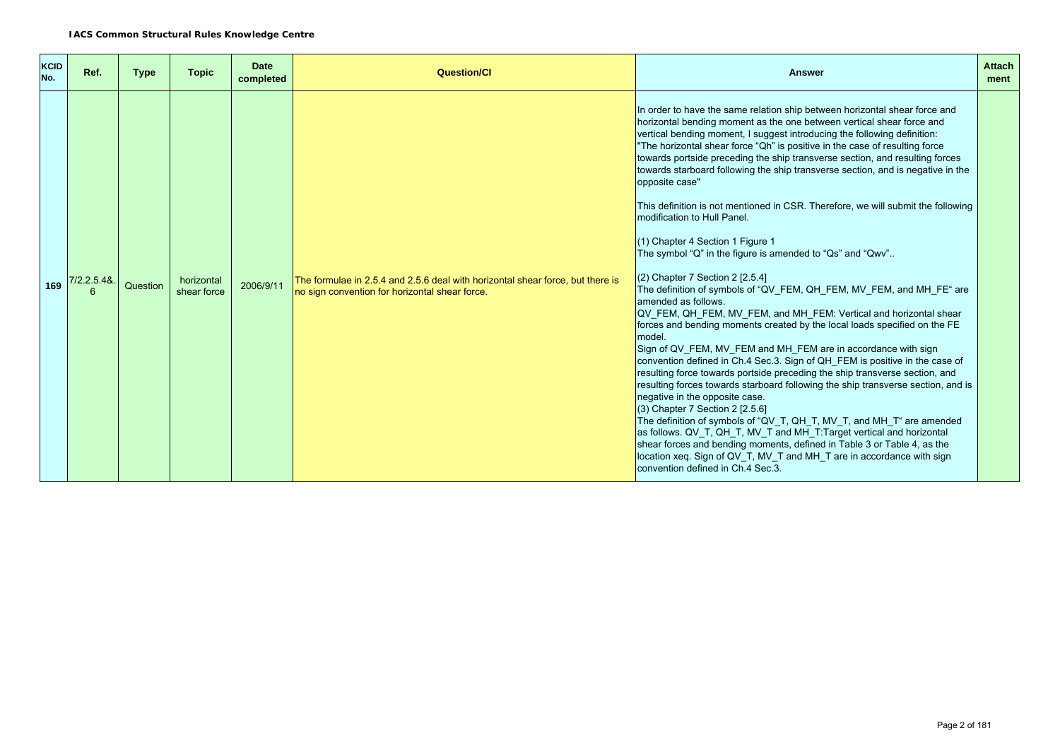**IACS Common Structural Rules Knowledge Centre**

| KCID No. | Ref. | Type | Topic | Date completed | Question/CI | Answer | Attachment |
|---|---|---|---|---|---|---|---|
| 169 | 7/2.2.5.4&.6 | Question | horizontal shear force | 2006/9/11 | The formulae in 2.5.4 and 2.5.6 deal with horizontal shear force, but there is no sign convention for horizontal shear force. | In order to have the same relation ship between horizontal shear force and horizontal bending moment as the one between vertical shear force and vertical bending moment, I suggest introducing the following definition: "The horizontal shear force "Qh" is positive in the case of resulting force towards portside preceding the ship transverse section, and resulting forces towards starboard following the ship transverse section, and is negative in the opposite case"<br><br>This definition is not mentioned in CSR. Therefore, we will submit the following modification to Hull Panel.<br><br>(1) Chapter 4 Section 1 Figure 1<br>The symbol "Q" in the figure is amended to "Qs" and "Qwv"..<br><br>(2) Chapter 7 Section 2 [2.5.4]<br>The definition of symbols of "QV_FEM, QH_FEM, MV_FEM, and MH_FE" are amended as follows.<br>QV_FEM, QH_FEM, MV_FEM, and MH_FEM: Vertical and horizontal shear forces and bending moments created by the local loads specified on the FE model.<br>Sign of QV_FEM, MV_FEM and MH_FEM are in accordance with sign convention defined in Ch.4 Sec.3. Sign of QH_FEM is positive in the case of resulting force towards portside preceding the ship transverse section, and resulting forces towards starboard following the ship transverse section, and is negative in the opposite case.<br>(3) Chapter 7 Section 2 [2.5.6]<br>The definition of symbols of "QV_T, QH_T, MV_T, and MH_T" are amended as follows. QV_T, QH_T, MV_T and MH_T:Target vertical and horizontal shear forces and bending moments, defined in Table 3 or Table 4, as the location xeq. Sign of QV_T, MV_T and MH_T are in accordance with sign convention defined in Ch.4 Sec.3. | |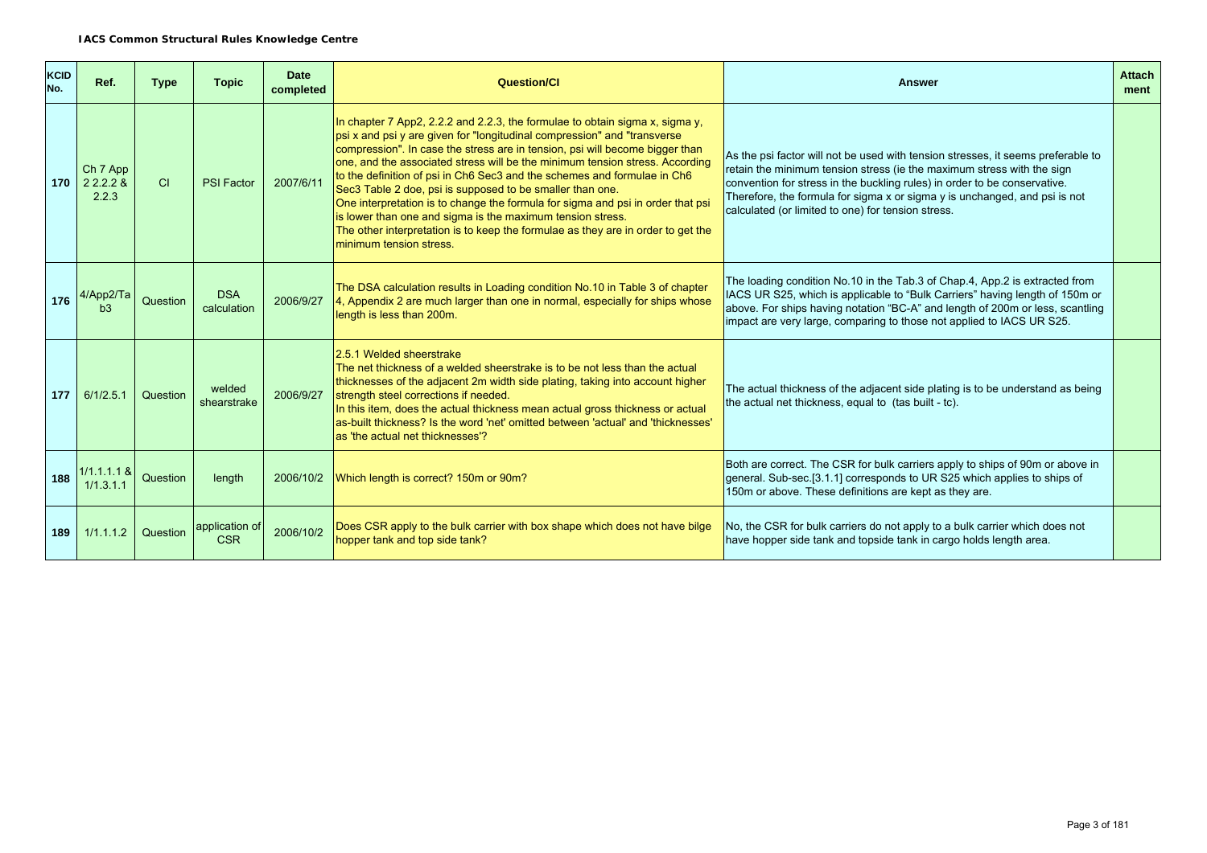**IACS Common Structural Rules Knowledge Centre**

| KCID No. | Ref. | Type | Topic | Date completed | Question/CI | Answer | Attachment |
|---|---|---|---|---|---|---|---|
| 170 | Ch 7 App 2 2.2.2 & 2.2.3 | CI | PSI Factor | 2007/6/11 | In chapter 7 App2, 2.2.2 and 2.2.3, the formulae to obtain sigma x, sigma y, psi x and psi y are given for "longitudinal compression" and "transverse compression". In case the stress are in tension, psi will become bigger than one, and the associated stress will be the minimum tension stress. According to the definition of psi in Ch6 Sec3 and the schemes and formulae in Ch6 Sec3 Table 2 doe, psi is supposed to be smaller than one.<br>One interpretation is to change the formula for sigma and psi in order that psi is lower than one and sigma is the maximum tension stress.<br>The other interpretation is to keep the formulae as they are in order to get the minimum tension stress. | As the psi factor will not be used with tension stresses, it seems preferable to retain the minimum tension stress (ie the maximum stress with the sign convention for stress in the buckling rules) in order to be conservative. Therefore, the formula for sigma x or sigma y is unchanged, and psi is not calculated (or limited to one) for tension stress. | |
| 176 | 4/App2/Tab3 | Question | DSA calculation | 2006/9/27 | The DSA calculation results in Loading condition No.10 in Table 3 of chapter 4, Appendix 2 are much larger than one in normal, especially for ships whose length is less than 200m. | The loading condition No.10 in the Tab.3 of Chap.4, App.2 is extracted from IACS UR S25, which is applicable to "Bulk Carriers" having length of 150m or above. For ships having notation "BC-A" and length of 200m or less, scantling impact are very large, comparing to those not applied to IACS UR S25. | |
| 177 | 6/1/2.5.1 | Question | welded shearstrake | 2006/9/27 | 2.5.1 Welded sheerstrake<br>The net thickness of a welded sheerstrake is to be not less than the actual thicknesses of the adjacent 2m width side plating, taking into account higher strength steel corrections if needed.<br>In this item, does the actual thickness mean actual gross thickness or actual as-built thickness? Is the word 'net' omitted between 'actual' and 'thicknesses' as 'the actual net thicknesses'? | The actual thickness of the adjacent side plating is to be understand as being the actual net thickness, equal to (tas built - tc). | |
| 188 | 1/1.1.1.1 & 1/1.3.1.1 | Question | length | 2006/10/2 | Which length is correct? 150m or 90m? | Both are correct. The CSR for bulk carriers apply to ships of 90m or above in general. Sub-sec.[3.1.1] corresponds to UR S25 which applies to ships of 150m or above. These definitions are kept as they are. | |
| 189 | 1/1.1.1.2 | Question | application of CSR | 2006/10/2 | Does CSR apply to the bulk carrier with box shape which does not have bilge hopper tank and top side tank? | No, the CSR for bulk carriers do not apply to a bulk carrier which does not have hopper side tank and topside tank in cargo holds length area. | |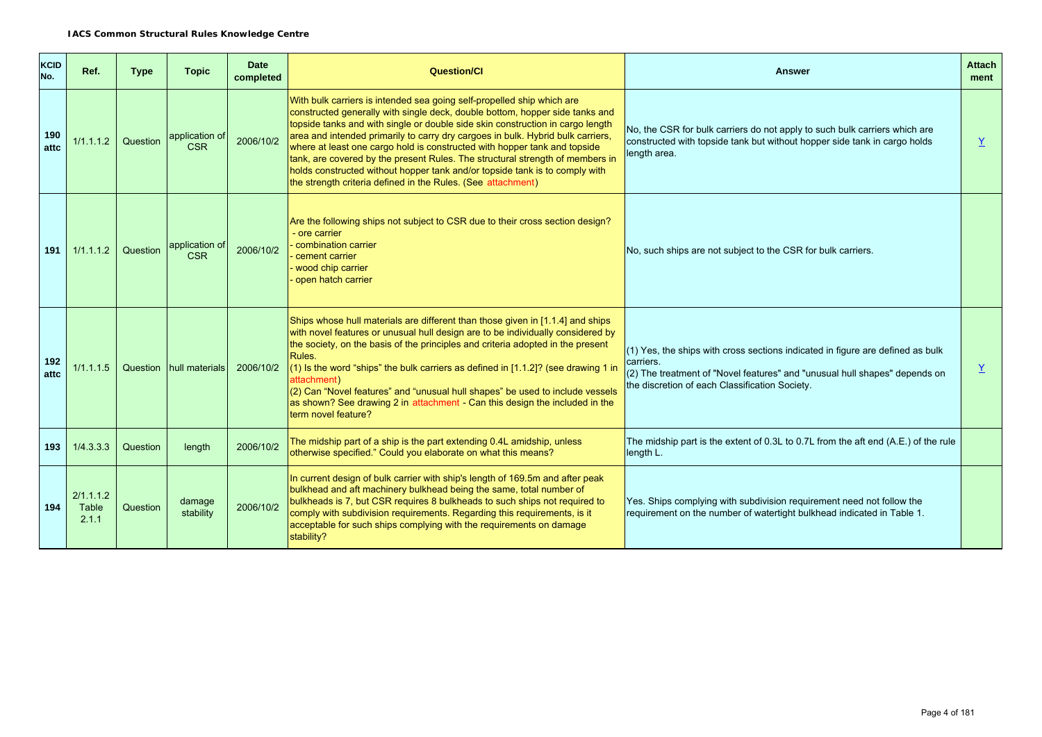| KCID No. | Ref. | Type | Topic | Date completed | Question/CI | Answer | Attach ment |
|---|---|---|---|---|---|---|---|
| 190 attc | 1/1.1.1.2 | Question | application of CSR | 2006/10/2 | With bulk carriers is intended sea going self-propelled ship which are constructed generally with single deck, double bottom, hopper side tanks and topside tanks and with single or double side skin construction in cargo length area and intended primarily to carry dry cargoes in bulk. Hybrid bulk carriers, where at least one cargo hold is constructed with hopper tank and topside tank, are covered by the present Rules. The structural strength of members in holds constructed without hopper tank and/or topside tank is to comply with the strength criteria defined in the Rules. (See attachment) | No, the CSR for bulk carriers do not apply to such bulk carriers which are constructed with topside tank but without hopper side tank in cargo holds length area. | Y |
| 191 | 1/1.1.1.2 | Question | application of CSR | 2006/10/2 | Are the following ships not subject to CSR due to their cross section design?<br>- ore carrier<br>- combination carrier<br>- cement carrier<br>- wood chip carrier<br>- open hatch carrier | No, such ships are not subject to the CSR for bulk carriers. | |
| 192 attc | 1/1.1.1.5 | Question | hull materials | 2006/10/2 | Ships whose hull materials are different than those given in [1.1.4] and ships with novel features or unusual hull design are to be individually considered by the society, on the basis of the principles and criteria adopted in the present Rules.<br>(1) Is the word "ships" the bulk carriers as defined in [1.1.2]? (see drawing 1 in attachment)<br>(2) Can "Novel features" and "unusual hull shapes" be used to include vessels as shown? See drawing 2 in attachment - Can this design the included in the term novel feature? | (1) Yes, the ships with cross sections indicated in figure are defined as bulk carriers.<br>(2) The treatment of "Novel features" and "unusual hull shapes" depends on the discretion of each Classification Society. | Y |
| 193 | 1/4.3.3.3 | Question | length | 2006/10/2 | The midship part of a ship is the part extending 0.4L amidship, unless otherwise specified." Could you elaborate on what this means? | The midship part is the extent of 0.3L to 0.7L from the aft end (A.E.) of the rule length L. | |
| 194 | 2/1.1.1.2 Table 2.1.1 | Question | damage stability | 2006/10/2 | In current design of bulk carrier with ship's length of 169.5m and after peak bulkhead and aft machinery bulkhead being the same, total number of bulkheads is 7, but CSR requires 8 bulkheads to such ships not required to comply with subdivision requirements. Regarding this requirements, is it acceptable for such ships complying with the requirements on damage stability? | Yes. Ships complying with subdivision requirement need not follow the requirement on the number of watertight bulkhead indicated in Table 1. | |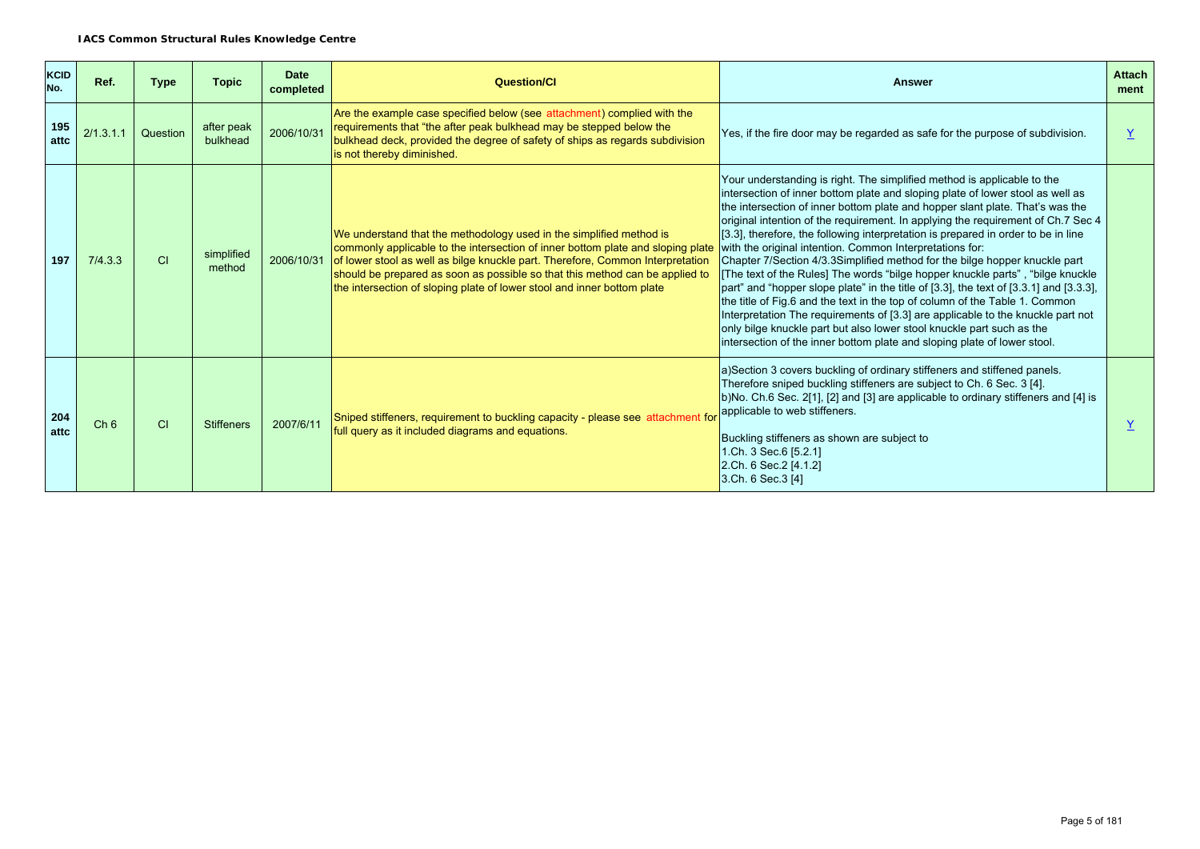| KCID No. | Ref. | Type | Topic | Date completed | Question/CI | Answer | Attach ment |
|---|---|---|---|---|---|---|---|
| 195 attc | 2/1.3.1.1 | Question | after peak bulkhead | 2006/10/31 | Are the example case specified below (see attachment) complied with the requirements that "the after peak bulkhead may be stepped below the bulkhead deck, provided the degree of safety of ships as regards subdivision is not thereby diminished. | Yes, if the fire door may be regarded as safe for the purpose of subdivision. | Y |
| 197 | 7/4.3.3 | CI | simplified method | 2006/10/31 | We understand that the methodology used in the simplified method is commonly applicable to the intersection of inner bottom plate and sloping plate of lower stool as well as bilge knuckle part. Therefore, Common Interpretation should be prepared as soon as possible so that this method can be applied to the intersection of sloping plate of lower stool and inner bottom plate | Your understanding is right. The simplified method is applicable to the intersection of inner bottom plate and sloping plate of lower stool as well as the intersection of inner bottom plate and hopper slant plate. That's was the original intention of the requirement. In applying the requirement of Ch.7 Sec 4 [3.3], therefore, the following interpretation is prepared in order to be in line with the original intention. Common Interpretations for: Chapter 7/Section 4/3.3Simplified method for the bilge hopper knuckle part [The text of the Rules] The words "bilge hopper knuckle parts" , "bilge knuckle part" and "hopper slope plate" in the title of [3.3], the text of [3.3.1] and [3.3.3], the title of Fig.6 and the text in the top of column of the Table 1. Common Interpretation The requirements of [3.3] are applicable to the knuckle part not only bilge knuckle part but also lower stool knuckle part such as the intersection of the inner bottom plate and sloping plate of lower stool. | |
| 204 attc | Ch 6 | CI | Stiffeners | 2007/6/11 | Sniped stiffeners, requirement to buckling capacity - please see attachment for full query as it included diagrams and equations. | a)Section 3 covers buckling of ordinary stiffeners and stiffened panels. Therefore sniped buckling stiffeners are subject to Ch. 6 Sec. 3 [4].<br>b)No. Ch.6 Sec. 2[1], [2] and [3] are applicable to ordinary stiffeners and [4] is applicable to web stiffeners.<br><br>Buckling stiffeners as shown are subject to<br>1.Ch. 3 Sec.6 [5.2.1]<br>2.Ch. 6 Sec.2 [4.1.2]<br>3.Ch. 6 Sec.3 [4] | Y |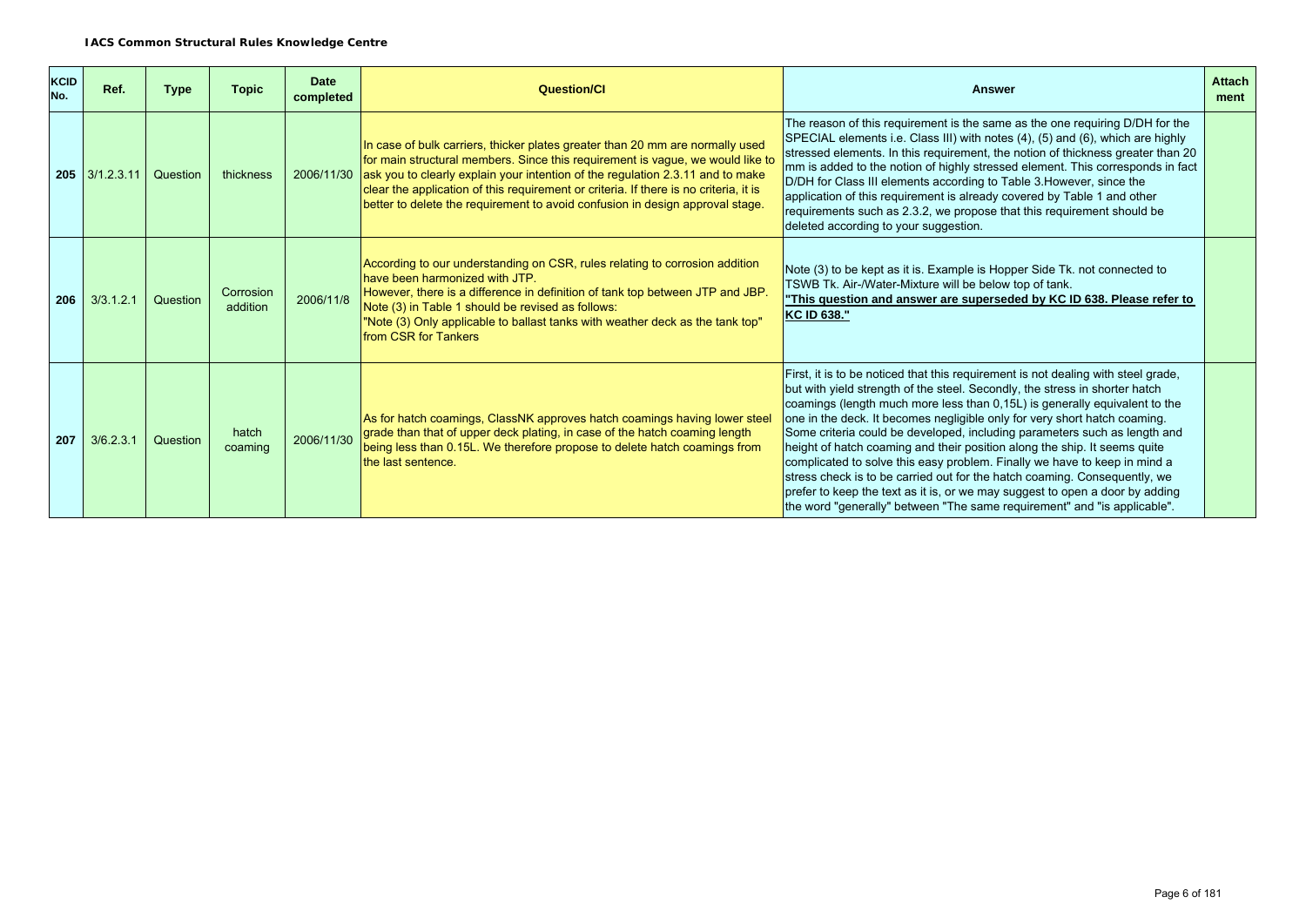| KCID No. | Ref. | Type | Topic | Date completed | Question/CI | Answer | Attachment |
|---|---|---|---|---|---|---|---|
| 205 | 3/1.2.3.11 | Question | thickness | 2006/11/30 | In case of bulk carriers, thicker plates greater than 20 mm are normally used for main structural members. Since this requirement is vague, we would like to ask you to clearly explain your intention of the regulation 2.3.11 and to make clear the application of this requirement or criteria. If there is no criteria, it is better to delete the requirement to avoid confusion in design approval stage. | The reason of this requirement is the same as the one requiring D/DH for the SPECIAL elements i.e. Class III) with notes (4), (5) and (6), which are highly stressed elements. In this requirement, the notion of thickness greater than 20 mm is added to the notion of highly stressed element. This corresponds in fact D/DH for Class III elements according to Table 3.However, since the application of this requirement is already covered by Table 1 and other requirements such as 2.3.2, we propose that this requirement should be deleted according to your suggestion. | |
| 206 | 3/3.1.2.1 | Question | Corrosion addition | 2006/11/8 | According to our understanding on CSR, rules relating to corrosion addition have been harmonized with JTP.<br>However, there is a difference in definition of tank top between JTP and JBP. Note (3) in Table 1 should be revised as follows:<br>"Note (3) Only applicable to ballast tanks with weather deck as the tank top" from CSR for Tankers | Note (3) to be kept as it is. Example is Hopper Side Tk. not connected to TSWB Tk. Air-/Water-Mixture will be below top of tank.<br>**"This question and answer are superseded by KC ID 638. Please refer to KC ID 638."** | |
| 207 | 3/6.2.3.1 | Question | hatch coaming | 2006/11/30 | As for hatch coamings, ClassNK approves hatch coamings having lower steel grade than that of upper deck plating, in case of the hatch coaming length being less than 0.15L. We therefore propose to delete hatch coamings from the last sentence. | First, it is to be noticed that this requirement is not dealing with steel grade, but with yield strength of the steel. Secondly, the stress in shorter hatch coamings (length much more less than 0,15L) is generally equivalent to the one in the deck. It becomes negligible only for very short hatch coaming. Some criteria could be developed, including parameters such as length and height of hatch coaming and their position along the ship. It seems quite complicated to solve this easy problem. Finally we have to keep in mind a stress check is to be carried out for the hatch coaming. Consequently, we prefer to keep the text as it is, or we may suggest to open a door by adding the word "generally" between "The same requirement" and "is applicable". | |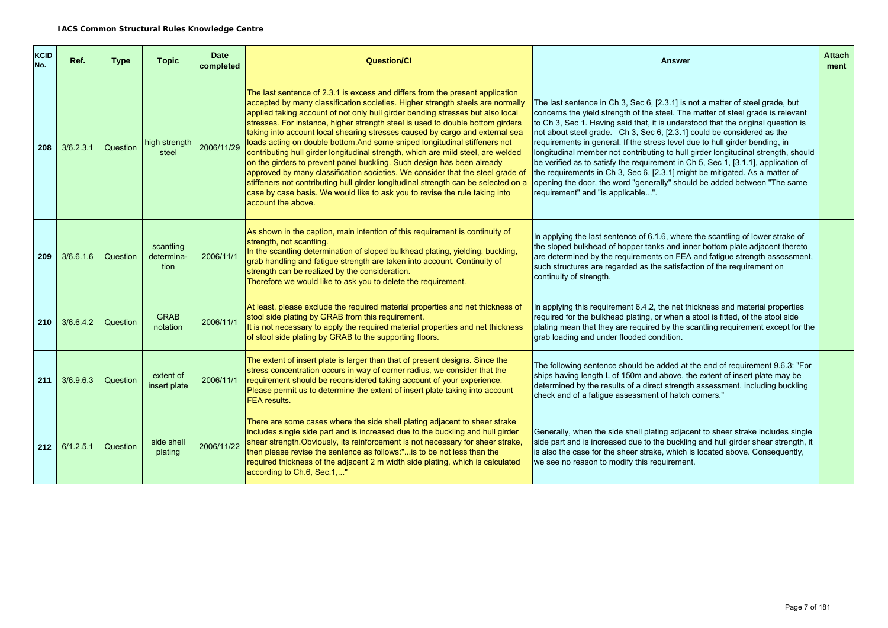**IACS Common Structural Rules Knowledge Centre**

| KCID No. | Ref. | Type | Topic | Date completed | Question/CI | Answer | Attach ment |
|---|---|---|---|---|---|---|---|
| 208 | 3/6.2.3.1 | Question | high strength steel | 2006/11/29 | The last sentence of 2.3.1 is excess and differs from the present application accepted by many classification societies. Higher strength steels are normally applied taking account of not only hull girder bending stresses but also local stresses. For instance, higher strength steel is used to double bottom girders taking into account local shearing stresses caused by cargo and external sea loads acting on double bottom.And some sniped longitudinal stiffeners not contributing hull girder longitudinal strength, which are mild steel, are welded on the girders to prevent panel buckling. Such design has been already approved by many classification societies. We consider that the steel grade of stiffeners not contributing hull girder longitudinal strength can be selected on a case by case basis. We would like to ask you to revise the rule taking into account the above. | The last sentence in Ch 3, Sec 6, [2.3.1] is not a matter of steel grade, but concerns the yield strength of the steel. The matter of steel grade is relevant to Ch 3, Sec 1. Having said that, it is understood that the original question is not about steel grade. Ch 3, Sec 6, [2.3.1] could be considered as the requirements in general. If the stress level due to hull girder bending, in longitudinal member not contributing to hull girder longitudinal strength, should be verified as to satisfy the requirement in Ch 5, Sec 1, [3.1.1], application of the requirements in Ch 3, Sec 6, [2.3.1] might be mitigated. As a matter of opening the door, the word "generally" should be added between "The same requirement" and "is applicable...". | |
| 209 | 3/6.6.1.6 | Question | scantling determina-tion | 2006/11/1 | As shown in the caption, main intention of this requirement is continuity of strength, not scantling.<br>In the scantling determination of sloped bulkhead plating, yielding, buckling, grab handling and fatigue strength are taken into account. Continuity of strength can be realized by the consideration.<br>Therefore we would like to ask you to delete the requirement. | In applying the last sentence of 6.1.6, where the scantling of lower strake of the sloped bulkhead of hopper tanks and inner bottom plate adjacent thereto are determined by the requirements on FEA and fatigue strength assessment, such structures are regarded as the satisfaction of the requirement on continuity of strength. | |
| 210 | 3/6.6.4.2 | Question | GRAB notation | 2006/11/1 | At least, please exclude the required material properties and net thickness of stool side plating by GRAB from this requirement.<br>It is not necessary to apply the required material properties and net thickness of stool side plating by GRAB to the supporting floors. | In applying this requirement 6.4.2, the net thickness and material properties required for the bulkhead plating, or when a stool is fitted, of the stool side plating mean that they are required by the scantling requirement except for the grab loading and under flooded condition. | |
| 211 | 3/6.9.6.3 | Question | extent of insert plate | 2006/11/1 | The extent of insert plate is larger than that of present designs. Since the stress concentration occurs in way of corner radius, we consider that the requirement should be reconsidered taking account of your experience.<br>Please permit us to determine the extent of insert plate taking into account FEA results. | The following sentence should be added at the end of requirement 9.6.3: "For ships having length L of 150m and above, the extent of insert plate may be determined by the results of a direct strength assessment, including buckling check and of a fatigue assessment of hatch corners." | |
| 212 | 6/1.2.5.1 | Question | side shell plating | 2006/11/22 | There are some cases where the side shell plating adjacent to sheer strake includes single side part and is increased due to the buckling and hull girder shear strength.Obviously, its reinforcement is not necessary for sheer strake, then please revise the sentence as follows:"...is to be not less than the required thickness of the adjacent 2 m width side plating, which is calculated according to Ch.6, Sec.1,..." | Generally, when the side shell plating adjacent to sheer strake includes single side part and is increased due to the buckling and hull girder shear strength, it is also the case for the sheer strake, which is located above. Consequently, we see no reason to modify this requirement. | |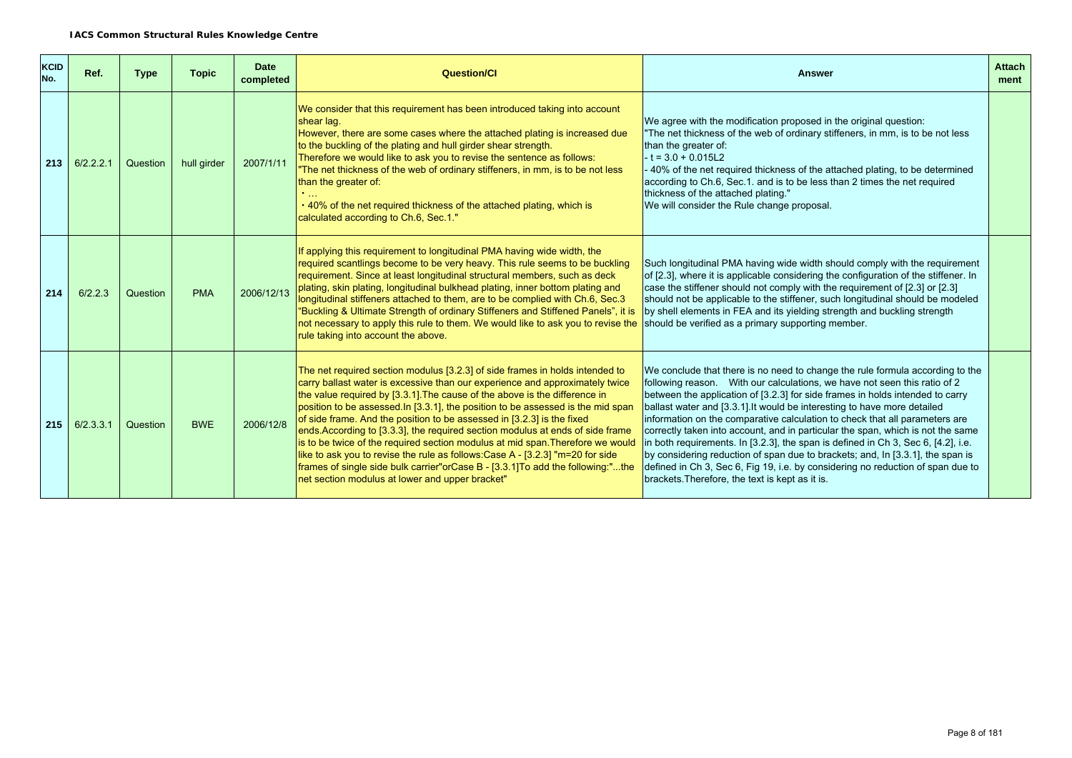**IACS Common Structural Rules Knowledge Centre**

| KCID No. | Ref. | Type | Topic | Date completed | Question/CI | Answer | Attachment |
|---|---|---|---|---|---|---|---|
| 213 | 6/2.2.2.1 | Question | hull girder | 2007/1/11 | We consider that this requirement has been introduced taking into account shear lag.<br>However, there are some cases where the attached plating is increased due to the buckling of the plating and hull girder shear strength.<br>Therefore we would like to ask you to revise the sentence as follows:<br>"The net thickness of the web of ordinary stiffeners, in mm, is to be not less than the greater of:<br>・…<br>・40% of the net required thickness of the attached plating, which is calculated according to Ch.6, Sec.1." | We agree with the modification proposed in the original question:<br>"The net thickness of the web of ordinary stiffeners, in mm, is to be not less than the greater of:<br>- $t = 3.0 + 0.015L2$<br>- 40% of the net required thickness of the attached plating, to be determined according to Ch.6, Sec.1. and is to be less than 2 times the net required thickness of the attached plating."<br>We will consider the Rule change proposal. | |
| 214 | 6/2.2.3 | Question | PMA | 2006/12/13 | If applying this requirement to longitudinal PMA having wide width, the required scantlings become to be very heavy. This rule seems to be buckling requirement. Since at least longitudinal structural members, such as deck plating, skin plating, longitudinal bulkhead plating, inner bottom plating and longitudinal stiffeners attached to them, are to be complied with Ch.6, Sec.3 "Buckling & Ultimate Strength of ordinary Stiffeners and Stiffened Panels", it is not necessary to apply this rule to them. We would like to ask you to revise the rule taking into account the above. | Such longitudinal PMA having wide width should comply with the requirement of [2.3], where it is applicable considering the configuration of the stiffener. In case the stiffener should not comply with the requirement of [2.3] or [2.3] should not be applicable to the stiffener, such longitudinal should be modeled by shell elements in FEA and its yielding strength and buckling strength should be verified as a primary supporting member. | |
| 215 | 6/2.3.3.1 | Question | BWE | 2006/12/8 | The net required section modulus [3.2.3] of side frames in holds intended to carry ballast water is excessive than our experience and approximately twice the value required by [3.3.1].The cause of the above is the difference in position to be assessed.In [3.3.1], the position to be assessed is the mid span of side frame. And the position to be assessed in [3.2.3] is the fixed ends.According to [3.3.3], the required section modulus at ends of side frame is to be twice of the required section modulus at mid span.Therefore we would like to ask you to revise the rule as follows:Case A - [3.2.3] "m=20 for side frames of single side bulk carrier"orCase B - [3.3.1]To add the following:"...the net section modulus at lower and upper bracket" | We conclude that there is no need to change the rule formula according to the following reason.   With our calculations, we have not seen this ratio of 2 between the application of [3.2.3] for side frames in holds intended to carry ballast water and [3.3.1].It would be interesting to have more detailed information on the comparative calculation to check that all parameters are correctly taken into account, and in particular the span, which is not the same in both requirements. In [3.2.3], the span is defined in Ch 3, Sec 6, [4.2], i.e. by considering reduction of span due to brackets; and, In [3.3.1], the span is defined in Ch 3, Sec 6, Fig 19, i.e. by considering no reduction of span due to brackets.Therefore, the text is kept as it is. | |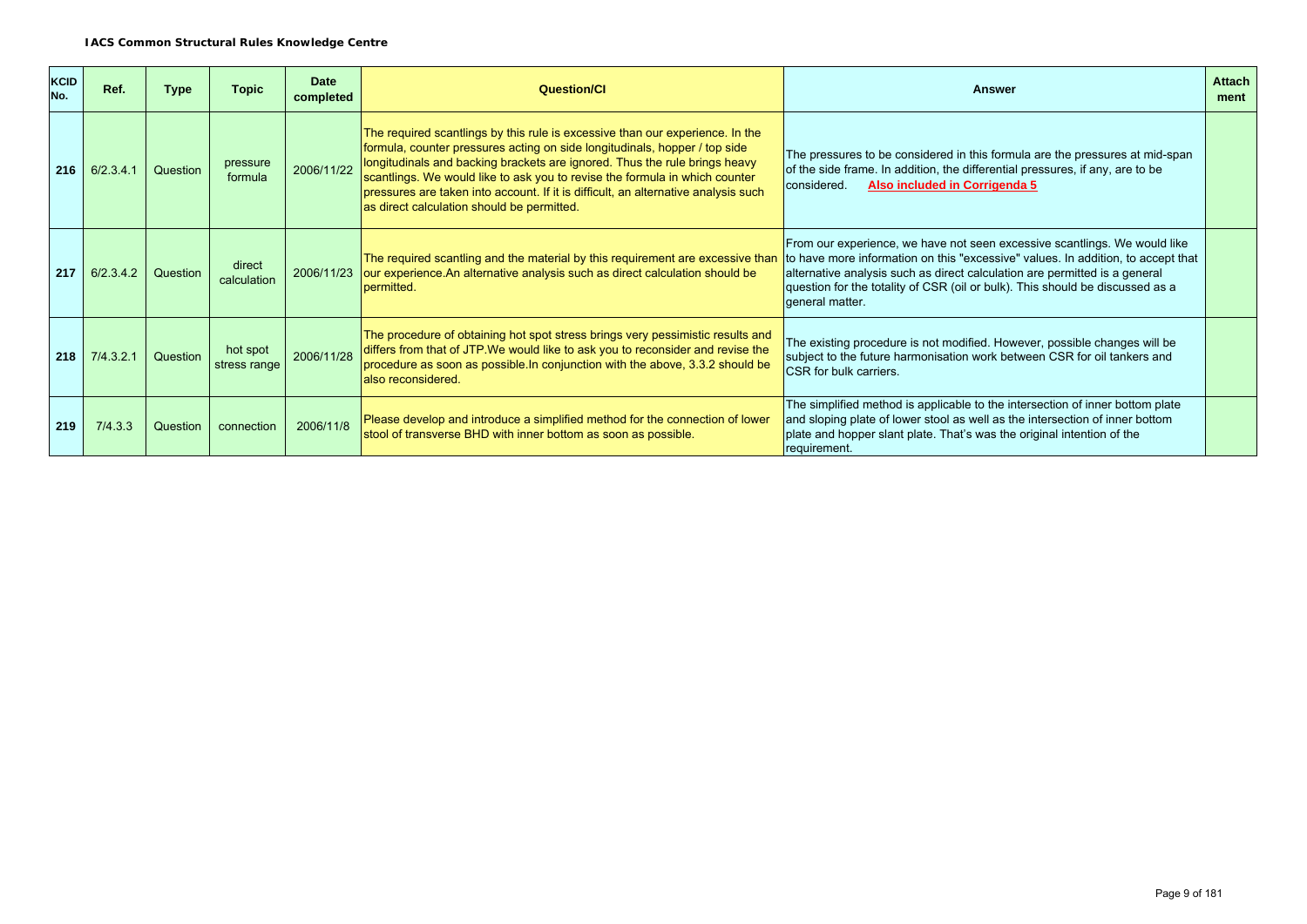| KCID No. | Ref. | Type | Topic | Date completed | Question/CI | Answer | Attachment |
|---|---|---|---|---|---|---|---|
| 216 | 6/2.3.4.1 | Question | pressure formula | 2006/11/22 | The required scantlings by this rule is excessive than our experience. In the formula, counter pressures acting on side longitudinals, hopper / top side longitudinals and backing brackets are ignored. Thus the rule brings heavy scantlings. We would like to ask you to revise the formula in which counter pressures are taken into account. If it is difficult, an alternative analysis such as direct calculation should be permitted. | The pressures to be considered in this formula are the pressures at mid-span of the side frame. In addition, the differential pressures, if any, are to be considered. **Also included in Corrigenda 5** | |
| 217 | 6/2.3.4.2 | Question | direct calculation | 2006/11/23 | The required scantling and the material by this requirement are excessive than our experience.An alternative analysis such as direct calculation should be permitted. | From our experience, we have not seen excessive scantlings. We would like to have more information on this "excessive" values. In addition, to accept that alternative analysis such as direct calculation are permitted is a general question for the totality of CSR (oil or bulk). This should be discussed as a general matter. | |
| 218 | 7/4.3.2.1 | Question | hot spot stress range | 2006/11/28 | The procedure of obtaining hot spot stress brings very pessimistic results and differs from that of JTP.We would like to ask you to reconsider and revise the procedure as soon as possible.In conjunction with the above, 3.3.2 should be also reconsidered. | The existing procedure is not modified. However, possible changes will be subject to the future harmonisation work between CSR for oil tankers and CSR for bulk carriers. | |
| 219 | 7/4.3.3 | Question | connection | 2006/11/8 | Please develop and introduce a simplified method for the connection of lower stool of transverse BHD with inner bottom as soon as possible. | The simplified method is applicable to the intersection of inner bottom plate and sloping plate of lower stool as well as the intersection of inner bottom plate and hopper slant plate. That's was the original intention of the requirement. | |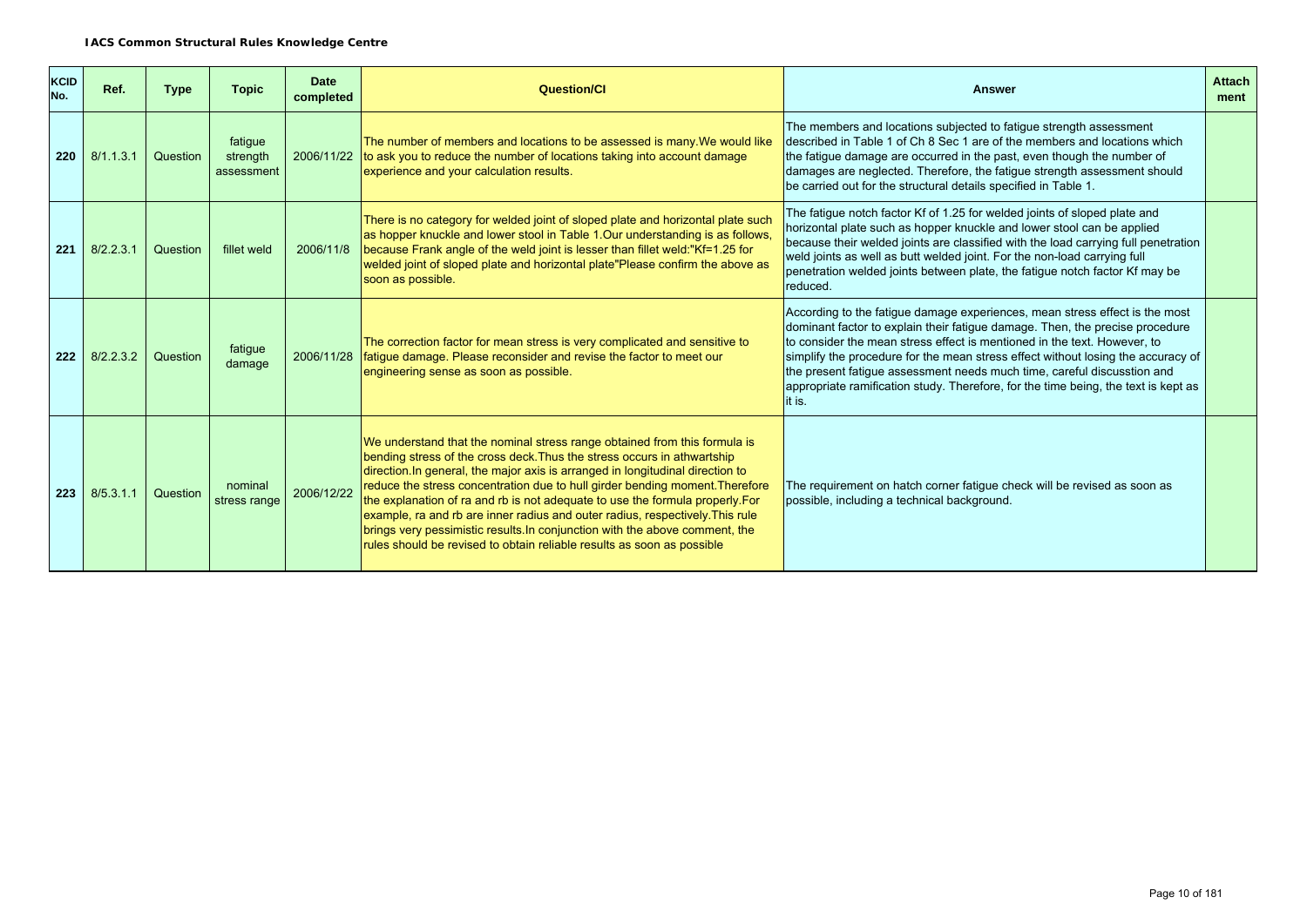**IACS Common Structural Rules Knowledge Centre**

| KCID No. | Ref. | Type | Topic | Date completed | Question/CI | Answer | Attach ment |
|---|---|---|---|---|---|---|---|
| 220 | 8/1.1.3.1 | Question | fatigue strength assessment | 2006/11/22 | The number of members and locations to be assessed is many.We would like to ask you to reduce the number of locations taking into account damage experience and your calculation results. | The members and locations subjected to fatigue strength assessment described in Table 1 of Ch 8 Sec 1 are of the members and locations which the fatigue damage are occurred in the past, even though the number of damages are neglected. Therefore, the fatigue strength assessment should be carried out for the structural details specified in Table 1. | |
| 221 | 8/2.2.3.1 | Question | fillet weld | 2006/11/8 | There is no category for welded joint of sloped plate and horizontal plate such as hopper knuckle and lower stool in Table 1.Our understanding is as follows, because Frank angle of the weld joint is lesser than fillet weld:"Kf=1.25 for welded joint of sloped plate and horizontal plate"Please confirm the above as soon as possible. | The fatigue notch factor Kf of 1.25 for welded joints of sloped plate and horizontal plate such as hopper knuckle and lower stool can be applied because their welded joints are classified with the load carrying full penetration weld joints as well as butt welded joint. For the non-load carrying full penetration welded joints between plate, the fatigue notch factor Kf may be reduced. | |
| 222 | 8/2.2.3.2 | Question | fatigue damage | 2006/11/28 | The correction factor for mean stress is very complicated and sensitive to fatigue damage. Please reconsider and revise the factor to meet our engineering sense as soon as possible. | According to the fatigue damage experiences, mean stress effect is the most dominant factor to explain their fatigue damage. Then, the precise procedure to consider the mean stress effect is mentioned in the text. However, to simplify the procedure for the mean stress effect without losing the accuracy of the present fatigue assessment needs much time, careful discusstion and appropriate ramification study. Therefore, for the time being, the text is kept as it is. | |
| 223 | 8/5.3.1.1 | Question | nominal stress range | 2006/12/22 | We understand that the nominal stress range obtained from this formula is bending stress of the cross deck.Thus the stress occurs in athwartship direction.In general, the major axis is arranged in longitudinal direction to reduce the stress concentration due to hull girder bending moment.Therefore the explanation of ra and rb is not adequate to use the formula properly.For example, ra and rb are inner radius and outer radius, respectively.This rule brings very pessimistic results.In conjunction with the above comment, the rules should be revised to obtain reliable results as soon as possible | The requirement on hatch corner fatigue check will be revised as soon as possible, including a technical background. | |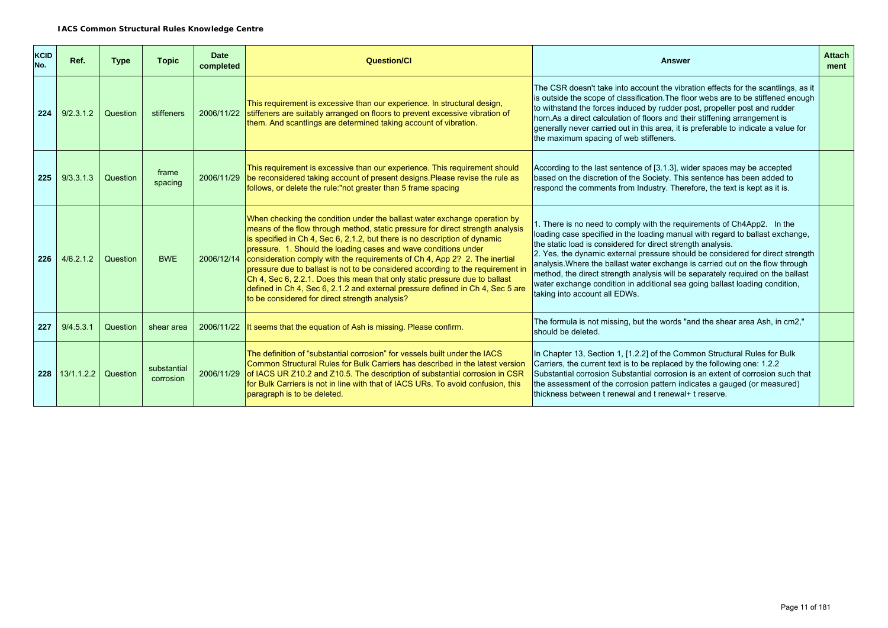**IACS Common Structural Rules Knowledge Centre**

| KCID No. | Ref. | Type | Topic | Date completed | Question/CI | Answer | Attach ment |
|---|---|---|---|---|---|---|---|
| 224 | 9/2.3.1.2 | Question | stiffeners | 2006/11/22 | This requirement is excessive than our experience. In structural design, stiffeners are suitably arranged on floors to prevent excessive vibration of them. And scantlings are determined taking account of vibration. | The CSR doesn't take into account the vibration effects for the scantlings, as it is outside the scope of classification.The floor webs are to be stiffened enough to withstand the forces induced by rudder post, propeller post and rudder horn.As a direct calculation of floors and their stiffening arrangement is generally never carried out in this area, it is preferable to indicate a value for the maximum spacing of web stiffeners. | |
| 225 | 9/3.3.1.3 | Question | frame spacing | 2006/11/29 | This requirement is excessive than our experience. This requirement should be reconsidered taking account of present designs.Please revise the rule as follows, or delete the rule:"not greater than 5 frame spacing | According to the last sentence of [3.1.3], wider spaces may be accepted based on the discretion of the Society. This sentence has been added to respond the comments from Industry. Therefore, the text is kept as it is. | |
| 226 | 4/6.2.1.2 | Question | BWE | 2006/12/14 | When checking the condition under the ballast water exchange operation by means of the flow through method, static pressure for direct strength analysis is specified in Ch 4, Sec 6, 2.1.2, but there is no description of dynamic pressure. 1. Should the loading cases and wave conditions under consideration comply with the requirements of Ch 4, App 2? 2. The inertial pressure due to ballast is not to be considered according to the requirement in Ch 4, Sec 6, 2.2.1. Does this mean that only static pressure due to ballast defined in Ch 4, Sec 6, 2.1.2 and external pressure defined in Ch 4, Sec 5 are to be considered for direct strength analysis? | 1. There is no need to comply with the requirements of Ch4App2. In the loading case specified in the loading manual with regard to ballast exchange, the static load is considered for direct strength analysis.<br>2. Yes, the dynamic external pressure should be considered for direct strength analysis.Where the ballast water exchange is carried out on the flow through method, the direct strength analysis will be separately required on the ballast water exchange condition in additional sea going ballast loading condition, taking into account all EDWs. | |
| 227 | 9/4.5.3.1 | Question | shear area | 2006/11/22 | It seems that the equation of Ash is missing. Please confirm. | The formula is not missing, but the words "and the shear area Ash, in cm2," should be deleted. | |
| 228 | 13/1.1.2.2 | Question | substantial corrosion | 2006/11/29 | The definition of "substantial corrosion" for vessels built under the IACS Common Structural Rules for Bulk Carriers has described in the latest version of IACS UR Z10.2 and Z10.5. The description of substantial corrosion in CSR for Bulk Carriers is not in line with that of IACS URs. To avoid confusion, this paragraph is to be deleted. | In Chapter 13, Section 1, [1.2.2] of the Common Structural Rules for Bulk Carriers, the current text is to be replaced by the following one: 1.2.2 Substantial corrosion Substantial corrosion is an extent of corrosion such that the assessment of the corrosion pattern indicates a gauged (or measured) thickness between t renewal and t renewal+ t reserve. | |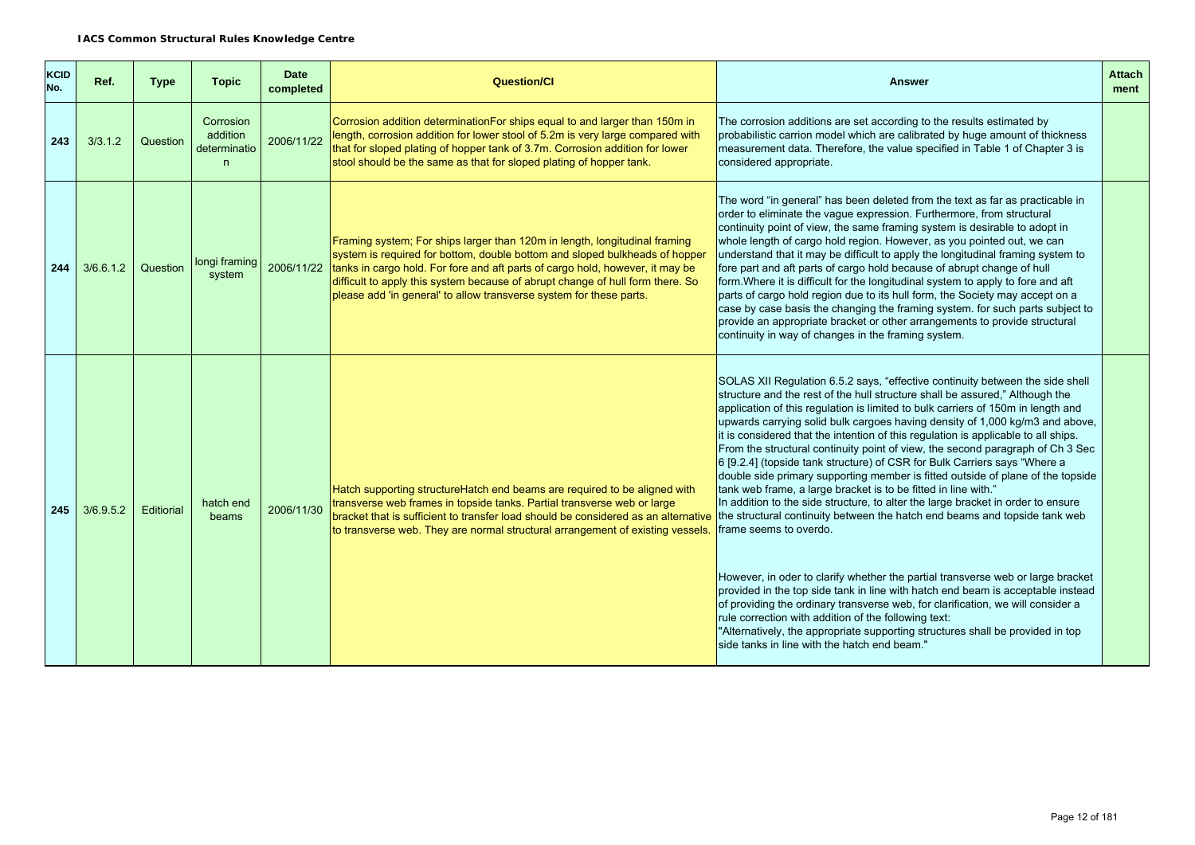| KCID No. | Ref. | Type | Topic | Date completed | Question/CI | Answer | Attachment |
|---|---|---|---|---|---|---|---|
| 243 | 3/3.1.2 | Question | Corrosion addition determination | 2006/11/22 | Corrosion addition determinationFor ships equal to and larger than 150m in length, corrosion addition for lower stool of 5.2m is very large compared with that for sloped plating of hopper tank of 3.7m. Corrosion addition for lower stool should be the same as that for sloped plating of hopper tank. | The corrosion additions are set according to the results estimated by probabilistic carrion model which are calibrated by huge amount of thickness measurement data. Therefore, the value specified in Table 1 of Chapter 3 is considered appropriate. | |
| 244 | 3/6.6.1.2 | Question | longi framing system | 2006/11/22 | Framing system; For ships larger than 120m in length, longitudinal framing system is required for bottom, double bottom and sloped bulkheads of hopper tanks in cargo hold. For fore and aft parts of cargo hold, however, it may be difficult to apply this system because of abrupt change of hull form there. So please add 'in general' to allow transverse system for these parts. | The word "in general" has been deleted from the text as far as practicable in order to eliminate the vague expression. Furthermore, from structural continuity point of view, the same framing system is desirable to adopt in whole length of cargo hold region. However, as you pointed out, we can understand that it may be difficult to apply the longitudinal framing system to fore part and aft parts of cargo hold because of abrupt change of hull form.Where it is difficult for the longitudinal system to apply to fore and aft parts of cargo hold region due to its hull form, the Society may accept on a case by case basis the changing the framing system. for such parts subject to provide an appropriate bracket or other arrangements to provide structural continuity in way of changes in the framing system. | |
| 245 | 3/6.9.5.2 | Editiorial | hatch end beams | 2006/11/30 | Hatch supporting structureHatch end beams are required to be aligned with transverse web frames in topside tanks. Partial transverse web or large bracket that is sufficient to transfer load should be considered as an alternative to transverse web. They are normal structural arrangement of existing vessels. | SOLAS XII Regulation 6.5.2 says, "effective continuity between the side shell structure and the rest of the hull structure shall be assured," Although the application of this regulation is limited to bulk carriers of 150m in length and upwards carrying solid bulk cargoes having density of 1,000 kg/m3 and above, it is considered that the intention of this regulation is applicable to all ships. From the structural continuity point of view, the second paragraph of Ch 3 Sec 6 [9.2.4] (topside tank structure) of CSR for Bulk Carriers says "Where a double side primary supporting member is fitted outside of plane of the topside tank web frame, a large bracket is to be fitted in line with."<br>In addition to the side structure, to alter the large bracket in order to ensure the structural continuity between the hatch end beams and topside tank web frame seems to overdo.<br><br>However, in oder to clarify whether the partial transverse web or large bracket provided in the top side tank in line with hatch end beam is acceptable instead of providing the ordinary transverse web, for clarification, we will consider a rule correction with addition of the following text:<br>"Alternatively, the appropriate supporting structures shall be provided in top side tanks in line with the hatch end beam." | |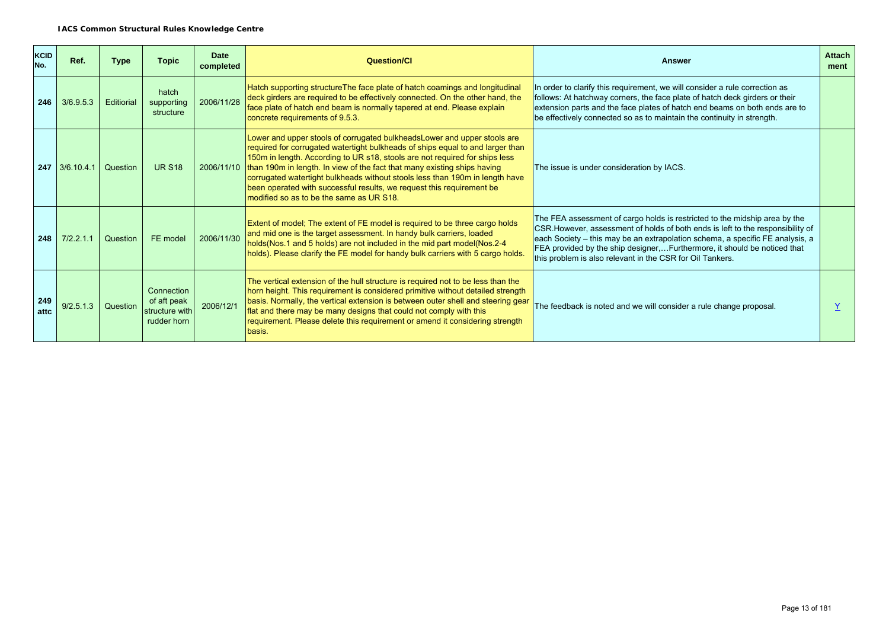**IACS Common Structural Rules Knowledge Centre**

| KCID No. | Ref. | Type | Topic | Date completed | Question/CI | Answer | Attach ment |
|---|---|---|---|---|---|---|---|
| 246 | 3/6.9.5.3 | Editiorial | hatch supporting structure | 2006/11/28 | Hatch supporting structureThe face plate of hatch coamings and longitudinal deck girders are required to be effectively connected. On the other hand, the face plate of hatch end beam is normally tapered at end. Please explain concrete requirements of 9.5.3. | In order to clarify this requirement, we will consider a rule correction as follows: At hatchway corners, the face plate of hatch deck girders or their extension parts and the face plates of hatch end beams on both ends are to be effectively connected so as to maintain the continuity in strength. | |
| 247 | 3/6.10.4.1 | Question | UR S18 | 2006/11/10 | Lower and upper stools of corrugated bulkheadsLower and upper stools are required for corrugated watertight bulkheads of ships equal to and larger than 150m in length. According to UR s18, stools are not required for ships less than 190m in length. In view of the fact that many existing ships having corrugated watertight bulkheads without stools less than 190m in length have been operated with successful results, we request this requirement be modified so as to be the same as UR S18. | The issue is under consideration by IACS. | |
| 248 | 7/2.2.1.1 | Question | FE model | 2006/11/30 | Extent of model; The extent of FE model is required to be three cargo holds and mid one is the target assessment. In handy bulk carriers, loaded holds(Nos.1 and 5 holds) are not included in the mid part model(Nos.2-4 holds). Please clarify the FE model for handy bulk carriers with 5 cargo holds. | The FEA assessment of cargo holds is restricted to the midship area by the CSR.However, assessment of holds of both ends is left to the responsibility of each Society – this may be an extrapolation schema, a specific FE analysis, a FEA provided by the ship designer,…Furthermore, it should be noticed that this problem is also relevant in the CSR for Oil Tankers. | |
| 249 attc | 9/2.5.1.3 | Question | Connection of aft peak structure with rudder horn | 2006/12/1 | The vertical extension of the hull structure is required not to be less than the horn height. This requirement is considered primitive without detailed strength basis. Normally, the vertical extension is between outer shell and steering gear flat and there may be many designs that could not comply with this requirement. Please delete this requirement or amend it considering strength basis. | The feedback is noted and we will consider a rule change proposal. | Y |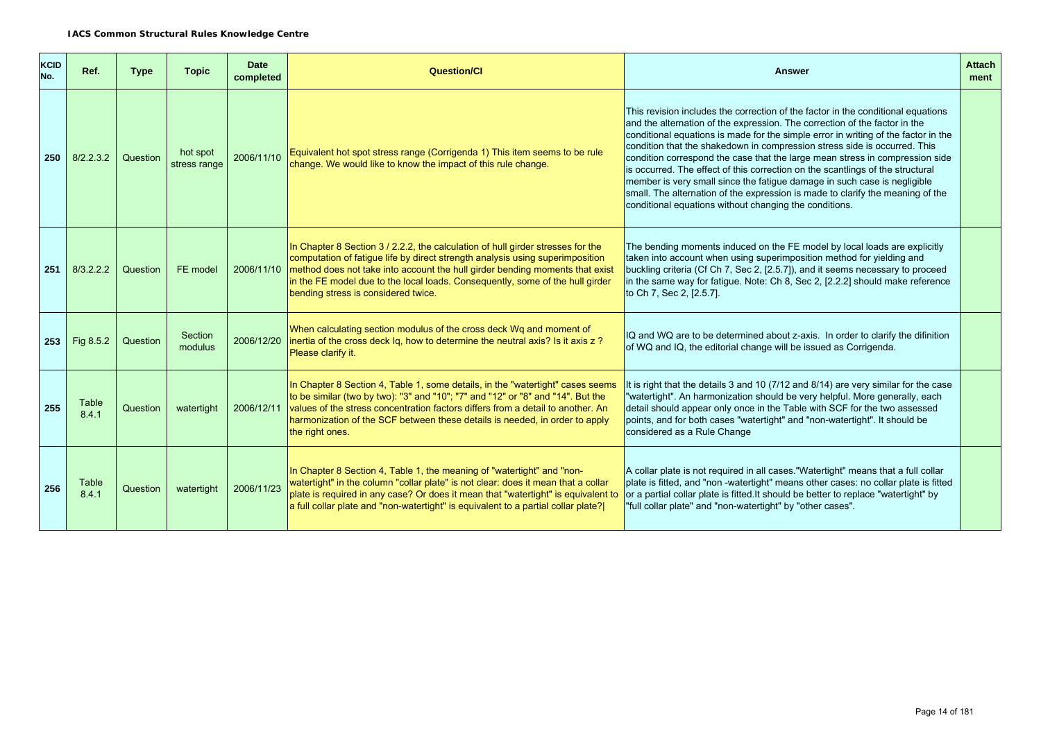**IACS Common Structural Rules Knowledge Centre**

| KCID No. | Ref. | Type | Topic | Date completed | Question/CI | Answer | Attachment |
|---|---|---|---|---|---|---|---|
| 250 | 8/2.2.3.2 | Question | hot spot stress range | 2006/11/10 | Equivalent hot spot stress range (Corrigenda 1) This item seems to be rule change. We would like to know the impact of this rule change. | This revision includes the correction of the factor in the conditional equations and the alternation of the expression. The correction of the factor in the conditional equations is made for the simple error in writing of the factor in the condition that the shakedown in compression stress side is occurred. This condition correspond the case that the large mean stress in compression side is occurred. The effect of this correction on the scantlings of the structural member is very small since the fatigue damage in such case is negligible small. The alternation of the expression is made to clarify the meaning of the conditional equations without changing the conditions. | |
| 251 | 8/3.2.2.2 | Question | FE model | 2006/11/10 | In Chapter 8 Section 3 / 2.2.2, the calculation of hull girder stresses for the computation of fatigue life by direct strength analysis using superimposition method does not take into account the hull girder bending moments that exist in the FE model due to the local loads. Consequently, some of the hull girder bending stress is considered twice. | The bending moments induced on the FE model by local loads are explicitly taken into account when using superimposition method for yielding and buckling criteria (Cf Ch 7, Sec 2, [2.5.7]), and it seems necessary to proceed in the same way for fatigue. Note: Ch 8, Sec 2, [2.2.2] should make reference to Ch 7, Sec 2, [2.5.7]. | |
| 253 | Fig 8.5.2 | Question | Section modulus | 2006/12/20 | When calculating section modulus of the cross deck Wq and moment of inertia of the cross deck Iq, how to determine the neutral axis? Is it axis z ? Please clarify it. | IQ and WQ are to be determined about z-axis. In order to clarify the difinition of WQ and IQ, the editorial change will be issued as Corrigenda. | |
| 255 | Table 8.4.1 | Question | watertight | 2006/12/11 | In Chapter 8 Section 4, Table 1, some details, in the "watertight" cases seems to be similar (two by two): "3" and "10"; "7" and "12" or "8" and "14". But the values of the stress concentration factors differs from a detail to another. An harmonization of the SCF between these details is needed, in order to apply the right ones. | It is right that the details 3 and 10 (7/12 and 8/14) are very similar for the case "watertight". An harmonization should be very helpful. More generally, each detail should appear only once in the Table with SCF for the two assessed points, and for both cases "watertight" and "non-watertight". It should be considered as a Rule Change | |
| 256 | Table 8.4.1 | Question | watertight | 2006/11/23 | In Chapter 8 Section 4, Table 1, the meaning of "watertight" and "non-watertight" in the column "collar plate" is not clear: does it mean that a collar plate is required in any case? Or does it mean that "watertight" is equivalent to a full collar plate and "non-watertight" is equivalent to a partial collar plate?\| | A collar plate is not required in all cases."Watertight" means that a full collar plate is fitted, and "non -watertight" means other cases: no collar plate is fitted or a partial collar plate is fitted.It should be better to replace "watertight" by "full collar plate" and "non-watertight" by "other cases". | |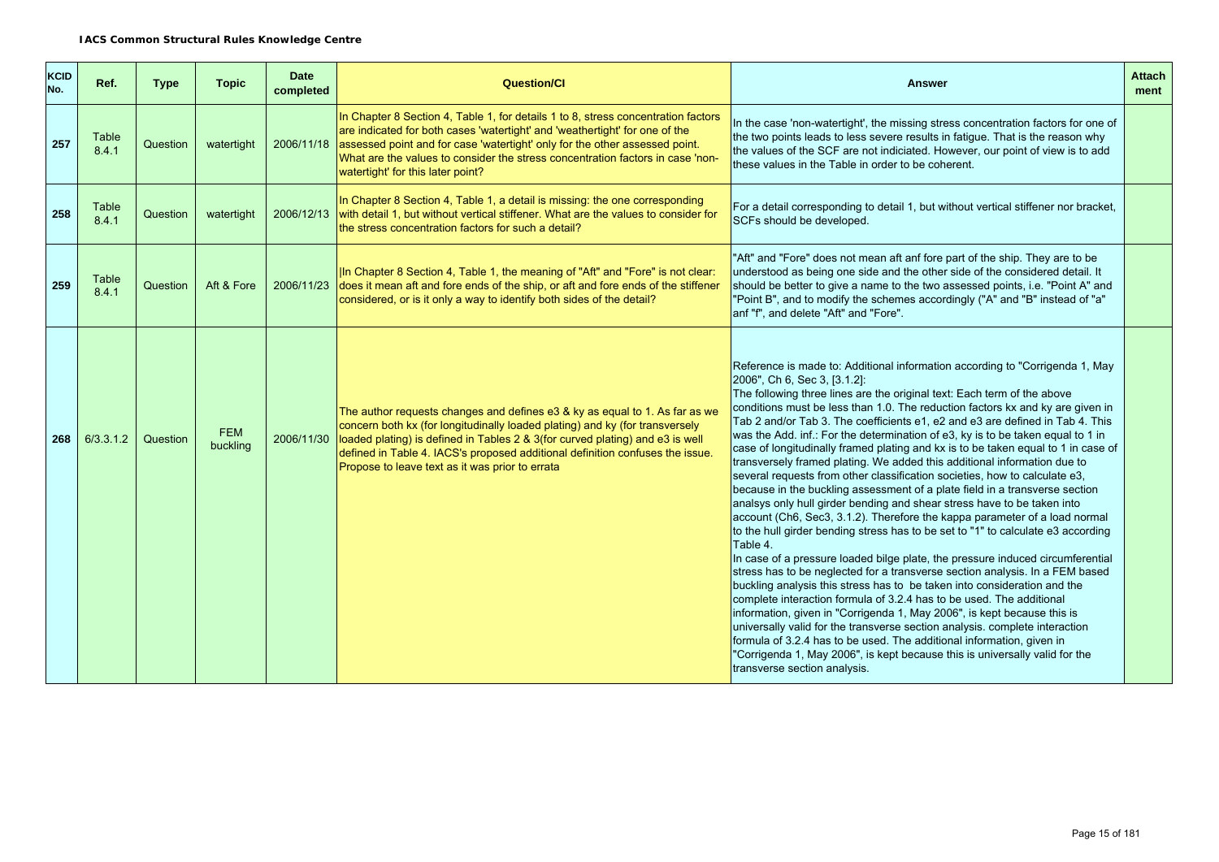**IACS Common Structural Rules Knowledge Centre**

| KCID No. | Ref. | Type | Topic | Date completed | Question/CI | Answer | Attachment |
|---|---|---|---|---|---|---|---|
| 257 | Table 8.4.1 | Question | watertight | 2006/11/18 | In Chapter 8 Section 4, Table 1, for details 1 to 8, stress concentration factors are indicated for both cases 'watertight' and 'weathertight' for one of the assessed point and for case 'watertight' only for the other assessed point. What are the values to consider the stress concentration factors in case 'non-watertight' for this later point? | In the case 'non-watertight', the missing stress concentration factors for one of the two points leads to less severe results in fatigue. That is the reason why the values of the SCF are not indiciated. However, our point of view is to add these values in the Table in order to be coherent. | |
| 258 | Table 8.4.1 | Question | watertight | 2006/12/13 | In Chapter 8 Section 4, Table 1, a detail is missing: the one corresponding with detail 1, but without vertical stiffener. What are the values to consider for the stress concentration factors for such a detail? | For a detail corresponding to detail 1, but without vertical stiffener nor bracket, SCFs should be developed. | |
| 259 | Table 8.4.1 | Question | Aft & Fore | 2006/11/23 | \|In Chapter 8 Section 4, Table 1, the meaning of "Aft" and "Fore" is not clear: does it mean aft and fore ends of the ship, or aft and fore ends of the stiffener considered, or is it only a way to identify both sides of the detail? | "Aft" and "Fore" does not mean aft anf fore part of the ship. They are to be understood as being one side and the other side of the considered detail. It should be better to give a name to the two assessed points, i.e. "Point A" and "Point B", and to modify the schemes accordingly ("A" and "B" instead of "a" anf "f", and delete "Aft" and "Fore". | |
| 268 | 6/3.3.1.2 | Question | FEM buckling | 2006/11/30 | The author requests changes and defines e3 & ky as equal to 1. As far as we concern both kx (for longitudinally loaded plating) and ky (for transversely loaded plating) is defined in Tables 2 & 3(for curved plating) and e3 is well defined in Table 4. IACS's proposed additional definition confuses the issue. Propose to leave text as it was prior to errata | Reference is made to: Additional information according to "Corrigenda 1, May 2006", Ch 6, Sec 3, [3.1.2]:<br>The following three lines are the original text: Each term of the above conditions must be less than 1.0. The reduction factors kx and ky are given in Tab 2 and/or Tab 3. The coefficients e1, e2 and e3 are defined in Tab 4. This was the Add. inf.: For the determination of e3, ky is to be taken equal to 1 in case of longitudinally framed plating and kx is to be taken equal to 1 in case of transversely framed plating. We added this additional information due to several requests from other classification societies, how to calculate e3, because in the buckling assessment of a plate field in a transverse section analsys only hull girder bending and shear stress have to be taken into account (Ch6, Sec3, 3.1.2). Therefore the kappa parameter of a load normal to the hull girder bending stress has to be set to "1" to calculate e3 according Table 4.<br>In case of a pressure loaded bilge plate, the pressure induced circumferential stress has to be neglected for a transverse section analysis. In a FEM based buckling analysis this stress has to be taken into consideration and the complete interaction formula of 3.2.4 has to be used. The additional information, given in "Corrigenda 1, May 2006", is kept because this is universally valid for the transverse section analysis. complete interaction formula of 3.2.4 has to be used. The additional information, given in "Corrigenda 1, May 2006", is kept because this is universally valid for the transverse section analysis. | |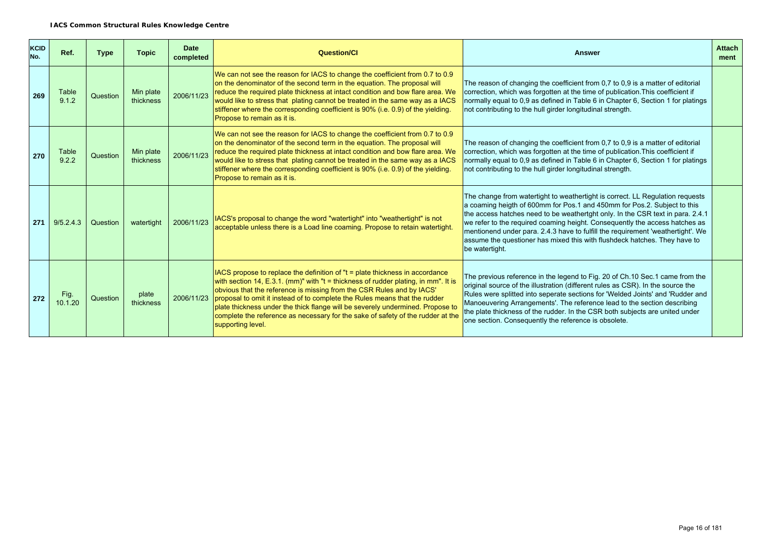**IACS Common Structural Rules Knowledge Centre**

| KCID No. | Ref. | Type | Topic | Date completed | Question/CI | Answer | Attachment |
|---|---|---|---|---|---|---|---|
| 269 | Table 9.1.2 | Question | Min plate thickness | 2006/11/23 | We can not see the reason for IACS to change the coefficient from 0.7 to 0.9 on the denominator of the second term in the equation. The proposal will reduce the required plate thickness at intact condition and bow flare area. We would like to stress that plating cannot be treated in the same way as a IACS stiffener where the corresponding coefficient is 90% (i.e. 0.9) of the yielding. Propose to remain as it is. | The reason of changing the coefficient from 0,7 to 0,9 is a matter of editorial correction, which was forgotten at the time of publication.This coefficient if normally equal to 0,9 as defined in Table 6 in Chapter 6, Section 1 for platings not contributing to the hull girder longitudinal strength. | |
| 270 | Table 9.2.2 | Question | Min plate thickness | 2006/11/23 | We can not see the reason for IACS to change the coefficient from 0.7 to 0.9 on the denominator of the second term in the equation. The proposal will reduce the required plate thickness at intact condition and bow flare area. We would like to stress that plating cannot be treated in the same way as a IACS stiffener where the corresponding coefficient is 90% (i.e. 0.9) of the yielding. Propose to remain as it is. | The reason of changing the coefficient from 0,7 to 0,9 is a matter of editorial correction, which was forgotten at the time of publication.This coefficient if normally equal to 0,9 as defined in Table 6 in Chapter 6, Section 1 for platings not contributing to the hull girder longitudinal strength. | |
| 271 | 9/5.2.4.3 | Question | watertight | 2006/11/23 | IACS's proposal to change the word "watertight" into "weathertight" is not acceptable unless there is a Load line coaming. Propose to retain watertight. | The change from watertight to weathertight is correct. LL Regulation requests a coaming heigth of 600mm for Pos.1 and 450mm for Pos.2. Subject to this the access hatches need to be weathertght only. In the CSR text in para. 2.4.1 we refer to the required coaming height. Consequently the access hatches as mentionend under para. 2.4.3 have to fulfill the requirement 'weathertight'. We assume the questioner has mixed this with flushdeck hatches. They have to be watertight. | |
| 272 | Fig. 10.1.20 | Question | plate thickness | 2006/11/23 | IACS propose to replace the definition of "t = plate thickness in accordance with section 14, E.3.1. (mm)" with "t = thickness of rudder plating, in mm". It is obvious that the reference is missing from the CSR Rules and by IACS' proposal to omit it instead of to complete the Rules means that the rudder plate thickness under the thick flange will be severely undermined. Propose to complete the reference as necessary for the sake of safety of the rudder at the supporting level. | The previous reference in the legend to Fig. 20 of Ch.10 Sec.1 came from the original source of the illustration (different rules as CSR). In the source the Rules were splitted into seperate sections for 'Welded Joints' and 'Rudder and Manoeuvering Arrangements'. The reference lead to the section describing the plate thickness of the rudder. In the CSR both subjects are united under one section. Consequently the reference is obsolete. | |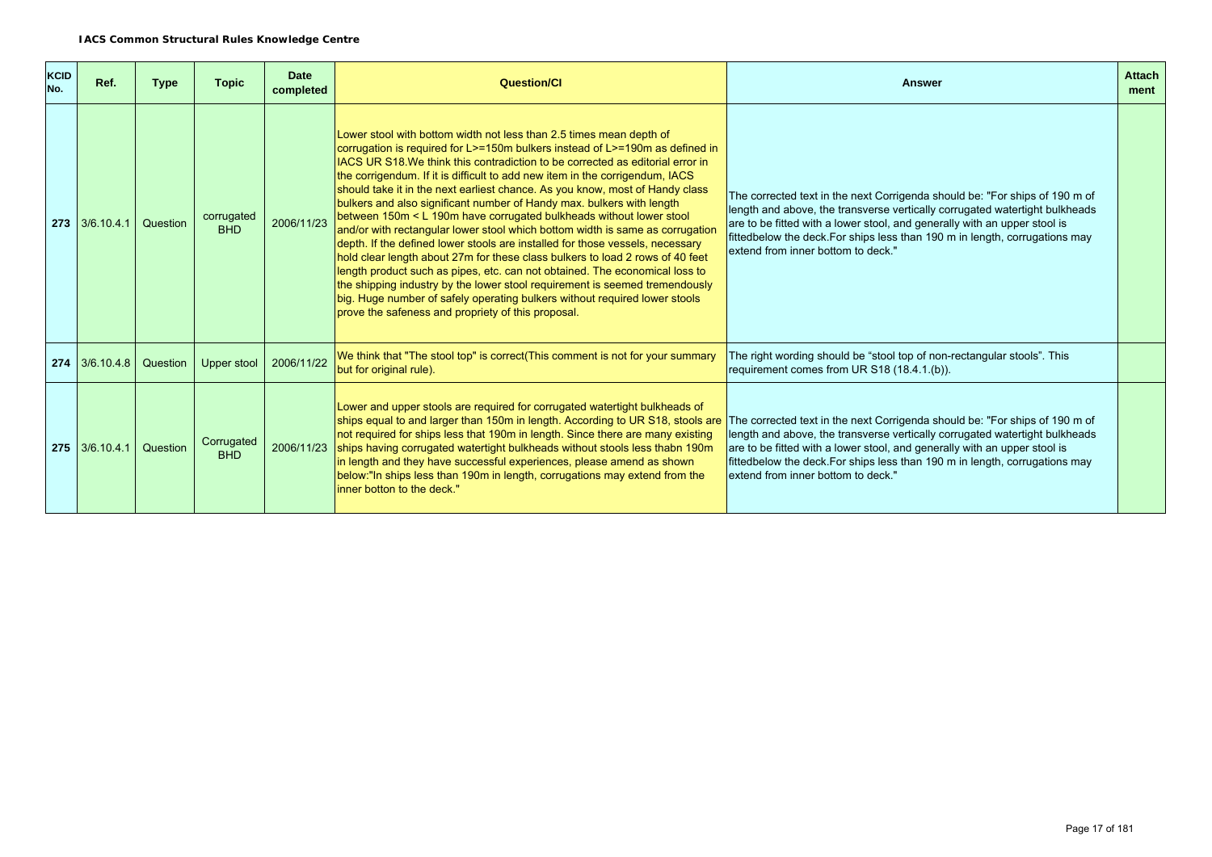| KCID No. | Ref. | Type | Topic | Date completed | Question/CI | Answer | Attach ment |
|---|---|---|---|---|---|---|---|
| 273 | 3/6.10.4.1 | Question | corrugated BHD | 2006/11/23 | Lower stool with bottom width not less than 2.5 times mean depth of corrugation is required for L>=150m bulkers instead of L>=190m as defined in IACS UR S18.We think this contradiction to be corrected as editorial error in the corrigendum. If it is difficult to add new item in the corrigendum, IACS should take it in the next earliest chance. As you know, most of Handy class bulkers and also significant number of Handy max. bulkers with length between 150m < L 190m have corrugated bulkheads without lower stool and/or with rectangular lower stool which bottom width is same as corrugation depth. If the defined lower stools are installed for those vessels, necessary hold clear length about 27m for these class bulkers to load 2 rows of 40 feet length product such as pipes, etc. can not obtained. The economical loss to the shipping industry by the lower stool requirement is seemed tremendously big. Huge number of safely operating bulkers without required lower stools prove the safeness and propriety of this proposal. | The corrected text in the next Corrigenda should be: "For ships of 190 m of length and above, the transverse vertically corrugated watertight bulkheads are to be fitted with a lower stool, and generally with an upper stool is fittedbelow the deck.For ships less than 190 m in length, corrugations may extend from inner bottom to deck." | |
| 274 | 3/6.10.4.8 | Question | Upper stool | 2006/11/22 | We think that "The stool top" is correct(This comment is not for your summary but for original rule). | The right wording should be “stool top of non-rectangular stools”. This requirement comes from UR S18 (18.4.1.(b)). | |
| 275 | 3/6.10.4.1 | Question | Corrugated BHD | 2006/11/23 | Lower and upper stools are required for corrugated watertight bulkheads of ships equal to and larger than 150m in length. According to UR S18, stools are not required for ships less that 190m in length. Since there are many existing ships having corrugated watertight bulkheads without stools less thabn 190m in length and they have successful experiences, please amend as shown below:"In ships less than 190m in length, corrugations may extend from the inner botton to the deck." | The corrected text in the next Corrigenda should be: "For ships of 190 m of length and above, the transverse vertically corrugated watertight bulkheads are to be fitted with a lower stool, and generally with an upper stool is fittedbelow the deck.For ships less than 190 m in length, corrugations may extend from inner bottom to deck." | |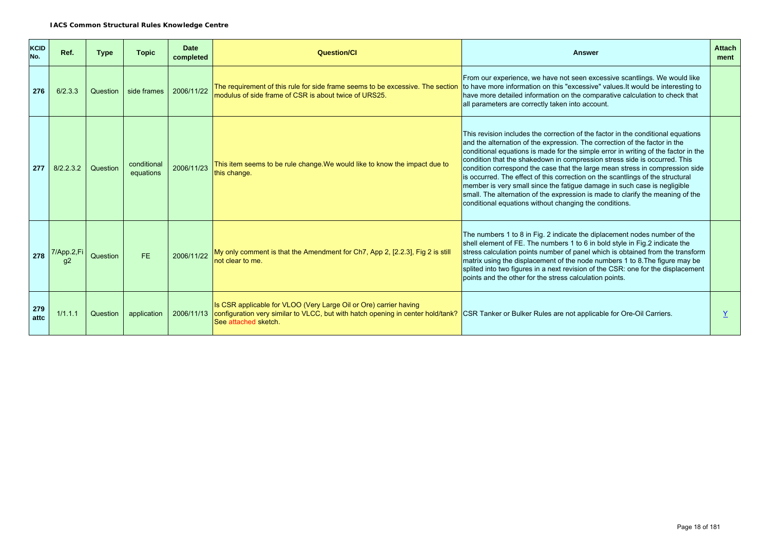| KCID No. | Ref. | Type | Topic | Date completed | Question/CI | Answer | Attach ment |
|---|---|---|---|---|---|---|---|
| 276 | 6/2.3.3 | Question | side frames | 2006/11/22 | The requirement of this rule for side frame seems to be excessive. The section modulus of side frame of CSR is about twice of URS25. | From our experience, we have not seen excessive scantlings. We would like to have more information on this "excessive" values.It would be interesting to have more detailed information on the comparative calculation to check that all parameters are correctly taken into account. | |
| 277 | 8/2.2.3.2 | Question | conditional equations | 2006/11/23 | This item seems to be rule change.We would like to know the impact due to this change. | This revision includes the correction of the factor in the conditional equations and the alternation of the expression. The correction of the factor in the conditional equations is made for the simple error in writing of the factor in the condition that the shakedown in compression stress side is occurred. This condition correspond the case that the large mean stress in compression side is occurred. The effect of this correction on the scantlings of the structural member is very small since the fatigue damage in such case is negligible small. The alternation of the expression is made to clarify the meaning of the conditional equations without changing the conditions. | |
| 278 | 7/App.2,Fig2 | Question | FE | 2006/11/22 | My only comment is that the Amendment for Ch7, App 2, [2.2.3], Fig 2 is still not clear to me. | The numbers 1 to 8 in Fig. 2 indicate the diplacement nodes number of the shell element of FE. The numbers 1 to 6 in bold style in Fig.2 indicate the stress calculation points number of panel which is obtained from the transform matrix using the displacement of the node numbers 1 to 8.The figure may be splited into two figures in a next revision of the CSR: one for the displacement points and the other for the stress calculation points. | |
| 279 attc | 1/1.1.1 | Question | application | 2006/11/13 | Is CSR applicable for VLOO (Very Large Oil or Ore) carrier having configuration very similar to VLCC, but with hatch opening in center hold/tank? See attached sketch. | CSR Tanker or Bulker Rules are not applicable for Ore-Oil Carriers. | Y |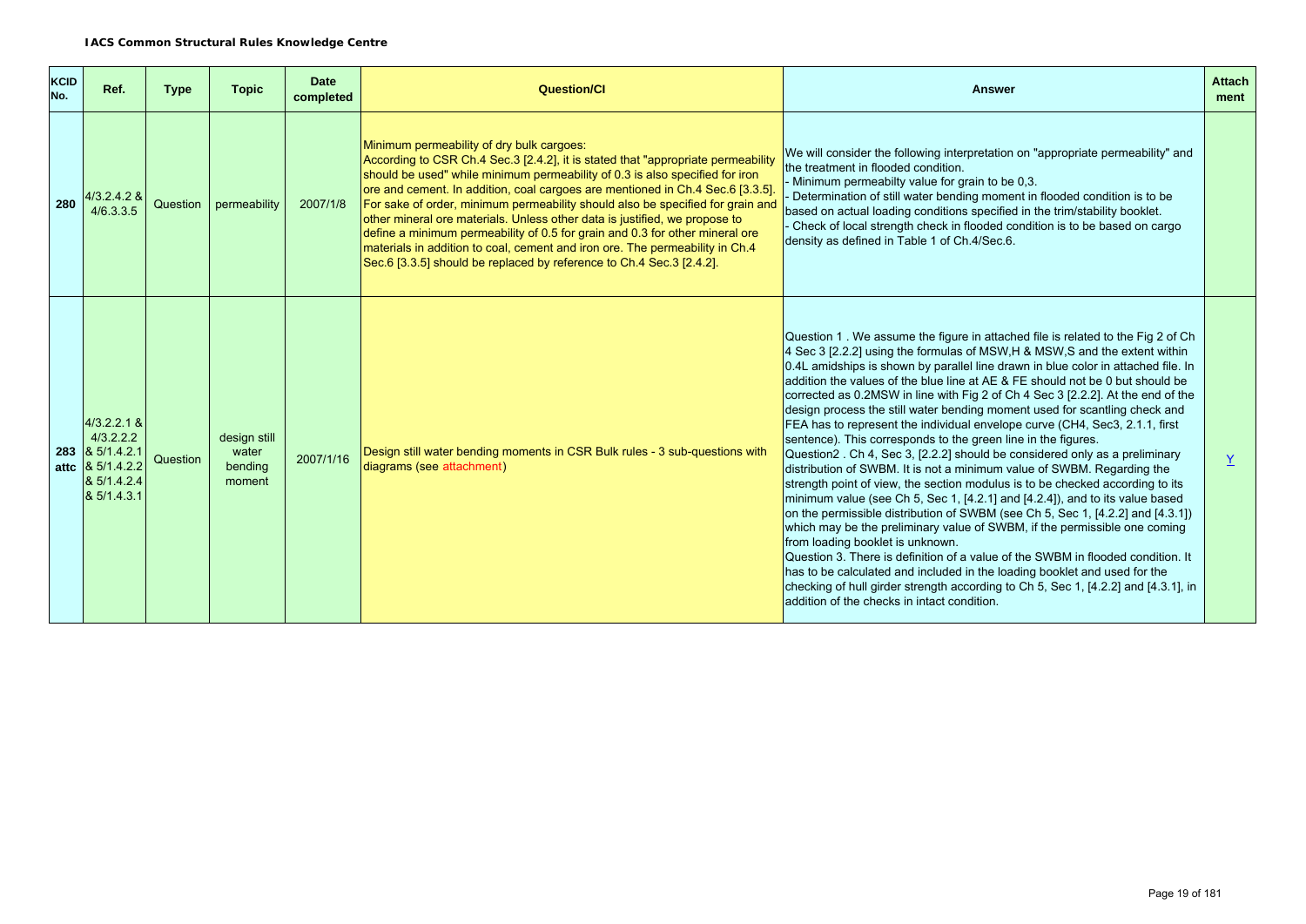**IACS Common Structural Rules Knowledge Centre**

| KCID No. | Ref. | Type | Topic | Date completed | Question/CI | Answer | Attach ment |
|---|---|---|---|---|---|---|---|
| 280 | 4/3.2.4.2 & 4/6.3.3.5 | Question | permeability | 2007/1/8 | Minimum permeability of dry bulk cargoes:<br>According to CSR Ch.4 Sec.3 [2.4.2], it is stated that "appropriate permeability should be used" while minimum permeability of 0.3 is also specified for iron ore and cement. In addition, coal cargoes are mentioned in Ch.4 Sec.6 [3.3.5]. For sake of order, minimum permeability should also be specified for grain and other mineral ore materials. Unless other data is justified, we propose to define a minimum permeability of 0.5 for grain and 0.3 for other mineral ore materials in addition to coal, cement and iron ore. The permeability in Ch.4 Sec.6 [3.3.5] should be replaced by reference to Ch.4 Sec.3 [2.4.2]. | We will consider the following interpretation on "appropriate permeability" and the treatment in flooded condition.<br>- Minimum permeabilty value for grain to be 0,3.<br>- Determination of still water bending moment in flooded condition is to be based on actual loading conditions specified in the trim/stability booklet.<br>- Check of local strength check in flooded condition is to be based on cargo density as defined in Table 1 of Ch.4/Sec.6. | |
| 283 attc | 4/3.2.2.1 & 4/3.2.2.2 & 5/1.4.2.1 & 5/1.4.2.2 & 5/1.4.2.4 & 5/1.4.3.1 | Question | design still water bending moment | 2007/1/16 | Design still water bending moments in CSR Bulk rules - 3 sub-questions with diagrams (see attachment) | Question 1 . We assume the figure in attached file is related to the Fig 2 of Ch 4 Sec 3 [2.2.2] using the formulas of MSW,H & MSW,S and the extent within 0.4L amidships is shown by parallel line drawn in blue color in attached file. In addition the values of the blue line at AE & FE should not be 0 but should be corrected as 0.2MSW in line with Fig 2 of Ch 4 Sec 3 [2.2.2]. At the end of the design process the still water bending moment used for scantling check and FEA has to represent the individual envelope curve (CH4, Sec3, 2.1.1, first sentence). This corresponds to the green line in the figures.<br>Question2 . Ch 4, Sec 3, [2.2.2] should be considered only as a preliminary distribution of SWBM. It is not a minimum value of SWBM. Regarding the strength point of view, the section modulus is to be checked according to its minimum value (see Ch 5, Sec 1, [4.2.1] and [4.2.4]), and to its value based on the permissible distribution of SWBM (see Ch 5, Sec 1, [4.2.2] and [4.3.1]) which may be the preliminary value of SWBM, if the permissible one coming from loading booklet is unknown.<br>Question 3. There is definition of a value of the SWBM in flooded condition. It has to be calculated and included in the loading booklet and used for the checking of hull girder strength according to Ch 5, Sec 1, [4.2.2] and [4.3.1], in addition of the checks in intact condition. | Y |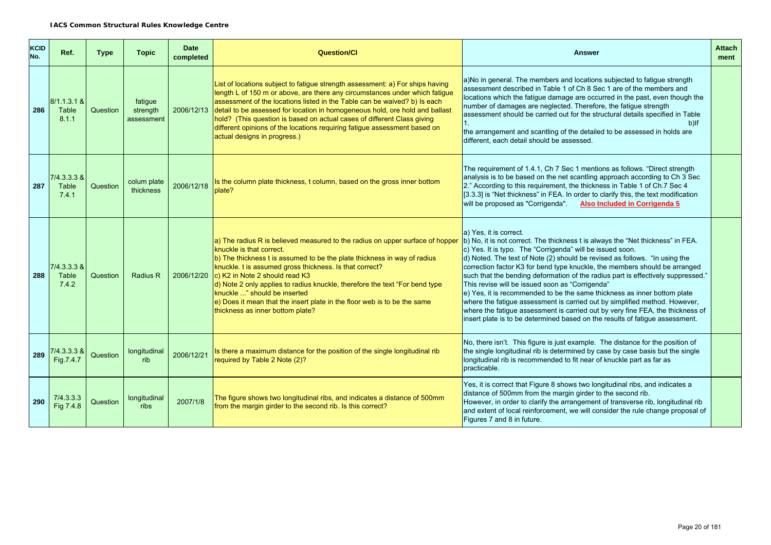| KCID No. | Ref. | Type | Topic | Date completed | Question/CI | Answer | Attach ment |
|---|---|---|---|---|---|---|---|
| 286 | 8/1.1.3.1 & Table 8.1.1 | Question | fatigue strength assessment | 2006/12/13 | List of locations subject to fatigue strength assessment: a) For ships having length L of 150 m or above, are there any circumstances under which fatigue assessment of the locations listed in the Table can be waived? b) Is each detail to be assessed for location in homogeneous hold, ore hold and ballast hold? (This question is based on actual cases of different Class giving different opinions of the locations requiring fatigue assessment based on actual designs in progress.) | a)No in general. The members and locations subjected to fatigue strength assessment described in Table 1 of Ch 8 Sec 1 are of the members and locations which the fatigue damage are occurred in the past, even though the number of damages are neglected. Therefore, the fatigue strength assessment should be carried out for the structural details specified in Table 1. b)If the arrangement and scantling of the detailed to be assessed in holds are different, each detail should be assessed. | |
| 287 | 7/4.3.3.3 & Table 7.4.1 | Question | colum plate thickness | 2006/12/18 | Is the column plate thickness, t column, based on the gross inner bottom plate? | The requirement of 1.4.1, Ch 7 Sec 1 mentions as follows. "Direct strength analysis is to be based on the net scantling approach according to Ch 3 Sec 2." According to this requirement, the thickness in Table 1 of Ch.7 Sec 4 [3.3.3] is "Net thickness" in FEA. In order to clarify this, the text modification will be proposed as "Corrigenda". **Also Included in Corrigenda 5** | |
| 288 | 7/4.3.3.3 & Table 7.4.2 | Question | Radius R | 2006/12/20 | a) The radius R is believed measured to the radius on upper surface of hopper knuckle is that correct.<br>b) The thickness t is assumed to be the plate thickness in way of radius knuckle. t is assumed gross thickness. Is that correct?<br>c) K2 in Note 2 should read K3<br>d) Note 2 only applies to radius knuckle, therefore the text "For bend type knuckle ..." should be inserted<br>e) Does it mean that the insert plate in the floor web is to be the same thickness as inner bottom plate? | a) Yes, it is correct.<br>b) No, it is not correct. The thickness t is always the "Net thickness" in FEA.<br>c) Yes. It is typo. The "Corrigenda" will be issued soon.<br>d) Noted. The text of Note (2) should be revised as follows. "In using the correction factor K3 for bend type knuckle, the members should be arranged such that the bending deformation of the radius part is effectively suppressed." This revise will be issued soon as "Corrigenda"<br>e) Yes, it is recommended to be the same thickness as inner bottom plate where the fatigue assessment is carried out by simplified method. However, where the fatigue assessment is carried out by very fine FEA, the thickness of insert plate is to be determined based on the results of fatigue assessment. | |
| 289 | 7/4.3.3.3 & Fig.7.4.7 | Question | longitudinal rib | 2006/12/21 | Is there a maximum distance for the position of the single longitudinal rib required by Table 2 Note (2)? | No, there isn't. This figure is just example. The distance for the position of the single longitudinal rib is determined by case by case basis but the single longitudinal rib is recommended to fit near of knuckle part as far as practicable. | |
| 290 | 7/4.3.3.3 Fig 7.4.8 | Question | longitudinal ribs | 2007/1/8 | The figure shows two longitudinal ribs, and indicates a distance of 500mm from the margin girder to the second rib. Is this correct? | Yes, it is correct that Figure 8 shows two longitudinal ribs, and indicates a distance of 500mm from the margin girder to the second rib.<br>However, in order to clarify the arrangement of transverse rib, longitudinal rib and extent of local reinforcement, we will consider the rule change proposal of Figures 7 and 8 in future. | |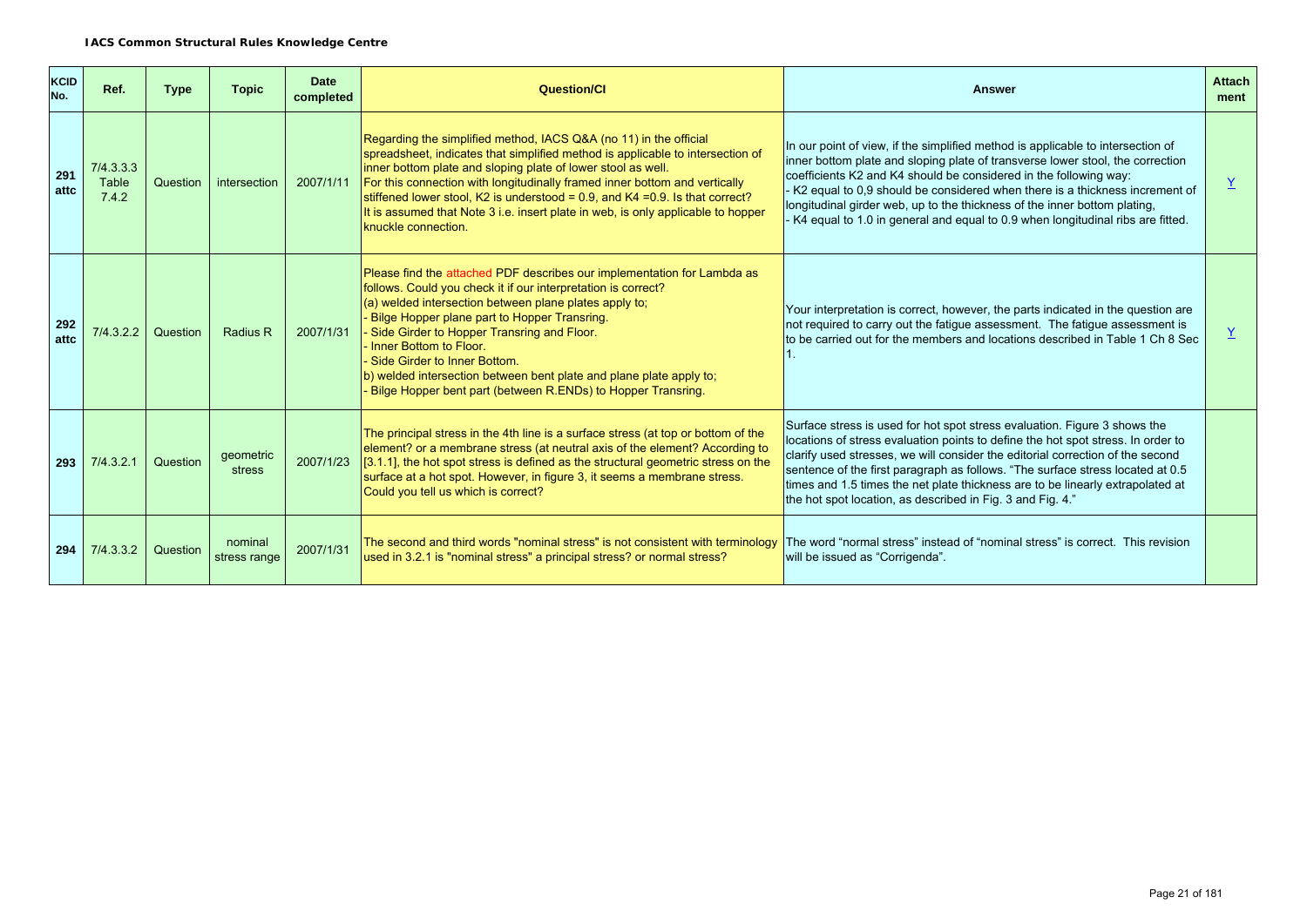**IACS Common Structural Rules Knowledge Centre**

| KCID No. | Ref. | Type | Topic | Date completed | Question/CI | Answer | Attach ment |
|---|---|---|---|---|---|---|---|
| 291 attc | 7/4.3.3.3 Table 7.4.2 | Question | intersection | 2007/1/11 | Regarding the simplified method, IACS Q&A (no 11) in the official spreadsheet, indicates that simplified method is applicable to intersection of inner bottom plate and sloping plate of lower stool as well. For this connection with longitudinally framed inner bottom and vertically stiffened lower stool, K2 is understood = 0.9, and K4 =0.9. Is that correct? It is assumed that Note 3 i.e. insert plate in web, is only applicable to hopper knuckle connection. | In our point of view, if the simplified method is applicable to intersection of inner bottom plate and sloping plate of transverse lower stool, the correction coefficients K2 and K4 should be considered in the following way:<br>- K2 equal to 0,9 should be considered when there is a thickness increment of longitudinal girder web, up to the thickness of the inner bottom plating,<br>- K4 equal to 1.0 in general and equal to 0.9 when longitudinal ribs are fitted. | Y |
| 292 attc | 7/4.3.2.2 | Question | Radius R | 2007/1/31 | Please find the attached PDF describes our implementation for Lambda as follows. Could you check it if our interpretation is correct?<br>(a) welded intersection between plane plates apply to;<br>- Bilge Hopper plane part to Hopper Transring.<br>- Side Girder to Hopper Transring and Floor.<br>- Inner Bottom to Floor.<br>- Side Girder to Inner Bottom.<br>b) welded intersection between bent plate and plane plate apply to;<br>- Bilge Hopper bent part (between R.ENDs) to Hopper Transring. | Your interpretation is correct, however, the parts indicated in the question are not required to carry out the fatigue assessment. The fatigue assessment is to be carried out for the members and locations described in Table 1 Ch 8 Sec 1. | Y |
| 293 | 7/4.3.2.1 | Question | geometric stress | 2007/1/23 | The principal stress in the 4th line is a surface stress (at top or bottom of the element? or a membrane stress (at neutral axis of the element? According to [3.1.1], the hot spot stress is defined as the structural geometric stress on the surface at a hot spot. However, in figure 3, it seems a membrane stress. Could you tell us which is correct? | Surface stress is used for hot spot stress evaluation. Figure 3 shows the locations of stress evaluation points to define the hot spot stress. In order to clarify used stresses, we will consider the editorial correction of the second sentence of the first paragraph as follows. "The surface stress located at 0.5 times and 1.5 times the net plate thickness are to be linearly extrapolated at the hot spot location, as described in Fig. 3 and Fig. 4." | |
| 294 | 7/4.3.3.2 | Question | nominal stress range | 2007/1/31 | The second and third words "nominal stress" is not consistent with terminology used in 3.2.1 is "nominal stress" a principal stress? or normal stress? | The word "normal stress" instead of "nominal stress" is correct. This revision will be issued as "Corrigenda". | |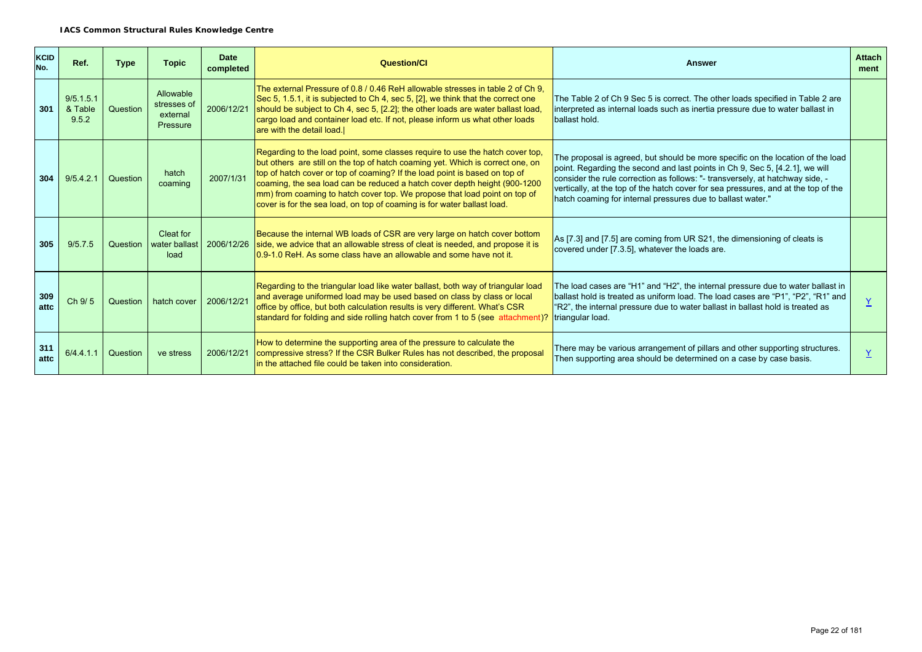**IACS Common Structural Rules Knowledge Centre**

| KCID No. | Ref. | Type | Topic | Date completed | Question/CI | Answer | Attach ment |
|---|---|---|---|---|---|---|---|
| 301 | 9/5.1.5.1 & Table 9.5.2 | Question | Allowable stresses of external Pressure | 2006/12/21 | The external Pressure of 0.8 / 0.46 ReH allowable stresses in table 2 of Ch 9, Sec 5, 1.5.1, it is subjected to Ch 4, sec 5, [2], we think that the correct one should be subject to Ch 4, sec 5, [2.2]; the other loads are water ballast load, cargo load and container load etc. If not, please inform us what other loads are with the detail load.\| | The Table 2 of Ch 9 Sec 5 is correct. The other loads specified in Table 2 are interpreted as internal loads such as inertia pressure due to water ballast in ballast hold. | |
| 304 | 9/5.4.2.1 | Question | hatch coaming | 2007/1/31 | Regarding to the load point, some classes require to use the hatch cover top, but others are still on the top of hatch coaming yet. Which is correct one, on top of hatch cover or top of coaming? If the load point is based on top of coaming, the sea load can be reduced a hatch cover depth height (900-1200 mm) from coaming to hatch cover top. We propose that load point on top of cover is for the sea load, on top of coaming is for water ballast load. | The proposal is agreed, but should be more specific on the location of the load point. Regarding the second and last points in Ch 9, Sec 5, [4.2.1], we will consider the rule correction as follows: "- transversely, at hatchway side, - vertically, at the top of the hatch cover for sea pressures, and at the top of the hatch coaming for internal pressures due to ballast water." | |
| 305 | 9/5.7.5 | Question | Cleat for water ballast load | 2006/12/26 | Because the internal WB loads of CSR are very large on hatch cover bottom side, we advice that an allowable stress of cleat is needed, and propose it is 0.9-1.0 ReH. As some class have an allowable and some have not it. | As [7.3] and [7.5] are coming from UR S21, the dimensioning of cleats is covered under [7.3.5], whatever the loads are. | |
| 309 attc | Ch 9/ 5 | Question | hatch cover | 2006/12/21 | Regarding to the triangular load like water ballast, both way of triangular load and average uniformed load may be used based on class by class or local office by office, but both calculation results is very different. What's CSR standard for folding and side rolling hatch cover from 1 to 5 (see attachment)? | The load cases are "H1" and "H2", the internal pressure due to water ballast in ballast hold is treated as uniform load. The load cases are "P1", "P2", "R1" and "R2", the internal pressure due to water ballast in ballast hold is treated as triangular load. | Y |
| 311 attc | 6/4.4.1.1 | Question | ve stress | 2006/12/21 | How to determine the supporting area of the pressure to calculate the compressive stress? If the CSR Bulker Rules has not described, the proposal in the attached file could be taken into consideration. | There may be various arrangement of pillars and other supporting structures. Then supporting area should be determined on a case by case basis. | Y |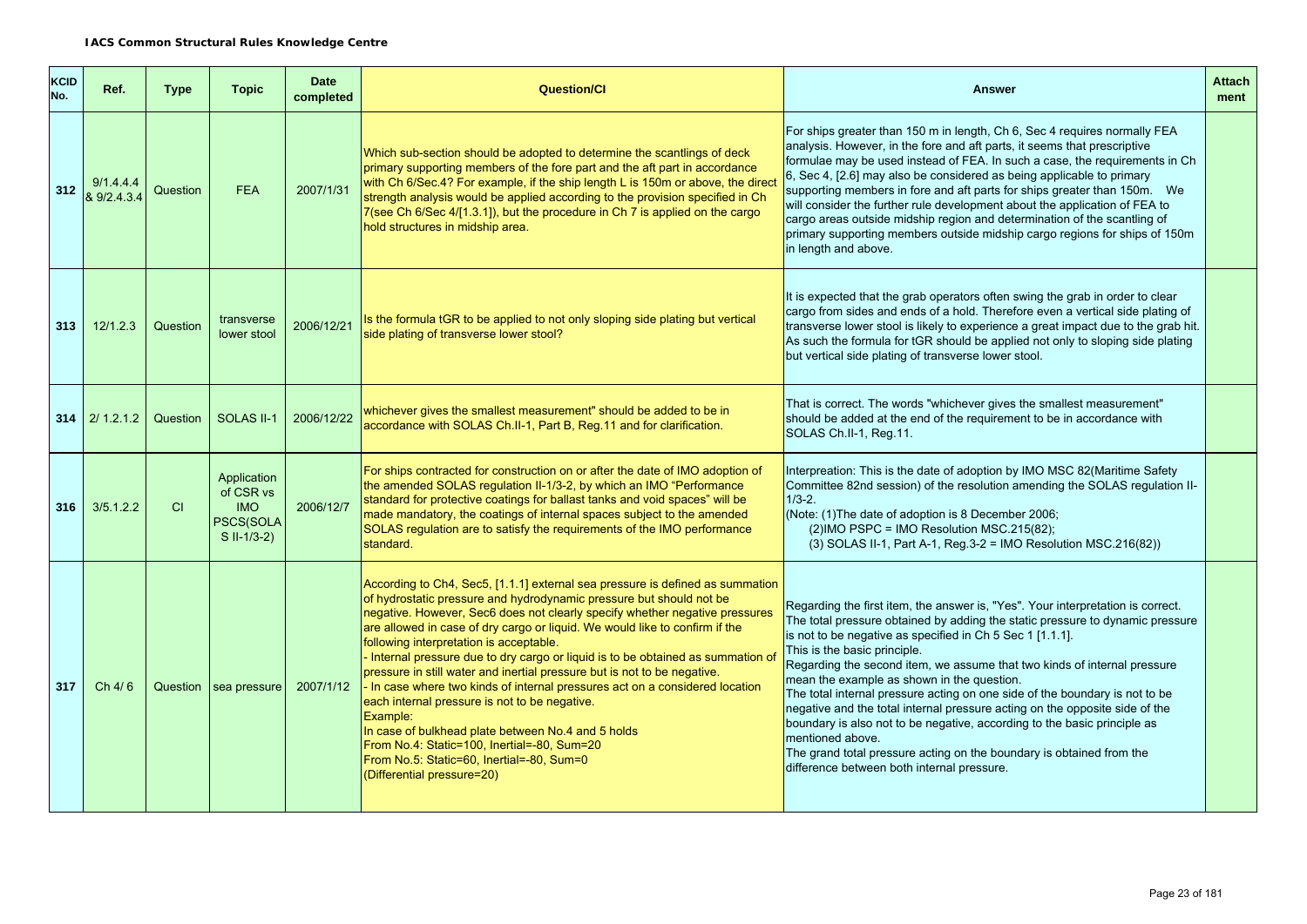**IACS Common Structural Rules Knowledge Centre**

| KCID No. | Ref. | Type | Topic | Date completed | Question/CI | Answer | Attachment |
|---|---|---|---|---|---|---|---|
| 312 | 9/1.4.4.4 & 9/2.4.3.4 | Question | FEA | 2007/1/31 | Which sub-section should be adopted to determine the scantlings of deck primary supporting members of the fore part and the aft part in accordance with Ch 6/Sec.4? For example, if the ship length L is 150m or above, the direct strength analysis would be applied according to the provision specified in Ch 7(see Ch 6/Sec 4/[1.3.1]), but the procedure in Ch 7 is applied on the cargo hold structures in midship area. | For ships greater than 150 m in length, Ch 6, Sec 4 requires normally FEA analysis. However, in the fore and aft parts, it seems that prescriptive formulae may be used instead of FEA. In such a case, the requirements in Ch 6, Sec 4, [2.6] may also be considered as being applicable to primary supporting members in fore and aft parts for ships greater than 150m. We will consider the further rule development about the application of FEA to cargo areas outside midship region and determination of the scantling of primary supporting members outside midship cargo regions for ships of 150m in length and above. | |
| 313 | 12/1.2.3 | Question | transverse lower stool | 2006/12/21 | Is the formula tGR to be applied to not only sloping side plating but vertical side plating of transverse lower stool? | It is expected that the grab operators often swing the grab in order to clear cargo from sides and ends of a hold. Therefore even a vertical side plating of transverse lower stool is likely to experience a great impact due to the grab hit. As such the formula for tGR should be applied not only to sloping side plating but vertical side plating of transverse lower stool. | |
| 314 | 2/ 1.2.1.2 | Question | SOLAS II-1 | 2006/12/22 | whichever gives the smallest measurement" should be added to be in accordance with SOLAS Ch.II-1, Part B, Reg.11 and for clarification. | That is correct. The words "whichever gives the smallest measurement" should be added at the end of the requirement to be in accordance with SOLAS Ch.II-1, Reg.11. | |
| 316 | 3/5.1.2.2 | CI | Application of CSR vs IMO PSCS(SOLAS II-1/3-2) | 2006/12/7 | For ships contracted for construction on or after the date of IMO adoption of the amended SOLAS regulation II-1/3-2, by which an IMO "Performance standard for protective coatings for ballast tanks and void spaces" will be made mandatory, the coatings of internal spaces subject to the amended SOLAS regulation are to satisfy the requirements of the IMO performance standard. | Interpreation: This is the date of adoption by IMO MSC 82(Maritime Safety Committee 82nd session) of the resolution amending the SOLAS regulation II-1/3-2.<br>(Note: (1)The date of adoption is 8 December 2006;<br>(2)IMO PSPC = IMO Resolution MSC.215(82);<br>(3) SOLAS II-1, Part A-1, Reg.3-2 = IMO Resolution MSC.216(82)) | |
| 317 | Ch 4/ 6 | Question | sea pressure | 2007/1/12 | According to Ch4, Sec5, [1.1.1] external sea pressure is defined as summation of hydrostatic pressure and hydrodynamic pressure but should not be negative. However, Sec6 does not clearly specify whether negative pressures are allowed in case of dry cargo or liquid. We would like to confirm if the following interpretation is acceptable.<br>- Internal pressure due to dry cargo or liquid is to be obtained as summation of pressure in still water and inertial pressure but is not to be negative.<br>- In case where two kinds of internal pressures act on a considered location each internal pressure is not to be negative.<br>Example:<br>In case of bulkhead plate between No.4 and 5 holds<br>From No.4: Static=100, Inertial=-80, Sum=20<br>From No.5: Static=60, Inertial=-80, Sum=0<br>(Differential pressure=20) | Regarding the first item, the answer is, "Yes". Your interpretation is correct. The total pressure obtained by adding the static pressure to dynamic pressure is not to be negative as specified in Ch 5 Sec 1 [1.1.1].<br>This is the basic principle.<br>Regarding the second item, we assume that two kinds of internal pressure mean the example as shown in the question.<br>The total internal pressure acting on one side of the boundary is not to be negative and the total internal pressure acting on the opposite side of the boundary is also not to be negative, according to the basic principle as mentioned above.<br>The grand total pressure acting on the boundary is obtained from the difference between both internal pressure. | |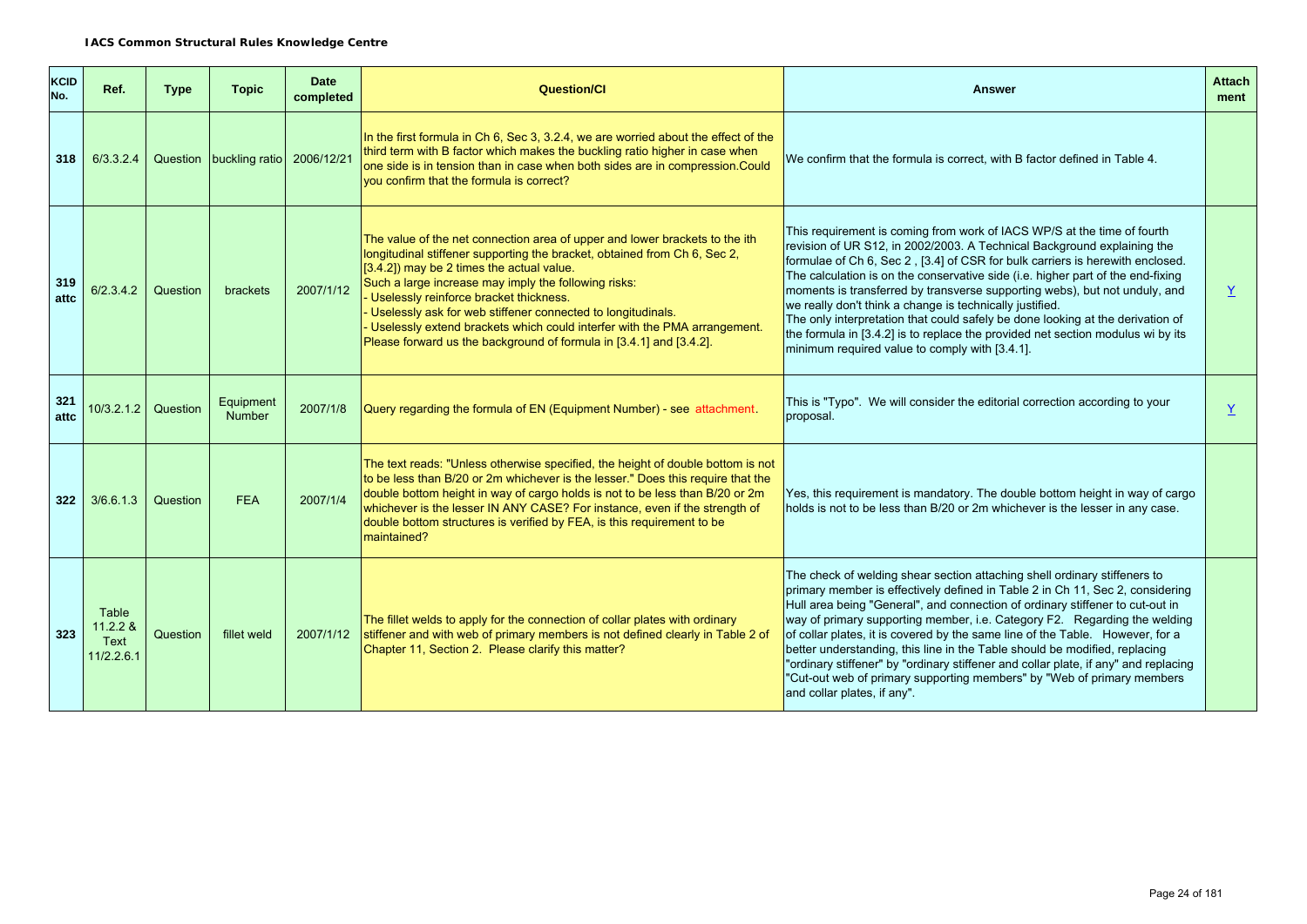**IACS Common Structural Rules Knowledge Centre**

| KCID No. | Ref. | Type | Topic | Date completed | Question/CI | Answer | Attach ment |
|---|---|---|---|---|---|---|---|
| 318 | 6/3.3.2.4 | Question | buckling ratio | 2006/12/21 | In the first formula in Ch 6, Sec 3, 3.2.4, we are worried about the effect of the third term with B factor which makes the buckling ratio higher in case when one side is in tension than in case when both sides are in compression.Could you confirm that the formula is correct? | We confirm that the formula is correct, with B factor defined in Table 4. | |
| 319 attc | 6/2.3.4.2 | Question | brackets | 2007/1/12 | The value of the net connection area of upper and lower brackets to the ith longitudinal stiffener supporting the bracket, obtained from Ch 6, Sec 2, [3.4.2]) may be 2 times the actual value.<br>Such a large increase may imply the following risks:<br>- Uselessly reinforce bracket thickness.<br>- Uselessly ask for web stiffener connected to longitudinals.<br>- Uselessly extend brackets which could interfer with the PMA arrangement.<br>Please forward us the background of formula in [3.4.1] and [3.4.2]. | This requirement is coming from work of IACS WP/S at the time of fourth revision of UR S12, in 2002/2003. A Technical Background explaining the formulae of Ch 6, Sec 2 , [3.4] of CSR for bulk carriers is herewith enclosed. The calculation is on the conservative side (i.e. higher part of the end-fixing moments is transferred by transverse supporting webs), but not unduly, and we really don't think a change is technically justified.<br>The only interpretation that could safely be done looking at the derivation of the formula in [3.4.2] is to replace the provided net section modulus wi by its minimum required value to comply with [3.4.1]. | Y |
| 321 attc | 10/3.2.1.2 | Question | Equipment Number | 2007/1/8 | Query regarding the formula of EN (Equipment Number) - see attachment. | This is "Typo". We will consider the editorial correction according to your proposal. | Y |
| 322 | 3/6.6.1.3 | Question | FEA | 2007/1/4 | The text reads: "Unless otherwise specified, the height of double bottom is not to be less than B/20 or 2m whichever is the lesser." Does this require that the double bottom height in way of cargo holds is not to be less than B/20 or 2m whichever is the lesser IN ANY CASE? For instance, even if the strength of double bottom structures is verified by FEA, is this requirement to be maintained? | Yes, this requirement is mandatory. The double bottom height in way of cargo holds is not to be less than B/20 or 2m whichever is the lesser in any case. | |
| 323 | Table 11.2.2 & Text 11/2.2.6.1 | Question | fillet weld | 2007/1/12 | The fillet welds to apply for the connection of collar plates with ordinary stiffener and with web of primary members is not defined clearly in Table 2 of Chapter 11, Section 2. Please clarify this matter? | The check of welding shear section attaching shell ordinary stiffeners to primary member is effectively defined in Table 2 in Ch 11, Sec 2, considering Hull area being "General", and connection of ordinary stiffener to cut-out in way of primary supporting member, i.e. Category F2. Regarding the welding of collar plates, it is covered by the same line of the Table. However, for a better understanding, this line in the Table should be modified, replacing "ordinary stiffener" by "ordinary stiffener and collar plate, if any" and replacing "Cut-out web of primary supporting members" by "Web of primary members and collar plates, if any". | |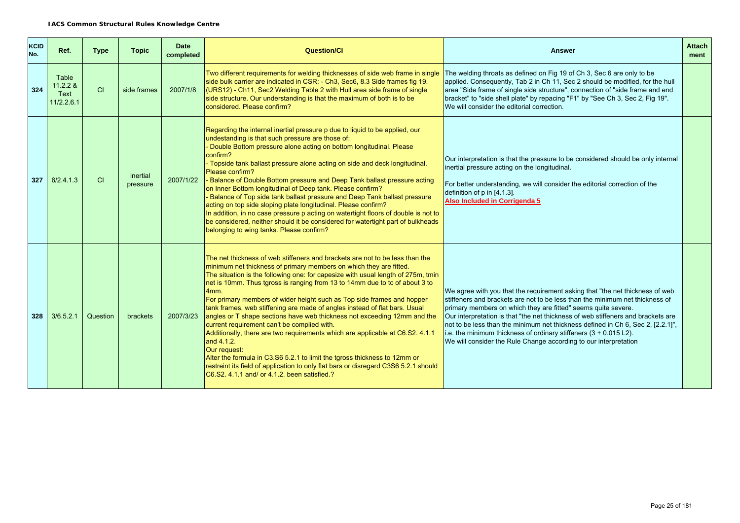**IACS Common Structural Rules Knowledge Centre**

| KCID No. | Ref. | Type | Topic | Date completed | Question/CI | Answer | Attachment |
|---|---|---|---|---|---|---|---|
| 324 | Table 11.2.2 & Text 11/2.2.6.1 | CI | side frames | 2007/1/8 | Two different requirements for welding thicknesses of side web frame in single side bulk carrier are indicated in CSR: - Ch3, Sec6, 8.3 Side frames fig 19. (URS12) - Ch11, Sec2 Welding Table 2 with Hull area side frame of single side structure. Our understanding is that the maximum of both is to be considered. Please confirm? | The welding throats as defined on Fig 19 of Ch 3, Sec 6 are only to be applied. Consequently, Tab 2 in Ch 11, Sec 2 should be modified, for the hull area "Side frame of single side structure", connection of "side frame and end bracket" to "side shell plate" by repacing "F1" by "See Ch 3, Sec 2, Fig 19". We will consider the editorial correction. | |
| 327 | 6/2.4.1.3 | CI | inertial pressure | 2007/1/22 | Regarding the internal inertial pressure p due to liquid to be applied, our undestanding is that such pressure are those of:<br>- Double Bottom pressure alone acting on bottom longitudinal. Please confirm?<br>- Topside tank ballast pressure alone acting on side and deck longitudinal. Please confirm?<br>- Balance of Double Bottom pressure and Deep Tank ballast pressure acting on Inner Bottom longitudinal of Deep tank. Please confirm?<br>- Balance of Top side tank ballast pressure and Deep Tank ballast pressure acting on top side sloping plate longitudinal. Please confirm?<br>In addition, in no case pressure p acting on watertight floors of double is not to be considered, neither should it be considered for watertight part of bulkheads belonging to wing tanks. Please confirm? | Our interpretation is that the pressure to be considered should be only internal inertial pressure acting on the longitudinal.<br><br>For better understanding, we will consider the editorial correction of the definition of p in [4.1.3].<br>**Also Included in Corrigenda 5** | |
| 328 | 3/6.5.2.1 | Question | brackets | 2007/3/23 | The net thickness of web stiffeners and brackets are not to be less than the minimum net thickness of primary members on which they are fitted.<br>The situation is the following one: for capesize with usual length of 275m, tmin net is 10mm. Thus tgross is ranging from 13 to 14mm due to tc of about 3 to 4mm.<br>For primary members of wider height such as Top side frames and hopper tank frames, web stiffening are made of angles instead of flat bars. Usual angles or T shape sections have web thickness not exceeding 12mm and the current requirement can't be complied with.<br>Additionally, there are two requirements which are applicable at C6.S2. 4.1.1 and 4.1.2.<br>Our request:<br>Alter the formula in C3.S6 5.2.1 to limit the tgross thickness to 12mm or restreint its field of application to only flat bars or disregard C3S6 5.2.1 should C6.S2. 4.1.1 and/ or 4.1.2. been satisfied.? | We agree with you that the requirement asking that "the net thickness of web stiffeners and brackets are not to be less than the minimum net thickness of primary members on which they are fitted" seems quite severe.<br>Our interpretation is that "the net thickness of web stiffeners and brackets are not to be less than the minimum net thickness defined in Ch 6, Sec 2, [2.2.1]", i.e. the minimum thickness of ordinary stiffeners ($3 + 0.015\ L2$).<br>We will consider the Rule Change according to our interpretation | |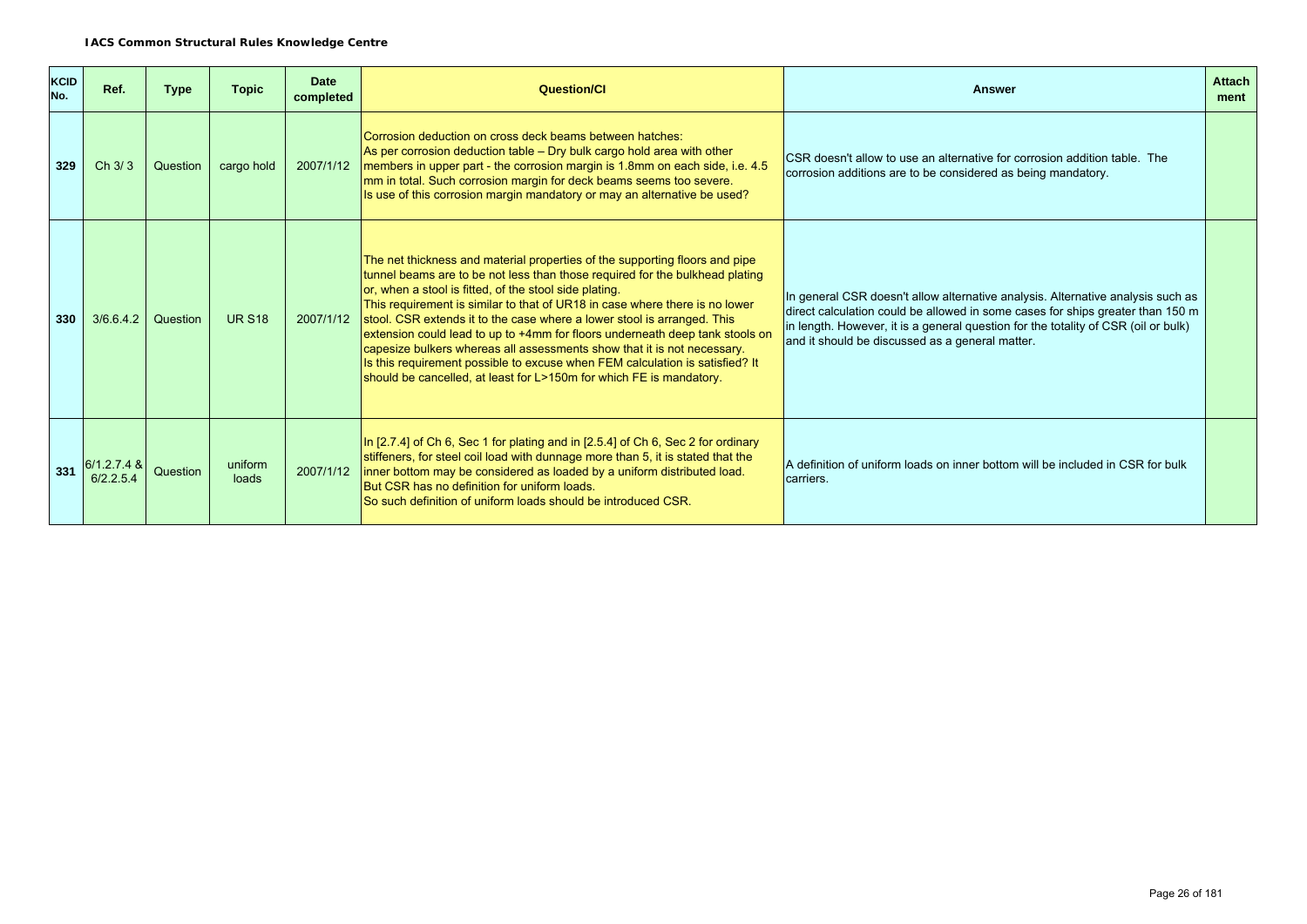**IACS Common Structural Rules Knowledge Centre**

| KCID No. | Ref. | Type | Topic | Date completed | Question/CI | Answer | Attachment |
|---|---|---|---|---|---|---|---|
| 329 | Ch 3/ 3 | Question | cargo hold | 2007/1/12 | Corrosion deduction on cross deck beams between hatches:<br>As per corrosion deduction table – Dry bulk cargo hold area with other members in upper part - the corrosion margin is 1.8mm on each side, i.e. 4.5 mm in total. Such corrosion margin for deck beams seems too severe.<br>Is use of this corrosion margin mandatory or may an alternative be used? | CSR doesn't allow to use an alternative for corrosion addition table. The corrosion additions are to be considered as being mandatory. | |
| 330 | 3/6.6.4.2 | Question | UR S18 | 2007/1/12 | The net thickness and material properties of the supporting floors and pipe tunnel beams are to be not less than those required for the bulkhead plating or, when a stool is fitted, of the stool side plating.<br>This requirement is similar to that of UR18 in case where there is no lower stool. CSR extends it to the case where a lower stool is arranged. This extension could lead to up to +4mm for floors underneath deep tank stools on capesize bulkers whereas all assessments show that it is not necessary.<br>Is this requirement possible to excuse when FEM calculation is satisfied? It should be cancelled, at least for L>150m for which FE is mandatory. | In general CSR doesn't allow alternative analysis. Alternative analysis such as direct calculation could be allowed in some cases for ships greater than 150 m in length. However, it is a general question for the totality of CSR (oil or bulk) and it should be discussed as a general matter. | |
| 331 | 6/1.2.7.4 & 6/2.2.5.4 | Question | uniform loads | 2007/1/12 | In [2.7.4] of Ch 6, Sec 1 for plating and in [2.5.4] of Ch 6, Sec 2 for ordinary stiffeners, for steel coil load with dunnage more than 5, it is stated that the inner bottom may be considered as loaded by a uniform distributed load.<br>But CSR has no definition for uniform loads.<br>So such definition of uniform loads should be introduced CSR. | A definition of uniform loads on inner bottom will be included in CSR for bulk carriers. | |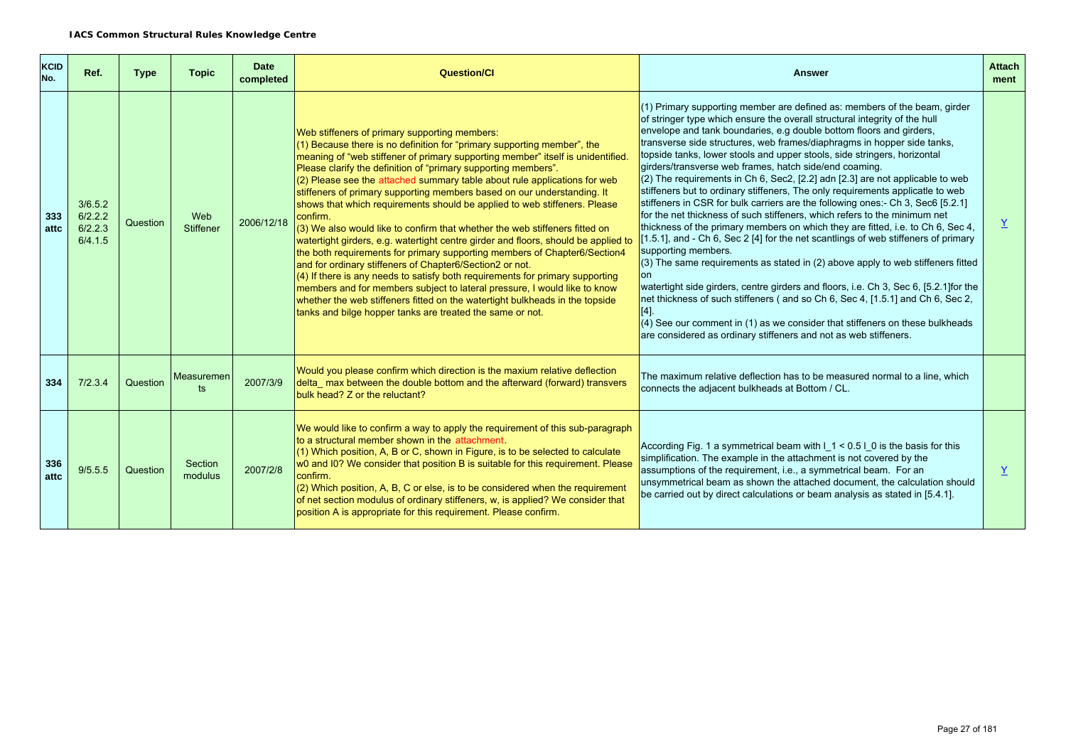**IACS Common Structural Rules Knowledge Centre**

| KCID No. | Ref. | Type | Topic | Date completed | Question/CI | Answer | Attach ment |
|---|---|---|---|---|---|---|---|
| 333 attc | 3/6.5.2 6/2.2.2 6/2.2.3 6/4.1.5 | Question | Web Stiffener | 2006/12/18 | Web stiffeners of primary supporting members:<br>(1) Because there is no definition for "primary supporting member", the meaning of "web stiffener of primary supporting member" itself is unidentified. Please clarify the definition of "primary supporting members".<br>(2) Please see the attached summary table about rule applications for web stiffeners of primary supporting members based on our understanding. It shows that which requirements should be applied to web stiffeners. Please confirm.<br>(3) We also would like to confirm that whether the web stiffeners fitted on watertight girders, e.g. watertight centre girder and floors, should be applied to the both requirements for primary supporting members of Chapter6/Section4 and for ordinary stiffeners of Chapter6/Section2 or not.<br>(4) If there is any needs to satisfy both requirements for primary supporting members and for members subject to lateral pressure, I would like to know whether the web stiffeners fitted on the watertight bulkheads in the topside tanks and bilge hopper tanks are treated the same or not. | (1) Primary supporting member are defined as: members of the beam, girder of stringer type which ensure the overall structural integrity of the hull envelope and tank boundaries, e.g double bottom floors and girders, transverse side structures, web frames/diaphragms in hopper side tanks, topside tanks, lower stools and upper stools, side stringers, horizontal girders/transverse web frames, hatch side/end coaming.<br>(2) The requirements in Ch 6, Sec2, [2.2] adn [2.3] are not applicable to web stiffeners but to ordinary stiffeners, The only requirements applicatle to web stiffeners in CSR for bulk carriers are the following ones:- Ch 3, Sec6 [5.2.1] for the net thickness of such stiffeners, which refers to the minimum net thickness of the primary members on which they are fitted, i.e. to Ch 6, Sec 4, [1.5.1], and - Ch 6, Sec 2 [4] for the net scantlings of web stiffeners of primary supporting members.<br>(3) The same requirements as stated in (2) above apply to web stiffeners fitted on<br>watertight side girders, centre girders and floors, i.e. Ch 3, Sec 6, [5.2.1]for the net thickness of such stiffeners ( and so Ch 6, Sec 4, [1.5.1] and Ch 6, Sec 2, [4].<br>(4) See our comment in (1) as we consider that stiffeners on these bulkheads are considered as ordinary stiffeners and not as web stiffeners. | Y |
| 334 | 7/2.3.4 | Question | Measurements | 2007/3/9 | Would you please confirm which direction is the maxium relative deflection delta_ max between the double bottom and the afterward (forward) transvers bulk head? Z or the reluctant? | The maximum relative deflection has to be measured normal to a line, which connects the adjacent bulkheads at Bottom / CL. | |
| 336 attc | 9/5.5.5 | Question | Section modulus | 2007/2/8 | We would like to confirm a way to apply the requirement of this sub-paragraph to a structural member shown in the attachment.<br>(1) Which position, A, B or C, shown in Figure, is to be selected to calculate w0 and l0? We consider that position B is suitable for this requirement. Please confirm.<br>(2) Which position, A, B, C or else, is to be considered when the requirement of net section modulus of ordinary stiffeners, w, is applied? We consider that position A is appropriate for this requirement. Please confirm. | According Fig. 1 a symmetrical beam with $l_1 < 0.5\ l_0$ is the basis for this simplification. The example in the attachment is not covered by the assumptions of the requirement, i.e., a symmetrical beam. For an unsymmetrical beam as shown the attached document, the calculation should be carried out by direct calculations or beam analysis as stated in [5.4.1]. | Y |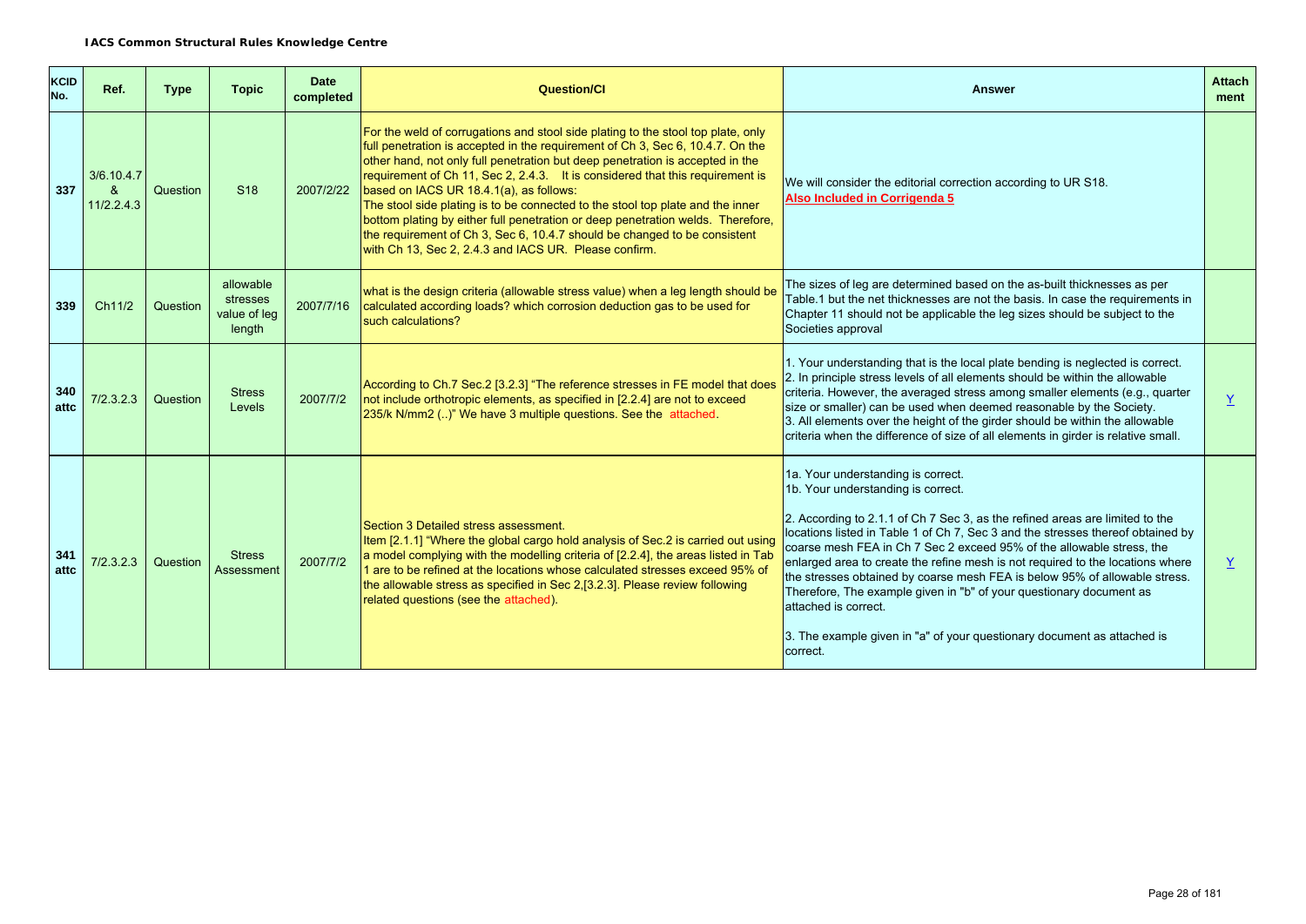**IACS Common Structural Rules Knowledge Centre**

| KCID No. | Ref. | Type | Topic | Date completed | Question/CI | Answer | Attachment |
|---|---|---|---|---|---|---|---|
| 337 | 3/6.10.4.7 & 11/2.2.4.3 | Question | S18 | 2007/2/22 | For the weld of corrugations and stool side plating to the stool top plate, only full penetration is accepted in the requirement of Ch 3, Sec 6, 10.4.7. On the other hand, not only full penetration but deep penetration is accepted in the requirement of Ch 11, Sec 2, 2.4.3. It is considered that this requirement is based on IACS UR 18.4.1(a), as follows:<br>The stool side plating is to be connected to the stool top plate and the inner bottom plating by either full penetration or deep penetration welds. Therefore, the requirement of Ch 3, Sec 6, 10.4.7 should be changed to be consistent with Ch 13, Sec 2, 2.4.3 and IACS UR. Please confirm. | We will consider the editorial correction according to UR S18.<br>**Also Included in Corrigenda 5** | |
| 339 | Ch11/2 | Question | allowable stresses value of leg length | 2007/7/16 | what is the design criteria (allowable stress value) when a leg length should be calculated according loads? which corrosion deduction gas to be used for such calculations? | The sizes of leg are determined based on the as-built thicknesses as per Table.1 but the net thicknesses are not the basis. In case the requirements in Chapter 11 should not be applicable the leg sizes should be subject to the Societies approval | |
| 340 attc | 7/2.3.2.3 | Question | Stress Levels | 2007/7/2 | According to Ch.7 Sec.2 [3.2.3] "The reference stresses in FE model that does not include orthotropic elements, as specified in [2.2.4] are not to exceed 235/k N/mm2 (..)" We have 3 multiple questions. See the attached. | 1. Your understanding that is the local plate bending is neglected is correct.<br>2. In principle stress levels of all elements should be within the allowable criteria. However, the averaged stress among smaller elements (e.g., quarter size or smaller) can be used when deemed reasonable by the Society.<br>3. All elements over the height of the girder should be within the allowable criteria when the difference of size of all elements in girder is relative small. | Y |
| 341 attc | 7/2.3.2.3 | Question | Stress Assessment | 2007/7/2 | Section 3 Detailed stress assessment.<br>Item [2.1.1] "Where the global cargo hold analysis of Sec.2 is carried out using a model complying with the modelling criteria of [2.2.4], the areas listed in Tab 1 are to be refined at the locations whose calculated stresses exceed 95% of the allowable stress as specified in Sec 2,[3.2.3]. Please review following related questions (see the attached). | 1a. Your understanding is correct.<br>1b. Your understanding is correct.<br><br>2. According to 2.1.1 of Ch 7 Sec 3, as the refined areas are limited to the locations listed in Table 1 of Ch 7, Sec 3 and the stresses thereof obtained by coarse mesh FEA in Ch 7 Sec 2 exceed 95% of the allowable stress, the enlarged area to create the refine mesh is not required to the locations where the stresses obtained by coarse mesh FEA is below 95% of allowable stress. Therefore, The example given in "b" of your questionary document as attached is correct.<br><br>3. The example given in "a" of your questionary document as attached is correct. | Y |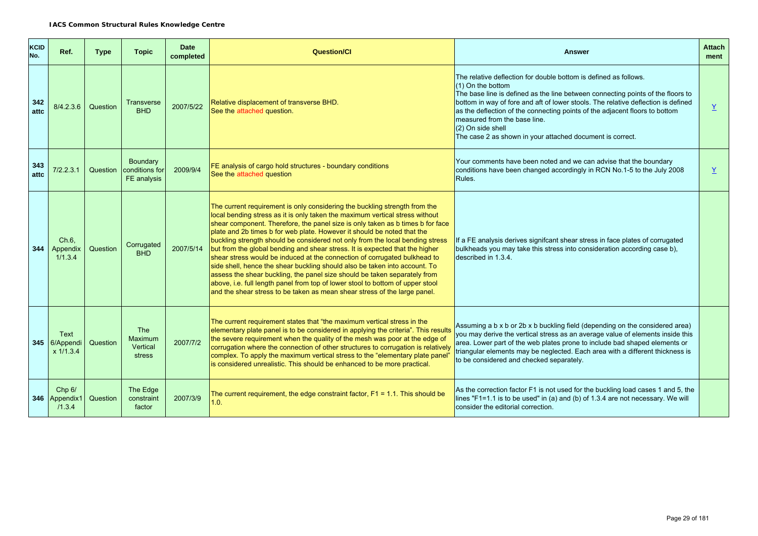**IACS Common Structural Rules Knowledge Centre**

| KCID No. | Ref. | Type | Topic | Date completed | Question/CI | Answer | Attachment |
|---|---|---|---|---|---|---|---|
| 342 attc | 8/4.2.3.6 | Question | Transverse BHD | 2007/5/22 | Relative displacement of transverse BHD. See the attached question. | The relative deflection for double bottom is defined as follows.<br>(1) On the bottom<br>The base line is defined as the line between connecting points of the floors to bottom in way of fore and aft of lower stools. The relative deflection is defined as the deflection of the connecting points of the adjacent floors to bottom measured from the base line.<br>(2) On side shell<br>The case 2 as shown in your attached document is correct. | Y |
| 343 attc | 7/2.2.3.1 | Question | Boundary conditions for FE analysis | 2009/9/4 | FE analysis of cargo hold structures - boundary conditions<br>See the attached question | Your comments have been noted and we can advise that the boundary conditions have been changed accordingly in RCN No.1-5 to the July 2008 Rules. | Y |
| 344 | Ch.6, Appendix 1/1.3.4 | Question | Corrugated BHD | 2007/5/14 | The current requirement is only considering the buckling strength from the local bending stress as it is only taken the maximum vertical stress without shear component. Therefore, the panel size is only taken as b times b for face plate and 2b times b for web plate. However it should be noted that the buckling strength should be considered not only from the local bending stress but from the global bending and shear stress. It is expected that the higher shear stress would be induced at the connection of corrugated bulkhead to side shell, hence the shear buckling should also be taken into account. To assess the shear buckling, the panel size should be taken separately from above, i.e. full length panel from top of lower stool to bottom of upper stool and the shear stress to be taken as mean shear stress of the large panel. | If a FE analysis derives signifcant shear stress in face plates of corrugated bulkheads you may take this stress into consideration according case b), described in 1.3.4. | |
| 345 | Text 6/Appendix 1/1.3.4 | Question | The Maximum Vertical stress | 2007/7/2 | The current requirement states that "the maximum vertical stress in the elementary plate panel is to be considered in applying the criteria". This results the severe requirement when the quality of the mesh was poor at the edge of corrugation where the connection of other structures to corrugation is relatively complex. To apply the maximum vertical stress to the "elementary plate panel" is considered unrealistic. This should be enhanced to be more practical. | Assuming a b x b or 2b x b buckling field (depending on the considered area) you may derive the vertical stress as an average value of elements inside this area. Lower part of the web plates prone to include bad shaped elements or triangular elements may be neglected. Each area with a different thickness is to be considered and checked separately. | |
| 346 | Chp 6/ Appendix1 /1.3.4 | Question | The Edge constraint factor | 2007/3/9 | The current requirement, the edge constraint factor, F1 = 1.1. This should be 1.0. | As the correction factor F1 is not used for the buckling load cases 1 and 5, the lines "F1=1.1 is to be used" in (a) and (b) of 1.3.4 are not necessary. We will consider the editorial correction. | |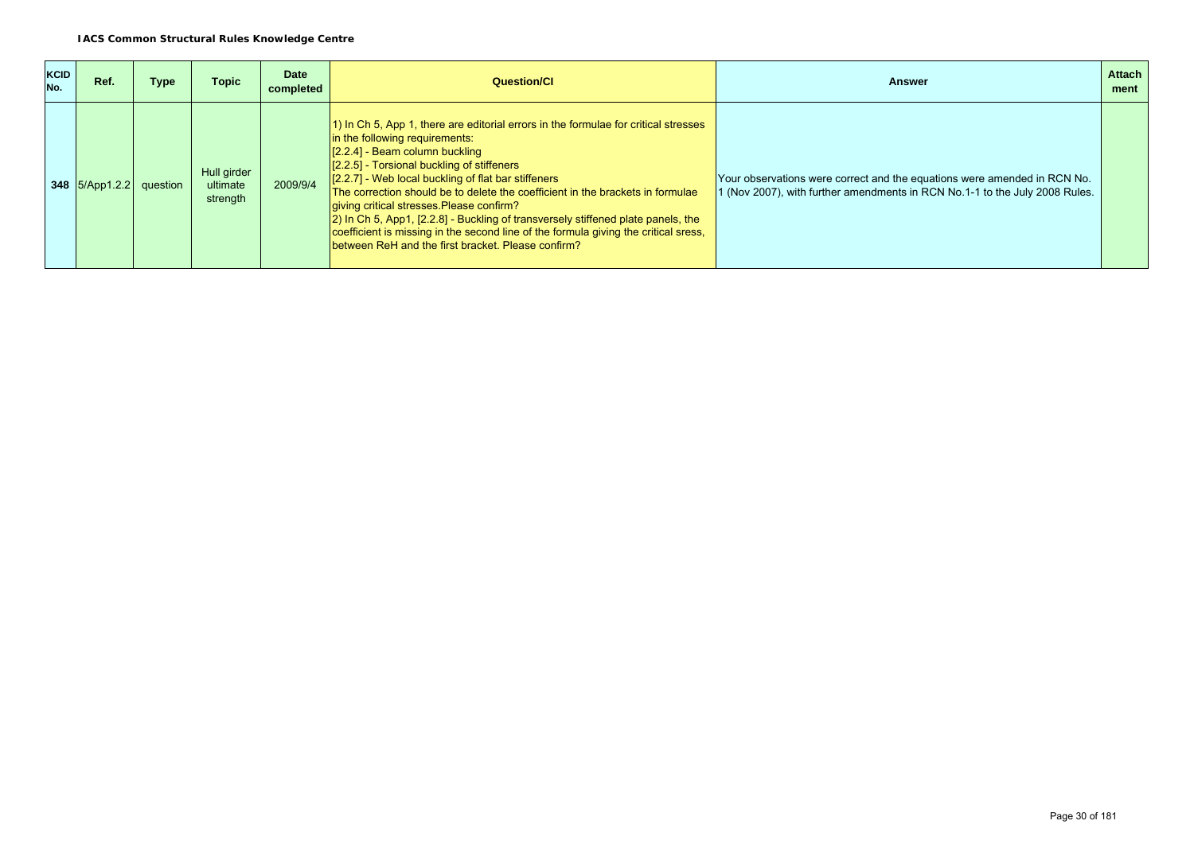**IACS Common Structural Rules Knowledge Centre**

| KCID No. | Ref. | Type | Topic | Date completed | Question/CI | Answer | Attachment |
|---|---|---|---|---|---|---|---|
| **348** | 5/App1.2.2 | question | Hull girder ultimate strength | 2009/9/4 | 1) In Ch 5, App 1, there are editorial errors in the formulae for critical stresses in the following requirements:<br>[2.2.4] - Beam column buckling<br>[2.2.5] - Torsional buckling of stiffeners<br>[2.2.7] - Web local buckling of flat bar stiffeners<br>The correction should be to delete the coefficient in the brackets in formulae giving critical stresses.Please confirm?<br>2) In Ch 5, App1, [2.2.8] - Buckling of transversely stiffened plate panels, the coefficient is missing in the second line of the formula giving the critical sress, between ReH and the first bracket. Please confirm? | Your observations were correct and the equations were amended in RCN No. 1 (Nov 2007), with further amendments in RCN No.1-1 to the July 2008 Rules. | |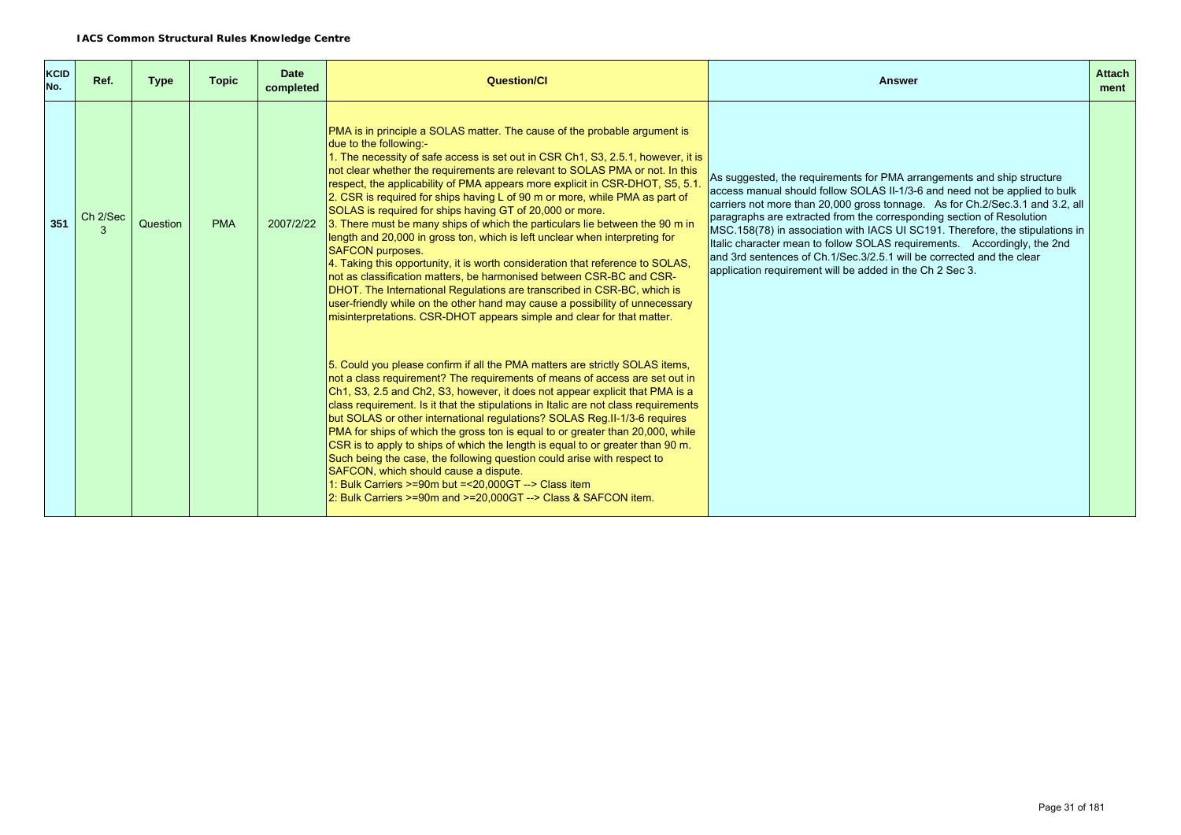**IACS Common Structural Rules Knowledge Centre**

| KCID No. | Ref. | Type | Topic | Date completed | Question/CI | Answer | Attach ment |
|---|---|---|---|---|---|---|---|
| 351 | Ch 2/Sec 3 | Question | PMA | 2007/2/22 | PMA is in principle a SOLAS matter. The cause of the probable argument is due to the following:-<br>1. The necessity of safe access is set out in CSR Ch1, S3, 2.5.1, however, it is not clear whether the requirements are relevant to SOLAS PMA or not. In this respect, the applicability of PMA appears more explicit in CSR-DHOT, S5, 5.1.<br>2. CSR is required for ships having L of 90 m or more, while PMA as part of SOLAS is required for ships having GT of 20,000 or more.<br>3. There must be many ships of which the particulars lie between the 90 m in length and 20,000 in gross ton, which is left unclear when interpreting for SAFCON purposes.<br>4. Taking this opportunity, it is worth consideration that reference to SOLAS, not as classification matters, be harmonised between CSR-BC and CSR-DHOT. The International Regulations are transcribed in CSR-BC, which is user-friendly while on the other hand may cause a possibility of unnecessary misinterpretations. CSR-DHOT appears simple and clear for that matter.<br><br>5. Could you please confirm if all the PMA matters are strictly SOLAS items, not a class requirement? The requirements of means of access are set out in Ch1, S3, 2.5 and Ch2, S3, however, it does not appear explicit that PMA is a class requirement. Is it that the stipulations in Italic are not class requirements but SOLAS or other international regulations? SOLAS Reg.II-1/3-6 requires PMA for ships of which the gross ton is equal to or greater than 20,000, while CSR is to apply to ships of which the length is equal to or greater than 90 m. Such being the case, the following question could arise with respect to SAFCON, which should cause a dispute.<br>1: Bulk Carriers >=90m but =<20,000GT --> Class item<br>2: Bulk Carriers >=90m and >=20,000GT --> Class & SAFCON item. | As suggested, the requirements for PMA arrangements and ship structure access manual should follow SOLAS II-1/3-6 and need not be applied to bulk carriers not more than 20,000 gross tonnage. As for Ch.2/Sec.3.1 and 3.2, all paragraphs are extracted from the corresponding section of Resolution MSC.158(78) in association with IACS UI SC191. Therefore, the stipulations in Italic character mean to follow SOLAS requirements. Accordingly, the 2nd and 3rd sentences of Ch.1/Sec.3/2.5.1 will be corrected and the clear application requirement will be added in the Ch 2 Sec 3. | |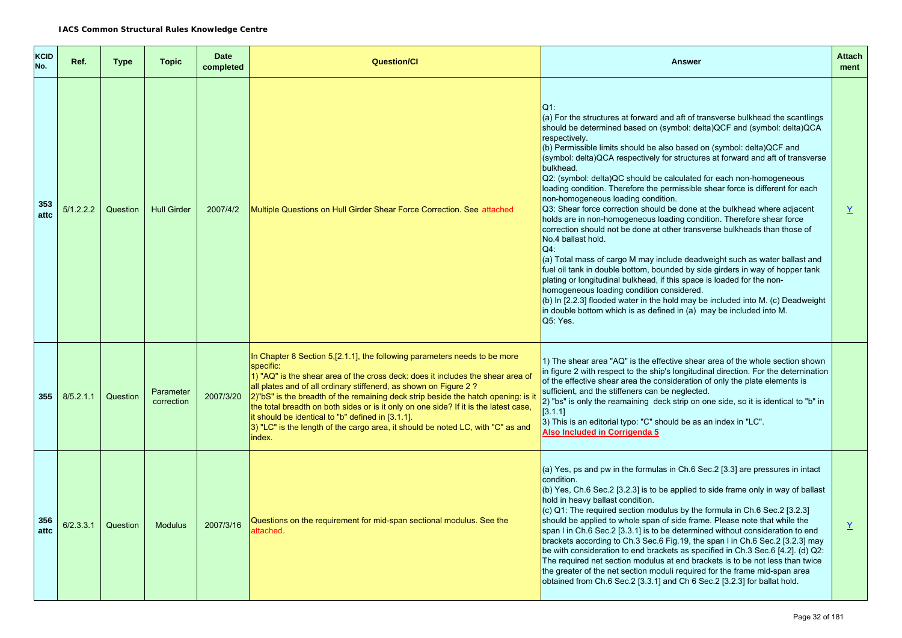**IACS Common Structural Rules Knowledge Centre**

| KCID No. | Ref. | Type | Topic | Date completed | Question/CI | Answer | Attach ment |
|---|---|---|---|---|---|---|---|
| 353 attc | 5/1.2.2.2 | Question | Hull Girder | 2007/4/2 | Multiple Questions on Hull Girder Shear Force Correction. See attached | Q1:<br>(a) For the structures at forward and aft of transverse bulkhead the scantlings should be determined based on (symbol: delta)QCF and (symbol: delta)QCA respectively.<br>(b) Permissible limits should be also based on (symbol: delta)QCF and (symbol: delta)QCA respectively for structures at forward and aft of transverse bulkhead.<br>Q2: (symbol: delta)QC should be calculated for each non-homogeneous loading condition. Therefore the permissible shear force is different for each non-homogeneous loading condition.<br>Q3: Shear force correction should be done at the bulkhead where adjacent holds are in non-homogeneous loading condition. Therefore shear force correction should not be done at other transverse bulkheads than those of No.4 ballast hold.<br>Q4:<br>(a) Total mass of cargo M may include deadweight such as water ballast and fuel oil tank in double bottom, bounded by side girders in way of hopper tank plating or longitudinal bulkhead, if this space is loaded for the non-homogeneous loading condition considered.<br>(b) In [2.2.3] flooded water in the hold may be included into M. (c) Deadweight in double bottom which is as defined in (a) may be included into M.<br>Q5: Yes. | Y |
| 355 | 8/5.2.1.1 | Question | Parameter correction | 2007/3/20 | In Chapter 8 Section 5,[2.1.1], the following parameters needs to be more specific:<br>1) "AQ" is the shear area of the cross deck: does it includes the shear area of all plates and of all ordinary stiffenerd, as shown on Figure 2 ?<br>2)"bS" is the breadth of the remaining deck strip beside the hatch opening: is it the total breadth on both sides or is it only on one side? If it is the latest case, it should be identical to "b" defined in [3.1.1].<br>3) "LC" is the length of the cargo area, it should be noted LC, with "C" as and index. | 1) The shear area "AQ" is the effective shear area of the whole section shown in figure 2 with respect to the ship's longitudinal direction. For the deternination of the effective shear area the consideration of only the plate elements is sufficient, and the stiffeners can be neglected.<br>2) "bs" is only the reamaining deck strip on one side, so it is identical to "b" in [3.1.1]<br>3) This is an editorial typo: "C" should be as an index in "LC".<br>**Also Included in Corrigenda 5** | |
| 356 attc | 6/2.3.3.1 | Question | Modulus | 2007/3/16 | Questions on the requirement for mid-span sectional modulus. See the attached. | (a) Yes, ps and pw in the formulas in Ch.6 Sec.2 [3.3] are pressures in intact condition.<br>(b) Yes, Ch.6 Sec.2 [3.2.3] is to be applied to side frame only in way of ballast hold in heavy ballast condition.<br>(c) Q1: The required section modulus by the formula in Ch.6 Sec.2 [3.2.3] should be applied to whole span of side frame. Please note that while the span l in Ch.6 Sec.2 [3.3.1] is to be determined without consideration to end brackets according to Ch.3 Sec.6 Fig.19, the span l in Ch.6 Sec.2 [3.2.3] may be with consideration to end brackets as specified in Ch.3 Sec.6 [4.2]. (d) Q2: The required net section modulus at end brackets is to be not less than twice the greater of the net section moduli required for the frame mid-span area obtained from Ch.6 Sec.2 [3.3.1] and Ch 6 Sec.2 [3.2.3] for ballat hold. | Y |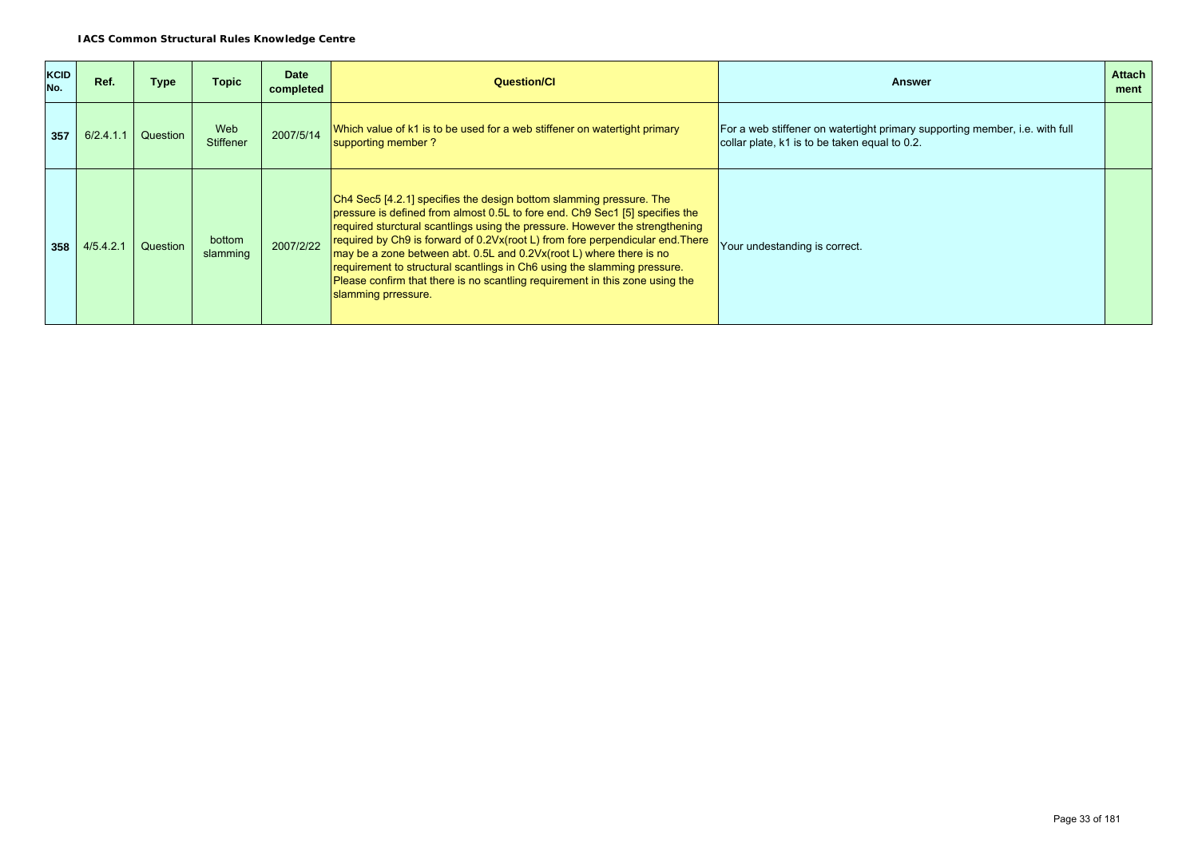| KCID No. | Ref. | Type | Topic | Date completed | Question/CI | Answer | Attach ment |
|---|---|---|---|---|---|---|---|
| 357 | 6/2.4.1.1 | Question | Web Stiffener | 2007/5/14 | Which value of k1 is to be used for a web stiffener on watertight primary supporting member ? | For a web stiffener on watertight primary supporting member, i.e. with full collar plate, k1 is to be taken equal to 0.2. | |
| 358 | 4/5.4.2.1 | Question | bottom slamming | 2007/2/22 | Ch4 Sec5 [4.2.1] specifies the design bottom slamming pressure. The pressure is defined from almost 0.5L to fore end. Ch9 Sec1 [5] specifies the required sturctural scantlings using the pressure. However the strengthening required by Ch9 is forward of 0.2Vx(root L) from fore perpendicular end.There may be a zone between abt. 0.5L and 0.2Vx(root L) where there is no requirement to structural scantlings in Ch6 using the slamming pressure. Please confirm that there is no scantling requirement in this zone using the slamming prressure. | Your undestanding is correct. | |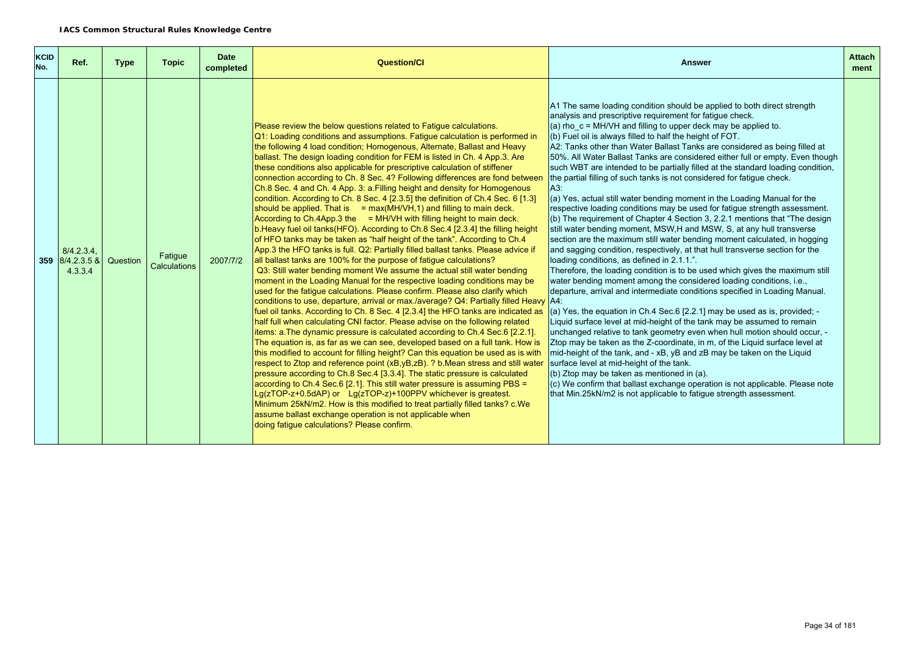**IACS Common Structural Rules Knowledge Centre**

| KCID No. | Ref. | Type | Topic | Date completed | Question/CI | Answer | Attachment |
|---|---|---|---|---|---|---|---|
| 359 | 8/4.2.3.4, 8/4.2.3.5 & 4.3.3.4 | Question | Fatigue Calculations | 2007/7/2 | Please review the below questions related to Fatigue calculations.<br>Q1: Loading conditions and assumptions. Fatigue calculation is performed in the following 4 load condition; Homogenous, Alternate, Ballast and Heavy ballast. The design loading condition for FEM is listed in Ch. 4 App.3. Are these conditions also applicable for prescriptive calculation of stiffener connection according to Ch. 8 Sec. 4? Following differences are fond between Ch.8 Sec. 4 and Ch. 4 App. 3: a.Filling height and density for Homogenous condition. According to Ch. 8 Sec. 4 [2.3.5] the definition of Ch.4 Sec. 6 [1.3] should be applied. That is = max(MH/VH,1) and filling to main deck. According to Ch.4App.3 the = MH/VH with filling height to main deck. b.Heavy fuel oil tanks(HFO). According to Ch.8 Sec.4 [2.3.4] the filling height of HFO tanks may be taken as "half height of the tank". According to Ch.4 App.3 the HFO tanks is full. Q2: Partially filled ballast tanks. Please advice if all ballast tanks are 100% for the purpose of fatigue calculations?<br>Q3: Still water bending moment We assume the actual still water bending moment in the Loading Manual for the respective loading conditions may be used for the fatigue calculations. Please confirm. Please also clarify which conditions to use, departure, arrival or max./average? Q4: Partially filled Heavy fuel oil tanks. According to Ch. 8 Sec. 4 [2.3.4] the HFO tanks are indicated as half full when calculating CNI factor. Please advise on the following related items: a.The dynamic pressure is calculated according to Ch.4 Sec.6 [2.2.1]. The equation is, as far as we can see, developed based on a full tank. How is this modified to account for filling height? Can this equation be used as is with respect to Ztop and reference point (xB,yB,zB). ? b.Mean stress and still water pressure according to Ch.8 Sec.4 [3.3.4]. The static pressure is calculated according to Ch.4 Sec.6 [2.1]. This still water pressure is assuming PBS = Lg(zTOP-z+0.5dAP) or Lg(zTOP-z)+100PPV whichever is greatest. Minimum 25kN/m2. How is this modified to treat partially filled tanks? c.We assume ballast exchange operation is not applicable when doing fatigue calculations? Please confirm. | A1 The same loading condition should be applied to both direct strength analysis and prescriptive requirement for fatigue check.<br>(a) rho_c = MH/VH and filling to upper deck may be applied to.<br>(b) Fuel oil is always filled to half the height of FOT.<br>A2: Tanks other than Water Ballast Tanks are considered as being filled at 50%. All Water Ballast Tanks are considered either full or empty. Even though such WBT are intended to be partially filled at the standard loading condition, the partial filling of such tanks is not considered for fatigue check.<br>A3:<br>(a) Yes, actual still water bending moment in the Loading Manual for the respective loading conditions may be used for fatigue strength assessment.<br>(b) The requirement of Chapter 4 Section 3, 2.2.1 mentions that "The design still water bending moment, MSW,H and MSW, S, at any hull transverse section are the maximum still water bending moment calculated, in hogging and sagging condition, respectively, at that hull transverse section for the loading conditions, as defined in 2.1.1.".<br>Therefore, the loading condition is to be used which gives the maximum still water bending moment among the considered loading conditions, i.e., departure, arrival and intermediate conditions specified in Loading Manual.<br>A4:<br>(a) Yes, the equation in Ch.4 Sec.6 [2.2.1] may be used as is, provided; - Liquid surface level at mid-height of the tank may be assumed to remain unchanged relative to tank geometry even when hull motion should occur, - Ztop may be taken as the Z-coordinate, in m, of the Liquid surface level at mid-height of the tank, and - xB, yB and zB may be taken on the Liquid surface level at mid-height of the tank.<br>(b) Ztop may be taken as mentioned in (a).<br>(c) We confirm that ballast exchange operation is not applicable. Please note that Min.25kN/m2 is not applicable to fatigue strength assessment. | |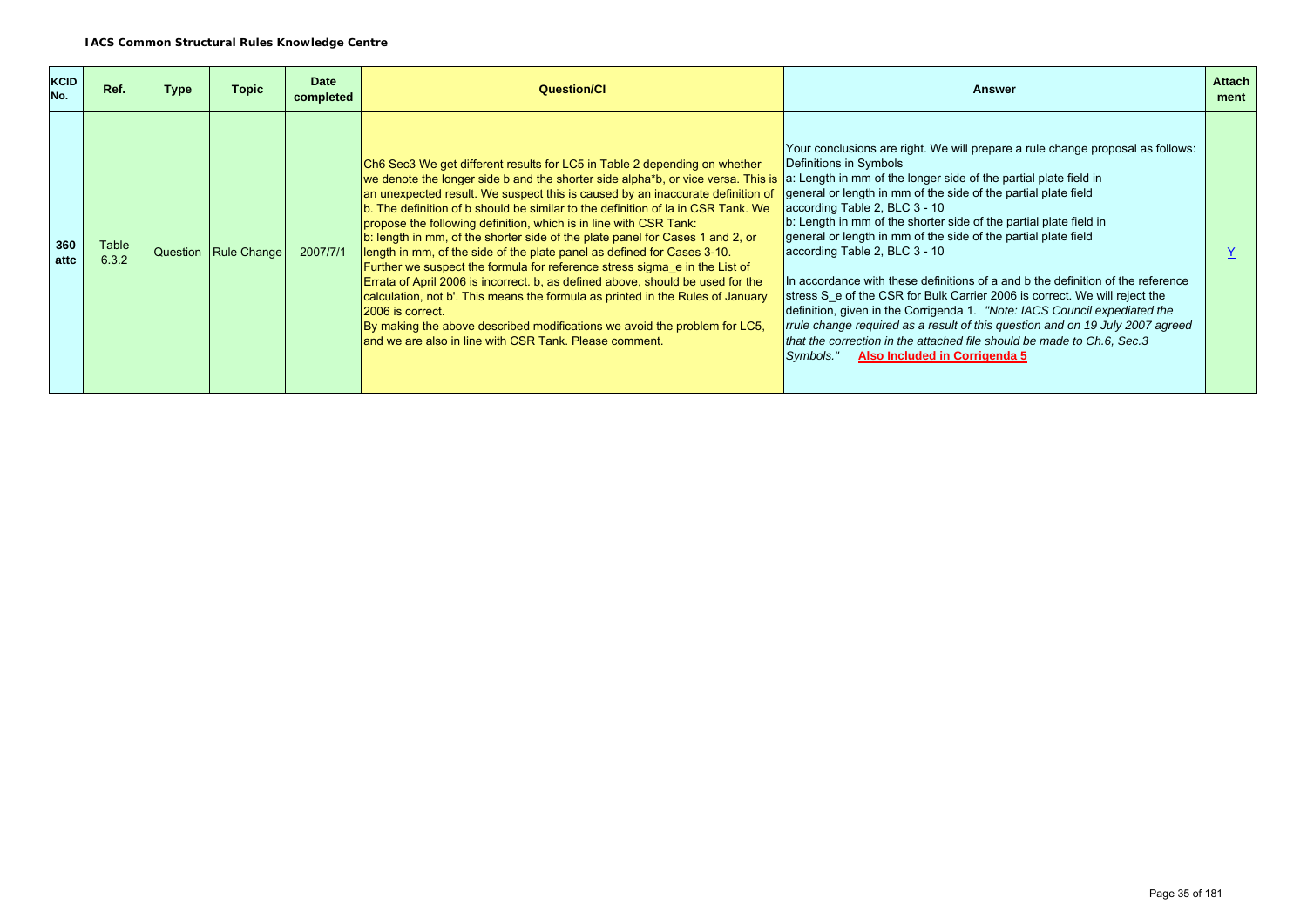**IACS Common Structural Rules Knowledge Centre**

| KCID No. | Ref. | Type | Topic | Date completed | Question/CI | Answer | Attach ment |
|---|---|---|---|---|---|---|---|
| **360 attc** | Table 6.3.2 | Question | Rule Change | 2007/7/1 | Ch6 Sec3 We get different results for LC5 in Table 2 depending on whether we denote the longer side b and the shorter side alpha*b, or vice versa. This is an unexpected result. We suspect this is caused by an inaccurate definition of b. The definition of b should be similar to the definition of la in CSR Tank. We propose the following definition, which is in line with CSR Tank:<br>b: length in mm, of the shorter side of the plate panel for Cases 1 and 2, or length in mm, of the side of the plate panel as defined for Cases 3-10.<br>Further we suspect the formula for reference stress sigma_e in the List of Errata of April 2006 is incorrect. b, as defined above, should be used for the calculation, not b'. This means the formula as printed in the Rules of January 2006 is correct.<br>By making the above described modifications we avoid the problem for LC5, and we are also in line with CSR Tank. Please comment. | Your conclusions are right. We will prepare a rule change proposal as follows:<br>Definitions in Symbols<br>a: Length in mm of the longer side of the partial plate field in general or length in mm of the side of the partial plate field according Table 2, BLC 3 - 10<br>b: Length in mm of the shorter side of the partial plate field in general or length in mm of the side of the partial plate field according Table 2, BLC 3 - 10<br><br>In accordance with these definitions of a and b the definition of the reference stress S_e of the CSR for Bulk Carrier 2006 is correct. We will reject the definition, given in the Corrigenda 1. *"Note: IACS Council expediated the rrule change required as a result of this question and on 19 July 2007 agreed that the correction in the attached file should be made to Ch.6, Sec.3 Symbols."* **Also Included in Corrigenda 5** | Y |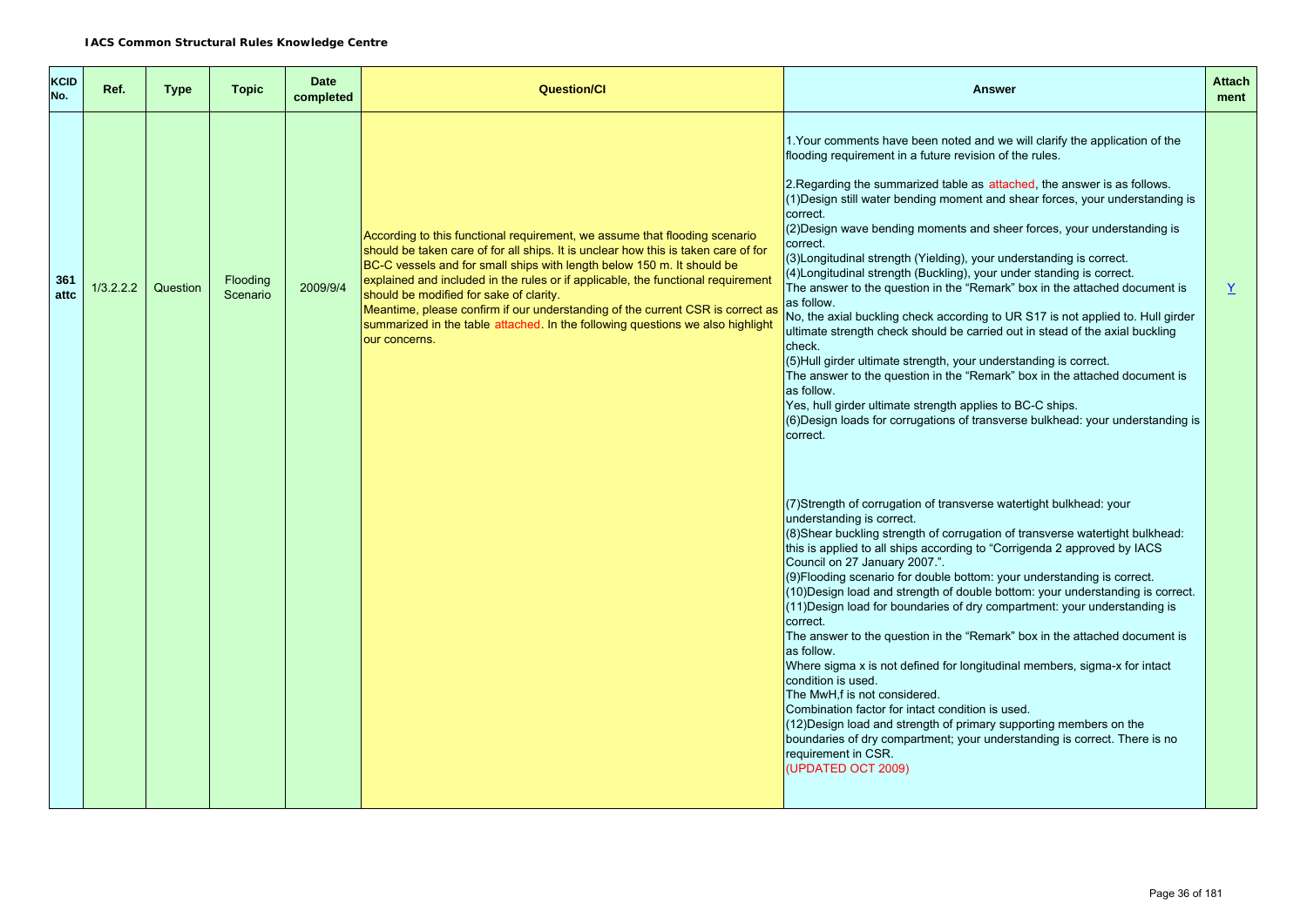**IACS Common Structural Rules Knowledge Centre**

| KCID No. | Ref. | Type | Topic | Date completed | Question/CI | Answer | Attach ment |
|---|---|---|---|---|---|---|---|
| 361 attc | 1/3.2.2.2 | Question | Flooding Scenario | 2009/9/4 | According to this functional requirement, we assume that flooding scenario should be taken care of for all ships. It is unclear how this is taken care of for BC-C vessels and for small ships with length below 150 m. It should be explained and included in the rules or if applicable, the functional requirement should be modified for sake of clarity.<br>Meantime, please confirm if our understanding of the current CSR is correct as summarized in the table attached. In the following questions we also highlight our concerns. | 1.Your comments have been noted and we will clarify the application of the flooding requirement in a future revision of the rules.<br><br>2.Regarding the summarized table as attached, the answer is as follows.<br>(1)Design still water bending moment and shear forces, your understanding is correct.<br>(2)Design wave bending moments and sheer forces, your understanding is correct.<br>(3)Longitudinal strength (Yielding), your understanding is correct.<br>(4)Longitudinal strength (Buckling), your under standing is correct.<br>The answer to the question in the "Remark" box in the attached document is as follow.<br>No, the axial buckling check according to UR S17 is not applied to. Hull girder ultimate strength check should be carried out in stead of the axial buckling check.<br>(5)Hull girder ultimate strength, your understanding is correct.<br>The answer to the question in the "Remark" box in the attached document is as follow.<br>Yes, hull girder ultimate strength applies to BC-C ships.<br>(6)Design loads for corrugations of transverse bulkhead: your understanding is correct.<br><br>(7)Strength of corrugation of transverse watertight bulkhead: your understanding is correct.<br>(8)Shear buckling strength of corrugation of transverse watertight bulkhead: this is applied to all ships according to "Corrigenda 2 approved by IACS Council on 27 January 2007.".<br>(9)Flooding scenario for double bottom: your understanding is correct.<br>(10)Design load and strength of double bottom: your understanding is correct.<br>(11)Design load for boundaries of dry compartment: your understanding is correct.<br>The answer to the question in the "Remark" box in the attached document is as follow.<br>Where sigma x is not defined for longitudinal members, sigma-x for intact condition is used.<br>The MwH,f is not considered.<br>Combination factor for intact condition is used.<br>(12)Design load and strength of primary supporting members on the boundaries of dry compartment; your understanding is correct. There is no requirement in CSR.<br>(UPDATED OCT 2009) | Y |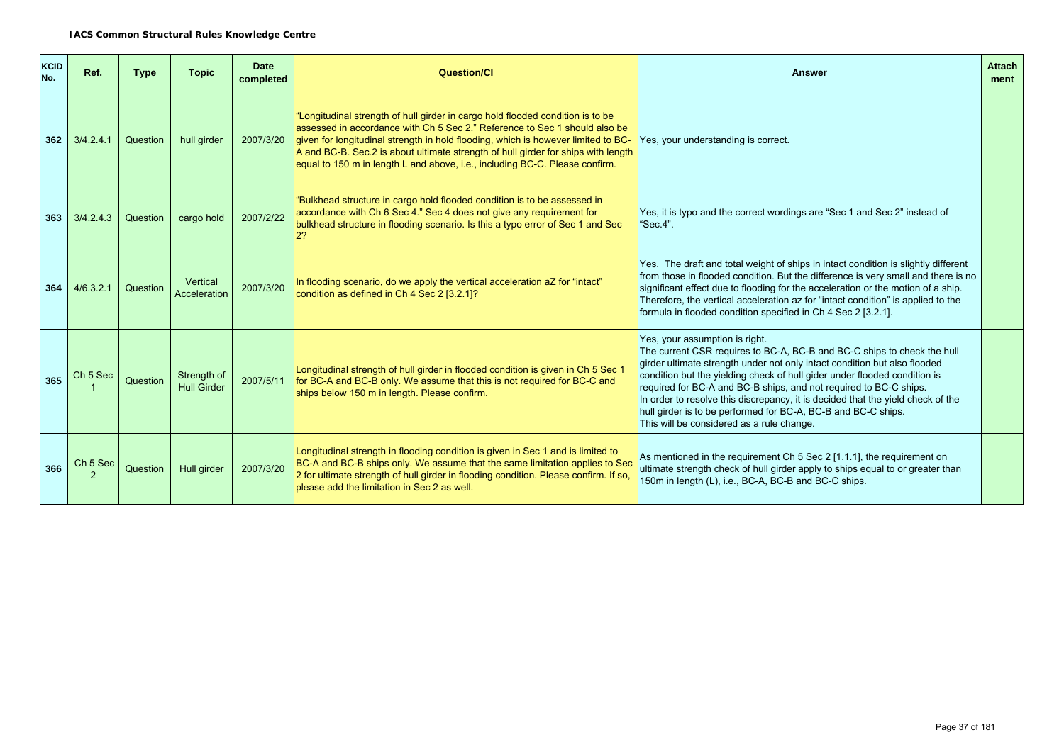| KCID No. | Ref. | Type | Topic | Date completed | Question/CI | Answer | Attachment |
|---|---|---|---|---|---|---|---|
| 362 | 3/4.2.4.1 | Question | hull girder | 2007/3/20 | "Longitudinal strength of hull girder in cargo hold flooded condition is to be assessed in accordance with Ch 5 Sec 2." Reference to Sec 1 should also be given for longitudinal strength in hold flooding, which is however limited to BC-A and BC-B. Sec.2 is about ultimate strength of hull girder for ships with length equal to 150 m in length L and above, i.e., including BC-C. Please confirm. | Yes, your understanding is correct. | |
| 363 | 3/4.2.4.3 | Question | cargo hold | 2007/2/22 | "Bulkhead structure in cargo hold flooded condition is to be assessed in accordance with Ch 6 Sec 4." Sec 4 does not give any requirement for bulkhead structure in flooding scenario. Is this a typo error of Sec 1 and Sec 2? | Yes, it is typo and the correct wordings are "Sec 1 and Sec 2" instead of "Sec.4". | |
| 364 | 4/6.3.2.1 | Question | Vertical Acceleration | 2007/3/20 | In flooding scenario, do we apply the vertical acceleration aZ for "intact" condition as defined in Ch 4 Sec 2 [3.2.1]? | Yes. The draft and total weight of ships in intact condition is slightly different from those in flooded condition. But the difference is very small and there is no significant effect due to flooding for the acceleration or the motion of a ship. Therefore, the vertical acceleration az for "intact condition" is applied to the formula in flooded condition specified in Ch 4 Sec 2 [3.2.1]. | |
| 365 | Ch 5 Sec 1 | Question | Strength of Hull Girder | 2007/5/11 | Longitudinal strength of hull girder in flooded condition is given in Ch 5 Sec 1 for BC-A and BC-B only. We assume that this is not required for BC-C and ships below 150 m in length. Please confirm. | Yes, your assumption is right.<br>The current CSR requires to BC-A, BC-B and BC-C ships to check the hull girder ultimate strength under not only intact condition but also flooded condition but the yielding check of hull gider under flooded condition is required for BC-A and BC-B ships, and not required to BC-C ships.<br>In order to resolve this discrepancy, it is decided that the yield check of the hull girder is to be performed for BC-A, BC-B and BC-C ships.<br>This will be considered as a rule change. | |
| 366 | Ch 5 Sec 2 | Question | Hull girder | 2007/3/20 | Longitudinal strength in flooding condition is given in Sec 1 and is limited to BC-A and BC-B ships only. We assume that the same limitation applies to Sec 2 for ultimate strength of hull girder in flooding condition. Please confirm. If so, please add the limitation in Sec 2 as well. | As mentioned in the requirement Ch 5 Sec 2 [1.1.1], the requirement on ultimate strength check of hull girder apply to ships equal to or greater than 150m in length (L), i.e., BC-A, BC-B and BC-C ships. | |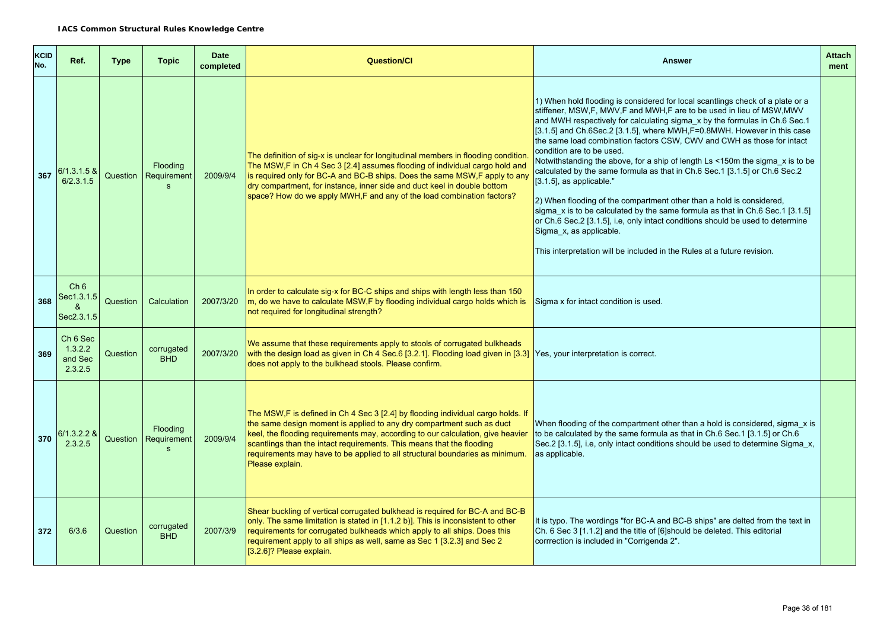**IACS Common Structural Rules Knowledge Centre**

| KCID No. | Ref. | Type | Topic | Date completed | Question/CI | Answer | Attach ment |
|---|---|---|---|---|---|---|---|
| 367 | 6/1.3.1.5 & 6/2.3.1.5 | Question | Flooding Requirements | 2009/9/4 | The definition of sig-x is unclear for longitudinal members in flooding condition. The MSW,F in Ch 4 Sec 3 [2.4] assumes flooding of individual cargo hold and is required only for BC-A and BC-B ships. Does the same MSW,F apply to any dry compartment, for instance, inner side and duct keel in double bottom space? How do we apply MWH,F and any of the load combination factors? | 1) When hold flooding is considered for local scantlings check of a plate or a stiffener, MSW,F, MWV,F and MWH,F are to be used in lieu of MSW,MWV and MWH respectively for calculating sigma_x by the formulas in Ch.6 Sec.1 [3.1.5] and Ch.6Sec.2 [3.1.5], where MWH,F=0.8MWH. However in this case the same load combination factors CSW, CWV and CWH as those for intact condition are to be used.<br>Notwithstanding the above, for a ship of length Ls <150m the sigma_x is to be calculated by the same formula as that in Ch.6 Sec.1 [3.1.5] or Ch.6 Sec.2 [3.1.5], as applicable."<br><br>2) When flooding of the compartment other than a hold is considered, sigma_x is to be calculated by the same formula as that in Ch.6 Sec.1 [3.1.5] or Ch.6 Sec.2 [3.1.5], i.e, only intact conditions should be used to determine Sigma_x, as applicable.<br><br>This interpretation will be included in the Rules at a future revision. | |
| 368 | Ch 6 Sec1.3.1.5 & Sec2.3.1.5 | Question | Calculation | 2007/3/20 | In order to calculate sig-x for BC-C ships and ships with length less than 150 m, do we have to calculate MSW,F by flooding individual cargo holds which is not required for longitudinal strength? | Sigma x for intact condition is used. | |
| 369 | Ch 6 Sec 1.3.2.2 and Sec 2.3.2.5 | Question | corrugated BHD | 2007/3/20 | We assume that these requirements apply to stools of corrugated bulkheads with the design load as given in Ch 4 Sec.6 [3.2.1]. Flooding load given in [3.3] does not apply to the bulkhead stools. Please confirm. | Yes, your interpretation is correct. | |
| 370 | 6/1.3.2.2 & 2.3.2.5 | Question | Flooding Requirements | 2009/9/4 | The MSW,F is defined in Ch 4 Sec 3 [2.4] by flooding individual cargo holds. If the same design moment is applied to any dry compartment such as duct keel, the flooding requirements may, according to our calculation, give heavier scantlings than the intact requirements. This means that the flooding requirements may have to be applied to all structural boundaries as minimum. Please explain. | When flooding of the compartment other than a hold is considered, sigma_x is to be calculated by the same formula as that in Ch.6 Sec.1 [3.1.5] or Ch.6 Sec.2 [3.1.5], i.e, only intact conditions should be used to determine Sigma_x, as applicable. | |
| 372 | 6/3.6 | Question | corrugated BHD | 2007/3/9 | Shear buckling of vertical corrugated bulkhead is required for BC-A and BC-B only. The same limitation is stated in [1.1.2 b)]. This is inconsistent to other requirements for corrugated bulkheads which apply to all ships. Does this requirement apply to all ships as well, same as Sec 1 [3.2.3] and Sec 2 [3.2.6]? Please explain. | It is typo. The wordings "for BC-A and BC-B ships" are delted from the text in Ch. 6 Sec 3 [1.1.2] and the title of [6]should be deleted. This editorial corrrection is included in "Corrigenda 2". | |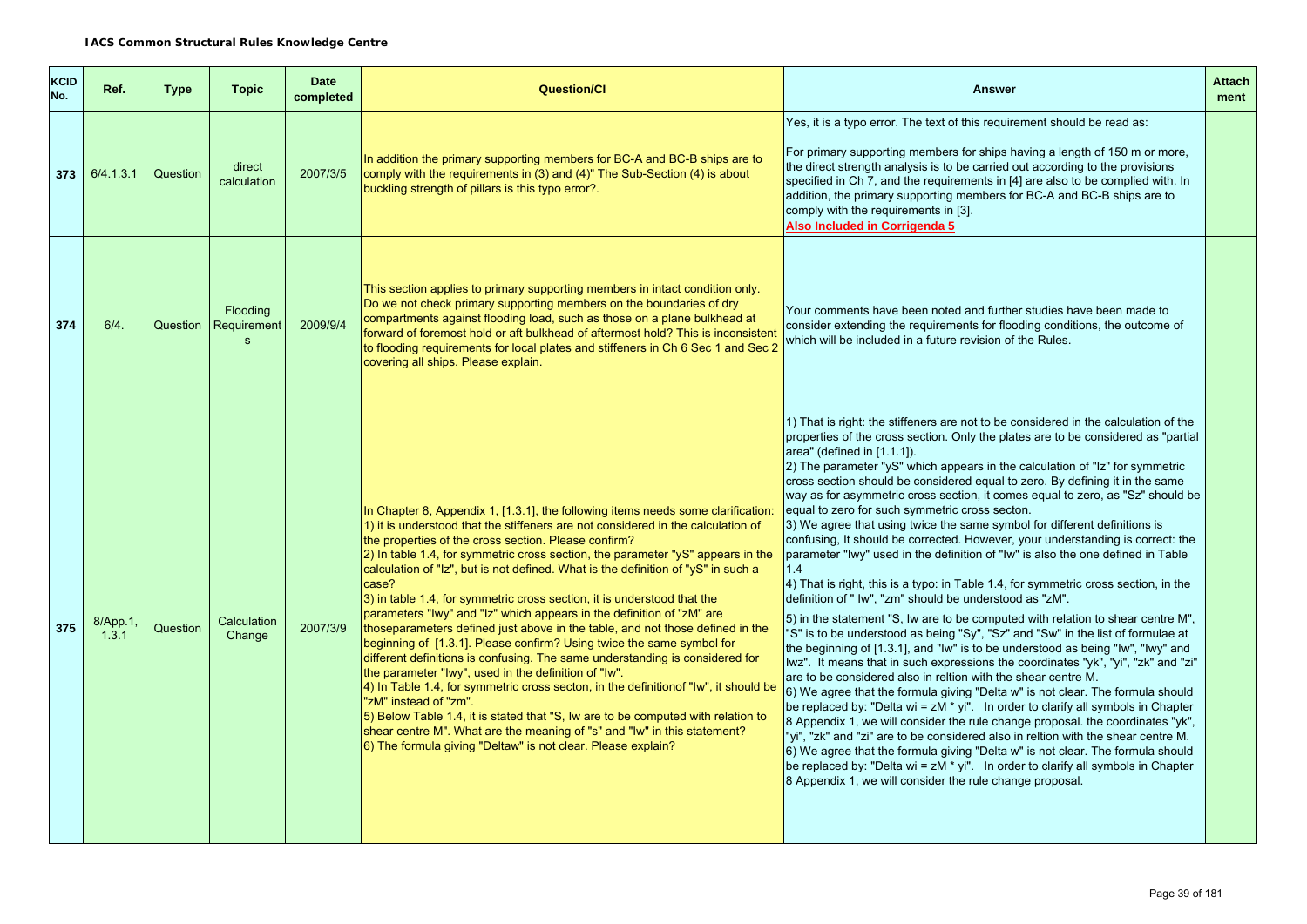**IACS Common Structural Rules Knowledge Centre**

| KCID No. | Ref. | Type | Topic | Date completed | Question/CI | Answer | Attach ment |
|---|---|---|---|---|---|---|---|
| 373 | 6/4.1.3.1 | Question | direct calculation | 2007/3/5 | In addition the primary supporting members for BC-A and BC-B ships are to comply with the requirements in (3) and (4)" The Sub-Section (4) is about buckling strength of pillars is this typo error?. | Yes, it is a typo error. The text of this requirement should be read as:<br><br>For primary supporting members for ships having a length of 150 m or more, the direct strength analysis is to be carried out according to the provisions specified in Ch 7, and the requirements in [4] are also to be complied with. In addition, the primary supporting members for BC-A and BC-B ships are to comply with the requirements in [3].<br>**Also Included in Corrigenda 5** | |
| 374 | 6/4. | Question | Flooding Requirement s | 2009/9/4 | This section applies to primary supporting members in intact condition only. Do we not check primary supporting members on the boundaries of dry compartments against flooding load, such as those on a plane bulkhead at forward of foremost hold or aft bulkhead of aftermost hold? This is inconsistent to flooding requirements for local plates and stiffeners in Ch 6 Sec 1 and Sec 2 covering all ships. Please explain. | Your comments have been noted and further studies have been made to consider extending the requirements for flooding conditions, the outcome of which will be included in a future revision of the Rules. | |
| 375 | 8/App.1, 1.3.1 | Question | Calculation Change | 2007/3/9 | In Chapter 8, Appendix 1, [1.3.1], the following items needs some clarification:<br>1) it is understood that the stiffeners are not considered in the calculation of the properties of the cross section. Please confirm?<br>2) In table 1.4, for symmetric cross section, the parameter "yS" appears in the calculation of "Iz", but is not defined. What is the definition of "yS" in such a case?<br>3) in table 1.4, for symmetric cross section, it is understood that the parameters "Iwy" and "Iz" which appears in the definition of "zM" are thoseparameters defined just above in the table, and not those defined in the beginning of [1.3.1]. Please confirm? Using twice the same symbol for different definitions is confusing. The same understanding is considered for the parameter "Iwy", used in the definition of "Iw".<br>4) In Table 1.4, for symmetric cross secton, in the definitionof "Iw", it should be "zM" instead of "zm".<br>5) Below Table 1.4, it is stated that "S, Iw are to be computed with relation to shear centre M". What are the meaning of "s" and "Iw" in this statement?<br>6) The formula giving "Deltaw" is not clear. Please explain? | 1) That is right: the stiffeners are not to be considered in the calculation of the properties of the cross section. Only the plates are to be considered as "partial area" (defined in [1.1.1]).<br>2) The parameter "yS" which appears in the calculation of "Iz" for symmetric cross section should be considered equal to zero. By defining it in the same way as for asymmetric cross section, it comes equal to zero, as "Sz" should be equal to zero for such symmetric cross secton.<br>3) We agree that using twice the same symbol for different definitions is confusing, It should be corrected. However, your understanding is correct: the parameter "Iwy" used in the definition of "Iw" is also the one defined in Table 1.4<br>4) That is right, this is a typo: in Table 1.4, for symmetric cross section, in the definition of " Iw", "zm" should be understood as "zM".<br>5) in the statement "S, Iw are to be computed with relation to shear centre M", "S" is to be understood as being "Sy", "Sz" and "Sw" in the list of formulae at the beginning of [1.3.1], and "Iw" is to be understood as being "Iw", "Iwy" and Iwz". It means that in such expressions the coordinates "yk", "yi", "zk" and "zi" are to be considered also in reltion with the shear centre M.<br>6) We agree that the formula giving "Delta w" is not clear. The formula should be replaced by: "Delta wi = zM * yi". In order to clarify all symbols in Chapter 8 Appendix 1, we will consider the rule change proposal. the coordinates "yk", "yi", "zk" and "zi" are to be considered also in reltion with the shear centre M.<br>6) We agree that the formula giving "Delta w" is not clear. The formula should be replaced by: "Delta wi = zM * yi". In order to clarify all symbols in Chapter 8 Appendix 1, we will consider the rule change proposal. | |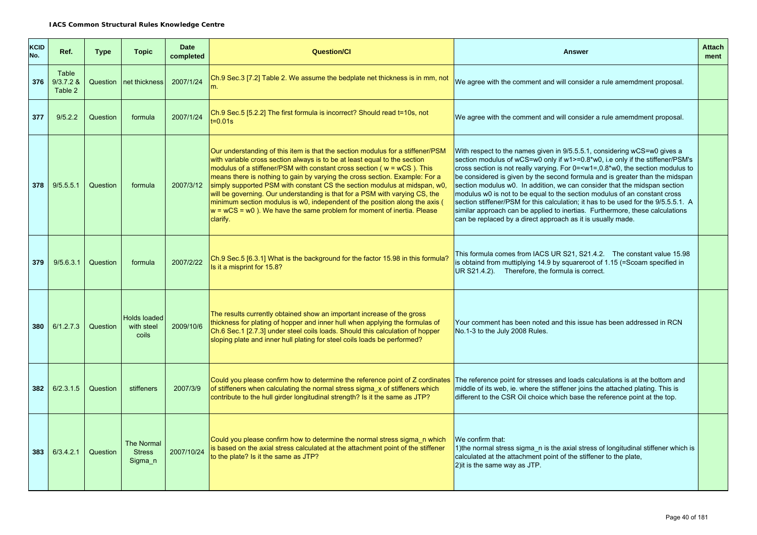**IACS Common Structural Rules Knowledge Centre**

| KCID No. | Ref. | Type | Topic | Date completed | Question/CI | Answer | Attachment |
|---|---|---|---|---|---|---|---|
| 376 | Table 9/3.7.2 & Table 2 | Question | net thickness | 2007/1/24 | Ch.9 Sec.3 [7.2] Table 2. We assume the bedplate net thickness is in mm, not m. | We agree with the comment and will consider a rule amemdment proposal. | |
| 377 | 9/5.2.2 | Question | formula | 2007/1/24 | Ch.9 Sec.5 [5.2.2] The first formula is incorrect? Should read t=10s, not t=0.01s | We agree with the comment and will consider a rule amemdment proposal. | |
| 378 | 9/5.5.5.1 | Question | formula | 2007/3/12 | Our understanding of this item is that the section modulus for a stiffener/PSM with variable cross section always is to be at least equal to the section modulus of a stiffener/PSM with constant cross section ( w = wCS ). This means there is nothing to gain by varying the cross section. Example: For a simply supported PSM with constant CS the section modulus at midspan, w0, will be governing. Our understanding is that for a PSM with varying CS, the minimum section modulus is w0, independent of the position along the axis ( w = wCS = w0 ). We have the same problem for moment of inertia. Please clarify. | With respect to the names given in 9/5.5.5.1, considering wCS=w0 gives a section modulus of wCS=w0 only if w1>=0.8*w0, i.e only if the stiffener/PSM's cross section is not really varying. For 0=<w1=,0.8*w0, the section modulus to be considered is given by the second formula and is greater than the midspan section modulus w0. In addition, we can consider that the midspan section modulus w0 is not to be equal to the section modulus of an constant cross section stiffener/PSM for this calculation; it has to be used for the 9/5.5.5.1. A similar approach can be applied to inertias. Furthermore, these calculations can be replaced by a direct approach as it is usually made. | |
| 379 | 9/5.6.3.1 | Question | formula | 2007/2/22 | Ch.9 Sec.5 [6.3.1] What is the background for the factor 15.98 in this formula? Is it a misprint for 15.8? | This formula comes from IACS UR S21, S21.4.2. The constant value 15.98 is obtaind from muttiplying 14.9 by squareroot of 1.15 (=Scoam specified in UR S21.4.2). Therefore, the formula is correct. | |
| 380 | 6/1.2.7.3 | Question | Holds loaded with steel coils | 2009/10/6 | The results currently obtained show an important increase of the gross thickness for plating of hopper and inner hull when applying the formulas of Ch.6 Sec.1 [2.7.3] under steel coils loads. Should this calculation of hopper sloping plate and inner hull plating for steel coils loads be performed? | Your comment has been noted and this issue has been addressed in RCN No.1-3 to the July 2008 Rules. | |
| 382 | 6/2.3.1.5 | Question | stiffeners | 2007/3/9 | Could you please confirm how to determine the reference point of Z cordinates of stiffeners when calculating the normal stress sigma_x of stiffeners which contribute to the hull girder longitudinal strength? Is it the same as JTP? | The reference point for stresses and loads calculations is at the bottom and middle of its web, ie. where the stiffener joins the attached plating. This is different to the CSR Oil choice which base the reference point at the top. | |
| 383 | 6/3.4.2.1 | Question | The Normal Stress Sigma_n | 2007/10/24 | Could you please confirm how to determine the normal stress sigma_n which is based on the axial stress calculated at the attachment point of the stiffener to the plate? Is it the same as JTP? | We confirm that:<br>1)the normal stress sigma_n is the axial stress of longitudinal stiffener which is calculated at the attachment point of the stiffener to the plate,<br>2)it is the same way as JTP. | |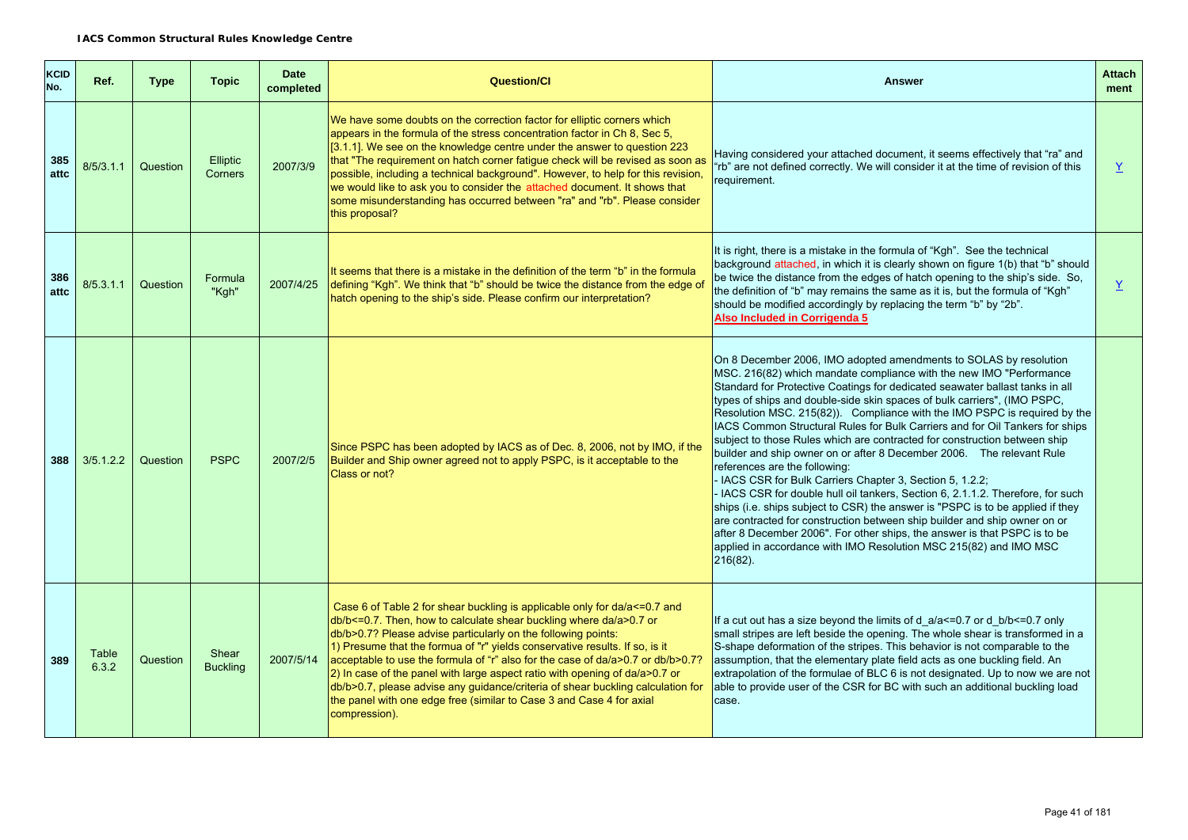| KCID No. | Ref. | Type | Topic | Date completed | Question/CI | Answer | Attach ment |
|---|---|---|---|---|---|---|---|
| 385 attc | 8/5/3.1.1 | Question | Elliptic Corners | 2007/3/9 | We have some doubts on the correction factor for elliptic corners which appears in the formula of the stress concentration factor in Ch 8, Sec 5, [3.1.1]. We see on the knowledge centre under the answer to question 223 that "The requirement on hatch corner fatigue check will be revised as soon as possible, including a technical background". However, to help for this revision, we would like to ask you to consider the attached document. It shows that some misunderstanding has occurred between "ra" and "rb". Please consider this proposal? | Having considered your attached document, it seems effectively that "ra" and "rb" are not defined correctly. We will consider it at the time of revision of this requirement. | Y |
| 386 attc | 8/5.3.1.1 | Question | Formula "Kgh" | 2007/4/25 | It seems that there is a mistake in the definition of the term "b" in the formula defining "Kgh". We think that "b" should be twice the distance from the edge of hatch opening to the ship's side. Please confirm our interpretation? | It is right, there is a mistake in the formula of "Kgh". See the technical background attached, in which it is clearly shown on figure 1(b) that "b" should be twice the distance from the edges of hatch opening to the ship's side. So, the definition of "b" may remains the same as it is, but the formula of "Kgh" should be modified accordingly by replacing the term "b" by "2b". **Also Included in Corrigenda 5** | Y |
| 388 | 3/5.1.2.2 | Question | PSPC | 2007/2/5 | Since PSPC has been adopted by IACS as of Dec. 8, 2006, not by IMO, if the Builder and Ship owner agreed not to apply PSPC, is it acceptable to the Class or not? | On 8 December 2006, IMO adopted amendments to SOLAS by resolution MSC. 216(82) which mandate compliance with the new IMO "Performance Standard for Protective Coatings for dedicated seawater ballast tanks in all types of ships and double-side skin spaces of bulk carriers", (IMO PSPC, Resolution MSC. 215(82)). Compliance with the IMO PSPC is required by the IACS Common Structural Rules for Bulk Carriers and for Oil Tankers for ships subject to those Rules which are contracted for construction between ship builder and ship owner on or after 8 December 2006. The relevant Rule references are the following:<br>- IACS CSR for Bulk Carriers Chapter 3, Section 5, 1.2.2;<br>- IACS CSR for double hull oil tankers, Section 6, 2.1.1.2. Therefore, for such ships (i.e. ships subject to CSR) the answer is "PSPC is to be applied if they are contracted for construction between ship builder and ship owner on or after 8 December 2006". For other ships, the answer is that PSPC is to be applied in accordance with IMO Resolution MSC 215(82) and IMO MSC 216(82). | |
| 389 | Table 6.3.2 | Question | Shear Buckling | 2007/5/14 | Case 6 of Table 2 for shear buckling is applicable only for da/a<=0.7 and db/b<=0.7. Then, how to calculate shear buckling where da/a>0.7 or db/b>0.7? Please advise particularly on the following points:<br>1) Presume that the formua of "r" yields conservative results. If so, is it acceptable to use the formula of "r" also for the case of da/a>0.7 or db/b>0.7?<br>2) In case of the panel with large aspect ratio with opening of da/a>0.7 or db/b>0.7, please advise any guidance/criteria of shear buckling calculation for the panel with one edge free (similar to Case 3 and Case 4 for axial compression). | If a cut out has a size beyond the limits of d_a/a<=0.7 or d_b/b<=0.7 only small stripes are left beside the opening. The whole shear is transformed in a S-shape deformation of the stripes. This behavior is not comparable to the assumption, that the elementary plate field acts as one buckling field. An extrapolation of the formulae of BLC 6 is not designated. Up to now we are not able to provide user of the CSR for BC with such an additional buckling load case. | |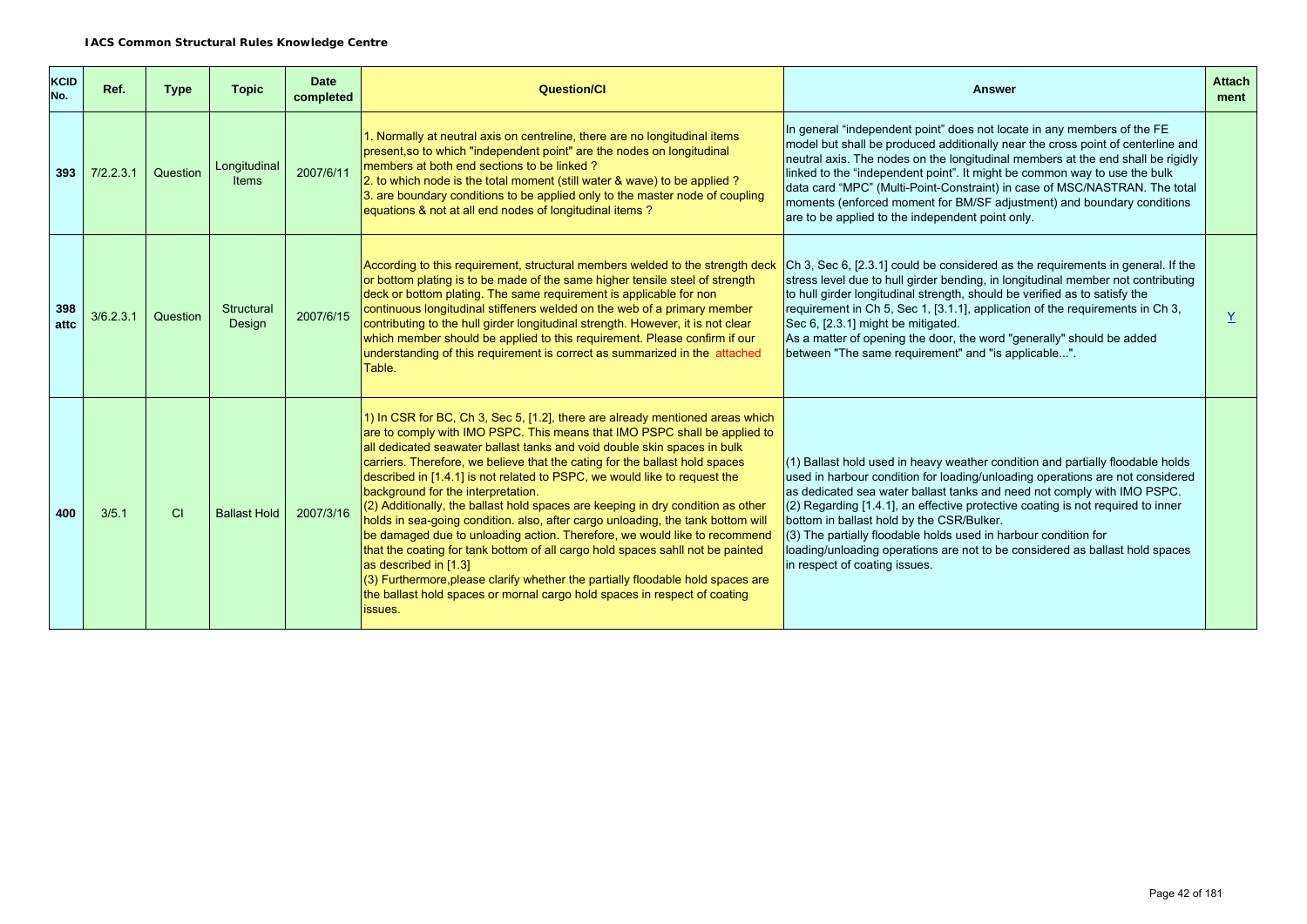**IACS Common Structural Rules Knowledge Centre**

| KCID No. | Ref. | Type | Topic | Date completed | Question/CI | Answer | Attach ment |
|---|---|---|---|---|---|---|---|
| 393 | 7/2.2.3.1 | Question | Longitudinal Items | 2007/6/11 | 1. Normally at neutral axis on centreline, there are no longitudinal items present,so to which "independent point" are the nodes on longitudinal members at both end sections to be linked ?<br>2. to which node is the total moment (still water & wave) to be applied ?<br>3. are boundary conditions to be applied only to the master node of coupling equations & not at all end nodes of longitudinal items ? | In general "independent point" does not locate in any members of the FE model but shall be produced additionally near the cross point of centerline and neutral axis. The nodes on the longitudinal members at the end shall be rigidly linked to the "independent point". It might be common way to use the bulk data card "MPC" (Multi-Point-Constraint) in case of MSC/NASTRAN. The total moments (enforced moment for BM/SF adjustment) and boundary conditions are to be applied to the independent point only. | |
| 398 attc | 3/6.2.3.1 | Question | Structural Design | 2007/6/15 | According to this requirement, structural members welded to the strength deck or bottom plating is to be made of the same higher tensile steel of strength deck or bottom plating. The same requirement is applicable for non continuous longitudinal stiffeners welded on the web of a primary member contributing to the hull girder longitudinal strength. However, it is not clear which member should be applied to this requirement. Please confirm if our understanding of this requirement is correct as summarized in the attached Table. | Ch 3, Sec 6, [2.3.1] could be considered as the requirements in general. If the stress level due to hull girder bending, in longitudinal member not contributing to hull girder longitudinal strength, should be verified as to satisfy the requirement in Ch 5, Sec 1, [3.1.1], application of the requirements in Ch 3, Sec 6, [2.3.1] might be mitigated.<br>As a matter of opening the door, the word "generally" should be added between "The same requirement" and "is applicable...". | Y |
| 400 | 3/5.1 | CI | Ballast Hold | 2007/3/16 | 1) In CSR for BC, Ch 3, Sec 5, [1.2], there are already mentioned areas which are to comply with IMO PSPC. This means that IMO PSPC shall be applied to all dedicated seawater ballast tanks and void double skin spaces in bulk carriers. Therefore, we believe that the cating for the ballast hold spaces described in [1.4.1] is not related to PSPC, we would like to request the background for the interpretation.<br>(2) Additionally, the ballast hold spaces are keeping in dry condition as other holds in sea-going condition. also, after cargo unloading, the tank bottom will be damaged due to unloading action. Therefore, we would like to recommend that the coating for tank bottom of all cargo hold spaces sahll not be painted as described in [1.3]<br>(3) Furthermore,please clarify whether the partially floodable hold spaces are the ballast hold spaces or mornal cargo hold spaces in respect of coating issues. | (1) Ballast hold used in heavy weather condition and partially floodable holds used in harbour condition for loading/unloading operations are not considered as dedicated sea water ballast tanks and need not comply with IMO PSPC.<br>(2) Regarding [1.4.1], an effective protective coating is not required to inner bottom in ballast hold by the CSR/Bulker.<br>(3) The partially floodable holds used in harbour condition for loading/unloading operations are not to be considered as ballast hold spaces in respect of coating issues. | |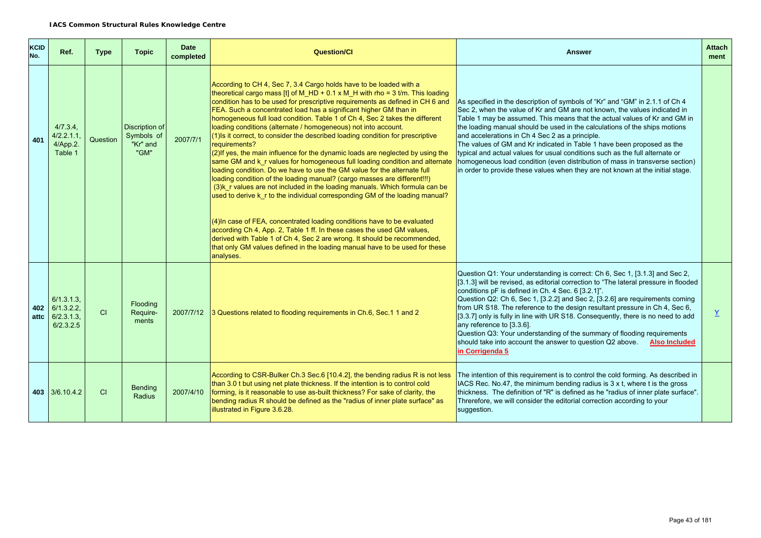**IACS Common Structural Rules Knowledge Centre**

| KCID No. | Ref. | Type | Topic | Date completed | Question/CI | Answer | Attach ment |
|---|---|---|---|---|---|---|---|
| 401 | 4/7.3.4, 4/2.2.1.1, 4/App.2. Table 1 | Question | Discription of Symbols of "Kr" and "GM" | 2007/7/1 | According to CH 4, Sec 7, 3.4 Cargo holds have to be loaded with a theoretical cargo mass [t] of M_HD + 0.1 x M_H with rho = 3 t/m. This loading condition has to be used for prescriptive requirements as defined in CH 6 and FEA. Such a concentrated load has a significant higher GM than in homogeneous full load condition. Table 1 of Ch 4, Sec 2 takes the different loading conditions (alternate / homogeneous) not into account.<br>(1)Is it correct, to consider the described loading condition for prescriptive requirements?<br>(2)If yes, the main influence for the dynamic loads are neglected by using the same GM and k_r values for homogeneous full loading condition and alternate loading condition. Do we have to use the GM value for the alternate full loading condition of the loading manual? (cargo masses are different!!!)<br>(3)k_r values are not included in the loading manuals. Which formula can be used to derive k_r to the individual corresponding GM of the loading manual?<br><br>(4)In case of FEA, concentrated loading conditions have to be evaluated according Ch 4, App. 2, Table 1 ff. In these cases the used GM values, derived with Table 1 of Ch 4, Sec 2 are wrong. It should be recommended, that only GM values defined in the loading manual have to be used for these analyses. | As specified in the description of symbols of "Kr" and "GM" in 2.1.1 of Ch 4 Sec 2, when the value of Kr and GM are not known, the values indicated in Table 1 may be assumed. This means that the actual values of Kr and GM in the loading manual should be used in the calculations of the ships motions and accelerations in Ch 4 Sec 2 as a principle.<br>The values of GM and Kr indicated in Table 1 have been proposed as the typical and actual values for usual conditions such as the full alternate or homogeneous load condition (even distribution of mass in transverse section) in order to provide these values when they are not known at the initial stage. | |
| 402 attc | 6/1.3.1.3, 6/1.3.2.2, 6/2.3.1.3, 6/2.3.2.5 | CI | Flooding Require-ments | 2007/7/12 | 3 Questions related to flooding requirements in Ch.6, Sec.1 1 and 2 | Question Q1: Your understanding is correct: Ch 6, Sec 1, [3.1.3] and Sec 2, [3.1.3] will be revised, as editorial correction to "The lateral pressure in flooded conditions pF is defined in Ch. 4 Sec. 6 [3.2.1]".<br>Question Q2: Ch 6, Sec 1, [3.2.2] and Sec 2, [3.2.6] are requirements coming from UR S18. The reference to the design resultant pressure in Ch 4, Sec 6, [3.3.7] only is fully in line with UR S18. Consequently, there is no need to add any reference to [3.3.6].<br>Question Q3: Your understanding of the summary of flooding requirements should take into account the answer to question Q2 above. **Also Included in Corrigenda 5** | Y |
| 403 | 3/6.10.4.2 | CI | Bending Radius | 2007/4/10 | According to CSR-Bulker Ch.3 Sec.6 [10.4.2], the bending radius R is not less than 3.0 t but using net plate thickness. If the intention is to control cold forming, is it reasonable to use as-built thickness? For sake of clarity, the bending radius R should be defined as the "radius of inner plate surface" as illustrated in Figure 3.6.28. | The intention of this requirement is to control the cold forming. As described in IACS Rec. No.47, the minimum bending radius is 3 x t, where t is the gross thickness. The definition of "R" is defined as he "radius of inner plate surface". Threrefore, we will consider the editorial correction according to your suggestion. | |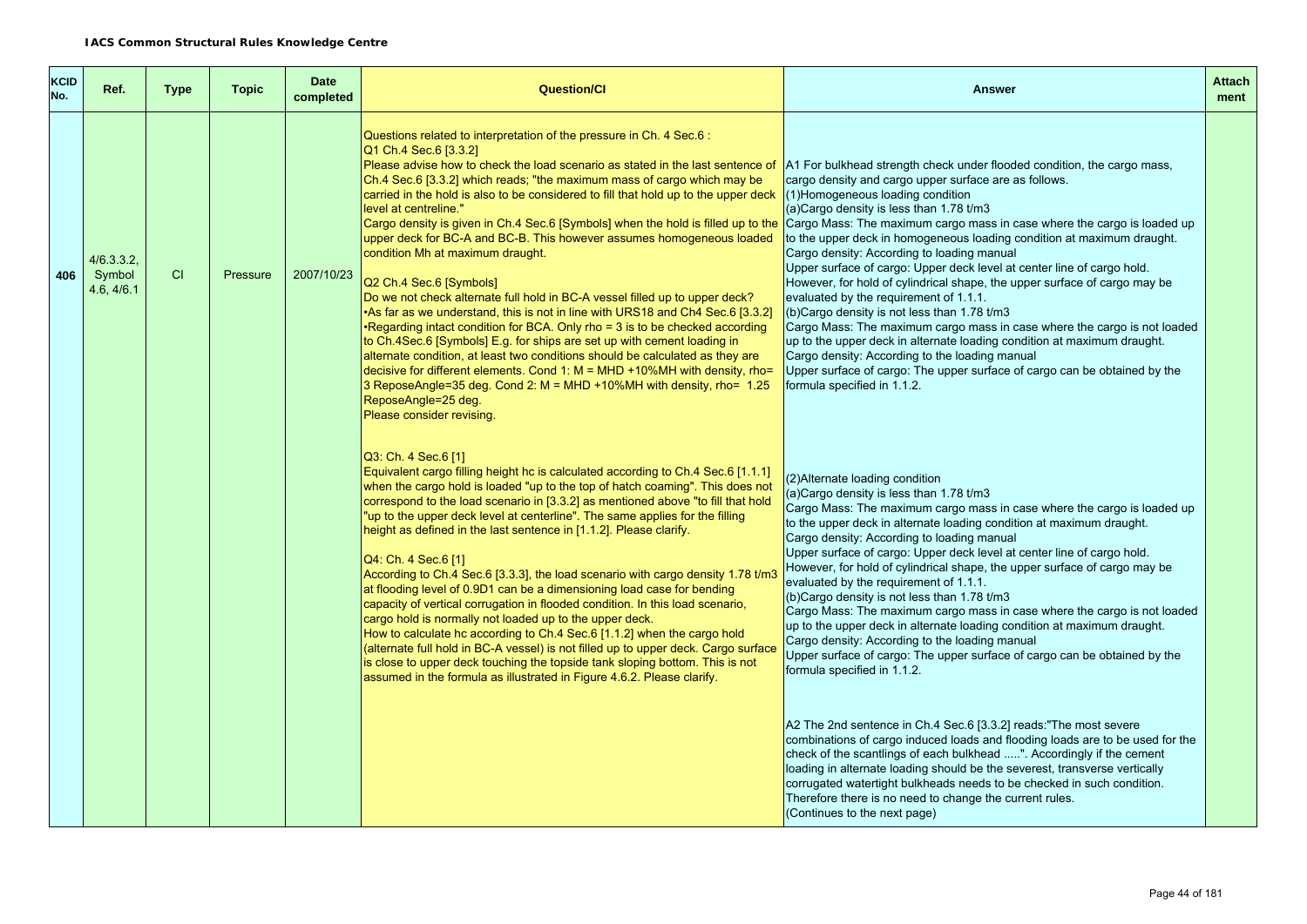**IACS Common Structural Rules Knowledge Centre**

| KCID No. | Ref. | Type | Topic | Date completed | Question/CI | Answer | Attachment |
|---|---|---|---|---|---|---|---|
| 406 | 4/6.3.3.2, Symbol 4.6, 4/6.1 | CI | Pressure | 2007/10/23 | Questions related to interpretation of the pressure in Ch. 4 Sec.6 :<br>Q1 Ch.4 Sec.6 [3.3.2]<br>Please advise how to check the load scenario as stated in the last sentence of Ch.4 Sec.6 [3.3.2] which reads; "the maximum mass of cargo which may be carried in the hold is also to be considered to fill that hold up to the upper deck level at centreline."<br>Cargo density is given in Ch.4 Sec.6 [Symbols] when the hold is filled up to the upper deck for BC-A and BC-B. This however assumes homogeneous loaded condition Mh at maximum draught.<br><br>Q2 Ch.4 Sec.6 [Symbols]<br>Do we not check alternate full hold in BC-A vessel filled up to upper deck?<br>•As far as we understand, this is not in line with URS18 and Ch4 Sec.6 [3.3.2]<br>•Regarding intact condition for BCA. Only rho = 3 is to be checked according to Ch.4Sec.6 [Symbols] E.g. for ships are set up with cement loading in alternate condition, at least two conditions should be calculated as they are decisive for different elements. Cond 1: M = MHD +10%MH with density, rho= 3 ReposeAngle=35 deg. Cond 2: M = MHD +10%MH with density, rho= 1.25 ReposeAngle=25 deg.<br>Please consider revising.<br><br>Q3: Ch. 4 Sec.6 [1]<br>Equivalent cargo filling height hc is calculated according to Ch.4 Sec.6 [1.1.1] when the cargo hold is loaded "up to the top of hatch coaming". This does not correspond to the load scenario in [3.3.2] as mentioned above "to fill that hold "up to the upper deck level at centerline". The same applies for the filling height as defined in the last sentence in [1.1.2]. Please clarify.<br><br>Q4: Ch. 4 Sec.6 [1]<br>According to Ch.4 Sec.6 [3.3.3], the load scenario with cargo density 1.78 t/m3 at flooding level of 0.9D1 can be a dimensioning load case for bending capacity of vertical corrugation in flooded condition. In this load scenario, cargo hold is normally not loaded up to the upper deck.<br>How to calculate hc according to Ch.4 Sec.6 [1.1.2] when the cargo hold (alternate full hold in BC-A vessel) is not filled up to upper deck. Cargo surface is close to upper deck touching the topside tank sloping bottom. This is not assumed in the formula as illustrated in Figure 4.6.2. Please clarify. | A1 For bulkhead strength check under flooded condition, the cargo mass, cargo density and cargo upper surface are as follows.<br>(1)Homogeneous loading condition<br>(a)Cargo density is less than 1.78 t/m3<br>Cargo Mass: The maximum cargo mass in case where the cargo is loaded up to the upper deck in homogeneous loading condition at maximum draught.<br>Cargo density: According to loading manual<br>Upper surface of cargo: Upper deck level at center line of cargo hold. However, for hold of cylindrical shape, the upper surface of cargo may be evaluated by the requirement of 1.1.1.<br>(b)Cargo density is not less than 1.78 t/m3<br>Cargo Mass: The maximum cargo mass in case where the cargo is not loaded up to the upper deck in alternate loading condition at maximum draught.<br>Cargo density: According to the loading manual<br>Upper surface of cargo: The upper surface of cargo can be obtained by the formula specified in 1.1.2.<br><br>(2)Alternate loading condition<br>(a)Cargo density is less than 1.78 t/m3<br>Cargo Mass: The maximum cargo mass in case where the cargo is loaded up to the upper deck in alternate loading condition at maximum draught.<br>Cargo density: According to loading manual<br>Upper surface of cargo: Upper deck level at center line of cargo hold. However, for hold of cylindrical shape, the upper surface of cargo may be evaluated by the requirement of 1.1.1.<br>(b)Cargo density is not less than 1.78 t/m3<br>Cargo Mass: The maximum cargo mass in case where the cargo is not loaded up to the upper deck in alternate loading condition at maximum draught.<br>Cargo density: According to the loading manual<br>Upper surface of cargo: The upper surface of cargo can be obtained by the formula specified in 1.1.2.<br><br>A2 The 2nd sentence in Ch.4 Sec.6 [3.3.2] reads:"The most severe combinations of cargo induced loads and flooding loads are to be used for the check of the scantlings of each bulkhead .....". Accordingly if the cement loading in alternate loading should be the severest, transverse vertically corrugated watertight bulkheads needs to be checked in such condition. Therefore there is no need to change the current rules.<br>(Continues to the next page) | |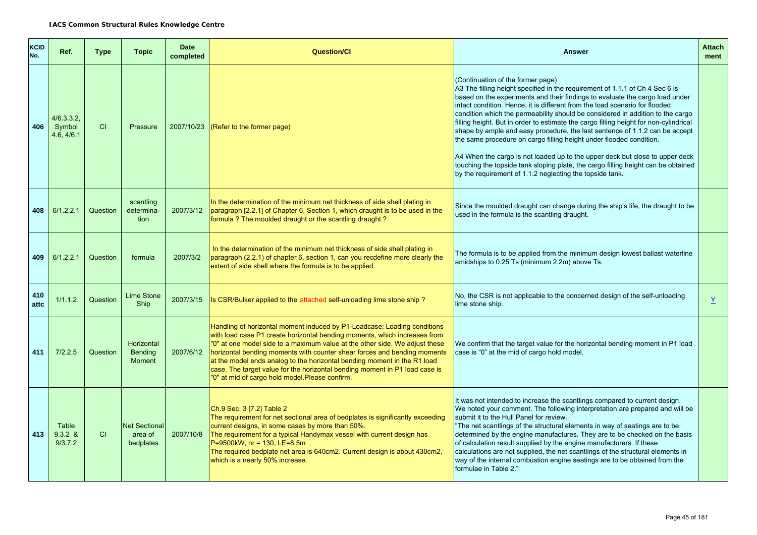**IACS Common Structural Rules Knowledge Centre**

| KCID No. | Ref. | Type | Topic | Date completed | Question/CI | Answer | Attach ment |
|---|---|---|---|---|---|---|---|
| 406 | 4/6.3.3.2, Symbol 4.6, 4/6.1 | CI | Pressure | 2007/10/23 | (Refer to the former page) | (Continuation of the former page)<br>A3 The filling height specified in the requirement of 1.1.1 of Ch 4 Sec 6 is based on the experiments and their findings to evaluate the cargo load under intact condition. Hence, it is different from the load scenario for flooded condition which the permeability should be considered in addition to the cargo filling height. But in order to estimate the cargo filling height for non-cylindrical shape by ample and easy procedure, the last sentence of 1.1.2 can be accept the same procedure on cargo filling height under flooded condition.<br><br>A4 When the cargo is not loaded up to the upper deck but close to upper deck touching the topside tank sloping plate, the cargo filling height can be obtained by the requirement of 1.1.2 neglecting the topside tank. | |
| 408 | 6/1.2.2.1 | Question | scantling determina-tion | 2007/3/12 | In the determination of the minimum net thickness of side shell plating in paragraph [2.2.1] of Chapter 6, Section 1, which draught is to be used in the formula ? The moulded draught or the scantling draught ? | Since the moulded draught can change during the ship's life, the draught to be used in the formula is the scantling draught. | |
| 409 | 6/1.2.2.1 | Question | formula | 2007/3/2 | In the determination of the minimum net thickness of side shell plating in paragraph (2.2.1) of chapter 6, section 1, can you recdefine more clearly the extent of side shell where the formula is to be applied. | The formula is to be applied from the minimum design lowest ballast waterline amidships to 0.25 Ts (minimum 2.2m) above Ts. | |
| 410 attc | 1/1.1.2 | Question | Lime Stone Ship | 2007/3/15 | Is CSR/Bulker applied to the attached self-unloading lime stone ship ? | No, the CSR is not applicable to the concerned design of the self-unloading lime stone ship. | Y |
| 411 | 7/2.2.5 | Question | Horizontal Bending Moment | 2007/6/12 | Handling of horizontal moment induced by P1-Loadcase: Loading conditions with load case P1 create horizontal bending moments, which increases from "0" at one model side to a maximum value at the other side. We adjust these horizontal bending moments with counter shear forces and bending moments at the model ends analog to the horizontal bending moment in the R1 load case. The target value for the horizontal bending moment in P1 load case is "0" at mid of cargo hold model.Please confirm. | We confirm that the target value for the horizontal bending moment in P1 load case is "0" at the mid of cargo hold model. | |
| 413 | Table 9.3.2 & 9/3.7.2 | CI | Net Sectional area of bedplates | 2007/10/8 | Ch.9 Sec. 3 [7.2] Table 2<br>The requirement for net sectional area of bedplates is significantly exceeding current designs, in some cases by more than 50%.<br>The requirement for a typical Handymax vessel with current design has P=9500kW, nr = 130, LE=8.5m<br>The required bedplate net area is 640cm2. Current design is about 430cm2, which is a nearly 50% increase. | It was not intended to increase the scantlings compared to current design. We noted your comment. The following interpretation are prepared and will be submit it to the Hull Panel for review.<br>"The net scantlings of the structural elements in way of seatings are to be determined by the engine manufactures. They are to be checked on the basis of calculation result supplied by the engine manufacturers. If these calculations are not supplied, the net scantlings of the structural elements in way of the internal combustion engine seatings are to be obtained from the formulae in Table 2." | |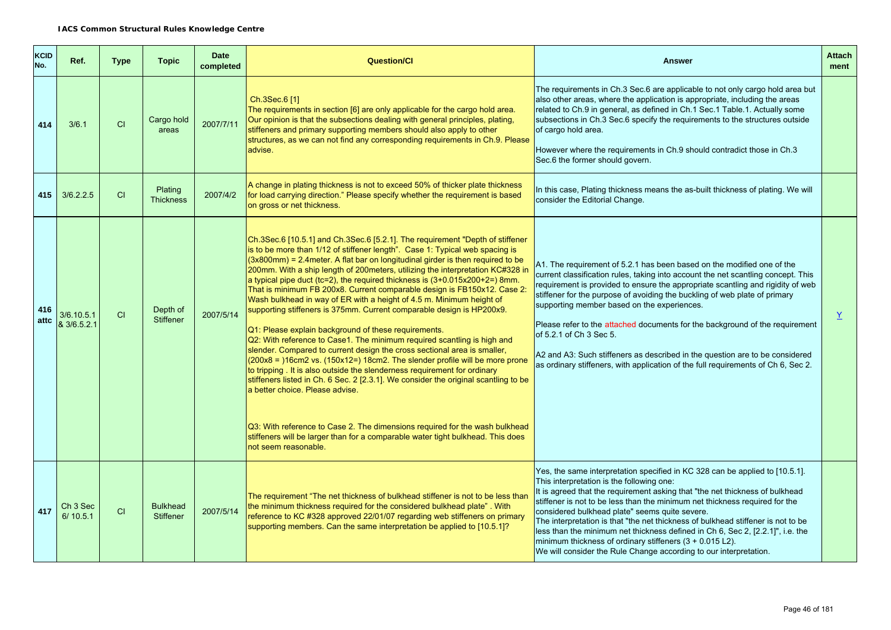**IACS Common Structural Rules Knowledge Centre**

| KCID No. | Ref. | Type | Topic | Date completed | Question/CI | Answer | Attach ment |
|---|---|---|---|---|---|---|---|
| 414 | 3/6.1 | CI | Cargo hold areas | 2007/7/11 | Ch.3Sec.6 [1]<br>The requirements in section [6] are only applicable for the cargo hold area. Our opinion is that the subsections dealing with general principles, plating, stiffeners and primary supporting members should also apply to other structures, as we can not find any corresponding requirements in Ch.9. Please advise. | The requirements in Ch.3 Sec.6 are applicable to not only cargo hold area but also other areas, where the application is appropriate, including the areas related to Ch.9 in general, as defined in Ch.1 Sec.1 Table.1. Actually some subsections in Ch.3 Sec.6 specify the requirements to the structures outside of cargo hold area.<br><br>However where the requirements in Ch.9 should contradict those in Ch.3 Sec.6 the former should govern. | |
| 415 | 3/6.2.2.5 | CI | Plating Thickness | 2007/4/2 | A change in plating thickness is not to exceed 50% of thicker plate thickness for load carrying direction." Please specify whether the requirement is based on gross or net thickness. | In this case, Plating thickness means the as-built thickness of plating. We will consider the Editorial Change. | |
| 416 attc | 3/6.10.5.1 & 3/6.5.2.1 | CI | Depth of Stiffener | 2007/5/14 | Ch.3Sec.6 [10.5.1] and Ch.3Sec.6 [5.2.1]. The requirement "Depth of stiffener is to be more than 1/12 of stiffener length". Case 1: Typical web spacing is (3x800mm) = 2.4meter. A flat bar on longitudinal girder is then required to be 200mm. With a ship length of 200meters, utilizing the interpretation KC#328 in a typical pipe duct (tc=2), the required thickness is (3+0.015x200+2=) 8mm. That is minimum FB 200x8. Current comparable design is FB150x12. Case 2: Wash bulkhead in way of ER with a height of 4.5 m. Minimum height of supporting stiffeners is 375mm. Current comparable design is HP200x9.<br><br>Q1: Please explain background of these requirements.<br>Q2: With reference to Case1. The minimum required scantling is high and slender. Compared to current design the cross sectional area is smaller, (200x8 = )16cm2 vs. (150x12=) 18cm2. The slender profile will be more prone to tripping . It is also outside the slenderness requirement for ordinary stiffeners listed in Ch. 6 Sec. 2 [2.3.1]. We consider the original scantling to be a better choice. Please advise.<br><br>Q3: With reference to Case 2. The dimensions required for the wash bulkhead stiffeners will be larger than for a comparable water tight bulkhead. This does not seem reasonable. | A1. The requirement of 5.2.1 has been based on the modified one of the current classification rules, taking into account the net scantling concept. This requirement is provided to ensure the appropriate scantling and rigidity of web stiffener for the purpose of avoiding the buckling of web plate of primary supporting member based on the experiences.<br><br>Please refer to the attached documents for the background of the requirement of 5.2.1 of Ch 3 Sec 5.<br><br>A2 and A3: Such stiffeners as described in the question are to be considered as ordinary stiffeners, with application of the full requirements of Ch 6, Sec 2. | Y |
| 417 | Ch 3 Sec 6/ 10.5.1 | CI | Bulkhead Stiffener | 2007/5/14 | The requirement "The net thickness of bulkhead stiffener is not to be less than the minimum thickness required for the considered bulkhead plate" . With reference to KC #328 approved 22/01/07 regarding web stiffeners on primary supporting members. Can the same interpretation be applied to [10.5.1]? | Yes, the same interpretation specified in KC 328 can be applied to [10.5.1]. This interpretation is the following one:<br>It is agreed that the requirement asking that "the net thickness of bulkhead stiffener is not to be less than the minimum net thickness required for the considered bulkhead plate" seems quite severe.<br>The interpretation is that "the net thickness of bulkhead stiffener is not to be less than the minimum net thickness defined in Ch 6, Sec 2, [2.2.1]", i.e. the minimum thickness of ordinary stiffeners (3 + 0.015 L2).<br>We will consider the Rule Change according to our interpretation. | |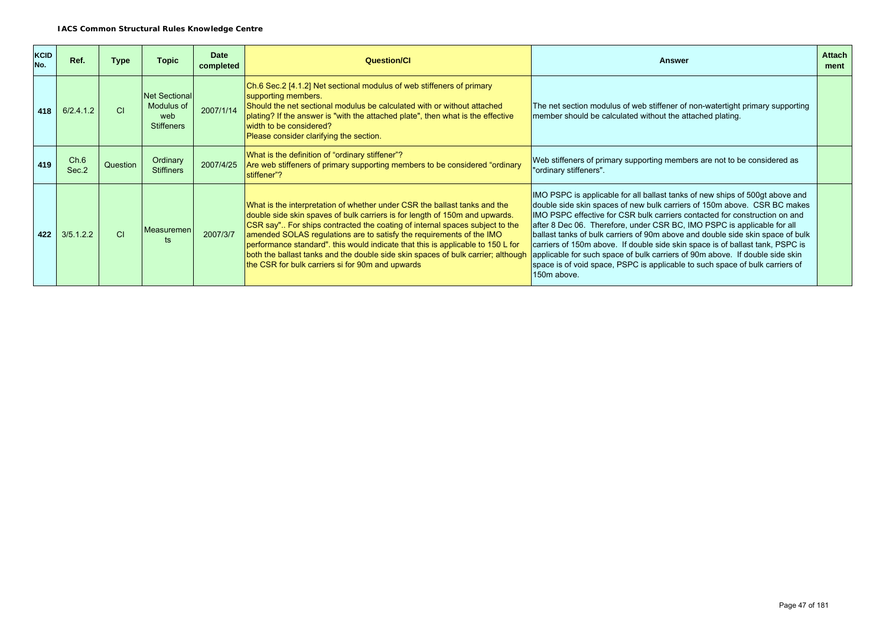**IACS Common Structural Rules Knowledge Centre**

| KCID No. | Ref. | Type | Topic | Date completed | Question/CI | Answer | Attachment |
|---|---|---|---|---|---|---|---|
| 418 | 6/2.4.1.2 | CI | Net Sectional Modulus of web Stiffeners | 2007/1/14 | Ch.6 Sec.2 [4.1.2] Net sectional modulus of web stiffeners of primary supporting members.<br>Should the net sectional modulus be calculated with or without attached plating? If the answer is "with the attached plate", then what is the effective width to be considered?<br>Please consider clarifying the section. | The net section modulus of web stiffener of non-watertight primary supporting member should be calculated without the attached plating. | |
| 419 | Ch.6 Sec.2 | Question | Ordinary Stiffiners | 2007/4/25 | What is the definition of "ordinary stiffener"?<br>Are web stiffeners of primary supporting members to be considered "ordinary stiffener"? | Web stiffeners of primary supporting members are not to be considered as "ordinary stiffeners". | |
| 422 | 3/5.1.2.2 | CI | Measurements | 2007/3/7 | What is the interpretation of whether under CSR the ballast tanks and the double side skin spaves of bulk carriers is for length of 150m and upwards. CSR say".. For ships contracted the coating of internal spaces subject to the amended SOLAS regulations are to satisfy the requirements of the IMO performance standard". this would indicate that this is applicable to 150 L for both the ballast tanks and the double side skin spaces of bulk carrier; although the CSR for bulk carriers si for 90m and upwards | IMO PSPC is applicable for all ballast tanks of new ships of 500gt above and double side skin spaces of new bulk carriers of 150m above. CSR BC makes IMO PSPC effective for CSR bulk carriers contacted for construction on and after 8 Dec 06. Therefore, under CSR BC, IMO PSPC is applicable for all ballast tanks of bulk carriers of 90m above and double side skin space of bulk carriers of 150m above. If double side skin space is of ballast tank, PSPC is applicable for such space of bulk carriers of 90m above. If double side skin space is of void space, PSPC is applicable to such space of bulk carriers of 150m above. | |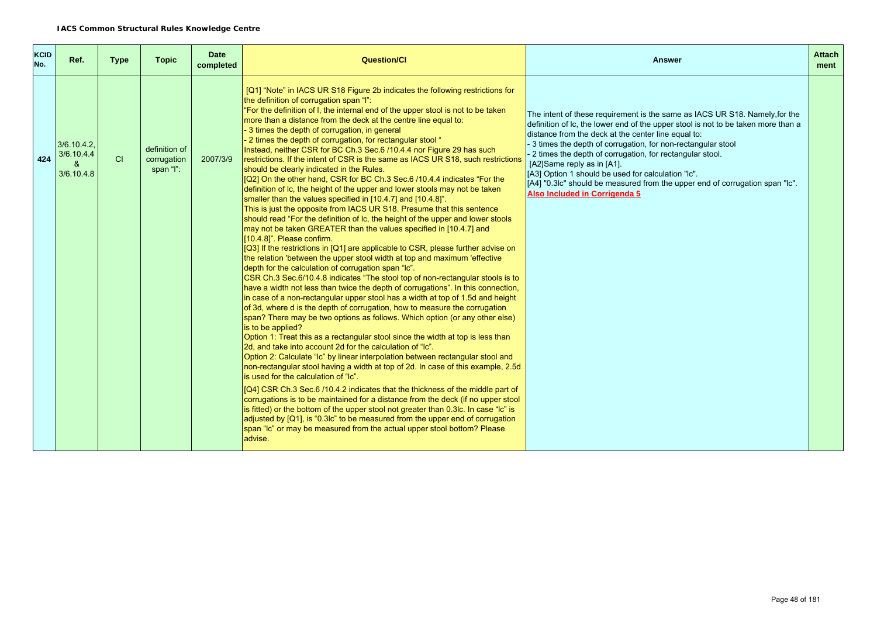**IACS Common Structural Rules Knowledge Centre**

| KCID No. | Ref. | Type | Topic | Date completed | Question/CI | Answer | Attachment |
|---|---|---|---|---|---|---|---|
| 424 | 3/6.10.4.2, 3/6.10.4.4 & 3/6.10.4.8 | CI | definition of corrugation span "l": | 2007/3/9 | [Q1] "Note" in IACS UR S18 Figure 2b indicates the following restrictions for the definition of corrugation span "l":<br>"For the definition of l, the internal end of the upper stool is not to be taken more than a distance from the deck at the centre line equal to:<br>- 3 times the depth of corrugation, in general<br>- 2 times the depth of corrugation, for rectangular stool "<br>Instead, neither CSR for BC Ch.3 Sec.6 /10.4.4 nor Figure 29 has such restrictions. If the intent of CSR is the same as IACS UR S18, such restrictions should be clearly indicated in the Rules.<br>[Q2] On the other hand, CSR for BC Ch.3 Sec.6 /10.4.4 indicates "For the definition of lc, the height of the upper and lower stools may not be taken smaller than the values specified in [10.4.7] and [10.4.8]".<br>This is just the opposite from IACS UR S18. Presume that this sentence should read "For the definition of lc, the height of the upper and lower stools may not be taken GREATER than the values specified in [10.4.7] and [10.4.8]". Please confirm.<br>[Q3] If the restrictions in [Q1] are applicable to CSR, please further advise on the relation 'between the upper stool width at top and maximum 'effective depth for the calculation of corrugation span "lc".<br>CSR Ch.3 Sec.6/10.4.8 indicates "The stool top of non-rectangular stools is to have a width not less than twice the depth of corrugations". In this connection, in case of a non-rectangular upper stool has a width at top of 1.5d and height of 3d, where d is the depth of corrugation, how to measure the corrugation span? There may be two options as follows. Which option (or any other else) is to be applied?<br>Option 1: Treat this as a rectangular stool since the width at top is less than 2d, and take into account 2d for the calculation of "lc".<br>Option 2: Calculate "lc" by linear interpolation between rectangular stool and non-rectangular stool having a width at top of 2d. In case of this example, 2.5d is used for the calculation of "lc".<br>[Q4] CSR Ch.3 Sec.6 /10.4.2 indicates that the thickness of the middle part of corrugations is to be maintained for a distance from the deck (if no upper stool is fitted) or the bottom of the upper stool not greater than 0.3lc. In case "lc" is adjusted by [Q1], is "0.3lc" to be measured from the upper end of corrugation span "lc" or may be measured from the actual upper stool bottom? Please advise. | The intent of these requirement is the same as IACS UR S18. Namely,for the definition of lc, the lower end of the upper stool is not to be taken more than a distance from the deck at the center line equal to:<br>- 3 times the depth of corrugation, for non-rectangular stool<br>- 2 times the depth of corrugation, for rectangular stool.<br>[A2]Same reply as in [A1].<br>[A3] Option 1 should be used for calculation "lc".<br>[A4] "0.3lc" should be measured from the upper end of corrugation span "lc".<br>**Also Included in Corrigenda 5** | |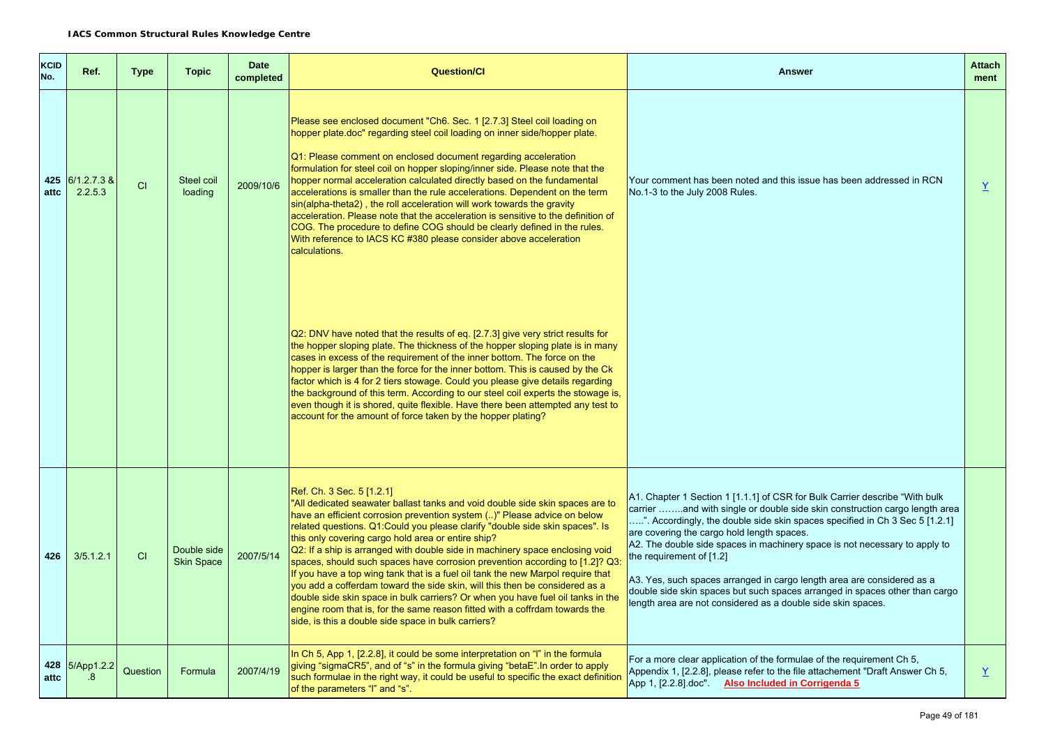**IACS Common Structural Rules Knowledge Centre**

| KCID No. | Ref. | Type | Topic | Date completed | Question/CI | Answer | Attach ment |
|---|---|---|---|---|---|---|---|
| 425 attc | 6/1.2.7.3 & 2.2.5.3 | CI | Steel coil loading | 2009/10/6 | Please see enclosed document "Ch6. Sec. 1 [2.7.3] Steel coil loading on hopper plate.doc" regarding steel coil loading on inner side/hopper plate.<br><br>Q1: Please comment on enclosed document regarding acceleration formulation for steel coil on hopper sloping/inner side. Please note that the hopper normal acceleration calculated directly based on the fundamental accelerations is smaller than the rule accelerations. Dependent on the term sin(alpha-theta2) , the roll acceleration will work towards the gravity acceleration. Please note that the acceleration is sensitive to the definition of COG. The procedure to define COG should be clearly defined in the rules. With reference to IACS KC #380 please consider above acceleration calculations.<br><br>Q2: DNV have noted that the results of eq. [2.7.3] give very strict results for the hopper sloping plate. The thickness of the hopper sloping plate is in many cases in excess of the requirement of the inner bottom. The force on the hopper is larger than the force for the inner bottom. This is caused by the Ck factor which is 4 for 2 tiers stowage. Could you please give details regarding the background of this term. According to our steel coil experts the stowage is, even though it is shored, quite flexible. Have there been attempted any test to account for the amount of force taken by the hopper plating? | Your comment has been noted and this issue has been addressed in RCN No.1-3 to the July 2008 Rules. | Y |
| 426 | 3/5.1.2.1 | CI | Double side Skin Space | 2007/5/14 | Ref. Ch. 3 Sec. 5 [1.2.1]<br>"All dedicated seawater ballast tanks and void double side skin spaces are to have an efficient corrosion prevention system (..)" Please advice on below related questions. Q1:Could you please clarify "double side skin spaces". Is this only covering cargo hold area or entire ship?<br>Q2: If a ship is arranged with double side in machinery space enclosing void spaces, should such spaces have corrosion prevention according to [1.2]? Q3: If you have a top wing tank that is a fuel oil tank the new Marpol require that you add a cofferdam toward the side skin, will this then be considered as a double side skin space in bulk carriers? Or when you have fuel oil tanks in the engine room that is, for the same reason fitted with a coffrdam towards the side, is this a double side space in bulk carriers? | A1. Chapter 1 Section 1 [1.1.1] of CSR for Bulk Carrier describe "With bulk carrier ……..and with single or double side skin construction cargo length area …..". Accordingly, the double side skin spaces specified in Ch 3 Sec 5 [1.2.1] are covering the cargo hold length spaces.<br>A2. The double side spaces in machinery space is not necessary to apply to the requirement of [1.2]<br><br>A3. Yes, such spaces arranged in cargo length area are considered as a double side skin spaces but such spaces arranged in spaces other than cargo length area are not considered as a double side skin spaces. | |
| 428 attc | 5/App1.2.2.8 | Question | Formula | 2007/4/19 | In Ch 5, App 1, [2.2.8], it could be some interpretation on "l" in the formula giving "sigmaCR5", and of "s" in the formula giving "betaE".In order to apply such formulae in the right way, it could be useful to specific the exact definition of the parameters "l" and "s". | For a more clear application of the formulae of the requirement Ch 5, Appendix 1, [2.2.8], please refer to the file attachement "Draft Answer Ch 5, App 1, [2.2.8].doc". **Also Included in Corrigenda 5** | Y |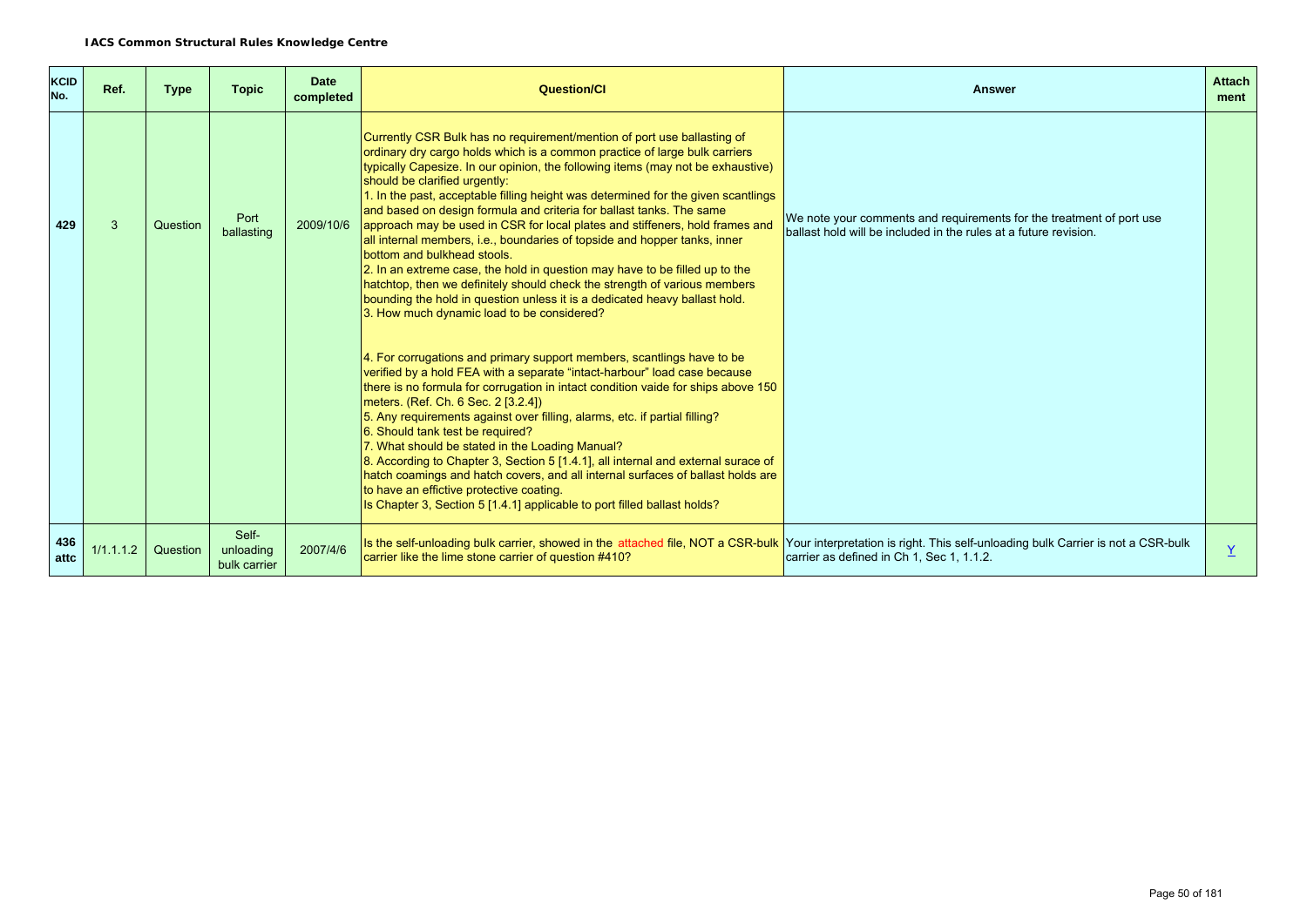**IACS Common Structural Rules Knowledge Centre**

| KCID No. | Ref. | Type | Topic | Date completed | Question/CI | Answer | Attachment |
|---|---|---|---|---|---|---|---|
| 429 | 3 | Question | Port ballasting | 2009/10/6 | Currently CSR Bulk has no requirement/mention of port use ballasting of ordinary dry cargo holds which is a common practice of large bulk carriers typically Capesize. In our opinion, the following items (may not be exhaustive) should be clarified urgently:<br>1. In the past, acceptable filling height was determined for the given scantlings and based on design formula and criteria for ballast tanks. The same approach may be used in CSR for local plates and stiffeners, hold frames and all internal members, i.e., boundaries of topside and hopper tanks, inner bottom and bulkhead stools.<br>2. In an extreme case, the hold in question may have to be filled up to the hatchtop, then we definitely should check the strength of various members bounding the hold in question unless it is a dedicated heavy ballast hold.<br>3. How much dynamic load to be considered?<br><br>4. For corrugations and primary support members, scantlings have to be verified by a hold FEA with a separate "intact-harbour" load case because there is no formula for corrugation in intact condition vaide for ships above 150 meters. (Ref. Ch. 6 Sec. 2 [3.2.4])<br>5. Any requirements against over filling, alarms, etc. if partial filling?<br>6. Should tank test be required?<br>7. What should be stated in the Loading Manual?<br>8. According to Chapter 3, Section 5 [1.4.1], all internal and external surace of hatch coamings and hatch covers, and all internal surfaces of ballast holds are to have an effictive protective coating.<br>Is Chapter 3, Section 5 [1.4.1] applicable to port filled ballast holds? | We note your comments and requirements for the treatment of port use ballast hold will be included in the rules at a future revision. | |
| 436 attc | 1/1.1.1.2 | Question | Self-unloading bulk carrier | 2007/4/6 | Is the self-unloading bulk carrier, showed in the attached file, NOT a CSR-bulk carrier like the lime stone carrier of question #410? | Your interpretation is right. This self-unloading bulk Carrier is not a CSR-bulk carrier as defined in Ch 1, Sec 1, 1.1.2. | Y |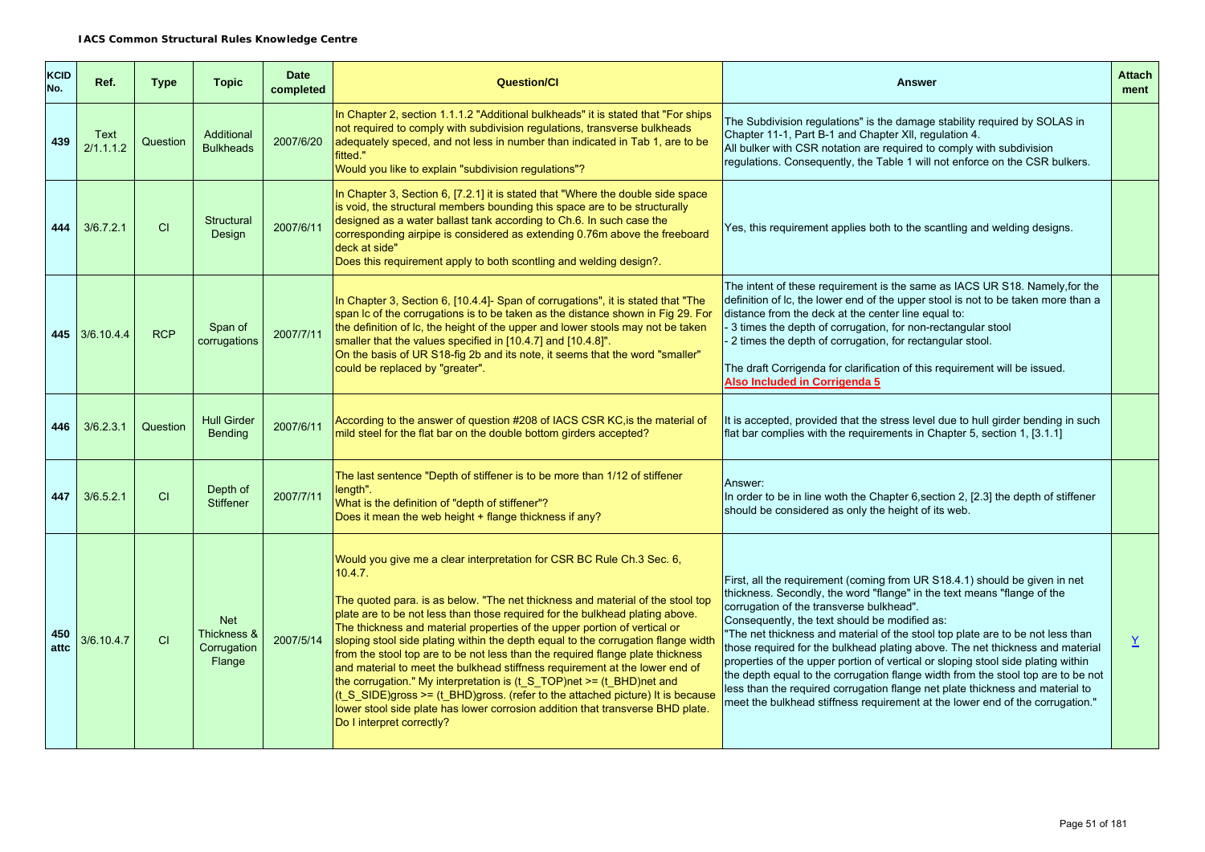**IACS Common Structural Rules Knowledge Centre**

| KCID No. | Ref. | Type | Topic | Date completed | Question/CI | Answer | Attach ment |
|---|---|---|---|---|---|---|---|
| 439 | Text 2/1.1.1.2 | Question | Additional Bulkheads | 2007/6/20 | In Chapter 2, section 1.1.1.2 "Additional bulkheads" it is stated that "For ships not required to comply with subdivision regulations, transverse bulkheads adequately speced, and not less in number than indicated in Tab 1, are to be fitted." Would you like to explain "subdivision regulations"? | The Subdivision regulations" is the damage stability required by SOLAS in Chapter 11-1, Part B-1 and Chapter XII, regulation 4. All bulker with CSR notation are required to comply with subdivision regulations. Consequently, the Table 1 will not enforce on the CSR bulkers. | |
| 444 | 3/6.7.2.1 | CI | Structural Design | 2007/6/11 | In Chapter 3, Section 6, [7.2.1] it is stated that "Where the double side space is void, the structural members bounding this space are to be structurally designed as a water ballast tank according to Ch.6. In such case the corresponding airpipe is considered as extending 0.76m above the freeboard deck at side" Does this requirement apply to both scontling and welding design?. | Yes, this requirement applies both to the scantling and welding designs. | |
| 445 | 3/6.10.4.4 | RCP | Span of corrugations | 2007/7/11 | In Chapter 3, Section 6, [10.4.4]- Span of corrugations", it is stated that "The span lc of the corrugations is to be taken as the distance shown in Fig 29. For the definition of lc, the height of the upper and lower stools may not be taken smaller that the values specified in [10.4.7] and [10.4.8]". On the basis of UR S18-fig 2b and its note, it seems that the word "smaller" could be replaced by "greater". | The intent of these requirement is the same as IACS UR S18. Namely,for the definition of lc, the lower end of the upper stool is not to be taken more than a distance from the deck at the center line equal to:<br>- 3 times the depth of corrugation, for non-rectangular stool<br>- 2 times the depth of corrugation, for rectangular stool.<br><br>The draft Corrigenda for clarification of this requirement will be issued.<br>**Also Included in Corrigenda 5** | |
| 446 | 3/6.2.3.1 | Question | Hull Girder Bending | 2007/6/11 | According to the answer of question #208 of IACS CSR KC,is the material of mild steel for the flat bar on the double bottom girders accepted? | It is accepted, provided that the stress level due to hull girder bending in such flat bar complies with the requirements in Chapter 5, section 1, [3.1.1] | |
| 447 | 3/6.5.2.1 | CI | Depth of Stiffener | 2007/7/11 | The last sentence "Depth of stiffener is to be more than 1/12 of stiffener length". What is the definition of "depth of stiffener"? Does it mean the web height + flange thickness if any? | Answer:<br>In order to be in line woth the Chapter 6,section 2, [2.3] the depth of stiffener should be considered as only the height of its web. | |
| 450 attc | 3/6.10.4.7 | CI | Net Thickness & Corrugation Flange | 2007/5/14 | Would you give me a clear interpretation for CSR BC Rule Ch.3 Sec. 6, 10.4.7.<br><br>The quoted para. is as below. "The net thickness and material of the stool top plate are to be not less than those required for the bulkhead plating above. The thickness and material properties of the upper portion of vertical or sloping stool side plating within the depth equal to the corrugation flange width from the stool top are to be not less than the required flange plate thickness and material to meet the bulkhead stiffness requirement at the lower end of the corrugation." My interpretation is (t_S_TOP)net >= (t_BHD)net and (t_S_SIDE)gross >= (t_BHD)gross. (refer to the attached picture) It is because lower stool side plate has lower corrosion addition that transverse BHD plate. Do I interpret correctly? | First, all the requirement (coming from UR S18.4.1) should be given in net thickness. Secondly, the word "flange" in the text means "flange of the corrugation of the transverse bulkhead".<br>Consequently, the text should be modified as:<br>"The net thickness and material of the stool top plate are to be not less than those required for the bulkhead plating above. The net thickness and material properties of the upper portion of vertical or sloping stool side plating within the depth equal to the corrugation flange width from the stool top are to be not less than the required corrugation flange net plate thickness and material to meet the bulkhead stiffness requirement at the lower end of the corrugation." | Y |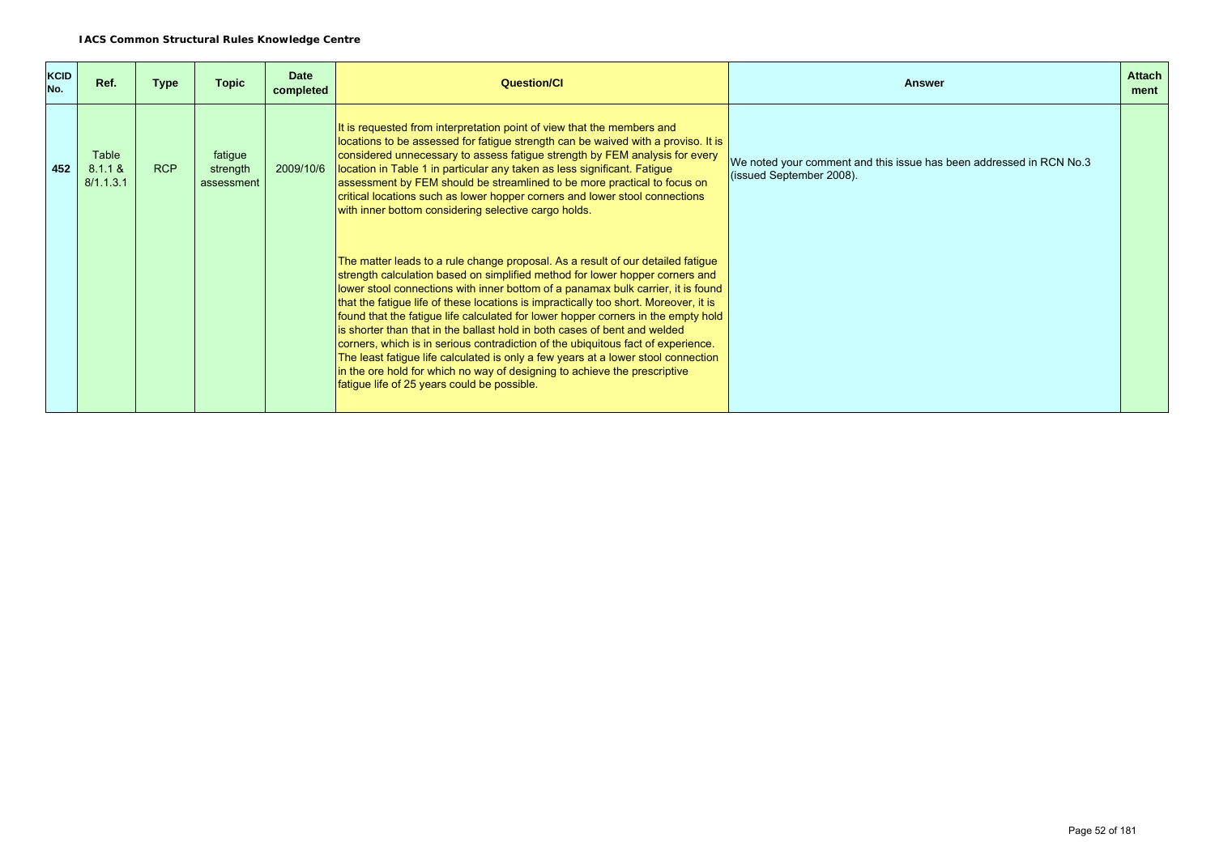| KCID No. | Ref. | Type | Topic | Date completed | Question/CI | Answer | Attachment |
|---|---|---|---|---|---|---|---|
| 452 | Table 8.1.1 & 8/1.1.3.1 | RCP | fatigue strength assessment | 2009/10/6 | It is requested from interpretation point of view that the members and locations to be assessed for fatigue strength can be waived with a proviso. It is considered unnecessary to assess fatigue strength by FEM analysis for every location in Table 1 in particular any taken as less significant. Fatigue assessment by FEM should be streamlined to be more practical to focus on critical locations such as lower hopper corners and lower stool connections with inner bottom considering selective cargo holds.<br><br>The matter leads to a rule change proposal. As a result of our detailed fatigue strength calculation based on simplified method for lower hopper corners and lower stool connections with inner bottom of a panamax bulk carrier, it is found that the fatigue life of these locations is impractically too short. Moreover, it is found that the fatigue life calculated for lower hopper corners in the empty hold is shorter than that in the ballast hold in both cases of bent and welded corners, which is in serious contradiction of the ubiquitous fact of experience. The least fatigue life calculated is only a few years at a lower stool connection in the ore hold for which no way of designing to achieve the prescriptive fatigue life of 25 years could be possible. | We noted your comment and this issue has been addressed in RCN No.3 (issued September 2008). | |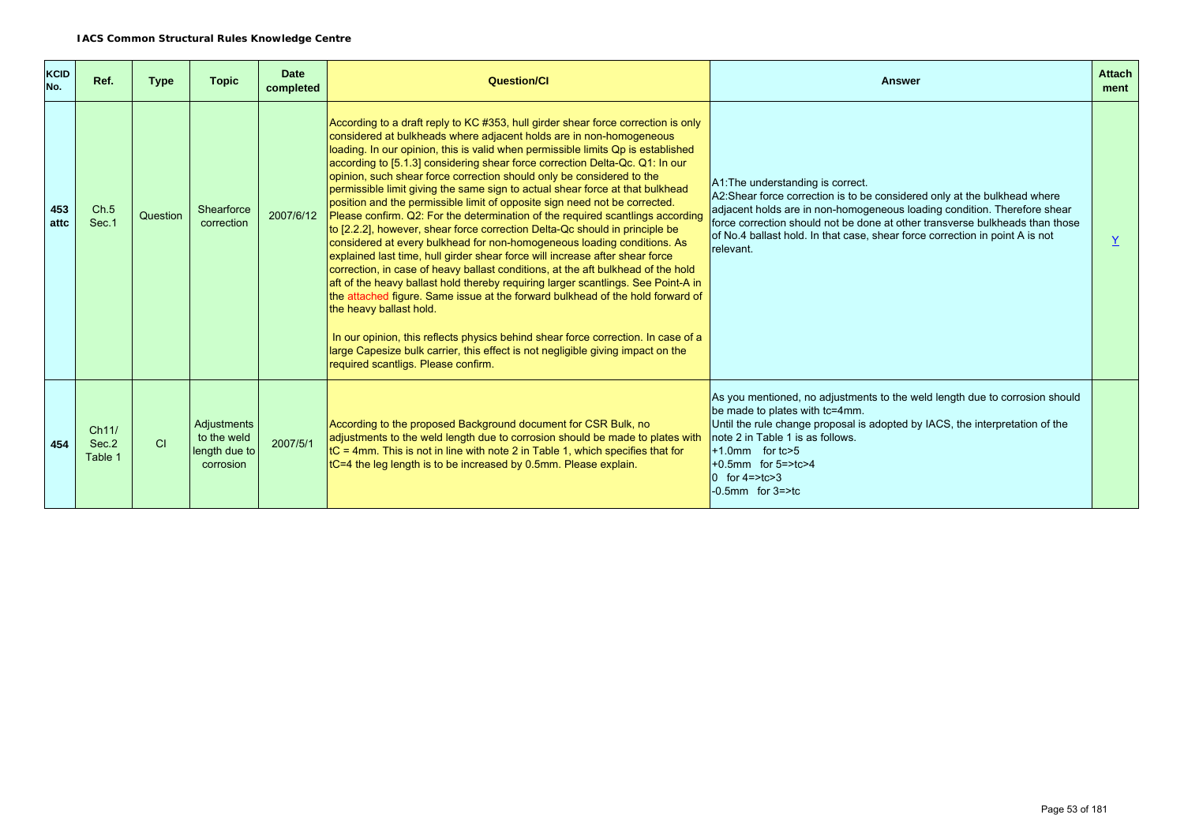**IACS Common Structural Rules Knowledge Centre**

| KCID No. | Ref. | Type | Topic | Date completed | Question/CI | Answer | Attachment |
|---|---|---|---|---|---|---|---|
| 453 attc | Ch.5 Sec.1 | Question | Shearforce correction | 2007/6/12 | According to a draft reply to KC #353, hull girder shear force correction is only considered at bulkheads where adjacent holds are in non-homogeneous loading. In our opinion, this is valid when permissible limits Qp is established according to [5.1.3] considering shear force correction Delta-Qc. Q1: In our opinion, such shear force correction should only be considered to the permissible limit giving the same sign to actual shear force at that bulkhead position and the permissible limit of opposite sign need not be corrected. Please confirm. Q2: For the determination of the required scantlings according to [2.2.2], however, shear force correction Delta-Qc should in principle be considered at every bulkhead for non-homogeneous loading conditions. As explained last time, hull girder shear force will increase after shear force correction, in case of heavy ballast conditions, at the aft bulkhead of the hold aft of the heavy ballast hold thereby requiring larger scantlings. See Point-A in the attached figure. Same issue at the forward bulkhead of the hold forward of the heavy ballast hold.<br><br>In our opinion, this reflects physics behind shear force correction. In case of a large Capesize bulk carrier, this effect is not negligible giving impact on the required scantligs. Please confirm. | A1:The understanding is correct.<br>A2:Shear force correction is to be considered only at the bulkhead where adjacent holds are in non-homogeneous loading condition. Therefore shear force correction should not be done at other transverse bulkheads than those of No.4 ballast hold. In that case, shear force correction in point A is not relevant. | Y |
| 454 | Ch11/ Sec.2 Table 1 | CI | Adjustments to the weld length due to corrosion | 2007/5/1 | According to the proposed Background document for CSR Bulk, no adjustments to the weld length due to corrosion should be made to plates with tC = 4mm. This is not in line with note 2 in Table 1, which specifies that for tC=4 the leg length is to be increased by 0.5mm. Please explain. | As you mentioned, no adjustments to the weld length due to corrosion should be made to plates with tc=4mm.<br>Until the rule change proposal is adopted by IACS, the interpretation of the note 2 in Table 1 is as follows.<br>+1.0mm for tc>5<br>+0.5mm for 5=>tc>4<br>0 for 4=>tc>3<br>-0.5mm for 3=>tc | |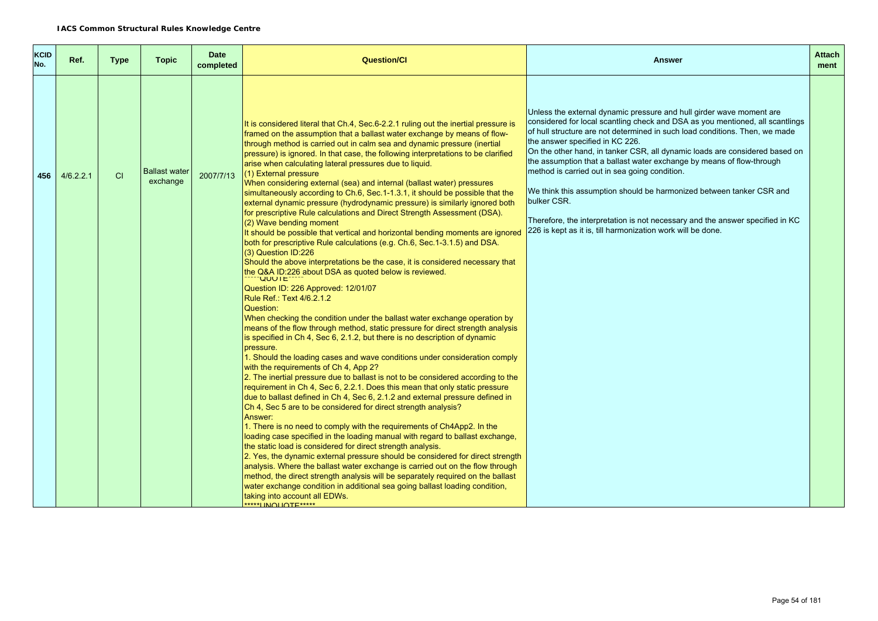**IACS Common Structural Rules Knowledge Centre**

| KCID No. | Ref. | Type | Topic | Date completed | Question/CI | Answer | Attach ment |
|---|---|---|---|---|---|---|---|
| 456 | 4/6.2.2.1 | CI | Ballast water exchange | 2007/7/13 | It is considered literal that Ch.4, Sec.6-2.2.1 ruling out the inertial pressure is framed on the assumption that a ballast water exchange by means of flow-through method is carried out in calm sea and dynamic pressure (inertial pressure) is ignored. In that case, the following interpretations to be clarified arise when calculating lateral pressures due to liquid.<br>(1) External pressure<br>When considering external (sea) and internal (ballast water) pressures simultaneously according to Ch.6, Sec.1-1.3.1, it should be possible that the external dynamic pressure (hydrodynamic pressure) is similarly ignored both for prescriptive Rule calculations and Direct Strength Assessment (DSA).<br>(2) Wave bending moment<br>It should be possible that vertical and horizontal bending moments are ignored both for prescriptive Rule calculations (e.g. Ch.6, Sec.1-3.1.5) and DSA.<br>(3) Question ID:226<br>Should the above interpretations be the case, it is considered necessary that the Q&A ID:226 about DSA as quoted below is reviewed.<br>*****QUOTE*****<br>Question ID: 226 Approved: 12/01/07<br>Rule Ref.: Text 4/6.2.1.2<br>Question:<br>When checking the condition under the ballast water exchange operation by means of the flow through method, static pressure for direct strength analysis is specified in Ch 4, Sec 6, 2.1.2, but there is no description of dynamic pressure.<br>1. Should the loading cases and wave conditions under consideration comply with the requirements of Ch 4, App 2?<br>2. The inertial pressure due to ballast is not to be considered according to the requirement in Ch 4, Sec 6, 2.2.1. Does this mean that only static pressure due to ballast defined in Ch 4, Sec 6, 2.1.2 and external pressure defined in Ch 4, Sec 5 are to be considered for direct strength analysis?<br>Answer:<br>1. There is no need to comply with the requirements of Ch4App2. In the loading case specified in the loading manual with regard to ballast exchange, the static load is considered for direct strength analysis.<br>2. Yes, the dynamic external pressure should be considered for direct strength analysis. Where the ballast water exchange is carried out on the flow through method, the direct strength analysis will be separately required on the ballast water exchange condition in additional sea going ballast loading condition, taking into account all EDWs.<br>*****UNQUOTE***** | Unless the external dynamic pressure and hull girder wave moment are considered for local scantling check and DSA as you mentioned, all scantlings of hull structure are not determined in such load conditions. Then, we made the answer specified in KC 226.<br>On the other hand, in tanker CSR, all dynamic loads are considered based on the assumption that a ballast water exchange by means of flow-through method is carried out in sea going condition.<br><br>We think this assumption should be harmonized between tanker CSR and bulker CSR.<br><br>Therefore, the interpretation is not necessary and the answer specified in KC 226 is kept as it is, till harmonization work will be done. | |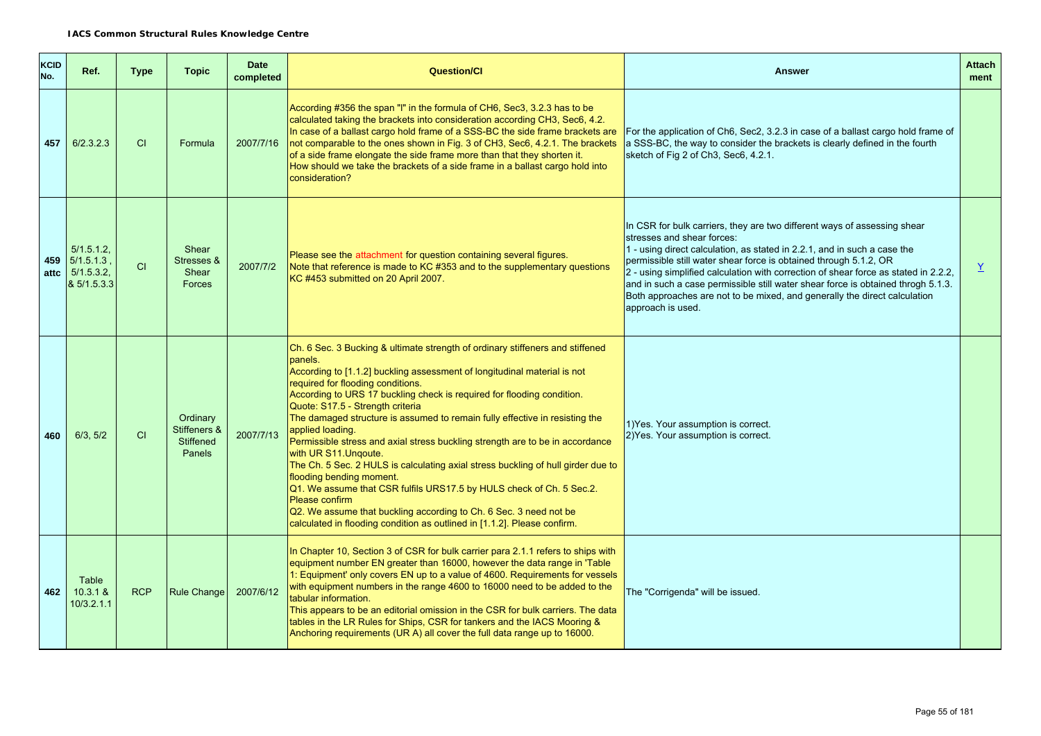**IACS Common Structural Rules Knowledge Centre**

| KCID No. | Ref. | Type | Topic | Date completed | Question/CI | Answer | Attach ment |
|---|---|---|---|---|---|---|---|
| 457 | 6/2.3.2.3 | CI | Formula | 2007/7/16 | According #356 the span "l" in the formula of CH6, Sec3, 3.2.3 has to be calculated taking the brackets into consideration according CH3, Sec6, 4.2. In case of a ballast cargo hold frame of a SSS-BC the side frame brackets are not comparable to the ones shown in Fig. 3 of CH3, Sec6, 4.2.1. The brackets of a side frame elongate the side frame more than that they shorten it. How should we take the brackets of a side frame in a ballast cargo hold into consideration? | For the application of Ch6, Sec2, 3.2.3 in case of a ballast cargo hold frame of a SSS-BC, the way to consider the brackets is clearly defined in the fourth sketch of Fig 2 of Ch3, Sec6, 4.2.1. | |
| 459 attc | 5/1.5.1.2, 5/1.5.1.3 , 5/1.5.3.2, & 5/1.5.3.3 | CI | Shear Stresses & Shear Forces | 2007/7/2 | Please see the attachment for question containing several figures. Note that reference is made to KC #353 and to the supplementary questions KC #453 submitted on 20 April 2007. | In CSR for bulk carriers, they are two different ways of assessing shear stresses and shear forces:<br>1 - using direct calculation, as stated in 2.2.1, and in such a case the permissible still water shear force is obtained through 5.1.2, OR<br>2 - using simplified calculation with correction of shear force as stated in 2.2.2, and in such a case permissible still water shear force is obtained throgh 5.1.3. Both approaches are not to be mixed, and generally the direct calculation approach is used. | Y |
| 460 | 6/3, 5/2 | CI | Ordinary Stiffeners & Stiffened Panels | 2007/7/13 | Ch. 6 Sec. 3 Bucking & ultimate strength of ordinary stiffeners and stiffened panels.<br>According to [1.1.2] buckling assessment of longitudinal material is not required for flooding conditions.<br>According to URS 17 buckling check is required for flooding condition.<br>Quote: S17.5 - Strength criteria<br>The damaged structure is assumed to remain fully effective in resisting the applied loading.<br>Permissible stress and axial stress buckling strength are to be in accordance with UR S11.Unqoute.<br>The Ch. 5 Sec. 2 HULS is calculating axial stress buckling of hull girder due to flooding bending moment.<br>Q1. We assume that CSR fulfils URS17.5 by HULS check of Ch. 5 Sec.2. Please confirm<br>Q2. We assume that buckling according to Ch. 6 Sec. 3 need not be calculated in flooding condition as outlined in [1.1.2]. Please confirm. | 1)Yes. Your assumption is correct.<br>2)Yes. Your assumption is correct. | |
| 462 | Table 10.3.1 & 10/3.2.1.1 | RCP | Rule Change | 2007/6/12 | In Chapter 10, Section 3 of CSR for bulk carrier para 2.1.1 refers to ships with equipment number EN greater than 16000, however the data range in 'Table 1: Equipment' only covers EN up to a value of 4600. Requirements for vessels with equipment numbers in the range 4600 to 16000 need to be added to the tabular information.<br>This appears to be an editorial omission in the CSR for bulk carriers. The data tables in the LR Rules for Ships, CSR for tankers and the IACS Mooring & Anchoring requirements (UR A) all cover the full data range up to 16000. | The "Corrigenda" will be issued. | |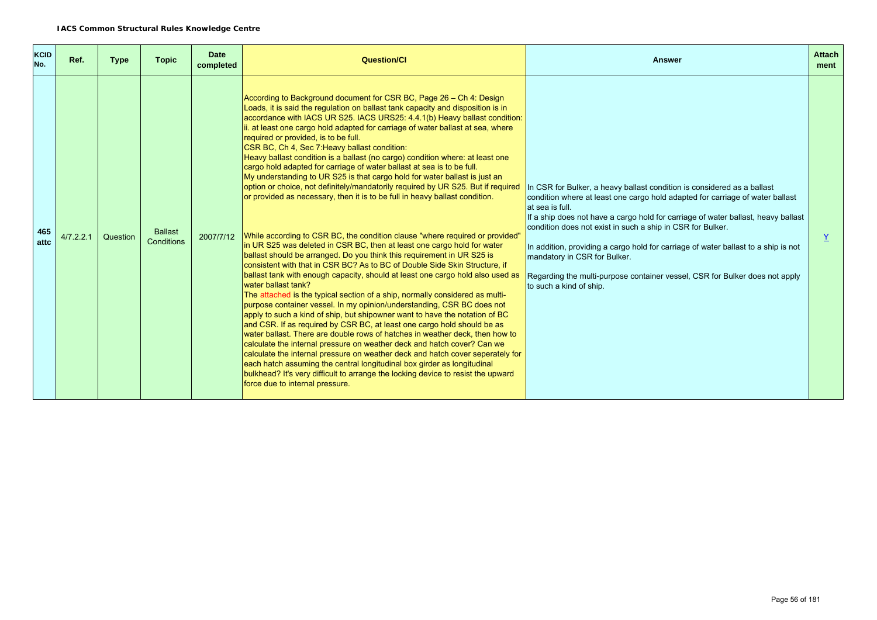**IACS Common Structural Rules Knowledge Centre**

| KCID No. | Ref. | Type | Topic | Date completed | Question/CI | Answer | Attachment |
|---|---|---|---|---|---|---|---|
| 465 attc | 4/7.2.2.1 | Question | Ballast Conditions | 2007/7/12 | According to Background document for CSR BC, Page 26 – Ch 4: Design Loads, it is said the regulation on ballast tank capacity and disposition is in accordance with IACS UR S25. IACS URS25: 4.4.1(b) Heavy ballast condition: ii. at least one cargo hold adapted for carriage of water ballast at sea, where required or provided, is to be full.<br>CSR BC, Ch 4, Sec 7:Heavy ballast condition:<br>Heavy ballast condition is a ballast (no cargo) condition where: at least one cargo hold adapted for carriage of water ballast at sea is to be full.<br>My understanding to UR S25 is that cargo hold for water ballast is just an option or choice, not definitely/mandatorily required by UR S25. But if required or provided as necessary, then it is to be full in heavy ballast condition.<br><br>While according to CSR BC, the condition clause "where required or provided" in UR S25 was deleted in CSR BC, then at least one cargo hold for water ballast should be arranged. Do you think this requirement in UR S25 is consistent with that in CSR BC? As to BC of Double Side Skin Structure, if ballast tank with enough capacity, should at least one cargo hold also used as water ballast tank?<br>The attached is the typical section of a ship, normally considered as multi-purpose container vessel. In my opinion/understanding, CSR BC does not apply to such a kind of ship, but shipowner want to have the notation of BC and CSR. If as required by CSR BC, at least one cargo hold should be as water ballast. There are double rows of hatches in weather deck, then how to calculate the internal pressure on weather deck and hatch cover? Can we calculate the internal pressure on weather deck and hatch cover seperately for each hatch assuming the central longitudinal box girder as longitudinal bulkhead? It's very difficult to arrange the locking device to resist the upward force due to internal pressure. | In CSR for Bulker, a heavy ballast condition is considered as a ballast condition where at least one cargo hold adapted for carriage of water ballast at sea is full.<br>If a ship does not have a cargo hold for carriage of water ballast, heavy ballast condition does not exist in such a ship in CSR for Bulker.<br><br>In addition, providing a cargo hold for carriage of water ballast to a ship is not mandatory in CSR for Bulker.<br><br>Regarding the multi-purpose container vessel, CSR for Bulker does not apply to such a kind of ship. | Y |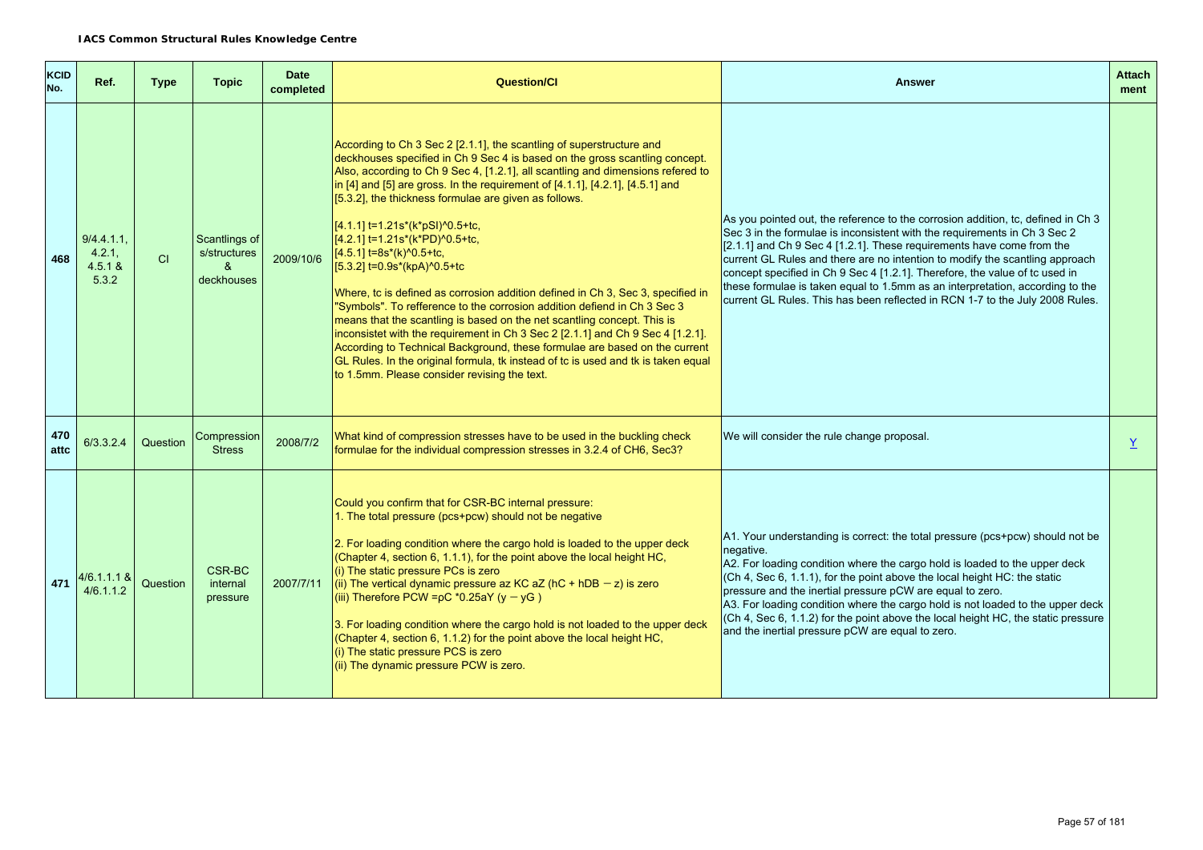| KCID No. | Ref. | Type | Topic | Date completed | Question/CI | Answer | Attach ment |
|---|---|---|---|---|---|---|---|
| 468 | 9/4.4.1.1, 4.2.1, 4.5.1 & 5.3.2 | CI | Scantlings of s/structures & deckhouses | 2009/10/6 | According to Ch 3 Sec 2 [2.1.1], the scantling of superstructure and deckhouses specified in Ch 9 Sec 4 is based on the gross scantling concept. Also, according to Ch 9 Sec 4, [1.2.1], all scantling and dimensions refered to in [4] and [5] are gross. In the requirement of [4.1.1], [4.2.1], [4.5.1] and [5.3.2], the thickness formulae are given as follows.<br><br>[4.1.1] t=1.21s*(k*pSI)^0.5+tc,<br>[4.2.1] t=1.21s*(k*PD)^0.5+tc,<br>[4.5.1] t=8s*(k)^0.5+tc,<br>[5.3.2] t=0.9s*(kpA)^0.5+tc<br><br>Where, tc is defined as corrosion addition defined in Ch 3, Sec 3, specified in "Symbols". To refference to the corrosion addition defiend in Ch 3 Sec 3 means that the scantling is based on the net scantling concept. This is inconsistet with the requirement in Ch 3 Sec 2 [2.1.1] and Ch 9 Sec 4 [1.2.1]. According to Technical Background, these formulae are based on the current GL Rules. In the original formula, tk instead of tc is used and tk is taken equal to 1.5mm. Please consider revising the text. | As you pointed out, the reference to the corrosion addition, tc, defined in Ch 3 Sec 3 in the formulae is inconsistent with the requirements in Ch 3 Sec 2 [2.1.1] and Ch 9 Sec 4 [1.2.1]. These requirements have come from the current GL Rules and there are no intention to modify the scantling approach concept specified in Ch 9 Sec 4 [1.2.1]. Therefore, the value of tc used in these formulae is taken equal to 1.5mm as an interpretation, according to the current GL Rules. This has been reflected in RCN 1-7 to the July 2008 Rules. | |
| 470 attc | 6/3.3.2.4 | Question | Compression Stress | 2008/7/2 | What kind of compression stresses have to be used in the buckling check formulae for the individual compression stresses in 3.2.4 of CH6, Sec3? | We will consider the rule change proposal. | Y |
| 471 | 4/6.1.1.1 & 4/6.1.1.2 | Question | CSR-BC internal pressure | 2007/7/11 | Could you confirm that for CSR-BC internal pressure:<br>1. The total pressure (pcs+pcw) should not be negative<br><br>2. For loading condition where the cargo hold is loaded to the upper deck (Chapter 4, section 6, 1.1.1), for the point above the local height HC,<br>(i) The static pressure PCs is zero<br>(ii) The vertical dynamic pressure az KC aZ (hC + hDB − z) is zero<br>(iii) Therefore PCW =ρC *0.25aY (y − yG )<br><br>3. For loading condition where the cargo hold is not loaded to the upper deck (Chapter 4, section 6, 1.1.2) for the point above the local height HC,<br>(i) The static pressure PCS is zero<br>(ii) The dynamic pressure PCW is zero. | A1. Your understanding is correct: the total pressure (pcs+pcw) should not be negative.<br>A2. For loading condition where the cargo hold is loaded to the upper deck (Ch 4, Sec 6, 1.1.1), for the point above the local height HC: the static pressure and the inertial pressure pCW are equal to zero.<br>A3. For loading condition where the cargo hold is not loaded to the upper deck (Ch 4, Sec 6, 1.1.2) for the point above the local height HC, the static pressure and the inertial pressure pCW are equal to zero. | |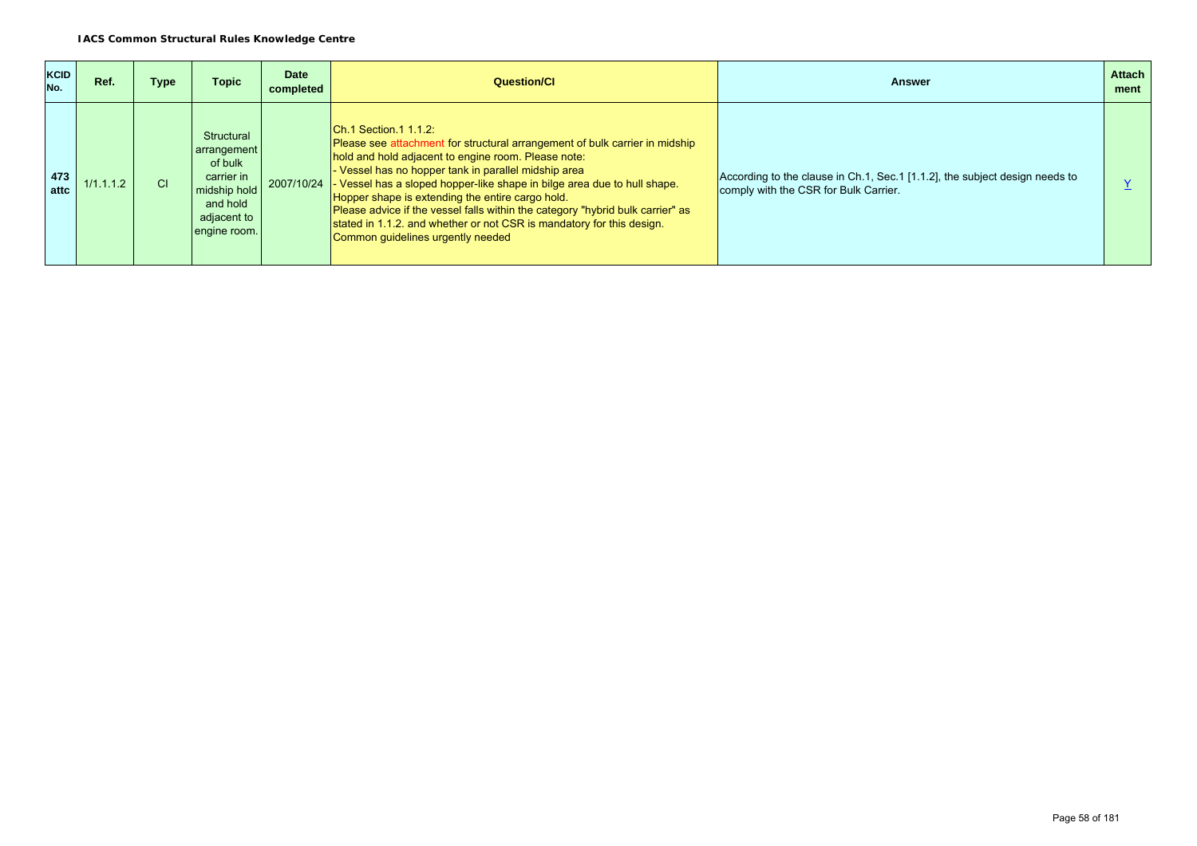**IACS Common Structural Rules Knowledge Centre**

| KCID No. | Ref. | Type | Topic | Date completed | Question/CI | Answer | Attachment |
|---|---|---|---|---|---|---|---|
| **473 attc** | 1/1.1.1.2 | CI | Structural arrangement of bulk carrier in midship hold and hold adjacent to engine room. | 2007/10/24 | Ch.1 Section.1 1.1.2:<br>Please see attachment for structural arrangement of bulk carrier in midship hold and hold adjacent to engine room. Please note:<br>- Vessel has no hopper tank in parallel midship area<br>- Vessel has a sloped hopper-like shape in bilge area due to hull shape. Hopper shape is extending the entire cargo hold.<br>Please advice if the vessel falls within the category "hybrid bulk carrier" as stated in 1.1.2. and whether or not CSR is mandatory for this design.<br>Common guidelines urgently needed | According to the clause in Ch.1, Sec.1 [1.1.2], the subject design needs to comply with the CSR for Bulk Carrier. | Y |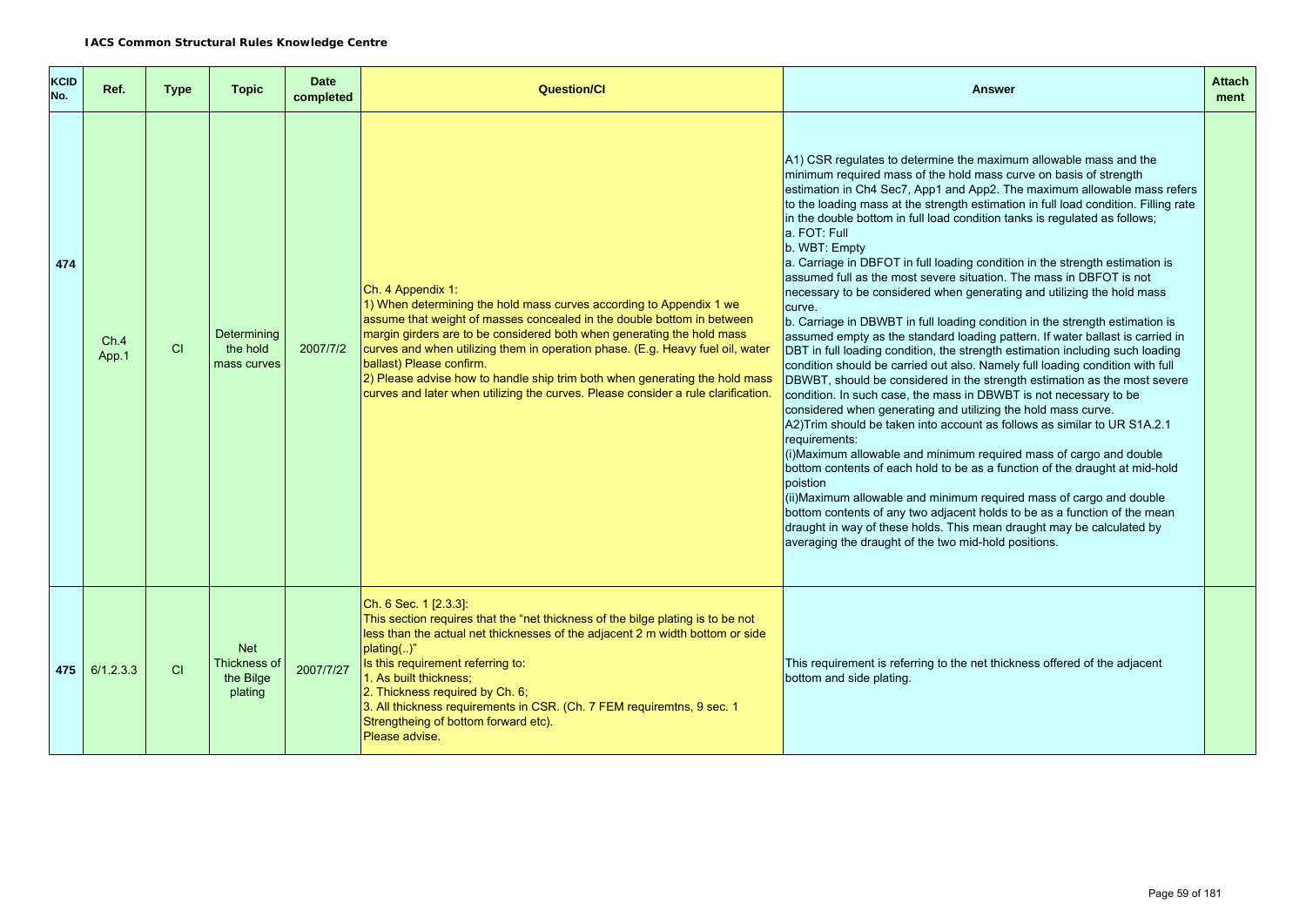| KCID No. | Ref. | Type | Topic | Date completed | Question/CI | Answer | Attach ment |
|---|---|---|---|---|---|---|---|
| 474 | Ch.4 App.1 | CI | Determining the hold mass curves | 2007/7/2 | Ch. 4 Appendix 1:<br>1) When determining the hold mass curves according to Appendix 1 we assume that weight of masses concealed in the double bottom in between margin girders are to be considered both when generating the hold mass curves and when utilizing them in operation phase. (E.g. Heavy fuel oil, water ballast) Please confirm.<br>2) Please advise how to handle ship trim both when generating the hold mass curves and later when utilizing the curves. Please consider a rule clarification. | A1) CSR regulates to determine the maximum allowable mass and the minimum required mass of the hold mass curve on basis of strength estimation in Ch4 Sec7, App1 and App2. The maximum allowable mass refers to the loading mass at the strength estimation in full load condition. Filling rate in the double bottom in full load condition tanks is regulated as follows;<br>a. FOT: Full<br>b. WBT: Empty<br>a. Carriage in DBFOT in full loading condition in the strength estimation is assumed full as the most severe situation. The mass in DBFOT is not necessary to be considered when generating and utilizing the hold mass curve.<br>b. Carriage in DBWBT in full loading condition in the strength estimation is assumed empty as the standard loading pattern. If water ballast is carried in DBT in full loading condition, the strength estimation including such loading condition should be carried out also. Namely full loading condition with full DBWBT, should be considered in the strength estimation as the most severe condition. In such case, the mass in DBWBT is not necessary to be considered when generating and utilizing the hold mass curve.<br>A2)Trim should be taken into account as follows as similar to UR S1A.2.1 requirements:<br>(i)Maximum allowable and minimum required mass of cargo and double bottom contents of each hold to be as a function of the draught at mid-hold poistion<br>(ii)Maximum allowable and minimum required mass of cargo and double bottom contents of any two adjacent holds to be as a function of the mean draught in way of these holds. This mean draught may be calculated by averaging the draught of the two mid-hold positions. | |
| 475 | 6/1.2.3.3 | CI | Net Thickness of the Bilge plating | 2007/7/27 | Ch. 6 Sec. 1 [2.3.3]:<br>This section requires that the "net thickness of the bilge plating is to be not less than the actual net thicknesses of the adjacent 2 m width bottom or side plating(..)"<br>Is this requirement referring to:<br>1. As built thickness;<br>2. Thickness required by Ch. 6;<br>3. All thickness requirements in CSR. (Ch. 7 FEM requiremtns, 9 sec. 1 Strengtheing of bottom forward etc).<br>Please advise. | This requirement is referring to the net thickness offered of the adjacent bottom and side plating. | |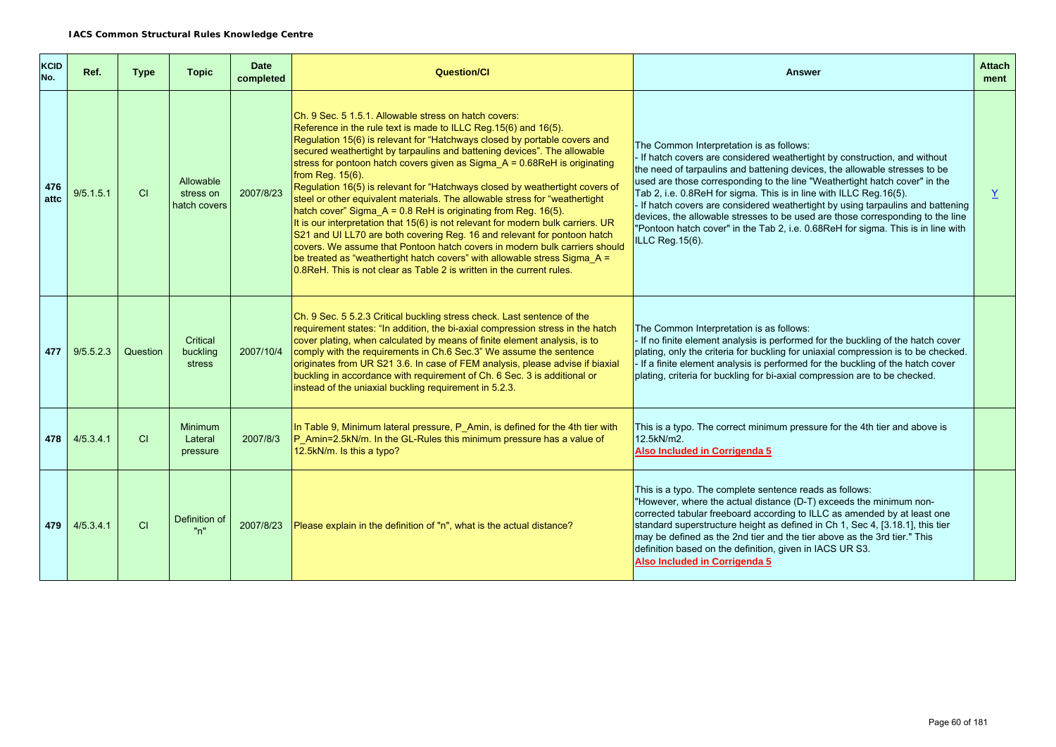**IACS Common Structural Rules Knowledge Centre**

| KCID No. | Ref. | Type | Topic | Date completed | Question/CI | Answer | Attach ment |
|---|---|---|---|---|---|---|---|
| 476 attc | 9/5.1.5.1 | CI | Allowable stress on hatch covers | 2007/8/23 | Ch. 9 Sec. 5 1.5.1. Allowable stress on hatch covers: Reference in the rule text is made to ILLC Reg.15(6) and 16(5). Regulation 15(6) is relevant for "Hatchways closed by portable covers and secured weathertight by tarpaulins and battening devices". The allowable stress for pontoon hatch covers given as $Sigma_A = 0.68ReH$ is originating from Reg. 15(6). Regulation 16(5) is relevant for "Hatchways closed by weathertight covers of steel or other equivalent materials. The allowable stress for "weathertight hatch cover" $Sigma_A = 0.8 ReH$ is originating from Reg. 16(5). It is our interpretation that 15(6) is not relevant for modern bulk carriers. UR S21 and UI LL70 are both covering Reg. 16 and relevant for pontoon hatch covers. We assume that Pontoon hatch covers in modern bulk carriers should be treated as "weathertight hatch covers" with allowable stress $Sigma_A = 0.8ReH$. This is not clear as Table 2 is written in the current rules. | The Common Interpretation is as follows:<br>- If hatch covers are considered weathertight by construction, and without the need of tarpaulins and battening devices, the allowable stresses to be used are those corresponding to the line "Weathertight hatch cover" in the Tab 2, i.e. 0.8ReH for sigma. This is in line with ILLC Reg.16(5).<br>- If hatch covers are considered weathertight by using tarpaulins and battening devices, the allowable stresses to be used are those corresponding to the line "Pontoon hatch cover" in the Tab 2, i.e. 0.68ReH for sigma. This is in line with ILLC Reg.15(6). | Y |
| 477 | 9/5.5.2.3 | Question | Critical buckling stress | 2007/10/4 | Ch. 9 Sec. 5 5.2.3 Critical buckling stress check. Last sentence of the requirement states: "In addition, the bi-axial compression stress in the hatch cover plating, when calculated by means of finite element analysis, is to comply with the requirements in Ch.6 Sec.3" We assume the sentence originates from UR S21 3.6. In case of FEM analysis, please advise if biaxial buckling in accordance with requirement of Ch. 6 Sec. 3 is additional or instead of the uniaxial buckling requirement in 5.2.3. | The Common Interpretation is as follows:<br>- If no finite element analysis is performed for the buckling of the hatch cover plating, only the criteria for buckling for uniaxial compression is to be checked.<br>- If a finite element analysis is performed for the buckling of the hatch cover plating, criteria for buckling for bi-axial compression are to be checked. | |
| 478 | 4/5.3.4.1 | CI | Minimum Lateral pressure | 2007/8/3 | In Table 9, Minimum lateral pressure, $P_Amin$, is defined for the 4th tier with $P_Amin=2.5kN/m$. In the GL-Rules this minimum pressure has a value of 12.5kN/m. Is this a typo? | This is a typo. The correct minimum pressure for the 4th tier and above is 12.5kN/m2.<br>**Also Included in Corrigenda 5** | |
| 479 | 4/5.3.4.1 | CI | Definition of "n" | 2007/8/23 | Please explain in the definition of "n", what is the actual distance? | This is a typo. The complete sentence reads as follows: "However, where the actual distance (D-T) exceeds the minimum non-corrected tabular freeboard according to ILLC as amended by at least one standard superstructure height as defined in Ch 1, Sec 4, [3.18.1], this tier may be defined as the 2nd tier and the tier above as the 3rd tier." This definition based on the definition, given in IACS UR S3.<br>**Also Included in Corrigenda 5** | |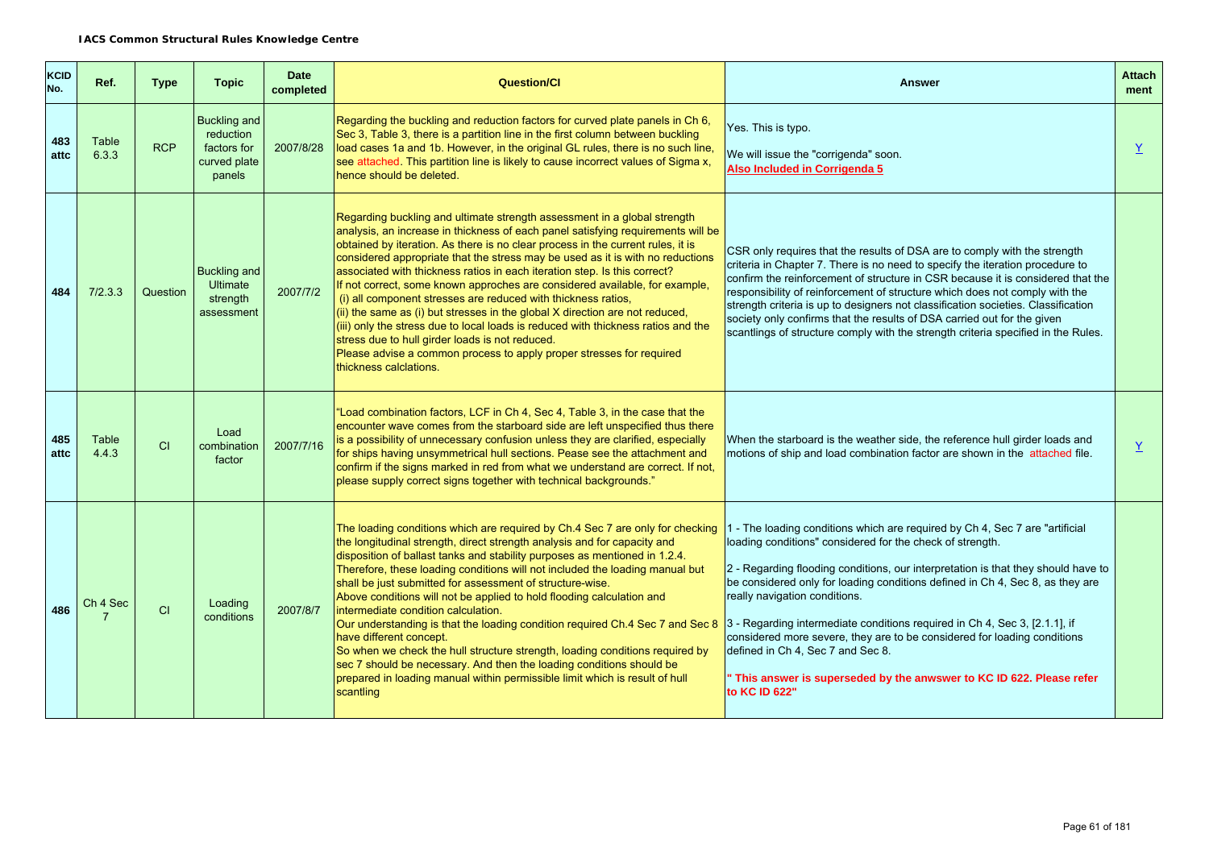**IACS Common Structural Rules Knowledge Centre**

| KCID No. | Ref. | Type | Topic | Date completed | Question/CI | Answer | Attach ment |
|---|---|---|---|---|---|---|---|
| 483 attc | Table 6.3.3 | RCP | Buckling and reduction factors for curved plate panels | 2007/8/28 | Regarding the buckling and reduction factors for curved plate panels in Ch 6, Sec 3, Table 3, there is a partition line in the first column between buckling load cases 1a and 1b. However, in the original GL rules, there is no such line, see attached. This partition line is likely to cause incorrect values of Sigma x, hence should be deleted. | Yes. This is typo.<br><br>We will issue the "corrigenda" soon.<br>**Also Included in Corrigenda 5** | Y |
| 484 | 7/2.3.3 | Question | Buckling and Ultimate strength assessment | 2007/7/2 | Regarding buckling and ultimate strength assessment in a global strength analysis, an increase in thickness of each panel satisfying requirements will be obtained by iteration. As there is no clear process in the current rules, it is considered appropriate that the stress may be used as it is with no reductions associated with thickness ratios in each iteration step. Is this correct?<br>If not correct, some known approches are considered available, for example,<br>(i) all component stresses are reduced with thickness ratios,<br>(ii) the same as (i) but stresses in the global X direction are not reduced,<br>(iii) only the stress due to local loads is reduced with thickness ratios and the stress due to hull girder loads is not reduced.<br>Please advise a common process to apply proper stresses for required thickness calclations. | CSR only requires that the results of DSA are to comply with the strength criteria in Chapter 7. There is no need to specify the iteration procedure to confirm the reinforcement of structure in CSR because it is considered that the responsibility of reinforcement of structure which does not comply with the strength criteria is up to designers not classification societies. Classification society only confirms that the results of DSA carried out for the given scantlings of structure comply with the strength criteria specified in the Rules. | |
| 485 attc | Table 4.4.3 | CI | Load combination factor | 2007/7/16 | "Load combination factors, LCF in Ch 4, Sec 4, Table 3, in the case that the encounter wave comes from the starboard side are left unspecified thus there is a possibility of unnecessary confusion unless they are clarified, especially for ships having unsymmetrical hull sections. Pease see the attachment and confirm if the signs marked in red from what we understand are correct. If not, please supply correct signs together with technical backgrounds." | When the starboard is the weather side, the reference hull girder loads and motions of ship and load combination factor are shown in the attached file. | Y |
| 486 | Ch 4 Sec 7 | CI | Loading conditions | 2007/8/7 | The loading conditions which are required by Ch.4 Sec 7 are only for checking the longitudinal strength, direct strength analysis and for capacity and disposition of ballast tanks and stability purposes as mentioned in 1.2.4. Therefore, these loading conditions will not included the loading manual but shall be just submitted for assessment of structure-wise.<br>Above conditions will not be applied to hold flooding calculation and intermediate condition calculation.<br>Our understanding is that the loading condition required Ch.4 Sec 7 and Sec 8 have different concept.<br>So when we check the hull structure strength, loading conditions required by sec 7 should be necessary. And then the loading conditions should be prepared in loading manual within permissible limit which is result of hull scantling | 1 - The loading conditions which are required by Ch 4, Sec 7 are "artificial loading conditions" considered for the check of strength.<br><br>2 - Regarding flooding conditions, our interpretation is that they should have to be considered only for loading conditions defined in Ch 4, Sec 8, as they are really navigation conditions.<br><br>3 - Regarding intermediate conditions required in Ch 4, Sec 3, [2.1.1], if considered more severe, they are to be considered for loading conditions defined in Ch 4, Sec 7 and Sec 8.<br><br>**" This answer is superseded by the anwswer to KC ID 622. Please refer to KC ID 622"** | |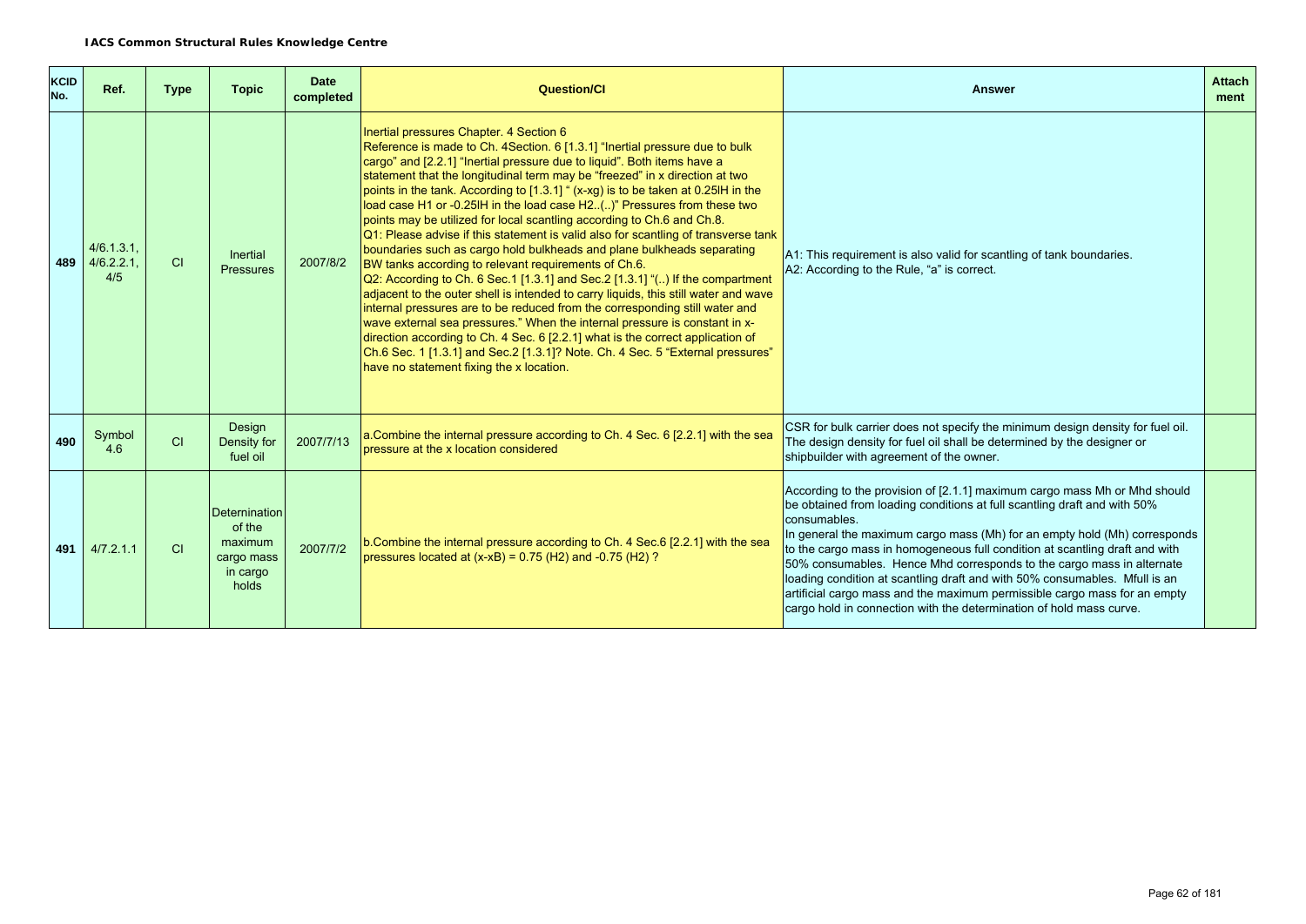**IACS Common Structural Rules Knowledge Centre**

| KCID No. | Ref. | Type | Topic | Date completed | Question/CI | Answer | Attach ment |
|---|---|---|---|---|---|---|---|
| 489 | 4/6.1.3.1, 4/6.2.2.1, 4/5 | CI | Inertial Pressures | 2007/8/2 | Inertial pressures Chapter. 4 Section 6<br>Reference is made to Ch. 4Section. 6 [1.3.1] "Inertial pressure due to bulk cargo" and [2.2.1] "Inertial pressure due to liquid". Both items have a statement that the longitudinal term may be "freezed" in x direction at two points in the tank. According to [1.3.1] " (x-xg) is to be taken at 0.25lH in the load case H1 or -0.25lH in the load case H2..(..)" Pressures from these two points may be utilized for local scantling according to Ch.6 and Ch.8.<br>Q1: Please advise if this statement is valid also for scantling of transverse tank boundaries such as cargo hold bulkheads and plane bulkheads separating BW tanks according to relevant requirements of Ch.6.<br>Q2: According to Ch. 6 Sec.1 [1.3.1] and Sec.2 [1.3.1] "(..) If the compartment adjacent to the outer shell is intended to carry liquids, this still water and wave internal pressures are to be reduced from the corresponding still water and wave external sea pressures." When the internal pressure is constant in x-direction according to Ch. 4 Sec. 6 [2.2.1] what is the correct application of Ch.6 Sec. 1 [1.3.1] and Sec.2 [1.3.1]? Note. Ch. 4 Sec. 5 "External pressures" have no statement fixing the x location. | A1: This requirement is also valid for scantling of tank boundaries.<br>A2: According to the Rule, "a" is correct. | |
| 490 | Symbol 4.6 | CI | Design Density for fuel oil | 2007/7/13 | a.Combine the internal pressure according to Ch. 4 Sec. 6 [2.2.1] with the sea pressure at the x location considered | CSR for bulk carrier does not specify the minimum design density for fuel oil. The design density for fuel oil shall be determined by the designer or shipbuilder with agreement of the owner. | |
| 491 | 4/7.2.1.1 | CI | Determination of the maximum cargo mass in cargo holds | 2007/7/2 | b.Combine the internal pressure according to Ch. 4 Sec.6 [2.2.1] with the sea pressures located at (x-xB) = 0.75 (H2) and -0.75 (H2) ? | According to the provision of [2.1.1] maximum cargo mass Mh or Mhd should be obtained from loading conditions at full scantling draft and with 50% consumables.<br>In general the maximum cargo mass (Mh) for an empty hold (Mh) corresponds to the cargo mass in homogeneous full condition at scantling draft and with 50% consumables. Hence Mhd corresponds to the cargo mass in alternate loading condition at scantling draft and with 50% consumables. Mfull is an artificial cargo mass and the maximum permissible cargo mass for an empty cargo hold in connection with the determination of hold mass curve. | |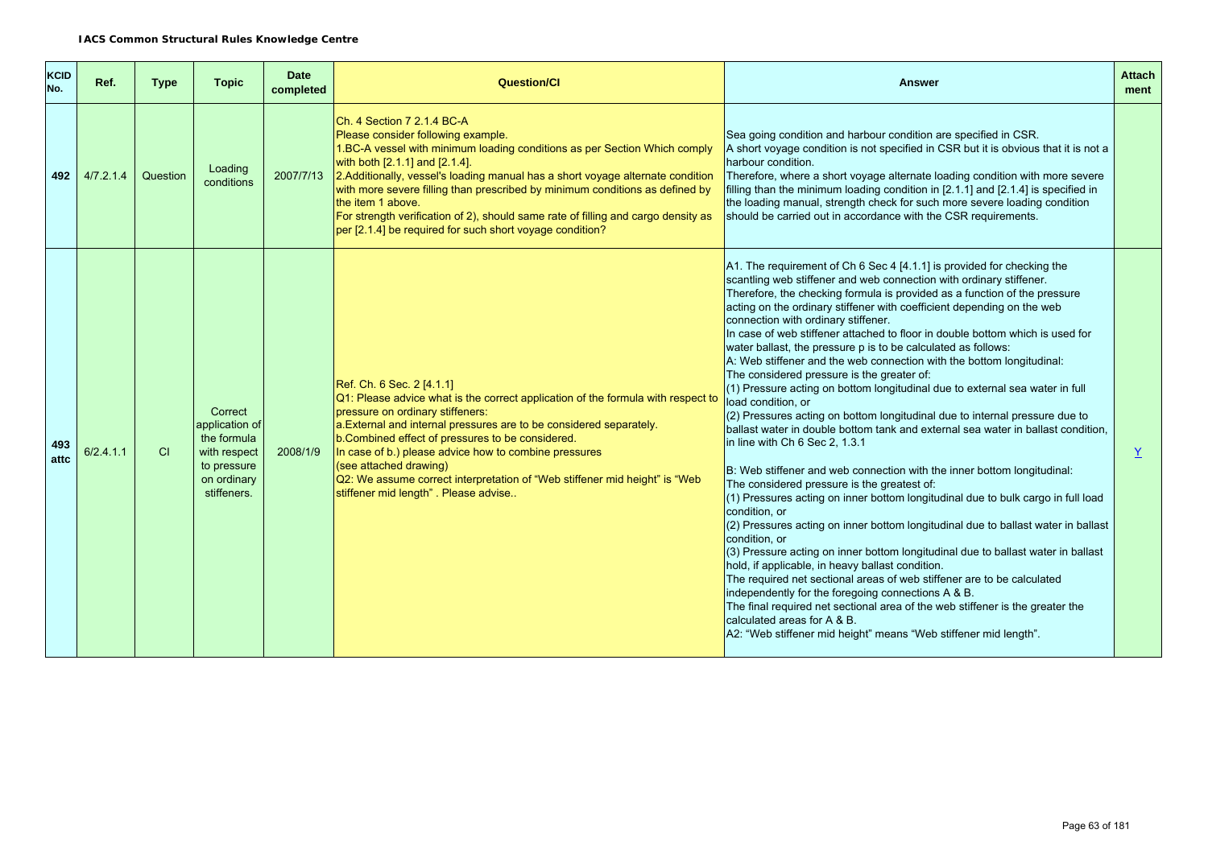| KCID No. | Ref. | Type | Topic | Date completed | Question/CI | Answer | Attachment |
|---|---|---|---|---|---|---|---|
| 492 | 4/7.2.1.4 | Question | Loading conditions | 2007/7/13 | Ch. 4 Section 7 2.1.4 BC-A<br>Please consider following example.<br>1.BC-A vessel with minimum loading conditions as per Section Which comply with both [2.1.1] and [2.1.4].<br>2.Additionally, vessel's loading manual has a short voyage alternate condition with more severe filling than prescribed by minimum conditions as defined by the item 1 above.<br>For strength verification of 2), should same rate of filling and cargo density as per [2.1.4] be required for such short voyage condition? | Sea going condition and harbour condition are specified in CSR.<br>A short voyage condition is not specified in CSR but it is obvious that it is not a harbour condition.<br>Therefore, where a short voyage alternate loading condition with more severe filling than the minimum loading condition in [2.1.1] and [2.1.4] is specified in the loading manual, strength check for such more severe loading condition should be carried out in accordance with the CSR requirements. | |
| 493 attc | 6/2.4.1.1 | CI | Correct application of the formula with respect to pressure on ordinary stiffeners. | 2008/1/9 | Ref. Ch. 6 Sec. 2 [4.1.1]<br>Q1: Please advice what is the correct application of the formula with respect to pressure on ordinary stiffeners:<br>a.External and internal pressures are to be considered separately.<br>b.Combined effect of pressures to be considered.<br>In case of b.) please advice how to combine pressures (see attached drawing)<br>Q2: We assume correct interpretation of "Web stiffener mid height" is "Web stiffener mid length" . Please advise.. | A1. The requirement of Ch 6 Sec 4 [4.1.1] is provided for checking the scantling web stiffener and web connection with ordinary stiffener.<br>Therefore, the checking formula is provided as a function of the pressure acting on the ordinary stiffener with coefficient depending on the web connection with ordinary stiffener.<br>In case of web stiffener attached to floor in double bottom which is used for water ballast, the pressure p is to be calculated as follows:<br>A: Web stiffener and the web connection with the bottom longitudinal:<br>The considered pressure is the greater of:<br>(1) Pressure acting on bottom longitudinal due to external sea water in full load condition, or<br>(2) Pressures acting on bottom longitudinal due to internal pressure due to ballast water in double bottom tank and external sea water in ballast condition, in line with Ch 6 Sec 2, 1.3.1<br><br>B: Web stiffener and web connection with the inner bottom longitudinal:<br>The considered pressure is the greatest of:<br>(1) Pressures acting on inner bottom longitudinal due to bulk cargo in full load condition, or<br>(2) Pressures acting on inner bottom longitudinal due to ballast water in ballast condition, or<br>(3) Pressure acting on inner bottom longitudinal due to ballast water in ballast hold, if applicable, in heavy ballast condition.<br>The required net sectional areas of web stiffener are to be calculated independently for the foregoing connections A & B.<br>The final required net sectional area of the web stiffener is the greater the calculated areas for A & B.<br>A2: "Web stiffener mid height" means "Web stiffener mid length". | Y |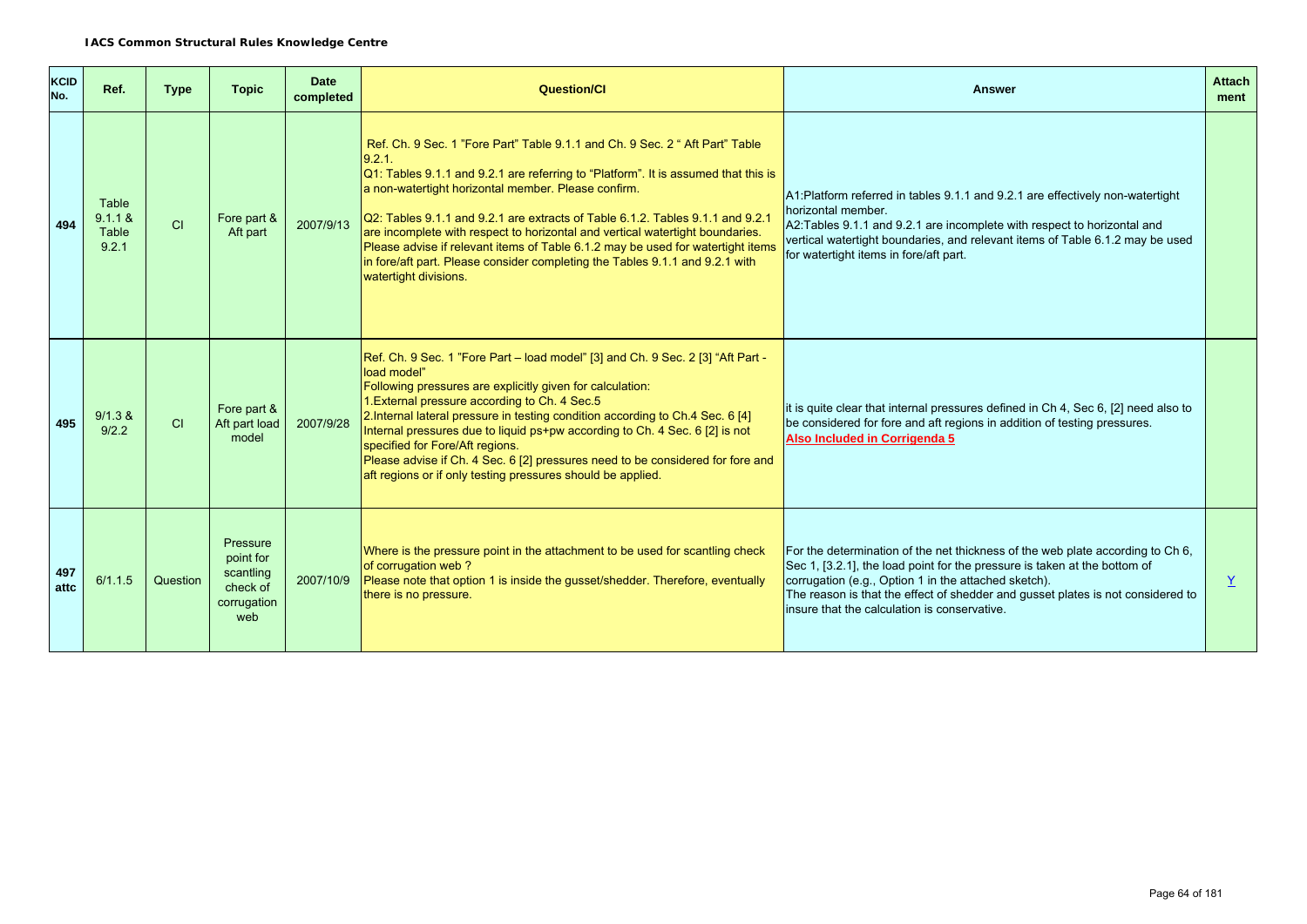| KCID No. | Ref. | Type | Topic | Date completed | Question/CI | Answer | Attach ment |
|---|---|---|---|---|---|---|---|
| 494 | Table 9.1.1 & Table 9.2.1 | CI | Fore part & Aft part | 2007/9/13 | Ref. Ch. 9 Sec. 1 "Fore Part" Table 9.1.1 and Ch. 9 Sec. 2 " Aft Part" Table 9.2.1.<br>Q1: Tables 9.1.1 and 9.2.1 are referring to "Platform". It is assumed that this is a non-watertight horizontal member. Please confirm.<br><br>Q2: Tables 9.1.1 and 9.2.1 are extracts of Table 6.1.2. Tables 9.1.1 and 9.2.1 are incomplete with respect to horizontal and vertical watertight boundaries. Please advise if relevant items of Table 6.1.2 may be used for watertight items in fore/aft part. Please consider completing the Tables 9.1.1 and 9.2.1 with watertight divisions. | A1:Platform referred in tables 9.1.1 and 9.2.1 are effectively non-watertight horizontal member.<br>A2:Tables 9.1.1 and 9.2.1 are incomplete with respect to horizontal and vertical watertight boundaries, and relevant items of Table 6.1.2 may be used for watertight items in fore/aft part. | |
| 495 | 9/1.3 & 9/2.2 | CI | Fore part & Aft part load model | 2007/9/28 | Ref. Ch. 9 Sec. 1 "Fore Part – load model" [3] and Ch. 9 Sec. 2 [3] "Aft Part - load model"<br>Following pressures are explicitly given for calculation:<br>1.External pressure according to Ch. 4 Sec.5<br>2.Internal lateral pressure in testing condition according to Ch.4 Sec. 6 [4]<br>Internal pressures due to liquid ps+pw according to Ch. 4 Sec. 6 [2] is not specified for Fore/Aft regions.<br>Please advise if Ch. 4 Sec. 6 [2] pressures need to be considered for fore and aft regions or if only testing pressures should be applied. | it is quite clear that internal pressures defined in Ch 4, Sec 6, [2] need also to be considered for fore and aft regions in addition of testing pressures.<br>**Also Included in Corrigenda 5** | |
| 497 attc | 6/1.1.5 | Question | Pressure point for scantling check of corrugation web | 2007/10/9 | Where is the pressure point in the attachment to be used for scantling check of corrugation web ?<br>Please note that option 1 is inside the gusset/shedder. Therefore, eventually there is no pressure. | For the determination of the net thickness of the web plate according to Ch 6, Sec 1, [3.2.1], the load point for the pressure is taken at the bottom of corrugation (e.g., Option 1 in the attached sketch).<br>The reason is that the effect of shedder and gusset plates is not considered to insure that the calculation is conservative. | Y |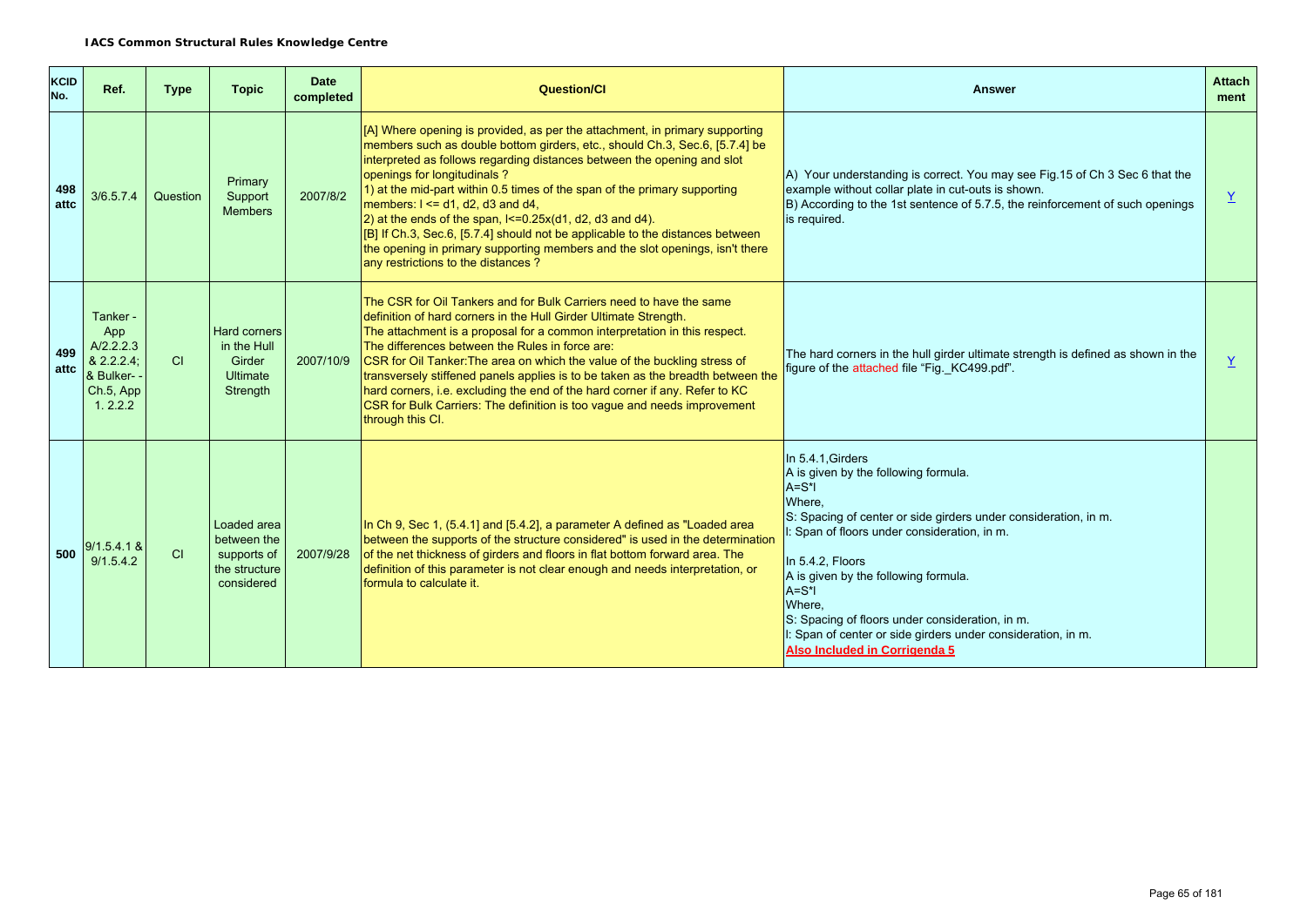| KCID No. | Ref. | Type | Topic | Date completed | Question/CI | Answer | Attach ment |
|---|---|---|---|---|---|---|---|
| 498 attc | 3/6.5.7.4 | Question | Primary Support Members | 2007/8/2 | [A] Where opening is provided, as per the attachment, in primary supporting members such as double bottom girders, etc., should Ch.3, Sec.6, [5.7.4] be interpreted as follows regarding distances between the opening and slot openings for longitudinals ?<br>1) at the mid-part within 0.5 times of the span of the primary supporting members: $l \le$ d1, d2, d3 and d4,<br>2) at the ends of the span, $l \le 0.25$x(d1, d2, d3 and d4).<br>[B] If Ch.3, Sec.6, [5.7.4] should not be applicable to the distances between the opening in primary supporting members and the slot openings, isn't there any restrictions to the distances ? | A) Your understanding is correct. You may see Fig.15 of Ch 3 Sec 6 that the example without collar plate in cut-outs is shown.<br>B) According to the 1st sentence of 5.7.5, the reinforcement of such openings is required. | Y |
| 499 attc | Tanker - App A/2.2.2.3 & 2.2.2.4; & Bulker- - Ch.5, App 1. 2.2.2 | CI | Hard corners in the Hull Girder Ultimate Strength | 2007/10/9 | The CSR for Oil Tankers and for Bulk Carriers need to have the same definition of hard corners in the Hull Girder Ultimate Strength.<br>The attachment is a proposal for a common interpretation in this respect.<br>The differences between the Rules in force are:<br>CSR for Oil Tanker:The area on which the value of the buckling stress of transversely stiffened panels applies is to be taken as the breadth between the hard corners, i.e. excluding the end of the hard corner if any. Refer to KC<br>CSR for Bulk Carriers: The definition is too vague and needs improvement through this CI. | The hard corners in the hull girder ultimate strength is defined as shown in the figure of the attached file "Fig._KC499.pdf". | Y |
| 500 | 9/1.5.4.1 & 9/1.5.4.2 | CI | Loaded area between the supports of the structure considered | 2007/9/28 | In Ch 9, Sec 1, (5.4.1] and [5.4.2], a parameter A defined as "Loaded area between the supports of the structure considered" is used in the determination of the net thickness of girders and floors in flat bottom forward area. The definition of this parameter is not clear enough and needs interpretation, or formula to calculate it. | In 5.4.1,Girders<br>A is given by the following formula.<br>A=S*l<br>Where,<br>S: Spacing of center or side girders under consideration, in m.<br>l: Span of floors under consideration, in m.<br><br>In 5.4.2, Floors<br>A is given by the following formula.<br>A=S*l<br>Where,<br>S: Spacing of floors under consideration, in m.<br>l: Span of center or side girders under consideration, in m.<br>**Also Included in Corrigenda 5** | |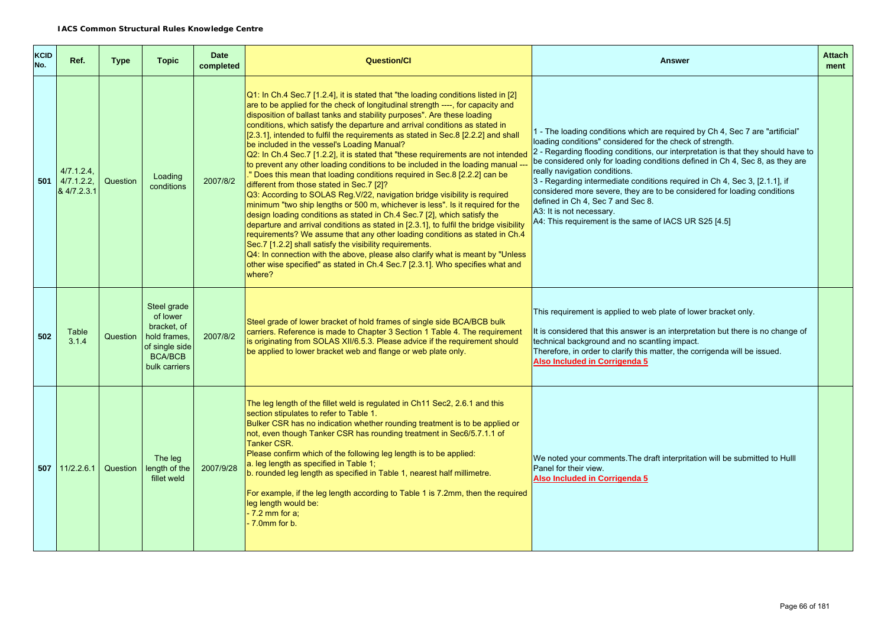**IACS Common Structural Rules Knowledge Centre**

| KCID No. | Ref. | Type | Topic | Date completed | Question/CI | Answer | Attachment |
|---|---|---|---|---|---|---|---|
| 501 | 4/7.1.2.4, 4/7.1.2.2, & 4/7.2.3.1 | Question | Loading conditions | 2007/8/2 | Q1: In Ch.4 Sec.7 [1.2.4], it is stated that "the loading conditions listed in [2] are to be applied for the check of longitudinal strength ----, for capacity and disposition of ballast tanks and stability purposes". Are these loading conditions, which satisfy the departure and arrival conditions as stated in [2.3.1], intended to fulfil the requirements as stated in Sec.8 [2.2.2] and shall be included in the vessel's Loading Manual?<br>Q2: In Ch.4 Sec.7 [1.2.2], it is stated that "these requirements are not intended to prevent any other loading conditions to be included in the loading manual ---." Does this mean that loading conditions required in Sec.8 [2.2.2] can be different from those stated in Sec.7 [2]?<br>Q3: According to SOLAS Reg.V/22, navigation bridge visibility is required minimum "two ship lengths or 500 m, whichever is less". Is it required for the design loading conditions as stated in Ch.4 Sec.7 [2], which satisfy the departure and arrival conditions as stated in [2.3.1], to fulfil the bridge visibility requirements? We assume that any other loading conditions as stated in Ch.4 Sec.7 [1.2.2] shall satisfy the visibility requirements.<br>Q4: In connection with the above, please also clarify what is meant by "Unless other wise specified" as stated in Ch.4 Sec.7 [2.3.1]. Who specifies what and where? | 1 - The loading conditions which are required by Ch 4, Sec 7 are "artificial" loading conditions" considered for the check of strength.<br>2 - Regarding flooding conditions, our interpretation is that they should have to be considered only for loading conditions defined in Ch 4, Sec 8, as they are really navigation conditions.<br>3 - Regarding intermediate conditions required in Ch 4, Sec 3, [2.1.1], if considered more severe, they are to be considered for loading conditions defined in Ch 4, Sec 7 and Sec 8.<br>A3: It is not necessary.<br>A4: This requirement is the same of IACS UR S25 [4.5] | |
| 502 | Table 3.1.4 | Question | Steel grade of lower bracket, of hold frames, of single side BCA/BCB bulk carriers | 2007/8/2 | Steel grade of lower bracket of hold frames of single side BCA/BCB bulk carriers. Reference is made to Chapter 3 Section 1 Table 4. The requirement is originating from SOLAS XII/6.5.3. Please advice if the requirement should be applied to lower bracket web and flange or web plate only. | This requirement is applied to web plate of lower bracket only.<br><br>It is considered that this answer is an interpretation but there is no change of technical background and no scantling impact.<br>Therefore, in order to clarify this matter, the corrigenda will be issued.<br>**Also Included in Corrigenda 5** | |
| 507 | 11/2.2.6.1 | Question | The leg length of the fillet weld | 2007/9/28 | The leg length of the fillet weld is regulated in Ch11 Sec2, 2.6.1 and this section stipulates to refer to Table 1.<br>Bulker CSR has no indication whether rounding treatment is to be applied or not, even though Tanker CSR has rounding treatment in Sec6/5.7.1.1 of Tanker CSR.<br>Please confirm which of the following leg length is to be applied:<br>a. leg length as specified in Table 1;<br>b. rounded leg length as specified in Table 1, nearest half millimetre.<br><br>For example, if the leg length according to Table 1 is 7.2mm, then the required leg length would be:<br>- 7.2 mm for a;<br>- 7.0mm for b. | We noted your comments.The draft interpretation will be submitted to Hulll Panel for their view.<br>**Also Included in Corrigenda 5** | |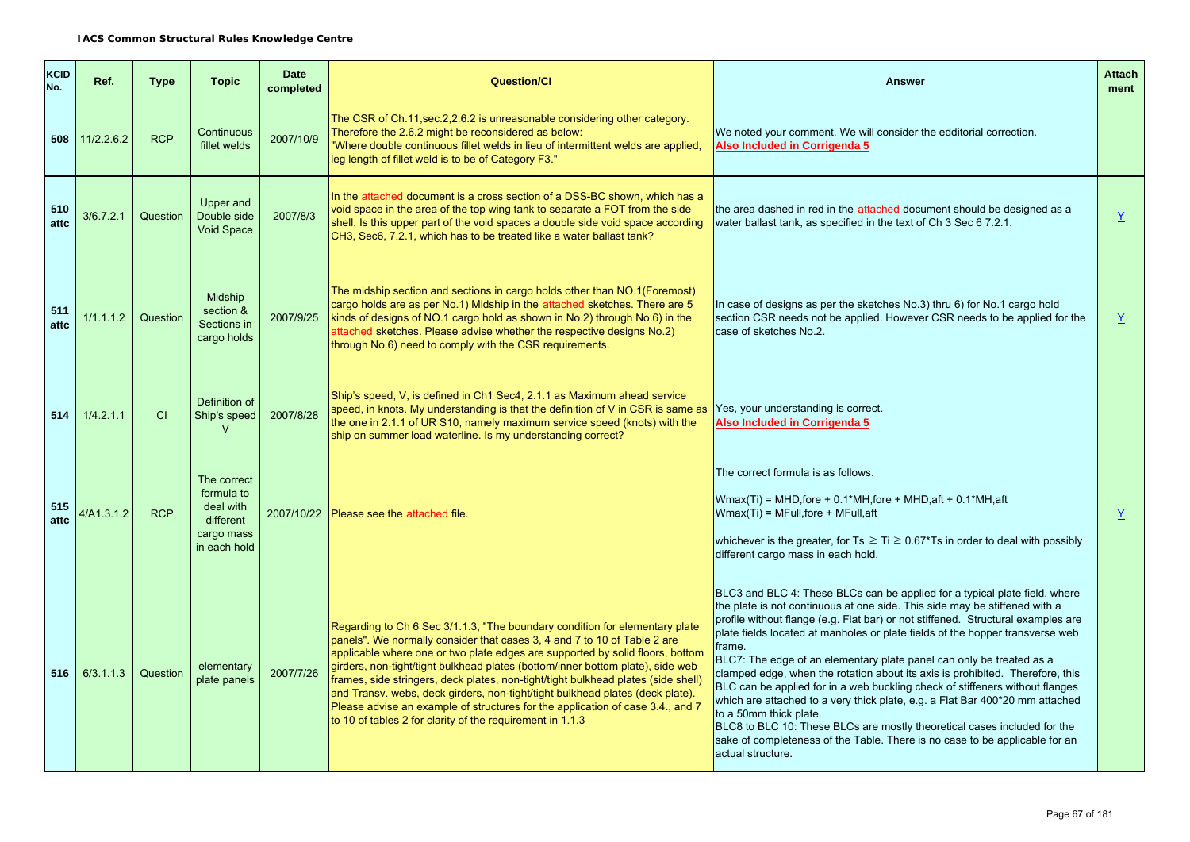**IACS Common Structural Rules Knowledge Centre**

| KCID No. | Ref. | Type | Topic | Date completed | Question/CI | Answer | Attach ment |
|---|---|---|---|---|---|---|---|
| 508 | 11/2.2.6.2 | RCP | Continuous fillet welds | 2007/10/9 | The CSR of Ch.11,sec.2,2.6.2 is unreasonable considering other category. Therefore the 2.6.2 might be reconsidered as below: "Where double continuous fillet welds in lieu of intermittent welds are applied, leg length of fillet weld is to be of Category F3." | We noted your comment. We will consider the edditorial correction. **Also Included in Corrigenda 5** | |
| 510 attc | 3/6.7.2.1 | Question | Upper and Double side Void Space | 2007/8/3 | In the attached document is a cross section of a DSS-BC shown, which has a void space in the area of the top wing tank to separate a FOT from the side shell. Is this upper part of the void spaces a double side void space according CH3, Sec6, 7.2.1, which has to be treated like a water ballast tank? | the area dashed in red in the attached document should be designed as a water ballast tank, as specified in the text of Ch 3 Sec 6 7.2.1. | Y |
| 511 attc | 1/1.1.1.2 | Question | Midship section & Sections in cargo holds | 2007/9/25 | The midship section and sections in cargo holds other than NO.1(Foremost) cargo holds are as per No.1) Midship in the attached sketches. There are 5 kinds of designs of NO.1 cargo hold as shown in No.2) through No.6) in the attached sketches. Please advise whether the respective designs No.2) through No.6) need to comply with the CSR requirements. | In case of designs as per the sketches No.3) thru 6) for No.1 cargo hold section CSR needs not be applied. However CSR needs to be applied for the case of sketches No.2. | Y |
| 514 | 1/4.2.1.1 | CI | Definition of Ship's speed V | 2007/8/28 | Ship's speed, V, is defined in Ch1 Sec4, 2.1.1 as Maximum ahead service speed, in knots. My understanding is that the definition of V in CSR is same as the one in 2.1.1 of UR S10, namely maximum service speed (knots) with the ship on summer load waterline. Is my understanding correct? | Yes, your understanding is correct. **Also Included in Corrigenda 5** | |
| 515 attc | 4/A1.3.1.2 | RCP | The correct formula to deal with different cargo mass in each hold | 2007/10/22 | Please see the attached file. | The correct formula is as follows.<br><br>Wmax(Ti) = MHD,fore + 0.1*MH,fore + MHD,aft + 0.1*MH,aft<br>Wmax(Ti) = MFull,fore + MFull,aft<br><br>whichever is the greater, for Ts ≥ Ti ≥ 0.67*Ts in order to deal with possibly different cargo mass in each hold. | Y |
| 516 | 6/3.1.1.3 | Question | elementary plate panels | 2007/7/26 | Regarding to Ch 6 Sec 3/1.1.3, "The boundary condition for elementary plate panels". We normally consider that cases 3, 4 and 7 to 10 of Table 2 are applicable where one or two plate edges are supported by solid floors, bottom girders, non-tight/tight bulkhead plates (bottom/inner bottom plate), side web frames, side stringers, deck plates, non-tight/tight bulkhead plates (side shell) and Transv. webs, deck girders, non-tight/tight bulkhead plates (deck plate). Please advise an example of structures for the application of case 3.4., and 7 to 10 of tables 2 for clarity of the requirement in 1.1.3 | BLC3 and BLC 4: These BLCs can be applied for a typical plate field, where the plate is not continuous at one side. This side may be stiffened with a profile without flange (e.g. Flat bar) or not stiffened. Structural examples are plate fields located at manholes or plate fields of the hopper transverse web frame.<br>BLC7: The edge of an elementary plate panel can only be treated as a clamped edge, when the rotation about its axis is prohibited. Therefore, this BLC can be applied for in a web buckling check of stiffeners without flanges which are attached to a very thick plate, e.g. a Flat Bar 400*20 mm attached to a 50mm thick plate.<br>BLC8 to BLC 10: These BLCs are mostly theoretical cases included for the sake of completeness of the Table. There is no case to be applicable for an actual structure. | |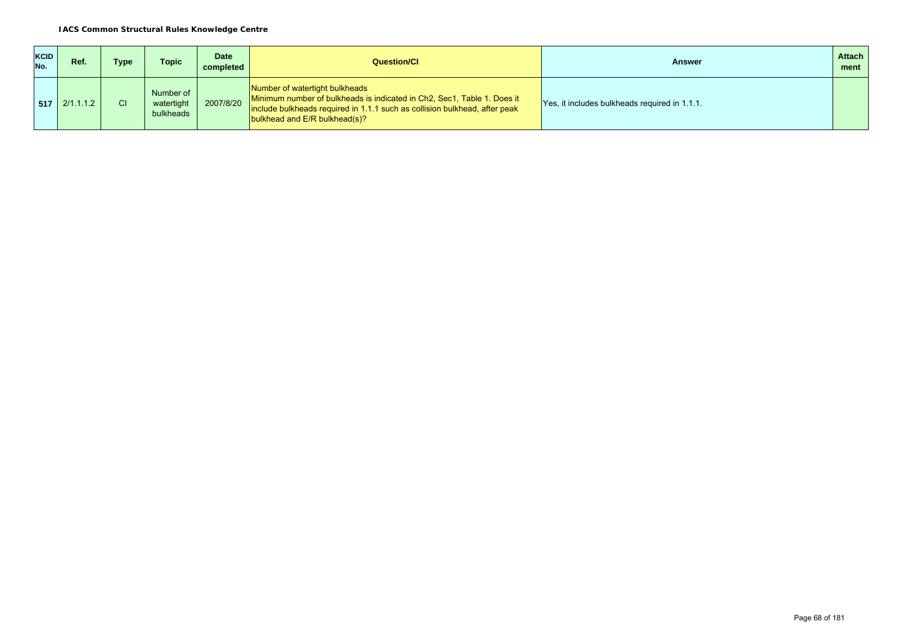**IACS Common Structural Rules Knowledge Centre**

| KCID No. | Ref. | Type | Topic | Date completed | Question/CI | Answer | Attachment |
|---|---|---|---|---|---|---|---|
| 517 | 2/1.1.1.2 | CI | Number of watertight bulkheads | 2007/8/20 | Number of watertight bulkheads<br>Minimum number of bulkheads is indicated in Ch2, Sec1, Table 1. Does it include bulkheads required in 1.1.1 such as collision bulkhead, after peak bulkhead and E/R bulkhead(s)? | Yes, it includes bulkheads required in 1.1.1. | |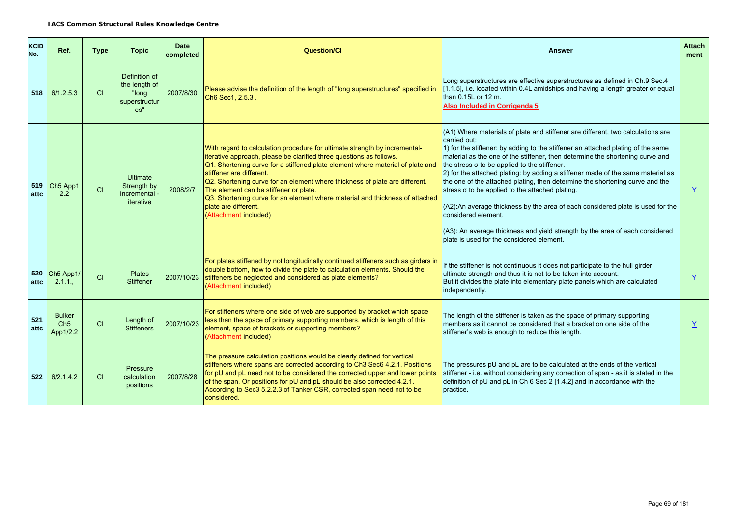**IACS Common Structural Rules Knowledge Centre**

| KCID No. | Ref. | Type | Topic | Date completed | Question/CI | Answer | Attach ment |
|---|---|---|---|---|---|---|---|
| 518 | 6/1.2.5.3 | CI | Definition of the length of "long superstructures" | 2007/8/30 | Please advise the definition of the length of "long superstructures" specified in Ch6 Sec1, 2.5.3 . | Long superstructures are effective superstructures as defined in Ch.9 Sec.4 [1.1.5], i.e. located within 0.4L amidships and having a length greater or equal than 0.15L or 12 m. **Also Included in Corrigenda 5** | |
| 519 attc | Ch5 App1 2.2 | CI | Ultimate Strength by Incremental - iterative | 2008/2/7 | With regard to calculation procedure for ultimate strength by incremental-iterative approach, please be clarified three questions as follows. Q1. Shortening curve for a stiffened plate element where material of plate and stiffener are different. Q2. Shortening curve for an element where thickness of plate are different. The element can be stiffener or plate. Q3. Shortening curve for an element where material and thickness of attached plate are different. (Attachment included) | (A1) Where materials of plate and stiffener are different, two calculations are carried out: 1) for the stiffener: by adding to the stiffener an attached plating of the same material as the one of the stiffener, then determine the shortening curve and the stress $\sigma$ to be applied to the stiffener. 2) for the attached plating: by adding a stiffener made of the same material as the one of the attached plating, then determine the shortening curve and the stress $\sigma$ to be applied to the attached plating. (A2):An average thickness by the area of each considered plate is used for the considered element. (A3): An average thickness and yield strength by the area of each considered plate is used for the considered element. | Y |
| 520 attc | Ch5 App1/ 2.1.1., | CI | Plates Stiffener | 2007/10/23 | For plates stiffened by not longitudinally continued stiffeners such as girders in double bottom, how to divide the plate to calculation elements. Should the stiffeners be neglected and considered as plate elements? (Attachment included) | If the stiffener is not continuous it does not participate to the hull girder ultimate strength and thus it is not to be taken into account. But it divides the plate into elementary plate panels which are calculated independently. | Y |
| 521 attc | Bulker Ch5 App1/2.2 | CI | Length of Stiffeners | 2007/10/23 | For stiffeners where one side of web are supported by bracket which space less than the space of primary supporting members, which is length of this element, space of brackets or supporting members? (Attachment included) | The length of the stiffener is taken as the space of primary supporting members as it cannot be considered that a bracket on one side of the stiffener's web is enough to reduce this length. | Y |
| 522 | 6/2.1.4.2 | CI | Pressure calculation positions | 2007/8/28 | The pressure calculation positions would be clearly defined for vertical stiffeners where spans are corrected according to Ch3 Sec6 4.2.1. Positions for pU and pL need not to be considered the corrected upper and lower points of the span. Or positions for pU and pL should be also corrected 4.2.1. According to Sec3 5.2.2.3 of Tanker CSR, corrected span need not to be considered. | The pressures pU and pL are to be calculated at the ends of the vertical stiffener - i.e. without considering any correction of span - as it is stated in the definition of pU and pL in Ch 6 Sec 2 [1.4.2] and in accordance with the practice. | |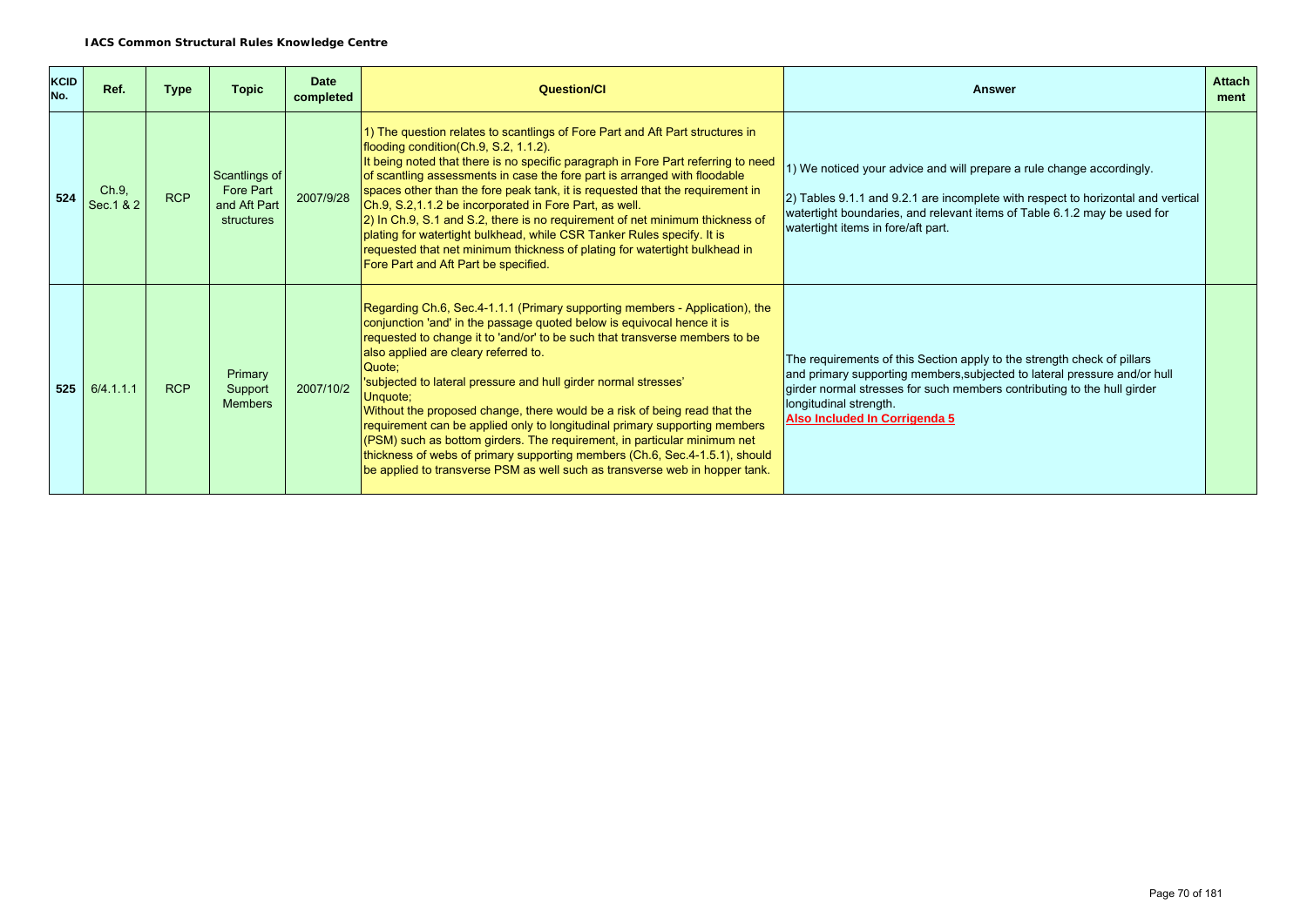**IACS Common Structural Rules Knowledge Centre**

| KCID No. | Ref. | Type | Topic | Date completed | Question/CI | Answer | Attachment |
|---|---|---|---|---|---|---|---|
| 524 | Ch.9, Sec.1 & 2 | RCP | Scantlings of Fore Part and Aft Part structures | 2007/9/28 | 1) The question relates to scantlings of Fore Part and Aft Part structures in flooding condition(Ch.9, S.2, 1.1.2).<br>It being noted that there is no specific paragraph in Fore Part referring to need of scantling assessments in case the fore part is arranged with floodable spaces other than the fore peak tank, it is requested that the requirement in Ch.9, S.2,1.1.2 be incorporated in Fore Part, as well.<br>2) In Ch.9, S.1 and S.2, there is no requirement of net minimum thickness of plating for watertight bulkhead, while CSR Tanker Rules specify. It is requested that net minimum thickness of plating for watertight bulkhead in Fore Part and Aft Part be specified. | 1) We noticed your advice and will prepare a rule change accordingly.<br><br>2) Tables 9.1.1 and 9.2.1 are incomplete with respect to horizontal and vertical watertight boundaries, and relevant items of Table 6.1.2 may be used for watertight items in fore/aft part. | |
| 525 | 6/4.1.1.1 | RCP | Primary Support Members | 2007/10/2 | Regarding Ch.6, Sec.4-1.1.1 (Primary supporting members - Application), the conjunction 'and' in the passage quoted below is equivocal hence it is requested to change it to 'and/or' to be such that transverse members to be also applied are cleary referred to.<br>Quote;<br>'subjected to lateral pressure and hull girder normal stresses'<br>Unquote;<br>Without the proposed change, there would be a risk of being read that the requirement can be applied only to longitudinal primary supporting members (PSM) such as bottom girders. The requirement, in particular minimum net thickness of webs of primary supporting members (Ch.6, Sec.4-1.5.1), should be applied to transverse PSM as well such as transverse web in hopper tank. | The requirements of this Section apply to the strength check of pillars and primary supporting members,subjected to lateral pressure and/or hull girder normal stresses for such members contributing to the hull girder longitudinal strength.<br>**Also Included In Corrigenda 5** | |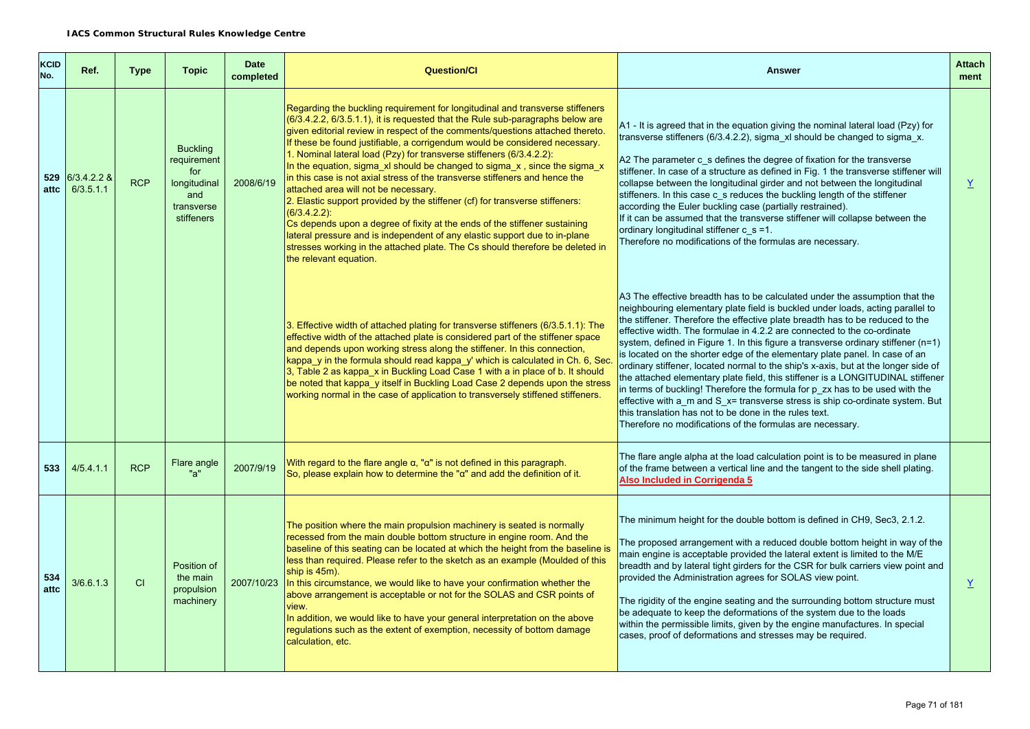| KCID No. | Ref. | Type | Topic | Date completed | Question/CI | Answer | Attach ment |
|---|---|---|---|---|---|---|---|
| 529 attc | 6/3.4.2.2 & 6/3.5.1.1 | RCP | Buckling requirement for longitudinal and transverse stiffeners | 2008/6/19 | Regarding the buckling requirement for longitudinal and transverse stiffeners (6/3.4.2.2, 6/3.5.1.1), it is requested that the Rule sub-paragraphs below are given editorial review in respect of the comments/questions attached thereto. If these be found justifiable, a corrigendum would be considered necessary.<br>1. Nominal lateral load (Pzy) for transverse stiffeners (6/3.4.2.2):<br>In the equation, sigma_xl should be changed to sigma_x , since the sigma_x in this case is not axial stress of the transverse stiffeners and hence the attached area will not be necessary.<br>2. Elastic support provided by the stiffener (cf) for transverse stiffeners: (6/3.4.2.2):<br>Cs depends upon a degree of fixity at the ends of the stiffener sustaining lateral pressure and is independent of any elastic support due to in-plane stresses working in the attached plate. The Cs should therefore be deleted in the relevant equation.<br><br>3. Effective width of attached plating for transverse stiffeners (6/3.5.1.1): The effective width of the attached plate is considered part of the stiffener space and depends upon working stress along the stiffener. In this connection, kappa_y in the formula should read kappa_y' which is calculated in Ch. 6, Sec. 3, Table 2 as kappa_x in Buckling Load Case 1 with a in place of b. It should be noted that kappa_y itself in Buckling Load Case 2 depends upon the stress working normal in the case of application to transversely stiffened stiffeners. | A1 - It is agreed that in the equation giving the nominal lateral load (Pzy) for transverse stiffeners (6/3.4.2.2), sigma_xl should be changed to sigma_x.<br><br>A2 The parameter c_s defines the degree of fixation for the transverse stiffener. In case of a structure as defined in Fig. 1 the transverse stiffener will collapse between the longitudinal girder and not between the longitudinal stiffeners. In this case c_s reduces the buckling length of the stiffener according the Euler buckling case (partially restrained).<br>If it can be assumed that the transverse stiffener will collapse between the ordinary longitudinal stiffener c_s =1.<br>Therefore no modifications of the formulas are necessary.<br><br>A3 The effective breadth has to be calculated under the assumption that the neighbouring elementary plate field is buckled under loads, acting parallel to the stiffener. Therefore the effective plate breadth has to be reduced to the effective width. The formulae in 4.2.2 are connected to the co-ordinate system, defined in Figure 1. In this figure a transverse ordinary stiffener (n=1) is located on the shorter edge of the elementary plate panel. In case of an ordinary stiffener, located normal to the ship's x-axis, but at the longer side of the attached elementary plate field, this stiffener is a LONGITUDINAL stiffener in terms of buckling! Therefore the formula for p_zx has to be used with the effective with a_m and S_x= transverse stress is ship co-ordinate system. But this translation has not to be done in the rules text.<br>Therefore no modifications of the formulas are necessary. | Y |
| 533 | 4/5.4.1.1 | RCP | Flare angle "a" | 2007/9/19 | With regard to the flare angle α, "α" is not defined in this paragraph. So, please explain how to determine the "α" and add the definition of it. | The flare angle alpha at the load calculation point is to be measured in plane of the frame between a vertical line and the tangent to the side shell plating.<br>**Also Included in Corrigenda 5** | |
| 534 attc | 3/6.6.1.3 | CI | Position of the main propulsion machinery | 2007/10/23 | The position where the main propulsion machinery is seated is normally recessed from the main double bottom structure in engine room. And the baseline of this seating can be located at which the height from the baseline is less than required. Please refer to the sketch as an example (Moulded of this ship is 45m).<br>In this circumstance, we would like to have your confirmation whether the above arrangement is acceptable or not for the SOLAS and CSR points of view.<br>In addition, we would like to have your general interpretation on the above regulations such as the extent of exemption, necessity of bottom damage calculation, etc. | The minimum height for the double bottom is defined in CH9, Sec3, 2.1.2.<br><br>The proposed arrangement with a reduced double bottom height in way of the main engine is acceptable provided the lateral extent is limited to the M/E breadth and by lateral tight girders for the CSR for bulk carriers view point and provided the Administration agrees for SOLAS view point.<br><br>The rigidity of the engine seating and the surrounding bottom structure must be adequate to keep the deformations of the system due to the loads within the permissible limits, given by the engine manufactures. In special cases, proof of deformations and stresses may be required. | Y |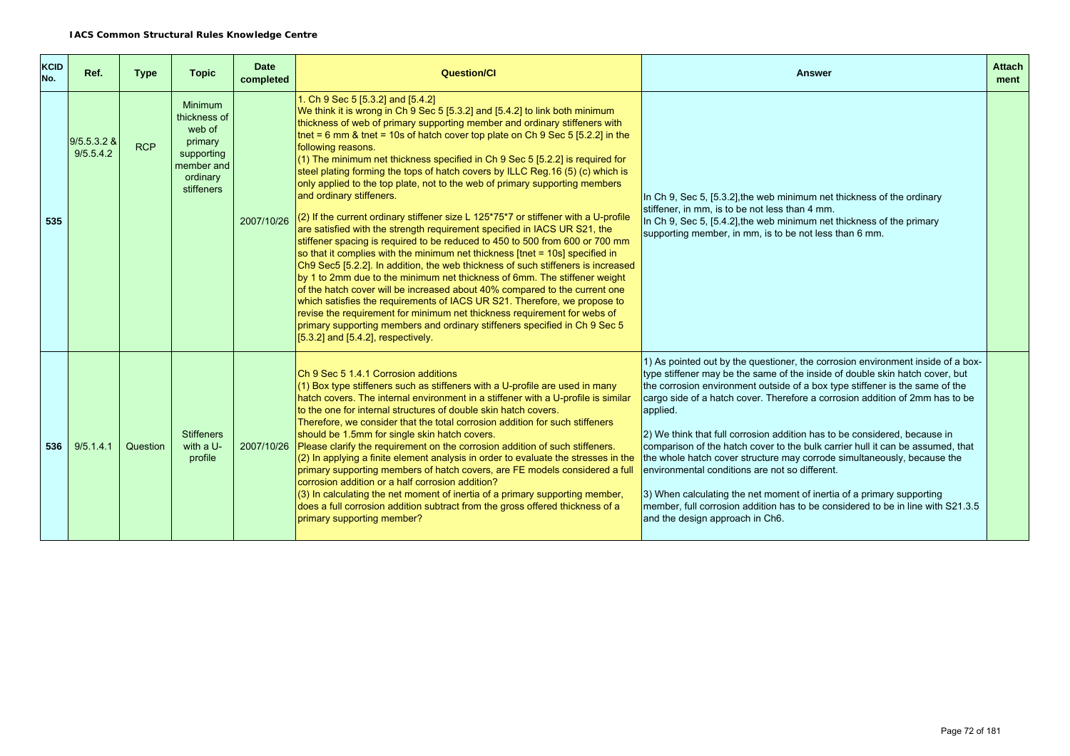| KCID No. | Ref. | Type | Topic | Date completed | Question/CI | Answer | Attach ment |
|---|---|---|---|---|---|---|---|
| 535 | 9/5.5.3.2 & 9/5.5.4.2 | RCP | Minimum thickness of web of primary supporting member and ordinary stiffeners | 2007/10/26 | 1. Ch 9 Sec 5 [5.3.2] and [5.4.2]<br>We think it is wrong in Ch 9 Sec 5 [5.3.2] and [5.4.2] to link both minimum thickness of web of primary supporting member and ordinary stiffeners with tnet = 6 mm & tnet = 10s of hatch cover top plate on Ch 9 Sec 5 [5.2.2] in the following reasons.<br>(1) The minimum net thickness specified in Ch 9 Sec 5 [5.2.2] is required for steel plating forming the tops of hatch covers by ILLC Reg.16 (5) (c) which is only applied to the top plate, not to the web of primary supporting members and ordinary stiffeners.<br>(2) If the current ordinary stiffener size L 125*75*7 or stiffener with a U-profile are satisfied with the strength requirement specified in IACS UR S21, the stiffener spacing is required to be reduced to 450 to 500 from 600 or 700 mm so that it complies with the minimum net thickness [tnet = 10s] specified in Ch9 Sec5 [5.2.2]. In addition, the web thickness of such stiffeners is increased by 1 to 2mm due to the minimum net thickness of 6mm. The stiffener weight of the hatch cover will be increased about 40% compared to the current one which satisfies the requirements of IACS UR S21. Therefore, we propose to revise the requirement for minimum net thickness requirement for webs of primary supporting members and ordinary stiffeners specified in Ch 9 Sec 5 [5.3.2] and [5.4.2], respectively. | In Ch 9, Sec 5, [5.3.2],the web minimum net thickness of the ordinary stiffener, in mm, is to be not less than 4 mm.<br>In Ch 9, Sec 5, [5.4.2],the web minimum net thickness of the primary supporting member, in mm, is to be not less than 6 mm. | |
| 536 | 9/5.1.4.1 | Question | Stiffeners with a U-profile | 2007/10/26 | Ch 9 Sec 5 1.4.1 Corrosion additions<br>(1) Box type stiffeners such as stiffeners with a U-profile are used in many hatch covers. The internal environment in a stiffener with a U-profile is similar to the one for internal structures of double skin hatch covers.<br>Therefore, we consider that the total corrosion addition for such stiffeners should be 1.5mm for single skin hatch covers.<br>Please clarify the requirement on the corrosion addition of such stiffeners.<br>(2) In applying a finite element analysis in order to evaluate the stresses in the primary supporting members of hatch covers, are FE models considered a full corrosion addition or a half corrosion addition?<br>(3) In calculating the net moment of inertia of a primary supporting member, does a full corrosion addition subtract from the gross offered thickness of a primary supporting member? | 1) As pointed out by the questioner, the corrosion environment inside of a box-type stiffener may be the same of the inside of double skin hatch cover, but the corrosion environment outside of a box type stiffener is the same of the cargo side of a hatch cover. Therefore a corrosion addition of 2mm has to be applied.<br><br>2) We think that full corrosion addition has to be considered, because in comparison of the hatch cover to the bulk carrier hull it can be assumed, that the whole hatch cover structure may corrode simultaneously, because the environmental conditions are not so different.<br><br>3) When calculating the net moment of inertia of a primary supporting member, full corrosion addition has to be considered to be in line with S21.3.5 and the design approach in Ch6. | |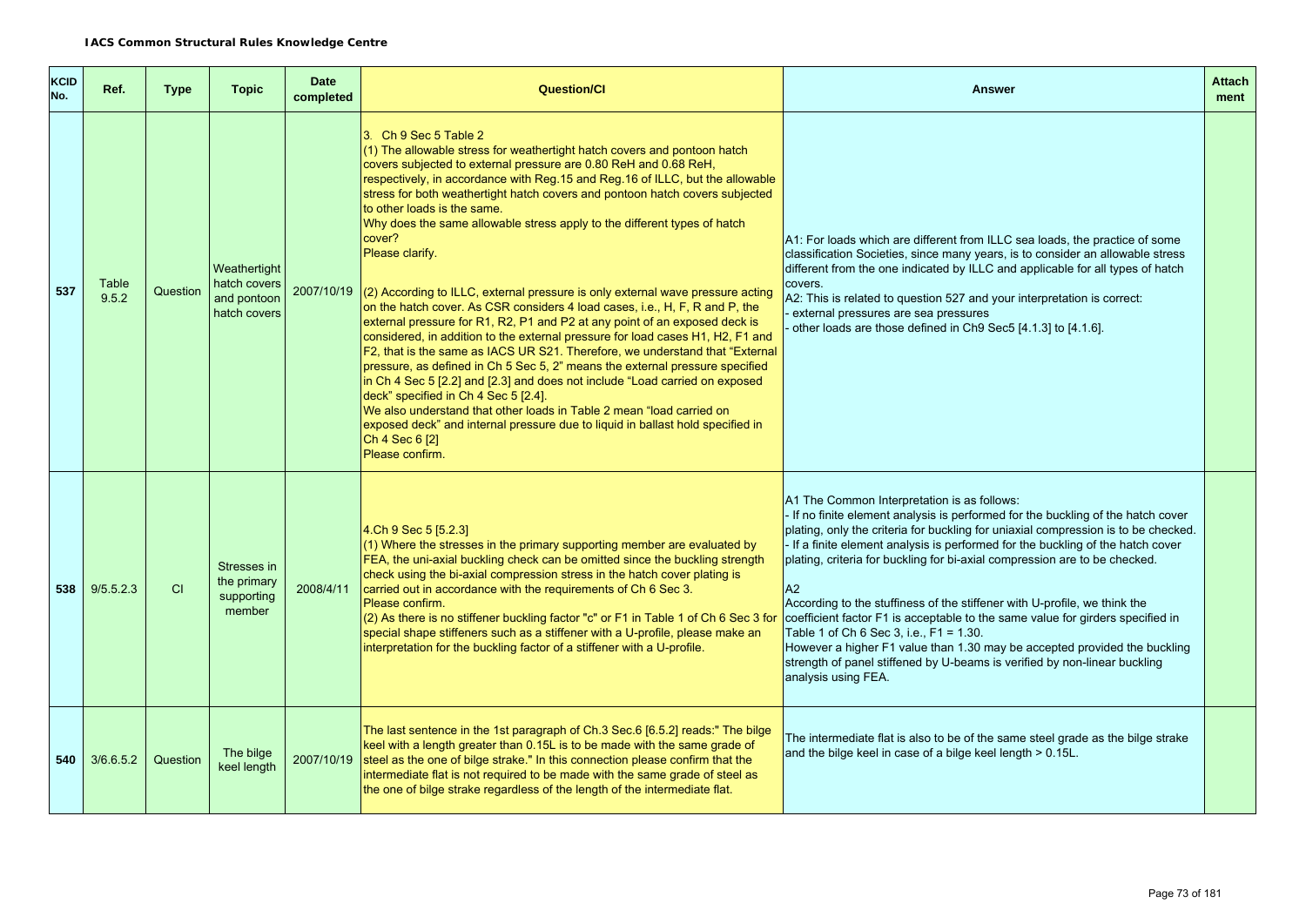**IACS Common Structural Rules Knowledge Centre**

| KCID No. | Ref. | Type | Topic | Date completed | Question/CI | Answer | Attach ment |
|---|---|---|---|---|---|---|---|
| 537 | Table 9.5.2 | Question | Weathertight hatch covers and pontoon hatch covers | 2007/10/19 | 3. Ch 9 Sec 5 Table 2<br>(1) The allowable stress for weathertight hatch covers and pontoon hatch covers subjected to external pressure are 0.80 ReH and 0.68 ReH, respectively, in accordance with Reg.15 and Reg.16 of ILLC, but the allowable stress for both weathertight hatch covers and pontoon hatch covers subjected to other loads is the same.<br>Why does the same allowable stress apply to the different types of hatch cover?<br>Please clarify.<br><br>(2) According to ILLC, external pressure is only external wave pressure acting on the hatch cover. As CSR considers 4 load cases, i.e., H, F, R and P, the external pressure for R1, R2, P1 and P2 at any point of an exposed deck is considered, in addition to the external pressure for load cases H1, H2, F1 and F2, that is the same as IACS UR S21. Therefore, we understand that "External pressure, as defined in Ch 5 Sec 5, 2" means the external pressure specified in Ch 4 Sec 5 [2.2] and [2.3] and does not include "Load carried on exposed deck" specified in Ch 4 Sec 5 [2.4].<br>We also understand that other loads in Table 2 mean "load carried on exposed deck" and internal pressure due to liquid in ballast hold specified in Ch 4 Sec 6 [2]<br>Please confirm. | A1: For loads which are different from ILLC sea loads, the practice of some classification Societies, since many years, is to consider an allowable stress different from the one indicated by ILLC and applicable for all types of hatch covers.<br>A2: This is related to question 527 and your interpretation is correct:<br>- external pressures are sea pressures<br>- other loads are those defined in Ch9 Sec5 [4.1.3] to [4.1.6]. | |
| 538 | 9/5.5.2.3 | CI | Stresses in the primary supporting member | 2008/4/11 | 4.Ch 9 Sec 5 [5.2.3]<br>(1) Where the stresses in the primary supporting member are evaluated by FEA, the uni-axial buckling check can be omitted since the buckling strength check using the bi-axial compression stress in the hatch cover plating is carried out in accordance with the requirements of Ch 6 Sec 3.<br>Please confirm.<br>(2) As there is no stiffener buckling factor "c" or F1 in Table 1 of Ch 6 Sec 3 for special shape stiffeners such as a stiffener with a U-profile, please make an interpretation for the buckling factor of a stiffener with a U-profile. | A1 The Common Interpretation is as follows:<br>- If no finite element analysis is performed for the buckling of the hatch cover plating, only the criteria for buckling for uniaxial compression is to be checked.<br>- If a finite element analysis is performed for the buckling of the hatch cover plating, criteria for buckling for bi-axial compression are to be checked.<br><br>A2<br>According to the stuffiness of the stiffener with U-profile, we think the coefficient factor F1 is acceptable to the same value for girders specified in Table 1 of Ch 6 Sec 3, i.e., F1 = 1.30.<br>However a higher F1 value than 1.30 may be accepted provided the buckling strength of panel stiffened by U-beams is verified by non-linear buckling analysis using FEA. | |
| 540 | 3/6.6.5.2 | Question | The bilge keel length | 2007/10/19 | The last sentence in the 1st paragraph of Ch.3 Sec.6 [6.5.2] reads:" The bilge keel with a length greater than 0.15L is to be made with the same grade of steel as the one of bilge strake." In this connection please confirm that the intermediate flat is not required to be made with the same grade of steel as the one of bilge strake regardless of the length of the intermediate flat. | The intermediate flat is also to be of the same steel grade as the bilge strake and the bilge keel in case of a bilge keel length > 0.15L. | |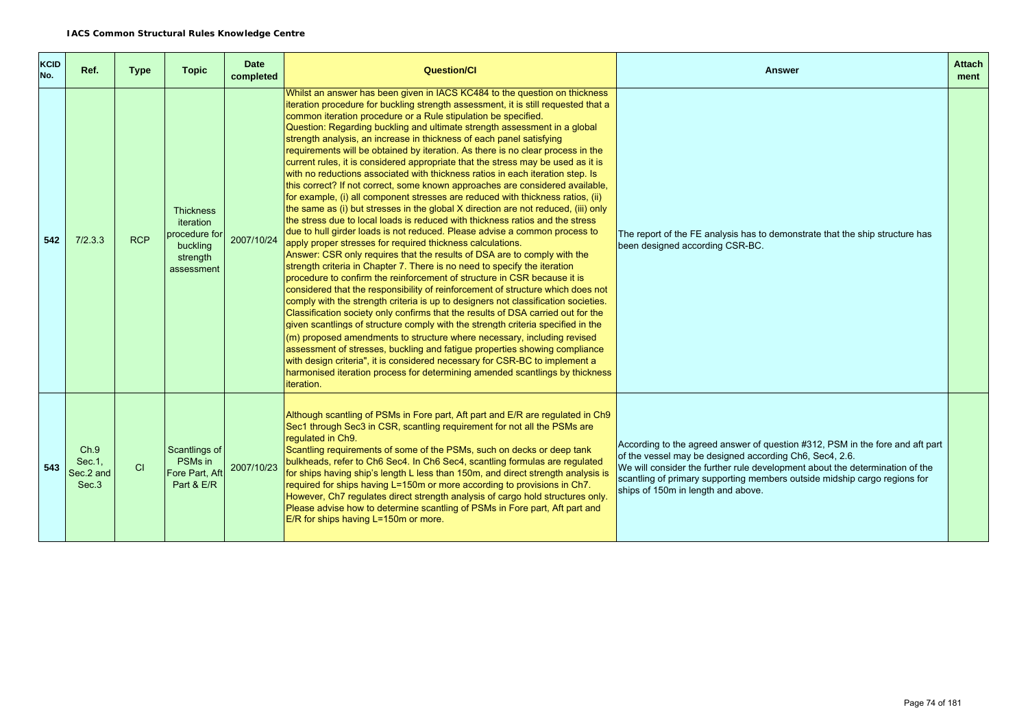**IACS Common Structural Rules Knowledge Centre**

| KCID No. | Ref. | Type | Topic | Date completed | Question/CI | Answer | Attachment |
|---|---|---|---|---|---|---|---|
| 542 | 7/2.3.3 | RCP | Thickness iteration procedure for buckling strength assessment | 2007/10/24 | Whilst an answer has been given in IACS KC484 to the question on thickness iteration procedure for buckling strength assessment, it is still requested that a common iteration procedure or a Rule stipulation be specified.<br>Question: Regarding buckling and ultimate strength assessment in a global strength analysis, an increase in thickness of each panel satisfying requirements will be obtained by iteration. As there is no clear process in the current rules, it is considered appropriate that the stress may be used as it is with no reductions associated with thickness ratios in each iteration step. Is this correct? If not correct, some known approaches are considered available, for example, (i) all component stresses are reduced with thickness ratios, (ii) the same as (i) but stresses in the global X direction are not reduced, (iii) only the stress due to local loads is reduced with thickness ratios and the stress due to hull girder loads is not reduced. Please advise a common process to apply proper stresses for required thickness calculations.<br>Answer: CSR only requires that the results of DSA are to comply with the strength criteria in Chapter 7. There is no need to specify the iteration procedure to confirm the reinforcement of structure in CSR because it is considered that the responsibility of reinforcement of structure which does not comply with the strength criteria is up to designers not classification societies. Classification society only confirms that the results of DSA carried out for the given scantlings of structure comply with the strength criteria specified in the (m) proposed amendments to structure where necessary, including revised assessment of stresses, buckling and fatigue properties showing compliance with design criteria", it is considered necessary for CSR-BC to implement a harmonised iteration process for determining amended scantlings by thickness iteration. | The report of the FE analysis has to demonstrate that the ship structure has been designed according CSR-BC. | |
| 543 | Ch.9 Sec.1, Sec.2 and Sec.3 | CI | Scantlings of PSMs in Fore Part, Aft Part & E/R | 2007/10/23 | Although scantling of PSMs in Fore part, Aft part and E/R are regulated in Ch9 Sec1 through Sec3 in CSR, scantling requirement for not all the PSMs are regulated in Ch9.<br>Scantling requirements of some of the PSMs, such on decks or deep tank bulkheads, refer to Ch6 Sec4. In Ch6 Sec4, scantling formulas are regulated for ships having ship's length L less than 150m, and direct strength analysis is required for ships having L=150m or more according to provisions in Ch7. However, Ch7 regulates direct strength analysis of cargo hold structures only. Please advise how to determine scantling of PSMs in Fore part, Aft part and E/R for ships having L=150m or more. | According to the agreed answer of question #312, PSM in the fore and aft part of the vessel may be designed according Ch6, Sec4, 2.6.<br>We will consider the further rule development about the determination of the scantling of primary supporting members outside midship cargo regions for ships of 150m in length and above. | |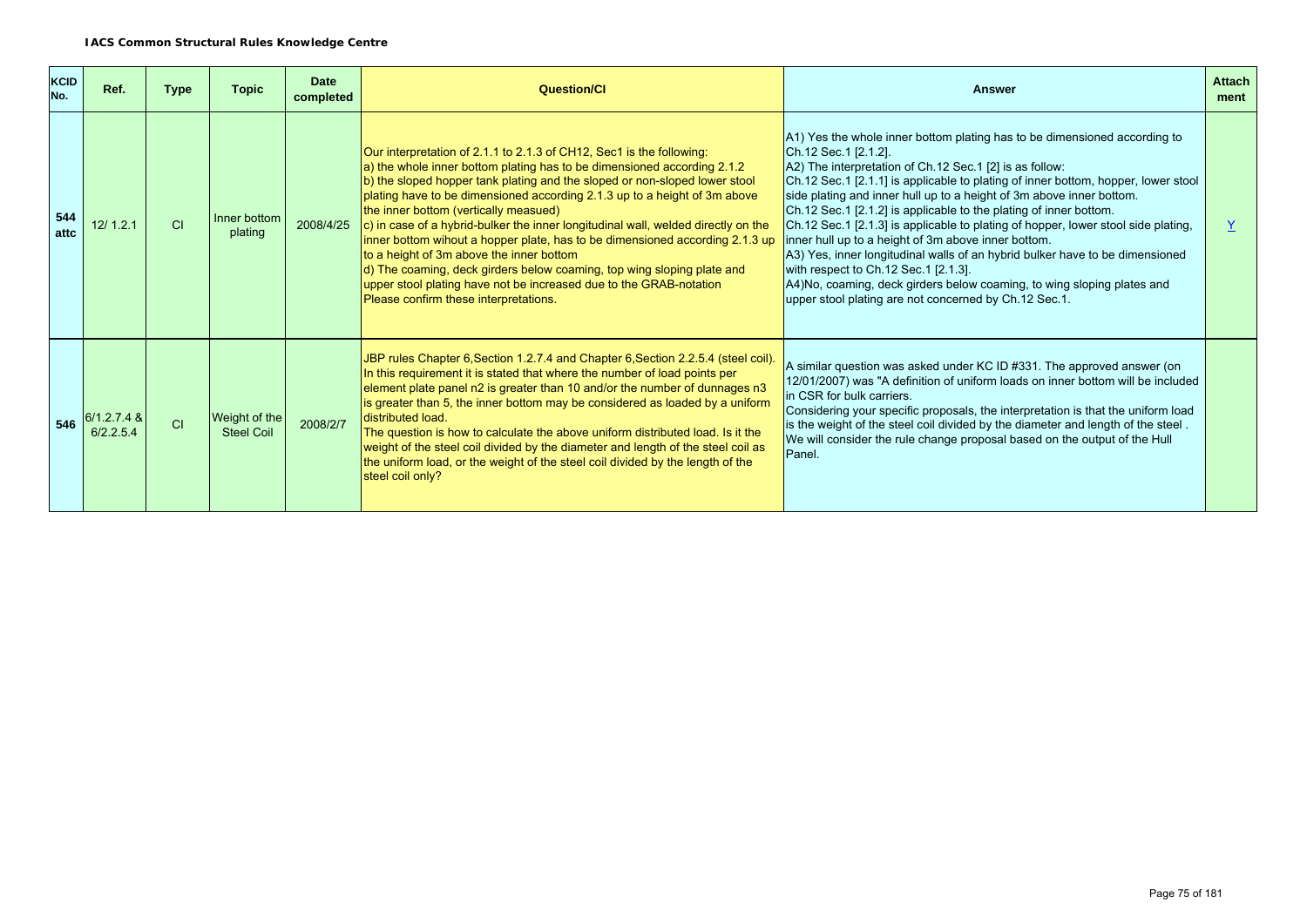**IACS Common Structural Rules Knowledge Centre**

| KCID No. | Ref. | Type | Topic | Date completed | Question/CI | Answer | Attach ment |
|---|---|---|---|---|---|---|---|
| 544 attc | 12/ 1.2.1 | CI | Inner bottom plating | 2008/4/25 | Our interpretation of 2.1.1 to 2.1.3 of CH12, Sec1 is the following:<br>a) the whole inner bottom plating has to be dimensioned according 2.1.2<br>b) the sloped hopper tank plating and the sloped or non-sloped lower stool plating have to be dimensioned according 2.1.3 up to a height of 3m above the inner bottom (vertically measued)<br>c) in case of a hybrid-bulker the inner longitudinal wall, welded directly on the inner bottom wihout a hopper plate, has to be dimensioned according 2.1.3 up to a height of 3m above the inner bottom<br>d) The coaming, deck girders below coaming, top wing sloping plate and upper stool plating have not be increased due to the GRAB-notation<br>Please confirm these interpretations. | A1) Yes the whole inner bottom plating has to be dimensioned according to Ch.12 Sec.1 [2.1.2].<br>A2) The interpretation of Ch.12 Sec.1 [2] is as follow:<br>Ch.12 Sec.1 [2.1.1] is applicable to plating of inner bottom, hopper, lower stool side plating and inner hull up to a height of 3m above inner bottom.<br>Ch.12 Sec.1 [2.1.2] is applicable to the plating of inner bottom.<br>Ch.12 Sec.1 [2.1.3] is applicable to plating of hopper, lower stool side plating, inner hull up to a height of 3m above inner bottom.<br>A3) Yes, inner longitudinal walls of an hybrid bulker have to be dimensioned with respect to Ch.12 Sec.1 [2.1.3].<br>A4)No, coaming, deck girders below coaming, to wing sloping plates and upper stool plating are not concerned by Ch.12 Sec.1. | Y |
| 546 | 6/1.2.7.4 & 6/2.2.5.4 | CI | Weight of the Steel Coil | 2008/2/7 | JBP rules Chapter 6,Section 1.2.7.4 and Chapter 6,Section 2.2.5.4 (steel coil). In this requirement it is stated that where the number of load points per element plate panel n2 is greater than 10 and/or the number of dunnages n3 is greater than 5, the inner bottom may be considered as loaded by a uniform distributed load.<br>The question is how to calculate the above uniform distributed load. Is it the weight of the steel coil divided by the diameter and length of the steel coil as the uniform load, or the weight of the steel coil divided by the length of the steel coil only? | A similar question was asked under KC ID #331. The approved answer (on 12/01/2007) was "A definition of uniform loads on inner bottom will be included in CSR for bulk carriers.<br>Considering your specific proposals, the interpretation is that the uniform load is the weight of the steel coil divided by the diameter and length of the steel .<br>We will consider the rule change proposal based on the output of the Hull Panel. | |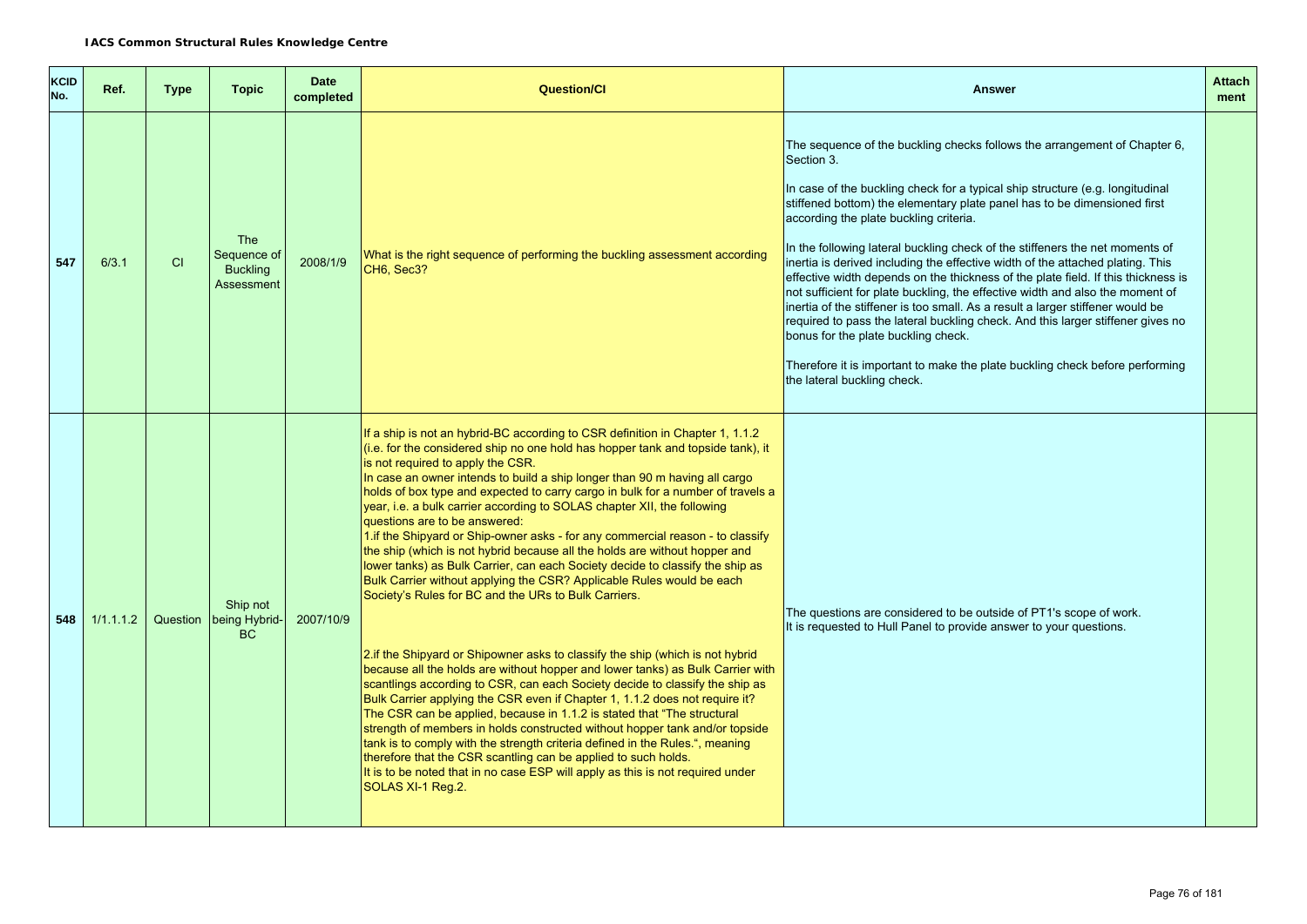**IACS Common Structural Rules Knowledge Centre**

| KCID No. | Ref. | Type | Topic | Date completed | Question/CI | Answer | Attachment |
|---|---|---|---|---|---|---|---|
| 547 | 6/3.1 | CI | The Sequence of the Buckling Assessment | 2008/1/9 | What is the right sequence of performing the buckling assessment according CH6, Sec3? | The sequence of the buckling checks follows the arrangement of Chapter 6, Section 3.<br><br>In case of the buckling check for a typical ship structure (e.g. longitudinal stiffened bottom) the elementary plate panel has to be dimensioned first according the plate buckling criteria.<br><br>In the following lateral buckling check of the stiffeners the net moments of inertia is derived including the effective width of the attached plating. This effective width depends on the thickness of the plate field. If this thickness is not sufficient for plate buckling, the effective width and also the moment of inertia of the stiffener is too small. As a result a larger stiffener would be required to pass the lateral buckling check. And this larger stiffener gives no bonus for the plate buckling check.<br><br>Therefore it is important to make the plate buckling check before performing the lateral buckling check. | |
| 548 | 1/1.1.1.2 | Question | Ship not being Hybrid-BC | 2007/10/9 | If a ship is not an hybrid-BC according to CSR definition in Chapter 1, 1.1.2 (i.e. for the considered ship no one hold has hopper tank and topside tank), it is not required to apply the CSR.<br>In case an owner intends to build a ship longer than 90 m having all cargo holds of box type and expected to carry cargo in bulk for a number of travels a year, i.e. a bulk carrier according to SOLAS chapter XII, the following questions are to be answered:<br>1.if the Shipyard or Ship-owner asks - for any commercial reason - to classify the ship (which is not hybrid because all the holds are without hopper and lower tanks) as Bulk Carrier, can each Society decide to classify the ship as Bulk Carrier without applying the CSR? Applicable Rules would be each Society's Rules for BC and the URs to Bulk Carriers.<br><br>2.if the Shipyard or Shipowner asks to classify the ship (which is not hybrid because all the holds are without hopper and lower tanks) as Bulk Carrier with scantlings according to CSR, can each Society decide to classify the ship as Bulk Carrier applying the CSR even if Chapter 1, 1.1.2 does not require it? The CSR can be applied, because in 1.1.2 is stated that "The structural strength of members in holds constructed without hopper tank and/or topside tank is to comply with the strength criteria defined in the Rules.", meaning therefore that the CSR scantling can be applied to such holds.<br>It is to be noted that in no case ESP will apply as this is not required under SOLAS XI-1 Reg.2. | The questions are considered to be outside of PT1's scope of work.<br>It is requested to Hull Panel to provide answer to your questions. | |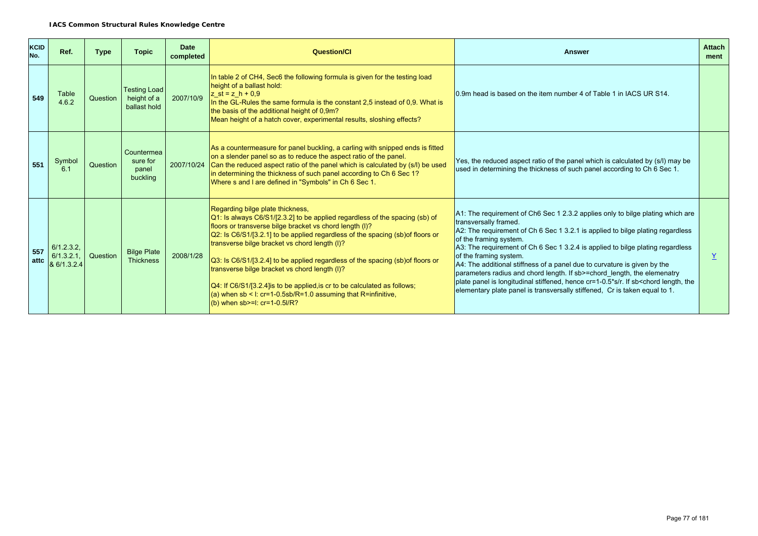| KCID No. | Ref. | Type | Topic | Date completed | Question/CI | Answer | Attach ment |
|---|---|---|---|---|---|---|---|
| 549 | Table 4.6.2 | Question | Testing Load height of a ballast hold | 2007/10/9 | In table 2 of CH4, Sec6 the following formula is given for the testing load height of a ballast hold:<br>$z_{st} = z_h + 0{,}9$<br>In the GL-Rules the same formula is the constant 2,5 instead of 0,9. What is the basis of the additional height of 0,9m?<br>Mean height of a hatch cover, experimental results, sloshing effects? | 0.9m head is based on the item number 4 of Table 1 in IACS UR S14. | |
| 551 | Symbol 6.1 | Question | Countermeasure for panel buckling | 2007/10/24 | As a countermeasure for panel buckling, a carling with snipped ends is fitted on a slender panel so as to reduce the aspect ratio of the panel.<br>Can the reduced aspect ratio of the panel which is calculated by (s/l) be used in determining the thickness of such panel according to Ch 6 Sec 1?<br>Where s and l are defined in "Symbols" in Ch 6 Sec 1. | Yes, the reduced aspect ratio of the panel which is calculated by (s/l) may be used in determining the thickness of such panel according to Ch 6 Sec 1. | |
| 557 attc | 6/1.2.3.2, 6/1.3.2.1, & 6/1.3.2.4 | Question | Bilge Plate Thickness | 2008/1/28 | Regarding bilge plate thickness,<br>Q1: Is always C6/S1/[2.3.2] to be applied regardless of the spacing (sb) of floors or transverse bilge bracket vs chord length (l)?<br>Q2: Is C6/S1/[3.2.1] to be applied regardless of the spacing (sb)of floors or transverse bilge bracket vs chord length (l)?<br><br>Q3: Is C6/S1/[3.2.4] to be applied regardless of the spacing (sb)of floors or transverse bilge bracket vs chord length (l)?<br><br>Q4: If C6/S1/[3.2.4]is to be applied,is cr to be calculated as follows;<br>(a) when sb < l: cr=1-0.5sb/R=1.0 assuming that R=infinitive,<br>(b) when sb>=l: cr=1-0.5l/R? | A1: The requirement of Ch6 Sec 1 2.3.2 applies only to bilge plating which are transversally framed.<br>A2: The requirement of Ch 6 Sec 1 3.2.1 is applied to bilge plating regardless of the framing system.<br>A3: The requirement of Ch 6 Sec 1 3.2.4 is applied to bilge plating regardless of the framing system.<br>A4: The additional stiffness of a panel due to curvature is given by the parameters radius and chord length. If sb>=chord_length, the elemenatry plate panel is longitudinal stiffened, hence cr=1-0.5*s/r. If sb<chord length, the elementary plate panel is transversally stiffened, Cr is taken equal to 1. | Y |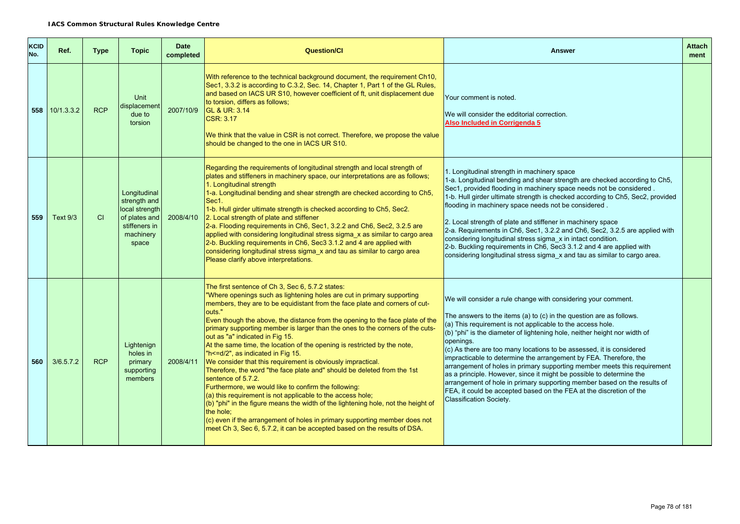**IACS Common Structural Rules Knowledge Centre**

| KCID No. | Ref. | Type | Topic | Date completed | Question/CI | Answer | Attachment |
|---|---|---|---|---|---|---|---|
| 558 | 10/1.3.3.2 | RCP | Unit displacement due to torsion | 2007/10/9 | With reference to the technical background document, the requirement Ch10, Sec1, 3.3.2 is according to C.3.2, Sec. 14, Chapter 1, Part 1 of the GL Rules, and based on IACS UR S10, however coefficient of ft, unit displacement due to torsion, differs as follows;<br>GL & UR: 3.14<br>CSR: 3.17<br><br>We think that the value in CSR is not correct. Therefore, we propose the value should be changed to the one in IACS UR S10. | Your comment is noted.<br><br>We will consider the edditorial correction.<br>**Also Included in Corrigenda 5** | |
| 559 | Text 9/3 | CI | Longitudinal strength and local strength of plates and stiffeners in machinery space | 2008/4/10 | Regarding the requirements of longitudinal strength and local strength of plates and stiffeners in machinery space, our interpretations are as follows;<br>1. Longitudinal strength<br>1-a. Longitudinal bending and shear strength are checked according to Ch5, Sec1.<br>1-b. Hull girder ultimate strength is checked according to Ch5, Sec2.<br>2. Local strength of plate and stiffener<br>2-a. Flooding requirements in Ch6, Sec1, 3.2.2 and Ch6, Sec2, 3.2.5 are applied with considering longitudinal stress sigma_x as similar to cargo area<br>2-b. Buckling requirements in Ch6, Sec3 3.1.2 and 4 are applied with considering longitudinal stress sigma_x and tau as similar to cargo area<br>Please clarify above interpretations. | 1. Longitudinal strength in machinery space<br>1-a. Longitudinal bending and shear strength are checked according to Ch5, Sec1, provided flooding in machinery space needs not be considered .<br>1-b. Hull girder ultimate strength is checked according to Ch5, Sec2, provided flooding in machinery space needs not be considered .<br><br>2. Local strength of plate and stiffener in machinery space<br>2-a. Requirements in Ch6, Sec1, 3.2.2 and Ch6, Sec2, 3.2.5 are applied with considering longitudinal stress sigma_x in intact condition.<br>2-b. Buckling requirements in Ch6, Sec3 3.1.2 and 4 are applied with considering longitudinal stress sigma_x and tau as similar to cargo area. | |
| 560 | 3/6.5.7.2 | RCP | Lightenign holes in primary supporting members | 2008/4/11 | The first sentence of Ch 3, Sec 6, 5.7.2 states:<br>"Where openings such as lightening holes are cut in primary supporting members, they are to be equidistant from the face plate and corners of cut-outs."<br>Even though the above, the distance from the opening to the face plate of the primary supporting member is larger than the ones to the corners of the cuts-out as "a" indicated in Fig 15.<br>At the same time, the location of the opening is restricted by the note, "h<=d/2", as indicated in Fig 15.<br>We consider that this requirement is obviously impractical.<br>Therefore, the word "the face plate and" should be deleted from the 1st sentence of 5.7.2.<br>Furthermore, we would like to confirm the following:<br>(a) this requirement is not applicable to the access hole;<br>(b) "phi" in the figure means the width of the lightening hole, not the height of the hole;<br>(c) even if the arrangement of holes in primary supporting member does not meet Ch 3, Sec 6, 5.7.2, it can be accepted based on the results of DSA. | We will consider a rule change with considering your comment.<br><br>The answers to the items (a) to (c) in the question are as follows.<br>(a) This requirement is not applicable to the access hole.<br>(b) "phi" is the diameter of lightening hole, neither height nor width of openings.<br>(c) As there are too many locations to be assessed, it is considered impracticable to determine the arrangement by FEA. Therefore, the arrangement of holes in primary supporting member meets this requirement as a principle. However, since it might be possible to determine the arrangement of hole in primary supporting member based on the results of FEA, it could be accepted based on the FEA at the discretion of the Classification Society. | |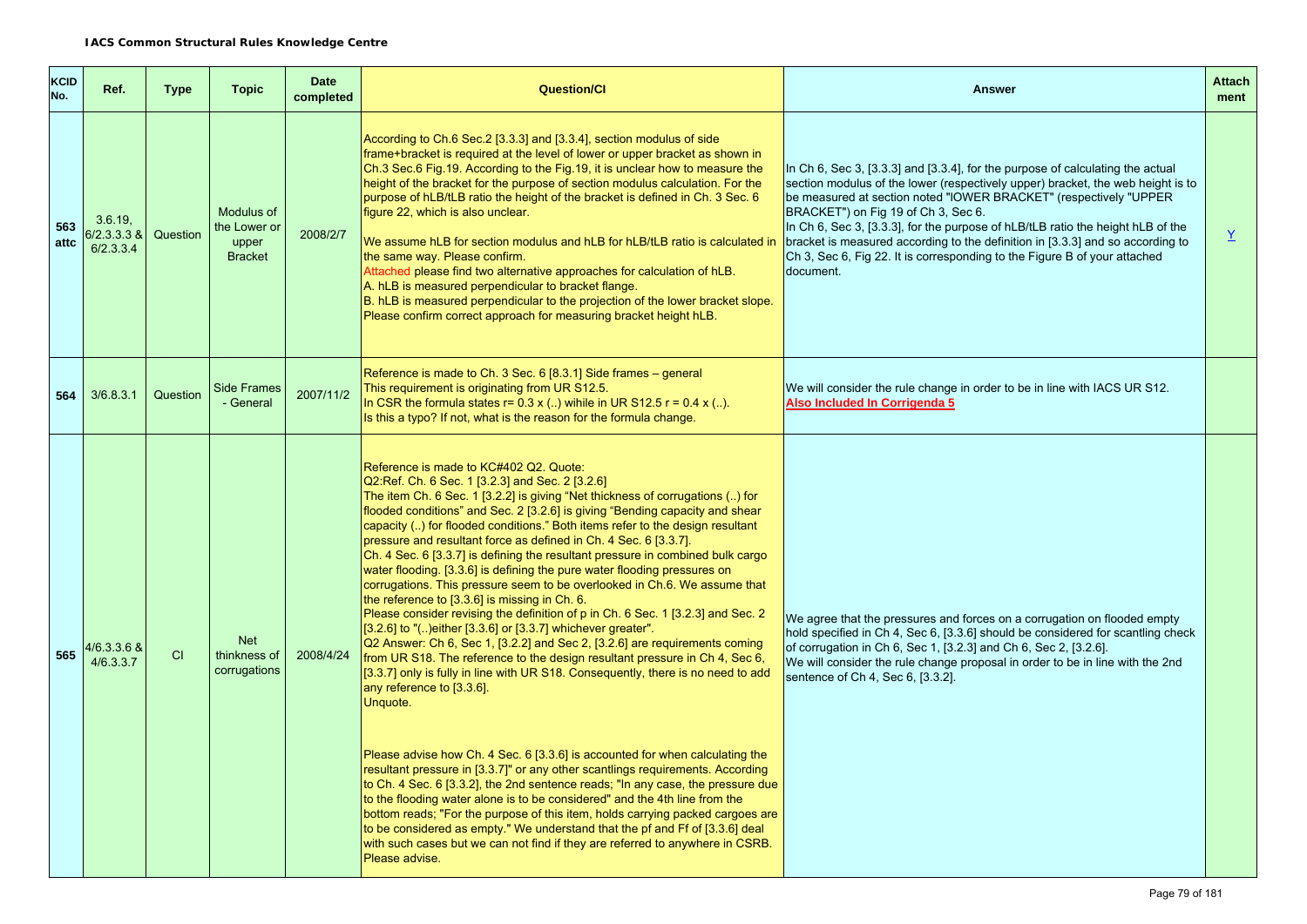**IACS Common Structural Rules Knowledge Centre**

| KCID No. | Ref. | Type | Topic | Date completed | Question/CI | Answer | Attach ment |
|---|---|---|---|---|---|---|---|
| 563 attc | 3.6.19, 6/2.3.3.3 & 6/2.3.3.4 | Question | Modulus of the Lower or upper Bracket | 2008/2/7 | According to Ch.6 Sec.2 [3.3.3] and [3.3.4], section modulus of side frame+bracket is required at the level of lower or upper bracket as shown in Ch.3 Sec.6 Fig.19. According to the Fig.19, it is unclear how to measure the height of the bracket for the purpose of section modulus calculation. For the purpose of hLB/tLB ratio the height of the bracket is defined in Ch. 3 Sec. 6 figure 22, which is also unclear.<br><br>We assume hLB for section modulus and hLB for hLB/tLB ratio is calculated in the same way. Please confirm.<br>Attached please find two alternative approaches for calculation of hLB.<br>A. hLB is measured perpendicular to bracket flange.<br>B. hLB is measured perpendicular to the projection of the lower bracket slope.<br>Please confirm correct approach for measuring bracket height hLB. | In Ch 6, Sec 3, [3.3.3] and [3.3.4], for the purpose of calculating the actual section modulus of the lower (respectively upper) bracket, the web height is to be measured at section noted "lOWER BRACKET" (respectively "UPPER BRACKET") on Fig 19 of Ch 3, Sec 6.<br>In Ch 6, Sec 3, [3.3.3], for the purpose of hLB/tLB ratio the height hLB of the bracket is measured according to the definition in [3.3.3] and so according to Ch 3, Sec 6, Fig 22. It is corresponding to the Figure B of your attached document. | Y |
| 564 | 3/6.8.3.1 | Question | Side Frames - General | 2007/11/2 | Reference is made to Ch. 3 Sec. 6 [8.3.1] Side frames – general<br>This requirement is originating from UR S12.5.<br>In CSR the formula states r= 0.3 x (..) wihile in UR S12.5 r = 0.4 x (..).<br>Is this a typo? If not, what is the reason for the formula change. | We will consider the rule change in order to be in line with IACS UR S12.<br>**Also Included In Corrigenda 5** | |
| 565 | 4/6.3.3.6 & 4/6.3.3.7 | CI | Net thinkness of corrugations | 2008/4/24 | Reference is made to KC#402 Q2. Quote:<br>Q2:Ref. Ch. 6 Sec. 1 [3.2.3] and Sec. 2 [3.2.6]<br>The item Ch. 6 Sec. 1 [3.2.2] is giving "Net thickness of corrugations (..) for flooded conditions" and Sec. 2 [3.2.6] is giving "Bending capacity and shear capacity (..) for flooded conditions." Both items refer to the design resultant pressure and resultant force as defined in Ch. 4 Sec. 6 [3.3.7].<br>Ch. 4 Sec. 6 [3.3.7] is defining the resultant pressure in combined bulk cargo water flooding. [3.3.6] is defining the pure water flooding pressures on corrugations. This pressure seem to be overlooked in Ch.6. We assume that the reference to [3.3.6] is missing in Ch. 6.<br>Please consider revising the definition of p in Ch. 6 Sec. 1 [3.2.3] and Sec. 2 [3.2.6] to "(..)either [3.3.6] or [3.3.7] whichever greater".<br>Q2 Answer: Ch 6, Sec 1, [3.2.2] and Sec 2, [3.2.6] are requirements coming from UR S18. The reference to the design resultant pressure in Ch 4, Sec 6, [3.3.7] only is fully in line with UR S18. Consequently, there is no need to add any reference to [3.3.6].<br>Unquote.<br><br>Please advise how Ch. 4 Sec. 6 [3.3.6] is accounted for when calculating the resultant pressure in [3.3.7]" or any other scantlings requirements. According to Ch. 4 Sec. 6 [3.3.2], the 2nd sentence reads; "In any case, the pressure due to the flooding water alone is to be considered" and the 4th line from the bottom reads; "For the purpose of this item, holds carrying packed cargoes are to be considered as empty." We understand that the pf and Ff of [3.3.6] deal with such cases but we can not find if they are referred to anywhere in CSRB. Please advise. | We agree that the pressures and forces on a corrugation on flooded empty hold specified in Ch 4, Sec 6, [3.3.6] should be considered for scantling check of corrugation in Ch 6, Sec 1, [3.2.3] and Ch 6, Sec 2, [3.2.6].<br>We will consider the rule change proposal in order to be in line with the 2nd sentence of Ch 4, Sec 6, [3.3.2]. | |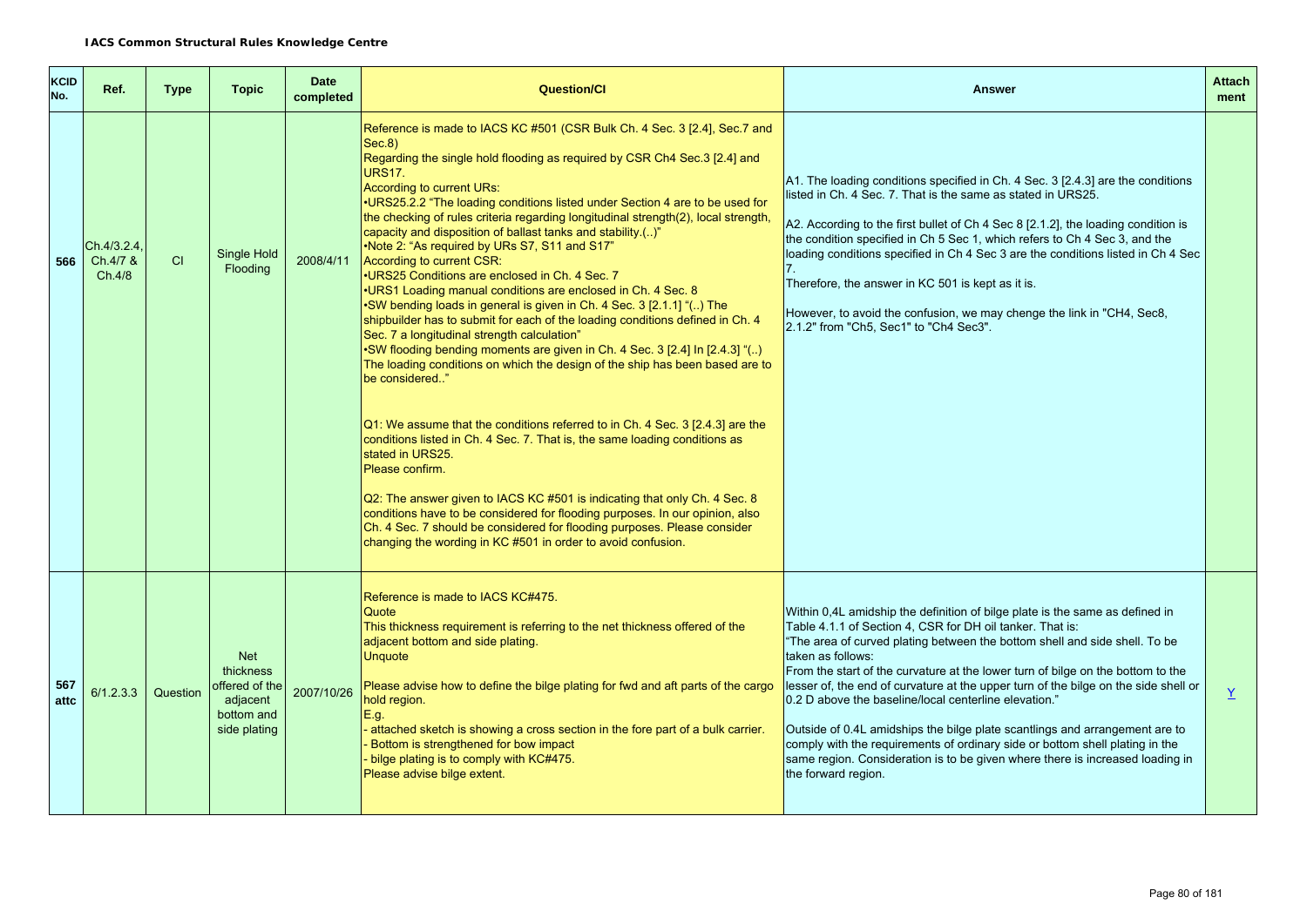**IACS Common Structural Rules Knowledge Centre**

| KCID No. | Ref. | Type | Topic | Date completed | Question/CI | Answer | Attach ment |
|---|---|---|---|---|---|---|---|
| 566 | Ch.4/3.2.4, Ch.4/7 & Ch.4/8 | CI | Single Hold Flooding | 2008/4/11 | Reference is made to IACS KC #501 (CSR Bulk Ch. 4 Sec. 3 [2.4], Sec.7 and Sec.8)<br>Regarding the single hold flooding as required by CSR Ch4 Sec.3 [2.4] and URS17.<br>According to current URs:<br>•URS25.2.2 "The loading conditions listed under Section 4 are to be used for the checking of rules criteria regarding longitudinal strength(2), local strength, capacity and disposition of ballast tanks and stability.(..)"<br>•Note 2: "As required by URs S7, S11 and S17"<br>According to current CSR:<br>•URS25 Conditions are enclosed in Ch. 4 Sec. 7<br>•URS1 Loading manual conditions are enclosed in Ch. 4 Sec. 8<br>•SW bending loads in general is given in Ch. 4 Sec. 3 [2.1.1] "(..) The shipbuilder has to submit for each of the loading conditions defined in Ch. 4 Sec. 7 a longitudinal strength calculation"<br>•SW flooding bending moments are given in Ch. 4 Sec. 3 [2.4] In [2.4.3] "(..) The loading conditions on which the design of the ship has been based are to be considered.."<br><br>Q1: We assume that the conditions referred to in Ch. 4 Sec. 3 [2.4.3] are the conditions listed in Ch. 4 Sec. 7. That is, the same loading conditions as stated in URS25.<br>Please confirm.<br><br>Q2: The answer given to IACS KC #501 is indicating that only Ch. 4 Sec. 8 conditions have to be considered for flooding purposes. In our opinion, also Ch. 4 Sec. 7 should be considered for flooding purposes. Please consider changing the wording in KC #501 in order to avoid confusion. | A1. The loading conditions specified in Ch. 4 Sec. 3 [2.4.3] are the conditions listed in Ch. 4 Sec. 7. That is the same as stated in URS25.<br><br>A2. According to the first bullet of Ch 4 Sec 8 [2.1.2], the loading condition is the condition specified in Ch 5 Sec 1, which refers to Ch 4 Sec 3, and the loading conditions specified in Ch 4 Sec 3 are the conditions listed in Ch 4 Sec 7.<br>Therefore, the answer in KC 501 is kept as it is.<br><br>However, to avoid the confusion, we may chenge the link in "CH4, Sec8, 2.1.2" from "Ch5, Sec1" to "Ch4 Sec3". | |
| 567 attc | 6/1.2.3.3 | Question | Net thickness offered of the adjacent bottom and side plating | 2007/10/26 | Reference is made to IACS KC#475.<br>Quote<br>This thickness requirement is referring to the net thickness offered of the adjacent bottom and side plating.<br>Unquote<br><br>Please advise how to define the bilge plating for fwd and aft parts of the cargo hold region.<br>E.g.<br>- attached sketch is showing a cross section in the fore part of a bulk carrier.<br>- Bottom is strengthened for bow impact<br>- bilge plating is to comply with KC#475.<br>Please advise bilge extent. | Within 0,4L amidship the definition of bilge plate is the same as defined in Table 4.1.1 of Section 4, CSR for DH oil tanker. That is:<br>"The area of curved plating between the bottom shell and side shell. To be taken as follows:<br>From the start of the curvature at the lower turn of bilge on the bottom to the lesser of, the end of curvature at the upper turn of the bilge on the side shell or 0.2 D above the baseline/local centerline elevation."<br><br>Outside of 0.4L amidships the bilge plate scantlings and arrangement are to comply with the requirements of ordinary side or bottom shell plating in the same region. Consideration is to be given where there is increased loading in the forward region. | Y |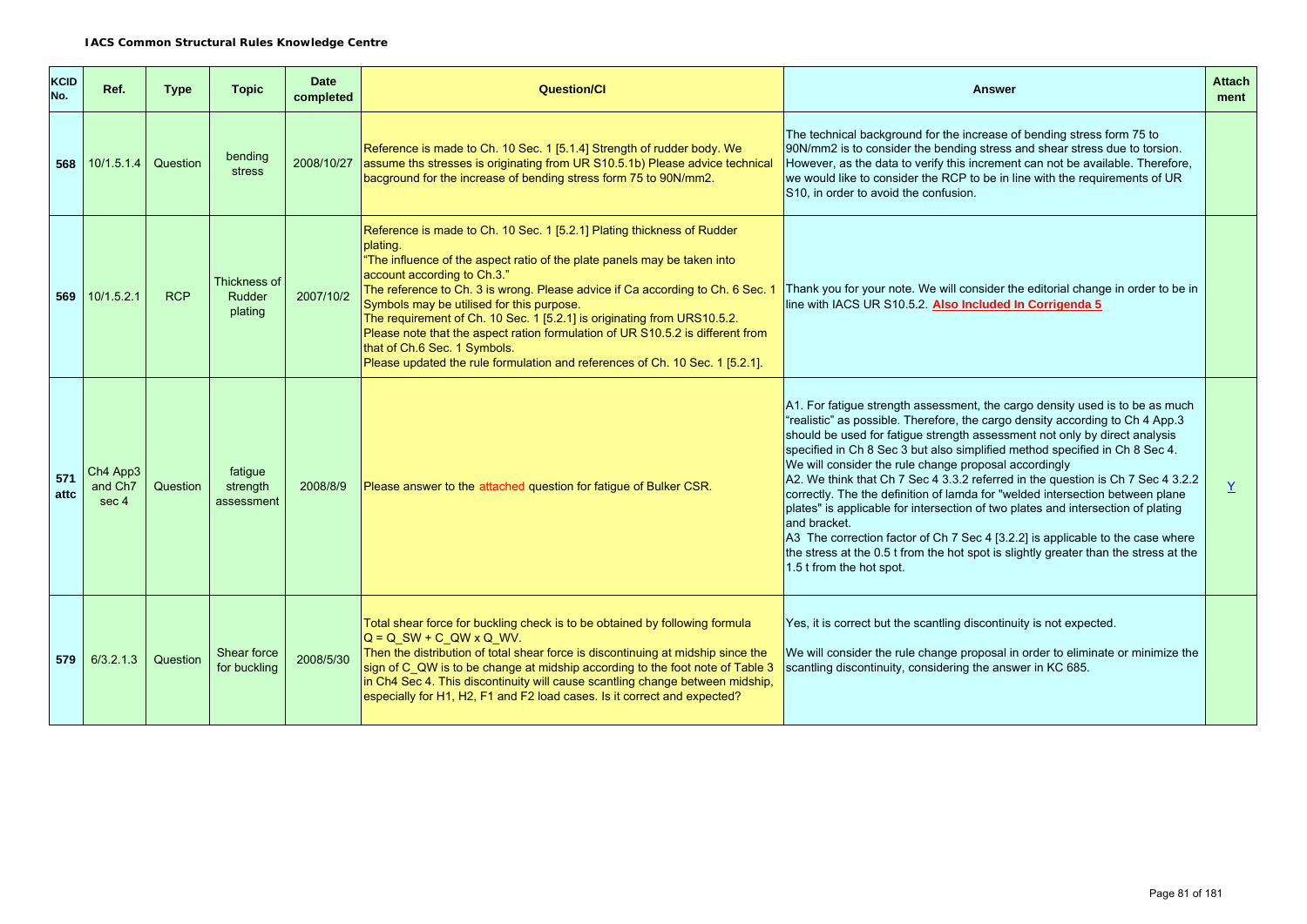**IACS Common Structural Rules Knowledge Centre**

| KCID No. | Ref. | Type | Topic | Date completed | Question/CI | Answer | Attach ment |
|---|---|---|---|---|---|---|---|
| 568 | 10/1.5.1.4 | Question | bending stress | 2008/10/27 | Reference is made to Ch. 10 Sec. 1 [5.1.4] Strength of rudder body. We assume ths stresses is originating from UR S10.5.1b) Please advice technical bacground for the increase of bending stress form 75 to 90N/mm2. | The technical background for the increase of bending stress form 75 to 90N/mm2 is to consider the bending stress and shear stress due to torsion. However, as the data to verify this increment can not be available. Therefore, we would like to consider the RCP to be in line with the requirements of UR S10, in order to avoid the confusion. | |
| 569 | 10/1.5.2.1 | RCP | Thickness of Rudder plating | 2007/10/2 | Reference is made to Ch. 10 Sec. 1 [5.2.1] Plating thickness of Rudder plating.<br>"The influence of the aspect ratio of the plate panels may be taken into account according to Ch.3."<br>The reference to Ch. 3 is wrong. Please advice if Ca according to Ch. 6 Sec. 1 Symbols may be utilised for this purpose.<br>The requirement of Ch. 10 Sec. 1 [5.2.1] is originating from URS10.5.2.<br>Please note that the aspect ration formulation of UR S10.5.2 is different from that of Ch.6 Sec. 1 Symbols.<br>Please updated the rule formulation and references of Ch. 10 Sec. 1 [5.2.1]. | Thank you for your note. We will consider the editorial change in order to be in line with IACS UR S10.5.2. **Also Included In Corrigenda 5** | |
| 571 attc | Ch4 App3 and Ch7 sec 4 | Question | fatigue strength assessment | 2008/8/9 | Please answer to the attached question for fatigue of Bulker CSR. | A1. For fatigue strength assessment, the cargo density used is to be as much "realistic" as possible. Therefore, the cargo density according to Ch 4 App.3 should be used for fatigue strength assessment not only by direct analysis specified in Ch 8 Sec 3 but also simplified method specified in Ch 8 Sec 4. We will consider the rule change proposal accordingly<br>A2. We think that Ch 7 Sec 4 3.3.2 referred in the question is Ch 7 Sec 4 3.2.2 correctly. The definition of lamda for "welded intersection between plane plates" is applicable for intersection of two plates and intersection of plating and bracket.<br>A3 The correction factor of Ch 7 Sec 4 [3.2.2] is applicable to the case where the stress at the 0.5 t from the hot spot is slightly greater than the stress at the 1.5 t from the hot spot. | Y |
| 579 | 6/3.2.1.3 | Question | Shear force for buckling | 2008/5/30 | Total shear force for buckling check is to be obtained by following formula<br>Q = Q_SW + C_QW x Q_WV.<br>Then the distribution of total shear force is discontinuing at midship since the sign of C_QW is to be change at midship according to the foot note of Table 3 in Ch4 Sec 4. This discontinuity will cause scantling change between midship, especially for H1, H2, F1 and F2 load cases. Is it correct and expected? | Yes, it is correct but the scantling discontinuity is not expected.<br><br>We will consider the rule change proposal in order to eliminate or minimize the scantling discontinuity, considering the answer in KC 685. | |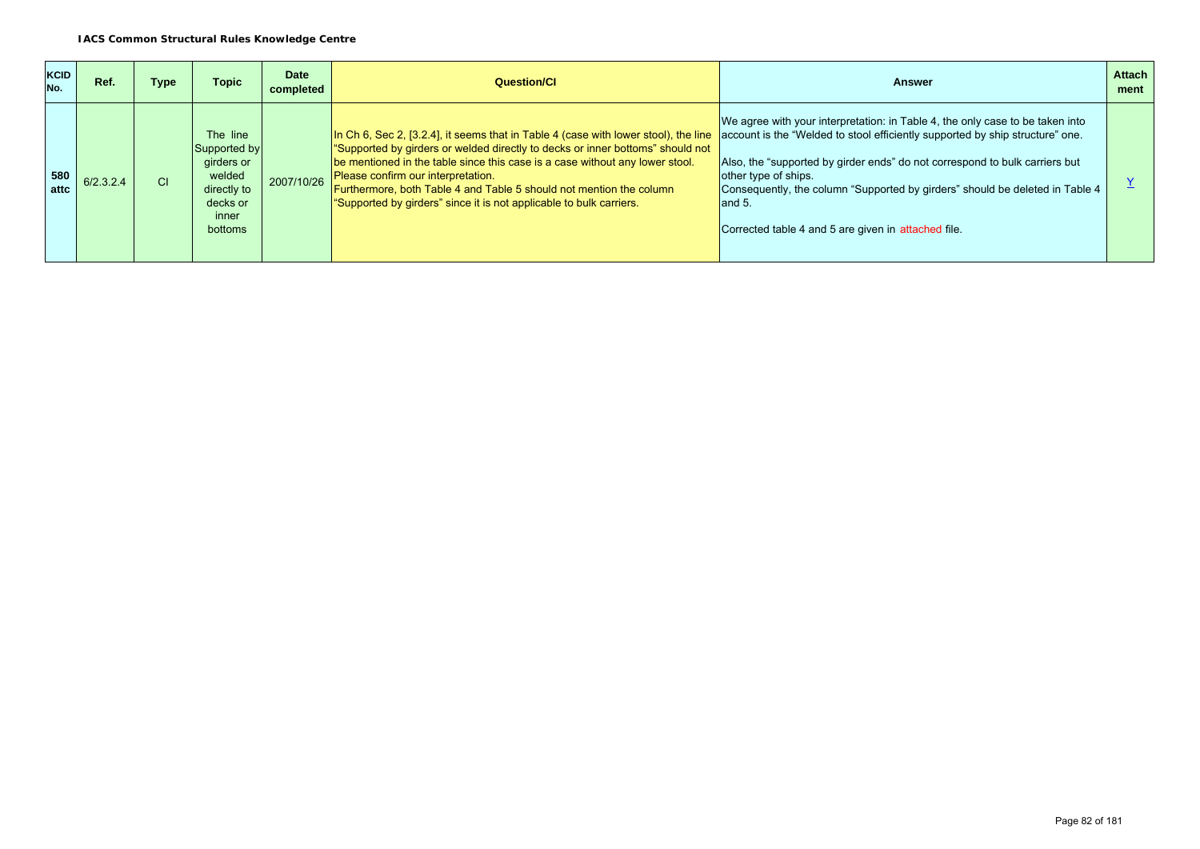| KCID No. | Ref. | Type | Topic | Date completed | Question/CI | Answer | Attachment |
|---|---|---|---|---|---|---|---|
| **580 attc** | 6/2.3.2.4 | CI | The line Supported by girders or welded directly to decks or inner bottoms | 2007/10/26 | In Ch 6, Sec 2, [3.2.4], it seems that in Table 4 (case with lower stool), the line "Supported by girders or welded directly to decks or inner bottoms" should not be mentioned in the table since this case is a case without any lower stool. Please confirm our interpretation.<br>Furthermore, both Table 4 and Table 5 should not mention the column "Supported by girders" since it is not applicable to bulk carriers. | We agree with your interpretation: in Table 4, the only case to be taken into account is the "Welded to stool efficiently supported by ship structure" one.<br><br>Also, the "supported by girder ends" do not correspond to bulk carriers but other type of ships.<br>Consequently, the column "Supported by girders" should be deleted in Table 4 and 5.<br><br>Corrected table 4 and 5 are given in attached file. | Y |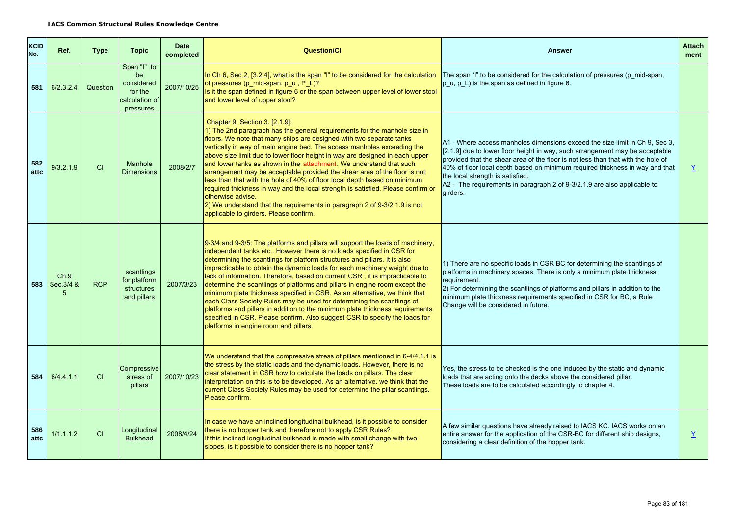**IACS Common Structural Rules Knowledge Centre**

| KCID No. | Ref. | Type | Topic | Date completed | Question/CI | Answer | Attach ment |
|---|---|---|---|---|---|---|---|
| 581 | 6/2.3.2.4 | Question | Span "l" to be considered for the calculation of pressures | 2007/10/25 | In Ch 6, Sec 2, [3.2.4], what is the span "l" to be considered for the calculation of pressures (p_mid-span, p_u , P_L)?<br>Is it the span defined in figure 6 or the span between upper level of lower stool and lower level of upper stool? | The span "l" to be considered for the calculation of pressures (p_mid-span, p_u, p_L) is the span as defined in figure 6. | |
| 582 attc | 9/3.2.1.9 | CI | Manhole Dimensions | 2008/2/7 | Chapter 9, Section 3. [2.1.9]:<br>1) The 2nd paragraph has the general requirements for the manhole size in floors. We note that many ships are designed with two separate tanks vertically in way of main engine bed. The access manholes exceeding the above size limit due to lower floor height in way are designed in each upper and lower tanks as shown in the attachment. We understand that such arrangement may be acceptable provided the shear area of the floor is not less than that with the hole of 40% of floor local depth based on minimum required thickness in way and the local strength is satisfied. Please confirm or otherwise advise.<br>2) We understand that the requirements in paragraph 2 of 9-3/2.1.9 is not applicable to girders. Please confirm. | A1 - Where access manholes dimensions exceed the size limit in Ch 9, Sec 3, [2.1.9] due to lower floor height in way, such arrangement may be acceptable provided that the shear area of the floor is not less than that with the hole of 40% of floor local depth based on minimum required thickness in way and that the local strength is satisfied.<br>A2 - The requirements in paragraph 2 of 9-3/2.1.9 are also applicable to girders. | Y |
| 583 | Ch.9 Sec.3/4 & 5 | RCP | scantlings for platform structures and pillars | 2007/3/23 | 9-3/4 and 9-3/5: The platforms and pillars will support the loads of machinery, independent tanks etc.. However there is no loads specified in CSR for determining the scantlings for platform structures and pillars. It is also impracticable to obtain the dynamic loads for each machinery weight due to lack of information. Therefore, based on current CSR , it is impracticable to determine the scantlings of platforms and pillars in engine room except the minimum plate thickness specified in CSR. As an alternative, we think that each Class Society Rules may be used for determining the scantlings of platforms and pillars in addition to the minimum plate thickness requirements specified in CSR. Please confirm. Also suggest CSR to specify the loads for platforms in engine room and pillars. | 1) There are no specific loads in CSR BC for determining the scantlings of platforms in machinery spaces. There is only a minimum plate thickness requirement.<br>2) For determining the scantlings of platforms and pillars in addition to the minimum plate thickness requirements specified in CSR for BC, a Rule Change will be considered in future. | |
| 584 | 6/4.4.1.1 | CI | Compressive stress of pillars | 2007/10/23 | We understand that the compressive stress of pillars mentioned in 6-4/4.1.1 is the stress by the static loads and the dynamic loads. However, there is no clear statement in CSR how to calculate the loads on pillars. The clear interpretation on this is to be developed. As an alternative, we think that the current Class Society Rules may be used for determine the pillar scantlings. Please confirm. | Yes, the stress to be checked is the one induced by the static and dynamic loads that are acting onto the decks above the considered pillar.<br>These loads are to be calculated accordingly to chapter 4. | |
| 586 attc | 1/1.1.1.2 | CI | Longitudinal Bulkhead | 2008/4/24 | In case we have an inclined longitudinal bulkhead, is it possible to consider there is no hopper tank and therefore not to apply CSR Rules?<br>If this inclined longitudinal bulkhead is made with small change with two slopes, is it possible to consider there is no hopper tank? | A few similar questions have already raised to IACS KC. IACS works on an entire answer for the application of the CSR-BC for different ship designs, considering a clear definition of the hopper tank. | Y |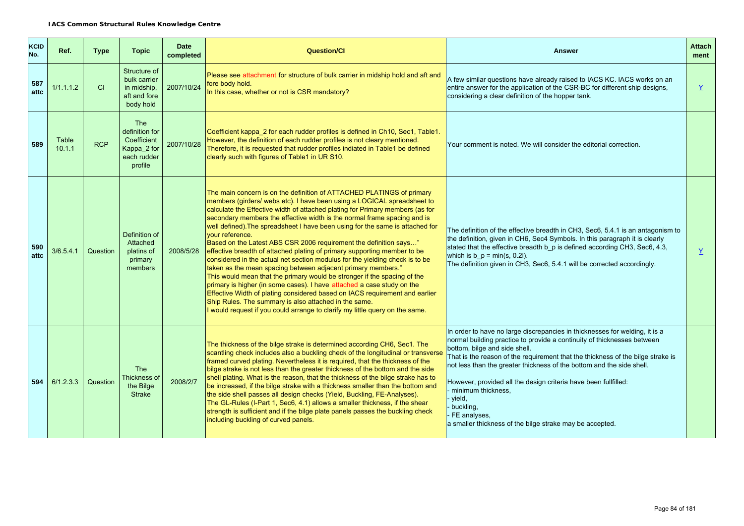**IACS Common Structural Rules Knowledge Centre**

| KCID No. | Ref. | Type | Topic | Date completed | Question/CI | Answer | Attach ment |
|---|---|---|---|---|---|---|---|
| 587 attc | 1/1.1.1.2 | CI | Structure of bulk carrier in midship, aft and fore body hold | 2007/10/24 | Please see attachment for structure of bulk carrier in midship hold and aft and fore body hold.<br>In this case, whether or not is CSR mandatory? | A few similar questions have already raised to IACS KC. IACS works on an entire answer for the application of the CSR-BC for different ship designs, considering a clear definition of the hopper tank. | Y |
| 589 | Table 10.1.1 | RCP | The definition for Coefficient Kappa_2 for each rudder profile | 2007/10/28 | Coefficient kappa_2 for each rudder profiles is defined in Ch10, Sec1, Table1. However, the definition of each rudder profiles is not cleary mentioned. Therefore, it is requested that rudder profiles indiated in Table1 be defined clearly such with figures of Table1 in UR S10. | Your comment is noted. We will consider the editorial correction. | |
| 590 attc | 3/6.5.4.1 | Question | Definition of Attached platins of primary members | 2008/5/28 | The main concern is on the definition of ATTACHED PLATINGS of primary members (girders/ webs etc). I have been using a LOGICAL spreadsheet to calculate the Effective width of attached plating for Primary members (as for secondary members the effective width is the normal frame spacing and is well defined).The spreadsheet I have been using for the same is attached for your reference.<br>Based on the Latest ABS CSR 2006 requirement the definition says…" effective breadth of attached plating of primary supporting member to be considered in the actual net section modulus for the yielding check is to be taken as the mean spacing between adjacent primary members."<br>This would mean that the primary would be stronger if the spacing of the primary is higher (in some cases). I have attached a case study on the Effective Width of plating considered based on IACS requirement and earlier Ship Rules. The summary is also attached in the same.<br>I would request if you could arrange to clarify my little query on the same. | The definition of the effective breadth in CH3, Sec6, 5.4.1 is an antagonism to the definition, given in CH6, Sec4 Symbols. In this paragraph it is clearly stated that the effective breadth b_p is defined according CH3, Sec6, 4.3, which is b_p = min(s, 0.2l).<br>The definition given in CH3, Sec6, 5.4.1 will be corrected accordingly. | Y |
| 594 | 6/1.2.3.3 | Question | The Thickness of the Bilge Strake | 2008/2/7 | The thickness of the bilge strake is determined according CH6, Sec1. The scantling check includes also a buckling check of the longitudinal or transverse framed curved plating. Nevertheless it is required, that the thickness of the bilge strake is not less than the greater thickness of the bottom and the side shell plating. What is the reason, that the thickness of the bilge strake has to be increased, if the bilge strake with a thickness smaller than the bottom and the side shell passes all design checks (Yield, Buckling, FE-Analyses).<br>The GL-Rules (I-Part 1, Sec6, 4.1) allows a smaller thickness, if the shear strength is sufficient and if the bilge plate panels passes the buckling check including buckling of curved panels. | In order to have no large discrepancies in thicknesses for welding, it is a normal building practice to provide a continuity of thicknesses between bottom, bilge and side shell.<br>That is the reason of the requirement that the thickness of the bilge strake is not less than the greater thickness of the bottom and the side shell.<br><br>However, provided all the design criteria have been fullfilled:<br>- minimum thickness,<br>- yield,<br>- buckling,<br>- FE analyses,<br>a smaller thickness of the bilge strake may be accepted. | |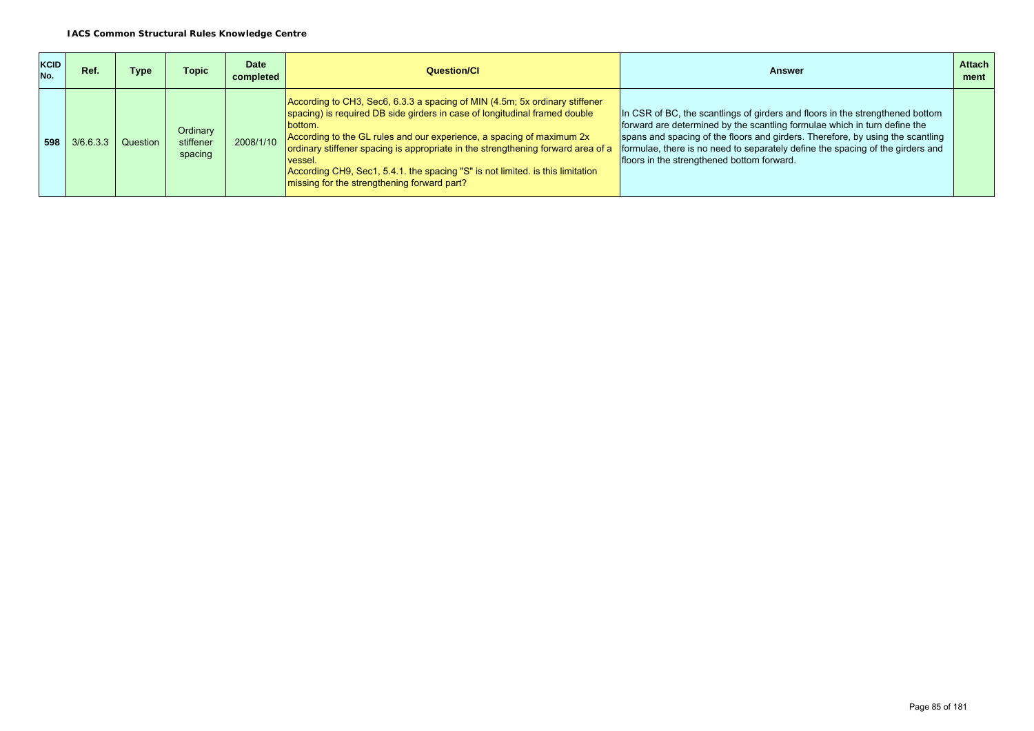| KCID No. | Ref. | Type | Topic | Date completed | Question/CI | Answer | Attach ment |
|---|---|---|---|---|---|---|---|
| 598 | 3/6.6.3.3 | Question | Ordinary stiffener spacing | 2008/1/10 | According to CH3, Sec6, 6.3.3 a spacing of MIN (4.5m; 5x ordinary stiffener spacing) is required DB side girders in case of longitudinal framed double bottom.<br>According to the GL rules and our experience, a spacing of maximum 2x ordinary stiffener spacing is appropriate in the strengthening forward area of a vessel.<br>According CH9, Sec1, 5.4.1. the spacing "S" is not limited. is this limitation missing for the strengthening forward part? | In CSR of BC, the scantlings of girders and floors in the strengthened bottom forward are determined by the scantling formulae which in turn define the spans and spacing of the floors and girders. Therefore, by using the scantling formulae, there is no need to separately define the spacing of the girders and floors in the strengthened bottom forward. | |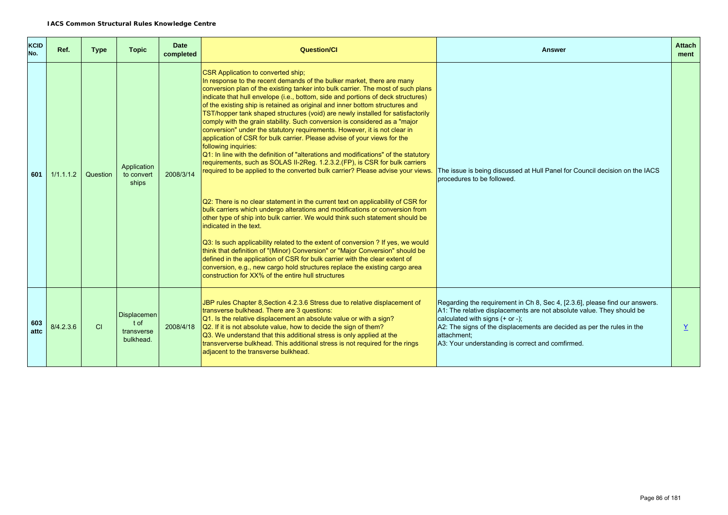**IACS Common Structural Rules Knowledge Centre**

| KCID No. | Ref. | Type | Topic | Date completed | Question/CI | Answer | Attachment |
|---|---|---|---|---|---|---|---|
| 601 | 1/1.1.1.2 | Question | Application to convert ships | 2008/3/14 | CSR Application to converted ship;<br>In response to the recent demands of the bulker market, there are many conversion plan of the existing tanker into bulk carrier. The most of such plans indicate that hull envelope (i.e., bottom, side and portions of deck structures) of the existing ship is retained as original and inner bottom structures and TST/hopper tank shaped structures (void) are newly installed for satisfactorily comply with the grain stability. Such conversion is considered as a "major conversion" under the statutory requirements. However, it is not clear in application of CSR for bulk carrier. Please advise of your views for the following inquiries:<br>Q1: In line with the definition of "alterations and modifications" of the statutory requirements, such as SOLAS II-2Reg. 1.2.3.2.(FP), is CSR for bulk carriers required to be applied to the converted bulk carrier? Please advise your views.<br><br>Q2: There is no clear statement in the current text on applicability of CSR for bulk carriers which undergo alterations and modifications or conversion from other type of ship into bulk carrier. We would think such statement should be indicated in the text.<br><br>Q3: Is such applicability related to the extent of conversion ? If yes, we would think that definition of "(Minor) Conversion" or "Major Conversion" should be defined in the application of CSR for bulk carrier with the clear extent of conversion, e.g., new cargo hold structures replace the existing cargo area construction for XX% of the entire hull structures | The issue is being discussed at Hull Panel for Council decision on the IACS procedures to be followed. | |
| 603 attc | 8/4.2.3.6 | CI | Displacement of transverse bulkhead. | 2008/4/18 | JBP rules Chapter 8,Section 4.2.3.6 Stress due to relative displacement of transverse bulkhead. There are 3 questions:<br>Q1. Is the relative displacement an absolute value or with a sign?<br>Q2. If it is not absolute value, how to decide the sign of them?<br>Q3. We understand that this additional stress is only applied at the transververse bulkhead. This additional stress is not required for the rings adjacent to the transverse bulkhead. | Regarding the requirement in Ch 8, Sec 4, [2.3.6], please find our answers.<br>A1: The relative displacements are not absolute value. They should be calculated with signs (+ or -);<br>A2: The signs of the displacements are decided as per the rules in the attachment;<br>A3: Your understanding is correct and comfirmed. | Y |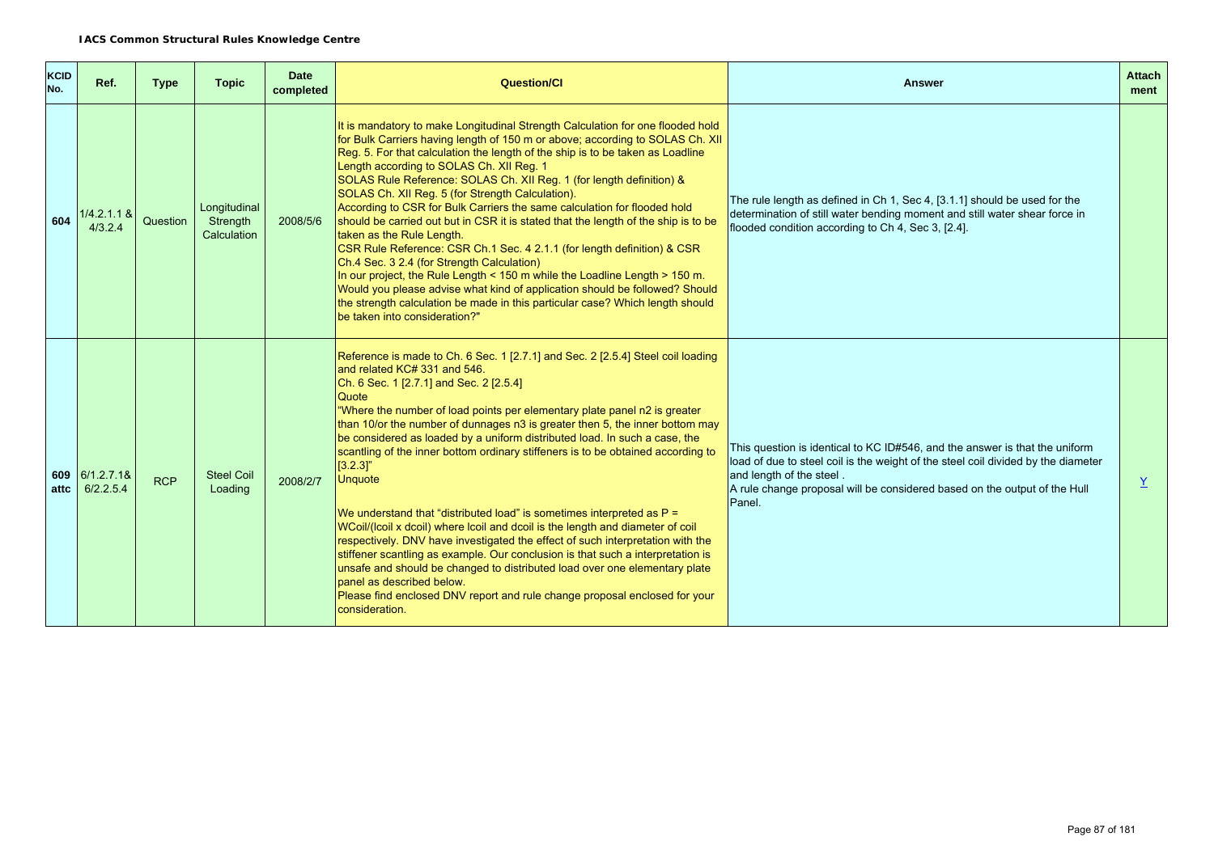| KCID No. | Ref. | Type | Topic | Date completed | Question/CI | Answer | Attachment |
|---|---|---|---|---|---|---|---|
| 604 | 1/4.2.1.1 & 4/3.2.4 | Question | Longitudinal Strength Calculation | 2008/5/6 | It is mandatory to make Longitudinal Strength Calculation for one flooded hold for Bulk Carriers having length of 150 m or above; according to SOLAS Ch. XII Reg. 5. For that calculation the length of the ship is to be taken as Loadline Length according to SOLAS Ch. XII Reg. 1<br>SOLAS Rule Reference: SOLAS Ch. XII Reg. 1 (for length definition) & SOLAS Ch. XII Reg. 5 (for Strength Calculation).<br>According to CSR for Bulk Carriers the same calculation for flooded hold should be carried out but in CSR it is stated that the length of the ship is to be taken as the Rule Length.<br>CSR Rule Reference: CSR Ch.1 Sec. 4 2.1.1 (for length definition) & CSR Ch.4 Sec. 3 2.4 (for Strength Calculation)<br>In our project, the Rule Length < 150 m while the Loadline Length > 150 m. Would you please advise what kind of application should be followed? Should the strength calculation be made in this particular case? Which length should be taken into consideration?" | The rule length as defined in Ch 1, Sec 4, [3.1.1] should be used for the determination of still water bending moment and still water shear force in flooded condition according to Ch 4, Sec 3, [2.4]. | |
| 609 attc | 6/1.2.7.1& 6/2.2.5.4 | RCP | Steel Coil Loading | 2008/2/7 | Reference is made to Ch. 6 Sec. 1 [2.7.1] and Sec. 2 [2.5.4] Steel coil loading and related KC# 331 and 546.<br>Ch. 6 Sec. 1 [2.7.1] and Sec. 2 [2.5.4]<br>Quote<br>"Where the number of load points per elementary plate panel n2 is greater than 10/or the number of dunnages n3 is greater then 5, the inner bottom may be considered as loaded by a uniform distributed load. In such a case, the scantling of the inner bottom ordinary stiffeners is to be obtained according to [3.2.3]"<br>Unquote<br><br>We understand that "distributed load" is sometimes interpreted as P = WCoil/(lcoil x dcoil) where lcoil and dcoil is the length and diameter of coil respectively. DNV have investigated the effect of such interpretation with the stiffener scantling as example. Our conclusion is that such a interpretation is unsafe and should be changed to distributed load over one elementary plate panel as described below.<br>Please find enclosed DNV report and rule change proposal enclosed for your consideration. | This question is identical to KC ID#546, and the answer is that the uniform load of due to steel coil is the weight of the steel coil divided by the diameter and length of the steel .<br>A rule change proposal will be considered based on the output of the Hull Panel. | Y |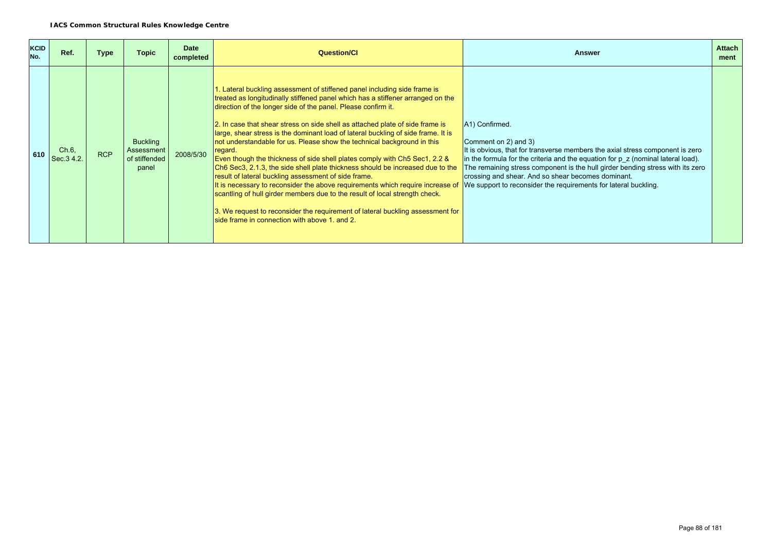**IACS Common Structural Rules Knowledge Centre**

| KCID No. | Ref. | Type | Topic | Date completed | Question/CI | Answer | Attachment |
|---|---|---|---|---|---|---|---|
| 610 | Ch.6, Sec.3 4.2. | RCP | Buckling Assessment of stiffened panel | 2008/5/30 | 1. Lateral buckling assessment of stiffened panel including side frame is treated as longitudinally stiffened panel which has a stiffener arranged on the direction of the longer side of the panel. Please confirm it.<br><br>2. In case that shear stress on side shell as attached plate of side frame is large, shear stress is the dominant load of lateral buckling of side frame. It is not understandable for us. Please show the technical background in this regard.<br>Even though the thickness of side shell plates comply with Ch5 Sec1, 2.2 & Ch6 Sec3, 2.1.3, the side shell plate thickness should be increased due to the result of lateral buckling assessment of side frame.<br>It is necessary to reconsider the above requirements which require increase of scantling of hull girder members due to the result of local strength check.<br><br>3. We request to reconsider the requirement of lateral buckling assessment for side frame in connection with above 1. and 2. | A1) Confirmed.<br><br>Comment on 2) and 3)<br>It is obvious, that for transverse members the axial stress component is zero in the formula for the criteria and the equation for $p_z$ (nominal lateral load).<br>The remaining stress component is the hull girder bending stress with its zero crossing and shear. And so shear becomes dominant.<br>We support to reconsider the requirements for lateral buckling. | |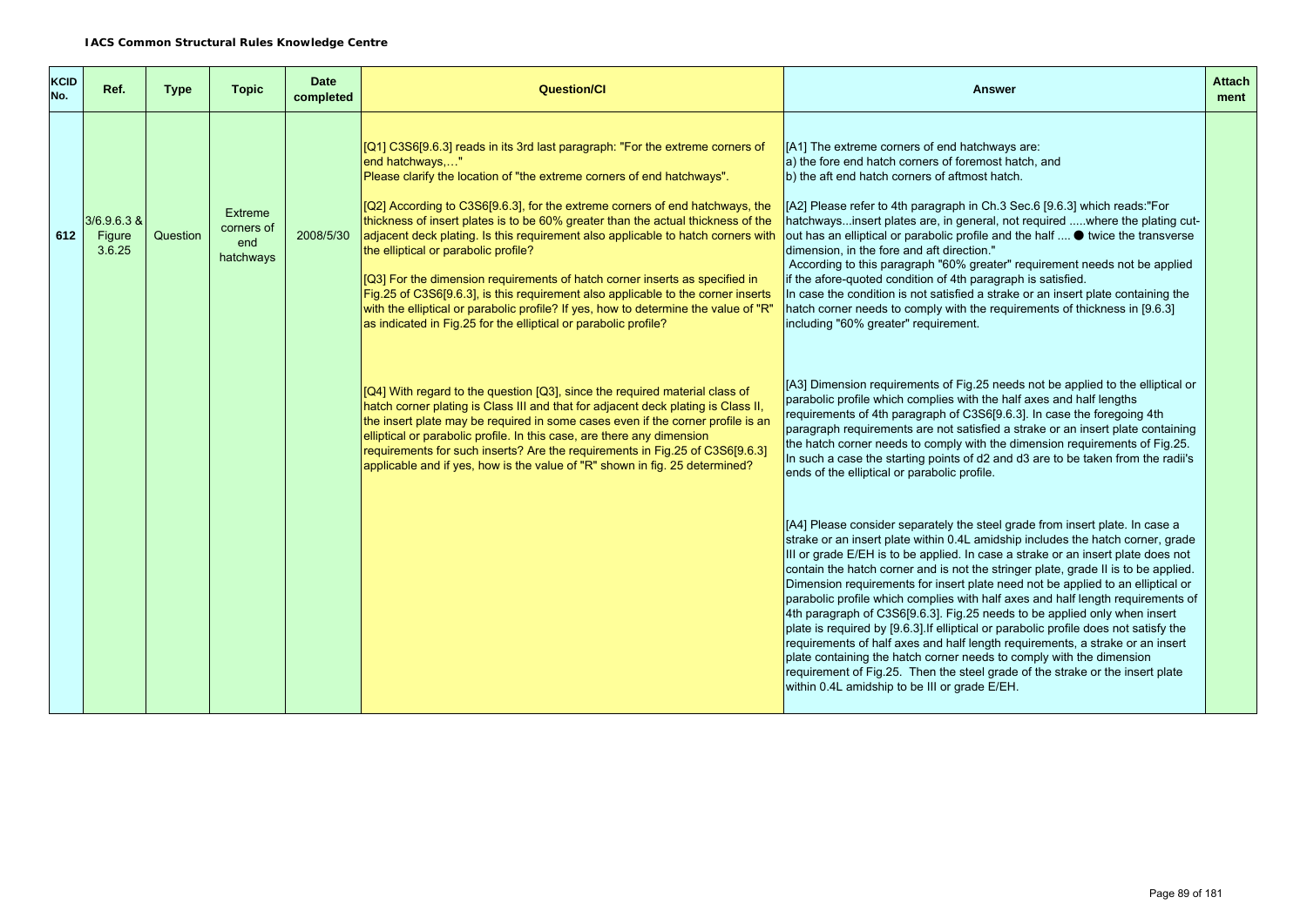**IACS Common Structural Rules Knowledge Centre**

| KCID No. | Ref. | Type | Topic | Date completed | Question/CI | Answer | Attachment |
|---|---|---|---|---|---|---|---|
| 612 | 3/6.9.6.3 & Figure 3.6.25 | Question | Extreme corners of end hatchways | 2008/5/30 | [Q1] C3S6[9.6.3] reads in its 3rd last paragraph: "For the extreme corners of end hatchways,…" Please clarify the location of "the extreme corners of end hatchways".<br><br>[Q2] According to C3S6[9.6.3], for the extreme corners of end hatchways, the thickness of insert plates is to be 60% greater than the actual thickness of the adjacent deck plating. Is this requirement also applicable to hatch corners with the elliptical or parabolic profile?<br><br>[Q3] For the dimension requirements of hatch corner inserts as specified in Fig.25 of C3S6[9.6.3], is this requirement also applicable to the corner inserts with the elliptical or parabolic profile? If yes, how to determine the value of "R" as indicated in Fig.25 for the elliptical or parabolic profile?<br><br>[Q4] With regard to the question [Q3], since the required material class of hatch corner plating is Class III and that for adjacent deck plating is Class II, the insert plate may be required in some cases even if the corner profile is an elliptical or parabolic profile. In this case, are there any dimension requirements for such inserts? Are the requirements in Fig.25 of C3S6[9.6.3] applicable and if yes, how is the value of "R" shown in fig. 25 determined? | [A1] The extreme corners of end hatchways are:<br>a) the fore end hatch corners of foremost hatch, and<br>b) the aft end hatch corners of aftmost hatch.<br><br>[A2] Please refer to 4th paragraph in Ch.3 Sec.6 [9.6.3] which reads:"For hatchways...insert plates are, in general, not required .....where the plating cut-out has an elliptical or parabolic profile and the half .... ● twice the transverse dimension, in the fore and aft direction."<br>According to this paragraph "60% greater" requirement needs not be applied if the afore-quoted condition of 4th paragraph is satisfied.<br>In case the condition is not satisfied a strake or an insert plate containing the hatch corner needs to comply with the requirements of thickness in [9.6.3] including "60% greater" requirement.<br><br>[A3] Dimension requirements of Fig.25 needs not be applied to the elliptical or parabolic profile which complies with the half axes and half lengths requirements of 4th paragraph of C3S6[9.6.3]. In case the foregoing 4th paragraph requirements are not satisfied a strake or an insert plate containing the hatch corner needs to comply with the dimension requirements of Fig.25. In such a case the starting points of d2 and d3 are to be taken from the radii's ends of the elliptical or parabolic profile.<br><br>[A4] Please consider separately the steel grade from insert plate. In case a strake or an insert plate within 0.4L amidship includes the hatch corner, grade III or grade E/EH is to be applied. In case a strake or an insert plate does not contain the hatch corner and is not the stringer plate, grade II is to be applied. Dimension requirements for insert plate need not be applied to an elliptical or parabolic profile which complies with half axes and half length requirements of 4th paragraph of C3S6[9.6.3]. Fig.25 needs to be applied only when insert plate is required by [9.6.3].If elliptical or parabolic profile does not satisfy the requirements of half axes and half length requirements, a strake or an insert plate containing the hatch corner needs to comply with the dimension requirement of Fig.25. Then the steel grade of the strake or the insert plate within 0.4L amidship to be III or grade E/EH. | |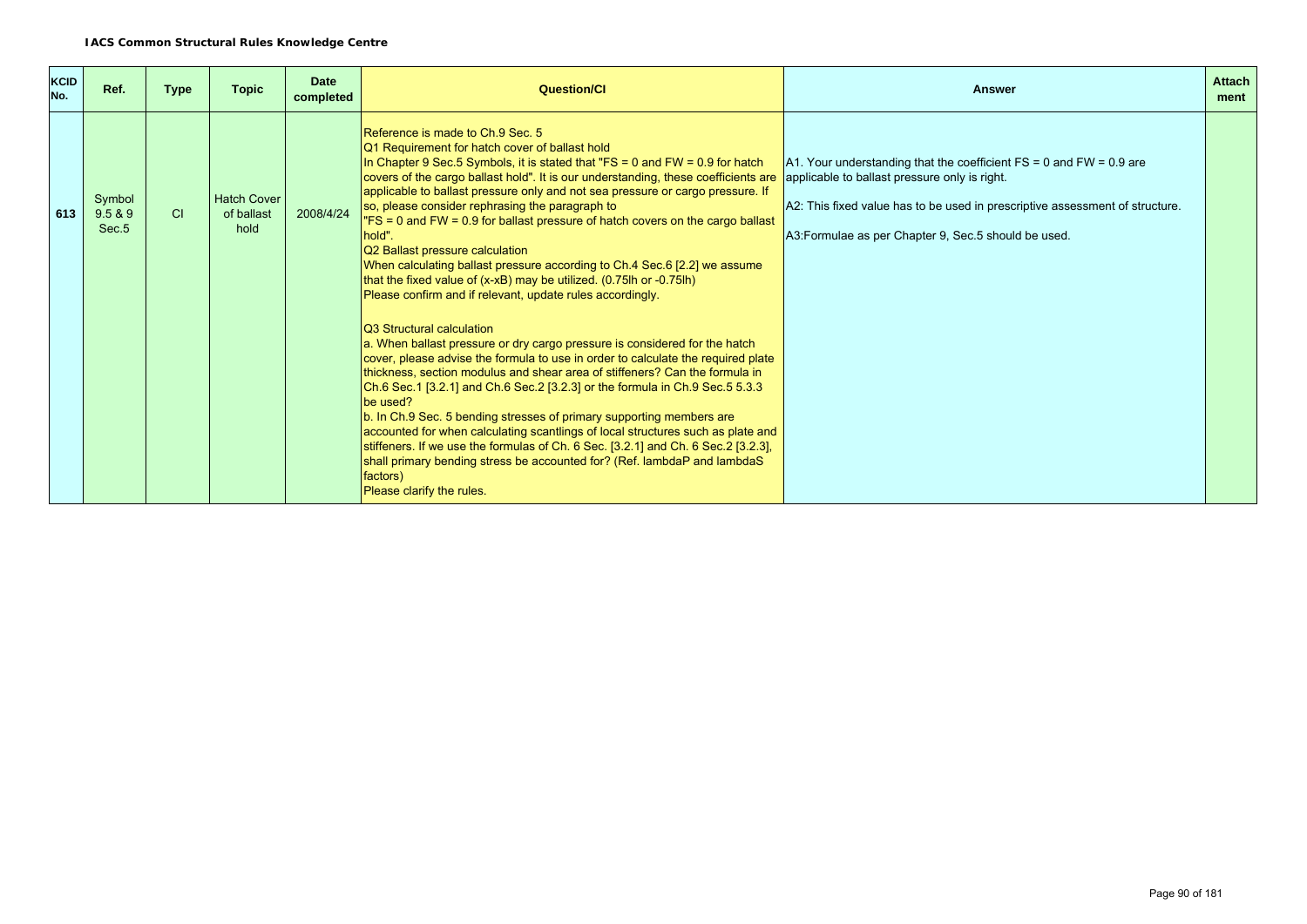**IACS Common Structural Rules Knowledge Centre**

| KCID No. | Ref. | Type | Topic | Date completed | Question/CI | Answer | Attachment |
|---|---|---|---|---|---|---|---|
| 613 | Symbol 9.5 & 9 Sec.5 | CI | Hatch Cover of ballast hold | 2008/4/24 | Reference is made to Ch.9 Sec. 5<br>Q1 Requirement for hatch cover of ballast hold<br>In Chapter 9 Sec.5 Symbols, it is stated that "FS = 0 and FW = 0.9 for hatch covers of the cargo ballast hold". It is our understanding, these coefficients are applicable to ballast pressure only and not sea pressure or cargo pressure. If so, please consider rephrasing the paragraph to<br>"FS = 0 and FW = 0.9 for ballast pressure of hatch covers on the cargo ballast hold".<br>Q2 Ballast pressure calculation<br>When calculating ballast pressure according to Ch.4 Sec.6 [2.2] we assume that the fixed value of (x-xB) may be utilized. (0.75lh or -0.75lh)<br>Please confirm and if relevant, update rules accordingly.<br><br>Q3 Structural calculation<br>a. When ballast pressure or dry cargo pressure is considered for the hatch cover, please advise the formula to use in order to calculate the required plate thickness, section modulus and shear area of stiffeners? Can the formula in Ch.6 Sec.1 [3.2.1] and Ch.6 Sec.2 [3.2.3] or the formula in Ch.9 Sec.5 5.3.3 be used?<br>b. In Ch.9 Sec. 5 bending stresses of primary supporting members are accounted for when calculating scantlings of local structures such as plate and stiffeners. If we use the formulas of Ch. 6 Sec. [3.2.1] and Ch. 6 Sec.2 [3.2.3], shall primary bending stress be accounted for? (Ref. lambdaP and lambdaS factors)<br>Please clarify the rules. | A1. Your understanding that the coefficient FS = 0 and FW = 0.9 are applicable to ballast pressure only is right.<br><br>A2: This fixed value has to be used in prescriptive assessment of structure.<br><br>A3:Formulae as per Chapter 9, Sec.5 should be used. | |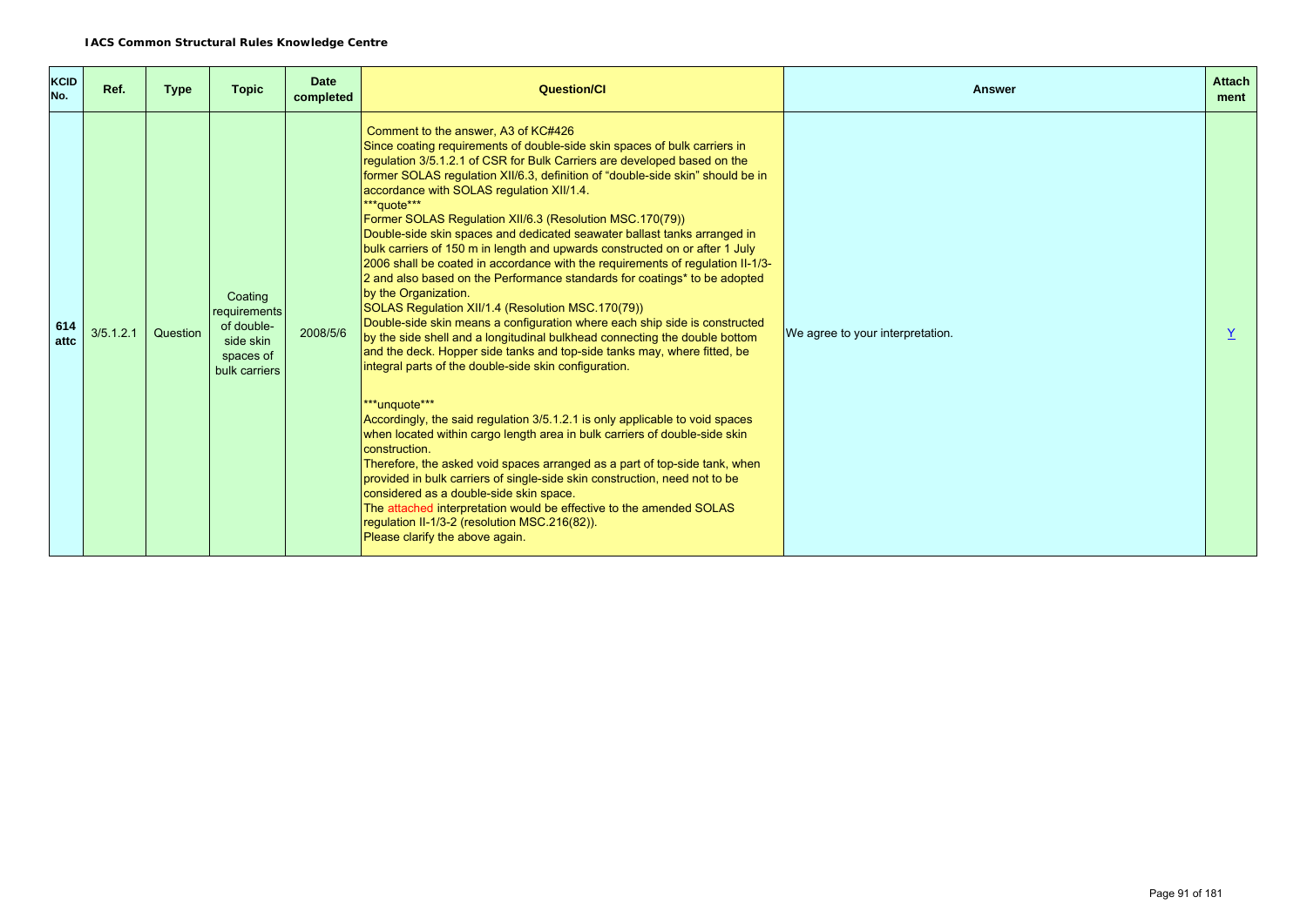**IACS Common Structural Rules Knowledge Centre**

| KCID No. | Ref. | Type | Topic | Date completed | Question/CI | Answer | Attach ment |
|---|---|---|---|---|---|---|---|
| 614 attc | 3/5.1.2.1 | Question | Coating requirements of double-side skin spaces of bulk carriers | 2008/5/6 | Comment to the answer, A3 of KC#426<br>Since coating requirements of double-side skin spaces of bulk carriers in regulation 3/5.1.2.1 of CSR for Bulk Carriers are developed based on the former SOLAS regulation XII/6.3, definition of "double-side skin" should be in accordance with SOLAS regulation XII/1.4.<br>***quote***<br>Former SOLAS Regulation XII/6.3 (Resolution MSC.170(79))<br>Double-side skin spaces and dedicated seawater ballast tanks arranged in bulk carriers of 150 m in length and upwards constructed on or after 1 July 2006 shall be coated in accordance with the requirements of regulation II-1/3-2 and also based on the Performance standards for coatings* to be adopted by the Organization.<br>SOLAS Regulation XII/1.4 (Resolution MSC.170(79))<br>Double-side skin means a configuration where each ship side is constructed by the side shell and a longitudinal bulkhead connecting the double bottom and the deck. Hopper side tanks and top-side tanks may, where fitted, be integral parts of the double-side skin configuration.<br><br>***unquote***<br>Accordingly, the said regulation 3/5.1.2.1 is only applicable to void spaces when located within cargo length area in bulk carriers of double-side skin construction.<br>Therefore, the asked void spaces arranged as a part of top-side tank, when provided in bulk carriers of single-side skin construction, need not to be considered as a double-side skin space.<br>The attached interpretation would be effective to the amended SOLAS regulation II-1/3-2 (resolution MSC.216(82)).<br>Please clarify the above again. | We agree to your interpretation. | Y |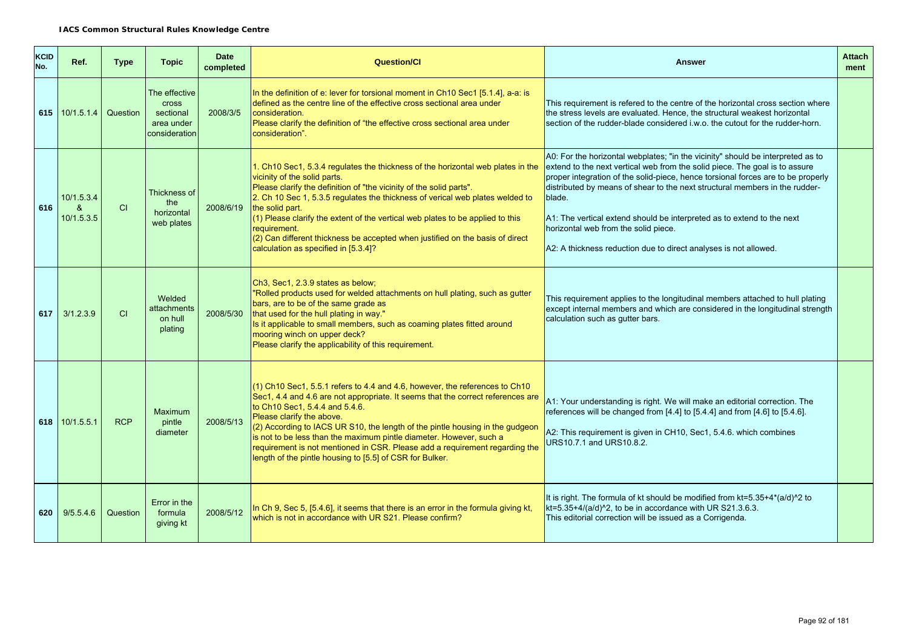**IACS Common Structural Rules Knowledge Centre**

| KCID No. | Ref. | Type | Topic | Date completed | Question/CI | Answer | Attach ment |
|---|---|---|---|---|---|---|---|
| 615 | 10/1.5.1.4 | Question | The effective cross sectional area under consideration | 2008/3/5 | In the definition of e: lever for torsional moment in Ch10 Sec1 [5.1.4], a-a: is defined as the centre line of the effective cross sectional area under consideration.<br>Please clarify the definition of "the effective cross sectional area under consideration". | This requirement is refered to the centre of the horizontal cross section where the stress levels are evaluated. Hence, the structural weakest horizontal section of the rudder-blade considered i.w.o. the cutout for the rudder-horn. | |
| 616 | 10/1.5.3.4 & 10/1.5.3.5 | CI | Thickness of the horizontal web plates | 2008/6/19 | 1. Ch10 Sec1, 5.3.4 regulates the thickness of the horizontal web plates in the vicinity of the solid parts.<br>Please clarify the definition of "the vicinity of the solid parts".<br>2. Ch 10 Sec 1, 5.3.5 regulates the thickness of verical web plates welded to the solid part.<br>(1) Please clarify the extent of the vertical web plates to be applied to this requirement.<br>(2) Can different thickness be accepted when justified on the basis of direct calculation as specified in [5.3.4]? | A0: For the horizontal webplates; "in the vicinity" should be interpreted as to extend to the next vertical web from the solid piece. The goal is to assure proper integration of the solid-piece, hence torsional forces are to be properly distributed by means of shear to the next structural members in the rudder-blade.<br><br>A1: The vertical extend should be interpreted as to extend to the next horizontal web from the solid piece.<br><br>A2: A thickness reduction due to direct analyses is not allowed. | |
| 617 | 3/1.2.3.9 | CI | Welded attachments on hull plating | 2008/5/30 | Ch3, Sec1, 2.3.9 states as below;<br>"Rolled products used for welded attachments on hull plating, such as gutter bars, are to be of the same grade as that used for the hull plating in way."<br>Is it applicable to small members, such as coaming plates fitted around mooring winch on upper deck?<br>Please clarify the applicability of this requirement. | This requirement applies to the longitudinal members attached to hull plating except internal members and which are considered in the longitudinal strength calculation such as gutter bars. | |
| 618 | 10/1.5.5.1 | RCP | Maximum pintle diameter | 2008/5/13 | (1) Ch10 Sec1, 5.5.1 refers to 4.4 and 4.6, however, the references to Ch10 Sec1, 4.4 and 4.6 are not appropriate. It seems that the correct references are to Ch10 Sec1, 5.4.4 and 5.4.6.<br>Please clarify the above.<br>(2) According to IACS UR S10, the length of the pintle housing in the gudgeon is not to be less than the maximum pintle diameter. However, such a requirement is not mentioned in CSR. Please add a requirement regarding the length of the pintle housing to [5.5] of CSR for Bulker. | A1: Your understanding is right. We will make an editorial correction. The references will be changed from [4.4] to [5.4.4] and from [4.6] to [5.4.6].<br><br>A2: This requirement is given in CH10, Sec1, 5.4.6. which combines URS10.7.1 and URS10.8.2. | |
| 620 | 9/5.5.4.6 | Question | Error in the formula giving kt | 2008/5/12 | In Ch 9, Sec 5, [5.4.6], it seems that there is an error in the formula giving kt, which is not in accordance with UR S21. Please confirm? | It is right. The formula of kt should be modified from kt=5.35+4*(a/d)^2 to kt=5.35+4/(a/d)^2, to be in accordance with UR S21.3.6.3.<br>This editorial correction will be issued as a Corrigenda. | |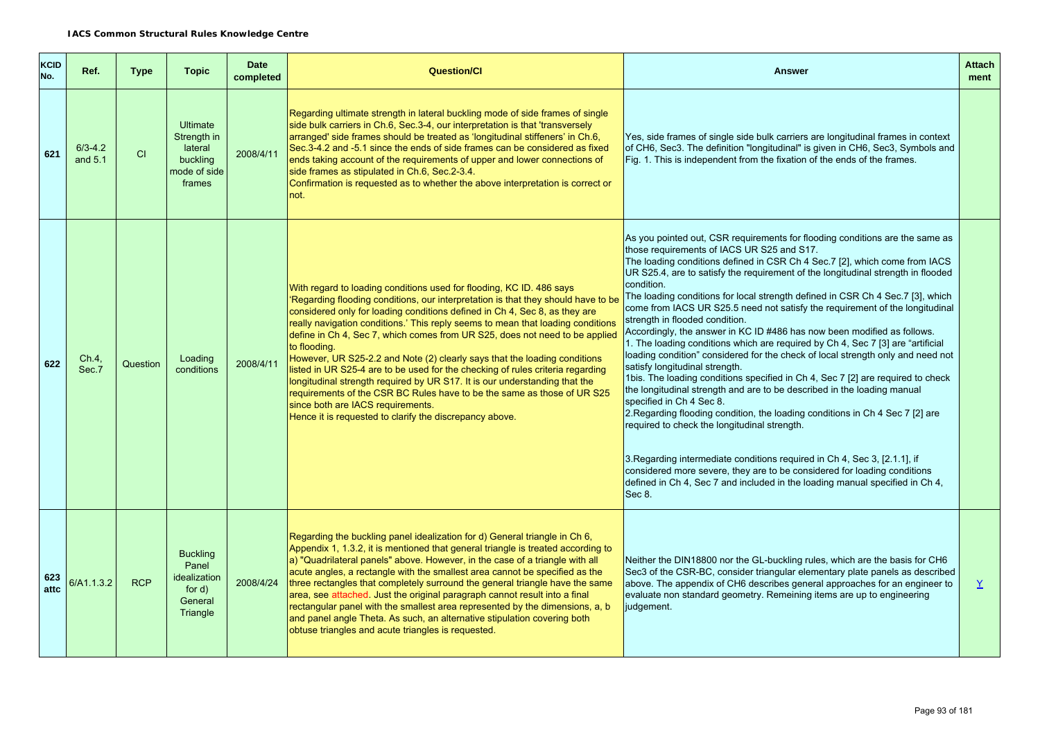**IACS Common Structural Rules Knowledge Centre**

| KCID No. | Ref. | Type | Topic | Date completed | Question/CI | Answer | Attach ment |
|---|---|---|---|---|---|---|---|
| 621 | 6/3-4.2 and 5.1 | CI | Ultimate Strength in lateral buckling mode of side frames | 2008/4/11 | Regarding ultimate strength in lateral buckling mode of side frames of single side bulk carriers in Ch.6, Sec.3-4, our interpretation is that 'transversely arranged' side frames should be treated as 'longitudinal stiffeners' in Ch.6, Sec.3-4.2 and -5.1 since the ends of side frames can be considered as fixed ends taking account of the requirements of upper and lower connections of side frames as stipulated in Ch.6, Sec.2-3.4.<br>Confirmation is requested as to whether the above interpretation is correct or not. | Yes, side frames of single side bulk carriers are longitudinal frames in context of CH6, Sec3. The definition "longitudinal" is given in CH6, Sec3, Symbols and Fig. 1. This is independent from the fixation of the ends of the frames. | |
| 622 | Ch.4, Sec.7 | Question | Loading conditions | 2008/4/11 | With regard to loading conditions used for flooding, KC ID. 486 says 'Regarding flooding conditions, our interpretation is that they should have to be considered only for loading conditions defined in Ch 4, Sec 8, as they are really navigation conditions.' This reply seems to mean that loading conditions define in Ch 4, Sec 7, which comes from UR S25, does not need to be applied to flooding.<br>However, UR S25-2.2 and Note (2) clearly says that the loading conditions listed in UR S25-4 are to be used for the checking of rules criteria regarding longitudinal strength required by UR S17. It is our understanding that the requirements of the CSR BC Rules have to be the same as those of UR S25 since both are IACS requirements.<br>Hence it is requested to clarify the discrepancy above. | As you pointed out, CSR requirements for flooding conditions are the same as those requirements of IACS UR S25 and S17.<br>The loading conditions defined in CSR Ch 4 Sec.7 [2], which come from IACS UR S25.4, are to satisfy the requirement of the longitudinal strength in flooded condition.<br>The loading conditions for local strength defined in CSR Ch 4 Sec.7 [3], which come from IACS UR S25.5 need not satisfy the requirement of the longitudinal strength in flooded condition.<br>Accordingly, the answer in KC ID #486 has now been modified as follows.<br>1. The loading conditions which are required by Ch 4, Sec 7 [3] are "artificial loading condition" considered for the check of local strength only and need not satisfy longitudinal strength.<br>1bis. The loading conditions specified in Ch 4, Sec 7 [2] are required to check the longitudinal strength and are to be described in the loading manual specified in Ch 4 Sec 8.<br>2.Regarding flooding condition, the loading conditions in Ch 4 Sec 7 [2] are required to check the longitudinal strength.<br><br>3.Regarding intermediate conditions required in Ch 4, Sec 3, [2.1.1], if considered more severe, they are to be considered for loading conditions defined in Ch 4, Sec 7 and included in the loading manual specified in Ch 4, Sec 8. | |
| 623 attc | 6/A1.1.3.2 | RCP | Buckling Panel idealization for d) General Triangle | 2008/4/24 | Regarding the buckling panel idealization for d) General triangle in Ch 6, Appendix 1, 1.3.2, it is mentioned that general triangle is treated according to a) "Quadrilateral panels" above. However, in the case of a triangle with all acute angles, a rectangle with the smallest area cannot be specified as the three rectangles that completely surround the general triangle have the same area, see attached. Just the original paragraph cannot result into a final rectangular panel with the smallest area represented by the dimensions, a, b and panel angle Theta. As such, an alternative stipulation covering both obtuse triangles and acute triangles is requested. | Neither the DIN18800 nor the GL-buckling rules, which are the basis for CH6 Sec3 of the CSR-BC, consider triangular elementary plate panels as described above. The appendix of CH6 describes general approaches for an engineer to evaluate non standard geometry. Remeining items are up to engineering judgement. | Y |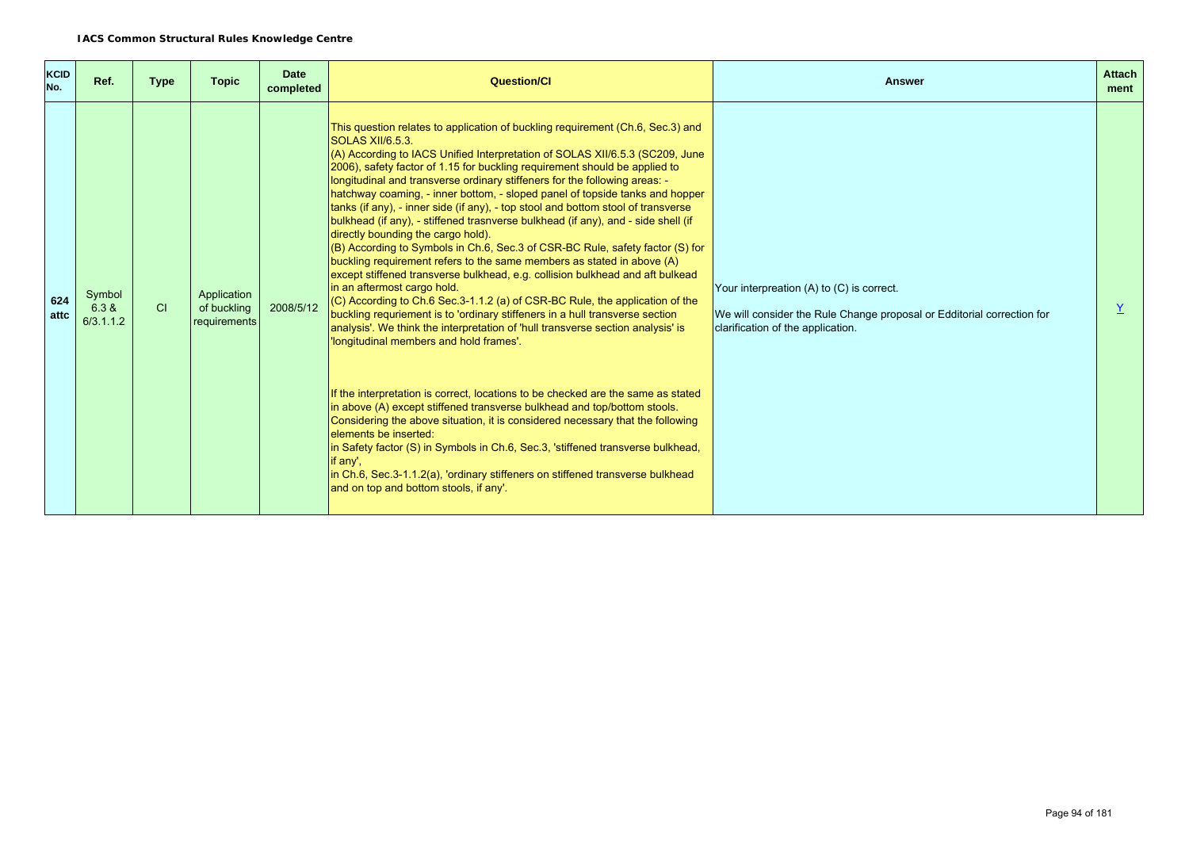**IACS Common Structural Rules Knowledge Centre**

| KCID No. | Ref. | Type | Topic | Date completed | Question/CI | Answer | Attach ment |
|---|---|---|---|---|---|---|---|
| 624 attc | Symbol 6.3 & 6/3.1.1.2 | CI | Application of buckling requirements | 2008/5/12 | This question relates to application of buckling requirement (Ch.6, Sec.3) and SOLAS XII/6.5.3.<br>(A) According to IACS Unified Interpretation of SOLAS XII/6.5.3 (SC209, June 2006), safety factor of 1.15 for buckling requirement should be applied to longitudinal and transverse ordinary stiffeners for the following areas: - hatchway coaming, - inner bottom, - sloped panel of topside tanks and hopper tanks (if any), - inner side (if any), - top stool and bottom stool of transverse bulkhead (if any), - stiffened trasnverse bulkhead (if any), and - side shell (if directly bounding the cargo hold).<br>(B) According to Symbols in Ch.6, Sec.3 of CSR-BC Rule, safety factor (S) for buckling requirement refers to the same members as stated in above (A) except stiffened transverse bulkhead, e.g. collision bulkhead and aft bulkead in an aftermost cargo hold.<br>(C) According to Ch.6 Sec.3-1.1.2 (a) of CSR-BC Rule, the application of the buckling requriement is to 'ordinary stiffeners in a hull transverse section analysis'. We think the interpretation of 'hull transverse section analysis' is 'longitudinal members and hold frames'.<br><br>If the interpretation is correct, locations to be checked are the same as stated in above (A) except stiffened transverse bulkhead and top/bottom stools. Considering the above situation, it is considered necessary that the following elements be inserted:<br>in Safety factor (S) in Symbols in Ch.6, Sec.3, 'stiffened transverse bulkhead, if any',<br>in Ch.6, Sec.3-1.1.2(a), 'ordinary stiffeners on stiffened transverse bulkhead and on top and bottom stools, if any'. | Your interpreation (A) to (C) is correct.<br><br>We will consider the Rule Change proposal or Edditorial correction for clarification of the application. | Y |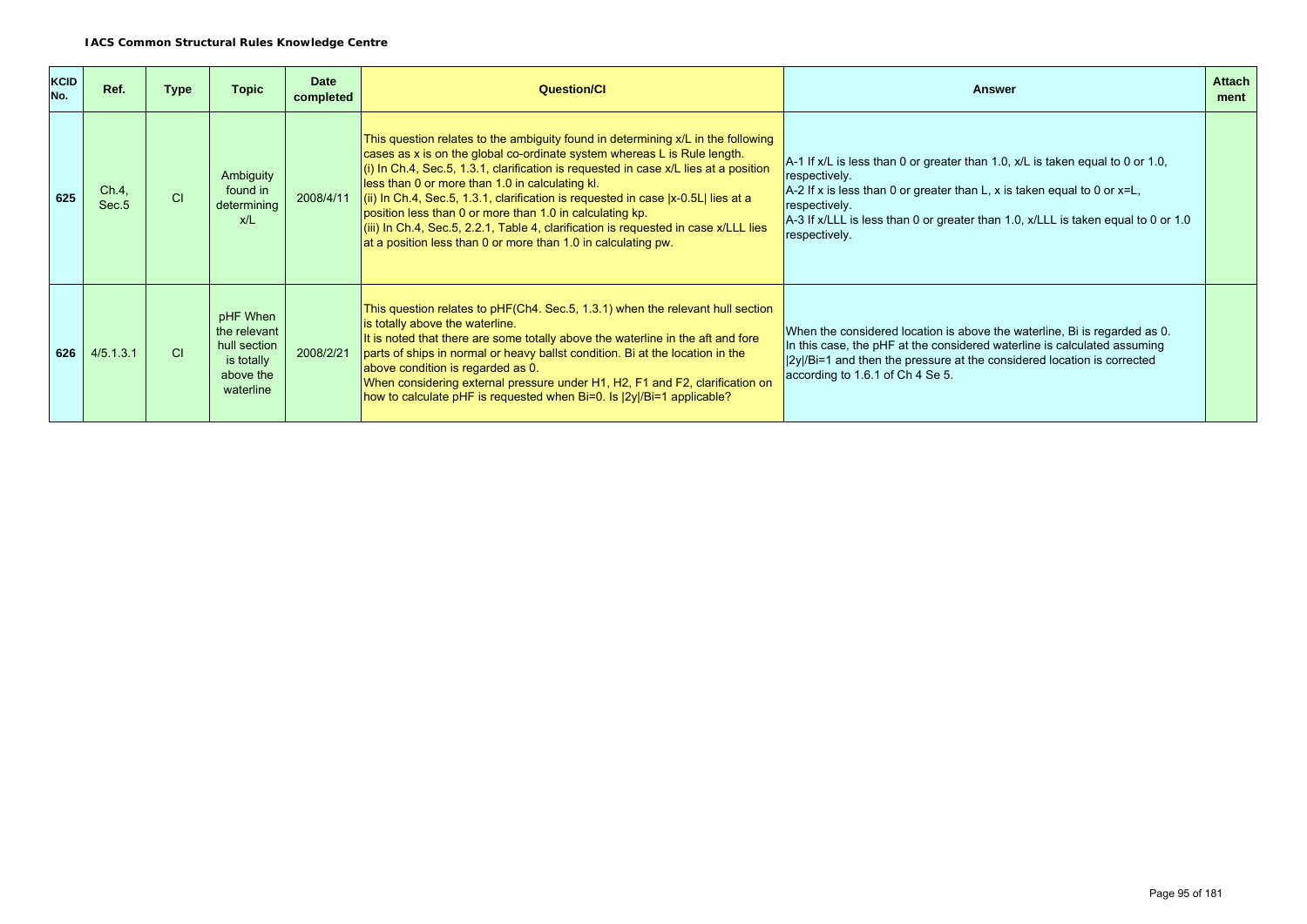**IACS Common Structural Rules Knowledge Centre**

| KCID No. | Ref. | Type | Topic | Date completed | Question/CI | Answer | Attach ment |
|---|---|---|---|---|---|---|---|
| 625 | Ch.4, Sec.5 | CI | Ambiguity found in determining x/L | 2008/4/11 | This question relates to the ambiguity found in determining x/L in the following cases as x is on the global co-ordinate system whereas L is Rule length.<br>(i) In Ch.4, Sec.5, 1.3.1, clarification is requested in case x/L lies at a position less than 0 or more than 1.0 in calculating kl.<br>(ii) In Ch.4, Sec.5, 1.3.1, clarification is requested in case \|x-0.5L\| lies at a position less than 0 or more than 1.0 in calculating kp.<br>(iii) In Ch.4, Sec.5, 2.2.1, Table 4, clarification is requested in case x/LLL lies at a position less than 0 or more than 1.0 in calculating pw. | A-1 If x/L is less than 0 or greater than 1.0, x/L is taken equal to 0 or 1.0, respectively.<br>A-2 If x is less than 0 or greater than L, x is taken equal to 0 or x=L, respectively.<br>A-3 If x/LLL is less than 0 or greater than 1.0, x/LLL is taken equal to 0 or 1.0 respectively. | |
| 626 | 4/5.1.3.1 | CI | pHF When the relevant hull section is totally above the waterline | 2008/2/21 | This question relates to pHF(Ch4. Sec.5, 1.3.1) when the relevant hull section is totally above the waterline.<br>It is noted that there are some totally above the waterline in the aft and fore parts of ships in normal or heavy ballst condition. Bi at the location in the above condition is regarded as 0.<br>When considering external pressure under H1, H2, F1 and F2, clarification on how to calculate pHF is requested when Bi=0. Is \|2y\|/Bi=1 applicable? | When the considered location is above the waterline, Bi is regarded as 0.<br>In this case, the pHF at the considered waterline is calculated assuming \|2y\|/Bi=1 and then the pressure at the considered location is corrected according to 1.6.1 of Ch 4 Se 5. | |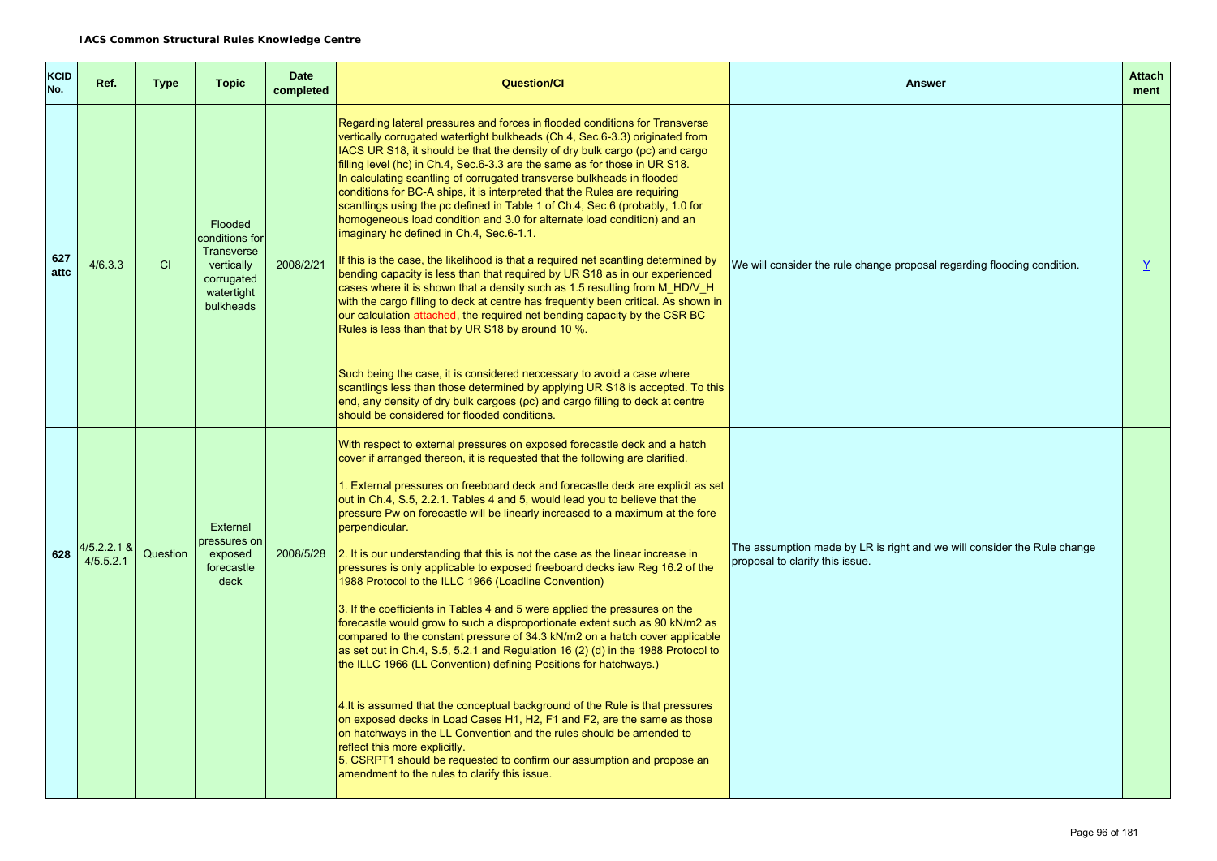**IACS Common Structural Rules Knowledge Centre**

| KCID No. | Ref. | Type | Topic | Date completed | Question/CI | Answer | Attach ment |
|---|---|---|---|---|---|---|---|
| 627 attc | 4/6.3.3 | CI | Flooded conditions for Transverse vertically corrugated watertight bulkheads | 2008/2/21 | Regarding lateral pressures and forces in flooded conditions for Transverse vertically corrugated watertight bulkheads (Ch.4, Sec.6-3.3) originated from IACS UR S18, it should be that the density of dry bulk cargo (ρc) and cargo filling level (hc) in Ch.4, Sec.6-3.3 are the same as for those in UR S18. In calculating scantling of corrugated transverse bulkheads in flooded conditions for BC-A ships, it is interpreted that the Rules are requiring scantlings using the ρc defined in Table 1 of Ch.4, Sec.6 (probably, 1.0 for homogeneous load condition and 3.0 for alternate load condition) and an imaginary hc defined in Ch.4, Sec.6-1.1.<br><br>If this is the case, the likelihood is that a required net scantling determined by bending capacity is less than that required by UR S18 as in our experienced cases where it is shown that a density such as 1.5 resulting from M_HD/V_H with the cargo filling to deck at centre has frequently been critical. As shown in our calculation attached, the required net bending capacity by the CSR BC Rules is less than that by UR S18 by around 10 %.<br><br>Such being the case, it is considered neccessary to avoid a case where scantlings less than those determined by applying UR S18 is accepted. To this end, any density of dry bulk cargoes (ρc) and cargo filling to deck at centre should be considered for flooded conditions. | We will consider the rule change proposal regarding flooding condition. | Y |
| 628 | 4/5.2.2.1 & 4/5.5.2.1 | Question | External pressures on exposed forecastle deck | 2008/5/28 | With respect to external pressures on exposed forecastle deck and a hatch cover if arranged thereon, it is requested that the following are clarified.<br><br>1. External pressures on freeboard deck and forecastle deck are explicit as set out in Ch.4, S.5, 2.2.1. Tables 4 and 5, would lead you to believe that the pressure Pw on forecastle will be linearly increased to a maximum at the fore perpendicular.<br><br>2. It is our understanding that this is not the case as the linear increase in pressures is only applicable to exposed freeboard decks iaw Reg 16.2 of the 1988 Protocol to the ILLC 1966 (Loadline Convention)<br><br>3. If the coefficients in Tables 4 and 5 were applied the pressures on the forecastle would grow to such a disproportionate extent such as 90 kN/m2 as compared to the constant pressure of 34.3 kN/m2 on a hatch cover applicable as set out in Ch.4, S.5, 5.2.1 and Regulation 16 (2) (d) in the 1988 Protocol to the ILLC 1966 (LL Convention) defining Positions for hatchways.)<br><br>4.It is assumed that the conceptual background of the Rule is that pressures on exposed decks in Load Cases H1, H2, F1 and F2, are the same as those on hatchways in the LL Convention and the rules should be amended to reflect this more explicitly.<br>5. CSRPT1 should be requested to confirm our assumption and propose an amendment to the rules to clarify this issue. | The assumption made by LR is right and we will consider the Rule change proposal to clarify this issue. | |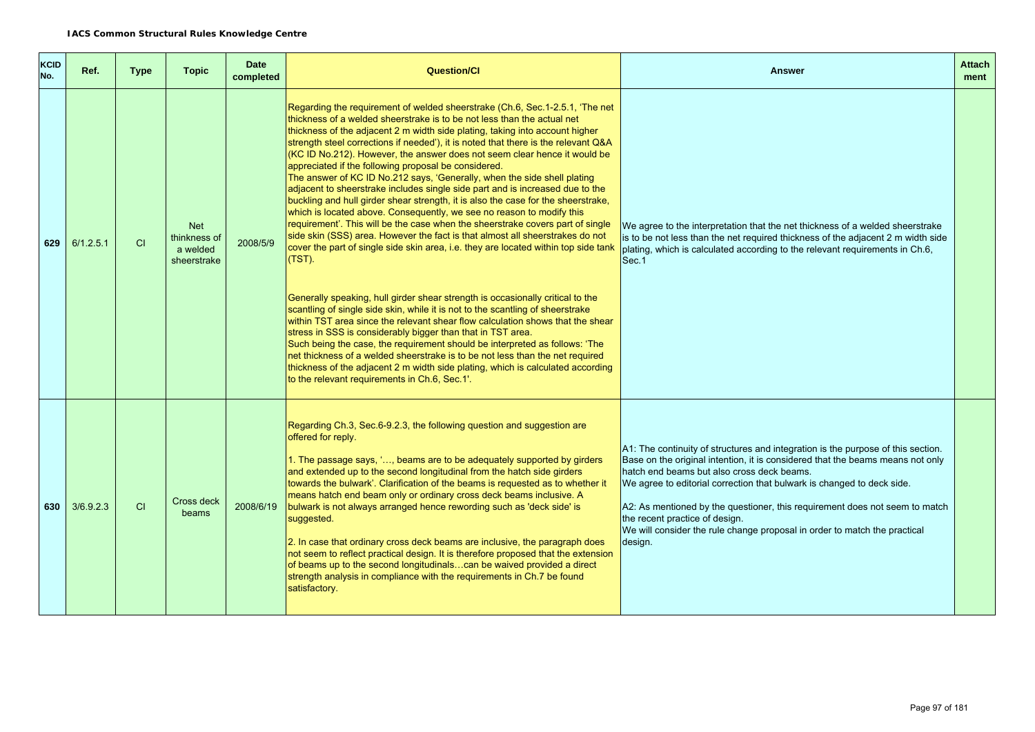| KCID No. | Ref. | Type | Topic | Date completed | Question/CI | Answer | Attachment |
|---|---|---|---|---|---|---|---|
| 629 | 6/1.2.5.1 | CI | Net thinkness of a welded sheerstrake | 2008/5/9 | Regarding the requirement of welded sheerstrake (Ch.6, Sec.1-2.5.1, 'The net thickness of a welded sheerstrake is to be not less than the actual net thickness of the adjacent 2 m width side plating, taking into account higher strength steel corrections if needed'), it is noted that there is the relevant Q&A (KC ID No.212). However, the answer does not seem clear hence it would be appreciated if the following proposal be considered.<br>The answer of KC ID No.212 says, 'Generally, when the side shell plating adjacent to sheerstrake includes single side part and is increased due to the buckling and hull girder shear strength, it is also the case for the sheerstrake, which is located above. Consequently, we see no reason to modify this requirement'. This will be the case when the sheerstrake covers part of single side skin (SSS) area. However the fact is that almost all sheerstrakes do not cover the part of single side skin area, i.e. they are located within top side tank (TST).<br><br>Generally speaking, hull girder shear strength is occasionally critical to the scantling of single side skin, while it is not to the scantling of sheerstrake within TST area since the relevant shear flow calculation shows that the shear stress in SSS is considerably bigger than that in TST area.<br>Such being the case, the requirement should be interpreted as follows: 'The net thickness of a welded sheerstrake is to be not less than the net required thickness of the adjacent 2 m width side plating, which is calculated according to the relevant requirements in Ch.6, Sec.1'. | We agree to the interpretation that the net thickness of a welded sheerstrake is to be not less than the net required thickness of the adjacent 2 m width side plating, which is calculated according to the relevant requirements in Ch.6, Sec.1 | |
| 630 | 3/6.9.2.3 | CI | Cross deck beams | 2008/6/19 | Regarding Ch.3, Sec.6-9.2.3, the following question and suggestion are offered for reply.<br><br>1. The passage says, '…, beams are to be adequately supported by girders and extended up to the second longitudinal from the hatch side girders towards the bulwark'. Clarification of the beams is requested as to whether it means hatch end beam only or ordinary cross deck beams inclusive. A bulwark is not always arranged hence rewording such as 'deck side' is suggested.<br><br>2. In case that ordinary cross deck beams are inclusive, the paragraph does not seem to reflect practical design. It is therefore proposed that the extension of beams up to the second longitudinals…can be waived provided a direct strength analysis in compliance with the requirements in Ch.7 be found satisfactory. | A1: The continuity of structures and integration is the purpose of this section. Base on the original intention, it is considered that the beams means not only hatch end beams but also cross deck beams.<br>We agree to editorial correction that bulwark is changed to deck side.<br><br>A2: As mentioned by the questioner, this requirement does not seem to match the recent practice of design.<br>We will consider the rule change proposal in order to match the practical design. | |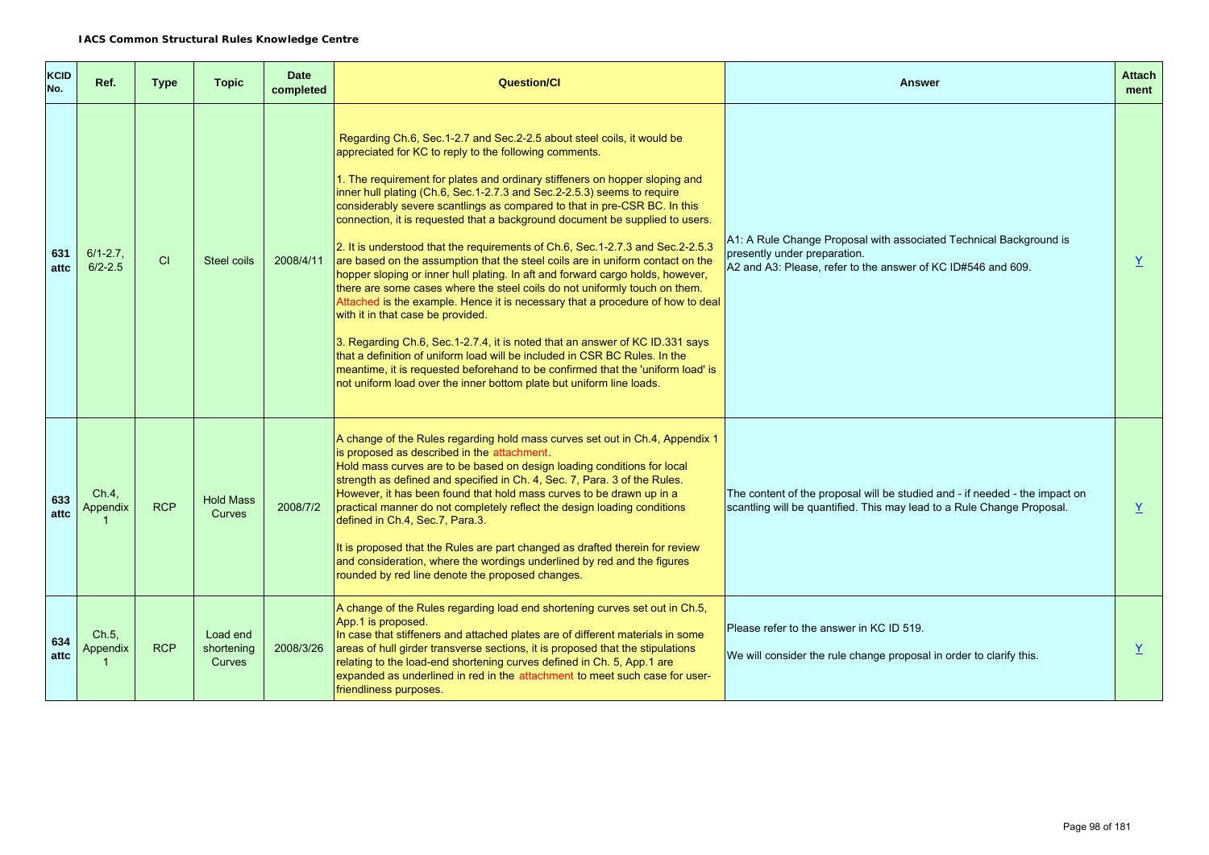**IACS Common Structural Rules Knowledge Centre**

| KCID No. | Ref. | Type | Topic | Date completed | Question/CI | Answer | Attach ment |
|---|---|---|---|---|---|---|---|
| 631 attc | 6/1-2.7, 6/2-2.5 | CI | Steel coils | 2008/4/11 | Regarding Ch.6, Sec.1-2.7 and Sec.2-2.5 about steel coils, it would be appreciated for KC to reply to the following comments.<br><br>1. The requirement for plates and ordinary stiffeners on hopper sloping and inner hull plating (Ch.6, Sec.1-2.7.3 and Sec.2-2.5.3) seems to require considerably severe scantlings as compared to that in pre-CSR BC. In this connection, it is requested that a background document be supplied to users.<br><br>2. It is understood that the requirements of Ch.6, Sec.1-2.7.3 and Sec.2-2.5.3 are based on the assumption that the steel coils are in uniform contact on the hopper sloping or inner hull plating. In aft and forward cargo holds, however, there are some cases where the steel coils do not uniformly touch on them. Attached is the example. Hence it is necessary that a procedure of how to deal with it in that case be provided.<br><br>3. Regarding Ch.6, Sec.1-2.7.4, it is noted that an answer of KC ID.331 says that a definition of uniform load will be included in CSR BC Rules. In the meantime, it is requested beforehand to be confirmed that the 'uniform load' is not uniform load over the inner bottom plate but uniform line loads. | A1: A Rule Change Proposal with associated Technical Background is presently under preparation.<br>A2 and A3: Please, refer to the answer of KC ID#546 and 609. | Y |
| 633 attc | Ch.4, Appendix 1 | RCP | Hold Mass Curves | 2008/7/2 | A change of the Rules regarding hold mass curves set out in Ch.4, Appendix 1 is proposed as described in the attachment.<br>Hold mass curves are to be based on design loading conditions for local strength as defined and specified in Ch. 4, Sec. 7, Para. 3 of the Rules. However, it has been found that hold mass curves to be drawn up in a practical manner do not completely reflect the design loading conditions defined in Ch.4, Sec.7, Para.3.<br><br>It is proposed that the Rules are part changed as drafted therein for review and consideration, where the wordings underlined by red and the figures rounded by red line denote the proposed changes. | The content of the proposal will be studied and - if needed - the impact on scantling will be quantified. This may lead to a Rule Change Proposal. | Y |
| 634 attc | Ch.5, Appendix 1 | RCP | Load end shortening Curves | 2008/3/26 | A change of the Rules regarding load end shortening curves set out in Ch.5, App.1 is proposed.<br>In case that stiffeners and attached plates are of different materials in some areas of hull girder transverse sections, it is proposed that the stipulations relating to the load-end shortening curves defined in Ch. 5, App.1 are expanded as underlined in red in the attachment to meet such case for user-friendliness purposes. | Please refer to the answer in KC ID 519.<br><br>We will consider the rule change proposal in order to clarify this. | Y |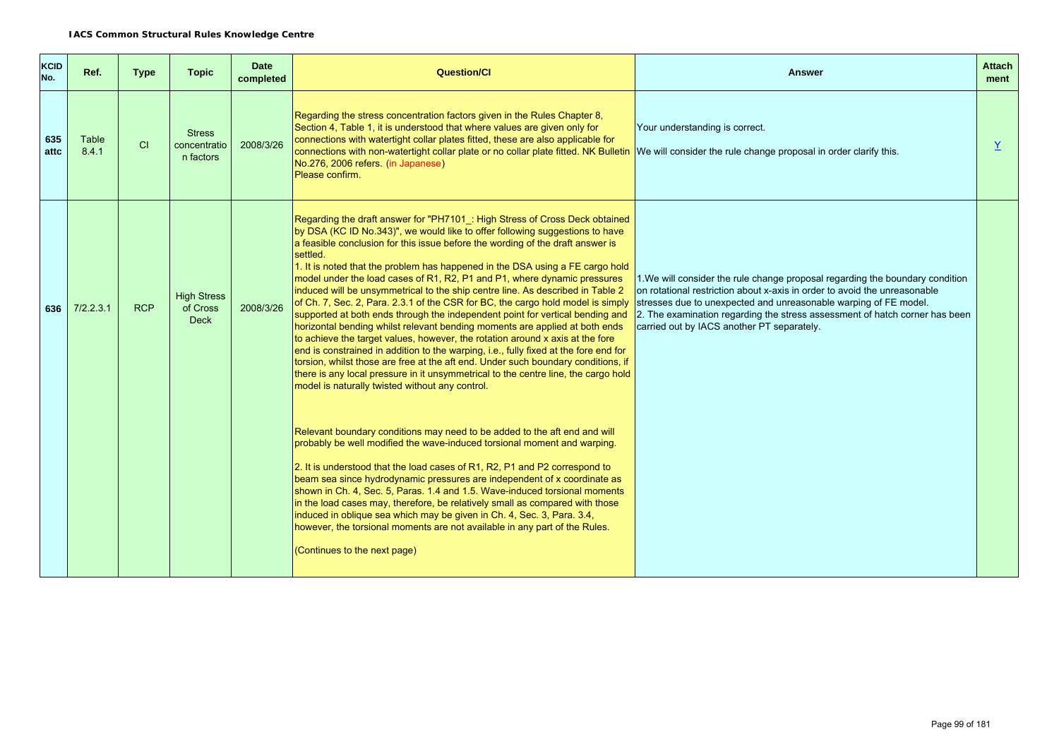**IACS Common Structural Rules Knowledge Centre**

| KCID No. | Ref. | Type | Topic | Date completed | Question/CI | Answer | Attach ment |
|---|---|---|---|---|---|---|---|
| 635 attc | Table 8.4.1 | CI | Stress concentration factors | 2008/3/26 | Regarding the stress concentration factors given in the Rules Chapter 8, Section 4, Table 1, it is understood that where values are given only for connections with watertight collar plates fitted, these are also applicable for connections with non-watertight collar plate or no collar plate fitted. NK Bulletin No.276, 2006 refers. (in Japanese)<br>Please confirm. | Your understanding is correct.<br>We will consider the rule change proposal in order clarify this. | Y |
| 636 | 7/2.2.3.1 | RCP | High Stress of Cross Deck | 2008/3/26 | Regarding the draft answer for "PH7101_: High Stress of Cross Deck obtained by DSA (KC ID No.343)", we would like to offer following suggestions to have a feasible conclusion for this issue before the wording of the draft answer is settled.<br>1. It is noted that the problem has happened in the DSA using a FE cargo hold model under the load cases of R1, R2, P1 and P1, where dynamic pressures induced will be unsymmetrical to the ship centre line. As described in Table 2 of Ch. 7, Sec. 2, Para. 2.3.1 of the CSR for BC, the cargo hold model is simply supported at both ends through the independent point for vertical bending and horizontal bending whilst relevant bending moments are applied at both ends to achieve the target values, however, the rotation around x axis at the fore end is constrained in addition to the warping, i.e., fully fixed at the fore end for torsion, whilst those are free at the aft end. Under such boundary conditions, if there is any local pressure in it unsymmetrical to the centre line, the cargo hold model is naturally twisted without any control.<br><br>Relevant boundary conditions may need to be added to the aft end and will probably be well modified the wave-induced torsional moment and warping.<br><br>2. It is understood that the load cases of R1, R2, P1 and P2 correspond to beam sea since hydrodynamic pressures are independent of x coordinate as shown in Ch. 4, Sec. 5, Paras. 1.4 and 1.5. Wave-induced torsional moments in the load cases may, therefore, be relatively small as compared with those induced in oblique sea which may be given in Ch. 4, Sec. 3, Para. 3.4, however, the torsional moments are not available in any part of the Rules.<br><br>(Continues to the next page) | 1.We will consider the rule change proposal regarding the boundary condition on rotational restriction about x-axis in order to avoid the unreasonable stresses due to unexpected and unreasonable warping of FE model.<br>2. The examination regarding the stress assessment of hatch corner has been carried out by IACS another PT separately. | |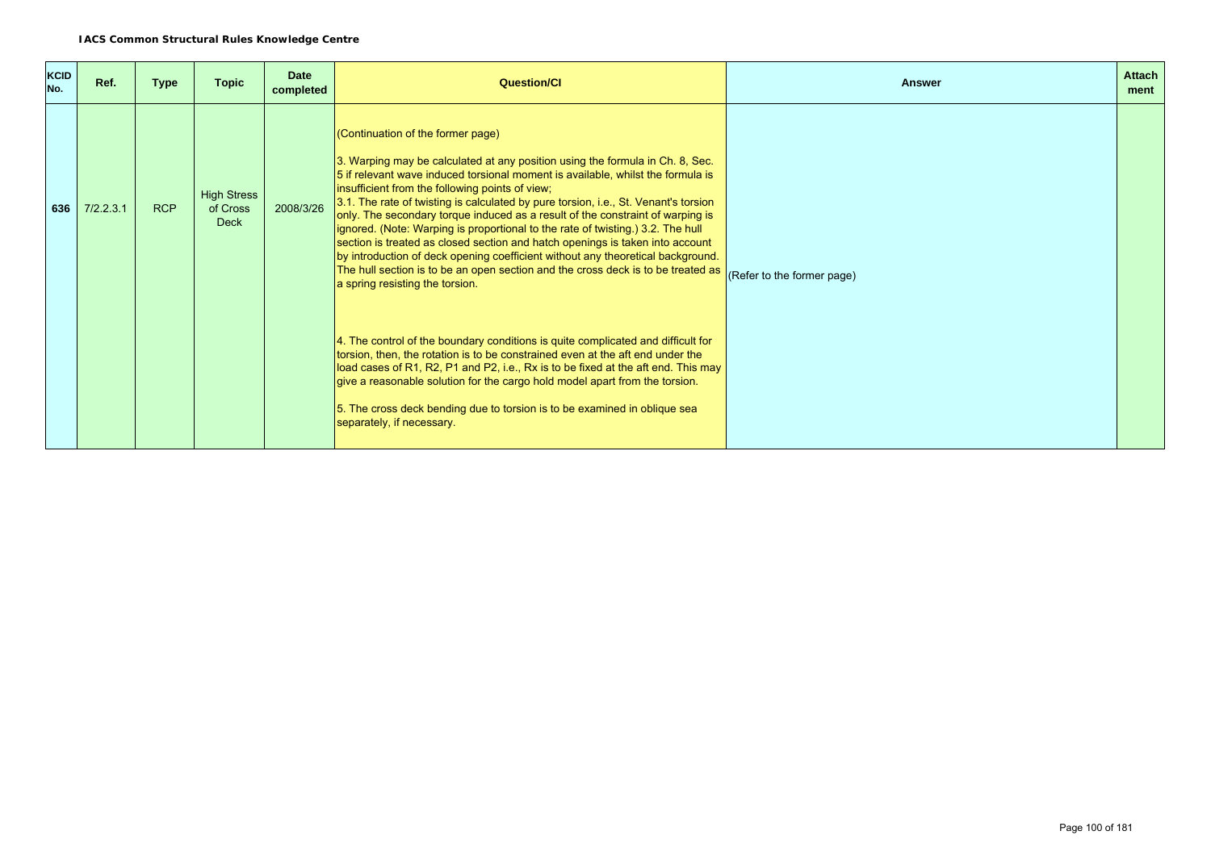**IACS Common Structural Rules Knowledge Centre**

| KCID No. | Ref. | Type | Topic | Date completed | Question/CI | Answer | Attachment |
|---|---|---|---|---|---|---|---|
| **636** | 7/2.2.3.1 | RCP | High Stress of Cross Deck | 2008/3/26 | (Continuation of the former page)<br><br>3. Warping may be calculated at any position using the formula in Ch. 8, Sec. 5 if relevant wave induced torsional moment is available, whilst the formula is insufficient from the following points of view;<br>3.1. The rate of twisting is calculated by pure torsion, i.e., St. Venant's torsion only. The secondary torque induced as a result of the constraint of warping is ignored. (Note: Warping is proportional to the rate of twisting.) 3.2. The hull section is treated as closed section and hatch openings is taken into account by introduction of deck opening coefficient without any theoretical background. The hull section is to be an open section and the cross deck is to be treated as a spring resisting the torsion.<br><br>4. The control of the boundary conditions is quite complicated and difficult for torsion, then, the rotation is to be constrained even at the aft end under the load cases of R1, R2, P1 and P2, i.e., Rx is to be fixed at the aft end. This may give a reasonable solution for the cargo hold model apart from the torsion.<br><br>5. The cross deck bending due to torsion is to be examined in oblique sea separately, if necessary. | (Refer to the former page) | |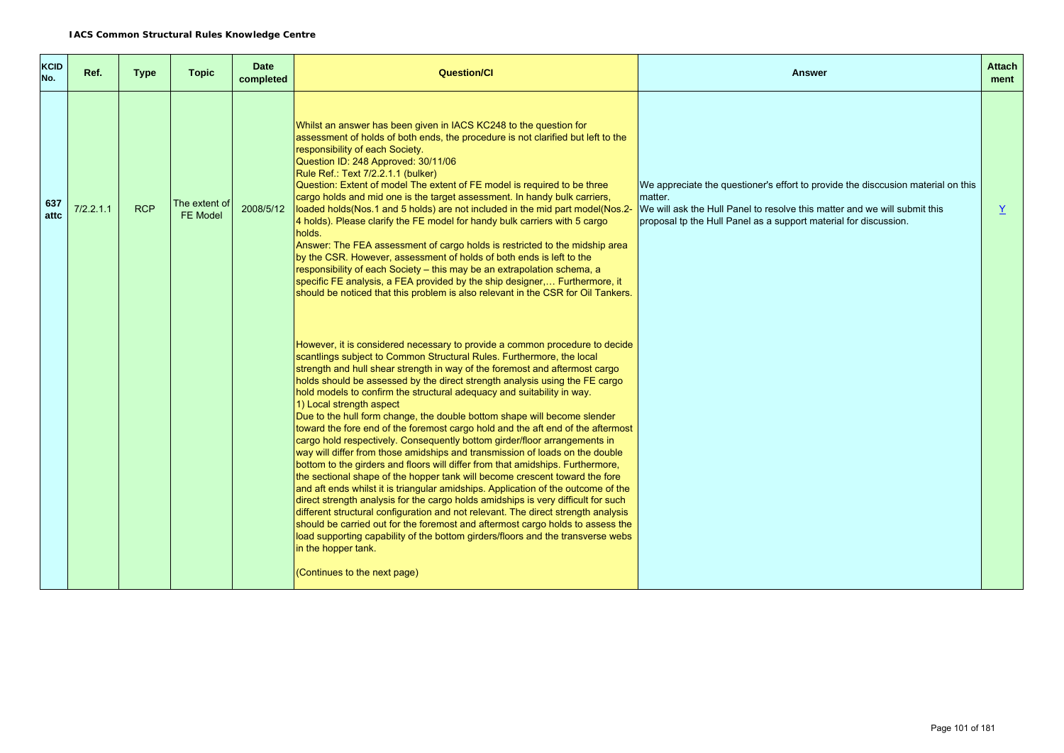**IACS Common Structural Rules Knowledge Centre**

| KCID No. | Ref. | Type | Topic | Date completed | Question/CI | Answer | Attach ment |
|---|---|---|---|---|---|---|---|
| 637 attc | 7/2.2.1.1 | RCP | The extent of FE Model | 2008/5/12 | Whilst an answer has been given in IACS KC248 to the question for assessment of holds of both ends, the procedure is not clarified but left to the responsibility of each Society.<br>Question ID: 248 Approved: 30/11/06<br>Rule Ref.: Text 7/2.2.1.1 (bulker)<br>Question: Extent of model The extent of FE model is required to be three cargo holds and mid one is the target assessment. In handy bulk carriers, loaded holds(Nos.1 and 5 holds) are not included in the mid part model(Nos.2-4 holds). Please clarify the FE model for handy bulk carriers with 5 cargo holds.<br>Answer: The FEA assessment of cargo holds is restricted to the midship area by the CSR. However, assessment of holds of both ends is left to the responsibility of each Society – this may be an extrapolation schema, a specific FE analysis, a FEA provided by the ship designer,… Furthermore, it should be noticed that this problem is also relevant in the CSR for Oil Tankers.<br><br>However, it is considered necessary to provide a common procedure to decide scantlings subject to Common Structural Rules. Furthermore, the local strength and hull shear strength in way of the foremost and aftermost cargo holds should be assessed by the direct strength analysis using the FE cargo hold models to confirm the structural adequacy and suitability in way.<br>1) Local strength aspect<br>Due to the hull form change, the double bottom shape will become slender toward the fore end of the foremost cargo hold and the aft end of the aftermost cargo hold respectively. Consequently bottom girder/floor arrangements in way will differ from those amidships and transmission of loads on the double bottom to the girders and floors will differ from that amidships. Furthermore, the sectional shape of the hopper tank will become crescent toward the fore and aft ends whilst it is triangular amidships. Application of the outcome of the direct strength analysis for the cargo holds amidships is very difficult for such different structural configuration and not relevant. The direct strength analysis should be carried out for the foremost and aftermost cargo holds to assess the load supporting capability of the bottom girders/floors and the transverse webs in the hopper tank.<br><br>(Continues to the next page) | We appreciate the questioner's effort to provide the disccusion material on this matter.<br>We will ask the Hull Panel to resolve this matter and we will submit this proposal tp the Hull Panel as a support material for discussion. | Y |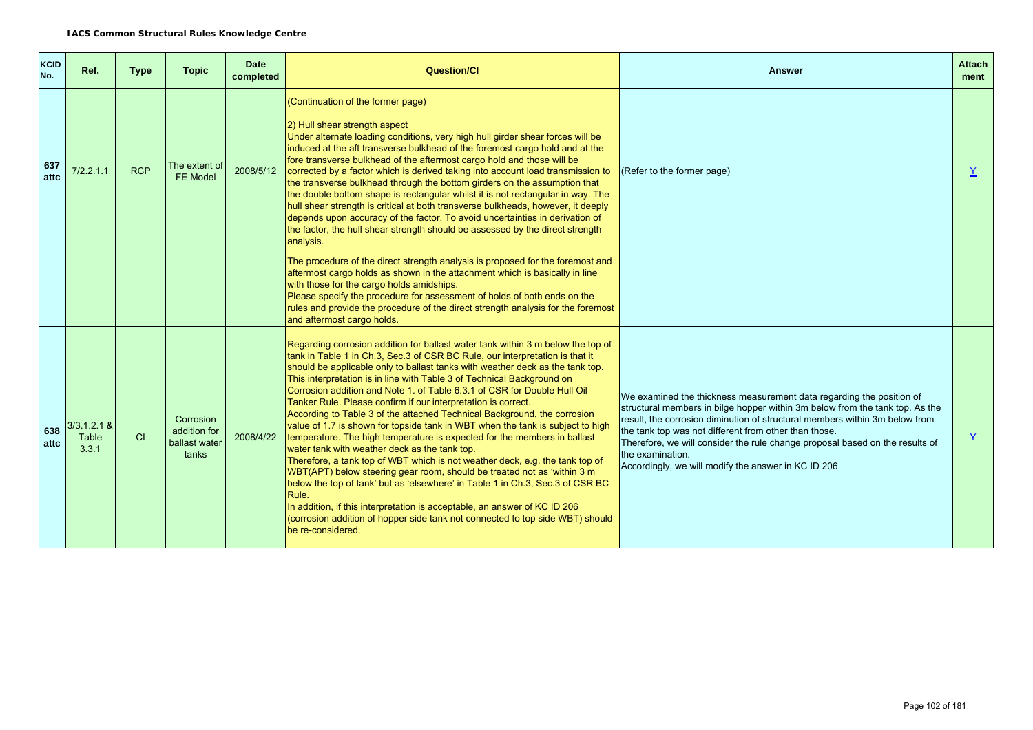**IACS Common Structural Rules Knowledge Centre**

| KCID No. | Ref. | Type | Topic | Date completed | Question/CI | Answer | Attachment |
|---|---|---|---|---|---|---|---|
| 637 attc | 7/2.2.1.1 | RCP | The extent of FE Model | 2008/5/12 | (Continuation of the former page)<br><br>2) Hull shear strength aspect<br>Under alternate loading conditions, very high hull girder shear forces will be induced at the aft transverse bulkhead of the foremost cargo hold and at the fore transverse bulkhead of the aftermost cargo hold and those will be corrected by a factor which is derived taking into account load transmission to the transverse bulkhead through the bottom girders on the assumption that the double bottom shape is rectangular whilst it is not rectangular in way. The hull shear strength is critical at both transverse bulkheads, however, it deeply depends upon accuracy of the factor. To avoid uncertainties in derivation of the factor, the hull shear strength should be assessed by the direct strength analysis.<br><br>The procedure of the direct strength analysis is proposed for the foremost and aftermost cargo holds as shown in the attachment which is basically in line with those for the cargo holds amidships.<br>Please specify the procedure for assessment of holds of both ends on the rules and provide the procedure of the direct strength analysis for the foremost and aftermost cargo holds. | (Refer to the former page) | Y |
| 638 attc | 3/3.1.2.1 & Table 3.3.1 | CI | Corrosion addition for ballast water tanks | 2008/4/22 | Regarding corrosion addition for ballast water tank within 3 m below the top of tank in Table 1 in Ch.3, Sec.3 of CSR BC Rule, our interpretation is that it should be applicable only to ballast tanks with weather deck as the tank top. This interpretation is in line with Table 3 of Technical Background on Corrosion addition and Note 1. of Table 6.3.1 of CSR for Double Hull Oil Tanker Rule. Please confirm if our interpretation is correct.<br>According to Table 3 of the attached Technical Background, the corrosion value of 1.7 is shown for topside tank in WBT when the tank is subject to high temperature. The high temperature is expected for the members in ballast water tank with weather deck as the tank top.<br>Therefore, a tank top of WBT which is not weather deck, e.g. the tank top of WBT(APT) below steering gear room, should be treated not as 'within 3 m below the top of tank' but as 'elsewhere' in Table 1 in Ch.3, Sec.3 of CSR BC Rule.<br>In addition, if this interpretation is acceptable, an answer of KC ID 206 (corrosion addition of hopper side tank not connected to top side WBT) should be re-considered. | We examined the thickness measurement data regarding the position of structural members in bilge hopper within 3m below from the tank top. As the result, the corrosion diminution of structural members within 3m below from the tank top was not different from other than those.<br>Therefore, we will consider the rule change proposal based on the results of the examination.<br>Accordingly, we will modify the answer in KC ID 206 | Y |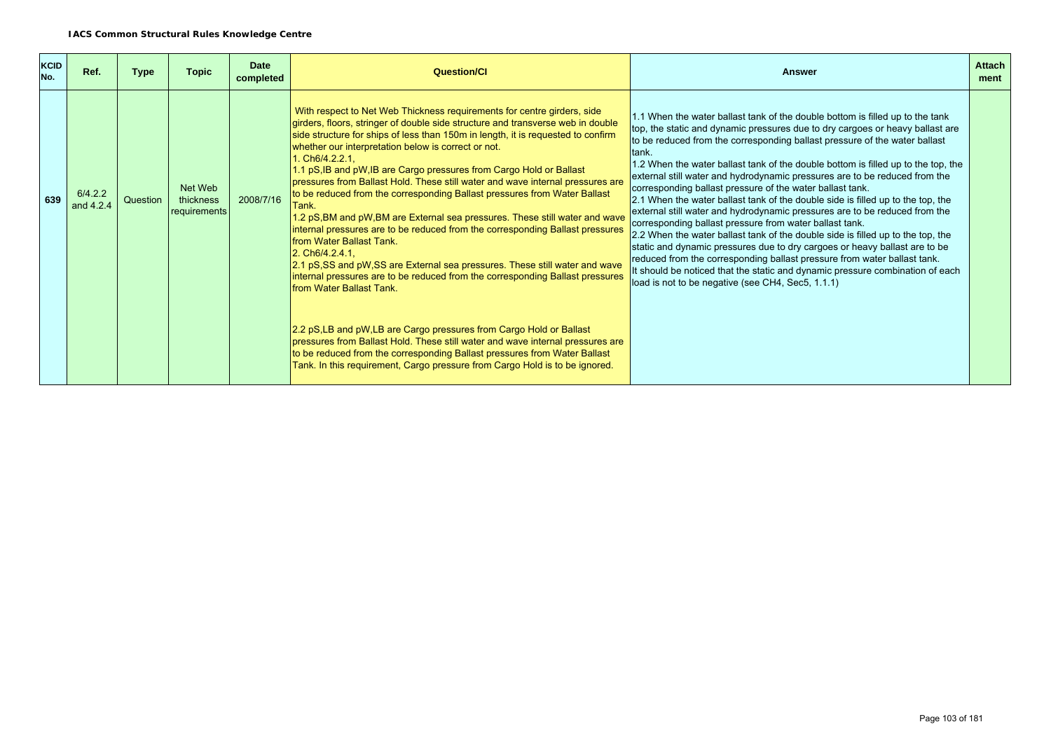**IACS Common Structural Rules Knowledge Centre**

| KCID No. | Ref. | Type | Topic | Date completed | Question/CI | Answer | Attachment |
|---|---|---|---|---|---|---|---|
| 639 | 6/4.2.2 and 4.2.4 | Question | Net Web thickness requirements | 2008/7/16 | With respect to Net Web Thickness requirements for centre girders, side girders, floors, stringer of double side structure and transverse web in double side structure for ships of less than 150m in length, it is requested to confirm whether our interpretation below is correct or not.<br>1. Ch6/4.2.2.1,<br>1.1 $p_{S,IB}$ and $p_{W,IB}$ are Cargo pressures from Cargo Hold or Ballast pressures from Ballast Hold. These still water and wave internal pressures are to be reduced from the corresponding Ballast pressures from Water Ballast Tank.<br>1.2 $p_{S,BM}$ and $p_{W,BM}$ are External sea pressures. These still water and wave internal pressures are to be reduced from the corresponding Ballast pressures from Water Ballast Tank.<br>2. Ch6/4.2.4.1,<br>2.1 $p_{S,SS}$ and $p_{W,SS}$ are External sea pressures. These still water and wave internal pressures are to be reduced from the corresponding Ballast pressures from Water Ballast Tank.<br><br>2.2 $p_{S,LB}$ and $p_{W,LB}$ are Cargo pressures from Cargo Hold or Ballast pressures from Ballast Hold. These still water and wave internal pressures are to be reduced from the corresponding Ballast pressures from Water Ballast Tank. In this requirement, Cargo pressure from Cargo Hold is to be ignored. | 1.1 When the water ballast tank of the double bottom is filled up to the tank top, the static and dynamic pressures due to dry cargoes or heavy ballast are to be reduced from the corresponding ballast pressure of the water ballast tank.<br>1.2 When the water ballast tank of the double bottom is filled up to the top, the external still water and hydrodynamic pressures are to be reduced from the corresponding ballast pressure of the water ballast tank.<br>2.1 When the water ballast tank of the double side is filled up to the top, the external still water and hydrodynamic pressures are to be reduced from the corresponding ballast pressure from water ballast tank.<br>2.2 When the water ballast tank of the double side is filled up to the top, the static and dynamic pressures due to dry cargoes or heavy ballast are to be reduced from the corresponding ballast pressure from water ballast tank.<br>It should be noticed that the static and dynamic pressure combination of each load is not to be negative (see CH4, Sec5, 1.1.1) | |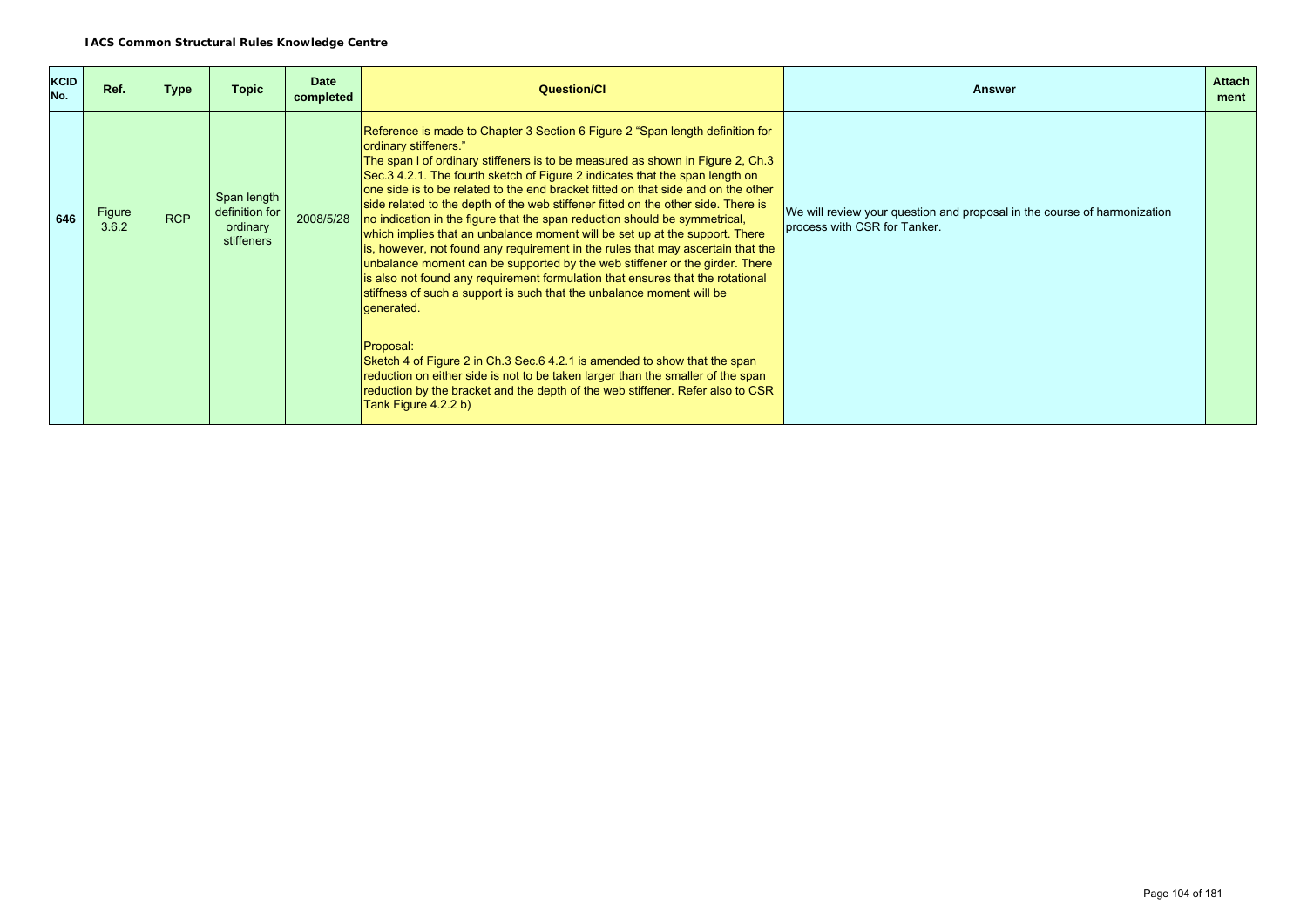**IACS Common Structural Rules Knowledge Centre**

| KCID No. | Ref. | Type | Topic | Date completed | Question/CI | Answer | Attachment |
|---|---|---|---|---|---|---|---|
| 646 | Figure 3.6.2 | RCP | Span length definition for ordinary stiffeners | 2008/5/28 | Reference is made to Chapter 3 Section 6 Figure 2 "Span length definition for ordinary stiffeners."<br>The span l of ordinary stiffeners is to be measured as shown in Figure 2, Ch.3 Sec.3 4.2.1. The fourth sketch of Figure 2 indicates that the span length on one side is to be related to the end bracket fitted on that side and on the other side related to the depth of the web stiffener fitted on the other side. There is no indication in the figure that the span reduction should be symmetrical, which implies that an unbalance moment will be set up at the support. There is, however, not found any requirement in the rules that may ascertain that the unbalance moment can be supported by the web stiffener or the girder. There is also not found any requirement formulation that ensures that the rotational stiffness of such a support is such that the unbalance moment will be generated.<br><br>Proposal:<br>Sketch 4 of Figure 2 in Ch.3 Sec.6 4.2.1 is amended to show that the span reduction on either side is not to be taken larger than the smaller of the span reduction by the bracket and the depth of the web stiffener. Refer also to CSR Tank Figure 4.2.2 b) | We will review your question and proposal in the course of harmonization process with CSR for Tanker. | |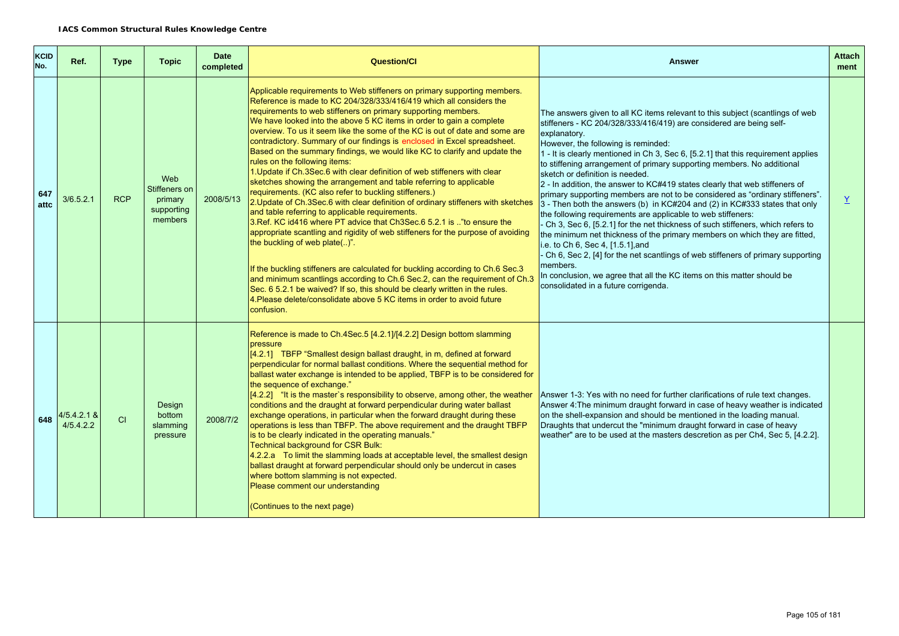**IACS Common Structural Rules Knowledge Centre**

| KCID No. | Ref. | Type | Topic | Date completed | Question/CI | Answer | Attach ment |
|---|---|---|---|---|---|---|---|
| 647 attc | 3/6.5.2.1 | RCP | Web Stiffeners on primary supporting members | 2008/5/13 | Applicable requirements to Web stiffeners on primary supporting members. Reference is made to KC 204/328/333/416/419 which all considers the requirements to web stiffeners on primary supporting members.<br>We have looked into the above 5 KC items in order to gain a complete overview. To us it seem like the some of the KC is out of date and some are contradictory. Summary of our findings is enclosed in Excel spreadsheet. Based on the summary findings, we would like KC to clarify and update the rules on the following items:<br>1.Update if Ch.3Sec.6 with clear definition of web stiffeners with clear sketches showing the arrangement and table referring to applicable requirements. (KC also refer to buckling stiffeners.)<br>2.Update of Ch.3Sec.6 with clear definition of ordinary stiffeners with sketches and table referring to applicable requirements.<br>3.Ref. KC id416 where PT advice that Ch3Sec.6 5.2.1 is .."to ensure the appropriate scantling and rigidity of web stiffeners for the purpose of avoiding the buckling of web plate(..)".<br><br>If the buckling stiffeners are calculated for buckling according to Ch.6 Sec.3 and minimum scantlings according to Ch.6 Sec.2, can the requirement of Ch.3 Sec. 6 5.2.1 be waived? If so, this should be clearly written in the rules.<br>4.Please delete/consolidate above 5 KC items in order to avoid future confusion. | The answers given to all KC items relevant to this subject (scantlings of web stiffeners - KC 204/328/333/416/419) are considered are being self-explanatory.<br>However, the following is reminded:<br>1 - It is clearly mentioned in Ch 3, Sec 6, [5.2.1] that this requirement applies to stiffening arrangement of primary supporting members. No additional sketch or definition is needed.<br>2 - In addition, the answer to KC#419 states clearly that web stiffeners of primary supporting members are not to be considered as "ordinary stiffeners".<br>3 - Then both the answers (b) in KC#204 and (2) in KC#333 states that only the following requirements are applicable to web stiffeners:<br>- Ch 3, Sec 6, [5.2.1] for the net thickness of such stiffeners, which refers to the minimum net thickness of the primary members on which they are fitted, i.e. to Ch 6, Sec 4, [1.5.1],and<br>- Ch 6, Sec 2, [4] for the net scantlings of web stiffeners of primary supporting members.<br>In conclusion, we agree that all the KC items on this matter should be consolidated in a future corrigenda. | Y |
| 648 | 4/5.4.2.1 & 4/5.4.2.2 | CI | Design bottom slamming pressure | 2008/7/2 | Reference is made to Ch.4Sec.5 [4.2.1]/[4.2.2] Design bottom slamming pressure<br>[4.2.1] TBFP "Smallest design ballast draught, in m, defined at forward perpendicular for normal ballast conditions. Where the sequential method for ballast water exchange is intended to be applied, TBFP is to be considered for the sequence of exchange."<br>[4.2.2] "It is the master`s responsibility to observe, among other, the weather conditions and the draught at forward perpendicular during water ballast exchange operations, in particular when the forward draught during these operations is less than TBFP. The above requirement and the draught TBFP is to be clearly indicated in the operating manuals."<br>Technical background for CSR Bulk:<br>4.2.2.a To limit the slamming loads at acceptable level, the smallest design ballast draught at forward perpendicular should only be undercut in cases where bottom slamming is not expected.<br>Please comment our understanding<br><br>(Continues to the next page) | Answer 1-3: Yes with no need for further clarifications of rule text changes.<br>Answer 4:The minimum draught forward in case of heavy weather is indicated on the shell-expansion and should be mentioned in the loading manual. Draughts that undercut the "minimum draught forward in case of heavy weather" are to be used at the masters descretion as per Ch4, Sec 5, [4.2.2]. | |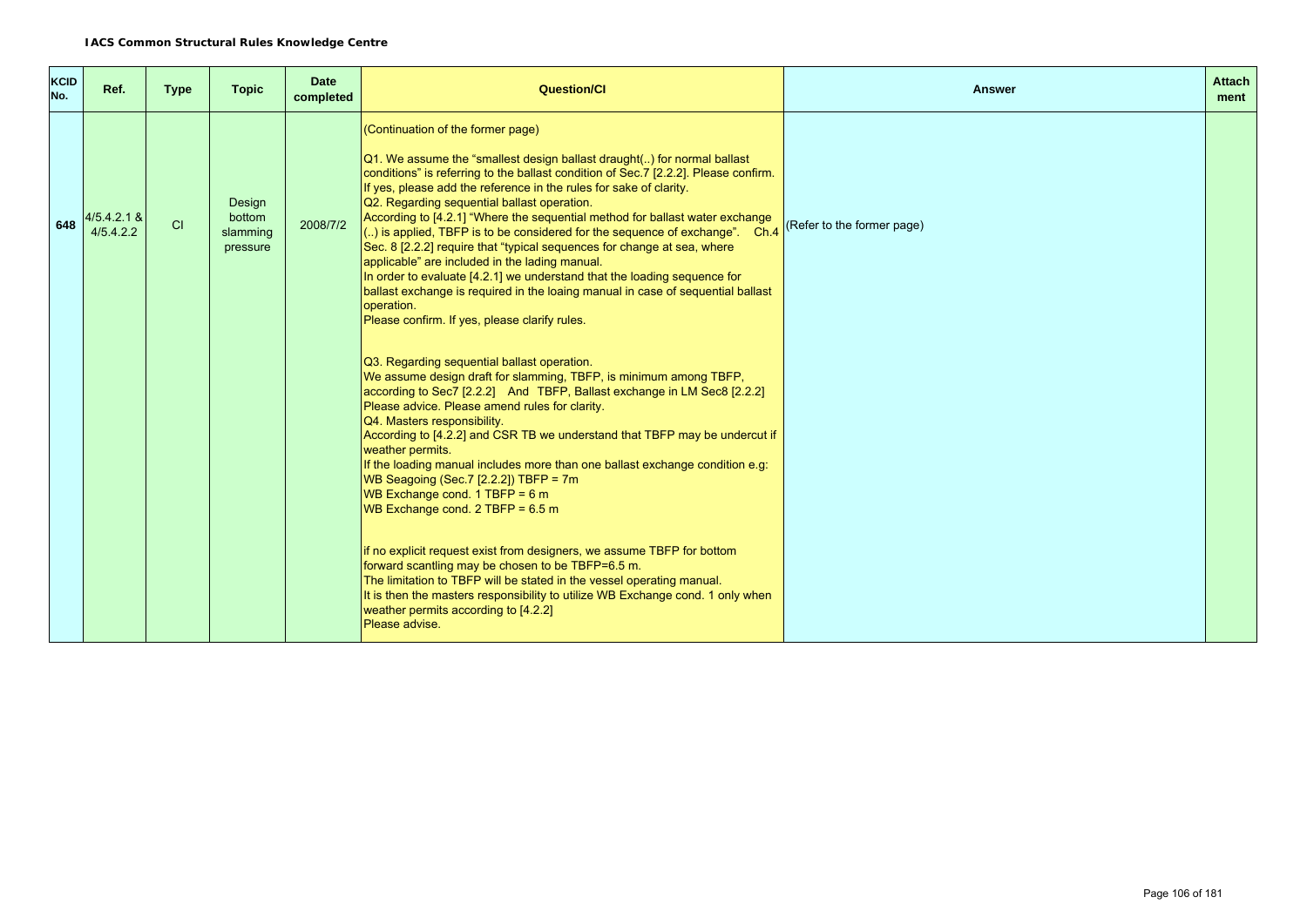**IACS Common Structural Rules Knowledge Centre**

| KCID No. | Ref. | Type | Topic | Date completed | Question/CI | Answer | Attachment |
|---|---|---|---|---|---|---|---|
| 648 | 4/5.4.2.1 & 4/5.4.2.2 | CI | Design bottom slamming pressure | 2008/7/2 | (Continuation of the former page)<br><br>Q1. We assume the "smallest design ballast draught(..) for normal ballast conditions" is referring to the ballast condition of Sec.7 [2.2.2]. Please confirm. If yes, please add the reference in the rules for sake of clarity.<br>Q2. Regarding sequential ballast operation.<br>According to [4.2.1] "Where the sequential method for ballast water exchange (..) is applied, TBFP is to be considered for the sequence of exchange". Ch.4 Sec. 8 [2.2.2] require that "typical sequences for change at sea, where applicable" are included in the lading manual.<br>In order to evaluate [4.2.1] we understand that the loading sequence for ballast exchange is required in the loaing manual in case of sequential ballast operation.<br>Please confirm. If yes, please clarify rules.<br><br>Q3. Regarding sequential ballast operation.<br>We assume design draft for slamming, TBFP, is minimum among TBFP, according to Sec7 [2.2.2] And TBFP, Ballast exchange in LM Sec8 [2.2.2]<br>Please advice. Please amend rules for clarity.<br>Q4. Masters responsibility.<br>According to [4.2.2] and CSR TB we understand that TBFP may be undercut if weather permits.<br>If the loading manual includes more than one ballast exchange condition e.g:<br>WB Seagoing (Sec.7 [2.2.2]) TBFP = 7m<br>WB Exchange cond. 1 TBFP = 6 m<br>WB Exchange cond. 2 TBFP = 6.5 m<br><br>if no explicit request exist from designers, we assume TBFP for bottom forward scantling may be chosen to be TBFP=6.5 m.<br>The limitation to TBFP will be stated in the vessel operating manual.<br>It is then the masters responsibility to utilize WB Exchange cond. 1 only when weather permits according to [4.2.2]<br>Please advise. | (Refer to the former page) | |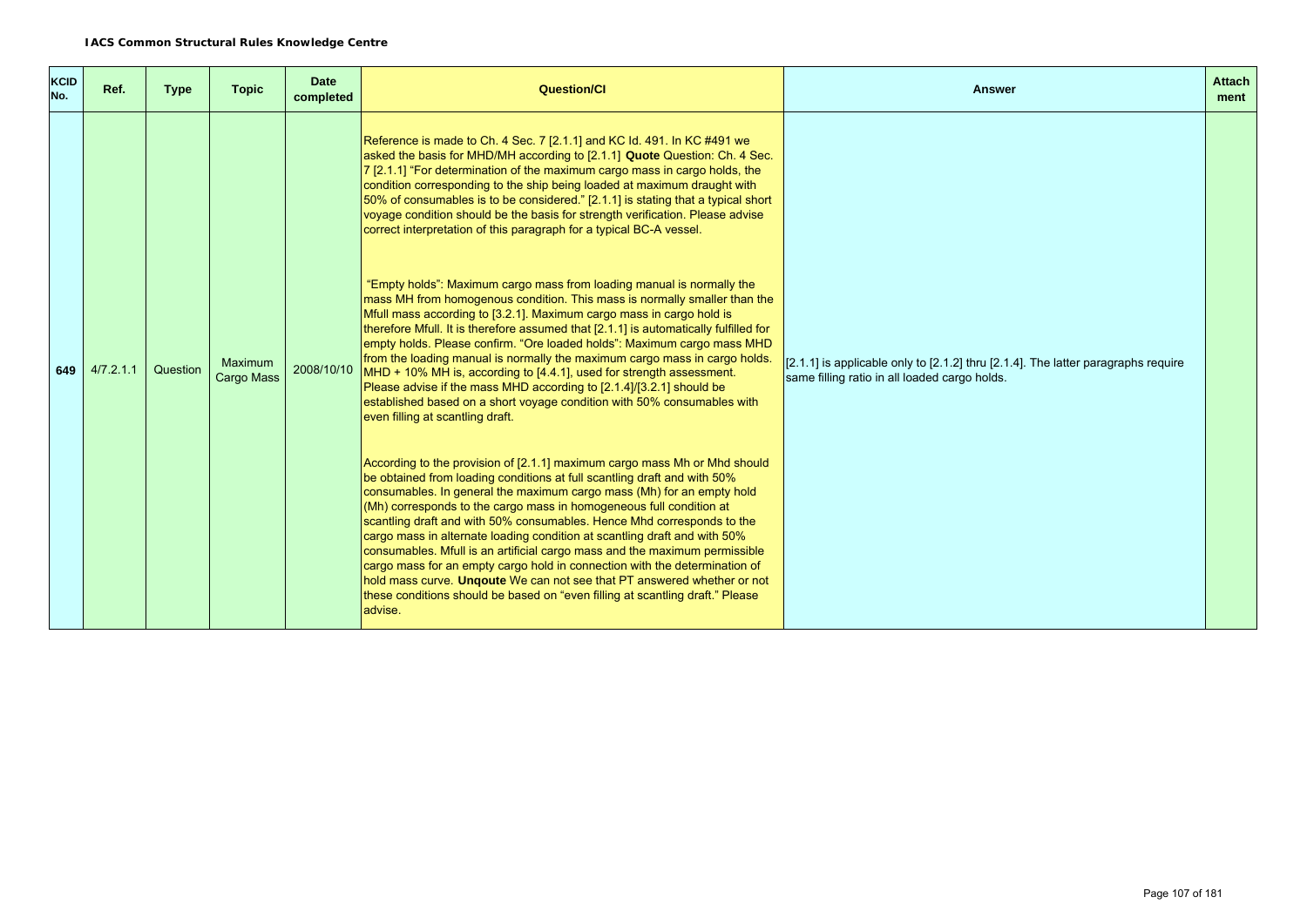**IACS Common Structural Rules Knowledge Centre**

| KCID No. | Ref. | Type | Topic | Date completed | Question/CI | Answer | Attachment |
|---|---|---|---|---|---|---|---|
| 649 | 4/7.2.1.1 | Question | Maximum Cargo Mass | 2008/10/10 | Reference is made to Ch. 4 Sec. 7 [2.1.1] and KC Id. 491. In KC #491 we asked the basis for MHD/MH according to [2.1.1] **Quote** Question: Ch. 4 Sec. 7 [2.1.1] "For determination of the maximum cargo mass in cargo holds, the condition corresponding to the ship being loaded at maximum draught with 50% of consumables is to be considered." [2.1.1] is stating that a typical short voyage condition should be the basis for strength verification. Please advise correct interpretation of this paragraph for a typical BC-A vessel.<br><br>"Empty holds": Maximum cargo mass from loading manual is normally the mass MH from homogenous condition. This mass is normally smaller than the Mfull mass according to [3.2.1]. Maximum cargo mass in cargo hold is therefore Mfull. It is therefore assumed that [2.1.1] is automatically fulfilled for empty holds. Please confirm. "Ore loaded holds": Maximum cargo mass MHD from the loading manual is normally the maximum cargo mass in cargo holds. MHD + 10% MH is, according to [4.4.1], used for strength assessment. Please advise if the mass MHD according to [2.1.4]/[3.2.1] should be established based on a short voyage condition with 50% consumables with even filling at scantling draft.<br><br>According to the provision of [2.1.1] maximum cargo mass Mh or Mhd should be obtained from loading conditions at full scantling draft and with 50% consumables. In general the maximum cargo mass (Mh) for an empty hold (Mh) corresponds to the cargo mass in homogeneous full condition at scantling draft and with 50% consumables. Hence Mhd corresponds to the cargo mass in alternate loading condition at scantling draft and with 50% consumables. Mfull is an artificial cargo mass and the maximum permissible cargo mass for an empty cargo hold in connection with the determination of hold mass curve. **Unqoute** We can not see that PT answered whether or not these conditions should be based on "even filling at scantling draft." Please advise. | [2.1.1] is applicable only to [2.1.2] thru [2.1.4]. The latter paragraphs require same filling ratio in all loaded cargo holds. | |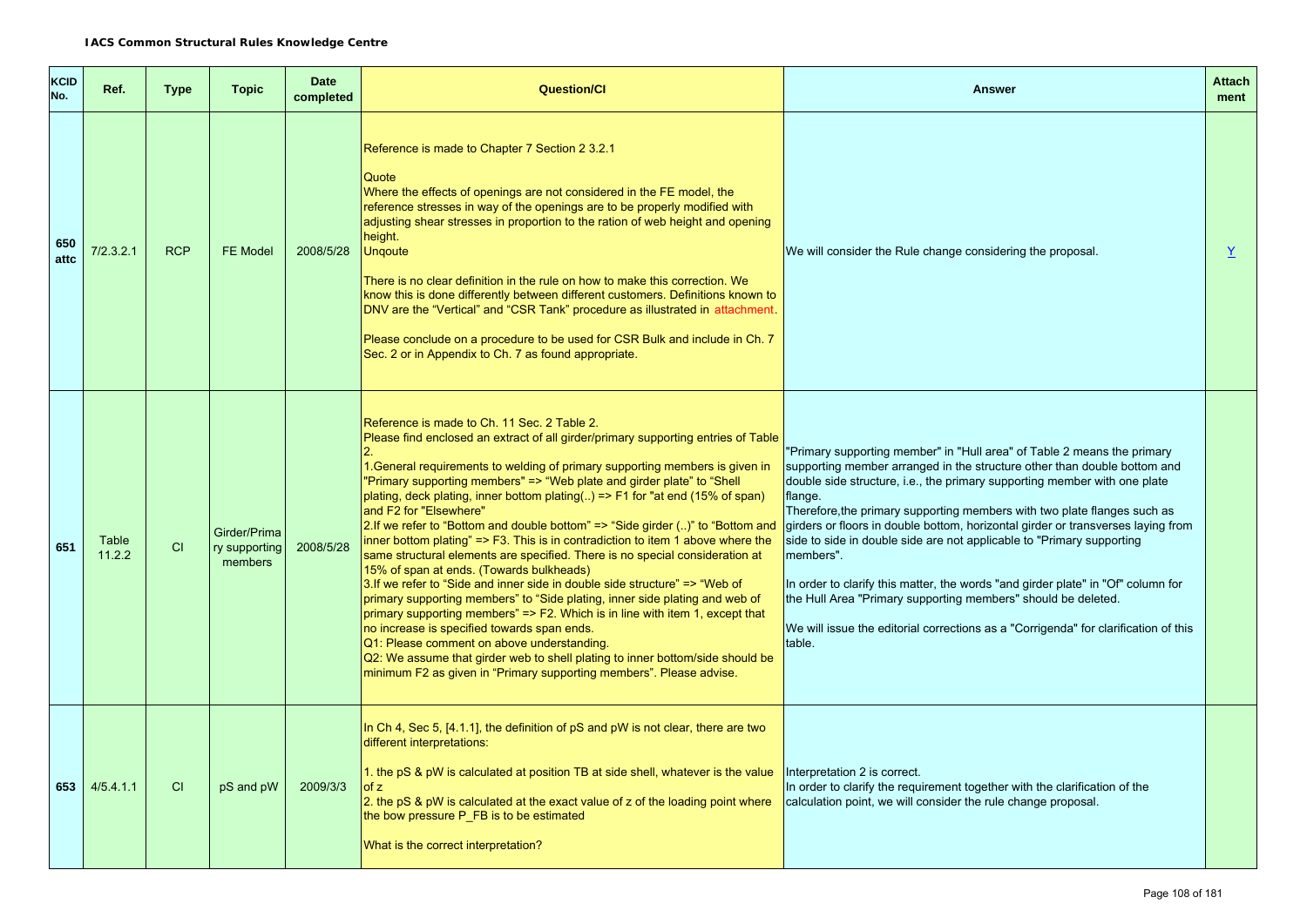**IACS Common Structural Rules Knowledge Centre**

| KCID No. | Ref. | Type | Topic | Date completed | Question/CI | Answer | Attach ment |
|---|---|---|---|---|---|---|---|
| 650 attc | 7/2.3.2.1 | RCP | FE Model | 2008/5/28 | Reference is made to Chapter 7 Section 2 3.2.1<br><br>Quote<br>Where the effects of openings are not considered in the FE model, the reference stresses in way of the openings are to be properly modified with adjusting shear stresses in proportion to the ration of web height and opening height.<br>Unqoute<br><br>There is no clear definition in the rule on how to make this correction. We know this is done differently between different customers. Definitions known to DNV are the "Vertical" and "CSR Tank" procedure as illustrated in attachment.<br><br>Please conclude on a procedure to be used for CSR Bulk and include in Ch. 7 Sec. 2 or in Appendix to Ch. 7 as found appropriate. | We will consider the Rule change considering the proposal. | Y |
| 651 | Table 11.2.2 | CI | Girder/Primary supporting members | 2008/5/28 | Reference is made to Ch. 11 Sec. 2 Table 2.<br>Please find enclosed an extract of all girder/primary supporting entries of Table 2.<br>1.General requirements to welding of primary supporting members is given in "Primary supporting members" => "Web plate and girder plate" to "Shell plating, deck plating, inner bottom plating(..) => F1 for "at end (15% of span) and F2 for "Elsewhere"<br>2.If we refer to "Bottom and double bottom" => "Side girder (..)" to "Bottom and inner bottom plating" => F3. This is in contradiction to item 1 above where the same structural elements are specified. There is no special consideration at 15% of span at ends. (Towards bulkheads)<br>3.If we refer to "Side and inner side in double side structure" => "Web of primary supporting members" to "Side plating, inner side plating and web of primary supporting members" => F2. Which is in line with item 1, except that no increase is specified towards span ends.<br>Q1: Please comment on above understanding.<br>Q2: We assume that girder web to shell plating to inner bottom/side should be minimum F2 as given in "Primary supporting members". Please advise. | "Primary supporting member" in "Hull area" of Table 2 means the primary supporting member arranged in the structure other than double bottom and double side structure, i.e., the primary supporting member with one plate flange.<br>Therefore,the primary supporting members with two plate flanges such as girders or floors in double bottom, horizontal girder or transverses laying from side to side in double side are not applicable to "Primary supporting members".<br><br>In order to clarify this matter, the words "and girder plate" in "Of" column for the Hull Area "Primary supporting members" should be deleted.<br><br>We will issue the editorial corrections as a "Corrigenda" for clarification of this table. | |
| 653 | 4/5.4.1.1 | CI | pS and pW | 2009/3/3 | In Ch 4, Sec 5, [4.1.1], the definition of pS and pW is not clear, there are two different interpretations:<br><br>1. the pS & pW is calculated at position TB at side shell, whatever is the value of z<br>2. the pS & pW is calculated at the exact value of z of the loading point where the bow pressure P_FB is to be estimated<br><br>What is the correct interpretation? | Interpretation 2 is correct.<br>In order to clarify the requirement together with the clarification of the calculation point, we will consider the rule change proposal. | |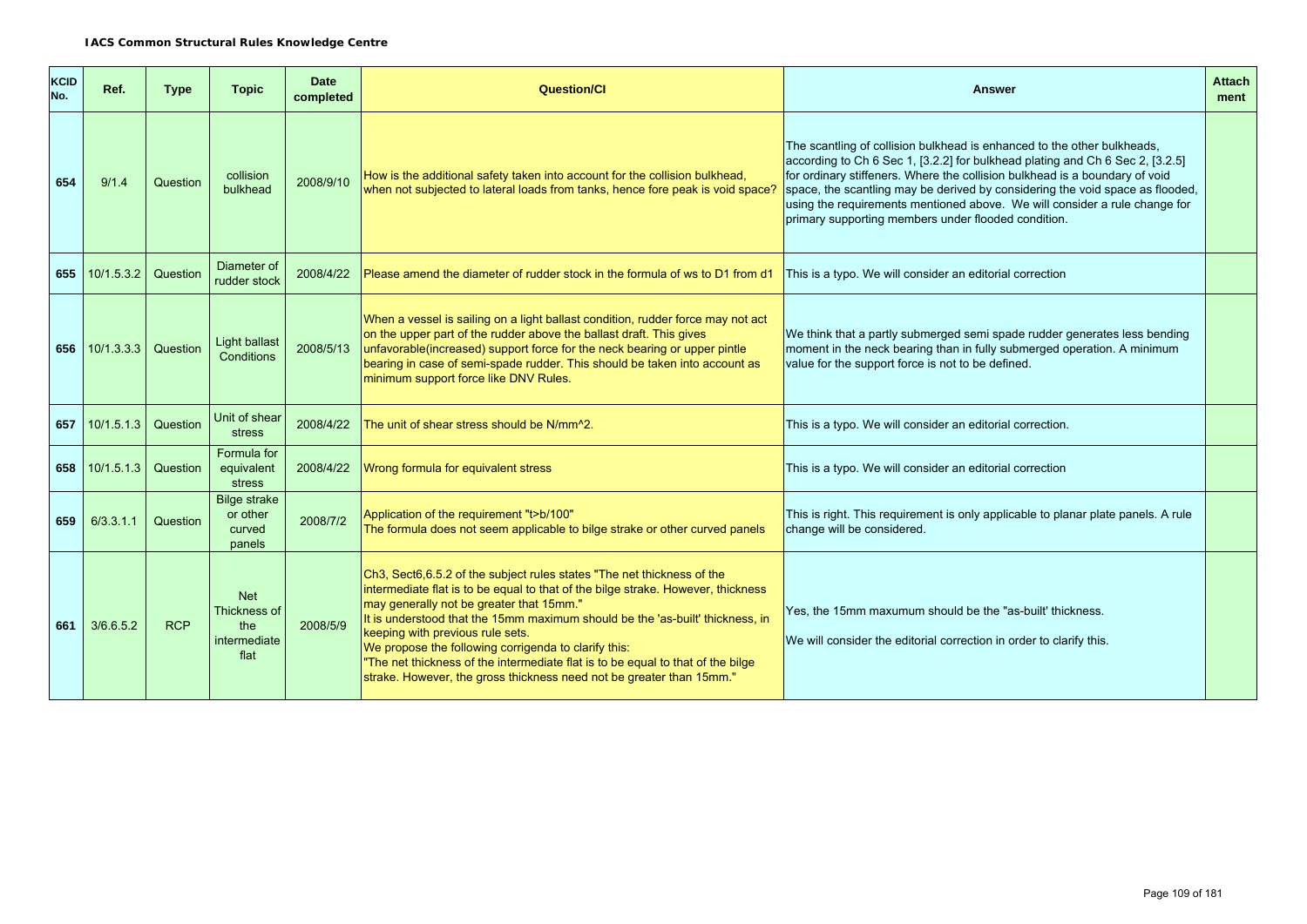**IACS Common Structural Rules Knowledge Centre**

| KCID No. | Ref. | Type | Topic | Date completed | Question/CI | Answer | Attach ment |
|---|---|---|---|---|---|---|---|
| 654 | 9/1.4 | Question | collision bulkhead | 2008/9/10 | How is the additional safety taken into account for the collision bulkhead, when not subjected to lateral loads from tanks, hence fore peak is void space? | The scantling of collision bulkhead is enhanced to the other bulkheads, according to Ch 6 Sec 1, [3.2.2] for bulkhead plating and Ch 6 Sec 2, [3.2.5] for ordinary stiffeners. Where the collision bulkhead is a boundary of void space, the scantling may be derived by considering the void space as flooded, using the requirements mentioned above. We will consider a rule change for primary supporting members under flooded condition. | |
| 655 | 10/1.5.3.2 | Question | Diameter of rudder stock | 2008/4/22 | Please amend the diameter of rudder stock in the formula of ws to D1 from d1 | This is a typo. We will consider an editorial correction | |
| 656 | 10/1.3.3.3 | Question | Light ballast Conditions | 2008/5/13 | When a vessel is sailing on a light ballast condition, rudder force may not act on the upper part of the rudder above the ballast draft. This gives unfavorable(increased) support force for the neck bearing or upper pintle bearing in case of semi-spade rudder. This should be taken into account as minimum support force like DNV Rules. | We think that a partly submerged semi spade rudder generates less bending moment in the neck bearing than in fully submerged operation. A minimum value for the support force is not to be defined. | |
| 657 | 10/1.5.1.3 | Question | Unit of shear stress | 2008/4/22 | The unit of shear stress should be N/mm^2. | This is a typo. We will consider an editorial correction. | |
| 658 | 10/1.5.1.3 | Question | Formula for equivalent stress | 2008/4/22 | Wrong formula for equivalent stress | This is a typo. We will consider an editorial correction | |
| 659 | 6/3.3.1.1 | Question | Bilge strake or other curved panels | 2008/7/2 | Application of the requirement "t>b/100"<br>The formula does not seem applicable to bilge strake or other curved panels | This is right. This requirement is only applicable to planar plate panels. A rule change will be considered. | |
| 661 | 3/6.6.5.2 | RCP | Net Thickness of the intermediate flat | 2008/5/9 | Ch3, Sect6,6.5.2 of the subject rules states "The net thickness of the intermediate flat is to be equal to that of the bilge strake. However, thickness may generally not be greater that 15mm."<br>It is understood that the 15mm maximum should be the 'as-built' thickness, in keeping with previous rule sets.<br>We propose the following corrigenda to clarify this:<br>"The net thickness of the intermediate flat is to be equal to that of the bilge strake. However, the gross thickness need not be greater than 15mm." | Yes, the 15mm maxumum should be the "as-built' thickness.<br><br>We will consider the editorial correction in order to clarify this. | |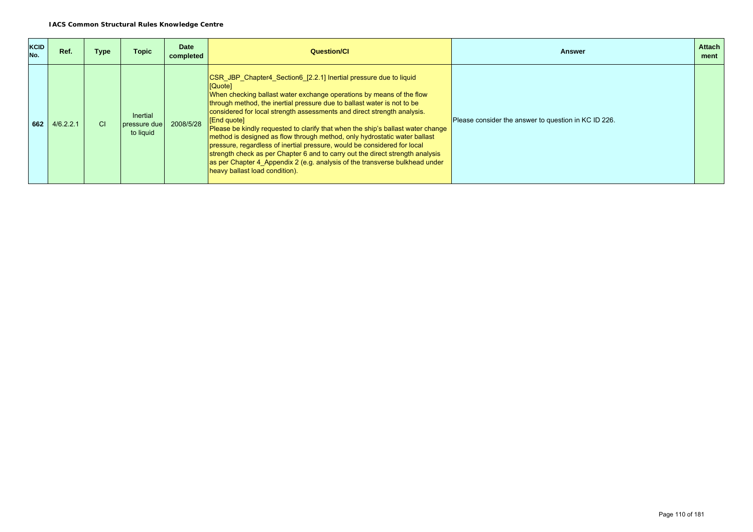**IACS Common Structural Rules Knowledge Centre**

| KCID No. | Ref. | Type | Topic | Date completed | Question/CI | Answer | Attachment |
|---|---|---|---|---|---|---|---|
| 662 | 4/6.2.2.1 | CI | Inertial pressure due to liquid | 2008/5/28 | CSR_JBP_Chapter4_Section6_[2.2.1] Inertial pressure due to liquid<br>[Quote]<br>When checking ballast water exchange operations by means of the flow through method, the inertial pressure due to ballast water is not to be considered for local strength assessments and direct strength analysis.<br>[End quote]<br>Please be kindly requested to clarify that when the ship's ballast water change method is designed as flow through method, only hydrostatic water ballast pressure, regardless of inertial pressure, would be considered for local strength check as per Chapter 6 and to carry out the direct strength analysis as per Chapter 4_Appendix 2 (e.g. analysis of the transverse bulkhead under heavy ballast load condition). | Please consider the answer to question in KC ID 226. | |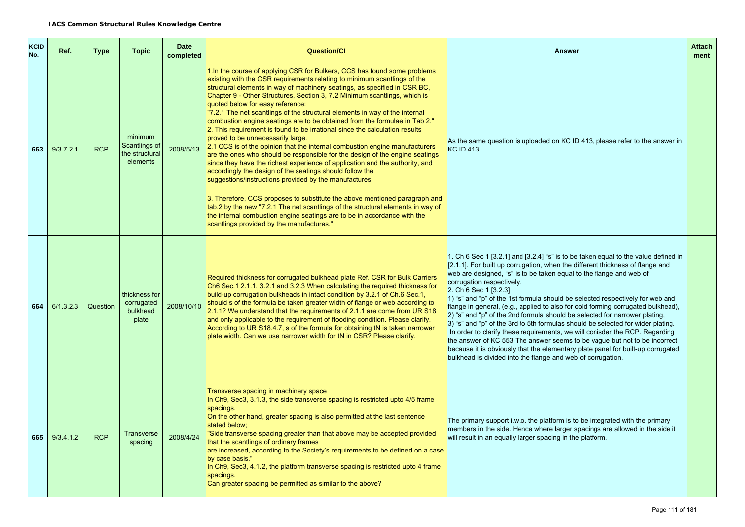**IACS Common Structural Rules Knowledge Centre**

| KCID No. | Ref. | Type | Topic | Date completed | Question/CI | Answer | Attach ment |
|---|---|---|---|---|---|---|---|
| 663 | 9/3.7.2.1 | RCP | minimum Scantlings of the structural elements | 2008/5/13 | 1.In the course of applying CSR for Bulkers, CCS has found some problems existing with the CSR requirements relating to minimum scantlings of the structural elements in way of machinery seatings, as specified in CSR BC, Chapter 9 - Other Structures, Section 3, 7.2 Minimum scantlings, which is quoted below for easy reference:<br>"7.2.1 The net scantlings of the structural elements in way of the internal combustion engine seatings are to be obtained from the formulae in Tab 2."<br>2. This requirement is found to be irrational since the calculation results proved to be unnecessarily large.<br>2.1 CCS is of the opinion that the internal combustion engine manufacturers are the ones who should be responsible for the design of the engine seatings since they have the richest experience of application and the authority, and accordingly the design of the seatings should follow the suggestions/instructions provided by the manufactures.<br><br>3. Therefore, CCS proposes to substitute the above mentioned paragraph and tab.2 by the new "7.2.1 The net scantlings of the structural elements in way of the internal combustion engine seatings are to be in accordance with the scantlings provided by the manufactures." | As the same question is uploaded on KC ID 413, please refer to the answer in KC ID 413. | |
| 664 | 6/1.3.2.3 | Question | thickness for corrugated bulkhead plate | 2008/10/10 | Required thickness for corrugated bulkhead plate Ref. CSR for Bulk Carriers Ch6 Sec.1 2.1.1, 3.2.1 and 3.2.3 When calculating the required thickness for build-up corrugation bulkheads in intact condition by 3.2.1 of Ch.6 Sec.1, should s of the formula be taken greater width of flange or web according to 2.1.1? We understand that the requirements of 2.1.1 are come from UR S18 and only applicable to the requirement of flooding condition. Please clarify. According to UR S18.4.7, s of the formula for obtaining tN is taken narrower plate width. Can we use narrower width for tN in CSR? Please clarify. | 1. Ch 6 Sec 1 [3.2.1] and [3.2.4] "s" is to be taken equal to the value defined in [2.1.1]. For built up corrugation, when the different thickness of flange and web are designed, "s" is to be taken equal to the flange and web of corrugation respectively.<br>2. Ch 6 Sec 1 [3.2.3]<br>1) "s" and "p" of the 1st formula should be selected respectively for web and flange in general, (e.g., applied to also for cold forming corrugated bulkhead),<br>2) "s" and "p" of the 2nd formula should be selected for narrower plating,<br>3) "s" and "p" of the 3rd to 5th formulas should be selected for wider plating.<br>In order to clarify these requirements, we will conisder the RCP. Regarding the answer of KC 553 The answer seems to be vague but not to be incorrect because it is obviously that the elementary plate panel for built-up corrugated bulkhead is divided into the flange and web of corrugation. | |
| 665 | 9/3.4.1.2 | RCP | Transverse spacing | 2008/4/24 | Transverse spacing in machinery space<br>In Ch9, Sec3, 3.1.3, the side transverse spacing is restricted upto 4/5 frame spacings.<br>On the other hand, greater spacing is also permitted at the last sentence stated below;<br>"Side transverse spacing greater than that above may be accepted provided that the scantlings of ordinary frames<br>are increased, according to the Society's requirements to be defined on a case by case basis."<br>In Ch9, Sec3, 4.1.2, the platform transverse spacing is restricted upto 4 frame spacings.<br>Can greater spacing be permitted as similar to the above? | The primary support i.w.o. the platform is to be integrated with the primary members in the side. Hence where larger spacings are allowed in the side it will result in an equally larger spacing in the platform. | |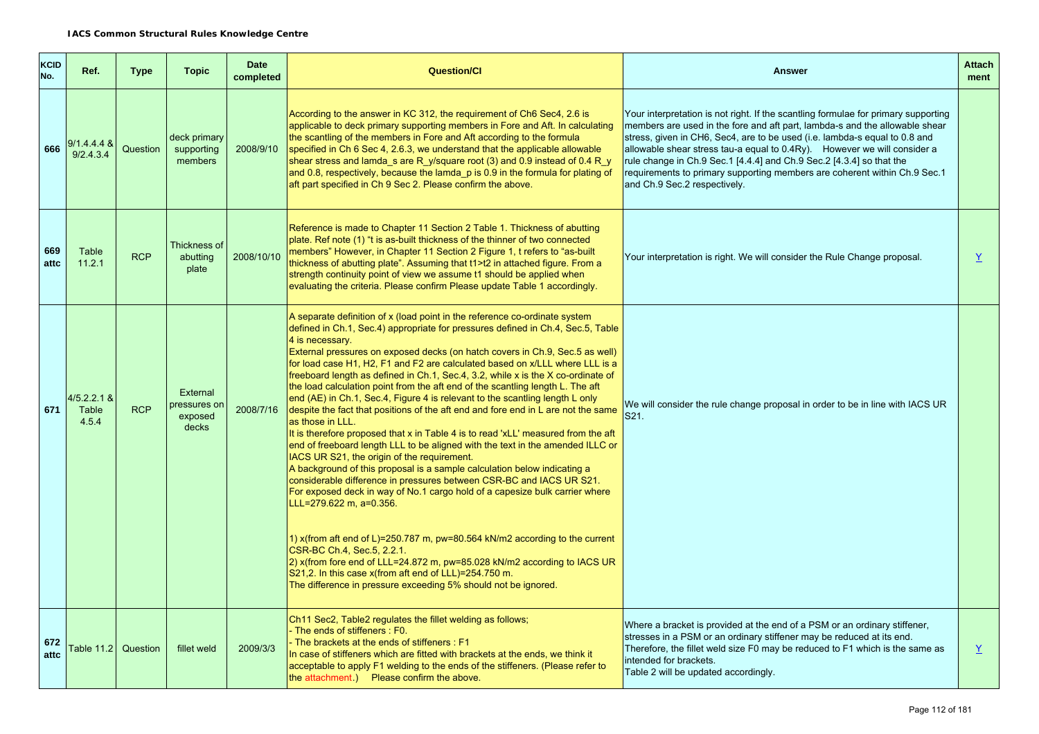**IACS Common Structural Rules Knowledge Centre**

| KCID No. | Ref. | Type | Topic | Date completed | Question/CI | Answer | Attach ment |
|---|---|---|---|---|---|---|---|
| 666 | 9/1.4.4.4 & 9/2.4.3.4 | Question | deck primary supporting members | 2008/9/10 | According to the answer in KC 312, the requirement of Ch6 Sec4, 2.6 is applicable to deck primary supporting members in Fore and Aft. In calculating the scantling of the members in Fore and Aft according to the formula specified in Ch 6 Sec 4, 2.6.3, we understand that the applicable allowable shear stress and lamda_s are R_y/square root (3) and 0.9 instead of 0.4 R_y and 0.8, respectively, because the lamda_p is 0.9 in the formula for plating of aft part specified in Ch 9 Sec 2. Please confirm the above. | Your interpretation is not right. If the scantling formulae for primary supporting members are used in the fore and aft part, lambda-s and the allowable shear stress, given in CH6, Sec4, are to be used (i.e. lambda-s equal to 0.8 and allowable shear stress tau-a equal to 0.4Ry). However we will consider a rule change in Ch.9 Sec.1 [4.4.4] and Ch.9 Sec.2 [4.3.4] so that the requirements to primary supporting members are coherent within Ch.9 Sec.1 and Ch.9 Sec.2 respectively. | |
| 669 attc | Table 11.2.1 | RCP | Thickness of abutting plate | 2008/10/10 | Reference is made to Chapter 11 Section 2 Table 1. Thickness of abutting plate. Ref note (1) "t is as-built thickness of the thinner of two connected members" However, in Chapter 11 Section 2 Figure 1, t refers to "as-built thickness of abutting plate". Assuming that t1>t2 in attached figure. From a strength continuity point of view we assume t1 should be applied when evaluating the criteria. Please confirm Please update Table 1 accordingly. | Your interpretation is right. We will consider the Rule Change proposal. | Y |
| 671 | 4/5.2.2.1 & Table 4.5.4 | RCP | External pressures on exposed decks | 2008/7/16 | A separate definition of x (load point in the reference co-ordinate system defined in Ch.1, Sec.4) appropriate for pressures defined in Ch.4, Sec.5, Table 4 is necessary.<br>External pressures on exposed decks (on hatch covers in Ch.9, Sec.5 as well) for load case H1, H2, F1 and F2 are calculated based on x/LLL where LLL is a freeboard length as defined in Ch.1, Sec.4, 3.2, while x is the X co-ordinate of the load calculation point from the aft end of the scantling length L. The aft end (AE) in Ch.1, Sec.4, Figure 4 is relevant to the scantling length L only despite the fact that positions of the aft end and fore end in L are not the same as those in LLL.<br>It is therefore proposed that x in Table 4 is to read 'xLL' measured from the aft end of freeboard length LLL to be aligned with the text in the amended ILLC or IACS UR S21, the origin of the requirement.<br>A background of this proposal is a sample calculation below indicating a considerable difference in pressures between CSR-BC and IACS UR S21.<br>For exposed deck in way of No.1 cargo hold of a capesize bulk carrier where LLL=279.622 m, a=0.356.<br><br>1) x(from aft end of L)=250.787 m, pw=80.564 kN/m2 according to the current CSR-BC Ch.4, Sec.5, 2.2.1.<br>2) x(from fore end of LLL=24.872 m, pw=85.028 kN/m2 according to IACS UR S21,2. In this case x(from aft end of LLL)=254.750 m.<br>The difference in pressure exceeding 5% should not be ignored. | We will consider the rule change proposal in order to be in line with IACS UR S21. | |
| 672 attc | Table 11.2 | Question | fillet weld | 2009/3/3 | Ch11 Sec2, Table2 regulates the fillet welding as follows;<br>- The ends of stiffeners : F0.<br>- The brackets at the ends of stiffeners : F1<br>In case of stiffeners which are fitted with brackets at the ends, we think it acceptable to apply F1 welding to the ends of the stiffeners. (Please refer to the attachment.) Please confirm the above. | Where a bracket is provided at the end of a PSM or an ordinary stiffener, stresses in a PSM or an ordinary stiffener may be reduced at its end. Therefore, the fillet weld size F0 may be reduced to F1 which is the same as intended for brackets.<br>Table 2 will be updated accordingly. | Y |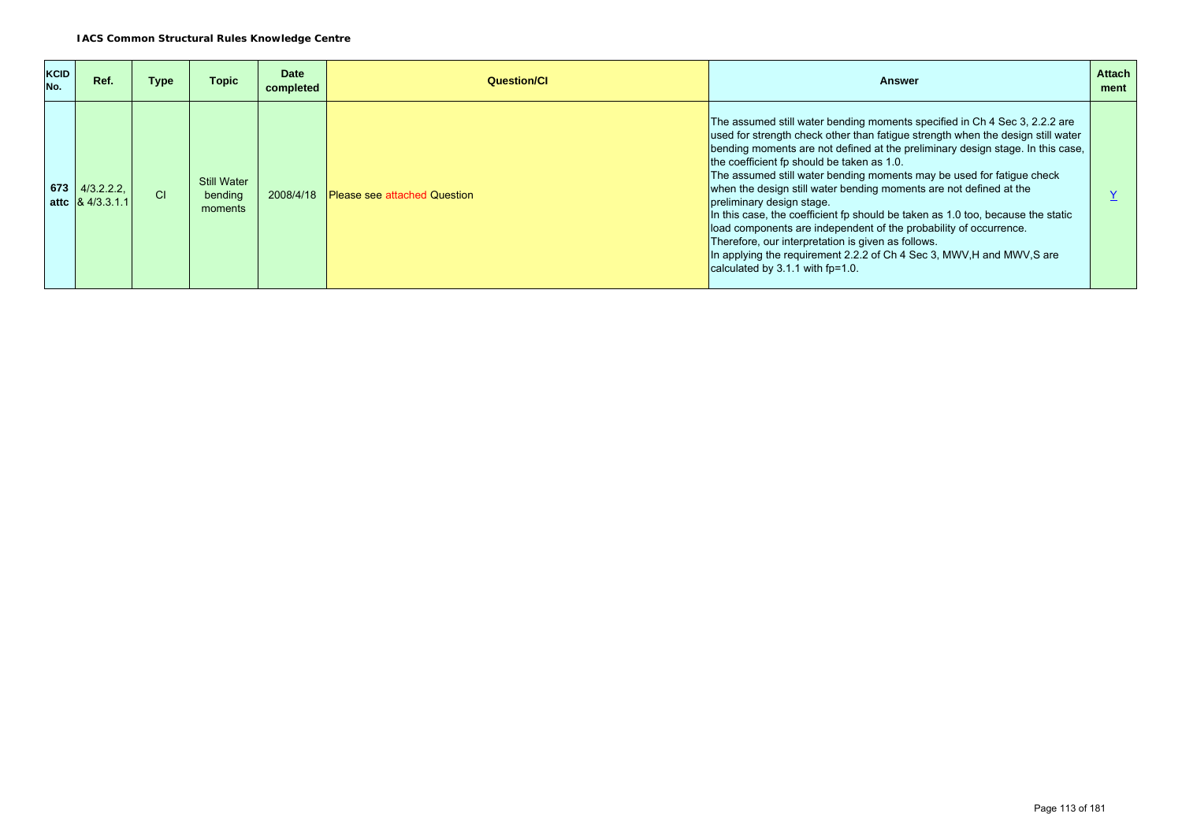**IACS Common Structural Rules Knowledge Centre**

| KCID No. | Ref. | Type | Topic | Date completed | Question/CI | Answer | Attachment |
|---|---|---|---|---|---|---|---|
| **673 attc** | 4/3.2.2.2, & 4/3.3.1.1 | CI | Still Water bending moments | 2008/4/18 | Please see attached Question | The assumed still water bending moments specified in Ch 4 Sec 3, 2.2.2 are used for strength check other than fatigue strength when the design still water bending moments are not defined at the preliminary design stage. In this case, the coefficient fp should be taken as 1.0. The assumed still water bending moments may be used for fatigue check when the design still water bending moments are not defined at the preliminary design stage. In this case, the coefficient fp should be taken as 1.0 too, because the static load components are independent of the probability of occurrence. Therefore, our interpretation is given as follows. In applying the requirement 2.2.2 of Ch 4 Sec 3, MWV,H and MWV,S are calculated by 3.1.1 with fp=1.0. | Y |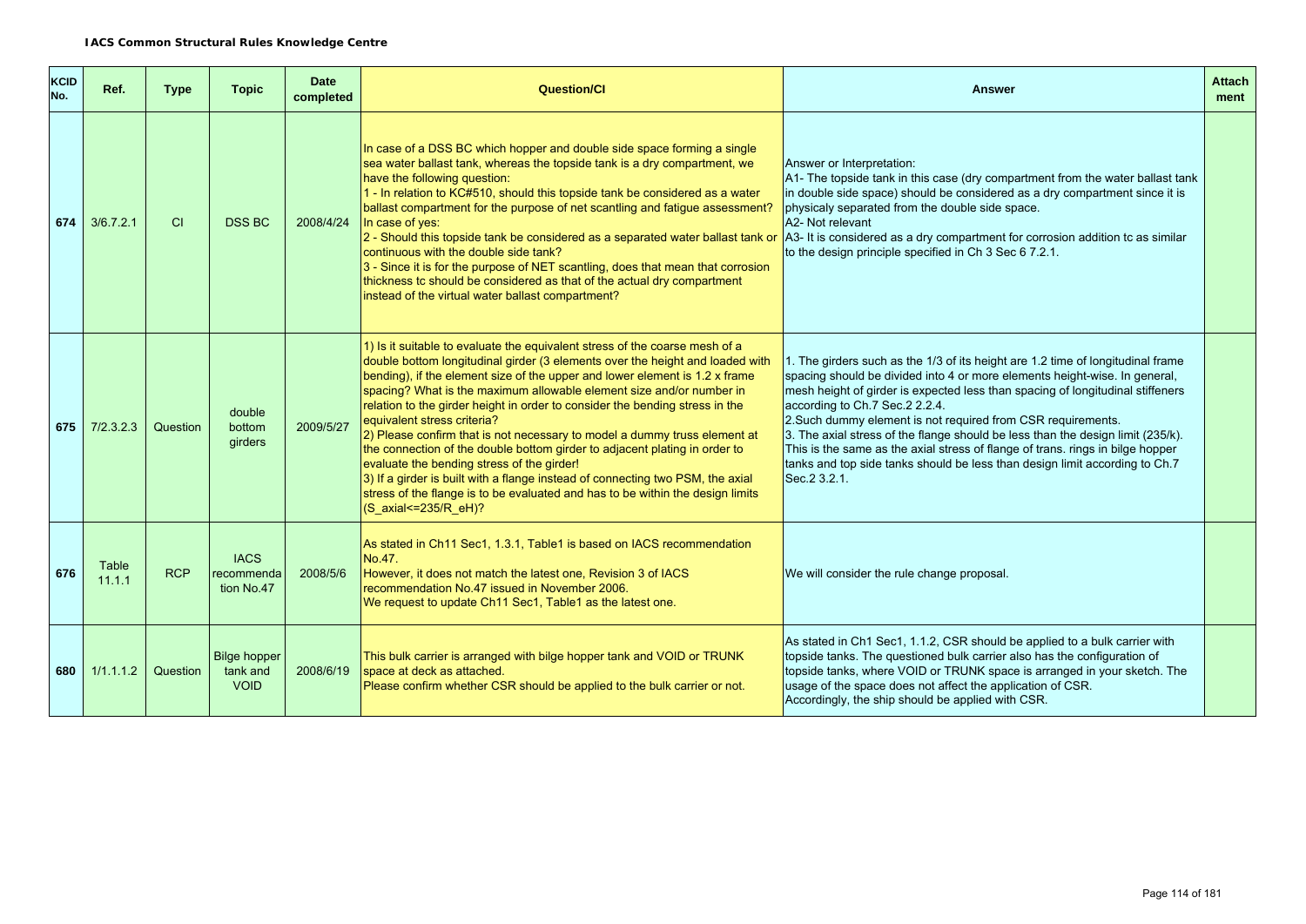**IACS Common Structural Rules Knowledge Centre**

| KCID No. | Ref. | Type | Topic | Date completed | Question/CI | Answer | Attachment |
|---|---|---|---|---|---|---|---|
| 674 | 3/6.7.2.1 | CI | DSS BC | 2008/4/24 | In case of a DSS BC which hopper and double side space forming a single sea water ballast tank, whereas the topside tank is a dry compartment, we have the following question:<br>1 - In relation to KC#510, should this topside tank be considered as a water ballast compartment for the purpose of net scantling and fatigue assessment? In case of yes:<br>2 - Should this topside tank be considered as a separated water ballast tank or continuous with the double side tank?<br>3 - Since it is for the purpose of NET scantling, does that mean that corrosion thickness tc should be considered as that of the actual dry compartment instead of the virtual water ballast compartment? | Answer or Interpretation:<br>A1- The topside tank in this case (dry compartment from the water ballast tank in double side space) should be considered as a dry compartment since it is physicaly separated from the double side space.<br>A2- Not relevant<br>A3- It is considered as a dry compartment for corrosion addition tc as similar to the design principle specified in Ch 3 Sec 6 7.2.1. | |
| 675 | 7/2.3.2.3 | Question | double bottom girders | 2009/5/27 | 1) Is it suitable to evaluate the equivalent stress of the coarse mesh of a double bottom longitudinal girder (3 elements over the height and loaded with bending), if the element size of the upper and lower element is 1.2 x frame spacing? What is the maximum allowable element size and/or number in relation to the girder height in order to consider the bending stress in the equivalent stress criteria?<br>2) Please confirm that is not necessary to model a dummy truss element at the connection of the double bottom girder to adjacent plating in order to evaluate the bending stress of the girder!<br>3) If a girder is built with a flange instead of connecting two PSM, the axial stress of the flange is to be evaluated and has to be within the design limits (S_axial<=235/R_eH)? | 1. The girders such as the 1/3 of its height are 1.2 time of longitudinal frame spacing should be divided into 4 or more elements height-wise. In general, mesh height of girder is expected less than spacing of longitudinal stiffeners according to Ch.7 Sec.2 2.2.4.<br>2.Such dummy element is not required from CSR requirements.<br>3. The axial stress of the flange should be less than the design limit (235/k). This is the same as the axial stress of flange of trans. rings in bilge hopper tanks and top side tanks should be less than design limit according to Ch.7 Sec.2 3.2.1. | |
| 676 | Table 11.1.1 | RCP | IACS recommendation No.47 | 2008/5/6 | As stated in Ch11 Sec1, 1.3.1, Table1 is based on IACS recommendation No.47.<br>However, it does not match the latest one, Revision 3 of IACS recommendation No.47 issued in November 2006.<br>We request to update Ch11 Sec1, Table1 as the latest one. | We will consider the rule change proposal. | |
| 680 | 1/1.1.1.2 | Question | Bilge hopper tank and VOID | 2008/6/19 | This bulk carrier is arranged with bilge hopper tank and VOID or TRUNK space at deck as attached.<br>Please confirm whether CSR should be applied to the bulk carrier or not. | As stated in Ch1 Sec1, 1.1.2, CSR should be applied to a bulk carrier with topside tanks. The questioned bulk carrier also has the configuration of topside tanks, where VOID or TRUNK space is arranged in your sketch. The usage of the space does not affect the application of CSR.<br>Accordingly, the ship should be applied with CSR. | |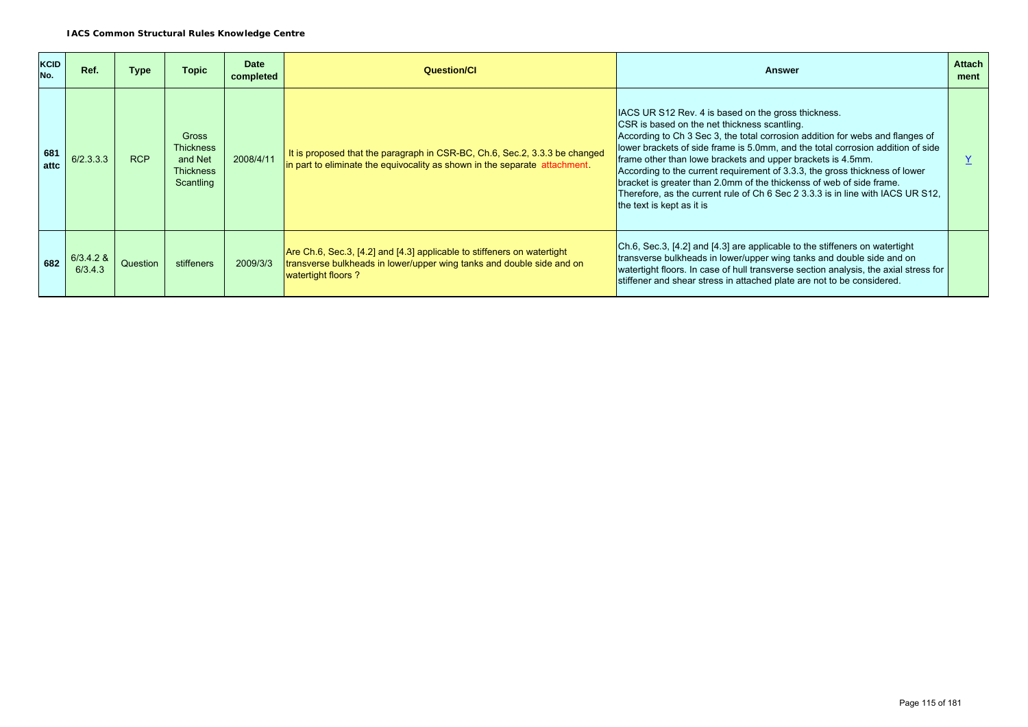**IACS Common Structural Rules Knowledge Centre**

| KCID No. | Ref. | Type | Topic | Date completed | Question/CI | Answer | Attachment |
|---|---|---|---|---|---|---|---|
| 681 attc | 6/2.3.3.3 | RCP | Gross Thickness and Net Thickness Scantling | 2008/4/11 | It is proposed that the paragraph in CSR-BC, Ch.6, Sec.2, 3.3.3 be changed in part to eliminate the equivocality as shown in the separate attachment. | IACS UR S12 Rev. 4 is based on the gross thickness. CSR is based on the net thickness scantling. According to Ch 3 Sec 3, the total corrosion addition for webs and flanges of lower brackets of side frame is 5.0mm, and the total corrosion addition of side frame other than lowe brackets and upper brackets is 4.5mm. According to the current requirement of 3.3.3, the gross thickness of lower bracket is greater than 2.0mm of the thickenss of web of side frame. Therefore, as the current rule of Ch 6 Sec 2 3.3.3 is in line with IACS UR S12, the text is kept as it is | Y |
| 682 | 6/3.4.2 & 6/3.4.3 | Question | stiffeners | 2009/3/3 | Are Ch.6, Sec.3, [4.2] and [4.3] applicable to stiffeners on watertight transverse bulkheads in lower/upper wing tanks and double side and on watertight floors ? | Ch.6, Sec.3, [4.2] and [4.3] are applicable to the stiffeners on watertight transverse bulkheads in lower/upper wing tanks and double side and on watertight floors. In case of hull transverse section analysis, the axial stress for stiffener and shear stress in attached plate are not to be considered. | |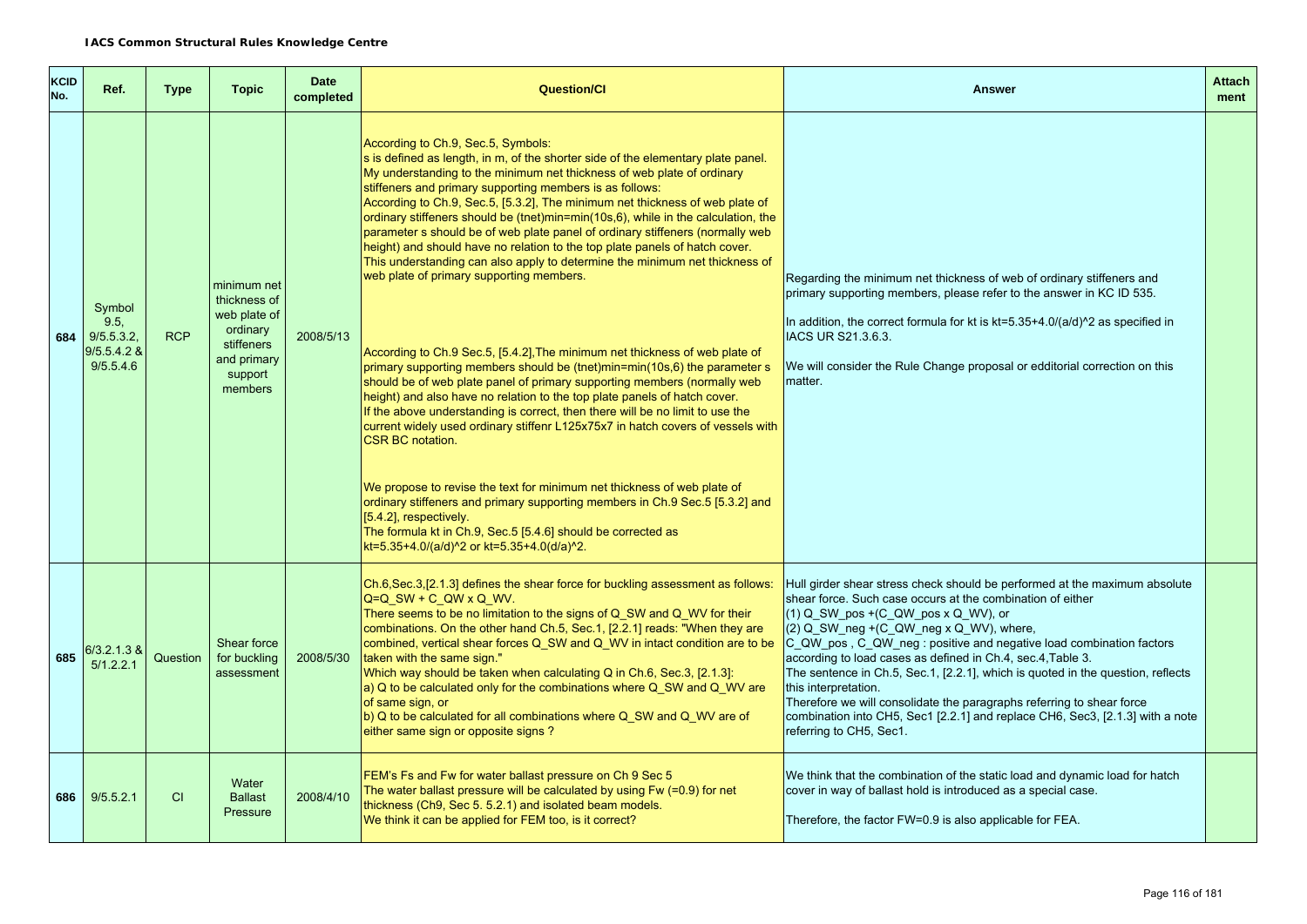**IACS Common Structural Rules Knowledge Centre**

| KCID No. | Ref. | Type | Topic | Date completed | Question/CI | Answer | Attach ment |
|---|---|---|---|---|---|---|---|
| 684 | Symbol 9.5, 9/5.5.3.2, 9/5.5.4.2 & 9/5.5.4.6 | RCP | minimum net thickness of web plate of ordinary stiffeners and primary support members | 2008/5/13 | According to Ch.9, Sec.5, Symbols:<br>s is defined as length, in m, of the shorter side of the elementary plate panel.<br>My understanding to the minimum net thickness of web plate of ordinary stiffeners and primary supporting members is as follows:<br>According to Ch.9, Sec.5, [5.3.2], The minimum net thickness of web plate of ordinary stiffeners should be (tnet)min=min(10s,6), while in the calculation, the parameter s should be of web plate panel of ordinary stiffeners (normally web height) and should have no relation to the top plate panels of hatch cover.<br>This understanding can also apply to determine the minimum net thickness of web plate of primary supporting members.<br><br>According to Ch.9 Sec.5, [5.4.2],The minimum net thickness of web plate of primary supporting members should be (tnet)min=min(10s,6) the parameter s should be of web plate panel of primary supporting members (normally web height) and also have no relation to the top plate panels of hatch cover.<br>If the above understanding is correct, then there will be no limit to use the current widely used ordinary stiffenr L125x75x7 in hatch covers of vessels with CSR BC notation.<br><br>We propose to revise the text for minimum net thickness of web plate of ordinary stiffeners and primary supporting members in Ch.9 Sec.5 [5.3.2] and [5.4.2], respectively.<br>The formula kt in Ch.9, Sec.5 [5.4.6] should be corrected as kt=5.35+4.0/(a/d)^2 or kt=5.35+4.0(d/a)^2. | Regarding the minimum net thickness of web of ordinary stiffeners and primary supporting members, please refer to the answer in KC ID 535.<br><br>In addition, the correct formula for kt is kt=5.35+4.0/(a/d)^2 as specified in IACS UR S21.3.6.3.<br><br>We will consider the Rule Change proposal or edditorial correction on this matter. | |
| 685 | 6/3.2.1.3 & 5/1.2.2.1 | Question | Shear force for buckling assessment | 2008/5/30 | Ch.6,Sec.3,[2.1.3] defines the shear force for buckling assessment as follows: Q=Q_SW + C_QW x Q_WV.<br>There seems to be no limitation to the signs of Q_SW and Q_WV for their combinations. On the other hand Ch.5, Sec.1, [2.2.1] reads: "When they are combined, vertical shear forces Q_SW and Q_WV in intact condition are to be taken with the same sign."<br>Which way should be taken when calculating Q in Ch.6, Sec.3, [2.1.3]:<br>a) Q to be calculated only for the combinations where Q_SW and Q_WV are of same sign, or<br>b) Q to be calculated for all combinations where Q_SW and Q_WV are of either same sign or opposite signs ? | Hull girder shear stress check should be performed at the maximum absolute shear force. Such case occurs at the combination of either<br>(1) Q_SW_pos +(C_QW_pos x Q_WV), or<br>(2) Q_SW_neg +(C_QW_neg x Q_WV), where,<br>C_QW_pos , C_QW_neg : positive and negative load combination factors according to load cases as defined in Ch.4, sec.4,Table 3.<br>The sentence in Ch.5, Sec.1, [2.2.1], which is quoted in the question, reflects this interpretation.<br>Therefore we will consolidate the paragraphs referring to shear force combination into CH5, Sec1 [2.2.1] and replace CH6, Sec3, [2.1.3] with a note referring to CH5, Sec1. | |
| 686 | 9/5.5.2.1 | CI | Water Ballast Pressure | 2008/4/10 | FEM's Fs and Fw for water ballast pressure on Ch 9 Sec 5<br>The water ballast pressure will be calculated by using Fw (=0.9) for net thickness (Ch9, Sec 5. 5.2.1) and isolated beam models.<br>We think it can be applied for FEM too, is it correct? | We think that the combination of the static load and dynamic load for hatch cover in way of ballast hold is introduced as a special case.<br><br>Therefore, the factor FW=0.9 is also applicable for FEA. | |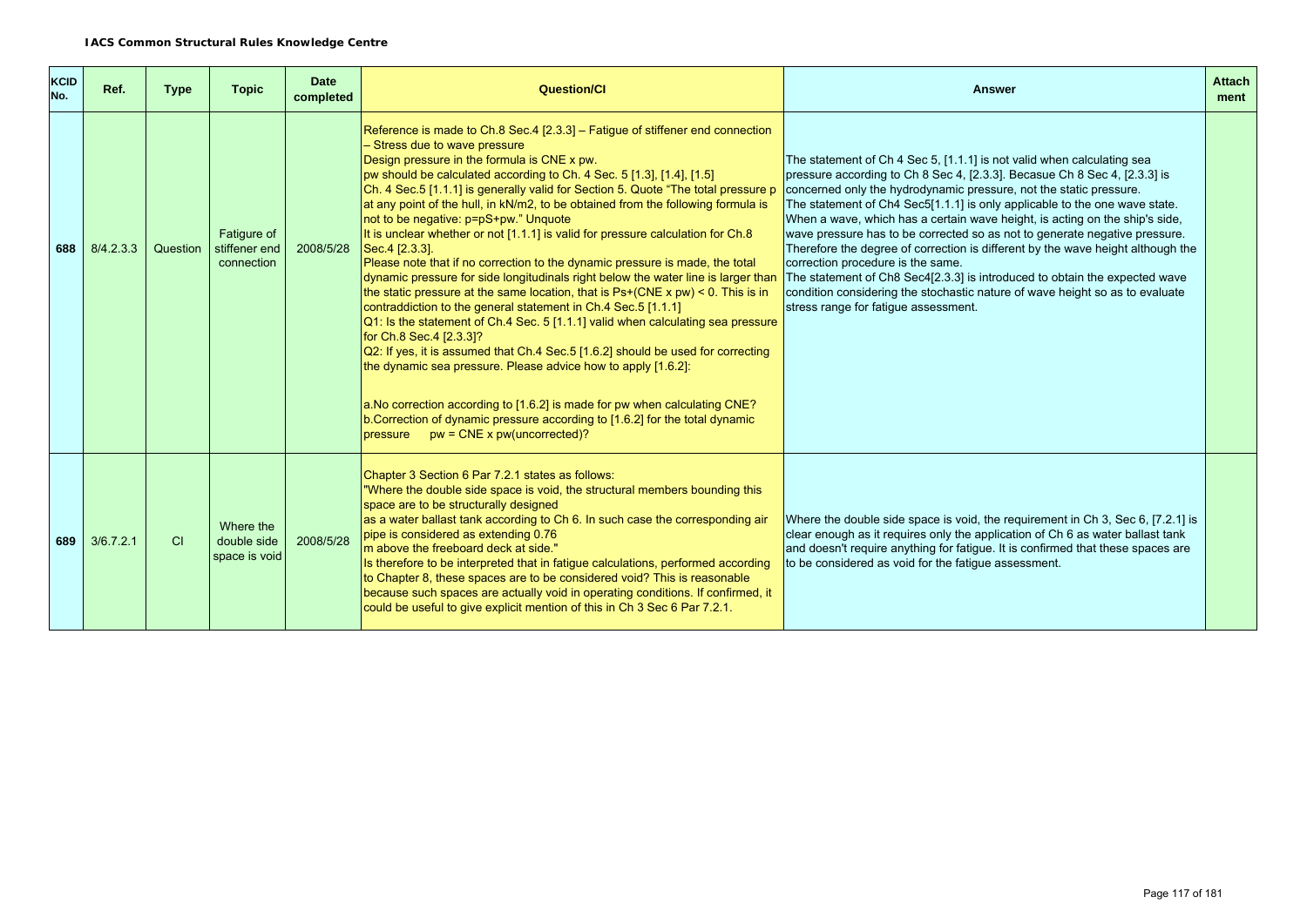**IACS Common Structural Rules Knowledge Centre**

| KCID No. | Ref. | Type | Topic | Date completed | Question/CI | Answer | Attachment |
|---|---|---|---|---|---|---|---|
| 688 | 8/4.2.3.3 | Question | Fatigue of stiffener end connection | 2008/5/28 | Reference is made to Ch.8 Sec.4 [2.3.3] – Fatigue of stiffener end connection – Stress due to wave pressure<br>Design pressure in the formula is CNE x pw.<br>pw should be calculated according to Ch. 4 Sec. 5 [1.3], [1.4], [1.5]<br>Ch. 4 Sec.5 [1.1.1] is generally valid for Section 5. Quote "The total pressure p at any point of the hull, in kN/m2, to be obtained from the following formula is not to be negative: p=pS+pw." Unquote<br>It is unclear whether or not [1.1.1] is valid for pressure calculation for Ch.8 Sec.4 [2.3.3].<br>Please note that if no correction to the dynamic pressure is made, the total dynamic pressure for side longitudinals right below the water line is larger than the static pressure at the same location, that is Ps+(CNE x pw) < 0. This is in contraddiction to the general statement in Ch.4 Sec.5 [1.1.1]<br>Q1: Is the statement of Ch.4 Sec. 5 [1.1.1] valid when calculating sea pressure for Ch.8 Sec.4 [2.3.3]?<br>Q2: If yes, it is assumed that Ch.4 Sec.5 [1.6.2] should be used for correcting the dynamic sea pressure. Please advice how to apply [1.6.2]:<br><br>a.No correction according to [1.6.2] is made for pw when calculating CNE?<br>b.Correction of dynamic pressure according to [1.6.2] for the total dynamic pressure pw = CNE x pw(uncorrected)? | The statement of Ch 4 Sec 5, [1.1.1] is not valid when calculating sea pressure according to Ch 8 Sec 4, [2.3.3]. Becasue Ch 8 Sec 4, [2.3.3] is concerned only the hydrodynamic pressure, not the static pressure.<br>The statement of Ch4 Sec5[1.1.1] is only applicable to the one wave state. When a wave, which has a certain wave height, is acting on the ship's side, wave pressure has to be corrected so as not to generate negative pressure. Therefore the degree of correction is different by the wave height although the correction procedure is the same.<br>The statement of Ch8 Sec4[2.3.3] is introduced to obtain the expected wave condition considering the stochastic nature of wave height so as to evaluate stress range for fatigue assessment. | |
| 689 | 3/6.7.2.1 | CI | Where the double side space is void | 2008/5/28 | Chapter 3 Section 6 Par 7.2.1 states as follows:<br>"Where the double side space is void, the structural members bounding this space are to be structurally designed<br>as a water ballast tank according to Ch 6. In such case the corresponding air pipe is considered as extending 0.76<br>m above the freeboard deck at side."<br>Is therefore to be interpreted that in fatigue calculations, performed according to Chapter 8, these spaces are to be considered void? This is reasonable because such spaces are actually void in operating conditions. If confirmed, it could be useful to give explicit mention of this in Ch 3 Sec 6 Par 7.2.1. | Where the double side space is void, the requirement in Ch 3, Sec 6, [7.2.1] is clear enough as it requires only the application of Ch 6 as water ballast tank and doesn't require anything for fatigue. It is confirmed that these spaces are to be considered as void for the fatigue assessment. | |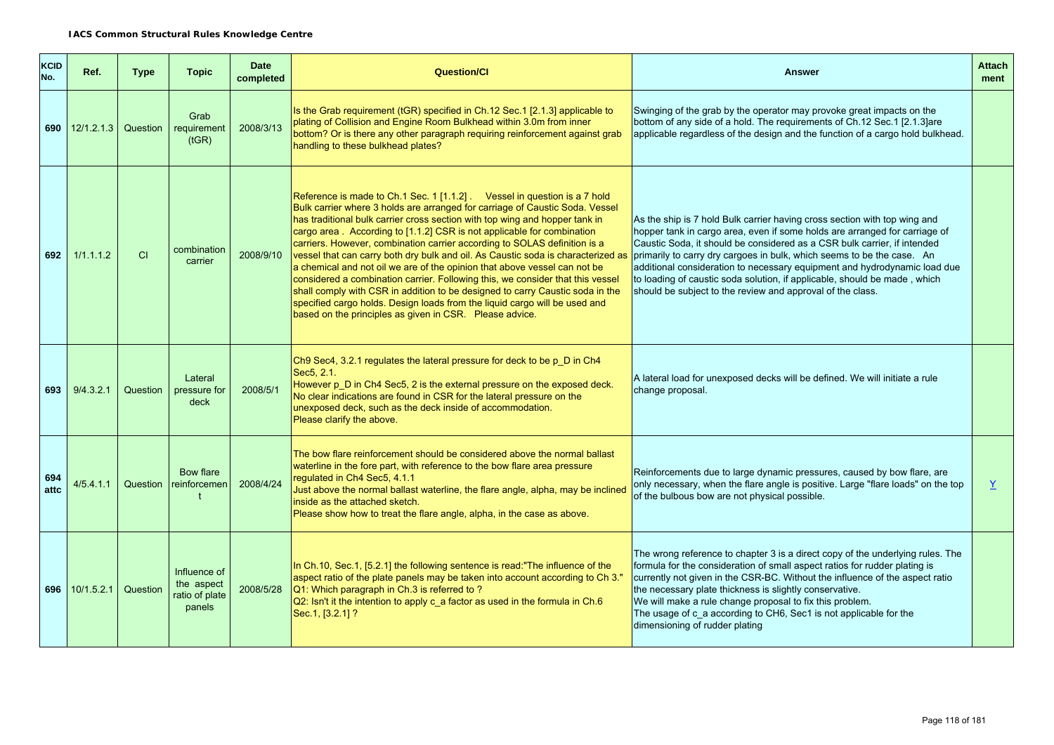**IACS Common Structural Rules Knowledge Centre**

| KCID No. | Ref. | Type | Topic | Date completed | Question/CI | Answer | Attach ment |
|---|---|---|---|---|---|---|---|
| 690 | 12/1.2.1.3 | Question | Grab requirement (tGR) | 2008/3/13 | Is the Grab requirement (tGR) specified in Ch.12 Sec.1 [2.1.3] applicable to plating of Collision and Engine Room Bulkhead within 3.0m from inner bottom? Or is there any other paragraph requiring reinforcement against grab handling to these bulkhead plates? | Swinging of the grab by the operator may provoke great impacts on the bottom of any side of a hold. The requirements of Ch.12 Sec.1 [2.1.3]are applicable regardless of the design and the function of a cargo hold bulkhead. | |
| 692 | 1/1.1.1.2 | CI | combination carrier | 2008/9/10 | Reference is made to Ch.1 Sec. 1 [1.1.2] . Vessel in question is a 7 hold Bulk carrier where 3 holds are arranged for carriage of Caustic Soda. Vessel has traditional bulk carrier cross section with top wing and hopper tank in cargo area . According to [1.1.2] CSR is not applicable for combination carriers. However, combination carrier according to SOLAS definition is a vessel that can carry both dry bulk and oil. As Caustic soda is characterized as a chemical and not oil we are of the opinion that above vessel can not be considered a combination carrier. Following this, we consider that this vessel shall comply with CSR in addition to be designed to carry Caustic soda in the specified cargo holds. Design loads from the liquid cargo will be used and based on the principles as given in CSR. Please advice. | As the ship is 7 hold Bulk carrier having cross section with top wing and hopper tank in cargo area, even if some holds are arranged for carriage of Caustic Soda, it should be considered as a CSR bulk carrier, if intended primarily to carry dry cargoes in bulk, which seems to be the case. An additional consideration to necessary equipment and hydrodynamic load due to loading of caustic soda solution, if applicable, should be made , which should be subject to the review and approval of the class. | |
| 693 | 9/4.3.2.1 | Question | Lateral pressure for deck | 2008/5/1 | Ch9 Sec4, 3.2.1 regulates the lateral pressure for deck to be p_D in Ch4 Sec5, 2.1.<br>However p_D in Ch4 Sec5, 2 is the external pressure on the exposed deck. No clear indications are found in CSR for the lateral pressure on the unexposed deck, such as the deck inside of accommodation.<br>Please clarify the above. | A lateral load for unexposed decks will be defined. We will initiate a rule change proposal. | |
| 694 attc | 4/5.4.1.1 | Question | Bow flare reinforcement | 2008/4/24 | The bow flare reinforcement should be considered above the normal ballast waterline in the fore part, with reference to the bow flare area pressure regulated in Ch4 Sec5, 4.1.1<br>Just above the normal ballast waterline, the flare angle, alpha, may be inclined inside as the attached sketch.<br>Please show how to treat the flare angle, alpha, in the case as above. | Reinforcements due to large dynamic pressures, caused by bow flare, are only necessary, when the flare angle is positive. Large "flare loads" on the top of the bulbous bow are not physical possible. | Y |
| 696 | 10/1.5.2.1 | Question | Influence of the aspect ratio of plate panels | 2008/5/28 | In Ch.10, Sec.1, [5.2.1] the following sentence is read:"The influence of the aspect ratio of the plate panels may be taken into account according to Ch 3."<br>Q1: Which paragraph in Ch.3 is referred to ?<br>Q2: Isn't it the intention to apply c_a factor as used in the formula in Ch.6 Sec.1, [3.2.1] ? | The wrong reference to chapter 3 is a direct copy of the underlying rules. The formula for the consideration of small aspect ratios for rudder plating is currently not given in the CSR-BC. Without the influence of the aspect ratio the necessary plate thickness is slightly conservative.<br>We will make a rule change proposal to fix this problem.<br>The usage of c_a according to CH6, Sec1 is not applicable for the dimensioning of rudder plating | |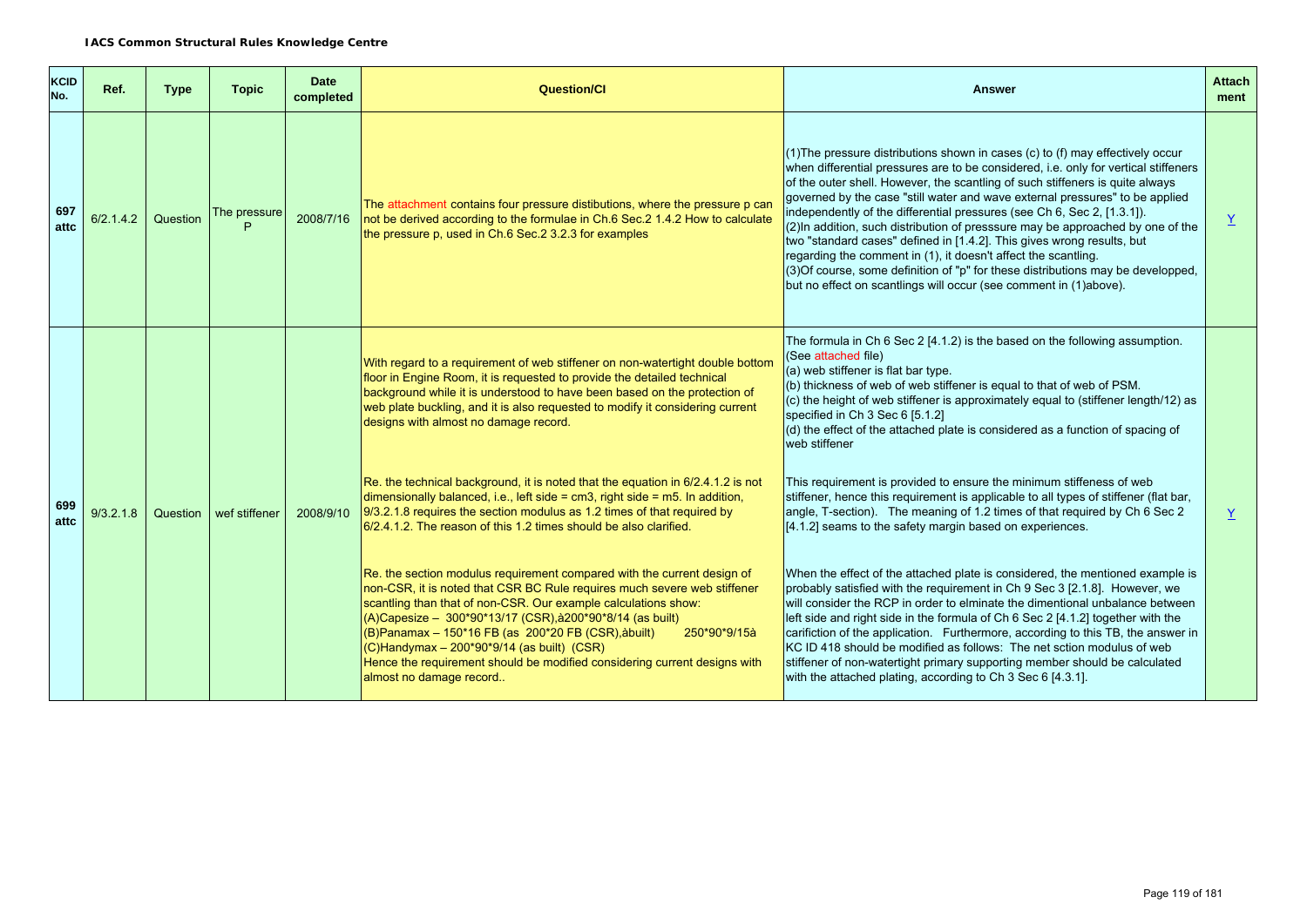**IACS Common Structural Rules Knowledge Centre**

| KCID No. | Ref. | Type | Topic | Date completed | Question/CI | Answer | Attach ment |
|---|---|---|---|---|---|---|---|
| 697 attc | 6/2.1.4.2 | Question | The pressure P | 2008/7/16 | The attachment contains four pressure distibutions, where the pressure p can not be derived according to the formulae in Ch.6 Sec.2 1.4.2 How to calculate the pressure p, used in Ch.6 Sec.2 3.2.3 for examples | (1)The pressure distributions shown in cases (c) to (f) may effectively occur when differential pressures are to be considered, i.e. only for vertical stiffeners of the outer shell. However, the scantling of such stiffeners is quite always governed by the case "still water and wave external pressures" to be applied independently of the differential pressures (see Ch 6, Sec 2, [1.3.1]).<br>(2)In addition, such distribution of presssure may be approached by one of the two "standard cases" defined in [1.4.2]. This gives wrong results, but regarding the comment in (1), it doesn't affect the scantling.<br>(3)Of course, some definition of "p" for these distributions may be developped, but no effect on scantlings will occur (see comment in (1)above). | Y |
| 699 attc | 9/3.2.1.8 | Question | wef stiffener | 2008/9/10 | With regard to a requirement of web stiffener on non-watertight double bottom floor in Engine Room, it is requested to provide the detailed technical background while it is understood to have been based on the protection of web plate buckling, and it is also requested to modify it considering current designs with almost no damage record.<br><br>Re. the technical background, it is noted that the equation in 6/2.4.1.2 is not dimensionally balanced, i.e., left side = cm3, right side = m5. In addition, 9/3.2.1.8 requires the section modulus as 1.2 times of that required by 6/2.4.1.2. The reason of this 1.2 times should be also clarified.<br><br>Re. the section modulus requirement compared with the current design of non-CSR, it is noted that CSR BC Rule requires much severe web stiffener scantling than that of non-CSR. Our example calculations show:<br>(A)Capesize – 300*90*13/17 (CSR),à200*90*8/14 (as built)<br>(B)Panamax – 150*16 FB (as 200*20 FB (CSR),àbuilt) 250*90*9/15à<br>(C)Handymax – 200*90*9/14 (as built) (CSR)<br>Hence the requirement should be modified considering current designs with almost no damage record.. | The formula in Ch 6 Sec 2 [4.1.2] is the based on the following assumption. (See attached file)<br>(a) web stiffener is flat bar type.<br>(b) thickness of web of web stiffener is equal to that of web of PSM.<br>(c) the height of web stiffener is approximately equal to (stiffener length/12) as specified in Ch 3 Sec 6 [5.1.2]<br>(d) the effect of the attached plate is considered as a function of spacing of web stiffener<br><br>This requirement is provided to ensure the minimum stiffeness of web stiffener, hence this requirement is applicable to all types of stiffener (flat bar, angle, T-section). The meaning of 1.2 times of that required by Ch 6 Sec 2 [4.1.2] seams to the safety margin based on experiences.<br><br>When the effect of the attached plate is considered, the mentioned example is probably satisfied with the requirement in Ch 9 Sec 3 [2.1.8]. However, we will consider the RCP in order to elminate the dimentional unbalance between left side and right side in the formula of Ch 6 Sec 2 [4.1.2] together with the carifiction of the application. Furthermore, according to this TB, the answer in KC ID 418 should be modified as follows: The net sction modulus of web stiffener of non-watertight primary supporting member should be calculated with the attached plating, according to Ch 3 Sec 6 [4.3.1]. | Y |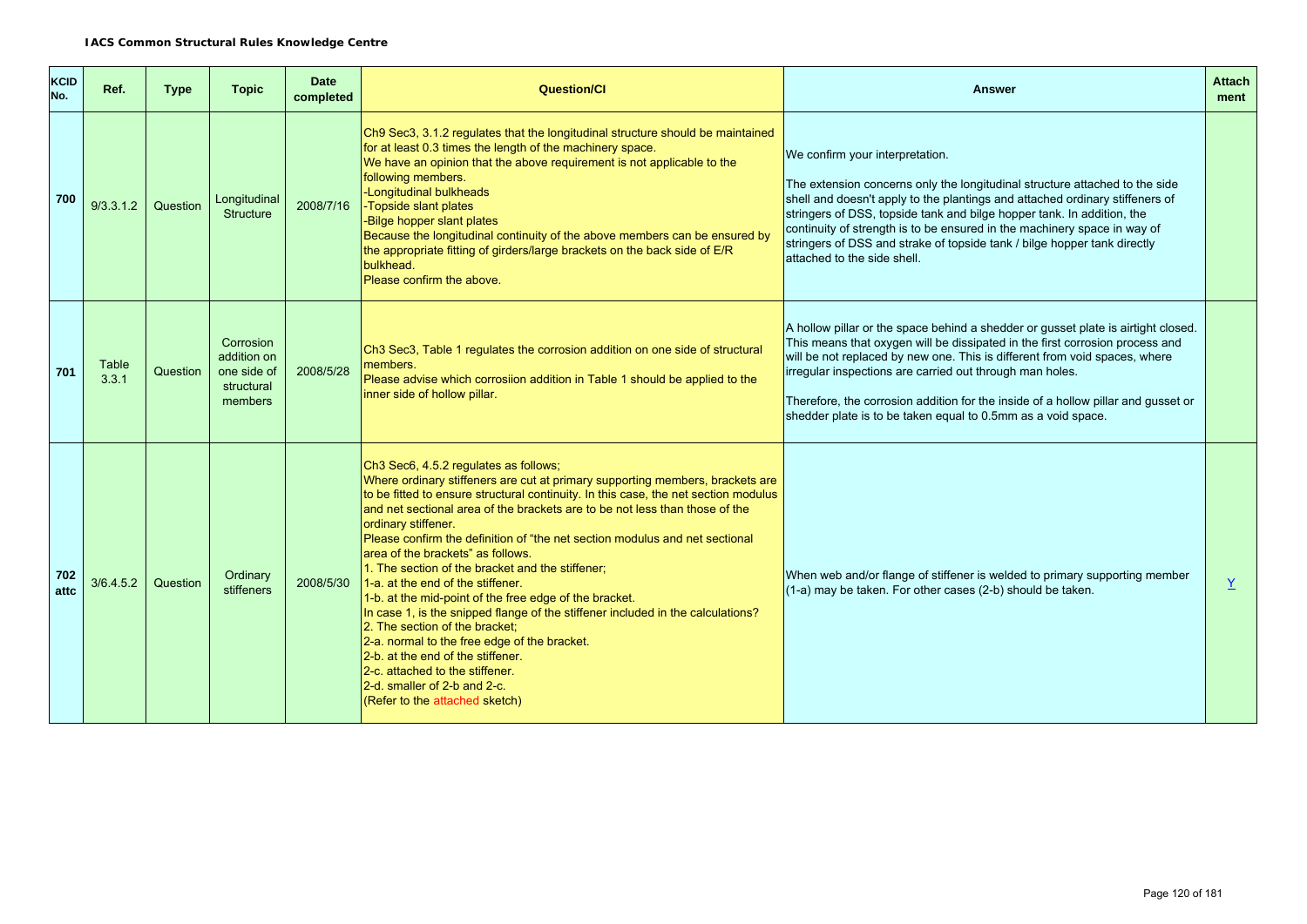**IACS Common Structural Rules Knowledge Centre**

| KCID No. | Ref. | Type | Topic | Date completed | Question/CI | Answer | Attach ment |
|---|---|---|---|---|---|---|---|
| 700 | 9/3.3.1.2 | Question | Longitudinal Structure | 2008/7/16 | Ch9 Sec3, 3.1.2 regulates that the longitudinal structure should be maintained for at least 0.3 times the length of the machinery space.<br>We have an opinion that the above requirement is not applicable to the following members.<br>-Longitudinal bulkheads<br>-Topside slant plates<br>-Bilge hopper slant plates<br>Because the longitudinal continuity of the above members can be ensured by the appropriate fitting of girders/large brackets on the back side of E/R bulkhead.<br>Please confirm the above. | We confirm your interpretation.<br><br>The extension concerns only the longitudinal structure attached to the side shell and doesn't apply to the plantings and attached ordinary stiffeners of stringers of DSS, topside tank and bilge hopper tank. In addition, the continuity of strength is to be ensured in the machinery space in way of stringers of DSS and strake of topside tank / bilge hopper tank directly attached to the side shell. | |
| 701 | Table 3.3.1 | Question | Corrosion addition on one side of structural members | 2008/5/28 | Ch3 Sec3, Table 1 regulates the corrosion addition on one side of structural members.<br>Please advise which corrosiion addition in Table 1 should be applied to the inner side of hollow pillar. | A hollow pillar or the space behind a shedder or gusset plate is airtight closed. This means that oxygen will be dissipated in the first corrosion process and will be not replaced by new one. This is different from void spaces, where irregular inspections are carried out through man holes.<br><br>Therefore, the corrosion addition for the inside of a hollow pillar and gusset or shedder plate is to be taken equal to 0.5mm as a void space. | |
| 702 attc | 3/6.4.5.2 | Question | Ordinary stiffeners | 2008/5/30 | Ch3 Sec6, 4.5.2 regulates as follows;<br>Where ordinary stiffeners are cut at primary supporting members, brackets are to be fitted to ensure structural continuity. In this case, the net section modulus and net sectional area of the brackets are to be not less than those of the ordinary stiffener.<br>Please confirm the definition of "the net section modulus and net sectional area of the brackets" as follows.<br>1. The section of the bracket and the stiffener;<br>1-a. at the end of the stiffener.<br>1-b. at the mid-point of the free edge of the bracket.<br>In case 1, is the snipped flange of the stiffener included in the calculations?<br>2. The section of the bracket;<br>2-a. normal to the free edge of the bracket.<br>2-b. at the end of the stiffener.<br>2-c. attached to the stiffener.<br>2-d. smaller of 2-b and 2-c.<br>(Refer to the attached sketch) | When web and/or flange of stiffener is welded to primary supporting member (1-a) may be taken. For other cases (2-b) should be taken. | Y |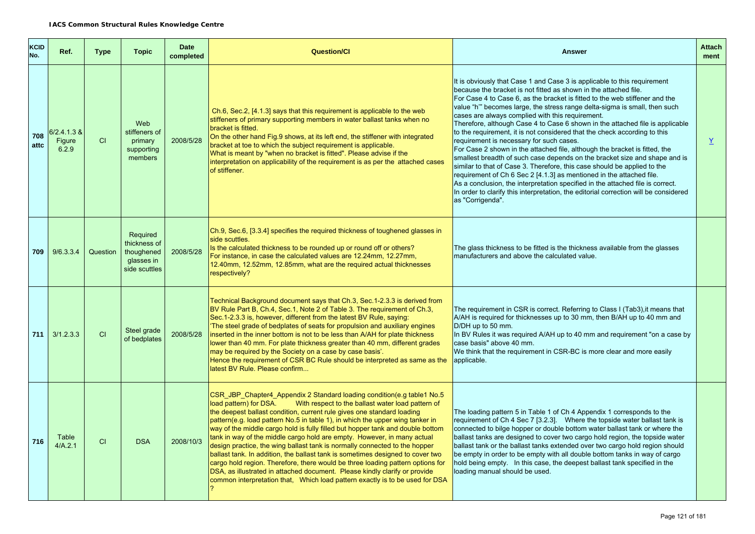**IACS Common Structural Rules Knowledge Centre**

| KCID No. | Ref. | Type | Topic | Date completed | Question/CI | Answer | Attach ment |
|---|---|---|---|---|---|---|---|
| 708 attc | 6/2.4.1.3 & Figure 6.2.9 | CI | Web stiffeners of primary supporting members | 2008/5/28 | Ch.6, Sec.2, [4.1.3] says that this requirement is applicable to the web stiffeners of primary supporting members in water ballast tanks when no bracket is fitted. On the other hand Fig.9 shows, at its left end, the stiffener with integrated bracket at toe to which the subject requirement is applicable. What is meant by "when no bracket is fitted". Please advise if the interpretation on applicability of the requirement is as per the attached cases of stiffener. | It is obviously that Case 1 and Case 3 is applicable to this requirement because the bracket is not fitted as shown in the attached file. For Case 4 to Case 6, as the bracket is fitted to the web stiffener and the value "h'" becomes large, the stress range delta-sigma is small, then such cases are always complied with this requirement. Therefore, although Case 4 to Case 6 shown in the attached file is applicable to the requirement, it is not considered that the check according to this requirement is necessary for such cases. For Case 2 shown in the attached file, although the bracket is fitted, the smallest breadth of such case depends on the bracket size and shape and is similar to that of Case 3. Therefore, this case should be applied to the requirement of Ch 6 Sec 2 [4.1.3] as mentioned in the attached file. As a conclusion, the interpretation specified in the attached file is correct. In order to clarify this interpretation, the editorial correction will be considered as "Corrigenda". | Y |
| 709 | 9/6.3.3.4 | Question | Required thickness of thoughened glasses in side scuttles | 2008/5/28 | Ch.9, Sec.6, [3.3.4] specifies the required thickness of toughened glasses in side scuttles. Is the calculated thickness to be rounded up or round off or others? For instance, in case the calculated values are 12.24mm, 12.27mm, 12.40mm, 12.52mm, 12.85mm, what are the required actual thicknesses respectively? | The glass thickness to be fitted is the thickness available from the glasses manufacturers and above the calculated value. | |
| 711 | 3/1.2.3.3 | CI | Steel grade of bedplates | 2008/5/28 | Technical Background document says that Ch.3, Sec.1-2.3.3 is derived from BV Rule Part B, Ch.4, Sec.1, Note 2 of Table 3. The requirement of Ch.3, Sec.1-2.3.3 is, however, different from the latest BV Rule, saying: 'The steel grade of bedplates of seats for propulsion and auxiliary engines inserted in the inner bottom is not to be less than A/AH for plate thickness lower than 40 mm. For plate thickness greater than 40 mm, different grades may be required by the Society on a case by case basis'. Hence the requirement of CSR BC Rule should be interpreted as same as the latest BV Rule. Please confirm... | The requirement in CSR is correct. Referring to Class I (Tab3),it means that A/AH is required for thicknesses up to 30 mm, then B/AH up to 40 mm and D/DH up to 50 mm. In BV Rules it was required A/AH up to 40 mm and requirement "on a case by case basis" above 40 mm. We think that the requirement in CSR-BC is more clear and more easily applicable. | |
| 716 | Table 4/A.2.1 | CI | DSA | 2008/10/3 | CSR_JBP_Chapter4_Appendix 2 Standard loading condition(e.g table1 No.5 load pattern) for DSA. With respect to the ballast water load pattern of the deepest ballast condition, current rule gives one standard loading pattern(e.g. load pattern No.5 in table 1), in which the upper wing tanker in way of the middle cargo hold is fully filled but hopper tank and double bottom tank in way of the middle cargo hold are empty. However, in many actual design practice, the wing ballast tank is normally connected to the hopper ballast tank. In addition, the ballast tank is sometimes designed to cover two cargo hold region. Therefore, there would be three loading pattern options for DSA, as illustrated in attached document. Please kindly clarify or provide common interpretation that, Which load pattern exactly is to be used for DSA ? | The loading pattern 5 in Table 1 of Ch 4 Appendix 1 corresponds to the requirement of Ch 4 Sec 7 [3.2.3]. Where the topside water ballast tank is connected to bilge hopper or double bottom water ballast tank or where the ballast tanks are designed to cover two cargo hold region, the topside water ballast tank or the ballast tanks extended over two cargo hold region should be empty in order to be empty with all double bottom tanks in way of cargo hold being empty. In this case, the deepest ballast tank specified in the loading manual should be used. | |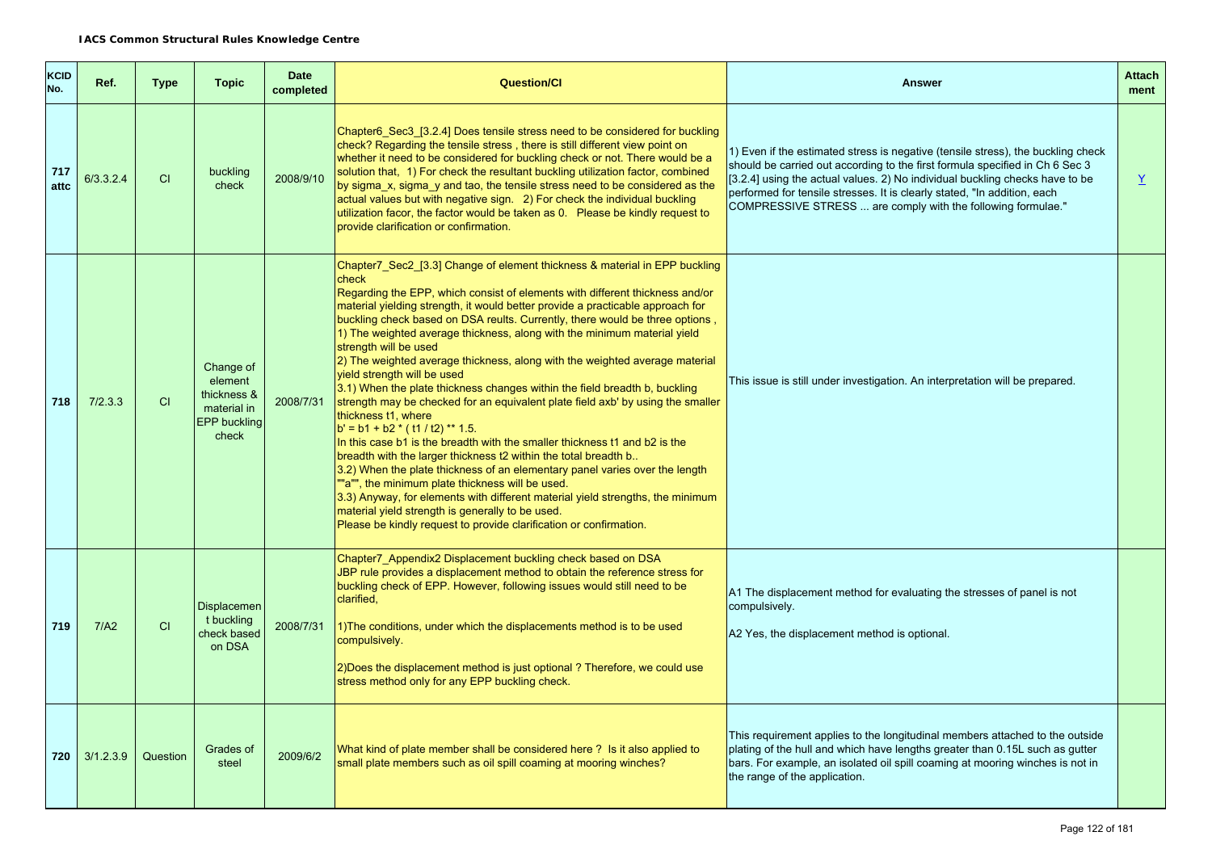| KCID No. | Ref. | Type | Topic | Date completed | Question/CI | Answer | Attach ment |
|---|---|---|---|---|---|---|---|
| 717 attc | 6/3.3.2.4 | CI | buckling check | 2008/9/10 | Chapter6_Sec3_[3.2.4] Does tensile stress need to be considered for buckling check? Regarding the tensile stress , there is still different view point on whether it need to be considered for buckling check or not. There would be a solution that, 1) For check the resultant buckling utilization factor, combined by sigma_x, sigma_y and tao, the tensile stress need to be considered as the actual values but with negative sign. 2) For check the individual buckling utilization facor, the factor would be taken as 0. Please be kindly request to provide clarification or confirmation. | 1) Even if the estimated stress is negative (tensile stress), the buckling check should be carried out according to the first formula specified in Ch 6 Sec 3 [3.2.4] using the actual values. 2) No individual buckling checks have to be performed for tensile stresses. It is clearly stated, "In addition, each COMPRESSIVE STRESS ... are comply with the following formulae." | Y |
| 718 | 7/2.3.3 | CI | Change of element thickness & material in EPP buckling check | 2008/7/31 | Chapter7_Sec2_[3.3] Change of element thickness & material in EPP buckling check<br>Regarding the EPP, which consist of elements with different thickness and/or material yielding strength, it would better provide a practicable approach for buckling check based on DSA reults. Currently, there would be three options ,<br>1) The weighted average thickness, along with the minimum material yield strength will be used<br>2) The weighted average thickness, along with the weighted average material yield strength will be used<br>3.1) When the plate thickness changes within the field breadth b, buckling strength may be checked for an equivalent plate field axb' by using the smaller thickness t1, where<br>b' = b1 + b2 * ( t1 / t2) ** 1.5.<br>In this case b1 is the breadth with the smaller thickness t1 and b2 is the breadth with the larger thickness t2 within the total breadth b..<br>3.2) When the plate thickness of an elementary panel varies over the length ""a"", the minimum plate thickness will be used.<br>3.3) Anyway, for elements with different material yield strengths, the minimum material yield strength is generally to be used.<br>Please be kindly request to provide clarification or confirmation. | This issue is still under investigation. An interpretation will be prepared. | |
| 719 | 7/A2 | CI | Displacement buckling check based on DSA | 2008/7/31 | Chapter7_Appendix2 Displacement buckling check based on DSA<br>JBP rule provides a displacement method to obtain the reference stress for buckling check of EPP. However, following issues would still need to be clarified,<br><br>1)The conditions, under which the displacements method is to be used compulsively.<br><br>2)Does the displacement method is just optional ? Therefore, we could use stress method only for any EPP buckling check. | A1 The displacement method for evaluating the stresses of panel is not compulsively.<br><br>A2 Yes, the displacement method is optional. | |
| 720 | 3/1.2.3.9 | Question | Grades of steel | 2009/6/2 | What kind of plate member shall be considered here ? Is it also applied to small plate members such as oil spill coaming at mooring winches? | This requirement applies to the longitudinal members attached to the outside plating of the hull and which have lengths greater than 0.15L such as gutter bars. For example, an isolated oil spill coaming at mooring winches is not in the range of the application. | |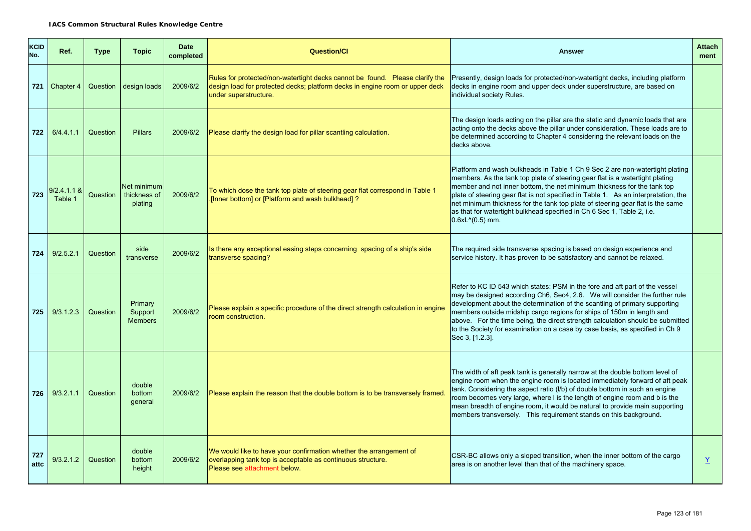**IACS Common Structural Rules Knowledge Centre**

| KCID No. | Ref. | Type | Topic | Date completed | Question/CI | Answer | Attach ment |
|---|---|---|---|---|---|---|---|
| 721 | Chapter 4 | Question | design loads | 2009/6/2 | Rules for protected/non-watertight decks cannot be found. Please clarify the design load for protected decks; platform decks in engine room or upper deck under superstructure. | Presently, design loads for protected/non-watertight decks, including platform decks in engine room and upper deck under superstructure, are based on individual society Rules. | |
| 722 | 6/4.4.1.1 | Question | Pillars | 2009/6/2 | Please clarify the design load for pillar scantling calculation. | The design loads acting on the pillar are the static and dynamic loads that are acting onto the decks above the pillar under consideration. These loads are to be determined according to Chapter 4 considering the relevant loads on the decks above. | |
| 723 | 9/2.4.1.1 & Table 1 | Question | Net minimum thickness of plating | 2009/6/2 | To which dose the tank top plate of steering gear flat correspond in Table 1 ,[Inner bottom] or [Platform and wash bulkhead] ? | Platform and wash bulkheads in Table 1 Ch 9 Sec 2 are non-watertight plating members. As the tank top plate of steering gear flat is a watertight plating member and not inner bottom, the net minimum thickness for the tank top plate of steering gear flat is not specified in Table 1. As an interpretation, the net minimum thickness for the tank top plate of steering gear flat is the same as that for watertight bulkhead specified in Ch 6 Sec 1, Table 2, i.e. 0.6xL^(0.5) mm. | |
| 724 | 9/2.5.2.1 | Question | side transverse | 2009/6/2 | Is there any exceptional easing steps concerning spacing of a ship's side transverse spacing? | The required side transverse spacing is based on design experience and service history. It has proven to be satisfactory and cannot be relaxed. | |
| 725 | 9/3.1.2.3 | Question | Primary Support Members | 2009/6/2 | Please explain a specific procedure of the direct strength calculation in engine room construction. | Refer to KC ID 543 which states: PSM in the fore and aft part of the vessel may be designed according Ch6, Sec4, 2.6. We will consider the further rule development about the determination of the scantling of primary supporting members outside midship cargo regions for ships of 150m in length and above. For the time being, the direct strength calculation should be submitted to the Society for examination on a case by case basis, as specified in Ch 9 Sec 3, [1.2.3]. | |
| 726 | 9/3.2.1.1 | Question | double bottom general | 2009/6/2 | Please explain the reason that the double bottom is to be transversely framed. | The width of aft peak tank is generally narrow at the double bottom level of engine room when the engine room is located immediately forward of aft peak tank. Considering the aspect ratio (l/b) of double bottom in such an engine room becomes very large, where l is the length of engine room and b is the mean breadth of engine room, it would be natural to provide main supporting members transversely. This requirement stands on this background. | |
| 727 attc | 9/3.2.1.2 | Question | double bottom height | 2009/6/2 | We would like to have your confirmation whether the arrangement of overlapping tank top is acceptable as continuous structure. Please see attachment below. | CSR-BC allows only a sloped transition, when the inner bottom of the cargo area is on another level than that of the machinery space. | Y |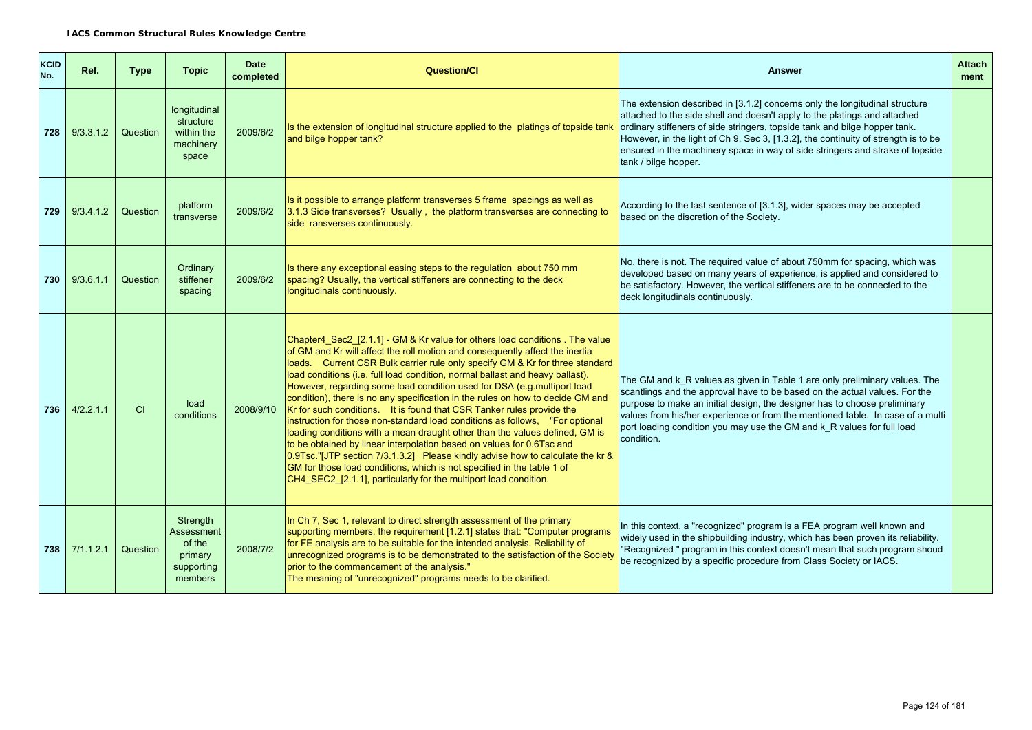**IACS Common Structural Rules Knowledge Centre**

| KCID No. | Ref. | Type | Topic | Date completed | Question/CI | Answer | Attachment |
|---|---|---|---|---|---|---|---|
| 728 | 9/3.3.1.2 | Question | longitudinal structure within the machinery space | 2009/6/2 | Is the extension of longitudinal structure applied to the platings of topside tank and bilge hopper tank? | The extension described in [3.1.2] concerns only the longitudinal structure attached to the side shell and doesn't apply to the platings and attached ordinary stiffeners of side stringers, topside tank and bilge hopper tank. However, in the light of Ch 9, Sec 3, [1.3.2], the continuity of strength is to be ensured in the machinery space in way of side stringers and strake of topside tank / bilge hopper. | |
| 729 | 9/3.4.1.2 | Question | platform transverse | 2009/6/2 | Is it possible to arrange platform transverses 5 frame spacings as well as 3.1.3 Side transverses? Usually , the platform transverses are connecting to side ransverses continuously. | According to the last sentence of [3.1.3], wider spaces may be accepted based on the discretion of the Society. | |
| 730 | 9/3.6.1.1 | Question | Ordinary stiffener spacing | 2009/6/2 | Is there any exceptional easing steps to the regulation about 750 mm spacing? Usually, the vertical stiffeners are connecting to the deck longitudinals continuously. | No, there is not. The required value of about 750mm for spacing, which was developed based on many years of experience, is applied and considered to be satisfactory. However, the vertical stiffeners are to be connected to the deck longitudinals continuously. | |
| 736 | 4/2.2.1.1 | CI | load conditions | 2008/9/10 | Chapter4_Sec2_[2.1.1] - GM & Kr value for others load conditions . The value of GM and Kr will affect the roll motion and consequently affect the inertia loads. Current CSR Bulk carrier rule only specify GM & Kr for three standard load conditions (i.e. full load condition, normal ballast and heavy ballast). However, regarding some load condition used for DSA (e.g.multiport load condition), there is no any specification in the rules on how to decide GM and Kr for such conditions. It is found that CSR Tanker rules provide the instruction for those non-standard load conditions as follows, "For optional loading conditions with a mean draught other than the values defined, GM is to be obtained by linear interpolation based on values for 0.6Tsc and 0.9Tsc."[JTP section 7/3.1.3.2] Please kindly advise how to calculate the kr & GM for those load conditions, which is not specified in the table 1 of CH4_SEC2_[2.1.1], particularly for the multiport load condition. | The GM and k_R values as given in Table 1 are only preliminary values. The scantlings and the approval have to be based on the actual values. For the purpose to make an initial design, the designer has to choose preliminary values from his/her experience or from the mentioned table. In case of a multi port loading condition you may use the GM and k_R values for full load condition. | |
| 738 | 7/1.1.2.1 | Question | Strength Assessment of the primary supporting members | 2008/7/2 | In Ch 7, Sec 1, relevant to direct strength assessment of the primary supporting members, the requirement [1.2.1] states that: "Computer programs for FE analysis are to be suitable for the intended analysis. Reliability of unrecognized programs is to be demonstrated to the satisfaction of the Society prior to the commencement of the analysis."<br>The meaning of "unrecognized" programs needs to be clarified. | In this context, a "recognized" program is a FEA program well known and widely used in the shipbuilding industry, which has been proven its reliability. "Recognized " program in this context doesn't mean that such program shoud be recognized by a specific procedure from Class Society or IACS. | |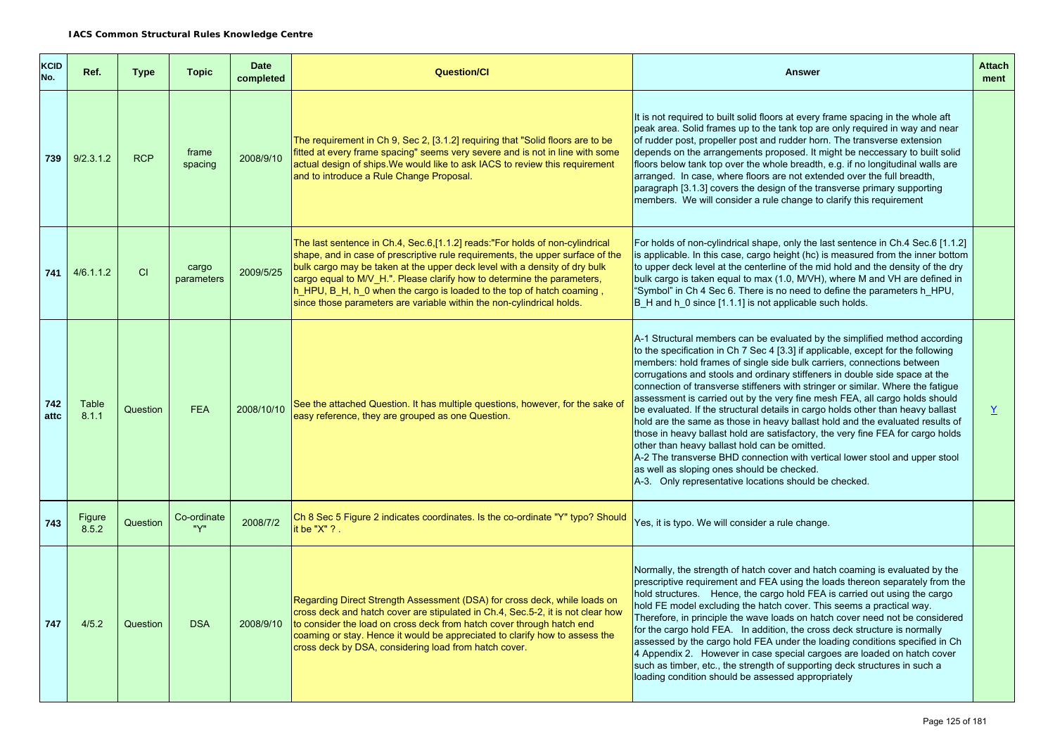**IACS Common Structural Rules Knowledge Centre**

| KCID No. | Ref. | Type | Topic | Date completed | Question/CI | Answer | Attach ment |
|---|---|---|---|---|---|---|---|
| 739 | 9/2.3.1.2 | RCP | frame spacing | 2008/9/10 | The requirement in Ch 9, Sec 2, [3.1.2] requiring that "Solid floors are to be fitted at every frame spacing" seems very severe and is not in line with some actual design of ships.We would like to ask IACS to review this requirement and to introduce a Rule Change Proposal. | It is not required to built solid floors at every frame spacing in the whole aft peak area. Solid frames up to the tank top are only required in way and near of rudder post, propeller post and rudder horn. The transverse extension depends on the arrangements proposed. It might be neccessary to built solid floors below tank top over the whole breadth, e.g. if no longitudinal walls are arranged. In case, where floors are not extended over the full breadth, paragraph [3.1.3] covers the design of the transverse primary supporting members. We will consider a rule change to clarify this requirement | |
| 741 | 4/6.1.1.2 | CI | cargo parameters | 2009/5/25 | The last sentence in Ch.4, Sec.6,[1.1.2] reads:"For holds of non-cylindrical shape, and in case of prescriptive rule requirements, the upper surface of the bulk cargo may be taken at the upper deck level with a density of dry bulk cargo equal to M/V_H.". Please clarify how to determine the parameters, h_HPU, B_H, h_0 when the cargo is loaded to the top of hatch coaming , since those parameters are variable within the non-cylindrical holds. | For holds of non-cylindrical shape, only the last sentence in Ch.4 Sec.6 [1.1.2] is applicable. In this case, cargo height (hc) is measured from the inner bottom to upper deck level at the centerline of the mid hold and the density of the dry bulk cargo is taken equal to max (1.0, M/VH), where M and VH are defined in "Symbol" in Ch 4 Sec 6. There is no need to define the parameters h_HPU, B_H and h_0 since [1.1.1] is not applicable such holds. | |
| 742 attc | Table 8.1.1 | Question | FEA | 2008/10/10 | See the attached Question. It has multiple questions, however, for the sake of easy reference, they are grouped as one Question. | A-1 Structural members can be evaluated by the simplified method according to the specification in Ch 7 Sec 4 [3.3] if applicable, except for the following members: hold frames of single side bulk carriers, connections between corrugations and stools and ordinary stiffeners in double side space at the connection of transverse stiffeners with stringer or similar. Where the fatigue assessment is carried out by the very fine mesh FEA, all cargo holds should be evaluated. If the structural details in cargo holds other than heavy ballast hold are the same as those in heavy ballast hold and the evaluated results of those in heavy ballast hold are satisfactory, the very fine FEA for cargo holds other than heavy ballast hold can be omitted.<br>A-2 The transverse BHD connection with vertical lower stool and upper stool as well as sloping ones should be checked.<br>A-3. Only representative locations should be checked. | Y |
| 743 | Figure 8.5.2 | Question | Co-ordinate "Y" | 2008/7/2 | Ch 8 Sec 5 Figure 2 indicates coordinates. Is the co-ordinate "Y" typo? Should it be "X" ? . | Yes, it is typo. We will consider a rule change. | |
| 747 | 4/5.2 | Question | DSA | 2008/9/10 | Regarding Direct Strength Assessment (DSA) for cross deck, while loads on cross deck and hatch cover are stipulated in Ch.4, Sec.5-2, it is not clear how to consider the load on cross deck from hatch cover through hatch end coaming or stay. Hence it would be appreciated to clarify how to assess the cross deck by DSA, considering load from hatch cover. | Normally, the strength of hatch cover and hatch coaming is evaluated by the prescriptive requirement and FEA using the loads thereon separately from the hold structures. Hence, the cargo hold FEA is carried out using the cargo hold FE model excluding the hatch cover. This seems a practical way. Therefore, in principle the wave loads on hatch cover need not be considered for the cargo hold FEA. In addition, the cross deck structure is normally assessed by the cargo hold FEA under the loading conditions specified in Ch 4 Appendix 2. However in case special cargoes are loaded on hatch cover such as timber, etc., the strength of supporting deck structures in such a loading condition should be assessed appropriately | |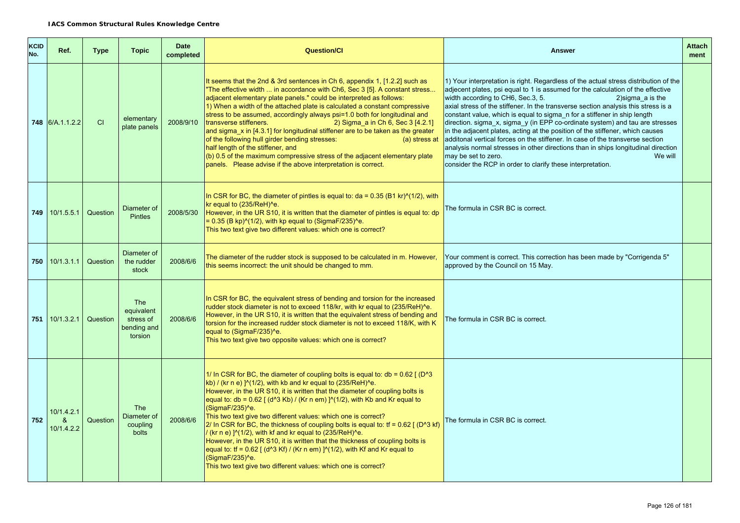**IACS Common Structural Rules Knowledge Centre**

| KCID No. | Ref. | Type | Topic | Date completed | Question/CI | Answer | Attach ment |
|---|---|---|---|---|---|---|---|
| 748 | 6/A.1.1.2.2 | CI | elementary plate panels | 2008/9/10 | It seems that the 2nd & 3rd sentences in Ch 6, appendix 1, [1.2.2] such as "The effective width ... in accordance with Ch6, Sec 3 [5]. A constant stress... adjacent elementary plate panels." could be interpreted as follows: 1) When a width of the attached plate is calculated a constant compressive stress to be assumed, accordingly always psi=1.0 both for longitudinal and transverse stiffeners. 2) Sigma_a in Ch 6, Sec 3 [4.2.1] and sigma_x in [4.3.1] for longitudinal stiffener are to be taken as the greater of the following hull girder bending stresses: (a) stress at half length of the stiffener, and (b) 0.5 of the maximum compressive stress of the adjacent elementary plate panels. Please advise if the above interpretation is correct. | 1) Your interpretation is right. Regardless of the actual stress distribution of the adjecent plates, psi equal to 1 is assumed for the calculation of the effective width according to CH6, Sec.3, 5. 2)sigma_a is the axial stress of the stiffener. In the transverse section analysis this stress is a constant value, which is equal to sigma_n for a stiffener in ship length direction. sigma_x, sigma_y (in EPP co-ordinate system) and tau are stresses in the adjacent plates, acting at the position of the stiffener, which causes additonal vertical forces on the stiffener. In case of the transverse section analysis normal stresses in other directions than in ships longitudinal direction may be set to zero. We will consider the RCP in order to clarify these interpretation. | |
| 749 | 10/1.5.5.1 | Question | Diameter of Pintles | 2008/5/30 | In CSR for BC, the diameter of pintles is equal to: da = 0.35 (B1 kr)^(1/2), with kr equal to (235/ReH)^e. However, in the UR S10, it is written that the diameter of pintles is equal to: dp = 0.35 (B kp)^(1/2), with kp equal to (SigmaF/235)^e. This two text give two different values: which one is correct? | The formula in CSR BC is correct. | |
| 750 | 10/1.3.1.1 | Question | Diameter of the rudder stock | 2008/6/6 | The diameter of the rudder stock is supposed to be calculated in m. However, this seems incorrect: the unit should be changed to mm. | Your comment is correct. This correction has been made by "Corrigenda 5" approved by the Council on 15 May. | |
| 751 | 10/1.3.2.1 | Question | The equivalent stress of bending and torsion | 2008/6/6 | In CSR for BC, the equivalent stress of bending and torsion for the increased rudder stock diameter is not to exceed 118/kr, with kr equal to (235/ReH)^e. However, in the UR S10, it is written that the equivalent stress of bending and torsion for the increased rudder stock diameter is not to exceed 118/K, with K equal to (SigmaF/235)^e. This two text give two opposite values: which one is correct? | The formula in CSR BC is correct. | |
| 752 | 10/1.4.2.1 & 10/1.4.2.2 | Question | The Diameter of coupling bolts | 2008/6/6 | 1/ In CSR for BC, the diameter of coupling bolts is equal to: db = 0.62 [ (D^3 kb) / (kr n e) ]^(1/2), with kb and kr equal to (235/ReH)^e. However, in the UR S10, it is written that the diameter of coupling bolts is equal to: db = 0.62 [ (d^3 Kb) / (Kr n em) ]^(1/2), with Kb and Kr equal to (SigmaF/235)^e. This two text give two different values: which one is correct? 2/ In CSR for BC, the thickness of coupling bolts is equal to: tf = 0.62 [ (D^3 kf) / (kr n e) ]^(1/2), with kf and kr equal to (235/ReH)^e. However, in the UR S10, it is written that the thickness of coupling bolts is equal to: tf = 0.62 [ (d^3 Kf) / (Kr n em) ]^(1/2), with Kf and Kr equal to (SigmaF/235)^e. This two text give two different values: which one is correct? | The formula in CSR BC is correct. | |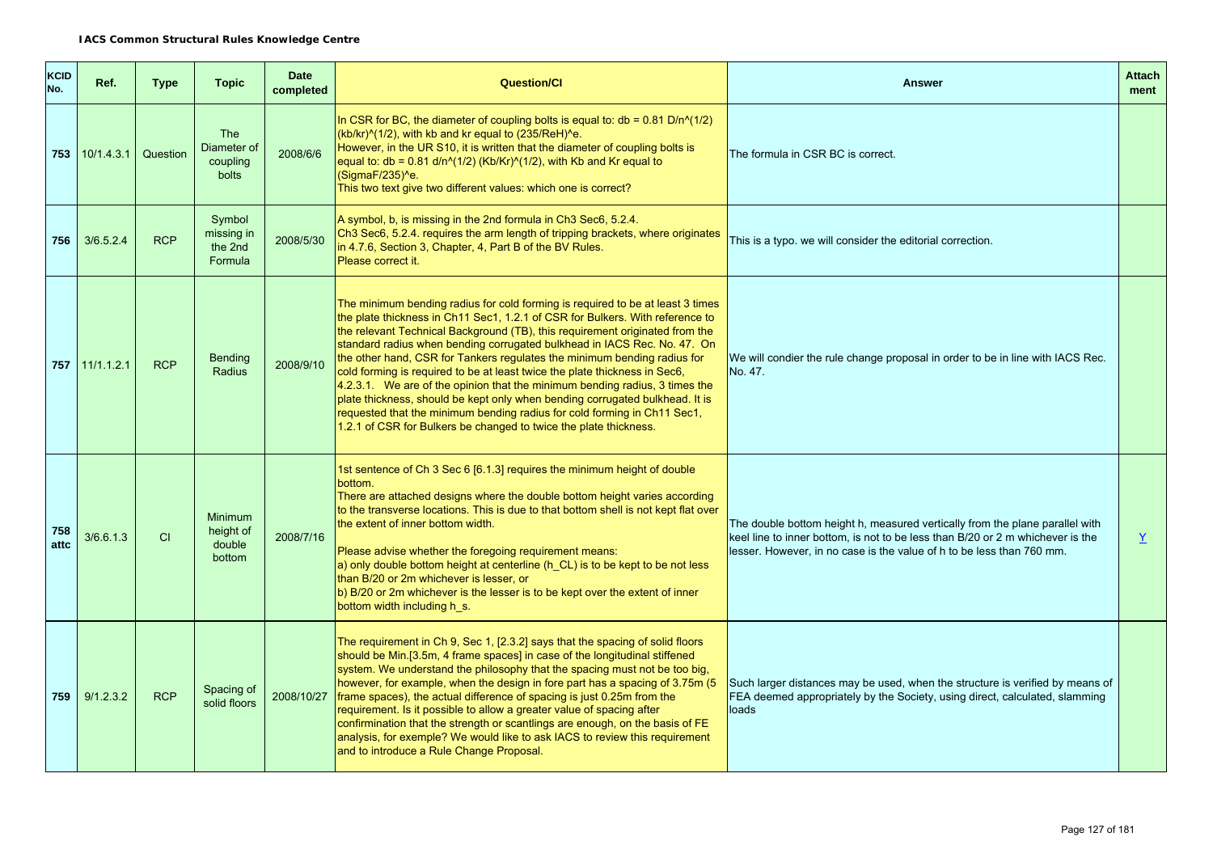**IACS Common Structural Rules Knowledge Centre**

| KCID No. | Ref. | Type | Topic | Date completed | Question/CI | Answer | Attach ment |
|---|---|---|---|---|---|---|---|
| **753** | 10/1.4.3.1 | Question | The Diameter of coupling bolts | 2008/6/6 | In CSR for BC, the diameter of coupling bolts is equal to: db = 0.81 D/n^(1/2) (kb/kr)^(1/2), with kb and kr equal to (235/ReH)^e.<br>However, in the UR S10, it is written that the diameter of coupling bolts is equal to: db = 0.81 d/n^(1/2) (Kb/Kr)^(1/2), with Kb and Kr equal to (SigmaF/235)^e.<br>This two text give two different values: which one is correct? | The formula in CSR BC is correct. | |
| **756** | 3/6.5.2.4 | RCP | Symbol missing in the 2nd Formula | 2008/5/30 | A symbol, b, is missing in the 2nd formula in Ch3 Sec6, 5.2.4.<br>Ch3 Sec6, 5.2.4. requires the arm length of tripping brackets, where originates in 4.7.6, Section 3, Chapter, 4, Part B of the BV Rules.<br>Please correct it. | This is a typo. we will consider the editorial correction. | |
| **757** | 11/1.1.2.1 | RCP | Bending Radius | 2008/9/10 | The minimum bending radius for cold forming is required to be at least 3 times the plate thickness in Ch11 Sec1, 1.2.1 of CSR for Bulkers. With reference to the relevant Technical Background (TB), this requirement originated from the standard radius when bending corrugated bulkhead in IACS Rec. No. 47. On the other hand, CSR for Tankers regulates the minimum bending radius for cold forming is required to be at least twice the plate thickness in Sec6, 4.2.3.1. We are of the opinion that the minimum bending radius, 3 times the plate thickness, should be kept only when bending corrugated bulkhead. It is requested that the minimum bending radius for cold forming in Ch11 Sec1, 1.2.1 of CSR for Bulkers be changed to twice the plate thickness. | We will condier the rule change proposal in order to be in line with IACS Rec. No. 47. | |
| **758 attc** | 3/6.6.1.3 | CI | Minimum height of double bottom | 2008/7/16 | 1st sentence of Ch 3 Sec 6 [6.1.3] requires the minimum height of double bottom.<br>There are attached designs where the double bottom height varies according to the transverse locations. This is due to that bottom shell is not kept flat over the extent of inner bottom width.<br><br>Please advise whether the foregoing requirement means:<br>a) only double bottom height at centerline (h_CL) is to be kept to be not less than B/20 or 2m whichever is lesser, or<br>b) B/20 or 2m whichever is the lesser is to be kept over the extent of inner bottom width including h_s. | The double bottom height h, measured vertically from the plane parallel with keel line to inner bottom, is not to be less than B/20 or 2 m whichever is the lesser. However, in no case is the value of h to be less than 760 mm. | Y |
| **759** | 9/1.2.3.2 | RCP | Spacing of solid floors | 2008/10/27 | The requirement in Ch 9, Sec 1, [2.3.2] says that the spacing of solid floors should be Min.[3.5m, 4 frame spaces] in case of the longitudinal stiffened system. We understand the philosophy that the spacing must not be too big, however, for example, when the design in fore part has a spacing of 3.75m (5 frame spaces), the actual difference of spacing is just 0.25m from the requirement. Is it possible to allow a greater value of spacing after confirmination that the strength or scantlings are enough, on the basis of FE analysis, for exemple? We would like to ask IACS to review this requirement and to introduce a Rule Change Proposal. | Such larger distances may be used, when the structure is verified by means of FEA deemed appropriately by the Society, using direct, calculated, slamming loads | |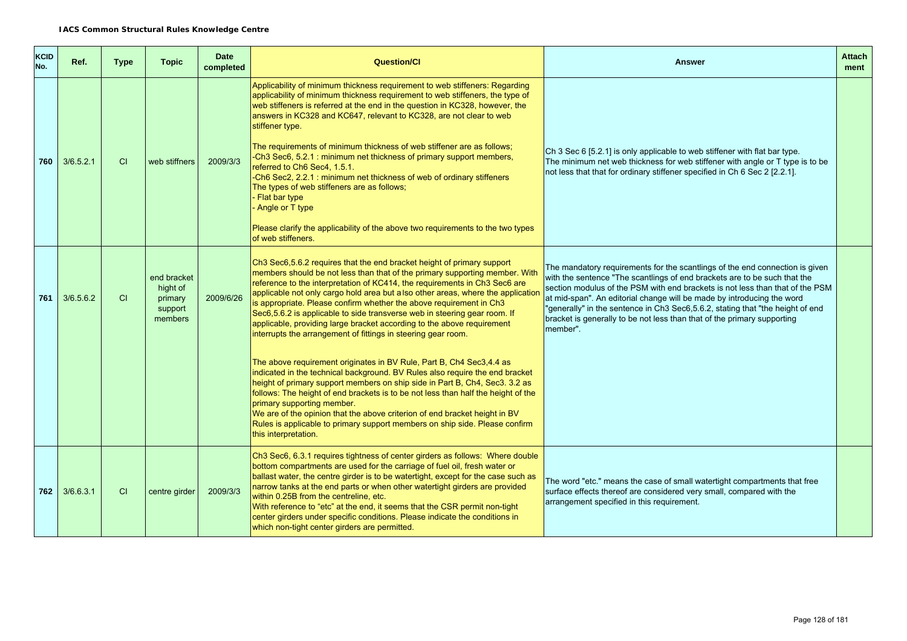| KCID No. | Ref. | Type | Topic | Date completed | Question/CI | Answer | Attach ment |
|---|---|---|---|---|---|---|---|
| 760 | 3/6.5.2.1 | CI | web stiffners | 2009/3/3 | Applicability of minimum thickness requirement to web stiffeners: Regarding applicability of minimum thickness requirement to web stiffeners, the type of web stiffeners is referred at the end in the question in KC328, however, the answers in KC328 and KC647, relevant to KC328, are not clear to web stiffener type.<br><br>The requirements of minimum thickness of web stiffener are as follows;<br>-Ch3 Sec6, 5.2.1 : minimum net thickness of primary support members, referred to Ch6 Sec4, 1.5.1.<br>-Ch6 Sec2, 2.2.1 : minimum net thickness of web of ordinary stiffeners<br>The types of web stiffeners are as follows;<br>- Flat bar type<br>- Angle or T type<br><br>Please clarify the applicability of the above two requirements to the two types of web stiffeners. | Ch 3 Sec 6 [5.2.1] is only applicable to web stiffener with flat bar type.<br>The minimum net web thickness for web stiffener with angle or T type is to be not less that that for ordinary stiffener specified in Ch 6 Sec 2 [2.2.1]. | |
| 761 | 3/6.5.6.2 | CI | end bracket hight of primary support members | 2009/6/26 | Ch3 Sec6,5.6.2 requires that the end bracket height of primary support members should be not less than that of the primary supporting member. With reference to the interpretation of KC414, the requirements in Ch3 Sec6 are applicable not only cargo hold area but also other areas, where the application is appropriate. Please confirm whether the above requirement in Ch3 Sec6,5.6.2 is applicable to side transverse web in steering gear room. If applicable, providing large bracket according to the above requirement interrupts the arrangement of fittings in steering gear room.<br><br>The above requirement originates in BV Rule, Part B, Ch4 Sec3,4.4 as indicated in the technical background. BV Rules also require the end bracket height of primary support members on ship side in Part B, Ch4, Sec3. 3.2 as follows: The height of end brackets is to be not less than half the height of the primary supporting member.<br>We are of the opinion that the above criterion of end bracket height in BV Rules is applicable to primary support members on ship side. Please confirm this interpretation. | The mandatory requirements for the scantlings of the end connection is given with the sentence "The scantlings of end brackets are to be such that the section modulus of the PSM with end brackets is not less than that of the PSM at mid-span". An editorial change will be made by introducing the word "generally" in the sentence in Ch3 Sec6,5.6.2, stating that "the height of end bracket is generally to be not less than that of the primary supporting member". | |
| 762 | 3/6.6.3.1 | CI | centre girder | 2009/3/3 | Ch3 Sec6, 6.3.1 requires tightness of center girders as follows: Where double bottom compartments are used for the carriage of fuel oil, fresh water or ballast water, the centre girder is to be watertight, except for the case such as narrow tanks at the end parts or when other watertight girders are provided within 0.25B from the centreline, etc.<br>With reference to "etc" at the end, it seems that the CSR permit non-tight center girders under specific conditions. Please indicate the conditions in which non-tight center girders are permitted. | The word "etc." means the case of small watertight compartments that free surface effects thereof are considered very small, compared with the arrangement specified in this requirement. | |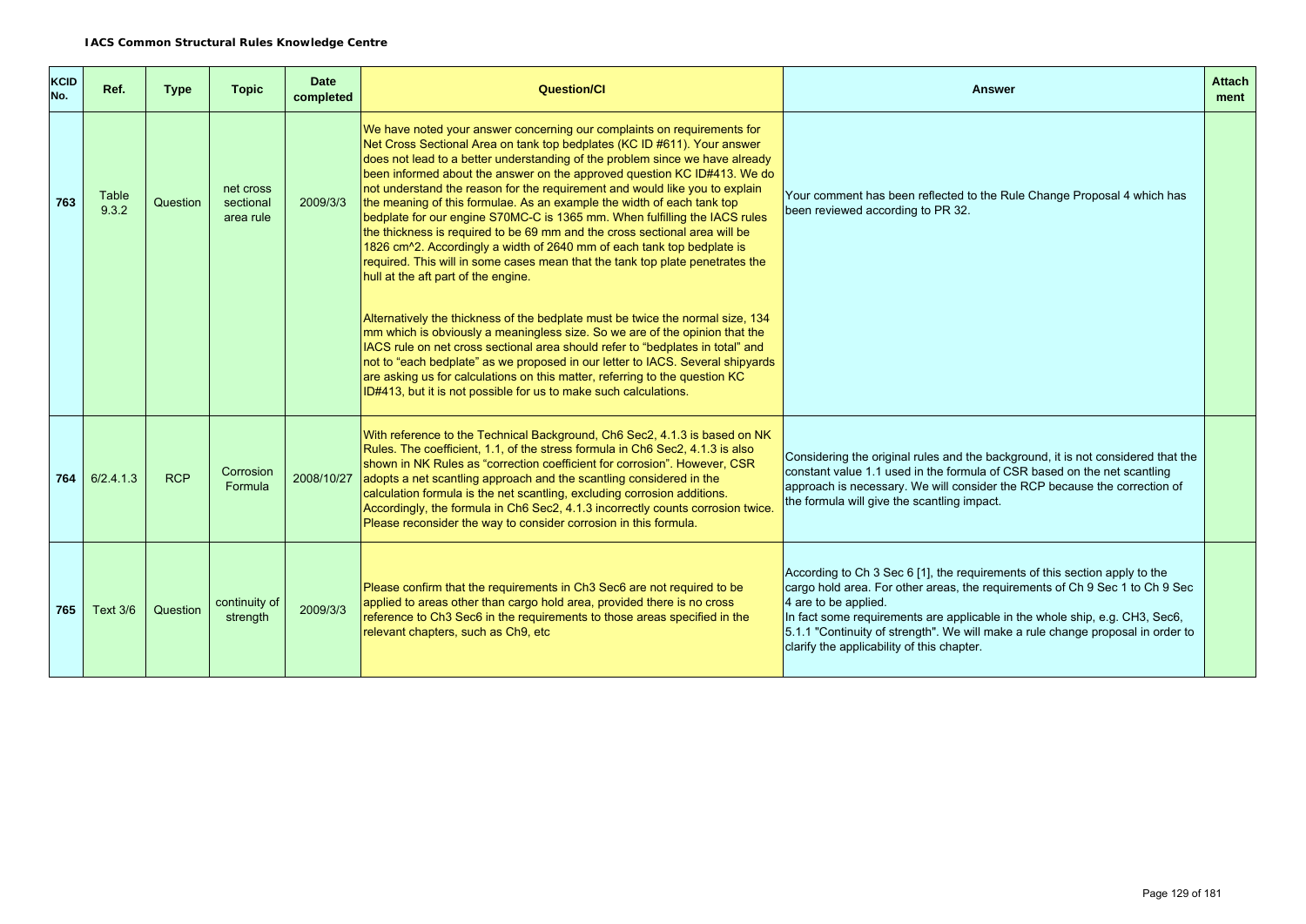**IACS Common Structural Rules Knowledge Centre**

| KCID No. | Ref. | Type | Topic | Date completed | Question/CI | Answer | Attachment |
|---|---|---|---|---|---|---|---|
| 763 | Table 9.3.2 | Question | net cross sectional area rule | 2009/3/3 | We have noted your answer concerning our complaints on requirements for Net Cross Sectional Area on tank top bedplates (KC ID #611). Your answer does not lead to a better understanding of the problem since we have already been informed about the answer on the approved question KC ID#413. We do not understand the reason for the requirement and would like you to explain the meaning of this formulae. As an example the width of each tank top bedplate for our engine S70MC-C is 1365 mm. When fulfilling the IACS rules the thickness is required to be 69 mm and the cross sectional area will be 1826 cm^2. Accordingly a width of 2640 mm of each tank top bedplate is required. This will in some cases mean that the tank top plate penetrates the hull at the aft part of the engine.<br><br>Alternatively the thickness of the bedplate must be twice the normal size, 134 mm which is obviously a meaningless size. So we are of the opinion that the IACS rule on net cross sectional area should refer to "bedplates in total" and not to "each bedplate" as we proposed in our letter to IACS. Several shipyards are asking us for calculations on this matter, referring to the question KC ID#413, but it is not possible for us to make such calculations. | Your comment has been reflected to the Rule Change Proposal 4 which has been reviewed according to PR 32. | |
| 764 | 6/2.4.1.3 | RCP | Corrosion Formula | 2008/10/27 | With reference to the Technical Background, Ch6 Sec2, 4.1.3 is based on NK Rules. The coefficient, 1.1, of the stress formula in Ch6 Sec2, 4.1.3 is also shown in NK Rules as "correction coefficient for corrosion". However, CSR adopts a net scantling approach and the scantling considered in the calculation formula is the net scantling, excluding corrosion additions. Accordingly, the formula in Ch6 Sec2, 4.1.3 incorrectly counts corrosion twice. Please reconsider the way to consider corrosion in this formula. | Considering the original rules and the background, it is not considered that the constant value 1.1 used in the formula of CSR based on the net scantling approach is necessary. We will consider the RCP because the correction of the formula will give the scantling impact. | |
| 765 | Text 3/6 | Question | continuity of strength | 2009/3/3 | Please confirm that the requirements in Ch3 Sec6 are not required to be applied to areas other than cargo hold area, provided there is no cross reference to Ch3 Sec6 in the requirements to those areas specified in the relevant chapters, such as Ch9, etc | According to Ch 3 Sec 6 [1], the requirements of this section apply to the cargo hold area. For other areas, the requirements of Ch 9 Sec 1 to Ch 9 Sec 4 are to be applied.<br>In fact some requirements are applicable in the whole ship, e.g. CH3, Sec6, 5.1.1 "Continuity of strength". We will make a rule change proposal in order to clarify the applicability of this chapter. | |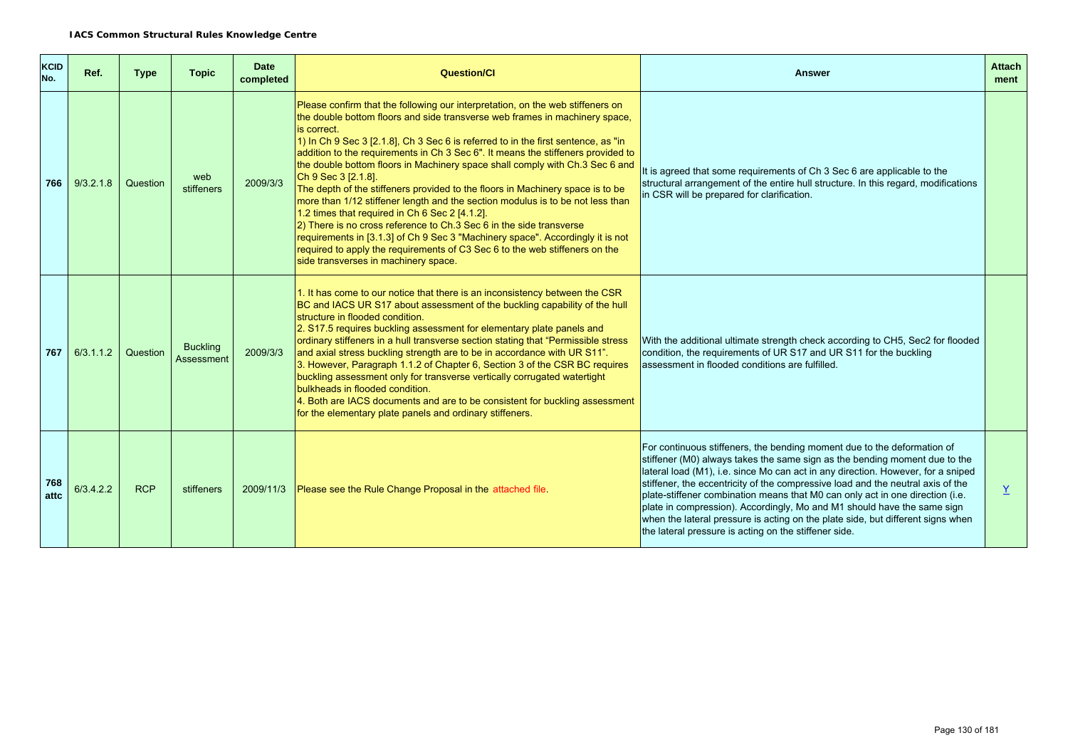**IACS Common Structural Rules Knowledge Centre**

| KCID No. | Ref. | Type | Topic | Date completed | Question/CI | Answer | Attach ment |
|---|---|---|---|---|---|---|---|
| **766** | 9/3.2.1.8 | Question | web stiffeners | 2009/3/3 | Please confirm that the following our interpretation, on the web stiffeners on the double bottom floors and side transverse web frames in machinery space, is correct.<br>1) In Ch 9 Sec 3 [2.1.8], Ch 3 Sec 6 is referred to in the first sentence, as "in addition to the requirements in Ch 3 Sec 6". It means the stiffeners provided to the double bottom floors in Machinery space shall comply with Ch.3 Sec 6 and Ch 9 Sec 3 [2.1.8].<br>The depth of the stiffeners provided to the floors in Machinery space is to be more than 1/12 stiffener length and the section modulus is to be not less than 1.2 times that required in Ch 6 Sec 2 [4.1.2].<br>2) There is no cross reference to Ch.3 Sec 6 in the side transverse requirements in [3.1.3] of Ch 9 Sec 3 "Machinery space". Accordingly it is not required to apply the requirements of C3 Sec 6 to the web stiffeners on the side transverses in machinery space. | It is agreed that some requirements of Ch 3 Sec 6 are applicable to the structural arrangement of the entire hull structure. In this regard, modifications in CSR will be prepared for clarification. | |
| **767** | 6/3.1.1.2 | Question | Buckling Assessment | 2009/3/3 | 1. It has come to our notice that there is an inconsistency between the CSR BC and IACS UR S17 about assessment of the buckling capability of the hull structure in flooded condition.<br>2. S17.5 requires buckling assessment for elementary plate panels and ordinary stiffeners in a hull transverse section stating that "Permissible stress and axial stress buckling strength are to be in accordance with UR S11".<br>3. However, Paragraph 1.1.2 of Chapter 6, Section 3 of the CSR BC requires buckling assessment only for transverse vertically corrugated watertight bulkheads in flooded condition.<br>4. Both are IACS documents and are to be consistent for buckling assessment for the elementary plate panels and ordinary stiffeners. | With the additional ultimate strength check according to CH5, Sec2 for flooded condition, the requirements of UR S17 and UR S11 for the buckling assessment in flooded conditions are fulfilled. | |
| **768 attc** | 6/3.4.2.2 | RCP | stiffeners | 2009/11/3 | Please see the Rule Change Proposal in the attached file. | For continuous stiffeners, the bending moment due to the deformation of stiffener (M0) always takes the same sign as the bending moment due to the lateral load (M1), i.e. since Mo can act in any direction. However, for a sniped stiffener, the eccentricity of the compressive load and the neutral axis of the plate-stiffener combination means that M0 can only act in one direction (i.e. plate in compression). Accordingly, Mo and M1 should have the same sign when the lateral pressure is acting on the plate side, but different signs when the lateral pressure is acting on the stiffener side. | Y |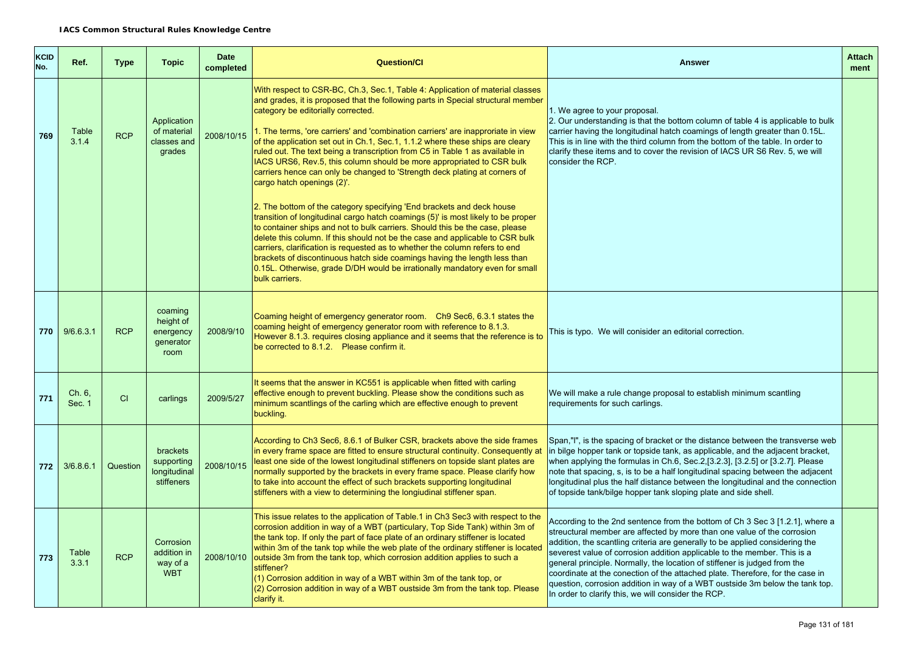**IACS Common Structural Rules Knowledge Centre**

| KCID No. | Ref. | Type | Topic | Date completed | Question/CI | Answer | Attach ment |
|---|---|---|---|---|---|---|---|
| 769 | Table 3.1.4 | RCP | Application of material classes and grades | 2008/10/15 | With respect to CSR-BC, Ch.3, Sec.1, Table 4: Application of material classes and grades, it is proposed that the following parts in Special structural member category be editorially corrected.<br><br>1. The terms, 'ore carriers' and 'combination carriers' are inappropriate in view of the application set out in Ch.1, Sec.1, 1.1.2 where these ships are cleary ruled out. The text being a transcription from C5 in Table 1 as available in IACS URS6, Rev.5, this column should be more appropriated to CSR bulk carriers hence can only be changed to 'Strength deck plating at corners of cargo hatch openings (2)'.<br><br>2. The bottom of the category specifying 'End brackets and deck house transition of longitudinal cargo hatch coamings (5)' is most likely to be proper to container ships and not to bulk carriers. Should this be the case, please delete this column. If this should not be the case and applicable to CSR bulk carriers, clarification is requested as to whether the column refers to end brackets of discontinuous hatch side coamings having the length less than 0.15L. Otherwise, grade D/DH would be irrationally mandatory even for small bulk carriers. | 1. We agree to your proposal.<br>2. Our understanding is that the bottom column of table 4 is applicable to bulk carrier having the longitudinal hatch coamings of length greater than 0.15L. This is in line with the third column from the bottom of the table. In order to clarify these items and to cover the revision of IACS UR S6 Rev. 5, we will consider the RCP. | |
| 770 | 9/6.6.3.1 | RCP | coaming height of energency generator room | 2008/9/10 | Coaming height of emergency generator room. Ch9 Sec6, 6.3.1 states the coaming height of emergency generator room with reference to 8.1.3. However 8.1.3. requires closing appliance and it seems that the reference is to be corrected to 8.1.2. Please confirm it. | This is typo. We will conisider an editorial correction. | |
| 771 | Ch. 6, Sec. 1 | CI | carlings | 2009/5/27 | It seems that the answer in KC551 is applicable when fitted with carling effective enough to prevent buckling. Please show the conditions such as minimum scantlings of the carling which are effective enough to prevent buckling. | We will make a rule change proposal to establish minimum scantling requirements for such carlings. | |
| 772 | 3/6.8.6.1 | Question | brackets supporting longitudinal stiffeners | 2008/10/15 | According to Ch3 Sec6, 8.6.1 of Bulker CSR, brackets above the side frames in every frame space are fitted to ensure structural continuity. Consequently at least one side of the lowest longitudinal stiffeners on topside slant plates are normally supported by the brackets in every frame space. Please clarify how to take into account the effect of such brackets supporting longitudinal stiffeners with a view to determining the longiudinal stiffener span. | Span,"l", is the spacing of bracket or the distance between the transverse web in bilge hopper tank or topside tank, as applicable, and the adjacent bracket, when applying the formulas in Ch.6, Sec.2,[3.2.3], [3.2.5] or [3.2.7]. Please note that spacing, s, is to be a half longitudinal spacing between the adjacent longitudinal plus the half distance between the longitudinal and the connection of topside tank/bilge hopper tank sloping plate and side shell. | |
| 773 | Table 3.3.1 | RCP | Corrosion addition in way of a WBT | 2008/10/10 | This issue relates to the application of Table.1 in Ch3 Sec3 with respect to the corrosion addition in way of a WBT (particulary, Top Side Tank) within 3m of the tank top. If only the part of face plate of an ordinary stiffener is located within 3m of the tank top while the web plate of the ordinary stiffener is located outside 3m from the tank top, which corrosion addition applies to such a stiffener?<br>(1) Corrosion addition in way of a WBT within 3m of the tank top, or<br>(2) Corrosion addition in way of a WBT oustside 3m from the tank top. Please clarify it. | According to the 2nd sentence from the bottom of Ch 3 Sec 3 [1.2.1], where a streuctural member are affected by more than one value of the corrosion addition, the scantling criteria are generally to be applied considering the severest value of corrosion addition applicable to the member. This is a general principle. Normally, the location of stiffener is judged from the coordinate at the conection of the attached plate. Therefore, for the case in question, corrosion addition in way of a WBT oustside 3m below the tank top. In order to clarify this, we will consider the RCP. | |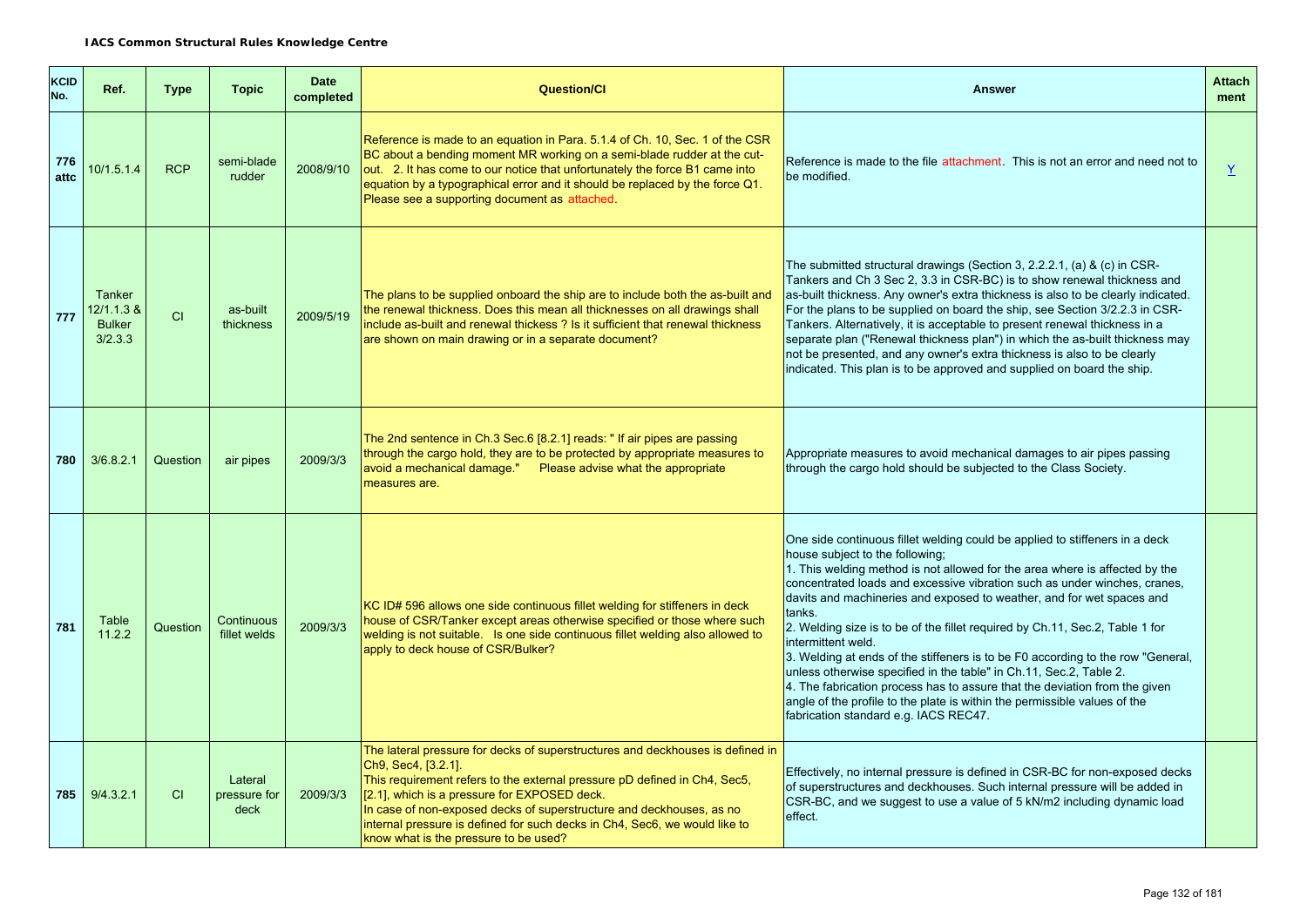**IACS Common Structural Rules Knowledge Centre**

| KCID No. | Ref. | Type | Topic | Date completed | Question/CI | Answer | Attach ment |
|---|---|---|---|---|---|---|---|
| 776 attc | 10/1.5.1.4 | RCP | semi-blade rudder | 2008/9/10 | Reference is made to an equation in Para. 5.1.4 of Ch. 10, Sec. 1 of the CSR BC about a bending moment MR working on a semi-blade rudder at the cut-out. 2. It has come to our notice that unfortunately the force B1 came into equation by a typographical error and it should be replaced by the force Q1. Please see a supporting document as attached. | Reference is made to the file attachment. This is not an error and need not to be modified. | Y |
| 777 | Tanker 12/1.1.3 & Bulker 3/2.3.3 | CI | as-built thickness | 2009/5/19 | The plans to be supplied onboard the ship are to include both the as-built and the renewal thickness. Does this mean all thicknesses on all drawings shall include as-built and renewal thickess ? Is it sufficient that renewal thickness are shown on main drawing or in a separate document? | The submitted structural drawings (Section 3, 2.2.2.1, (a) & (c) in CSR-Tankers and Ch 3 Sec 2, 3.3 in CSR-BC) is to show renewal thickness and as-built thickness. Any owner's extra thickness is also to be clearly indicated. For the plans to be supplied on board the ship, see Section 3/2.2.3 in CSR-Tankers. Alternatively, it is acceptable to present renewal thickness in a separate plan ("Renewal thickness plan") in which the as-built thickness may not be presented, and any owner's extra thickness is also to be clearly indicated. This plan is to be approved and supplied on board the ship. | |
| 780 | 3/6.8.2.1 | Question | air pipes | 2009/3/3 | The 2nd sentence in Ch.3 Sec.6 [8.2.1] reads: " If air pipes are passing through the cargo hold, they are to be protected by appropriate measures to avoid a mechanical damage." Please advise what the appropriate measures are. | Appropriate measures to avoid mechanical damages to air pipes passing through the cargo hold should be subjected to the Class Society. | |
| 781 | Table 11.2.2 | Question | Continuous fillet welds | 2009/3/3 | KC ID# 596 allows one side continuous fillet welding for stiffeners in deck house of CSR/Tanker except areas otherwise specified or those where such welding is not suitable. Is one side continuous fillet welding also allowed to apply to deck house of CSR/Bulker? | One side continuous fillet welding could be applied to stiffeners in a deck house subject to the following;<br>1. This welding method is not allowed for the area where is affected by the concentrated loads and excessive vibration such as under winches, cranes, davits and machineries and exposed to weather, and for wet spaces and tanks.<br>2. Welding size is to be of the fillet required by Ch.11, Sec.2, Table 1 for intermittent weld.<br>3. Welding at ends of the stiffeners is to be F0 according to the row "General, unless otherwise specified in the table" in Ch.11, Sec.2, Table 2.<br>4. The fabrication process has to assure that the deviation from the given angle of the profile to the plate is within the permissible values of the fabrication standard e.g. IACS REC47. | |
| 785 | 9/4.3.2.1 | CI | Lateral pressure for deck | 2009/3/3 | The lateral pressure for decks of superstructures and deckhouses is defined in Ch9, Sec4, [3.2.1].<br>This requirement refers to the external pressure pD defined in Ch4, Sec5, [2.1], which is a pressure for EXPOSED deck.<br>In case of non-exposed decks of superstructure and deckhouses, as no internal pressure is defined for such decks in Ch4, Sec6, we would like to know what is the pressure to be used? | Effectively, no internal pressure is defined in CSR-BC for non-exposed decks of superstructures and deckhouses. Such internal pressure will be added in CSR-BC, and we suggest to use a value of 5 kN/m2 including dynamic load effect. | |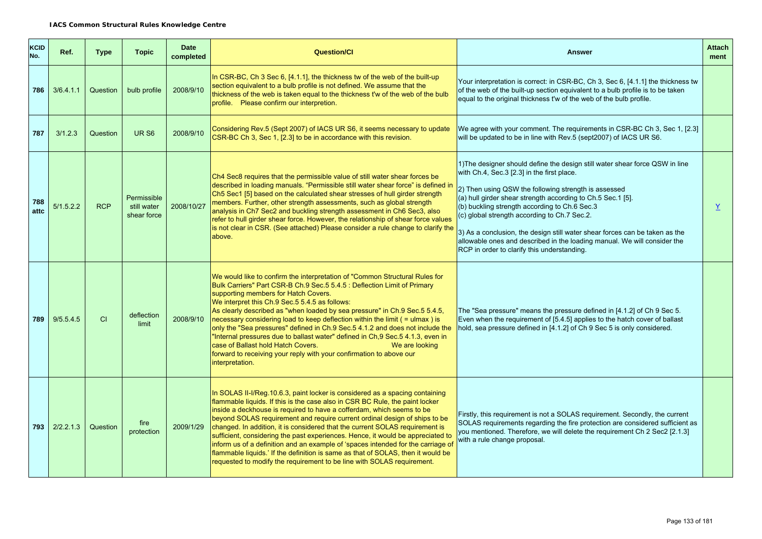**IACS Common Structural Rules Knowledge Centre**

| KCID No. | Ref. | Type | Topic | Date completed | Question/CI | Answer | Attach ment |
|---|---|---|---|---|---|---|---|
| 786 | 3/6.4.1.1 | Question | bulb profile | 2008/9/10 | In CSR-BC, Ch 3 Sec 6, [4.1.1], the thickness tw of the web of the built-up section equivalent to a bulb profile is not defined. We assume that the thickness of the web is taken equal to the thickness t'w of the web of the bulb profile. Please confirm our interpretion. | Your interpretation is correct: in CSR-BC, Ch 3, Sec 6, [4.1.1] the thickness tw of the web of the built-up section equivalent to a bulb profile is to be taken equal to the original thickness t'w of the web of the bulb profile. | |
| 787 | 3/1.2.3 | Question | UR S6 | 2008/9/10 | Considering Rev.5 (Sept 2007) of IACS UR S6, it seems necessary to update CSR-BC Ch 3, Sec 1, [2.3] to be in accordance with this revision. | We agree with your comment. The requirements in CSR-BC Ch 3, Sec 1, [2.3] will be updated to be in line with Rev.5 (sept2007) of IACS UR S6. | |
| 788 attc | 5/1.5.2.2 | RCP | Permissible still water shear force | 2008/10/27 | Ch4 Sec8 requires that the permissible value of still water shear forces be described in loading manuals. "Permissible still water shear force" is defined in Ch5 Sec1 [5] based on the calculated shear stresses of hull girder strength members. Further, other strength assessments, such as global strength analysis in Ch7 Sec2 and buckling strength assessment in Ch6 Sec3, also refer to hull girder shear force. However, the relationship of shear force values is not clear in CSR. (See attached) Please consider a rule change to clarify the above. | 1)The designer should define the design still water shear force QSW in line with Ch.4, Sec.3 [2.3] in the first place.<br><br>2) Then using QSW the following strength is assessed<br>(a) hull girder shear strength according to Ch.5 Sec.1 [5].<br>(b) buckling strength according to Ch.6 Sec.3<br>(c) global strength according to Ch.7 Sec.2.<br><br>3) As a conclusion, the design still water shear forces can be taken as the allowable ones and described in the loading manual. We will consider the RCP in order to clarify this understanding. | Y |
| 789 | 9/5.5.4.5 | CI | deflection limit | 2008/9/10 | We would like to confirm the interpretation of "Common Structural Rules for Bulk Carriers" Part CSR-B Ch.9 Sec.5 5.4.5 : Deflection Limit of Primary supporting members for Hatch Covers.<br>We interpret this Ch.9 Sec.5 5.4.5 as follows:<br>As clearly described as "when loaded by sea pressure" in Ch.9 Sec.5 5.4.5, necessary considering load to keep deflection within the limit ( = ulmax ) is only the "Sea pressures" defined in Ch.9 Sec.5 4.1.2 and does not include the "Internal pressures due to ballast water" defined in Ch,9 Sec.5 4.1.3, even in case of Ballast hold Hatch Covers. We are looking forward to receiving your reply with your confirmation to above our interpretation. | The "Sea pressure" means the pressure defined in [4.1.2] of Ch 9 Sec 5. Even when the requirement of [5.4.5] applies to the hatch cover of ballast hold, sea pressure defined in [4.1.2] of Ch 9 Sec 5 is only considered. | |
| 793 | 2/2.2.1.3 | Question | fire protection | 2009/1/29 | In SOLAS II-I/Reg.10.6.3, paint locker is considered as a spacing containing flammable liquids. If this is the case also in CSR BC Rule, the paint locker inside a deckhouse is required to have a cofferdam, which seems to be beyond SOLAS requirement and require current ordinal design of ships to be changed. In addition, it is considered that the current SOLAS requirement is sufficient, considering the past experiences. Hence, it would be appreciated to inform us of a definition and an example of 'spaces intended for the carriage of flammable liquids.' If the definition is same as that of SOLAS, then it would be requested to modify the requirement to be line with SOLAS requirement. | Firstly, this requirement is not a SOLAS requirement. Secondly, the current SOLAS requirements regarding the fire protection are considered sufficient as you mentioned. Therefore, we will delete the requirement Ch 2 Sec2 [2.1.3] with a rule change proposal. | |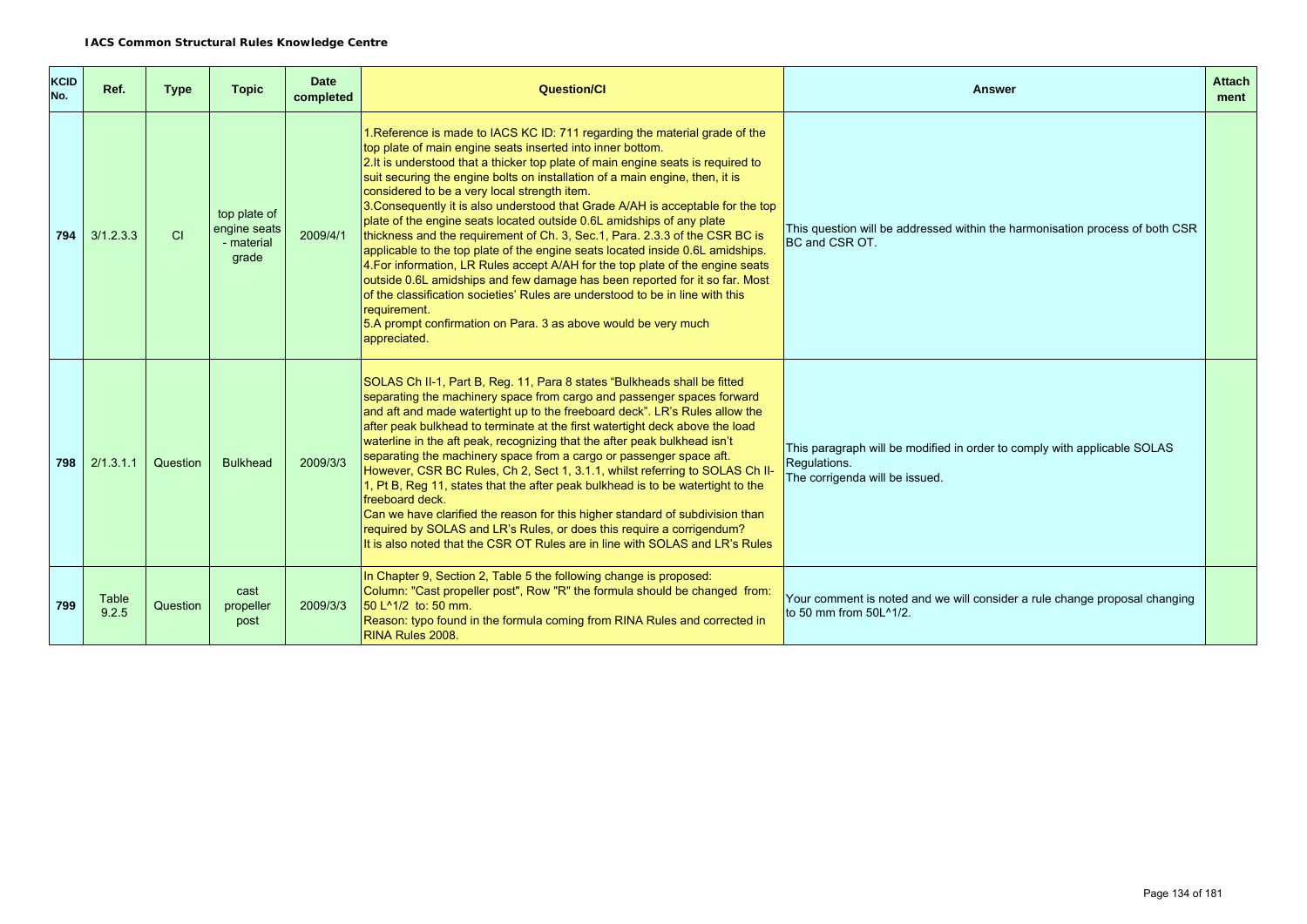| KCID No. | Ref. | Type | Topic | Date completed | Question/CI | Answer | Attachment |
|---|---|---|---|---|---|---|---|
| **794** | 3/1.2.3.3 | CI | top plate of engine seats - material grade | 2009/4/1 | 1.Reference is made to IACS KC ID: 711 regarding the material grade of the top plate of main engine seats inserted into inner bottom.<br>2.It is understood that a thicker top plate of main engine seats is required to suit securing the engine bolts on installation of a main engine, then, it is considered to be a very local strength item.<br>3.Consequently it is also understood that Grade A/AH is acceptable for the top plate of the engine seats located outside 0.6L amidships of any plate thickness and the requirement of Ch. 3, Sec.1, Para. 2.3.3 of the CSR BC is applicable to the top plate of the engine seats located inside 0.6L amidships.<br>4.For information, LR Rules accept A/AH for the top plate of the engine seats outside 0.6L amidships and few damage has been reported for it so far. Most of the classification societies' Rules are understood to be in line with this requirement.<br>5.A prompt confirmation on Para. 3 as above would be very much appreciated. | This question will be addressed within the harmonisation process of both CSR BC and CSR OT. | |
| **798** | 2/1.3.1.1 | Question | Bulkhead | 2009/3/3 | SOLAS Ch II-1, Part B, Reg. 11, Para 8 states "Bulkheads shall be fitted separating the machinery space from cargo and passenger spaces forward and aft and made watertight up to the freeboard deck". LR's Rules allow the after peak bulkhead to terminate at the first watertight deck above the load waterline in the aft peak, recognizing that the after peak bulkhead isn't separating the machinery space from a cargo or passenger space aft. However, CSR BC Rules, Ch 2, Sect 1, 3.1.1, whilst referring to SOLAS Ch II-1, Pt B, Reg 11, states that the after peak bulkhead is to be watertight to the freeboard deck.<br>Can we have clarified the reason for this higher standard of subdivision than required by SOLAS and LR's Rules, or does this require a corrigendum?<br>It is also noted that the CSR OT Rules are in line with SOLAS and LR's Rules | This paragraph will be modified in order to comply with applicable SOLAS Regulations.<br>The corrigenda will be issued. | |
| **799** | Table 9.2.5 | Question | cast propeller post | 2009/3/3 | In Chapter 9, Section 2, Table 5 the following change is proposed:<br>Column: "Cast propeller post", Row "R" the formula should be changed from: 50 L^1/2 to: 50 mm.<br>Reason: typo found in the formula coming from RINA Rules and corrected in RINA Rules 2008. | Your comment is noted and we will consider a rule change proposal changing to 50 mm from 50L^1/2. | |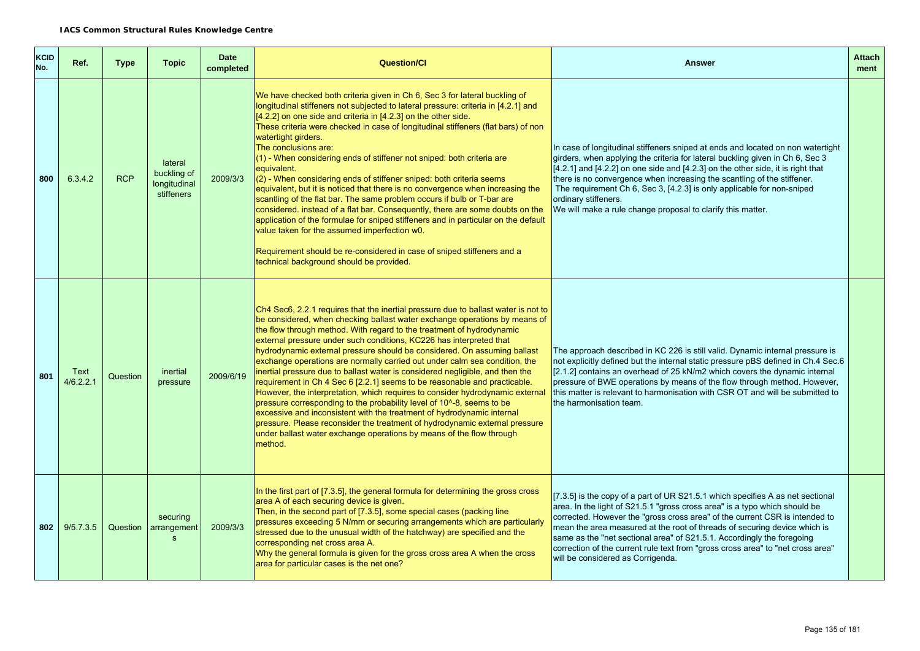| KCID No. | Ref. | Type | Topic | Date completed | Question/CI | Answer | Attach ment |
|---|---|---|---|---|---|---|---|
| 800 | 6.3.4.2 | RCP | lateral buckling of longitudinal stiffeners | 2009/3/3 | We have checked both criteria given in Ch 6, Sec 3 for lateral buckling of longitudinal stiffeners not subjected to lateral pressure: criteria in [4.2.1] and [4.2.2] on one side and criteria in [4.2.3] on the other side.<br>These criteria were checked in case of longitudinal stiffeners (flat bars) of non watertight girders.<br>The conclusions are:<br>(1) - When considering ends of stiffener not sniped: both criteria are equivalent.<br>(2) - When considering ends of stiffener sniped: both criteria seems equivalent, but it is noticed that there is no convergence when increasing the scantling of the flat bar. The same problem occurs if bulb or T-bar are considered. instead of a flat bar. Consequently, there are some doubts on the application of the formulae for sniped stiffeners and in particular on the default value taken for the assumed imperfection w0.<br><br>Requirement should be re-considered in case of sniped stiffeners and a technical background should be provided. | In case of longitudinal stiffeners sniped at ends and located on non watertight girders, when applying the criteria for lateral buckling given in Ch 6, Sec 3 [4.2.1] and [4.2.2] on one side and [4.2.3] on the other side, it is right that there is no convergence when increasing the scantling of the stiffener.<br>The requirement Ch 6, Sec 3, [4.2.3] is only applicable for non-sniped ordinary stiffeners.<br>We will make a rule change proposal to clarify this matter. | |
| 801 | Text 4/6.2.2.1 | Question | inertial pressure | 2009/6/19 | Ch4 Sec6, 2.2.1 requires that the inertial pressure due to ballast water is not to be considered, when checking ballast water exchange operations by means of the flow through method. With regard to the treatment of hydrodynamic external pressure under such conditions, KC226 has interpreted that hydrodynamic external pressure should be considered. On assuming ballast exchange operations are normally carried out under calm sea condition, the inertial pressure due to ballast water is considered negligible, and then the requirement in Ch 4 Sec 6 [2.2.1] seems to be reasonable and practicable. However, the interpretation, which requires to consider hydrodynamic external pressure corresponding to the probability level of 10^-8, seems to be excessive and inconsistent with the treatment of hydrodynamic internal pressure. Please reconsider the treatment of hydrodynamic external pressure under ballast water exchange operations by means of the flow through method. | The approach described in KC 226 is still valid. Dynamic internal pressure is not explicitly defined but the internal static pressure pBS defined in Ch.4 Sec.6 [2.1.2] contains an overhead of 25 kN/m2 which covers the dynamic internal pressure of BWE operations by means of the flow through method. However, this matter is relevant to harmonisation with CSR OT and will be submitted to the harmonisation team. | |
| 802 | 9/5.7.3.5 | Question | securing arrangements | 2009/3/3 | In the first part of [7.3.5], the general formula for determining the gross cross area A of each securing device is given.<br>Then, in the second part of [7.3.5], some special cases (packing line pressures exceeding 5 N/mm or securing arrangements which are particularly stressed due to the unusual width of the hatchway) are specified and the corresponding net cross area A.<br>Why the general formula is given for the gross cross area A when the cross area for particular cases is the net one? | [7.3.5] is the copy of a part of UR S21.5.1 which specifies A as net sectional area. In the light of S21.5.1 "gross cross area" is a typo which should be corrected. However the "gross cross area" of the current CSR is intended to mean the area measured at the root of threads of securing device which is same as the "net sectional area" of S21.5.1. Accordingly the foregoing correction of the current rule text from "gross cross area" to "net cross area" will be considered as Corrigenda. | |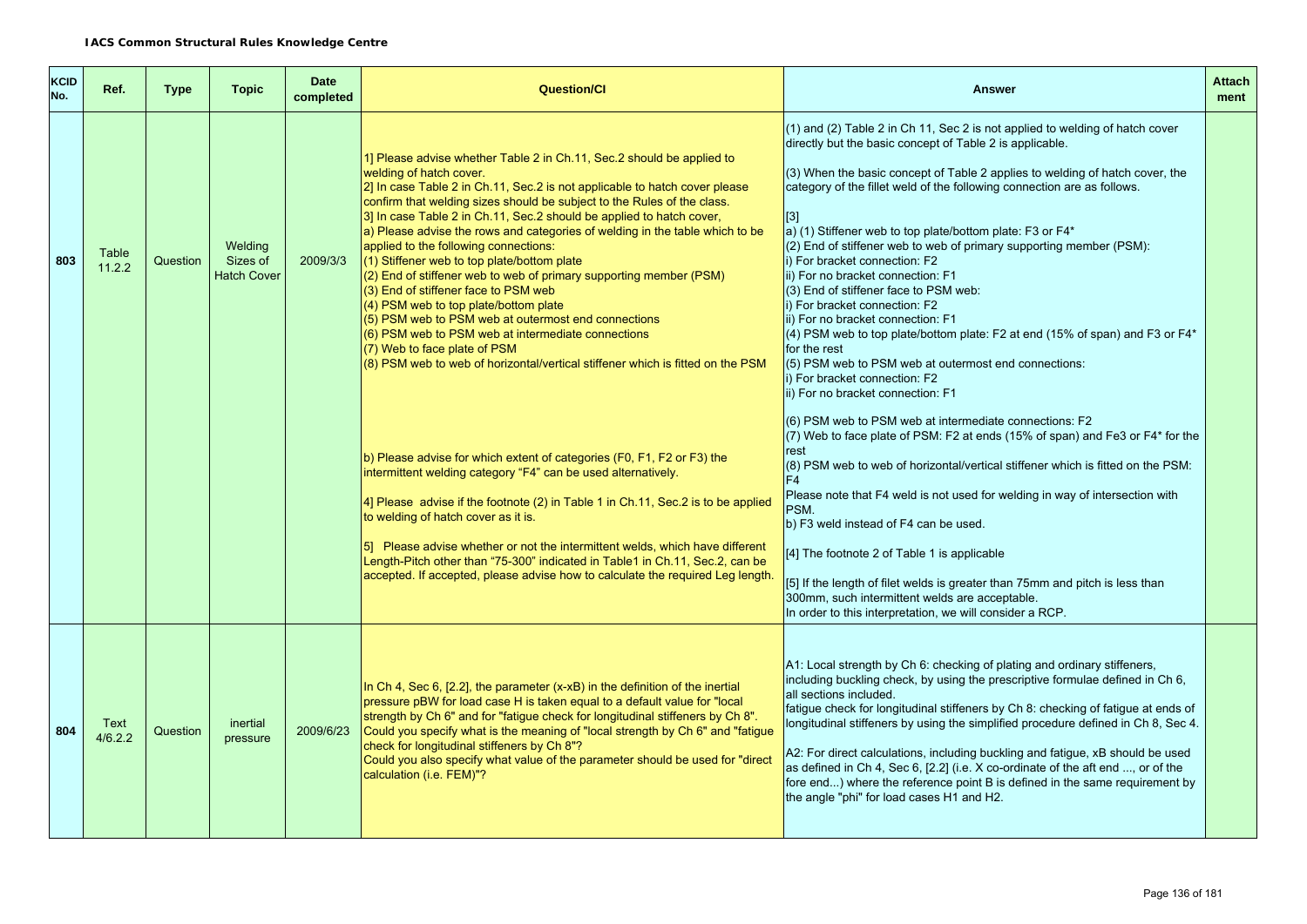**IACS Common Structural Rules Knowledge Centre**

| KCID No. | Ref. | Type | Topic | Date completed | Question/CI | Answer | Attachment |
|---|---|---|---|---|---|---|---|
| 803 | Table 11.2.2 | Question | Welding Sizes of Hatch Cover | 2009/3/3 | 1] Please advise whether Table 2 in Ch.11, Sec.2 should be applied to welding of hatch cover.<br>2] In case Table 2 in Ch.11, Sec.2 is not applicable to hatch cover please confirm that welding sizes should be subject to the Rules of the class.<br>3] In case Table 2 in Ch.11, Sec.2 should be applied to hatch cover,<br>a) Please advise the rows and categories of welding in the table which to be applied to the following connections:<br>(1) Stiffener web to top plate/bottom plate<br>(2) End of stiffener web to web of primary supporting member (PSM)<br>(3) End of stiffener face to PSM web<br>(4) PSM web to top plate/bottom plate<br>(5) PSM web to PSM web at outermost end connections<br>(6) PSM web to PSM web at intermediate connections<br>(7) Web to face plate of PSM<br>(8) PSM web to web of horizontal/vertical stiffener which is fitted on the PSM<br><br>b) Please advise for which extent of categories (F0, F1, F2 or F3) the intermittent welding category "F4" can be used alternatively.<br><br>4] Please advise if the footnote (2) in Table 1 in Ch.11, Sec.2 is to be applied to welding of hatch cover as it is.<br><br>5] Please advise whether or not the intermittent welds, which have different Length-Pitch other than "75-300" indicated in Table1 in Ch.11, Sec.2, can be accepted. If accepted, please advise how to calculate the required Leg length. | (1) and (2) Table 2 in Ch 11, Sec 2 is not applied to welding of hatch cover directly but the basic concept of Table 2 is applicable.<br><br>(3) When the basic concept of Table 2 applies to welding of hatch cover, the category of the fillet weld of the following connection are as follows.<br><br>[3]<br>a) (1) Stiffener web to top plate/bottom plate: F3 or F4*<br>(2) End of stiffener web to web of primary supporting member (PSM):<br>i) For bracket connection: F2<br>ii) For no bracket connection: F1<br>(3) End of stiffener face to PSM web:<br>i) For bracket connection: F2<br>ii) For no bracket connection: F1<br>(4) PSM web to top plate/bottom plate: F2 at end (15% of span) and F3 or F4* for the rest<br>(5) PSM web to PSM web at outermost end connections:<br>i) For bracket connection: F2<br>ii) For no bracket connection: F1<br><br>(6) PSM web to PSM web at intermediate connections: F2<br>(7) Web to face plate of PSM: F2 at ends (15% of span) and Fe3 or F4* for the rest<br>(8) PSM web to web of horizontal/vertical stiffener which is fitted on the PSM: F4<br>Please note that F4 weld is not used for welding in way of intersection with PSM.<br>b) F3 weld instead of F4 can be used.<br><br>[4] The footnote 2 of Table 1 is applicable<br><br>[5] If the length of filet welds is greater than 75mm and pitch is less than 300mm, such intermittent welds are acceptable.<br>In order to this interpretation, we will consider a RCP. | |
| 804 | Text 4/6.2.2 | Question | inertial pressure | 2009/6/23 | In Ch 4, Sec 6, [2.2], the parameter (x-xB) in the definition of the inertial pressure pBW for load case H is taken equal to a default value for "local strength by Ch 6" and for "fatigue check for longitudinal stiffeners by Ch 8". Could you specify what is the meaning of "local strength by Ch 6" and "fatigue check for longitudinal stiffeners by Ch 8"?<br>Could you also specify what value of the parameter should be used for "direct calculation (i.e. FEM)"? | A1: Local strength by Ch 6: checking of plating and ordinary stiffeners, including buckling check, by using the prescriptive formulae defined in Ch 6, all sections included.<br>fatigue check for longitudinal stiffeners by Ch 8: checking of fatigue at ends of longitudinal stiffeners by using the simplified procedure defined in Ch 8, Sec 4.<br><br>A2: For direct calculations, including buckling and fatigue, xB should be used as defined in Ch 4, Sec 6, [2.2] (i.e. X co-ordinate of the aft end ..., or of the fore end...) where the reference point B is defined in the same requirement by the angle "phi" for load cases H1 and H2. | |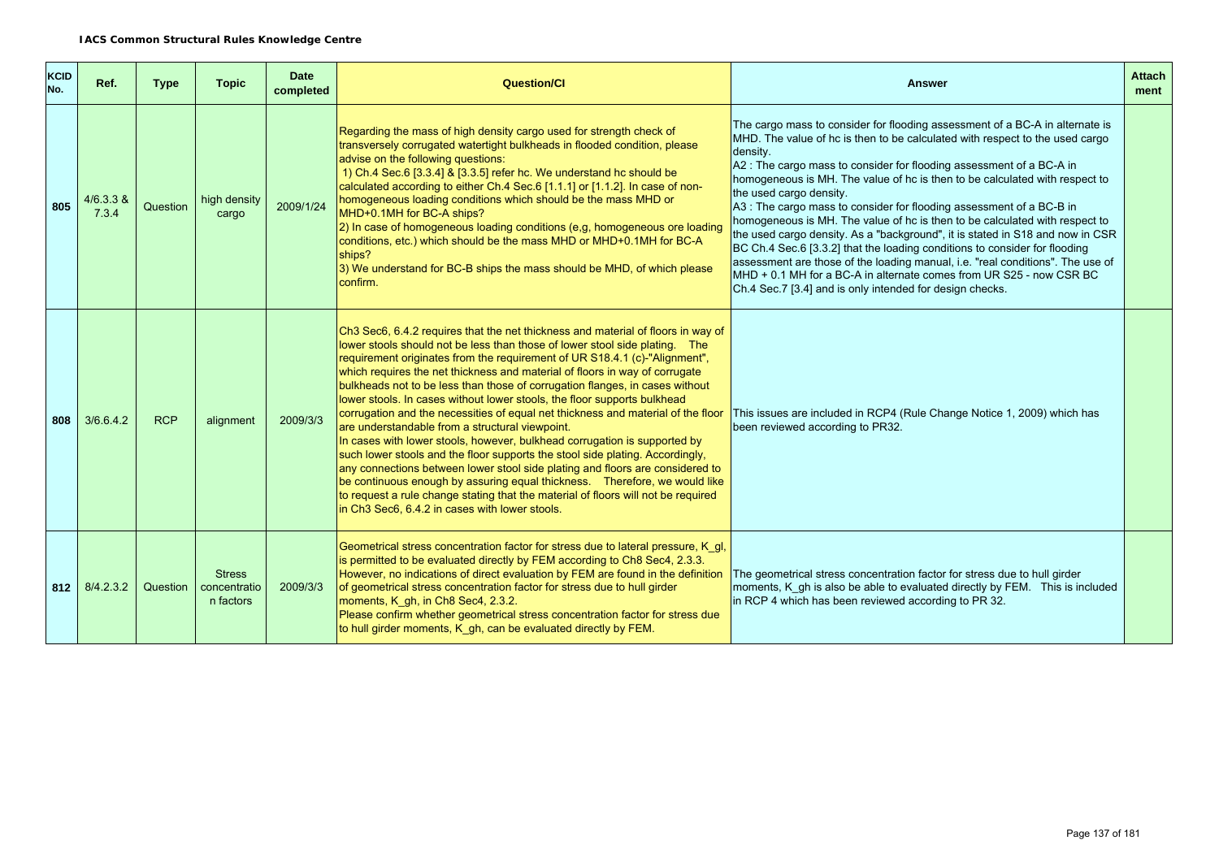**IACS Common Structural Rules Knowledge Centre**

| KCID No. | Ref. | Type | Topic | Date completed | Question/CI | Answer | Attach ment |
|---|---|---|---|---|---|---|---|
| 805 | 4/6.3.3 & 7.3.4 | Question | high density cargo | 2009/1/24 | Regarding the mass of high density cargo used for strength check of transversely corrugated watertight bulkheads in flooded condition, please advise on the following questions:<br>1) Ch.4 Sec.6 [3.3.4] & [3.3.5] refer hc. We understand hc should be calculated according to either Ch.4 Sec.6 [1.1.1] or [1.1.2]. In case of non-homogeneous loading conditions which should be the mass MHD or MHD+0.1MH for BC-A ships?<br>2) In case of homogeneous loading conditions (e,g, homogeneous ore loading conditions, etc.) which should be the mass MHD or MHD+0.1MH for BC-A ships?<br>3) We understand for BC-B ships the mass should be MHD, of which please confirm. | The cargo mass to consider for flooding assessment of a BC-A in alternate is MHD. The value of hc is then to be calculated with respect to the used cargo density.<br>A2 : The cargo mass to consider for flooding assessment of a BC-A in homogeneous is MH. The value of hc is then to be calculated with respect to the used cargo density.<br>A3 : The cargo mass to consider for flooding assessment of a BC-B in homogeneous is MH. The value of hc is then to be calculated with respect to the used cargo density. As a "background", it is stated in S18 and now in CSR BC Ch.4 Sec.6 [3.3.2] that the loading conditions to consider for flooding assessment are those of the loading manual, i.e. "real conditions". The use of MHD + 0.1 MH for a BC-A in alternate comes from UR S25 - now CSR BC Ch.4 Sec.7 [3.4] and is only intended for design checks. | |
| 808 | 3/6.6.4.2 | RCP | alignment | 2009/3/3 | Ch3 Sec6, 6.4.2 requires that the net thickness and material of floors in way of lower stools should not be less than those of lower stool side plating. The requirement originates from the requirement of UR S18.4.1 (c)-"Alignment", which requires the net thickness and material of floors in way of corrugate bulkheads not to be less than those of corrugation flanges, in cases without lower stools. In cases without lower stools, the floor supports bulkhead corrugation and the necessities of equal net thickness and material of the floor are understandable from a structural viewpoint.<br>In cases with lower stools, however, bulkhead corrugation is supported by such lower stools and the floor supports the stool side plating. Accordingly, any connections between lower stool side plating and floors are considered to be continuous enough by assuring equal thickness. Therefore, we would like to request a rule change stating that the material of floors will not be required in Ch3 Sec6, 6.4.2 in cases with lower stools. | This issues are included in RCP4 (Rule Change Notice 1, 2009) which has been reviewed according to PR32. | |
| 812 | 8/4.2.3.2 | Question | Stress concentratio n factors | 2009/3/3 | Geometrical stress concentration factor for stress due to lateral pressure, K_gl, is permitted to be evaluated directly by FEM according to Ch8 Sec4, 2.3.3. However, no indications of direct evaluation by FEM are found in the definition of geometrical stress concentration factor for stress due to hull girder moments, K_gh, in Ch8 Sec4, 2.3.2.<br>Please confirm whether geometrical stress concentration factor for stress due to hull girder moments, K_gh, can be evaluated directly by FEM. | The geometrical stress concentration factor for stress due to hull girder moments, K_gh is also be able to evaluated directly by FEM. This is included in RCP 4 which has been reviewed according to PR 32. | |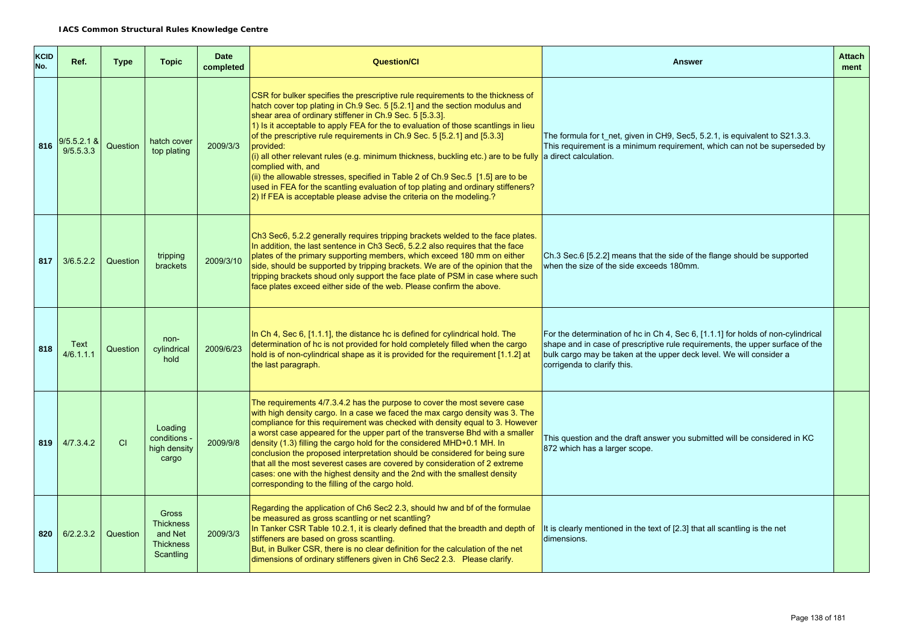**IACS Common Structural Rules Knowledge Centre**

| KCID No. | Ref. | Type | Topic | Date completed | Question/CI | Answer | Attach ment |
|---|---|---|---|---|---|---|---|
| 816 | 9/5.5.2.1 & 9/5.5.3.3 | Question | hatch cover top plating | 2009/3/3 | CSR for bulker specifies the prescriptive rule requirements to the thickness of hatch cover top plating in Ch.9 Sec. 5 [5.2.1] and the section modulus and shear area of ordinary stiffener in Ch.9 Sec. 5 [5.3.3].<br>1) Is it acceptable to apply FEA for the to evaluation of those scantlings in lieu of the prescriptive rule requirements in Ch.9 Sec. 5 [5.2.1] and [5.3.3] provided:<br>(i) all other relevant rules (e.g. minimum thickness, buckling etc.) are to be fully complied with, and<br>(ii) the allowable stresses, specified in Table 2 of Ch.9 Sec.5 [1.5] are to be used in FEA for the scantling evaluation of top plating and ordinary stiffeners?<br>2) If FEA is acceptable please advise the criteria on the modeling.? | The formula for t_net, given in CH9, Sec5, 5.2.1, is equivalent to S21.3.3. This requirement is a minimum requirement, which can not be superseded by a direct calculation. | |
| 817 | 3/6.5.2.2 | Question | tripping brackets | 2009/3/10 | Ch3 Sec6, 5.2.2 generally requires tripping brackets welded to the face plates. In addition, the last sentence in Ch3 Sec6, 5.2.2 also requires that the face plates of the primary supporting members, which exceed 180 mm on either side, should be supported by tripping brackets. We are of the opinion that the tripping brackets shoud only support the face plate of PSM in case where such face plates exceed either side of the web. Please confirm the above. | Ch.3 Sec.6 [5.2.2] means that the side of the flange should be supported when the size of the side exceeds 180mm. | |
| 818 | Text 4/6.1.1.1 | Question | non-cylindrical hold | 2009/6/23 | In Ch 4, Sec 6, [1.1.1], the distance hc is defined for cylindrical hold. The determination of hc is not provided for hold completely filled when the cargo hold is of non-cylindrical shape as it is provided for the requirement [1.1.2] at the last paragraph. | For the determination of hc in Ch 4, Sec 6, [1.1.1] for holds of non-cylindrical shape and in case of prescriptive rule requirements, the upper surface of the bulk cargo may be taken at the upper deck level. We will consider a corrigenda to clarify this. | |
| 819 | 4/7.3.4.2 | CI | Loading conditions - high density cargo | 2009/9/8 | The requirements 4/7.3.4.2 has the purpose to cover the most severe case with high density cargo. In a case we faced the max cargo density was 3. The compliance for this requirement was checked with density equal to 3. However a worst case appeared for the upper part of the transverse Bhd with a smaller density (1.3) filling the cargo hold for the considered MHD+0.1 MH. In conclusion the proposed interpretation should be considered for being sure that all the most severest cases are covered by consideration of 2 extreme cases: one with the highest density and the 2nd with the smallest density corresponding to the filling of the cargo hold. | This question and the draft answer you submitted will be considered in KC 872 which has a larger scope. | |
| 820 | 6/2.2.3.2 | Question | Gross Thickness and Net Thickness Scantling | 2009/3/3 | Regarding the application of Ch6 Sec2 2.3, should hw and bf of the formulae be measured as gross scantling or net scantling?<br>In Tanker CSR Table 10.2.1, it is clearly defined that the breadth and depth of stiffeners are based on gross scantling.<br>But, in Bulker CSR, there is no clear definition for the calculation of the net dimensions of ordinary stiffeners given in Ch6 Sec2 2.3. Please clarify. | It is clearly mentioned in the text of [2.3] that all scantling is the net dimensions. | |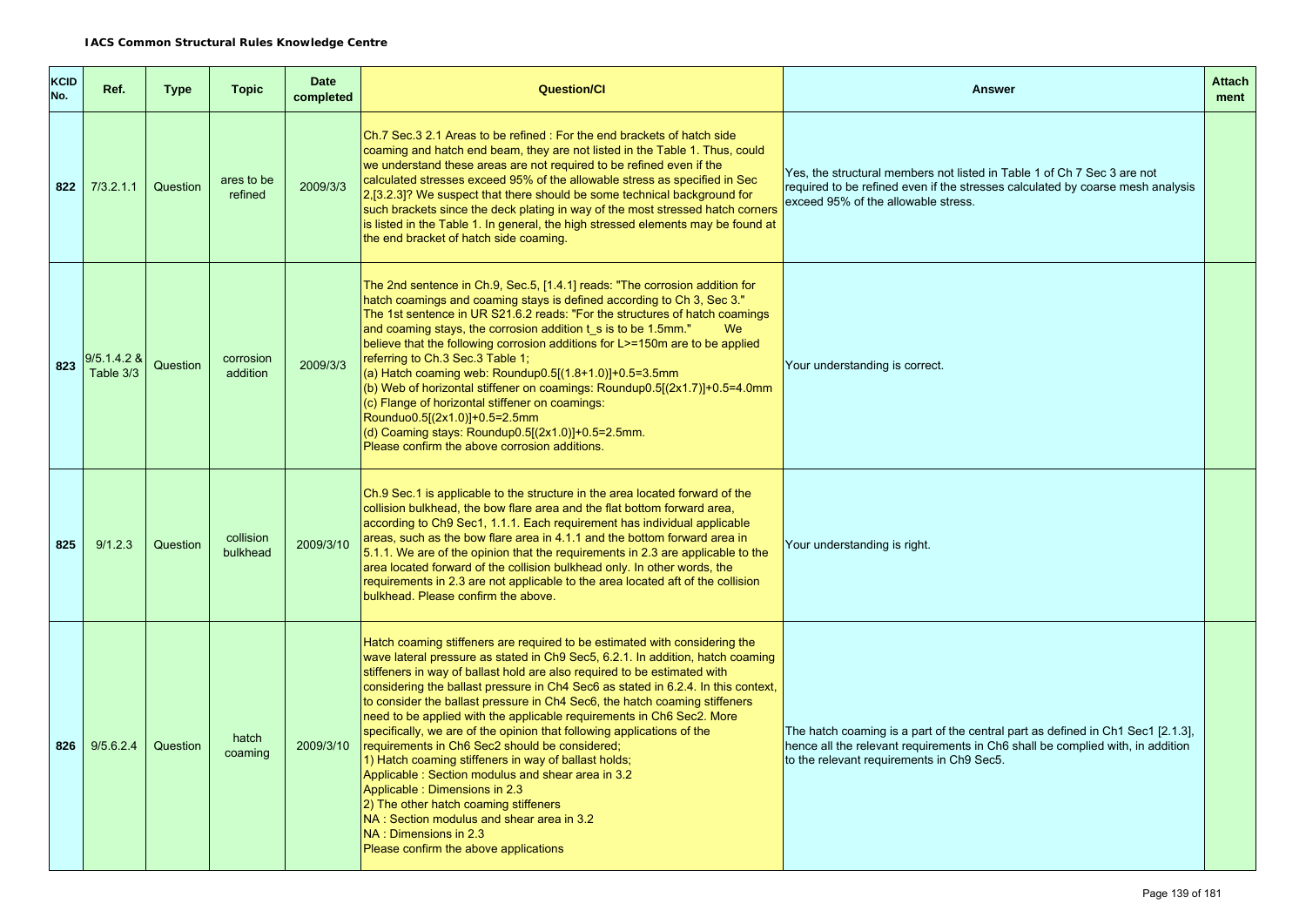**IACS Common Structural Rules Knowledge Centre**

| KCID No. | Ref. | Type | Topic | Date completed | Question/CI | Answer | Attach ment |
|---|---|---|---|---|---|---|---|
| 822 | 7/3.2.1.1 | Question | ares to be refined | 2009/3/3 | Ch.7 Sec.3 2.1 Areas to be refined : For the end brackets of hatch side coaming and hatch end beam, they are not listed in the Table 1. Thus, could we understand these areas are not required to be refined even if the calculated stresses exceed 95% of the allowable stress as specified in Sec 2,[3.2.3]? We suspect that there should be some technical background for such brackets since the deck plating in way of the most stressed hatch corners is listed in the Table 1. In general, the high stressed elements may be found at the end bracket of hatch side coaming. | Yes, the structural members not listed in Table 1 of Ch 7 Sec 3 are not required to be refined even if the stresses calculated by coarse mesh analysis exceed 95% of the allowable stress. | |
| 823 | 9/5.1.4.2 & Table 3/3 | Question | corrosion addition | 2009/3/3 | The 2nd sentence in Ch.9, Sec.5, [1.4.1] reads: "The corrosion addition for hatch coamings and coaming stays is defined according to Ch 3, Sec 3." The 1st sentence in UR S21.6.2 reads: "For the structures of hatch coamings and coaming stays, the corrosion addition t_s is to be 1.5mm." We believe that the following corrosion additions for L>=150m are to be applied referring to Ch.3 Sec.3 Table 1;<br>(a) Hatch coaming web: Roundup0.5[(1.8+1.0)]+0.5=3.5mm<br>(b) Web of horizontal stiffener on coamings: Roundup0.5[(2x1.7)]+0.5=4.0mm<br>(c) Flange of horizontal stiffener on coamings: Rounduo0.5[(2x1.0)]+0.5=2.5mm<br>(d) Coaming stays: Roundup0.5[(2x1.0)]+0.5=2.5mm.<br>Please confirm the above corrosion additions. | Your understanding is correct. | |
| 825 | 9/1.2.3 | Question | collision bulkhead | 2009/3/10 | Ch.9 Sec.1 is applicable to the structure in the area located forward of the collision bulkhead, the bow flare area and the flat bottom forward area, according to Ch9 Sec1, 1.1.1. Each requirement has individual applicable areas, such as the bow flare area in 4.1.1 and the bottom forward area in 5.1.1. We are of the opinion that the requirements in 2.3 are applicable to the area located forward of the collision bulkhead only. In other words, the requirements in 2.3 are not applicable to the area located aft of the collision bulkhead. Please confirm the above. | Your understanding is right. | |
| 826 | 9/5.6.2.4 | Question | hatch coaming | 2009/3/10 | Hatch coaming stiffeners are required to be estimated with considering the wave lateral pressure as stated in Ch9 Sec5, 6.2.1. In addition, hatch coaming stiffeners in way of ballast hold are also required to be estimated with considering the ballast pressure in Ch4 Sec6 as stated in 6.2.4. In this context, to consider the ballast pressure in Ch4 Sec6, the hatch coaming stiffeners need to be applied with the applicable requirements in Ch6 Sec2. More specifically, we are of the opinion that following applications of the requirements in Ch6 Sec2 should be considered;<br>1) Hatch coaming stiffeners in way of ballast holds;<br>Applicable : Section modulus and shear area in 3.2<br>Applicable : Dimensions in 2.3<br>2) The other hatch coaming stiffeners<br>NA : Section modulus and shear area in 3.2<br>NA : Dimensions in 2.3<br>Please confirm the above applications | The hatch coaming is a part of the central part as defined in Ch1 Sec1 [2.1.3], hence all the relevant requirements in Ch6 shall be complied with, in addition to the relevant requirements in Ch9 Sec5. | |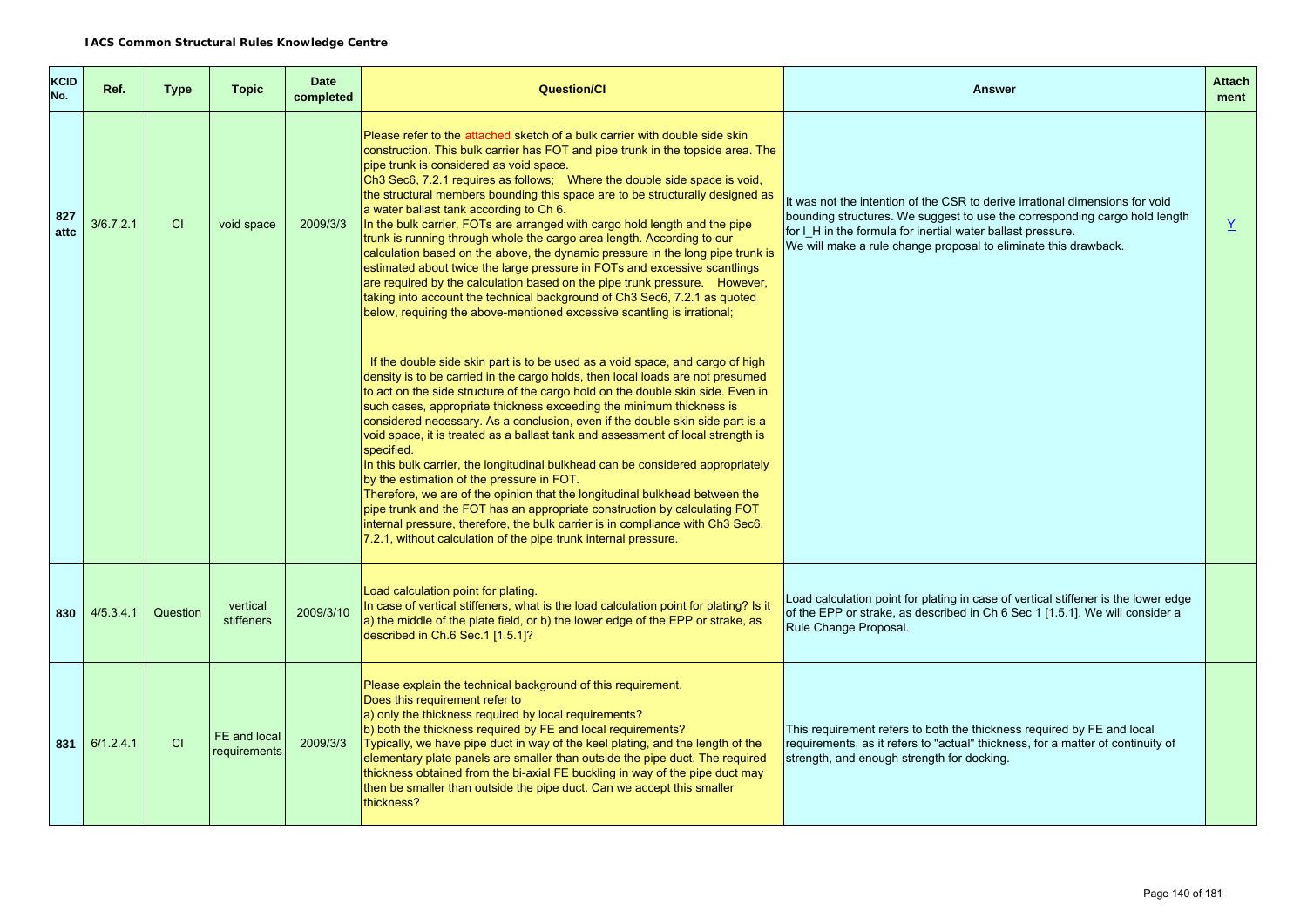**IACS Common Structural Rules Knowledge Centre**

| KCID No. | Ref. | Type | Topic | Date completed | Question/CI | Answer | Attach ment |
|---|---|---|---|---|---|---|---|
| 827 attc | 3/6.7.2.1 | CI | void space | 2009/3/3 | Please refer to the attached sketch of a bulk carrier with double side skin construction. This bulk carrier has FOT and pipe trunk in the topside area. The pipe trunk is considered as void space.<br>Ch3 Sec6, 7.2.1 requires as follows; Where the double side space is void, the structural members bounding this space are to be structurally designed as a water ballast tank according to Ch 6.<br>In the bulk carrier, FOTs are arranged with cargo hold length and the pipe trunk is running through whole the cargo area length. According to our calculation based on the above, the dynamic pressure in the long pipe trunk is estimated about twice the large pressure in FOTs and excessive scantlings are required by the calculation based on the pipe trunk pressure. However, taking into account the technical background of Ch3 Sec6, 7.2.1 as quoted below, requiring the above-mentioned excessive scantling is irrational;<br><br>If the double side skin part is to be used as a void space, and cargo of high density is to be carried in the cargo holds, then local loads are not presumed to act on the side structure of the cargo hold on the double skin side. Even in such cases, appropriate thickness exceeding the minimum thickness is considered necessary. As a conclusion, even if the double skin side part is a void space, it is treated as a ballast tank and assessment of local strength is specified.<br>In this bulk carrier, the longitudinal bulkhead can be considered appropriately by the estimation of the pressure in FOT.<br>Therefore, we are of the opinion that the longitudinal bulkhead between the pipe trunk and the FOT has an appropriate construction by calculating FOT internal pressure, therefore, the bulk carrier is in compliance with Ch3 Sec6, 7.2.1, without calculation of the pipe trunk internal pressure. | It was not the intention of the CSR to derive irrational dimensions for void bounding structures. We suggest to use the corresponding cargo hold length for $l_H$ in the formula for inertial water ballast pressure.<br>We will make a rule change proposal to eliminate this drawback. | Y |
| 830 | 4/5.3.4.1 | Question | vertical stiffeners | 2009/3/10 | Load calculation point for plating.<br>In case of vertical stiffeners, what is the load calculation point for plating? Is it a) the middle of the plate field, or b) the lower edge of the EPP or strake, as described in Ch.6 Sec.1 [1.5.1]? | Load calculation point for plating in case of vertical stiffener is the lower edge of the EPP or strake, as described in Ch 6 Sec 1 [1.5.1]. We will consider a Rule Change Proposal. | |
| 831 | 6/1.2.4.1 | CI | FE and local requirements | 2009/3/3 | Please explain the technical background of this requirement.<br>Does this requirement refer to<br>a) only the thickness required by local requirements?<br>b) both the thickness required by FE and local requirements?<br>Typically, we have pipe duct in way of the keel plating, and the length of the elementary plate panels are smaller than outside the pipe duct. The required thickness obtained from the bi-axial FE buckling in way of the pipe duct may then be smaller than outside the pipe duct. Can we accept this smaller thickness? | This requirement refers to both the thickness required by FE and local requirements, as it refers to "actual" thickness, for a matter of continuity of strength, and enough strength for docking. | |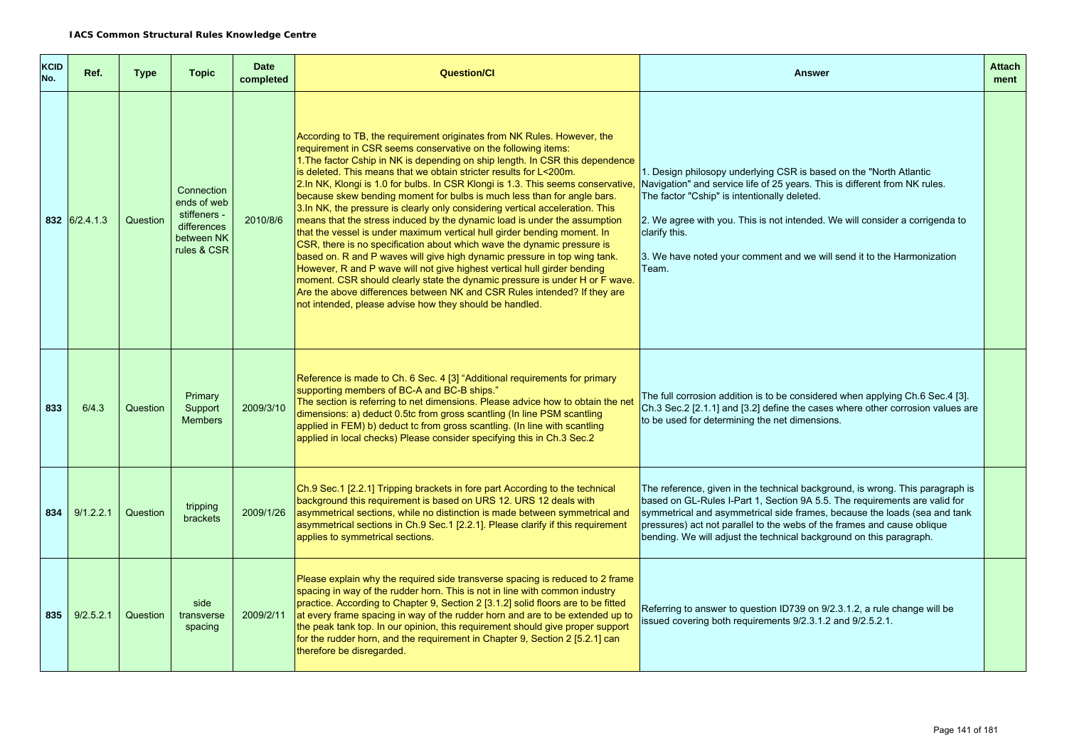**IACS Common Structural Rules Knowledge Centre**

| KCID No. | Ref. | Type | Topic | Date completed | Question/CI | Answer | Attachment |
|---|---|---|---|---|---|---|---|
| 832 | 6/2.4.1.3 | Question | Connection ends of web stiffeners - differences between NK rules & CSR | 2010/8/6 | According to TB, the requirement originates from NK Rules. However, the requirement in CSR seems conservative on the following items:<br>1.The factor Cship in NK is depending on ship length. In CSR this dependence is deleted. This means that we obtain stricter results for L<200m.<br>2.In NK, Klongi is 1.0 for bulbs. In CSR Klongi is 1.3. This seems conservative, because skew bending moment for bulbs is much less than for angle bars.<br>3.In NK, the pressure is clearly only considering vertical acceleration. This means that the stress induced by the dynamic load is under the assumption that the vessel is under maximum vertical hull girder bending moment. In CSR, there is no specification about which wave the dynamic pressure is based on. R and P waves will give high dynamic pressure in top wing tank. However, R and P wave will not give highest vertical hull girder bending moment. CSR should clearly state the dynamic pressure is under H or F wave. Are the above differences between NK and CSR Rules intended? If they are not intended, please advise how they should be handled. | 1. Design philosopy underlying CSR is based on the "North Atlantic Navigation" and service life of 25 years. This is different from NK rules. The factor "Cship" is intentionally deleted.<br><br>2. We agree with you. This is not intended. We will consider a corrigenda to clarify this.<br><br>3. We have noted your comment and we will send it to the Harmonization Team. | |
| 833 | 6/4.3 | Question | Primary Support Members | 2009/3/10 | Reference is made to Ch. 6 Sec. 4 [3] "Additional requirements for primary supporting members of BC-A and BC-B ships."<br>The section is referring to net dimensions. Please advice how to obtain the net dimensions: a) deduct 0.5tc from gross scantling (In line PSM scantling applied in FEM) b) deduct tc from gross scantling. (In line with scantling applied in local checks) Please consider specifying this in Ch.3 Sec.2 | The full corrosion addition is to be considered when applying Ch.6 Sec.4 [3]. Ch.3 Sec.2 [2.1.1] and [3.2] define the cases where other corrosion values are to be used for determining the net dimensions. | |
| 834 | 9/1.2.2.1 | Question | tripping brackets | 2009/1/26 | Ch.9 Sec.1 [2.2.1] Tripping brackets in fore part According to the technical background this requirement is based on URS 12. URS 12 deals with asymmetrical sections, while no distinction is made between symmetrical and asymmetrical sections in Ch.9 Sec.1 [2.2.1]. Please clarify if this requirement applies to symmetrical sections. | The reference, given in the technical background, is wrong. This paragraph is based on GL-Rules I-Part 1, Section 9A 5.5. The requirements are valid for symmetrical and asymmetrical side frames, because the loads (sea and tank pressures) act not parallel to the webs of the frames and cause oblique bending. We will adjust the technical background on this paragraph. | |
| 835 | 9/2.5.2.1 | Question | side transverse spacing | 2009/2/11 | Please explain why the required side transverse spacing is reduced to 2 frame spacing in way of the rudder horn. This is not in line with common industry practice. According to Chapter 9, Section 2 [3.1.2] solid floors are to be fitted at every frame spacing in way of the rudder horn and are to be extended up to the peak tank top. In our opinion, this requirement should give proper support for the rudder horn, and the requirement in Chapter 9, Section 2 [5.2.1] can therefore be disregarded. | Referring to answer to question ID739 on 9/2.3.1.2, a rule change will be issued covering both requirements 9/2.3.1.2 and 9/2.5.2.1. | |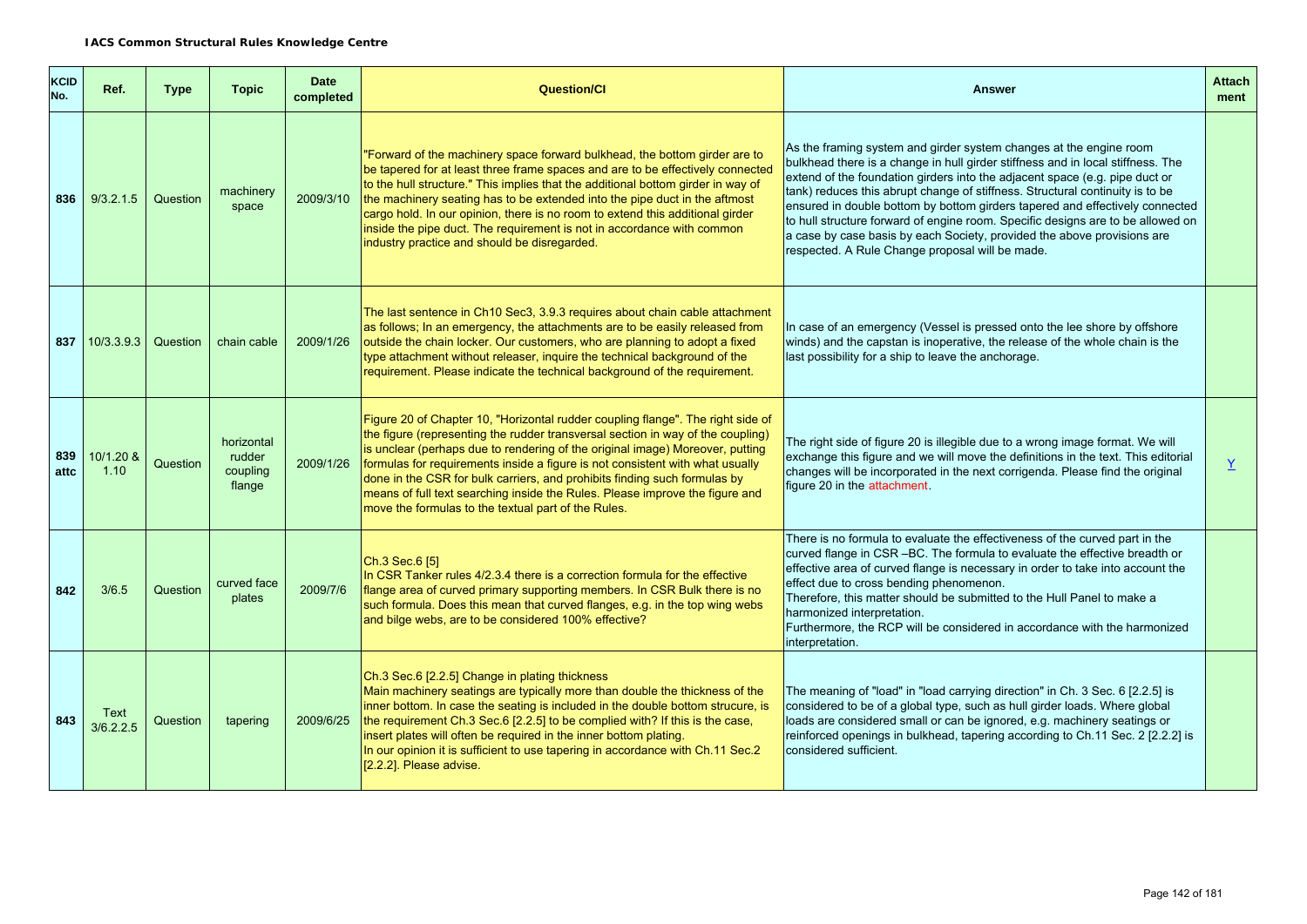**IACS Common Structural Rules Knowledge Centre**

| KCID No. | Ref. | Type | Topic | Date completed | Question/CI | Answer | Attachment |
|---|---|---|---|---|---|---|---|
| 836 | 9/3.2.1.5 | Question | machinery space | 2009/3/10 | "Forward of the machinery space forward bulkhead, the bottom girder are to be tapered for at least three frame spaces and are to be effectively connected to the hull structure." This implies that the additional bottom girder in way of the machinery seating has to be extended into the pipe duct in the aftmost cargo hold. In our opinion, there is no room to extend this additional girder inside the pipe duct. The requirement is not in accordance with common industry practice and should be disregarded. | As the framing system and girder system changes at the engine room bulkhead there is a change in hull girder stiffness and in local stiffness. The extend of the foundation girders into the adjacent space (e.g. pipe duct or tank) reduces this abrupt change of stiffness. Structural continuity is to be ensured in double bottom by bottom girders tapered and effectively connected to hull structure forward of engine room. Specific designs are to be allowed on a case by case basis by each Society, provided the above provisions are respected. A Rule Change proposal will be made. | |
| 837 | 10/3.3.9.3 | Question | chain cable | 2009/1/26 | The last sentence in Ch10 Sec3, 3.9.3 requires about chain cable attachment as follows; In an emergency, the attachments are to be easily released from outside the chain locker. Our customers, who are planning to adopt a fixed type attachment without releaser, inquire the technical background of the requirement. Please indicate the technical background of the requirement. | In case of an emergency (Vessel is pressed onto the lee shore by offshore winds) and the capstan is inoperative, the release of the whole chain is the last possibility for a ship to leave the anchorage. | |
| 839 attc | 10/1.20 & 1.10 | Question | horizontal rudder coupling flange | 2009/1/26 | Figure 20 of Chapter 10, "Horizontal rudder coupling flange". The right side of the figure (representing the rudder transversal section in way of the coupling) is unclear (perhaps due to rendering of the original image) Moreover, putting formulas for requirements inside a figure is not consistent with what usually done in the CSR for bulk carriers, and prohibits finding such formulas by means of full text searching inside the Rules. Please improve the figure and move the formulas to the textual part of the Rules. | The right side of figure 20 is illegible due to a wrong image format. We will exchange this figure and we will move the definitions in the text. This editorial changes will be incorporated in the next corrigenda. Please find the original figure 20 in the attachment. | Y |
| 842 | 3/6.5 | Question | curved face plates | 2009/7/6 | Ch.3 Sec.6 [5]<br>In CSR Tanker rules 4/2.3.4 there is a correction formula for the effective flange area of curved primary supporting members. In CSR Bulk there is no such formula. Does this mean that curved flanges, e.g. in the top wing webs and bilge webs, are to be considered 100% effective? | There is no formula to evaluate the effectiveness of the curved part in the curved flange in CSR –BC. The formula to evaluate the effective breadth or effective area of curved flange is necessary in order to take into account the effect due to cross bending phenomenon.<br>Therefore, this matter should be submitted to the Hull Panel to make a harmonized interpretation.<br>Furthermore, the RCP will be considered in accordance with the harmonized interpretation. | |
| 843 | Text 3/6.2.2.5 | Question | tapering | 2009/6/25 | Ch.3 Sec.6 [2.2.5] Change in plating thickness<br>Main machinery seatings are typically more than double the thickness of the inner bottom. In case the seating is included in the double bottom strucure, is the requirement Ch.3 Sec.6 [2.2.5] to be complied with? If this is the case, insert plates will often be required in the inner bottom plating.<br>In our opinion it is sufficient to use tapering in accordance with Ch.11 Sec.2 [2.2.2]. Please advise. | The meaning of "load" in "load carrying direction" in Ch. 3 Sec. 6 [2.2.5] is considered to be of a global type, such as hull girder loads. Where global loads are considered small or can be ignored, e.g. machinery seatings or reinforced openings in bulkhead, tapering according to Ch.11 Sec. 2 [2.2.2] is considered sufficient. | |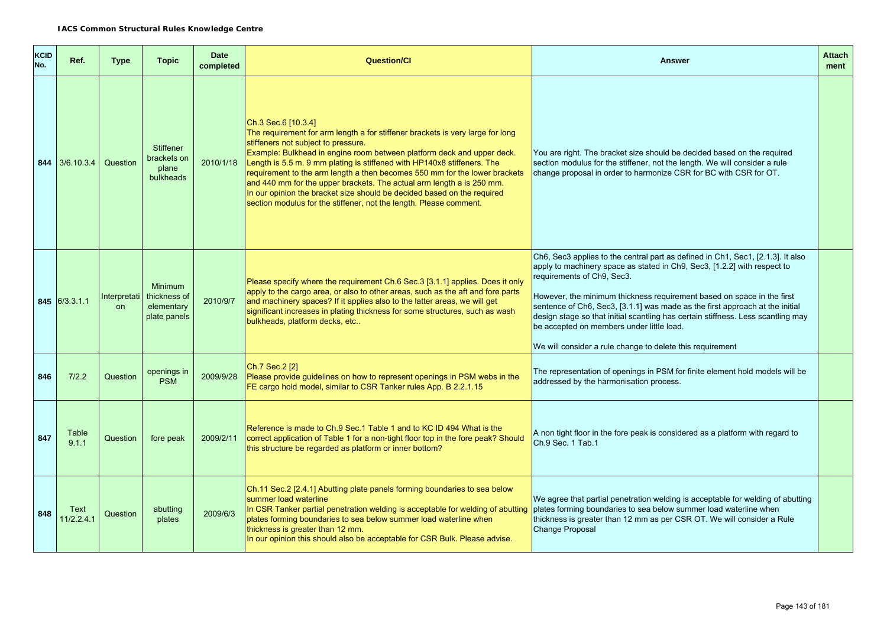**IACS Common Structural Rules Knowledge Centre**

| KCID No. | Ref. | Type | Topic | Date completed | Question/CI | Answer | Attach ment |
|---|---|---|---|---|---|---|---|
| 844 | 3/6.10.3.4 | Question | Stiffener brackets on plane bulkheads | 2010/1/18 | Ch.3 Sec.6 [10.3.4]<br>The requirement for arm length a for stiffener brackets is very large for long stiffeners not subject to pressure.<br>Example: Bulkhead in engine room between platform deck and upper deck. Length is 5.5 m. 9 mm plating is stiffened with HP140x8 stiffeners. The requirement to the arm length a then becomes 550 mm for the lower brackets and 440 mm for the upper brackets. The actual arm length a is 250 mm.<br>In our opinion the bracket size should be decided based on the required section modulus for the stiffener, not the length. Please comment. | You are right. The bracket size should be decided based on the required section modulus for the stiffener, not the length. We will consider a rule change proposal in order to harmonize CSR for BC with CSR for OT. | |
| 845 | 6/3.3.1.1 | Interpretation | Minimum thickness of elementary plate panels | 2010/9/7 | Please specify where the requirement Ch.6 Sec.3 [3.1.1] applies. Does it only apply to the cargo area, or also to other areas, such as the aft and fore parts and machinery spaces? If it applies also to the latter areas, we will get significant increases in plating thickness for some structures, such as wash bulkheads, platform decks, etc.. | Ch6, Sec3 applies to the central part as defined in Ch1, Sec1, [2.1.3]. It also apply to machinery space as stated in Ch9, Sec3, [1.2.2] with respect to requirements of Ch9, Sec3.<br><br>However, the minimum thickness requirement based on space in the first sentence of Ch6, Sec3, [3.1.1] was made as the first approach at the initial design stage so that initial scantling has certain stiffness. Less scantling may be accepted on members under little load.<br><br>We will consider a rule change to delete this requirement | |
| 846 | 7/2.2 | Question | openings in PSM | 2009/9/28 | Ch.7 Sec.2 [2]<br>Please provide guidelines on how to represent openings in PSM webs in the FE cargo hold model, similar to CSR Tanker rules App. B 2.2.1.15 | The representation of openings in PSM for finite element hold models will be addressed by the harmonisation process. | |
| 847 | Table 9.1.1 | Question | fore peak | 2009/2/11 | Reference is made to Ch.9 Sec.1 Table 1 and to KC ID 494 What is the correct application of Table 1 for a non-tight floor top in the fore peak? Should this structure be regarded as platform or inner bottom? | A non tight floor in the fore peak is considered as a platform with regard to Ch.9 Sec. 1 Tab.1 | |
| 848 | Text 11/2.2.4.1 | Question | abutting plates | 2009/6/3 | Ch.11 Sec.2 [2.4.1] Abutting plate panels forming boundaries to sea below summer load waterline<br>In CSR Tanker partial penetration welding is acceptable for welding of abutting plates forming boundaries to sea below summer load waterline when thickness is greater than 12 mm.<br>In our opinion this should also be acceptable for CSR Bulk. Please advise. | We agree that partial penetration welding is acceptable for welding of abutting plates forming boundaries to sea below summer load waterline when thickness is greater than 12 mm as per CSR OT. We will consider a Rule Change Proposal | |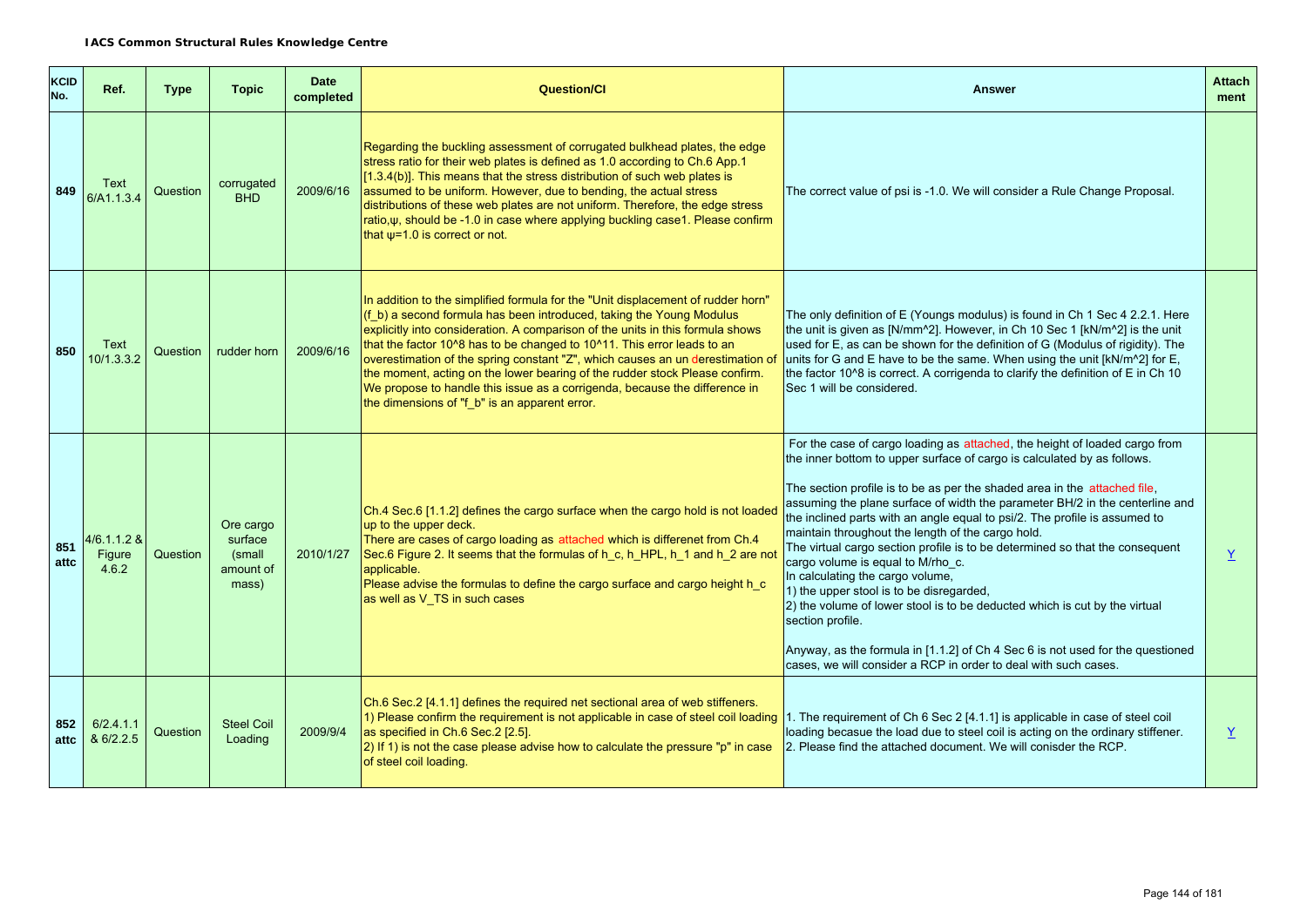**IACS Common Structural Rules Knowledge Centre**

| KCID No. | Ref. | Type | Topic | Date completed | Question/CI | Answer | Attach ment |
|---|---|---|---|---|---|---|---|
| 849 | Text 6/A1.1.3.4 | Question | corrugated BHD | 2009/6/16 | Regarding the buckling assessment of corrugated bulkhead plates, the edge stress ratio for their web plates is defined as 1.0 according to Ch.6 App.1 [1.3.4(b)]. This means that the stress distribution of such web plates is assumed to be uniform. However, due to bending, the actual stress distributions of these web plates are not uniform. Therefore, the edge stress ratio,ψ, should be -1.0 in case where applying buckling case1. Please confirm that ψ=1.0 is correct or not. | The correct value of psi is -1.0. We will consider a Rule Change Proposal. | |
| 850 | Text 10/1.3.3.2 | Question | rudder horn | 2009/6/16 | In addition to the simplified formula for the "Unit displacement of rudder horn" (f_b) a second formula has been introduced, taking the Young Modulus explicitly into consideration. A comparison of the units in this formula shows that the factor 10^8 has to be changed to 10^11. This error leads to an overestimation of the spring constant "Z", which causes an un derestimation of the moment, acting on the lower bearing of the rudder stock Please confirm. We propose to handle this issue as a corrigenda, because the difference in the dimensions of "f_b" is an apparent error. | The only definition of E (Youngs modulus) is found in Ch 1 Sec 4 2.2.1. Here the unit is given as [N/mm^2]. However, in Ch 10 Sec 1 [kN/m^2] is the unit used for E, as can be shown for the definition of G (Modulus of rigidity). The units for G and E have to be the same. When using the unit [kN/m^2] for E, the factor 10^8 is correct. A corrigenda to clarify the definition of E in Ch 10 Sec 1 will be considered. | |
| 851 attc | 4/6.1.1.2 & Figure 4.6.2 | Question | Ore cargo surface (small amount of mass) | 2010/1/27 | Ch.4 Sec.6 [1.1.2] defines the cargo surface when the cargo hold is not loaded up to the upper deck.<br>There are cases of cargo loading as attached which is differenet from Ch.4 Sec.6 Figure 2. It seems that the formulas of h_c, h_HPL, h_1 and h_2 are not applicable.<br>Please advise the formulas to define the cargo surface and cargo height h_c as well as V_TS in such cases | For the case of cargo loading as attached, the height of loaded cargo from the inner bottom to upper surface of cargo is calculated by as follows.<br><br>The section profile is to be as per the shaded area in the attached file, assuming the plane surface of width the parameter BH/2 in the centerline and the inclined parts with an angle equal to psi/2. The profile is assumed to maintain throughout the length of the cargo hold.<br>The virtual cargo section profile is to be determined so that the consequent cargo volume is equal to M/rho_c.<br>In calculating the cargo volume,<br>1) the upper stool is to be disregarded,<br>2) the volume of lower stool is to be deducted which is cut by the virtual section profile.<br><br>Anyway, as the formula in [1.1.2] of Ch 4 Sec 6 is not used for the questioned cases, we will consider a RCP in order to deal with such cases. | Y |
| 852 attc | 6/2.4.1.1 & 6/2.2.5 | Question | Steel Coil Loading | 2009/9/4 | Ch.6 Sec.2 [4.1.1] defines the required net sectional area of web stiffeners.<br>1) Please confirm the requirement is not applicable in case of steel coil loading as specified in Ch.6 Sec.2 [2.5].<br>2) If 1) is not the case please advise how to calculate the pressure "p" in case of steel coil loading. | 1. The requirement of Ch 6 Sec 2 [4.1.1] is applicable in case of steel coil loading becasue the load due to steel coil is acting on the ordinary stiffener.<br>2. Please find the attached document. We will conisder the RCP. | Y |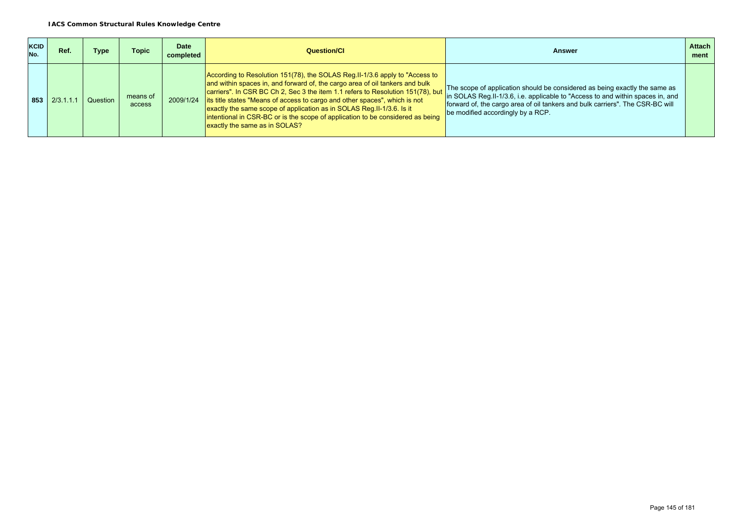**IACS Common Structural Rules Knowledge Centre**

| KCID No. | Ref. | Type | Topic | Date completed | Question/CI | Answer | Attach ment |
|---|---|---|---|---|---|---|---|
| 853 | 2/3.1.1.1 | Question | means of access | 2009/1/24 | According to Resolution 151(78), the SOLAS Reg.II-1/3.6 apply to "Access to and within spaces in, and forward of, the cargo area of oil tankers and bulk carriers". In CSR BC Ch 2, Sec 3 the item 1.1 refers to Resolution 151(78), but its title states "Means of access to cargo and other spaces", which is not exactly the same scope of application as in SOLAS Reg.II-1/3.6. Is it intentional in CSR-BC or is the scope of application to be considered as being exactly the same as in SOLAS? | The scope of application should be considered as being exactly the same as in SOLAS Reg.II-1/3.6, i.e. applicable to "Access to and within spaces in, and forward of, the cargo area of oil tankers and bulk carriers". The CSR-BC will be modified accordingly by a RCP. | |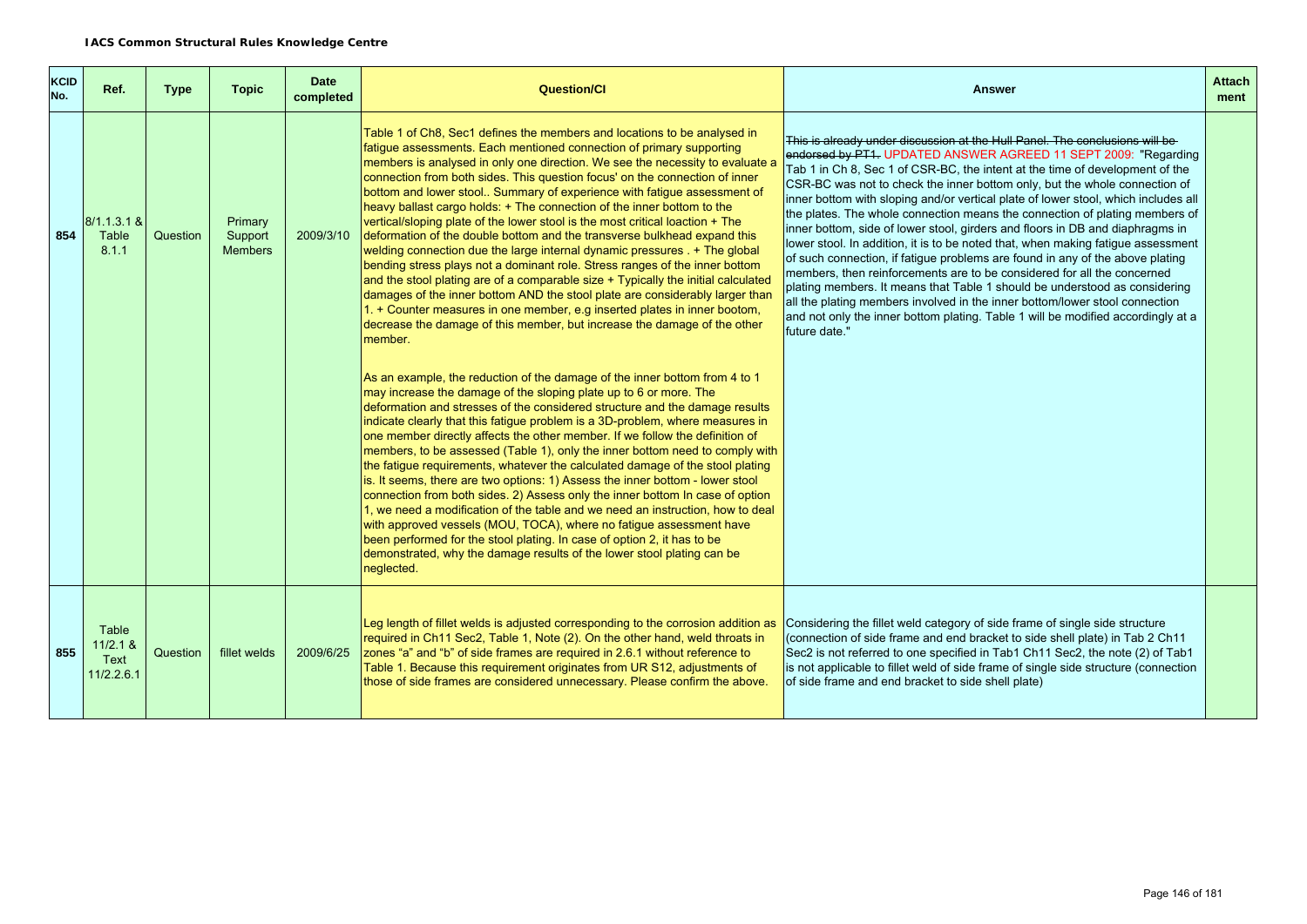**IACS Common Structural Rules Knowledge Centre**

| KCID No. | Ref. | Type | Topic | Date completed | Question/CI | Answer | Attachment |
|---|---|---|---|---|---|---|---|
| 854 | 8/1.1.3.1 & Table 8.1.1 | Question | Primary Support Members | 2009/3/10 | Table 1 of Ch8, Sec1 defines the members and locations to be analysed in fatigue assessments. Each mentioned connection of primary supporting members is analysed in only one direction. We see the necessity to evaluate a connection from both sides. This question focus' on the connection of inner bottom and lower stool.. Summary of experience with fatigue assessment of heavy ballast cargo holds: + The connection of the inner bottom to the vertical/sloping plate of the lower stool is the most critical loaction + The deformation of the double bottom and the transverse bulkhead expand this welding connection due the large internal dynamic pressures . + The global bending stress plays not a dominant role. Stress ranges of the inner bottom and the stool plating are of a comparable size + Typically the initial calculated damages of the inner bottom AND the stool plate are considerably larger than 1. + Counter measures in one member, e.g inserted plates in inner bootom, decrease the damage of this member, but increase the damage of the other member.<br><br>As an example, the reduction of the damage of the inner bottom from 4 to 1 may increase the damage of the sloping plate up to 6 or more. The deformation and stresses of the considered structure and the damage results indicate clearly that this fatigue problem is a 3D-problem, where measures in one member directly affects the other member. If we follow the definition of members, to be assessed (Table 1), only the inner bottom need to comply with the fatigue requirements, whatever the calculated damage of the stool plating is. It seems, there are two options: 1) Assess the inner bottom - lower stool connection from both sides. 2) Assess only the inner bottom In case of option 1, we need a modification of the table and we need an instruction, how to deal with approved vessels (MOU, TOCA), where no fatigue assessment have been performed for the stool plating. In case of option 2, it has to be demonstrated, why the damage results of the lower stool plating can be neglected. | ~~This is already under discussion at the Hull Panel. The conclusions will be endorsed by PT1.~~ UPDATED ANSWER AGREED 11 SEPT 2009: "Regarding Tab 1 in Ch 8, Sec 1 of CSR-BC, the intent at the time of development of the CSR-BC was not to check the inner bottom only, but the whole connection of inner bottom with sloping and/or vertical plate of lower stool, which includes all the plates. The whole connection means the connection of plating members of inner bottom, side of lower stool, girders and floors in DB and diaphragms in lower stool. In addition, it is to be noted that, when making fatigue assessment of such connection, if fatigue problems are found in any of the above plating members, then reinforcements are to be considered for all the concerned plating members. It means that Table 1 should be understood as considering all the plating members involved in the inner bottom/lower stool connection and not only the inner bottom plating. Table 1 will be modified accordingly at a future date." | |
| 855 | Table 11/2.1 & Text 11/2.2.6.1 | Question | fillet welds | 2009/6/25 | Leg length of fillet welds is adjusted corresponding to the corrosion addition as required in Ch11 Sec2, Table 1, Note (2). On the other hand, weld throats in zones "a" and "b" of side frames are required in 2.6.1 without reference to Table 1. Because this requirement originates from UR S12, adjustments of those of side frames are considered unnecessary. Please confirm the above. | Considering the fillet weld category of side frame of single side structure (connection of side frame and end bracket to side shell plate) in Tab 2 Ch11 Sec2 is not referred to one specified in Tab1 Ch11 Sec2, the note (2) of Tab1 is not applicable to fillet weld of side frame of single side structure (connection of side frame and end bracket to side shell plate) | |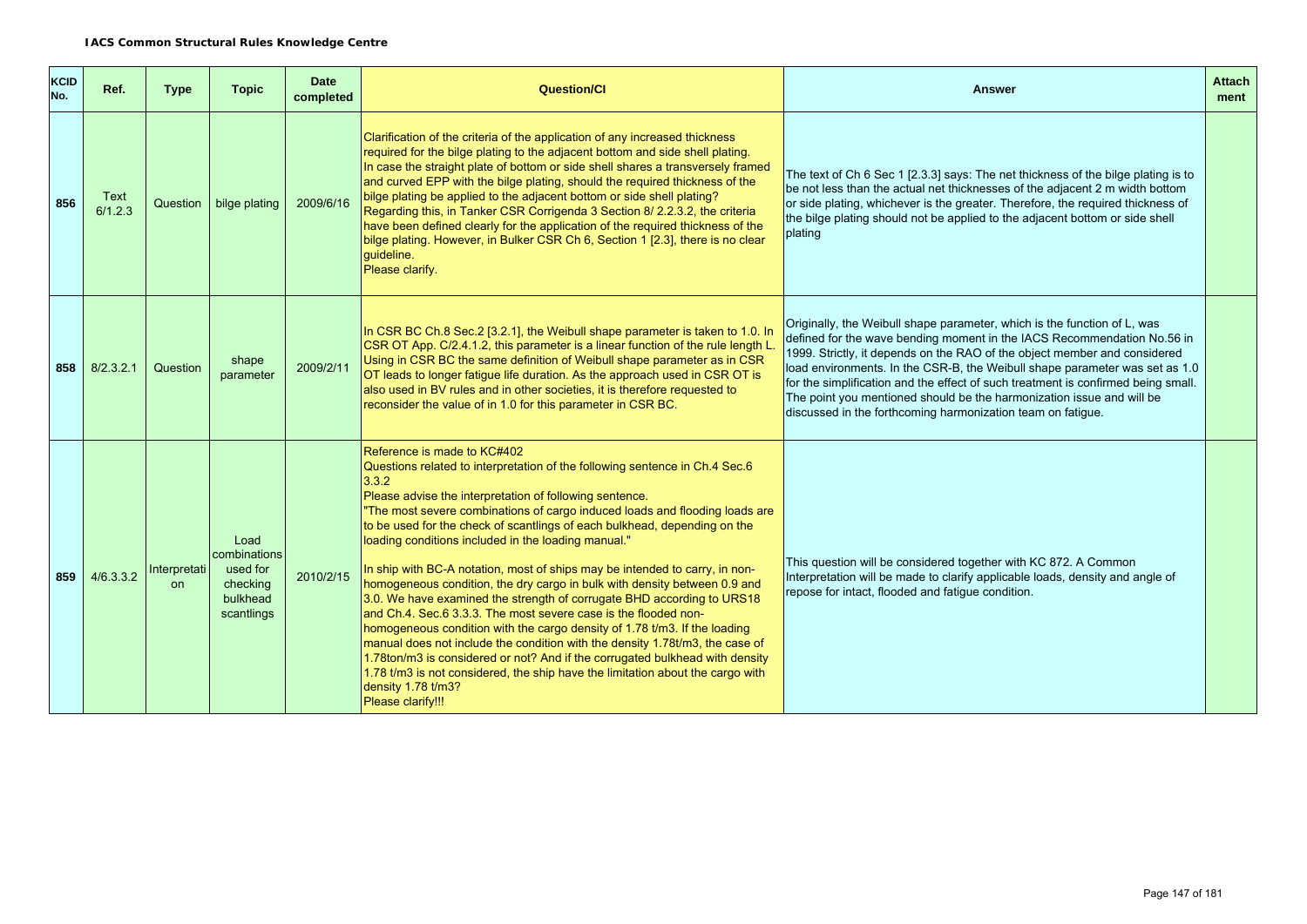**IACS Common Structural Rules Knowledge Centre**

| KCID No. | Ref. | Type | Topic | Date completed | Question/CI | Answer | Attach ment |
|---|---|---|---|---|---|---|---|
| 856 | Text 6/1.2.3 | Question | bilge plating | 2009/6/16 | Clarification of the criteria of the application of any increased thickness required for the bilge plating to the adjacent bottom and side shell plating.<br>In case the straight plate of bottom or side shell shares a transversely framed and curved EPP with the bilge plating, should the required thickness of the bilge plating be applied to the adjacent bottom or side shell plating?<br>Regarding this, in Tanker CSR Corrigenda 3 Section 8/ 2.2.3.2, the criteria have been defined clearly for the application of the required thickness of the bilge plating. However, in Bulker CSR Ch 6, Section 1 [2.3], there is no clear guideline.<br>Please clarify. | The text of Ch 6 Sec 1 [2.3.3] says: The net thickness of the bilge plating is to be not less than the actual net thicknesses of the adjacent 2 m width bottom or side plating, whichever is the greater. Therefore, the required thickness of the bilge plating should not be applied to the adjacent bottom or side shell plating | |
| 858 | 8/2.3.2.1 | Question | shape parameter | 2009/2/11 | In CSR BC Ch.8 Sec.2 [3.2.1], the Weibull shape parameter is taken to 1.0. In CSR OT App. C/2.4.1.2, this parameter is a linear function of the rule length L. Using in CSR BC the same definition of Weibull shape parameter as in CSR OT leads to longer fatigue life duration. As the approach used in CSR OT is also used in BV rules and in other societies, it is therefore requested to reconsider the value of in 1.0 for this parameter in CSR BC. | Originally, the Weibull shape parameter, which is the function of L, was defined for the wave bending moment in the IACS Recommendation No.56 in 1999. Strictly, it depends on the RAO of the object member and considered load environments. In the CSR-B, the Weibull shape parameter was set as 1.0 for the simplification and the effect of such treatment is confirmed being small. The point you mentioned should be the harmonization issue and will be discussed in the forthcoming harmonization team on fatigue. | |
| 859 | 4/6.3.3.2 | Interpretation | Load combinations used for checking bulkhead scantlings | 2010/2/15 | Reference is made to KC#402<br>Questions related to interpretation of the following sentence in Ch.4 Sec.6 3.3.2<br>Please advise the interpretation of following sentence.<br>"The most severe combinations of cargo induced loads and flooding loads are to be used for the check of scantlings of each bulkhead, depending on the loading conditions included in the loading manual."<br><br>In ship with BC-A notation, most of ships may be intended to carry, in non-homogeneous condition, the dry cargo in bulk with density between 0.9 and 3.0. We have examined the strength of corrugate BHD according to URS18 and Ch.4. Sec.6 3.3.3. The most severe case is the flooded non-homogeneous condition with the cargo density of 1.78 t/m3. If the loading manual does not include the condition with the density 1.78t/m3, the case of 1.78ton/m3 is considered or not? And if the corrugated bulkhead with density 1.78 t/m3 is not considered, the ship have the limitation about the cargo with density 1.78 t/m3?<br>Please clarify!!! | This question will be considered together with KC 872. A Common Interpretation will be made to clarify applicable loads, density and angle of repose for intact, flooded and fatigue condition. | |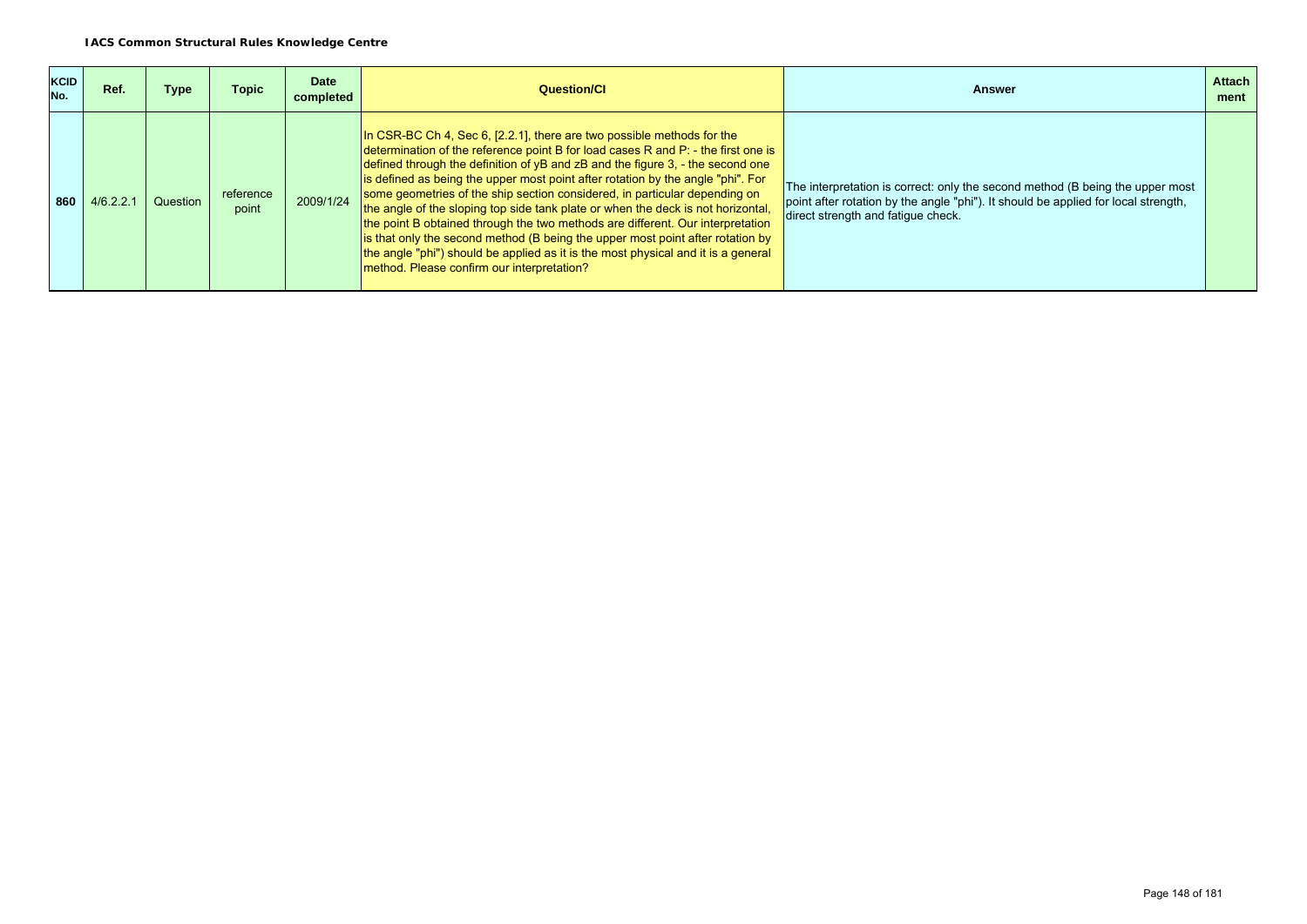**IACS Common Structural Rules Knowledge Centre**

| KCID No. | Ref. | Type | Topic | Date completed | Question/CI | Answer | Attachment |
|---|---|---|---|---|---|---|---|
| **860** | 4/6.2.2.1 | Question | reference point | 2009/1/24 | In CSR-BC Ch 4, Sec 6, [2.2.1], there are two possible methods for the determination of the reference point B for load cases R and P: - the first one is defined through the definition of yB and zB and the figure 3, - the second one is defined as being the upper most point after rotation by the angle "phi". For some geometries of the ship section considered, in particular depending on the angle of the sloping top side tank plate or when the deck is not horizontal, the point B obtained through the two methods are different. Our interpretation is that only the second method (B being the upper most point after rotation by the angle "phi") should be applied as it is the most physical and it is a general method. Please confirm our interpretation? | The interpretation is correct: only the second method (B being the upper most point after rotation by the angle "phi"). It should be applied for local strength, direct strength and fatigue check. | |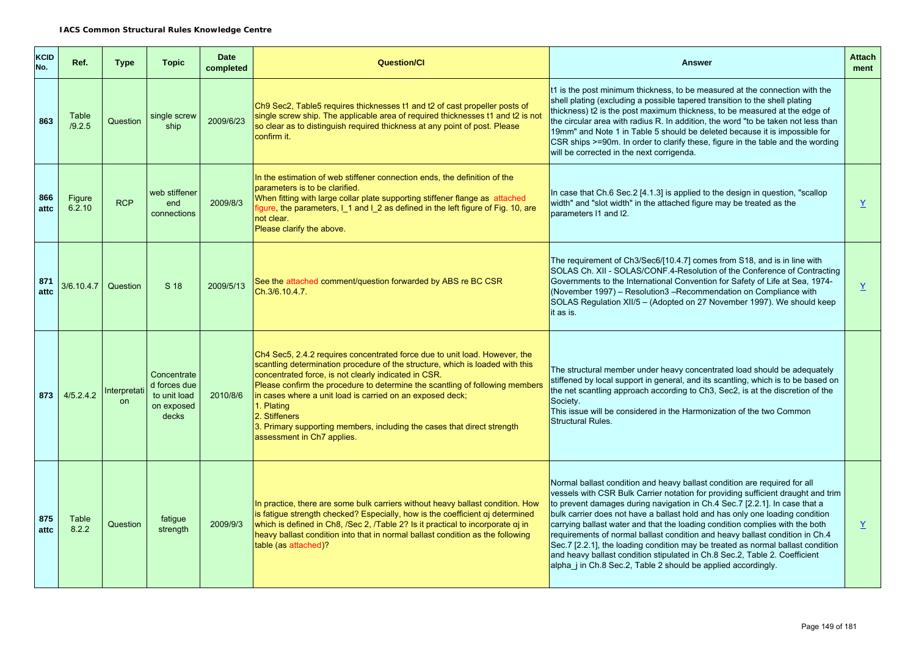**IACS Common Structural Rules Knowledge Centre**

| KCID No. | Ref. | Type | Topic | Date completed | Question/CI | Answer | Attach ment |
|---|---|---|---|---|---|---|---|
| 863 | Table /9.2.5 | Question | single screw ship | 2009/6/23 | Ch9 Sec2, Table5 requires thicknesses t1 and t2 of cast propeller posts of single screw ship. The applicable area of required thicknesses t1 and t2 is not so clear as to distinguish required thickness at any point of post. Please confirm it. | t1 is the post minimum thickness, to be measured at the connection with the shell plating (excluding a possible tapered transition to the shell plating thickness) t2 is the post maximum thickness, to be measured at the edge of the circular area with radius R. In addition, the word "to be taken not less than 19mm" and Note 1 in Table 5 should be deleted because it is impossible for CSR ships >=90m. In order to clarify these, figure in the table and the wording will be corrected in the next corrigenda. | |
| 866 attc | Figure 6.2.10 | RCP | web stiffener end connections | 2009/8/3 | In the estimation of web stiffener connection ends, the definition of the parameters is to be clarified.<br>When fitting with large collar plate supporting stiffener flange as attached figure, the parameters, l_1 and l_2 as defined in the left figure of Fig. 10, are not clear.<br>Please clarify the above. | In case that Ch.6 Sec.2 [4.1.3] is applied to the design in question, "scallop width" and "slot width" in the attached figure may be treated as the parameters l1 and l2. | Y |
| 871 attc | 3/6.10.4.7 | Question | S 18 | 2009/5/13 | See the attached comment/question forwarded by ABS re BC CSR Ch.3/6.10.4.7. | The requirement of Ch3/Sec6/[10.4.7] comes from S18, and is in line with SOLAS Ch. XII - SOLAS/CONF.4-Resolution of the Conference of Contracting Governments to the International Convention for Safety of Life at Sea, 1974-(November 1997) – Resolution3 –Recommendation on Compliance with SOLAS Regulation XII/5 – (Adopted on 27 November 1997). We should keep it as is. | Y |
| 873 | 4/5.2.4.2 | Interpretation | Concentrated forces due to unit load on exposed decks | 2010/8/6 | Ch4 Sec5, 2.4.2 requires concentrated force due to unit load. However, the scantling determination procedure of the structure, which is loaded with this concentrated force, is not clearly indicated in CSR.<br>Please confirm the procedure to determine the scantling of following members in cases where a unit load is carried on an exposed deck;<br>1. Plating<br>2. Stiffeners<br>3. Primary supporting members, including the cases that direct strength assessment in Ch7 applies. | The structural member under heavy concentrated load should be adequately stiffened by local support in general, and its scantling, which is to be based on the net scantling approach according to Ch3, Sec2, is at the discretion of the Society.<br>This issue will be considered in the Harmonization of the two Common Structural Rules. | |
| 875 attc | Table 8.2.2 | Question | fatigue strength | 2009/9/3 | In practice, there are some bulk carriers without heavy ballast condition. How is fatigue strength checked? Especially, how is the coefficient αj determined which is defined in Ch8, /Sec 2, /Table 2? Is it practical to incorporate αj in heavy ballast condition into that in normal ballast condition as the following table (as attached)? | Normal ballast condition and heavy ballast condition are required for all vessels with CSR Bulk Carrier notation for providing sufficient draught and trim to prevent damages during navigation in Ch.4 Sec.7 [2.2.1]. In case that a bulk carrier does not have a ballast hold and has only one loading condition carrying ballast water and that the loading condition complies with the both requirements of normal ballast condition and heavy ballast condition in Ch.4 Sec.7 [2.2.1], the loading condition may be treated as normal ballast condition and heavy ballast condition stipulated in Ch.8 Sec.2, Table 2. Coefficient alpha_j in Ch.8 Sec.2, Table 2 should be applied accordingly. | Y |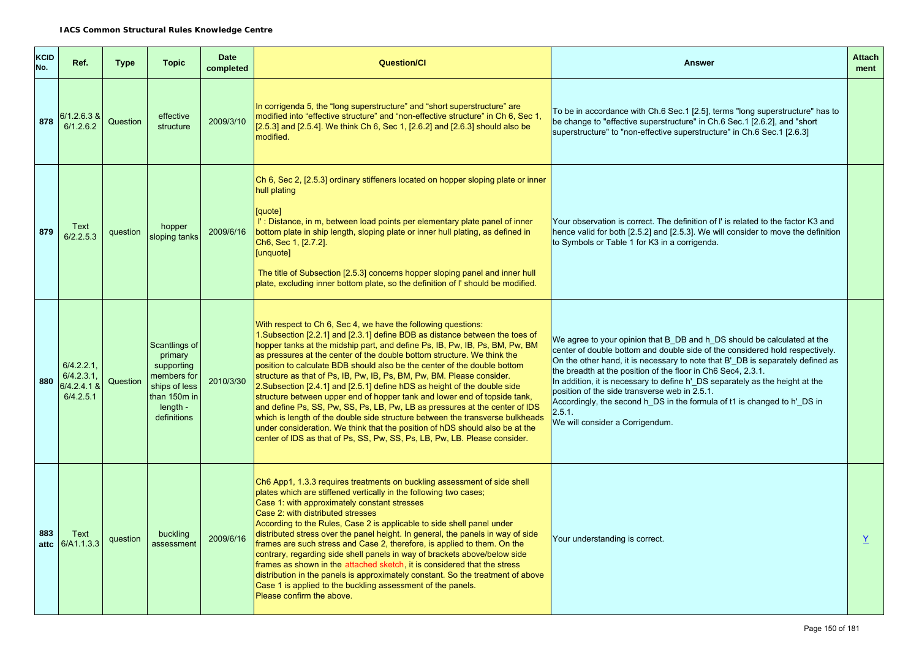**IACS Common Structural Rules Knowledge Centre**

| KCID No. | Ref. | Type | Topic | Date completed | Question/CI | Answer | Attach ment |
|---|---|---|---|---|---|---|---|
| 878 | 6/1.2.6.3 & 6/1.2.6.2 | Question | effective structure | 2009/3/10 | In corrigenda 5, the "long superstructure" and "short superstructure" are modified into "effective structure" and "non-effective structure" in Ch 6, Sec 1, [2.5.3] and [2.5.4]. We think Ch 6, Sec 1, [2.6.2] and [2.6.3] should also be modified. | To be in accordance with Ch.6 Sec.1 [2.5], terms "long superstructure" has to be change to "effective superstructure" in Ch.6 Sec.1 [2.6.2], and "short superstructure" to "non-effective superstructure" in Ch.6 Sec.1 [2.6.3] | |
| 879 | Text 6/2.2.5.3 | question | hopper sloping tanks | 2009/6/16 | Ch 6, Sec 2, [2.5.3] ordinary stiffeners located on hopper sloping plate or inner hull plating<br><br>[quote]<br>l' : Distance, in m, between load points per elementary plate panel of inner bottom plate in ship length, sloping plate or inner hull plating, as defined in Ch6, Sec 1, [2.7.2].<br>[unquote]<br><br>The title of Subsection [2.5.3] concerns hopper sloping panel and inner hull plate, excluding inner bottom plate, so the definition of l' should be modified. | Your observation is correct. The definition of l' is related to the factor K3 and hence valid for both [2.5.2] and [2.5.3]. We will consider to move the definition to Symbols or Table 1 for K3 in a corrigenda. | |
| 880 | 6/4.2.2.1, 6/4.2.3.1, 6/4.2.4.1 & 6/4.2.5.1 | Question | Scantlings of primary supporting members for ships of less than 150m in length - definitions | 2010/3/30 | With respect to Ch 6, Sec 4, we have the following questions:<br>1.Subsection [2.2.1] and [2.3.1] define BDB as distance between the toes of hopper tanks at the midship part, and define Ps, IB, Pw, IB, Ps, BM, Pw, BM as pressures at the center of the double bottom structure. We think the position to calculate BDB should also be the center of the double bottom structure as that of Ps, IB, Pw, IB, Ps, BM, Pw, BM. Please consider.<br>2.Subsection [2.4.1] and [2.5.1] define hDS as height of the double side structure between upper end of hopper tank and lower end of topside tank, and define Ps, SS, Pw, SS, Ps, LB, Pw, LB as pressures at the center of lDS which is length of the double side structure between the transverse bulkheads under consideration. We think that the position of hDS should also be at the center of lDS as that of Ps, SS, Pw, SS, Ps, LB, Pw, LB. Please consider. | We agree to your opinion that B_DB and h_DS should be calculated at the center of double bottom and double side of the considered hold respectively.<br>On the other hand, it is necessary to note that B'_DB is separately defined as the breadth at the position of the floor in Ch6 Sec4, 2.3.1.<br>In addition, it is necessary to define h'_DS separately as the height at the position of the side transverse web in 2.5.1.<br>Accordingly, the second h_DS in the formula of t1 is changed to h'_DS in 2.5.1.<br>We will consider a Corrigendum. | |
| 883 attc | Text 6/A1.1.3.3 | question | buckling assessment | 2009/6/16 | Ch6 App1, 1.3.3 requires treatments on buckling assessment of side shell plates which are stiffened vertically in the following two cases;<br>Case 1: with approximately constant stresses<br>Case 2: with distributed stresses<br>According to the Rules, Case 2 is applicable to side shell panel under distributed stress over the panel height. In general, the panels in way of side frames are such stress and Case 2, therefore, is applied to them. On the contrary, regarding side shell panels in way of brackets above/below side frames as shown in the attached sketch, it is considered that the stress distribution in the panels is approximately constant. So the treatment of above Case 1 is applied to the buckling assessment of the panels.<br>Please confirm the above. | Your understanding is correct. | Y |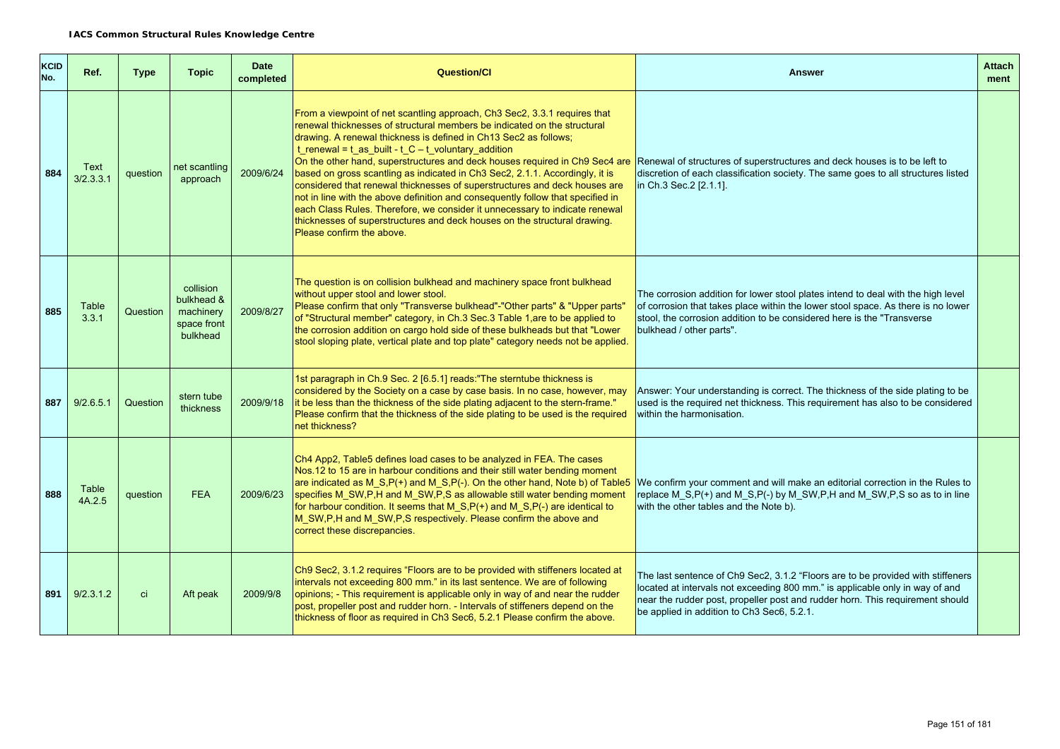**IACS Common Structural Rules Knowledge Centre**

| KCID No. | Ref. | Type | Topic | Date completed | Question/CI | Answer | Attach ment |
|---|---|---|---|---|---|---|---|
| 884 | Text 3/2.3.3.1 | question | net scantling approach | 2009/6/24 | From a viewpoint of net scantling approach, Ch3 Sec2, 3.3.1 requires that renewal thicknesses of structural members be indicated on the structural drawing. A renewal thickness is defined in Ch13 Sec2 as follows; $t\_renewal = t\_as\_built - t\_C - t\_voluntary\_addition$ On the other hand, superstructures and deck houses required in Ch9 Sec4 are based on gross scantling as indicated in Ch3 Sec2, 2.1.1. Accordingly, it is considered that renewal thicknesses of superstructures and deck houses are not in line with the above definition and consequently follow that specified in each Class Rules. Therefore, we consider it unnecessary to indicate renewal thicknesses of superstructures and deck houses on the structural drawing. Please confirm the above. | Renewal of structures of superstructures and deck houses is to be left to discretion of each classification society. The same goes to all structures listed in Ch.3 Sec.2 [2.1.1]. | |
| 885 | Table 3.3.1 | Question | collision bulkhead & machinery space front bulkhead | 2009/8/27 | The question is on collision bulkhead and machinery space front bulkhead without upper stool and lower stool. Please confirm that only "Transverse bulkhead"-"Other parts" & "Upper parts" of "Structural member" category, in Ch.3 Sec.3 Table 1,are to be applied to the corrosion addition on cargo hold side of these bulkheads but that "Lower stool sloping plate, vertical plate and top plate" category needs not be applied. | The corrosion addition for lower stool plates intend to deal with the high level of corrosion that takes place within the lower stool space. As there is no lower stool, the corrosion addition to be considered here is the "Transverse bulkhead / other parts". | |
| 887 | 9/2.6.5.1 | Question | stern tube thickness | 2009/9/18 | 1st paragraph in Ch.9 Sec. 2 [6.5.1] reads:"The sterntube thickness is considered by the Society on a case by case basis. In no case, however, may it be less than the thickness of the side plating adjacent to the stern-frame." Please confirm that the thickness of the side plating to be used is the required net thickness? | Answer: Your understanding is correct. The thickness of the side plating to be used is the required net thickness. This requirement has also to be considered within the harmonisation. | |
| 888 | Table 4A.2.5 | question | FEA | 2009/6/23 | Ch4 App2, Table5 defines load cases to be analyzed in FEA. The cases Nos.12 to 15 are in harbour conditions and their still water bending moment are indicated as $M\_S,P(+)$ and $M\_S,P(-)$. On the other hand, Note b) of Table5 specifies $M\_SW,P,H$ and $M\_SW,P,S$ as allowable still water bending moment for harbour condition. It seems that $M\_S,P(+)$ and $M\_S,P(-)$ are identical to $M\_SW,P,H$ and $M\_SW,P,S$ respectively. Please confirm the above and correct these discrepancies. | We confirm your comment and will make an editorial correction in the Rules to replace $M\_S,P(+)$ and $M\_S,P(-)$ by $M\_SW,P,H$ and $M\_SW,P,S$ so as to in line with the other tables and the Note b). | |
| 891 | 9/2.3.1.2 | ci | Aft peak | 2009/9/8 | Ch9 Sec2, 3.1.2 requires "Floors are to be provided with stiffeners located at intervals not exceeding 800 mm." in its last sentence. We are of following opinions; - This requirement is applicable only in way of and near the rudder post, propeller post and rudder horn. - Intervals of stiffeners depend on the thickness of floor as required in Ch3 Sec6, 5.2.1 Please confirm the above. | The last sentence of Ch9 Sec2, 3.1.2 "Floors are to be provided with stiffeners located at intervals not exceeding 800 mm." is applicable only in way of and near the rudder post, propeller post and rudder horn. This requirement should be applied in addition to Ch3 Sec6, 5.2.1. | |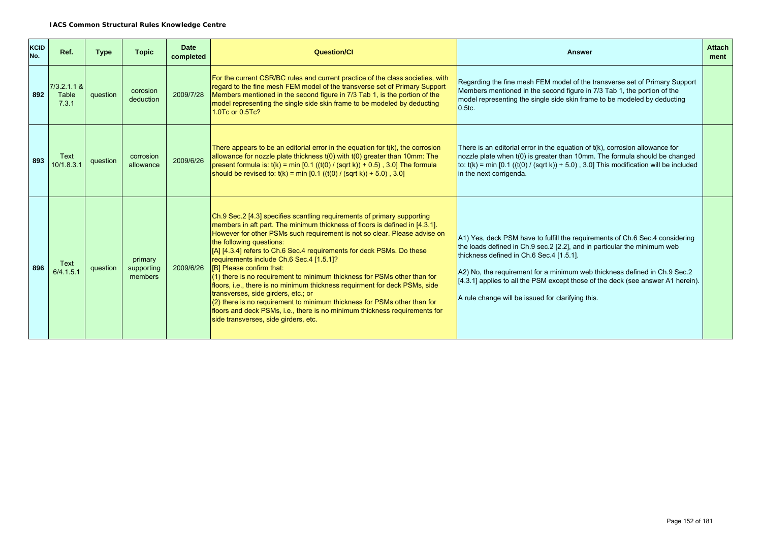**IACS Common Structural Rules Knowledge Centre**

| KCID No. | Ref. | Type | Topic | Date completed | Question/CI | Answer | Attachment |
|---|---|---|---|---|---|---|---|
| 892 | 7/3.2.1.1 & Table 7.3.1 | question | corosion deduction | 2009/7/28 | For the current CSR/BC rules and current practice of the class societies, with regard to the fine mesh FEM model of the transverse set of Primary Support Members mentioned in the second figure in 7/3 Tab 1, is the portion of the model representing the single side skin frame to be modeled by deducting 1.0Tc or 0.5Tc? | Regarding the fine mesh FEM model of the transverse set of Primary Support Members mentioned in the second figure in 7/3 Tab 1, the portion of the model representing the single side skin frame to be modeled by deducting 0.5tc. | |
| 893 | Text 10/1.8.3.1 | question | corrosion allowance | 2009/6/26 | There appears to be an editorial error in the equation for t(k), the corrosion allowance for nozzle plate thickness t(0) with t(0) greater than 10mm: The present formula is: t(k) = min [0.1 ((t(0) / (sqrt k)) + 0.5) , 3.0] The formula should be revised to: t(k) = min [0.1 ((t(0) / (sqrt k)) + 5.0) , 3.0] | There is an editorial error in the equation of t(k), corrosion allowance for nozzle plate when t(0) is greater than 10mm. The formula should be changed to: t(k) = min [0.1 ((t(0) / (sqrt k)) + 5.0) , 3.0] This modification will be included in the next corrigenda. | |
| 896 | Text 6/4.1.5.1 | question | primary supporting members | 2009/6/26 | Ch.9 Sec.2 [4.3] specifies scantling requirements of primary supporting members in aft part. The minimum thickness of floors is defined in [4.3.1]. However for other PSMs such requirement is not so clear. Please advise on the following questions:<br>[A] [4.3.4] refers to Ch.6 Sec.4 requirements for deck PSMs. Do these requirements include Ch.6 Sec.4 [1.5.1]?<br>[B] Please confirm that:<br>(1) there is no requirement to minimum thickness for PSMs other than for floors, i.e., there is no minimum thickness requirment for deck PSMs, side transverses, side girders, etc.; or<br>(2) there is no requirement to minimum thickness for PSMs other than for floors and deck PSMs, i.e., there is no minimum thickness requirements for side transverses, side girders, etc. | A1) Yes, deck PSM have to fulfill the requirements of Ch.6 Sec.4 considering the loads defined in Ch.9 sec.2 [2.2], and in particular the minimum web thickness defined in Ch.6 Sec.4 [1.5.1].<br><br>A2) No, the requirement for a minimum web thickness defined in Ch.9 Sec.2 [4.3.1] applies to all the PSM except those of the deck (see answer A1 herein).<br><br>A rule change will be issued for clarifying this. | |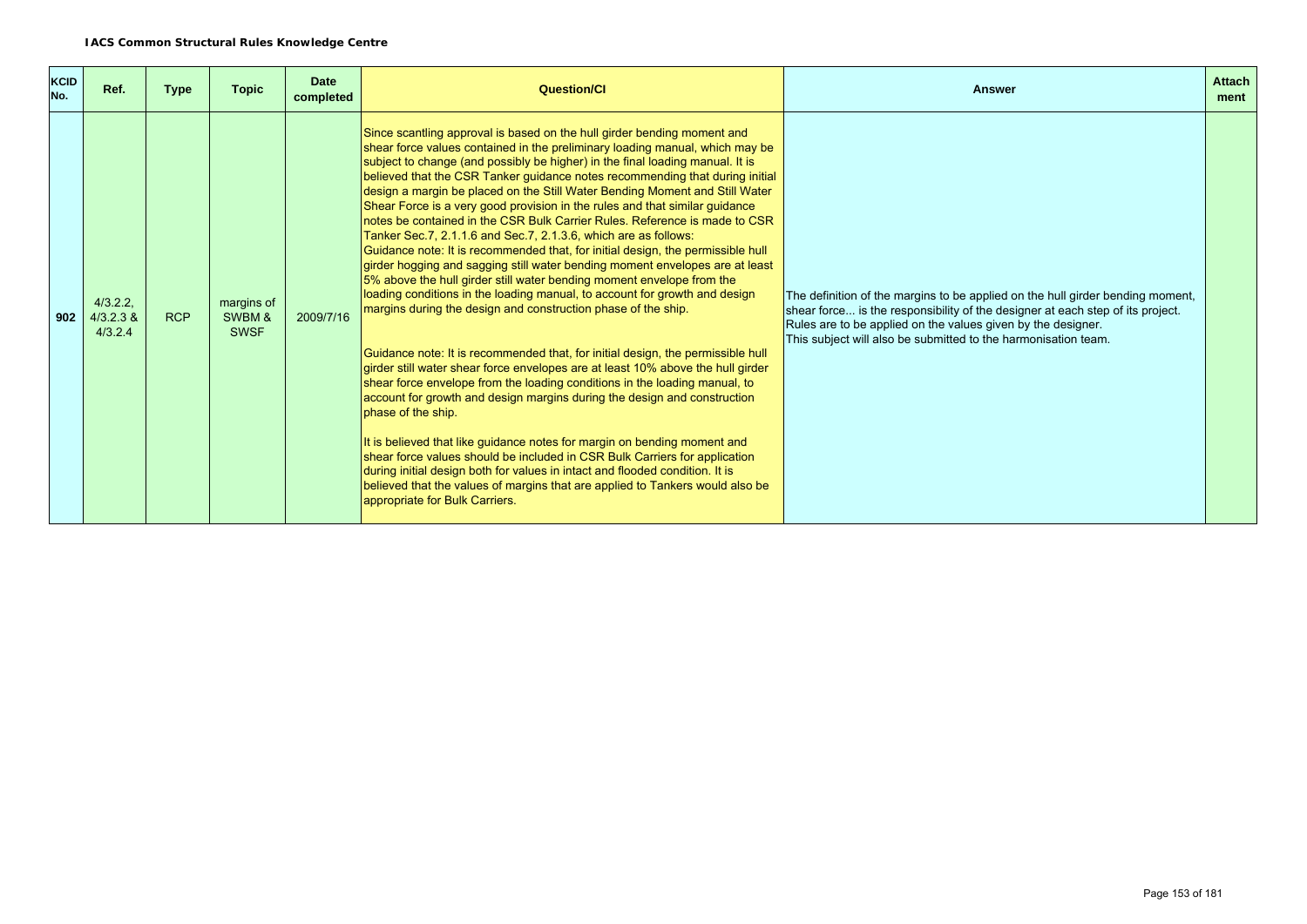**IACS Common Structural Rules Knowledge Centre**

| KCID No. | Ref. | Type | Topic | Date completed | Question/CI | Answer | Attachment |
|---|---|---|---|---|---|---|---|
| 902 | 4/3.2.2, 4/3.2.3 & 4/3.2.4 | RCP | margins of SWBM & SWSF | 2009/7/16 | Since scantling approval is based on the hull girder bending moment and shear force values contained in the preliminary loading manual, which may be subject to change (and possibly be higher) in the final loading manual. It is believed that the CSR Tanker guidance notes recommending that during initial design a margin be placed on the Still Water Bending Moment and Still Water Shear Force is a very good provision in the rules and that similar guidance notes be contained in the CSR Bulk Carrier Rules. Reference is made to CSR Tanker Sec.7, 2.1.1.6 and Sec.7, 2.1.3.6, which are as follows:<br>Guidance note: It is recommended that, for initial design, the permissible hull girder hogging and sagging still water bending moment envelopes are at least 5% above the hull girder still water bending moment envelope from the loading conditions in the loading manual, to account for growth and design margins during the design and construction phase of the ship.<br><br>Guidance note: It is recommended that, for initial design, the permissible hull girder still water shear force envelopes are at least 10% above the hull girder shear force envelope from the loading conditions in the loading manual, to account for growth and design margins during the design and construction phase of the ship.<br><br>It is believed that like guidance notes for margin on bending moment and shear force values should be included in CSR Bulk Carriers for application during initial design both for values in intact and flooded condition. It is believed that the values of margins that are applied to Tankers would also be appropriate for Bulk Carriers. | The definition of the margins to be applied on the hull girder bending moment, shear force... is the responsibility of the designer at each step of its project. Rules are to be applied on the values given by the designer.<br>This subject will also be submitted to the harmonisation team. | |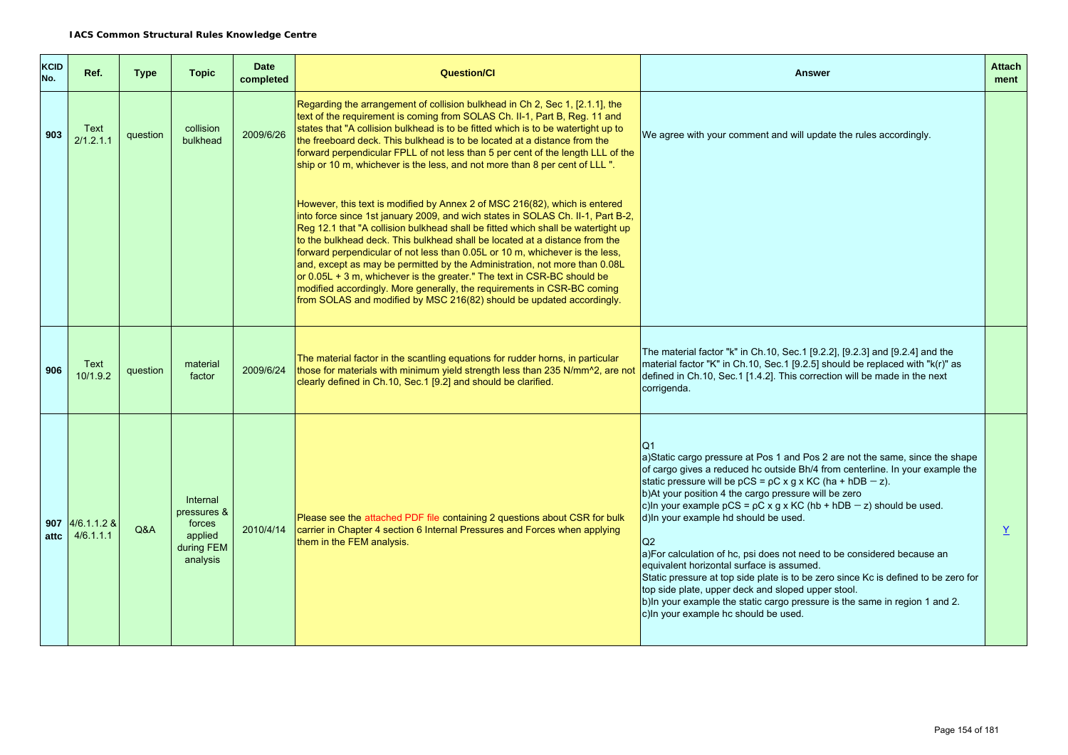**IACS Common Structural Rules Knowledge Centre**

| KCID No. | Ref. | Type | Topic | Date completed | Question/CI | Answer | Attach ment |
|---|---|---|---|---|---|---|---|
| 903 | Text 2/1.2.1.1 | question | collision bulkhead | 2009/6/26 | Regarding the arrangement of collision bulkhead in Ch 2, Sec 1, [2.1.1], the text of the requirement is coming from SOLAS Ch. II-1, Part B, Reg. 11 and states that "A collision bulkhead is to be fitted which is to be watertight up to the freeboard deck. This bulkhead is to be located at a distance from the forward perpendicular FPLL of not less than 5 per cent of the length LLL of the ship or 10 m, whichever is the less, and not more than 8 per cent of LLL ".<br><br>However, this text is modified by Annex 2 of MSC 216(82), which is entered into force since 1st january 2009, and wich states in SOLAS Ch. II-1, Part B-2, Reg 12.1 that "A collision bulkhead shall be fitted which shall be watertight up to the bulkhead deck. This bulkhead shall be located at a distance from the forward perpendicular of not less than 0.05L or 10 m, whichever is the less, and, except as may be permitted by the Administration, not more than 0.08L or 0.05L + 3 m, whichever is the greater." The text in CSR-BC should be modified accordingly. More generally, the requirements in CSR-BC coming from SOLAS and modified by MSC 216(82) should be updated accordingly. | We agree with your comment and will update the rules accordingly. | |
| 906 | Text 10/1.9.2 | question | material factor | 2009/6/24 | The material factor in the scantling equations for rudder horns, in particular those for materials with minimum yield strength less than 235 N/mm^2, are not clearly defined in Ch.10, Sec.1 [9.2] and should be clarified. | The material factor "k" in Ch.10, Sec.1 [9.2.2], [9.2.3] and [9.2.4] and the material factor "K" in Ch.10, Sec.1 [9.2.5] should be replaced with "k(r)" as defined in Ch.10, Sec.1 [1.4.2]. This correction will be made in the next corrigenda. | |
| 907 attc | 4/6.1.1.2 & 4/6.1.1.1 | Q&A | Internal pressures & forces applied during FEM analysis | 2010/4/14 | Please see the attached PDF file containing 2 questions about CSR for bulk carrier in Chapter 4 section 6 Internal Pressures and Forces when applying them in the FEM analysis. | Q1<br>a)Static cargo pressure at Pos 1 and Pos 2 are not the same, since the shape of cargo gives a reduced hc outside Bh/4 from centerline. In your example the static pressure will be pCS = ρC x g x KC (ha + hDB − z).<br>b)At your position 4 the cargo pressure will be zero<br>c)In your example pCS = ρC x g x KC (hb + hDB − z) should be used.<br>d)In your example hd should be used.<br><br>Q2<br>a)For calculation of hc, psi does not need to be considered because an equivalent horizontal surface is assumed.<br>Static pressure at top side plate is to be zero since Kc is defined to be zero for top side plate, upper deck and sloped upper stool.<br>b)In your example the static cargo pressure is the same in region 1 and 2.<br>c)In your example hc should be used. | Y |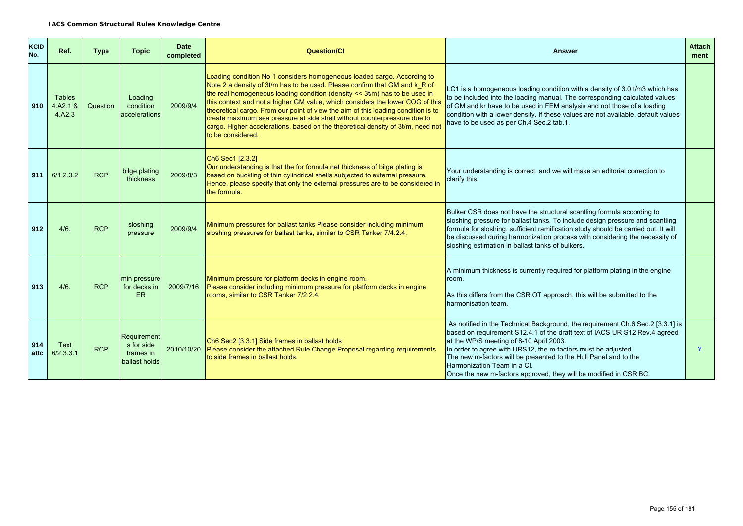**IACS Common Structural Rules Knowledge Centre**

| KCID No. | Ref. | Type | Topic | Date completed | Question/CI | Answer | Attach ment |
|---|---|---|---|---|---|---|---|
| 910 | Tables 4.A2.1 & 4.A2.3 | Question | Loading condition accelerations | 2009/9/4 | Loading condition No 1 considers homogeneous loaded cargo. According to Note 2 a density of 3t/m has to be used. Please confirm that GM and k_R of the real homogeneous loading condition (density << 3t/m) has to be used in this context and not a higher GM value, which considers the lower COG of this theoretical cargo. From our point of view the aim of this loading condition is to create maximum sea pressure at side shell without counterpressure due to cargo. Higher accelerations, based on the theoretical density of 3t/m, need not to be considered. | LC1 is a homogeneous loading condition with a density of 3.0 t/m3 which has to be included into the loading manual. The corresponding calculated values of GM and kr have to be used in FEM analysis and not those of a loading condition with a lower density. If these values are not available, default values have to be used as per Ch.4 Sec.2 tab.1. | |
| 911 | 6/1.2.3.2 | RCP | bilge plating thickness | 2009/8/3 | Ch6 Sec1 [2.3.2] Our understanding is that the for formula net thickness of bilge plating is based on buckling of thin cylindrical shells subjected to external pressure. Hence, please specify that only the external pressures are to be considered in the formula. | Your understanding is correct, and we will make an editorial correction to clarify this. | |
| 912 | 4/6. | RCP | sloshing pressure | 2009/9/4 | Minimum pressures for ballast tanks Please consider including minimum sloshing pressures for ballast tanks, similar to CSR Tanker 7/4.2.4. | Bulker CSR does not have the structural scantling formula according to sloshing pressure for ballast tanks. To include design pressure and scantling formula for sloshing, sufficient ramification study should be carried out. It will be discussed during harmonization process with considering the necessity of sloshing estimation in ballast tanks of bulkers. | |
| 913 | 4/6. | RCP | min pressure for decks in ER | 2009/7/16 | Minimum pressure for platform decks in engine room. Please consider including minimum pressure for platform decks in engine rooms, similar to CSR Tanker 7/2.2.4. | A minimum thickness is currently required for platform plating in the engine room.<br><br>As this differs from the CSR OT approach, this will be submitted to the harmonisation team. | |
| 914 attc | Text 6/2.3.3.1 | RCP | Requirements for side frames in ballast holds | 2010/10/20 | Ch6 Sec2 [3.3.1] Side frames in ballast holds Please consider the attached Rule Change Proposal regarding requirements to side frames in ballast holds. | As notified in the Technical Background, the requirement Ch.6 Sec.2 [3.3.1] is based on requirement S12.4.1 of the draft text of IACS UR S12 Rev.4 agreed at the WP/S meeting of 8-10 April 2003.<br>In order to agree with URS12, the m-factors must be adjusted.<br>The new m-factors will be presented to the Hull Panel and to the Harmonization Team in a CI.<br>Once the new m-factors approved, they will be modified in CSR BC. | Y |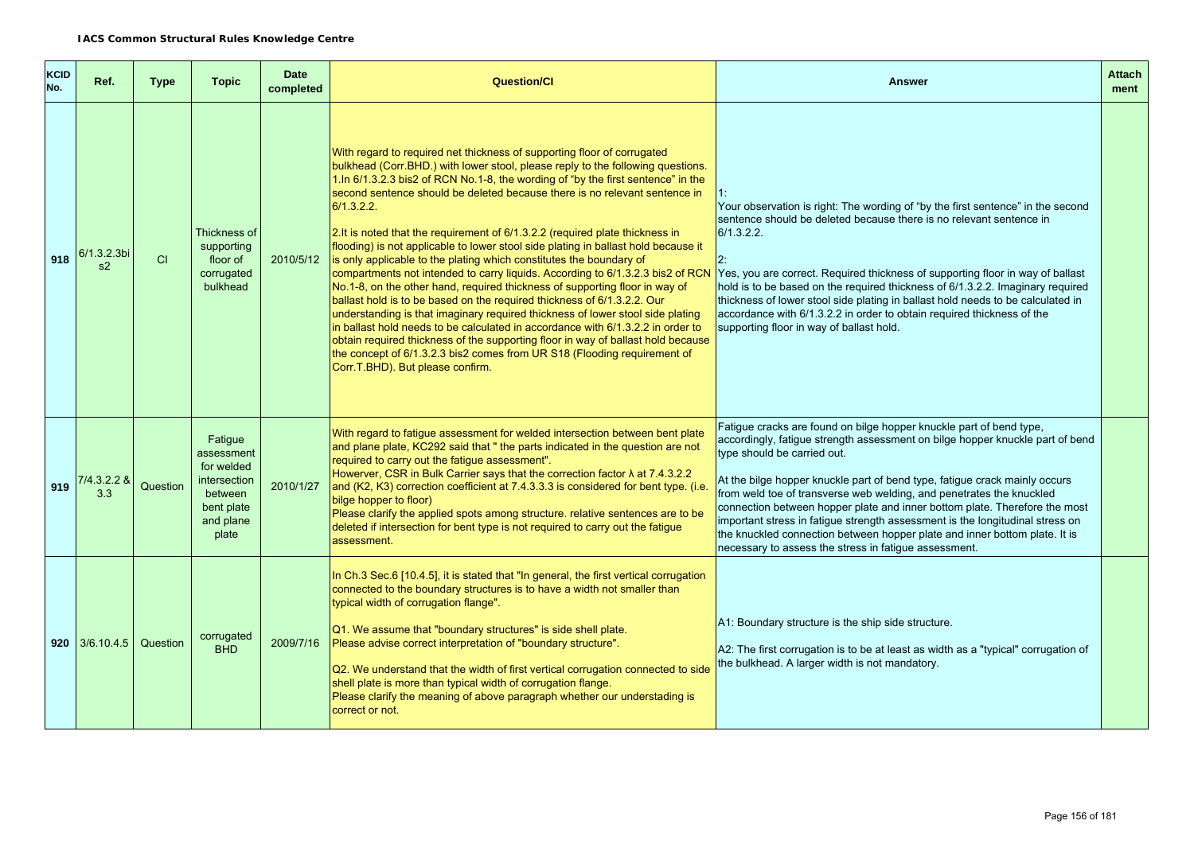**IACS Common Structural Rules Knowledge Centre**

| KCID No. | Ref. | Type | Topic | Date completed | Question/CI | Answer | Attachment |
|---|---|---|---|---|---|---|---|
| 918 | 6/1.3.2.3bis2 | CI | Thickness of supporting floor of corrugated bulkhead | 2010/5/12 | With regard to required net thickness of supporting floor of corrugated bulkhead (Corr.BHD.) with lower stool, please reply to the following questions.<br>1.In 6/1.3.2.3 bis2 of RCN No.1-8, the wording of "by the first sentence" in the second sentence should be deleted because there is no relevant sentence in 6/1.3.2.2.<br><br>2.It is noted that the requirement of 6/1.3.2.2 (required plate thickness in flooding) is not applicable to lower stool side plating in ballast hold because it is only applicable to the plating which constitutes the boundary of compartments not intended to carry liquids. According to 6/1.3.2.3 bis2 of RCN No.1-8, on the other hand, required thickness of supporting floor in way of ballast hold is to be based on the required thickness of 6/1.3.2.2. Our understanding is that imaginary required thickness of lower stool side plating in ballast hold needs to be calculated in accordance with 6/1.3.2.2 in order to obtain required thickness of the supporting floor in way of ballast hold because the concept of 6/1.3.2.3 bis2 comes from UR S18 (Flooding requirement of Corr.T.BHD). But please confirm. | 1:<br>Your observation is right: The wording of "by the first sentence" in the second sentence should be deleted because there is no relevant sentence in 6/1.3.2.2.<br><br>2:<br>Yes, you are correct. Required thickness of supporting floor in way of ballast hold is to be based on the required thickness of 6/1.3.2.2. Imaginary required thickness of lower stool side plating in ballast hold needs to be calculated in accordance with 6/1.3.2.2 in order to obtain required thickness of the supporting floor in way of ballast hold. | |
| 919 | 7/4.3.2.2 & 3.3 | Question | Fatigue assessment for welded intersection between bent plate and plane plate | 2010/1/27 | With regard to fatigue assessment for welded intersection between bent plate and plane plate, KC292 said that " the parts indicated in the question are not required to carry out the fatigue assessment".<br>Howerver, CSR in Bulk Carrier says that the correction factor λ at 7.4.3.2.2 and (K2, K3) correction coefficient at 7.4.3.3.3 is considered for bent type. (i.e. bilge hopper to floor)<br>Please clarify the applied spots among structure. relative sentences are to be deleted if intersection for bent type is not required to carry out the fatigue assessment. | Fatigue cracks are found on bilge hopper knuckle part of bend type, accordingly, fatigue strength assessment on bilge hopper knuckle part of bend type should be carried out.<br><br>At the bilge hopper knuckle part of bend type, fatigue crack mainly occurs from weld toe of transverse web welding, and penetrates the knuckled connection between hopper plate and inner bottom plate. Therefore the most important stress in fatigue strength assessment is the longitudinal stress on the knuckled connection between hopper plate and inner bottom plate. It is necessary to assess the stress in fatigue assessment. | |
| 920 | 3/6.10.4.5 | Question | corrugated BHD | 2009/7/16 | In Ch.3 Sec.6 [10.4.5], it is stated that "In general, the first vertical corrugation connected to the boundary structures is to have a width not smaller than typical width of corrugation flange".<br><br>Q1. We assume that "boundary structures" is side shell plate.<br>Please advise correct interpretation of "boundary structure".<br><br>Q2. We understand that the width of first vertical corrugation connected to side shell plate is more than typical width of corrugation flange.<br>Please clarify the meaning of above paragraph whether our understading is correct or not. | A1: Boundary structure is the ship side structure.<br><br>A2: The first corrugation is to be at least as width as a "typical" corrugation of the bulkhead. A larger width is not mandatory. | |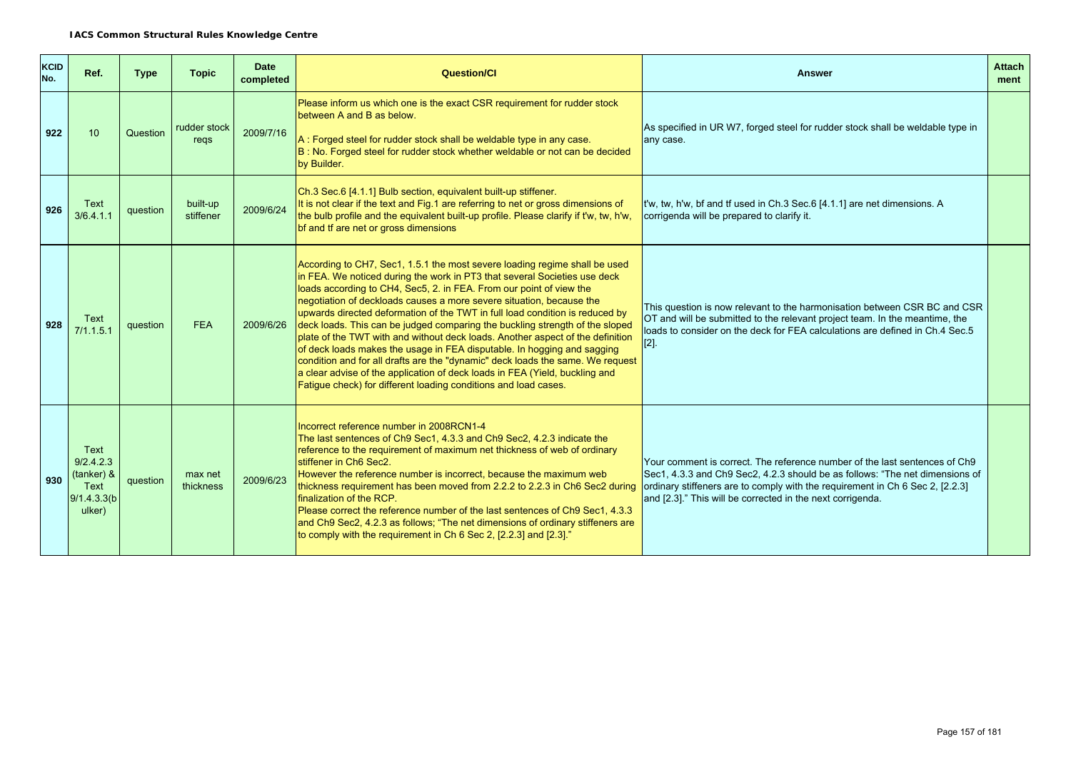| KCID No. | Ref. | Type | Topic | Date completed | Question/CI | Answer | Attachment |
|---|---|---|---|---|---|---|---|
| 922 | 10 | Question | rudder stock reqs | 2009/7/16 | Please inform us which one is the exact CSR requirement for rudder stock between A and B as below.<br><br>A : Forged steel for rudder stock shall be weldable type in any case.<br>B : No. Forged steel for rudder stock whether weldable or not can be decided by Builder. | As specified in UR W7, forged steel for rudder stock shall be weldable type in any case. | |
| 926 | Text 3/6.4.1.1 | question | built-up stiffener | 2009/6/24 | Ch.3 Sec.6 [4.1.1] Bulb section, equivalent built-up stiffener.<br>It is not clear if the text and Fig.1 are referring to net or gross dimensions of the bulb profile and the equivalent built-up profile. Please clarify if t'w, tw, h'w, bf and tf are net or gross dimensions | t'w, tw, h'w, bf and tf used in Ch.3 Sec.6 [4.1.1] are net dimensions. A corrigenda will be prepared to clarify it. | |
| 928 | Text 7/1.1.5.1 | question | FEA | 2009/6/26 | According to CH7, Sec1, 1.5.1 the most severe loading regime shall be used in FEA. We noticed during the work in PT3 that several Societies use deck loads according to CH4, Sec5, 2. in FEA. From our point of view the negotiation of deckloads causes a more severe situation, because the upwards directed deformation of the TWT in full load condition is reduced by deck loads. This can be judged comparing the buckling strength of the sloped plate of the TWT with and without deck loads. Another aspect of the definition of deck loads makes the usage in FEA disputable. In hogging and sagging condition and for all drafts are the "dynamic" deck loads the same. We request a clear advise of the application of deck loads in FEA (Yield, buckling and Fatigue check) for different loading conditions and load cases. | This question is now relevant to the harmonisation between CSR BC and CSR OT and will be submitted to the relevant project team. In the meantime, the loads to consider on the deck for FEA calculations are defined in Ch.4 Sec.5 [2]. | |
| 930 | Text 9/2.4.2.3 (tanker) & Text 9/1.4.3.3(bulker) | question | max net thickness | 2009/6/23 | Incorrect reference number in 2008RCN1-4<br>The last sentences of Ch9 Sec1, 4.3.3 and Ch9 Sec2, 4.2.3 indicate the reference to the requirement of maximum net thickness of web of ordinary stiffener in Ch6 Sec2.<br>However the reference number is incorrect, because the maximum web thickness requirement has been moved from 2.2.2 to 2.2.3 in Ch6 Sec2 during finalization of the RCP.<br>Please correct the reference number of the last sentences of Ch9 Sec1, 4.3.3 and Ch9 Sec2, 4.2.3 as follows; "The net dimensions of ordinary stiffeners are to comply with the requirement in Ch 6 Sec 2, [2.2.3] and [2.3]." | Your comment is correct. The reference number of the last sentences of Ch9 Sec1, 4.3.3 and Ch9 Sec2, 4.2.3 should be as follows: "The net dimensions of ordinary stiffeners are to comply with the requirement in Ch 6 Sec 2, [2.2.3] and [2.3]." This will be corrected in the next corrigenda. | |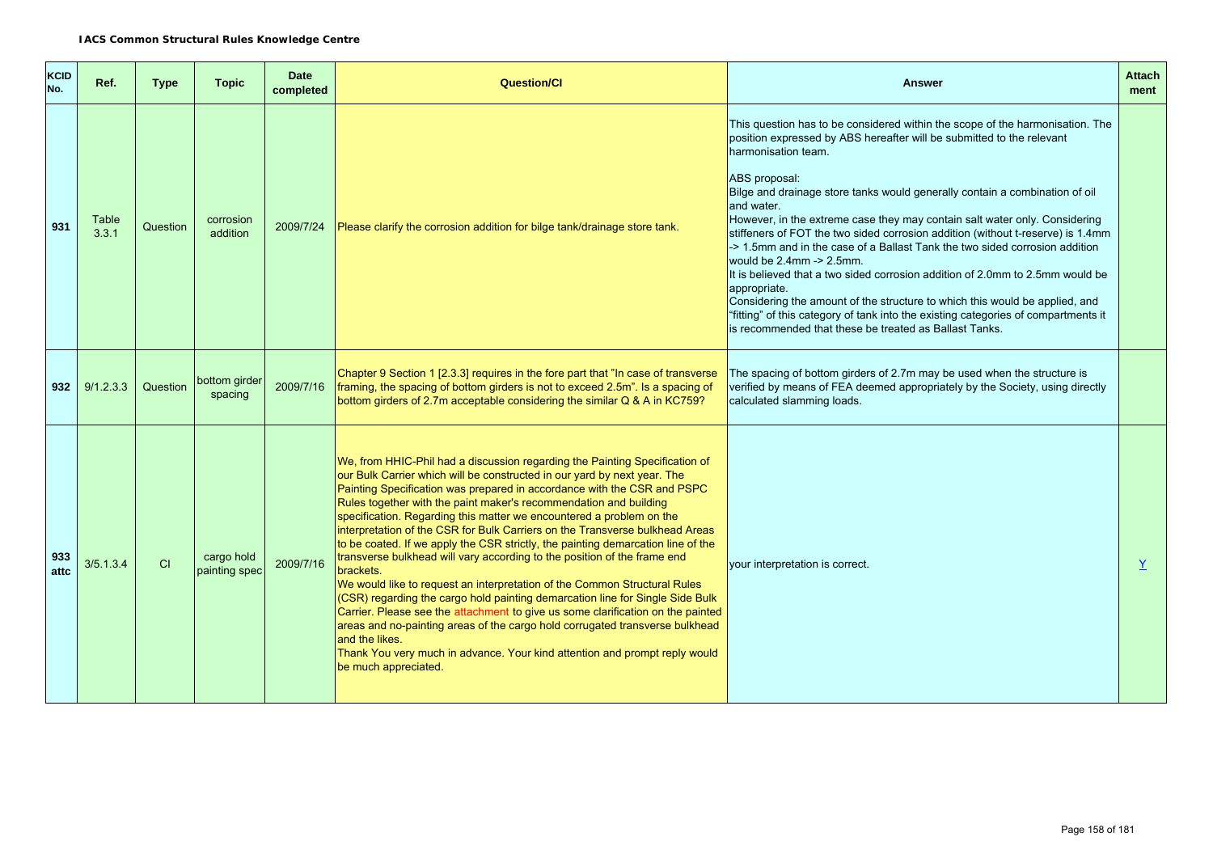**IACS Common Structural Rules Knowledge Centre**

| KCID No. | Ref. | Type | Topic | Date completed | Question/CI | Answer | Attach ment |
|---|---|---|---|---|---|---|---|
| 931 | Table 3.3.1 | Question | corrosion addition | 2009/7/24 | Please clarify the corrosion addition for bilge tank/drainage store tank. | This question has to be considered within the scope of the harmonisation. The position expressed by ABS hereafter will be submitted to the relevant harmonisation team.<br><br>ABS proposal:<br>Bilge and drainage store tanks would generally contain a combination of oil and water.<br>However, in the extreme case they may contain salt water only. Considering stiffeners of FOT the two sided corrosion addition (without t-reserve) is 1.4mm -> 1.5mm and in the case of a Ballast Tank the two sided corrosion addition would be 2.4mm -> 2.5mm.<br>It is believed that a two sided corrosion addition of 2.0mm to 2.5mm would be appropriate.<br>Considering the amount of the structure to which this would be applied, and "fitting" of this category of tank into the existing categories of compartments it is recommended that these be treated as Ballast Tanks. | |
| 932 | 9/1.2.3.3 | Question | bottom girder spacing | 2009/7/16 | Chapter 9 Section 1 [2.3.3] requires in the fore part that "In case of transverse framing, the spacing of bottom girders is not to exceed 2.5m". Is a spacing of bottom girders of 2.7m acceptable considering the similar Q & A in KC759? | The spacing of bottom girders of 2.7m may be used when the structure is verified by means of FEA deemed appropriately by the Society, using directly calculated slamming loads. | |
| 933 attc | 3/5.1.3.4 | CI | cargo hold painting spec | 2009/7/16 | We, from HHIC-Phil had a discussion regarding the Painting Specification of our Bulk Carrier which will be constructed in our yard by next year. The Painting Specification was prepared in accordance with the CSR and PSPC Rules together with the paint maker's recommendation and building specification. Regarding this matter we encountered a problem on the interpretation of the CSR for Bulk Carriers on the Transverse bulkhead Areas to be coated. If we apply the CSR strictly, the painting demarcation line of the transverse bulkhead will vary according to the position of the frame end brackets.<br>We would like to request an interpretation of the Common Structural Rules (CSR) regarding the cargo hold painting demarcation line for Single Side Bulk Carrier. Please see the attachment to give us some clarification on the painted areas and no-painting areas of the cargo hold corrugated transverse bulkhead and the likes.<br>Thank You very much in advance. Your kind attention and prompt reply would be much appreciated. | your interpretation is correct. | Y |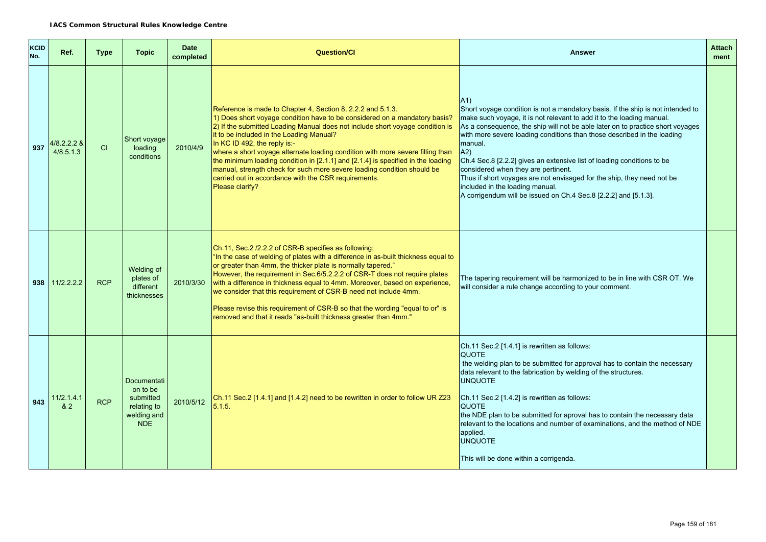**IACS Common Structural Rules Knowledge Centre**

| KCID No. | Ref. | Type | Topic | Date completed | Question/CI | Answer | Attachment |
|---|---|---|---|---|---|---|---|
| 937 | 4/8.2.2.2 & 4/8.5.1.3 | CI | Short voyage loading conditions | 2010/4/9 | Reference is made to Chapter 4, Section 8, 2.2.2 and 5.1.3.<br>1) Does short voyage condition have to be considered on a mandatory basis?<br>2) If the submitted Loading Manual does not include short voyage condition is it to be included in the Loading Manual?<br>In KC ID 492, the reply is:-<br>where a short voyage alternate loading condition with more severe filling than the minimum loading condition in [2.1.1] and [2.1.4] is specified in the loading manual, strength check for such more severe loading condition should be carried out in accordance with the CSR requirements.<br>Please clarify? | A1)<br>Short voyage condition is not a mandatory basis. If the ship is not intended to make such voyage, it is not relevant to add it to the loading manual.<br>As a consequence, the ship will not be able later on to practice short voyages with more severe loading conditions than those described in the loading manual.<br>A2)<br>Ch.4 Sec.8 [2.2.2] gives an extensive list of loading conditions to be considered when they are pertinent.<br>Thus if short voyages are not envisaged for the ship, they need not be included in the loading manual.<br>A corrigendum will be issued on Ch.4 Sec.8 [2.2.2] and [5.1.3]. | |
| 938 | 11/2.2.2.2 | RCP | Welding of plates of different thicknesses | 2010/3/30 | Ch.11, Sec.2 /2.2.2 of CSR-B specifies as following;<br>"In the case of welding of plates with a difference in as-built thickness equal to or greater than 4mm, the thicker plate is normally tapered."<br>However, the requirement in Sec.6/5.2.2.2 of CSR-T does not require plates with a difference in thickness equal to 4mm. Moreover, based on experience, we consider that this requirement of CSR-B need not include 4mm.<br><br>Please revise this requirement of CSR-B so that the wording "equal to or" is removed and that it reads "as-built thickness greater than 4mm." | The tapering requirement will be harmonized to be in line with CSR OT. We will consider a rule change according to your comment. | |
| 943 | 11/2.1.4.1 & 2 | RCP | Documentation to be submitted relating to welding and NDE | 2010/5/12 | Ch.11 Sec.2 [1.4.1] and [1.4.2] need to be rewritten in order to follow UR Z23 5.1.5. | Ch.11 Sec.2 [1.4.1] is rewritten as follows:<br>QUOTE<br>the welding plan to be submitted for approval has to contain the necessary data relevant to the fabrication by welding of the structures.<br>UNQUOTE<br><br>Ch.11 Sec.2 [1.4.2] is rewritten as follows:<br>QUOTE<br>the NDE plan to be submitted for aproval has to contain the necessary data relevant to the locations and number of examinations, and the method of NDE applied.<br>UNQUOTE<br><br>This will be done within a corrigenda. | |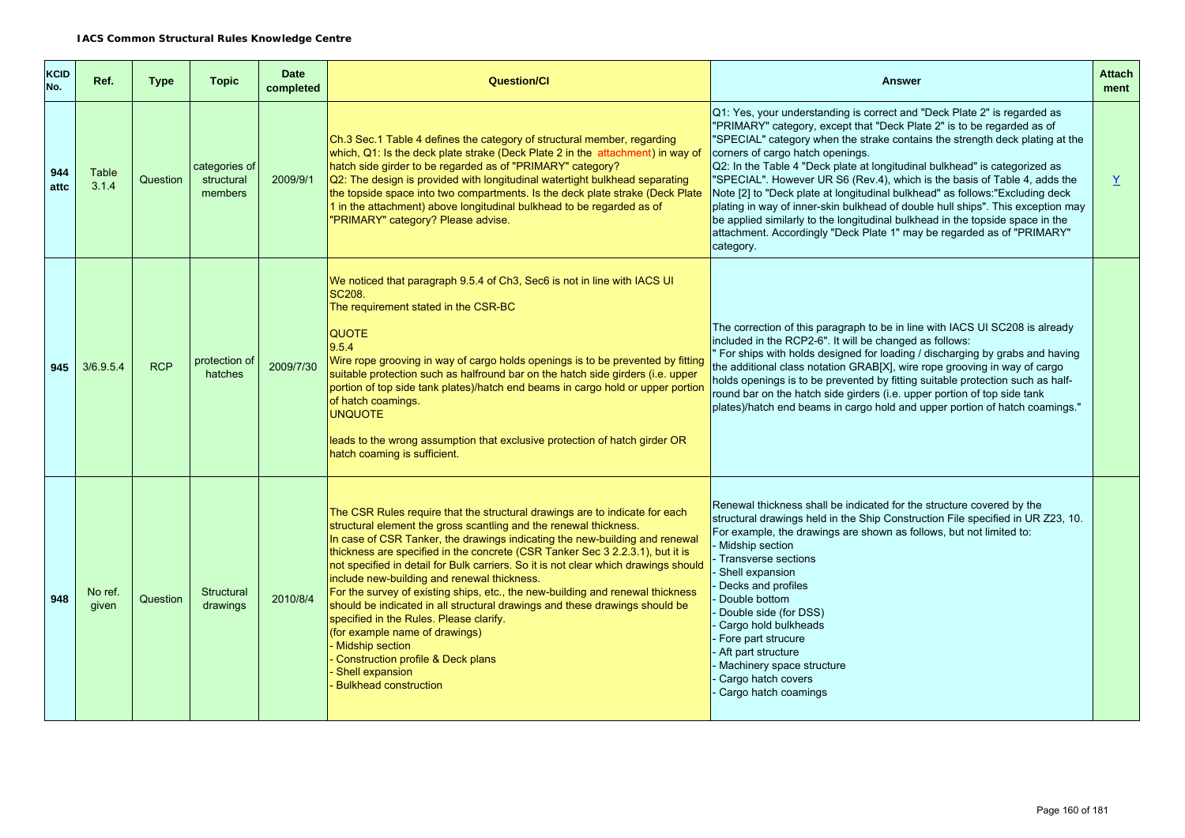**IACS Common Structural Rules Knowledge Centre**

| KCID No. | Ref. | Type | Topic | Date completed | Question/CI | Answer | Attach ment |
|---|---|---|---|---|---|---|---|
| 944 attc | Table 3.1.4 | Question | categories of structural members | 2009/9/1 | Ch.3 Sec.1 Table 4 defines the category of structural member, regarding which, Q1: Is the deck plate strake (Deck Plate 2 in the attachment) in way of hatch side girder to be regarded as of "PRIMARY" category?<br>Q2: The design is provided with longitudinal watertight bulkhead separating the topside space into two compartments. Is the deck plate strake (Deck Plate 1 in the attachment) above longitudinal bulkhead to be regarded as of "PRIMARY" category? Please advise. | Q1: Yes, your understanding is correct and "Deck Plate 2" is regarded as "PRIMARY" category, except that "Deck Plate 2" is to be regarded as of "SPECIAL" category when the strake contains the strength deck plating at the corners of cargo hatch openings.<br>Q2: In the Table 4 "Deck plate at longitudinal bulkhead" is categorized as "SPECIAL". However UR S6 (Rev.4), which is the basis of Table 4, adds the Note [2] to "Deck plate at longitudinal bulkhead" as follows:"Excluding deck plating in way of inner-skin bulkhead of double hull ships". This exception may be applied similarly to the longitudinal bulkhead in the topside space in the attachment. Accordingly "Deck Plate 1" may be regarded as of "PRIMARY" category. | Y |
| 945 | 3/6.9.5.4 | RCP | protection of hatches | 2009/7/30 | We noticed that paragraph 9.5.4 of Ch3, Sec6 is not in line with IACS UI SC208.<br>The requirement stated in the CSR-BC<br><br>QUOTE<br>9.5.4<br>Wire rope grooving in way of cargo holds openings is to be prevented by fitting suitable protection such as halfround bar on the hatch side girders (i.e. upper portion of top side tank plates)/hatch end beams in cargo hold or upper portion of hatch coamings.<br>UNQUOTE<br><br>leads to the wrong assumption that exclusive protection of hatch girder OR hatch coaming is sufficient. | The correction of this paragraph to be in line with IACS UI SC208 is already included in the RCP2-6". It will be changed as follows:<br>" For ships with holds designed for loading / discharging by grabs and having the additional class notation GRAB[X], wire rope grooving in way of cargo holds openings is to be prevented by fitting suitable protection such as half-round bar on the hatch side girders (i.e. upper portion of top side tank plates)/hatch end beams in cargo hold and upper portion of hatch coamings." | |
| 948 | No ref. given | Question | Structural drawings | 2010/8/4 | The CSR Rules require that the structural drawings are to indicate for each structural element the gross scantling and the renewal thickness.<br>In case of CSR Tanker, the drawings indicating the new-building and renewal thickness are specified in the concrete (CSR Tanker Sec 3 2.2.3.1), but it is not specified in detail for Bulk carriers. So it is not clear which drawings should include new-building and renewal thickness.<br>For the survey of existing ships, etc., the new-building and renewal thickness should be indicated in all structural drawings and these drawings should be specified in the Rules. Please clarify.<br>(for example name of drawings)<br>- Midship section<br>- Construction profile & Deck plans<br>- Shell expansion<br>- Bulkhead construction | Renewal thickness shall be indicated for the structure covered by the structural drawings held in the Ship Construction File specified in UR Z23, 10.<br>For example, the drawings are shown as follows, but not limited to:<br>- Midship section<br>- Transverse sections<br>- Shell expansion<br>- Decks and profiles<br>- Double bottom<br>- Double side (for DSS)<br>- Cargo hold bulkheads<br>- Fore part strucure<br>- Aft part structure<br>- Machinery space structure<br>- Cargo hatch covers<br>- Cargo hatch coamings | |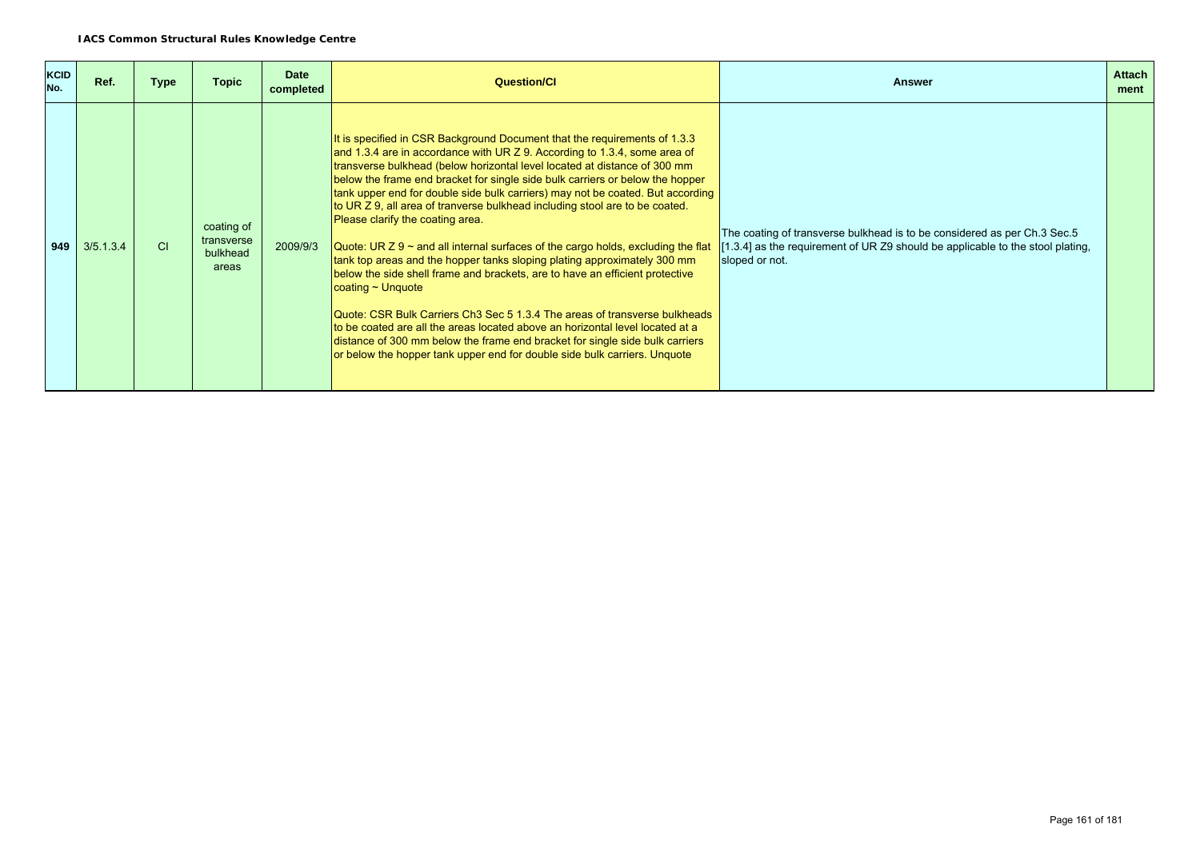**IACS Common Structural Rules Knowledge Centre**

| KCID No. | Ref. | Type | Topic | Date completed | Question/CI | Answer | Attachment |
|---|---|---|---|---|---|---|---|
| 949 | 3/5.1.3.4 | CI | coating of transverse bulkhead areas | 2009/9/3 | It is specified in CSR Background Document that the requirements of 1.3.3 and 1.3.4 are in accordance with UR Z 9. According to 1.3.4, some area of transverse bulkhead (below horizontal level located at distance of 300 mm below the frame end bracket for single side bulk carriers or below the hopper tank upper end for double side bulk carriers) may not be coated. But according to UR Z 9, all area of tranverse bulkhead including stool are to be coated. Please clarify the coating area.<br><br>Quote: UR Z 9 ~ and all internal surfaces of the cargo holds, excluding the flat tank top areas and the hopper tanks sloping plating approximately 300 mm below the side shell frame and brackets, are to have an efficient protective coating ~ Unquote<br><br>Quote: CSR Bulk Carriers Ch3 Sec 5 1.3.4 The areas of transverse bulkheads to be coated are all the areas located above an horizontal level located at a distance of 300 mm below the frame end bracket for single side bulk carriers or below the hopper tank upper end for double side bulk carriers. Unquote | The coating of transverse bulkhead is to be considered as per Ch.3 Sec.5 [1.3.4] as the requirement of UR Z9 should be applicable to the stool plating, sloped or not. | |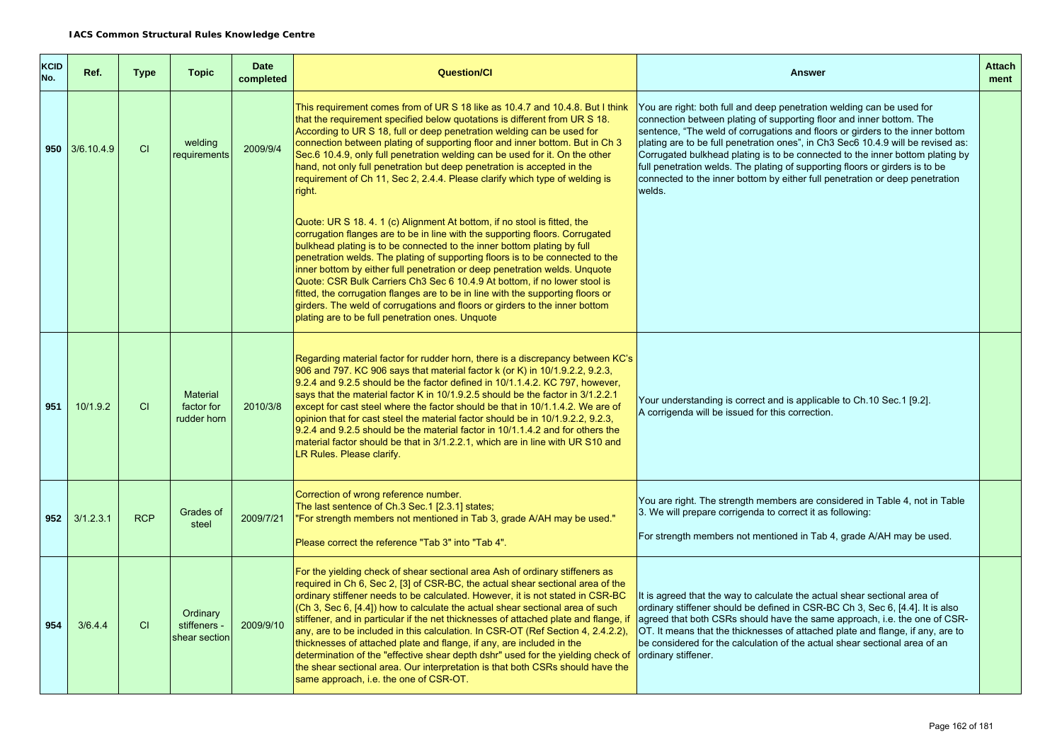**IACS Common Structural Rules Knowledge Centre**

| KCID No. | Ref. | Type | Topic | Date completed | Question/CI | Answer | Attach ment |
|---|---|---|---|---|---|---|---|
| 950 | 3/6.10.4.9 | CI | welding requirements | 2009/9/4 | This requirement comes from of UR S 18 like as 10.4.7 and 10.4.8. But I think that the requirement specified below quotations is different from UR S 18. According to UR S 18, full or deep penetration welding can be used for connection between plating of supporting floor and inner bottom. But in Ch 3 Sec.6 10.4.9, only full penetration welding can be used for it. On the other hand, not only full penetration but deep penetration is accepted in the requirement of Ch 11, Sec 2, 2.4.4. Please clarify which type of welding is right.<br><br>Quote: UR S 18. 4. 1 (c) Alignment At bottom, if no stool is fitted, the corrugation flanges are to be in line with the supporting floors. Corrugated bulkhead plating is to be connected to the inner bottom plating by full penetration welds. The plating of supporting floors is to be connected to the inner bottom by either full penetration or deep penetration welds. Unquote<br>Quote: CSR Bulk Carriers Ch3 Sec 6 10.4.9 At bottom, if no lower stool is fitted, the corrugation flanges are to be in line with the supporting floors or girders. The weld of corrugations and floors or girders to the inner bottom plating are to be full penetration ones. Unquote | You are right: both full and deep penetration welding can be used for connection between plating of supporting floor and inner bottom. The sentence, "The weld of corrugations and floors or girders to the inner bottom plating are to be full penetration ones", in Ch3 Sec6 10.4.9 will be revised as: Corrugated bulkhead plating is to be connected to the inner bottom plating by full penetration welds. The plating of supporting floors or girders is to be connected to the inner bottom by either full penetration or deep penetration welds. | |
| 951 | 10/1.9.2 | CI | Material factor for rudder horn | 2010/3/8 | Regarding material factor for rudder horn, there is a discrepancy between KC's 906 and 797. KC 906 says that material factor k (or K) in 10/1.9.2.2, 9.2.3, 9.2.4 and 9.2.5 should be the factor defined in 10/1.1.4.2. KC 797, however, says that the material factor K in 10/1.9.2.5 should be the factor in 3/1.2.2.1 except for cast steel where the factor should be that in 10/1.1.4.2. We are of opinion that for cast steel the material factor should be in 10/1.9.2.2, 9.2.3, 9.2.4 and 9.2.5 should be the material factor in 10/1.1.4.2 and for others the material factor should be that in 3/1.2.2.1, which are in line with UR S10 and LR Rules. Please clarify. | Your understanding is correct and is applicable to Ch.10 Sec.1 [9.2].<br>A corrigenda will be issued for this correction. | |
| 952 | 3/1.2.3.1 | RCP | Grades of steel | 2009/7/21 | Correction of wrong reference number.<br>The last sentence of Ch.3 Sec.1 [2.3.1] states;<br>"For strength members not mentioned in Tab 3, grade A/AH may be used."<br><br>Please correct the reference "Tab 3" into "Tab 4". | You are right. The strength members are considered in Table 4, not in Table 3. We will prepare corrigenda to correct it as following:<br><br>For strength members not mentioned in Tab 4, grade A/AH may be used. | |
| 954 | 3/6.4.4 | CI | Ordinary stiffeners - shear section | 2009/9/10 | For the yielding check of shear sectional area Ash of ordinary stiffeners as required in Ch 6, Sec 2, [3] of CSR-BC, the actual shear sectional area of the ordinary stiffener needs to be calculated. However, it is not stated in CSR-BC (Ch 3, Sec 6, [4.4]) how to calculate the actual shear sectional area of such stiffener, and in particular if the net thicknesses of attached plate and flange, if any, are to be included in this calculation. In CSR-OT (Ref Section 4, 2.4.2.2), thicknesses of attached plate and flange, if any, are included in the determination of the "effective shear depth dshr" used for the yielding check of the shear sectional area. Our interpretation is that both CSRs should have the same approach, i.e. the one of CSR-OT. | It is agreed that the way to calculate the actual shear sectional area of ordinary stiffener should be defined in CSR-BC Ch 3, Sec 6, [4.4]. It is also agreed that both CSRs should have the same approach, i.e. the one of CSR-OT. It means that the thicknesses of attached plate and flange, if any, are to be considered for the calculation of the actual shear sectional area of an ordinary stiffener. | |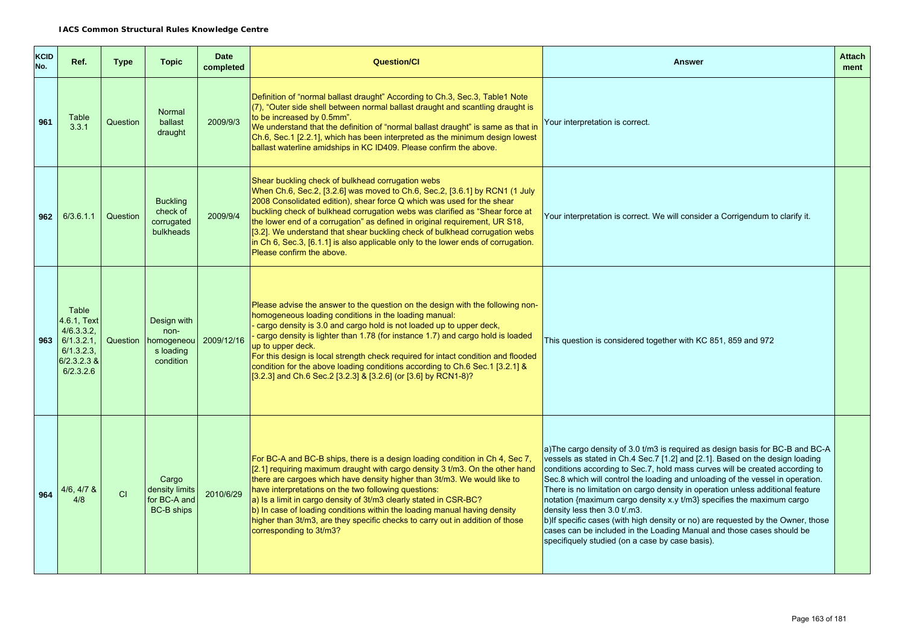**IACS Common Structural Rules Knowledge Centre**

| KCID No. | Ref. | Type | Topic | Date completed | Question/CI | Answer | Attach ment |
|---|---|---|---|---|---|---|---|
| 961 | Table 3.3.1 | Question | Normal ballast draught | 2009/9/3 | Definition of "normal ballast draught" According to Ch.3, Sec.3, Table1 Note (7), "Outer side shell between normal ballast draught and scantling draught is to be increased by 0.5mm".<br>We understand that the definition of "normal ballast draught" is same as that in Ch.6, Sec.1 [2.2.1], which has been interpreted as the minimum design lowest ballast waterline amidships in KC ID409. Please confirm the above. | Your interpretation is correct. | |
| 962 | 6/3.6.1.1 | Question | Buckling check of corrugated bulkheads | 2009/9/4 | Shear buckling check of bulkhead corrugation webs<br>When Ch.6, Sec.2, [3.2.6] was moved to Ch.6, Sec.2, [3.6.1] by RCN1 (1 July 2008 Consolidated edition), shear force Q which was used for the shear buckling check of bulkhead corrugation webs was clarified as "Shear force at the lower end of a corrugation" as defined in original requirement, UR S18, [3.2]. We understand that shear buckling check of bulkhead corrugation webs in Ch 6, Sec.3, [6.1.1] is also applicable only to the lower ends of corrugation. Please confirm the above. | Your interpretation is correct. We will consider a Corrigendum to clarify it. | |
| 963 | Table 4.6.1, Text 4/6.3.3.2, 6/1.3.2.1, 6/1.3.2.3, 6/2.3.2.3 & 6/2.3.2.6 | Question | Design with non-homogeneous loading condition | 2009/12/16 | Please advise the answer to the question on the design with the following non-homogeneous loading conditions in the loading manual:<br>- cargo density is 3.0 and cargo hold is not loaded up to upper deck,<br>- cargo density is lighter than 1.78 (for instance 1.7) and cargo hold is loaded up to upper deck.<br>For this design is local strength check required for intact condition and flooded condition for the above loading conditions according to Ch.6 Sec.1 [3.2.1] & [3.2.3] and Ch.6 Sec.2 [3.2.3] & [3.2.6] (or [3.6] by RCN1-8)? | This question is considered together with KC 851, 859 and 972 | |
| 964 | 4/6, 4/7 & 4/8 | CI | Cargo density limits for BC-A and BC-B ships | 2010/6/29 | For BC-A and BC-B ships, there is a design loading condition in Ch 4, Sec 7, [2.1] requiring maximum draught with cargo density 3 t/m3. On the other hand there are cargoes which have density higher than 3t/m3. We would like to have interpretations on the two following questions:<br>a) Is a limit in cargo density of 3t/m3 clearly stated in CSR-BC?<br>b) In case of loading conditions within the loading manual having density higher than 3t/m3, are they specific checks to carry out in addition of those corresponding to 3t/m3? | a)The cargo density of 3.0 t/m3 is required as design basis for BC-B and BC-A vessels as stated in Ch.4 Sec.7 [1.2] and [2.1]. Based on the design loading conditions according to Sec.7, hold mass curves will be created according to Sec.8 which will control the loading and unloading of the vessel in operation. There is no limitation on cargo density in operation unless additional feature notation {maximum cargo density x.y t/m3} specifies the maximum cargo density less then 3.0 t/.m3.<br>b)If specific cases (with high density or no) are requested by the Owner, those cases can be included in the Loading Manual and those cases should be specifiquely studied (on a case by case basis). | |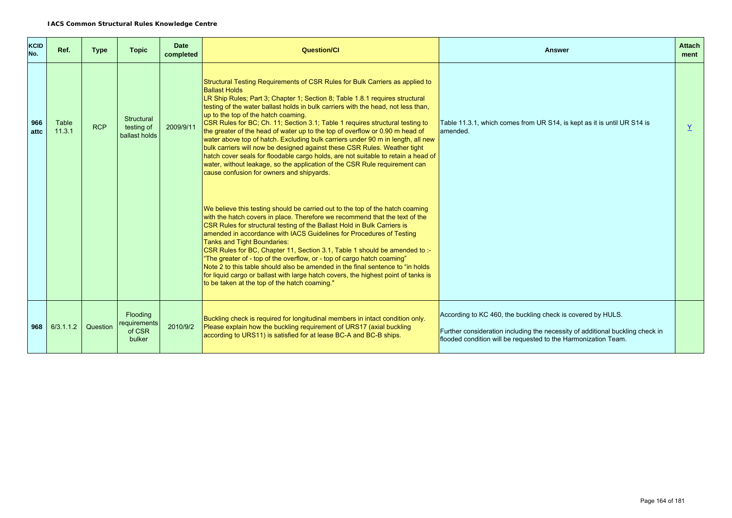**IACS Common Structural Rules Knowledge Centre**

| KCID No. | Ref. | Type | Topic | Date completed | Question/CI | Answer | Attachment |
|---|---|---|---|---|---|---|---|
| 966 attc | Table 11.3.1 | RCP | Structural testing of ballast holds | 2009/9/11 | Structural Testing Requirements of CSR Rules for Bulk Carriers as applied to Ballast Holds<br>LR Ship Rules; Part 3; Chapter 1; Section 8; Table 1.8.1 requires structural testing of the water ballast holds in bulk carriers with the head, not less than, up to the top of the hatch coaming.<br>CSR Rules for BC; Ch. 11; Section 3.1; Table 1 requires structural testing to the greater of the head of water up to the top of overflow or 0.90 m head of water above top of hatch. Excluding bulk carriers under 90 m in length, all new bulk carriers will now be designed against these CSR Rules. Weather tight hatch cover seals for floodable cargo holds, are not suitable to retain a head of water, without leakage, so the application of the CSR Rule requirement can cause confusion for owners and shipyards.<br><br>We believe this testing should be carried out to the top of the hatch coaming with the hatch covers in place. Therefore we recommend that the text of the CSR Rules for structural testing of the Ballast Hold in Bulk Carriers is amended in accordance with IACS Guidelines for Procedures of Testing Tanks and Tight Boundaries:<br>CSR Rules for BC, Chapter 11, Section 3.1, Table 1 should be amended to :- "The greater of - top of the overflow, or - top of cargo hatch coaming"<br>Note 2 to this table should also be amended in the final sentence to "in holds for liquid cargo or ballast with large hatch covers, the highest point of tanks is to be taken at the top of the hatch coaming." | Table 11.3.1, which comes from UR S14, is kept as it is until UR S14 is amended. | Y |
| 968 | 6/3.1.1.2 | Question | Flooding requirements of CSR bulker | 2010/9/2 | Buckling check is required for longitudinal members in intact condition only. Please explain how the buckling requirement of URS17 (axial buckling according to URS11) is satisfied for at lease BC-A and BC-B ships. | According to KC 460, the buckling check is covered by HULS.<br><br>Further consideration including the necessity of additional buckling check in flooded condition will be requested to the Harmonization Team. | |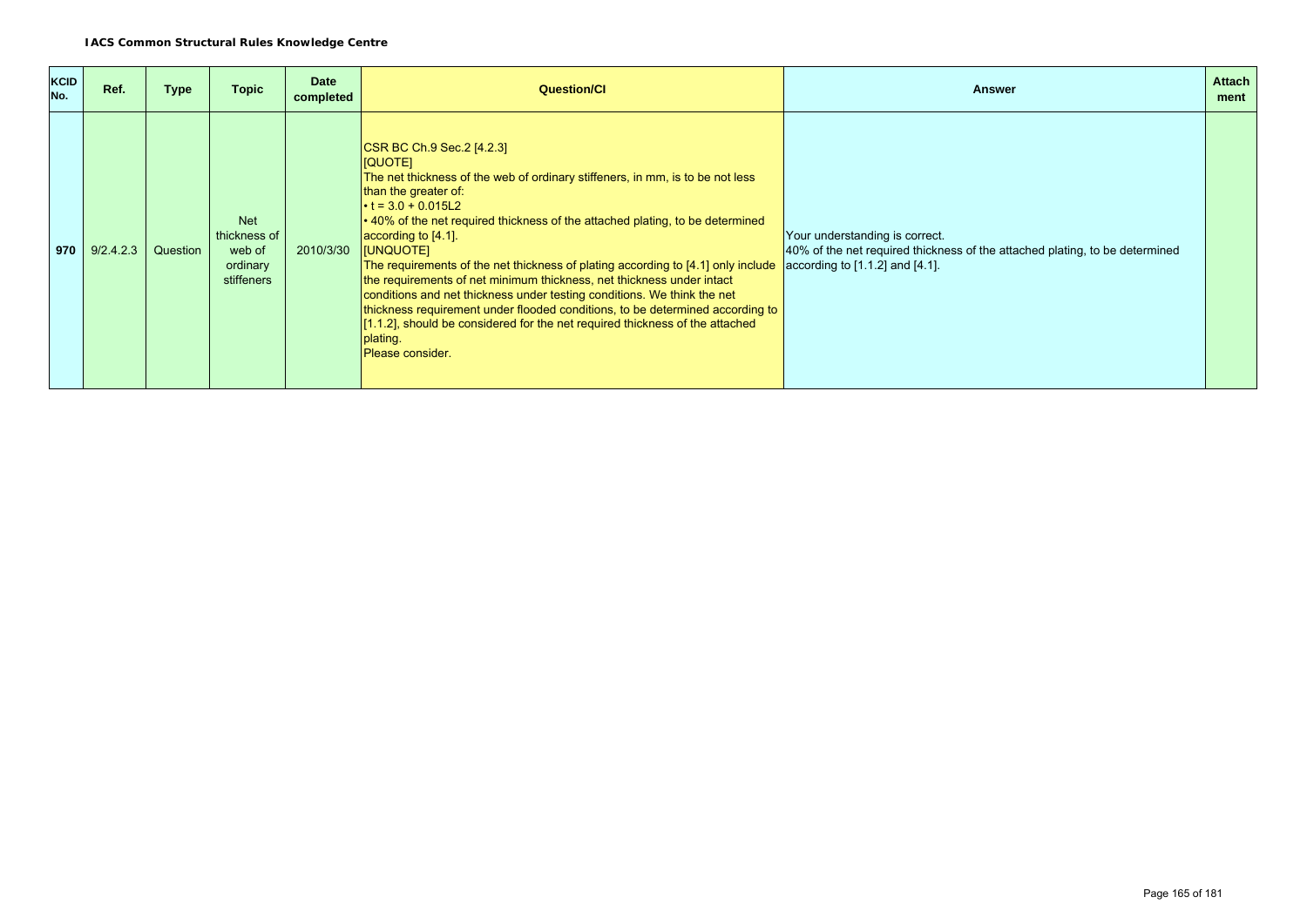**IACS Common Structural Rules Knowledge Centre**

| KCID No. | Ref. | Type | Topic | Date completed | Question/CI | Answer | Attachment |
|---|---|---|---|---|---|---|---|
| 970 | 9/2.4.2.3 | Question | Net thickness of web of ordinary stiffeners | 2010/3/30 | CSR BC Ch.9 Sec.2 [4.2.3]<br>[QUOTE]<br>The net thickness of the web of ordinary stiffeners, in mm, is to be not less than the greater of:<br>• $t = 3.0 + 0.015L2$<br>• 40% of the net required thickness of the attached plating, to be determined according to [4.1].<br>[UNQUOTE]<br>The requirements of the net thickness of plating according to [4.1] only include the requirements of net minimum thickness, net thickness under intact conditions and net thickness under testing conditions. We think the net thickness requirement under flooded conditions, to be determined according to [1.1.2], should be considered for the net required thickness of the attached plating.<br>Please consider. | Your understanding is correct.<br>40% of the net required thickness of the attached plating, to be determined according to [1.1.2] and [4.1]. | |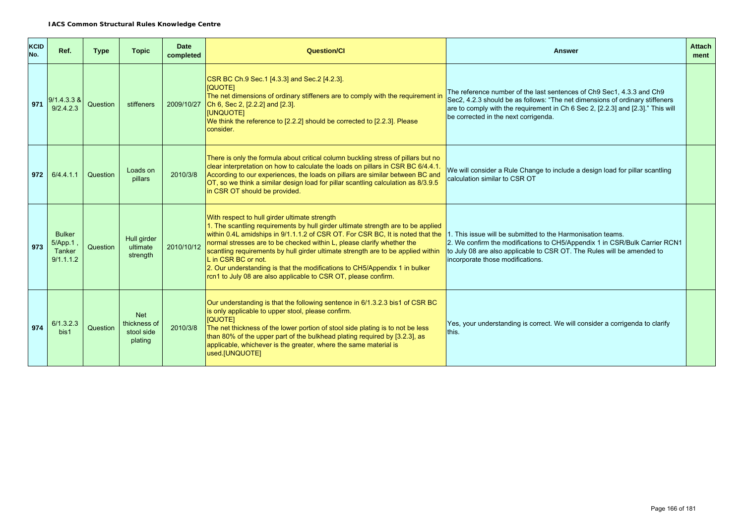**IACS Common Structural Rules Knowledge Centre**

| KCID No. | Ref. | Type | Topic | Date completed | Question/CI | Answer | Attach ment |
|---|---|---|---|---|---|---|---|
| 971 | 9/1.4.3.3 & 9/2.4.2.3 | Question | stiffeners | 2009/10/27 | CSR BC Ch.9 Sec.1 [4.3.3] and Sec.2 [4.2.3].<br>[QUOTE]<br>The net dimensions of ordinary stiffeners are to comply with the requirement in Ch 6, Sec 2, [2.2.2] and [2.3].<br>[UNQUOTE]<br>We think the reference to [2.2.2] should be corrected to [2.2.3]. Please consider. | The reference number of the last sentences of Ch9 Sec1, 4.3.3 and Ch9 Sec2, 4.2.3 should be as follows: "The net dimensions of ordinary stiffeners are to comply with the requirement in Ch 6 Sec 2, [2.2.3] and [2.3]." This will be corrected in the next corrigenda. | |
| 972 | 6/4.4.1.1 | Question | Loads on pillars | 2010/3/8 | There is only the formula about critical column buckling stress of pillars but no clear interpretation on how to calculate the loads on pillars in CSR BC 6/4.4.1. According to our experiences, the loads on pillars are similar between BC and OT, so we think a similar design load for pillar scantling calculation as 8/3.9.5 in CSR OT should be provided. | We will consider a Rule Change to include a design load for pillar scantling calculation similar to CSR OT | |
| 973 | Bulker 5/App.1 , Tanker 9/1.1.1.2 | Question | Hull girder ultimate strength | 2010/10/12 | With respect to hull girder ultimate strength<br>1. The scantling requirements by hull girder ultimate strength are to be applied within 0.4L amidships in 9/1.1.1.2 of CSR OT. For CSR BC, It is noted that the normal stresses are to be checked within L, please clarify whether the scantling requirements by hull girder ultimate strength are to be applied within L in CSR BC or not.<br>2. Our understanding is that the modifications to CH5/Appendix 1 in bulker rcn1 to July 08 are also applicable to CSR OT, please confirm. | 1. This issue will be submitted to the Harmonisation teams.<br>2. We confirm the modifications to CH5/Appendix 1 in CSR/Bulk Carrier RCN1 to July 08 are also applicable to CSR OT. The Rules will be amended to incorporate those modifications. | |
| 974 | 6/1.3.2.3 bis1 | Question | Net thickness of stool side plating | 2010/3/8 | Our understanding is that the following sentence in 6/1.3.2.3 bis1 of CSR BC is only applicable to upper stool, please confirm.<br>[QUOTE]<br>The net thickness of the lower portion of stool side plating is to not be less than 80% of the upper part of the bulkhead plating required by [3.2.3], as applicable, whichever is the greater, where the same material is used.[UNQUOTE] | Yes, your understanding is correct. We will consider a corrigenda to clarify this. | |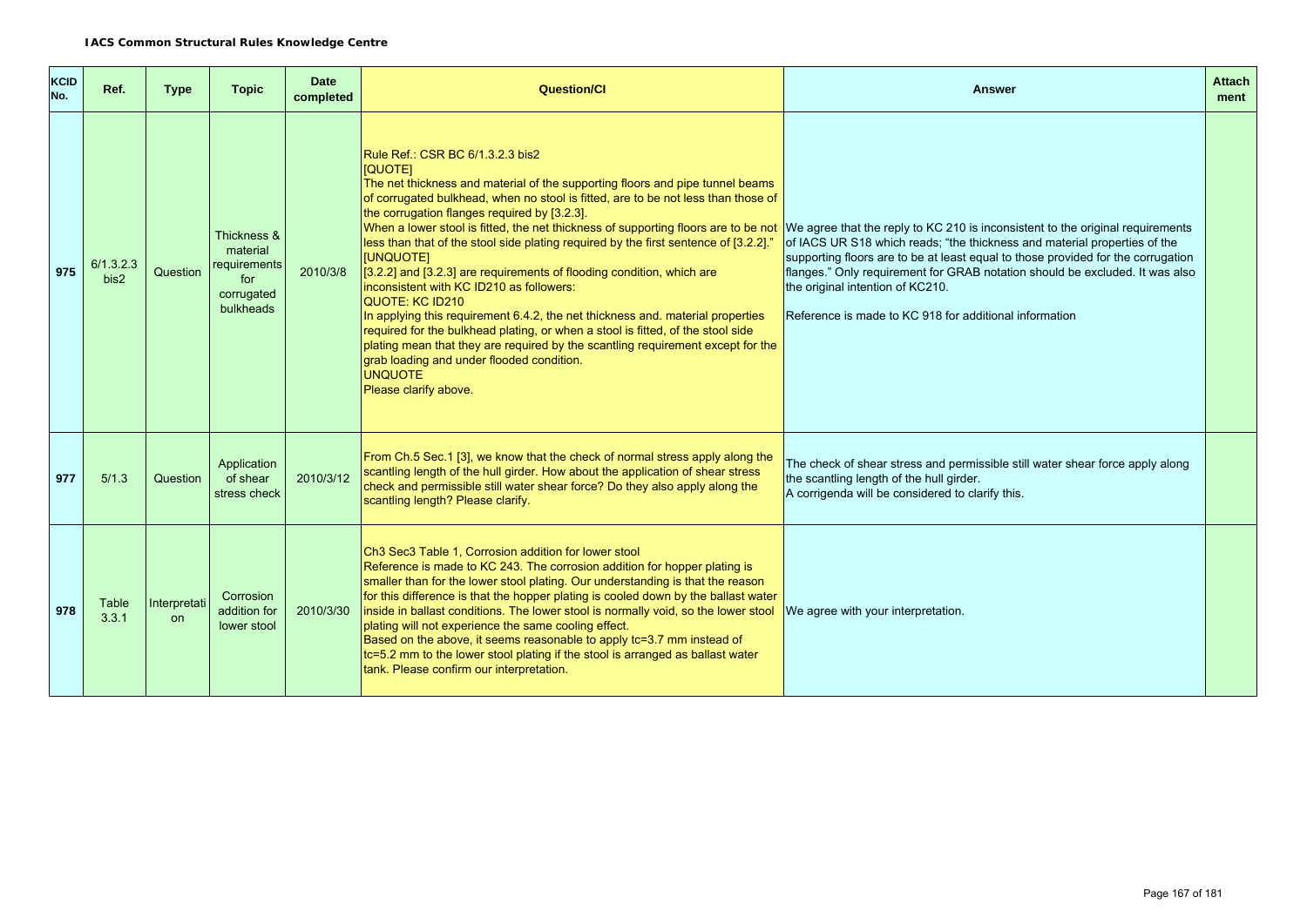**IACS Common Structural Rules Knowledge Centre**

| KCID No. | Ref. | Type | Topic | Date completed | Question/CI | Answer | Attachment |
|---|---|---|---|---|---|---|---|
| 975 | 6/1.3.2.3 bis2 | Question | Thickness & material requirements for corrugated bulkheads | 2010/3/8 | Rule Ref.: CSR BC 6/1.3.2.3 bis2<br>[QUOTE]<br>The net thickness and material of the supporting floors and pipe tunnel beams of corrugated bulkhead, when no stool is fitted, are to be not less than those of the corrugation flanges required by [3.2.3].<br>When a lower stool is fitted, the net thickness of supporting floors are to be not less than that of the stool side plating required by the first sentence of [3.2.2]."<br>[UNQUOTE]<br>[3.2.2] and [3.2.3] are requirements of flooding condition, which are inconsistent with KC ID210 as followers:<br>QUOTE: KC ID210<br>In applying this requirement 6.4.2, the net thickness and. material properties required for the bulkhead plating, or when a stool is fitted, of the stool side plating mean that they are required by the scantling requirement except for the grab loading and under flooded condition.<br>UNQUOTE<br>Please clarify above. | We agree that the reply to KC 210 is inconsistent to the original requirements of IACS UR S18 which reads; "the thickness and material properties of the supporting floors are to be at least equal to those provided for the corrugation flanges." Only requirement for GRAB notation should be excluded. It was also the original intention of KC210.<br><br>Reference is made to KC 918 for additional information | |
| 977 | 5/1.3 | Question | Application of shear stress check | 2010/3/12 | From Ch.5 Sec.1 [3], we know that the check of normal stress apply along the scantling length of the hull girder. How about the application of shear stress check and permissible still water shear force? Do they also apply along the scantling length? Please clarify. | The check of shear stress and permissible still water shear force apply along the scantling length of the hull girder.<br>A corrigenda will be considered to clarify this. | |
| 978 | Table 3.3.1 | Interpretation | Corrosion addition for lower stool | 2010/3/30 | Ch3 Sec3 Table 1, Corrosion addition for lower stool<br>Reference is made to KC 243. The corrosion addition for hopper plating is smaller than for the lower stool plating. Our understanding is that the reason for this difference is that the hopper plating is cooled down by the ballast water inside in ballast conditions. The lower stool is normally void, so the lower stool plating will not experience the same cooling effect.<br>Based on the above, it seems reasonable to apply $t_c$=3.7 mm instead of $t_c$=5.2 mm to the lower stool plating if the stool is arranged as ballast water tank. Please confirm our interpretation. | We agree with your interpretation. | |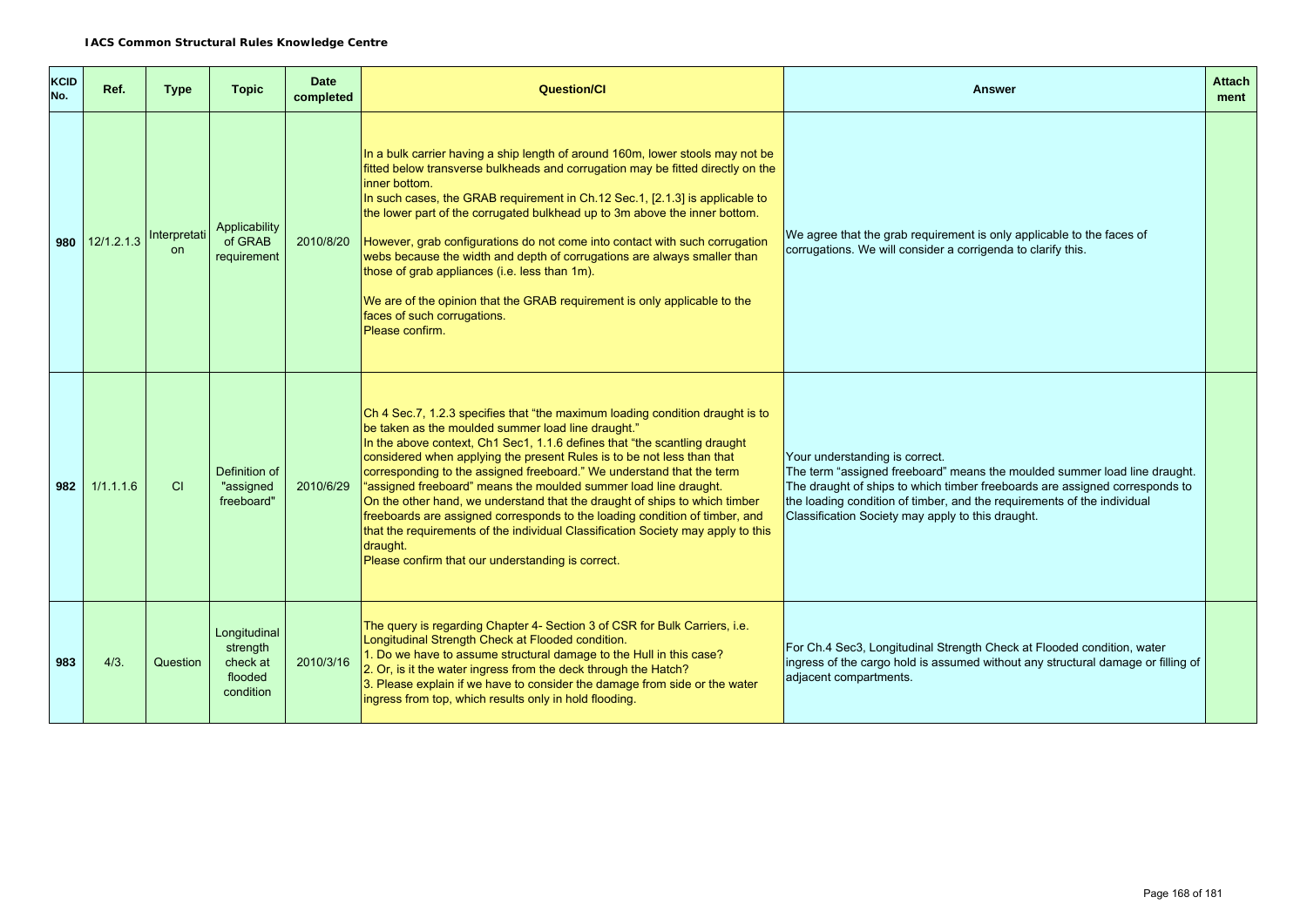| KCID No. | Ref. | Type | Topic | Date completed | Question/CI | Answer | Attach ment |
|---|---|---|---|---|---|---|---|
| 980 | 12/1.2.1.3 | Interpretation | Applicability of GRAB requirement | 2010/8/20 | In a bulk carrier having a ship length of around 160m, lower stools may not be fitted below transverse bulkheads and corrugation may be fitted directly on the inner bottom.<br>In such cases, the GRAB requirement in Ch.12 Sec.1, [2.1.3] is applicable to the lower part of the corrugated bulkhead up to 3m above the inner bottom.<br>However, grab configurations do not come into contact with such corrugation webs because the width and depth of corrugations are always smaller than those of grab appliances (i.e. less than 1m).<br>We are of the opinion that the GRAB requirement is only applicable to the faces of such corrugations.<br>Please confirm. | We agree that the grab requirement is only applicable to the faces of corrugations. We will consider a corrigenda to clarify this. | |
| 982 | 1/1.1.1.6 | CI | Definition of "assigned freeboard" | 2010/6/29 | Ch 4 Sec.7, 1.2.3 specifies that "the maximum loading condition draught is to be taken as the moulded summer load line draught."<br>In the above context, Ch1 Sec1, 1.1.6 defines that "the scantling draught considered when applying the present Rules is to be not less than that corresponding to the assigned freeboard." We understand that the term "assigned freeboard" means the moulded summer load line draught.<br>On the other hand, we understand that the draught of ships to which timber freeboards are assigned corresponds to the loading condition of timber, and that the requirements of the individual Classification Society may apply to this draught.<br>Please confirm that our understanding is correct. | Your understanding is correct.<br>The term "assigned freeboard" means the moulded summer load line draught. The draught of ships to which timber freeboards are assigned corresponds to the loading condition of timber, and the requirements of the individual Classification Society may apply to this draught. | |
| 983 | 4/3. | Question | Longitudinal strength check at flooded condition | 2010/3/16 | The query is regarding Chapter 4- Section 3 of CSR for Bulk Carriers, i.e. Longitudinal Strength Check at Flooded condition.<br>1. Do we have to assume structural damage to the Hull in this case?<br>2. Or, is it the water ingress from the deck through the Hatch?<br>3. Please explain if we have to consider the damage from side or the water ingress from top, which results only in hold flooding. | For Ch.4 Sec3, Longitudinal Strength Check at Flooded condition, water ingress of the cargo hold is assumed without any structural damage or filling of adjacent compartments. | |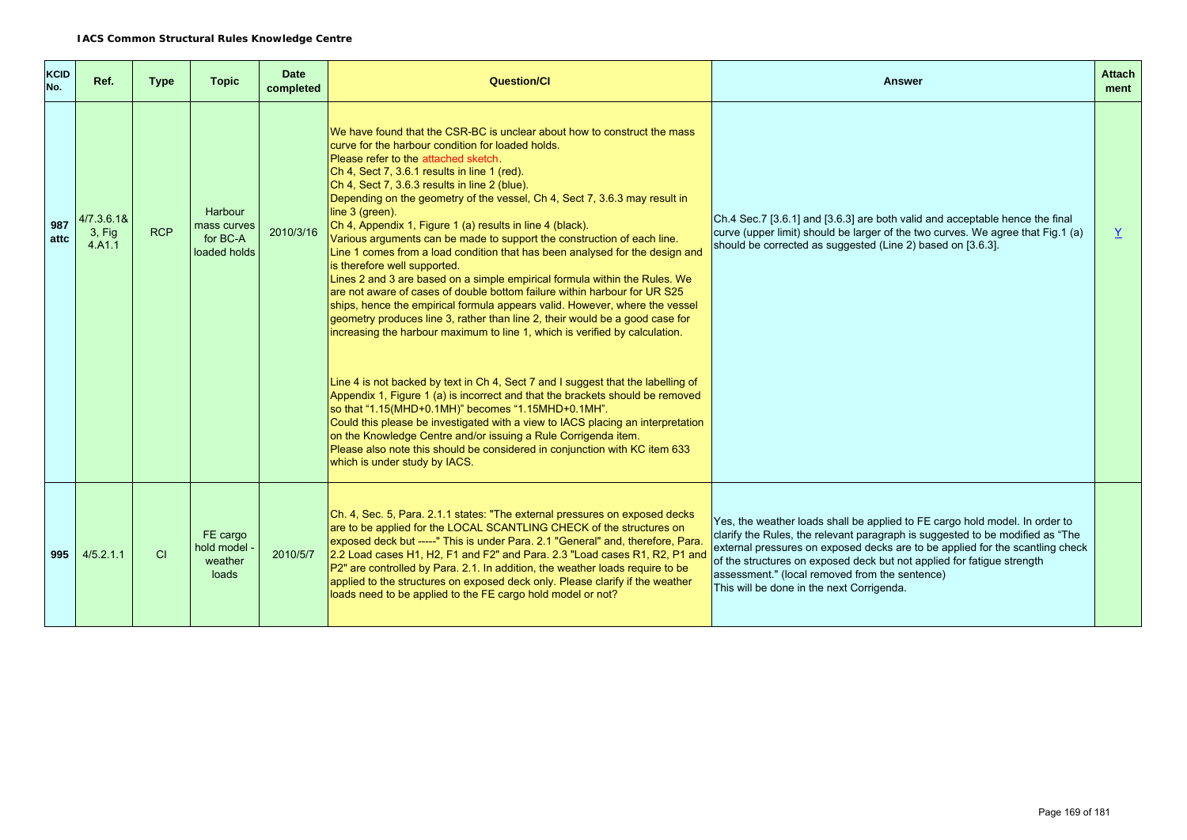**IACS Common Structural Rules Knowledge Centre**

| KCID No. | Ref. | Type | Topic | Date completed | Question/CI | Answer | Attach ment |
|---|---|---|---|---|---|---|---|
| 987 attc | 4/7.3.6.1& 3, Fig 4.A1.1 | RCP | Harbour mass curves for BC-A loaded holds | 2010/3/16 | We have found that the CSR-BC is unclear about how to construct the mass curve for the harbour condition for loaded holds.<br>Please refer to the attached sketch.<br>Ch 4, Sect 7, 3.6.1 results in line 1 (red).<br>Ch 4, Sect 7, 3.6.3 results in line 2 (blue).<br>Depending on the geometry of the vessel, Ch 4, Sect 7, 3.6.3 may result in line 3 (green).<br>Ch 4, Appendix 1, Figure 1 (a) results in line 4 (black).<br>Various arguments can be made to support the construction of each line.<br>Line 1 comes from a load condition that has been analysed for the design and is therefore well supported.<br>Lines 2 and 3 are based on a simple empirical formula within the Rules. We are not aware of cases of double bottom failure within harbour for UR S25 ships, hence the empirical formula appears valid. However, where the vessel geometry produces line 3, rather than line 2, their would be a good case for increasing the harbour maximum to line 1, which is verified by calculation.<br><br>Line 4 is not backed by text in Ch 4, Sect 7 and I suggest that the labelling of Appendix 1, Figure 1 (a) is incorrect and that the brackets should be removed so that "1.15(MHD+0.1MH)" becomes "1.15MHD+0.1MH".<br>Could this please be investigated with a view to IACS placing an interpretation on the Knowledge Centre and/or issuing a Rule Corrigenda item.<br>Please also note this should be considered in conjunction with KC item 633 which is under study by IACS. | Ch.4 Sec.7 [3.6.1] and [3.6.3] are both valid and acceptable hence the final curve (upper limit) should be larger of the two curves. We agree that Fig.1 (a) should be corrected as suggested (Line 2) based on [3.6.3]. | Y |
| 995 | 4/5.2.1.1 | CI | FE cargo hold model - weather loads | 2010/5/7 | Ch. 4, Sec. 5, Para. 2.1.1 states: "The external pressures on exposed decks are to be applied for the LOCAL SCANTLING CHECK of the structures on exposed deck but -----" This is under Para. 2.1 "General" and, therefore, Para. 2.2 Load cases H1, H2, F1 and F2" and Para. 2.3 "Load cases R1, R2, P1 and P2" are controlled by Para. 2.1. In addition, the weather loads require to be applied to the structures on exposed deck only. Please clarify if the weather loads need to be applied to the FE cargo hold model or not? | Yes, the weather loads shall be applied to FE cargo hold model. In order to clarify the Rules, the relevant paragraph is suggested to be modified as "The external pressures on exposed decks are to be applied for the scantling check of the structures on exposed deck but not applied for fatigue strength assessment." (local removed from the sentence)<br>This will be done in the next Corrigenda. | |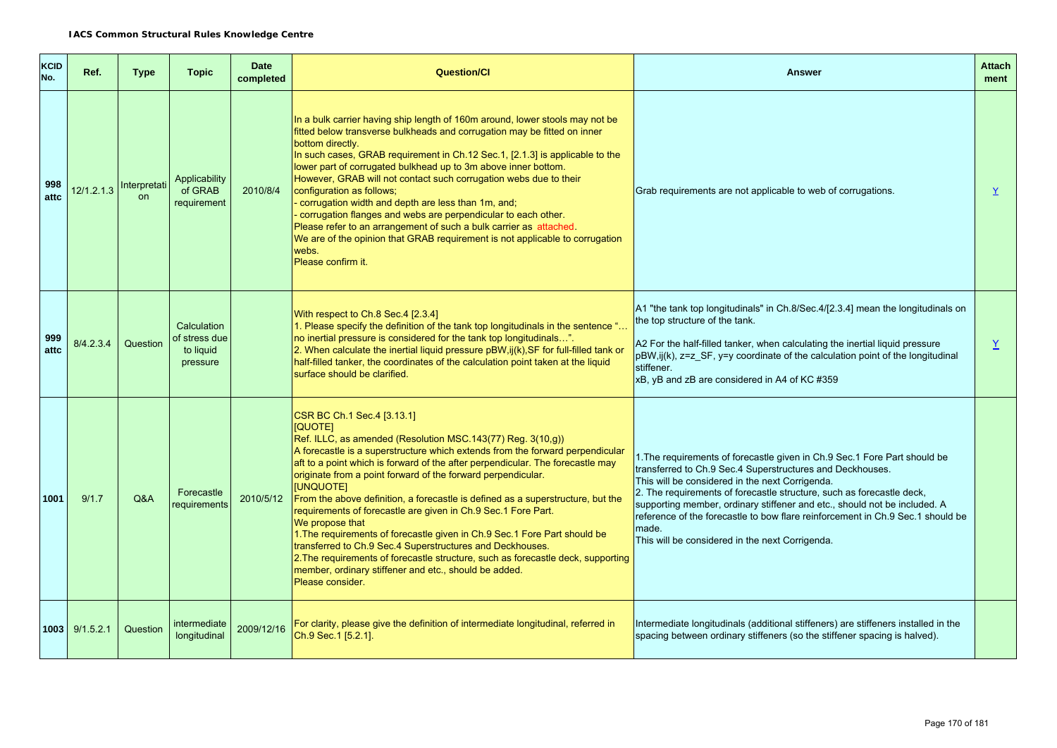**IACS Common Structural Rules Knowledge Centre**

| KCID No. | Ref. | Type | Topic | Date completed | Question/CI | Answer | Attachment |
|---|---|---|---|---|---|---|---|
| 998 attc | 12/1.2.1.3 | Interpretation | Applicability of GRAB requirement | 2010/8/4 | In a bulk carrier having ship length of 160m around, lower stools may not be fitted below transverse bulkheads and corrugation may be fitted on inner bottom directly.<br>In such cases, GRAB requirement in Ch.12 Sec.1, [2.1.3] is applicable to the lower part of corrugated bulkhead up to 3m above inner bottom.<br>However, GRAB will not contact such corrugation webs due to their configuration as follows;<br>- corrugation width and depth are less than 1m, and;<br>- corrugation flanges and webs are perpendicular to each other.<br>Please refer to an arrangement of such a bulk carrier as attached.<br>We are of the opinion that GRAB requirement is not applicable to corrugation webs.<br>Please confirm it. | Grab requirements are not applicable to web of corrugations. | Y |
| 999 attc | 8/4.2.3.4 | Question | Calculation of stress due to liquid pressure | | With respect to Ch.8 Sec.4 [2.3.4]<br>1. Please specify the definition of the tank top longitudinals in the sentence "… no inertial pressure is considered for the tank top longitudinals…".<br>2. When calculate the inertial liquid pressure pBW,ij(k),SF for full-filled tank or half-filled tanker, the coordinates of the calculation point taken at the liquid surface should be clarified. | A1 "the tank top longitudinals" in Ch.8/Sec.4/[2.3.4] mean the longitudinals on the top structure of the tank.<br><br>A2 For the half-filled tanker, when calculating the inertial liquid pressure pBW,ij(k), z=z_SF, y=y coordinate of the calculation point of the longitudinal stiffener.<br>xB, yB and zB are considered in A4 of KC #359 | Y |
| 1001 | 9/1.7 | Q&A | Forecastle requirements | 2010/5/12 | CSR BC Ch.1 Sec.4 [3.13.1]<br>[QUOTE]<br>Ref. ILLC, as amended (Resolution MSC.143(77) Reg. 3(10,g))<br>A forecastle is a superstructure which extends from the forward perpendicular aft to a point which is forward of the after perpendicular. The forecastle may originate from a point forward of the forward perpendicular.<br>[UNQUOTE]<br>From the above definition, a forecastle is defined as a superstructure, but the requirements of forecastle are given in Ch.9 Sec.1 Fore Part.<br>We propose that<br>1.The requirements of forecastle given in Ch.9 Sec.1 Fore Part should be transferred to Ch.9 Sec.4 Superstructures and Deckhouses.<br>2.The requirements of forecastle structure, such as forecastle deck, supporting member, ordinary stiffener and etc., should be added.<br>Please consider. | 1.The requirements of forecastle given in Ch.9 Sec.1 Fore Part should be transferred to Ch.9 Sec.4 Superstructures and Deckhouses.<br>This will be considered in the next Corrigenda.<br>2. The requirements of forecastle structure, such as forecastle deck, supporting member, ordinary stiffener and etc., should not be included. A reference of the forecastle to bow flare reinforcement in Ch.9 Sec.1 should be made.<br>This will be considered in the next Corrigenda. | |
| 1003 | 9/1.5.2.1 | Question | intermediate longitudinal | 2009/12/16 | For clarity, please give the definition of intermediate longitudinal, referred in Ch.9 Sec.1 [5.2.1]. | Intermediate longitudinals (additional stiffeners) are stiffeners installed in the spacing between ordinary stiffeners (so the stiffener spacing is halved). | |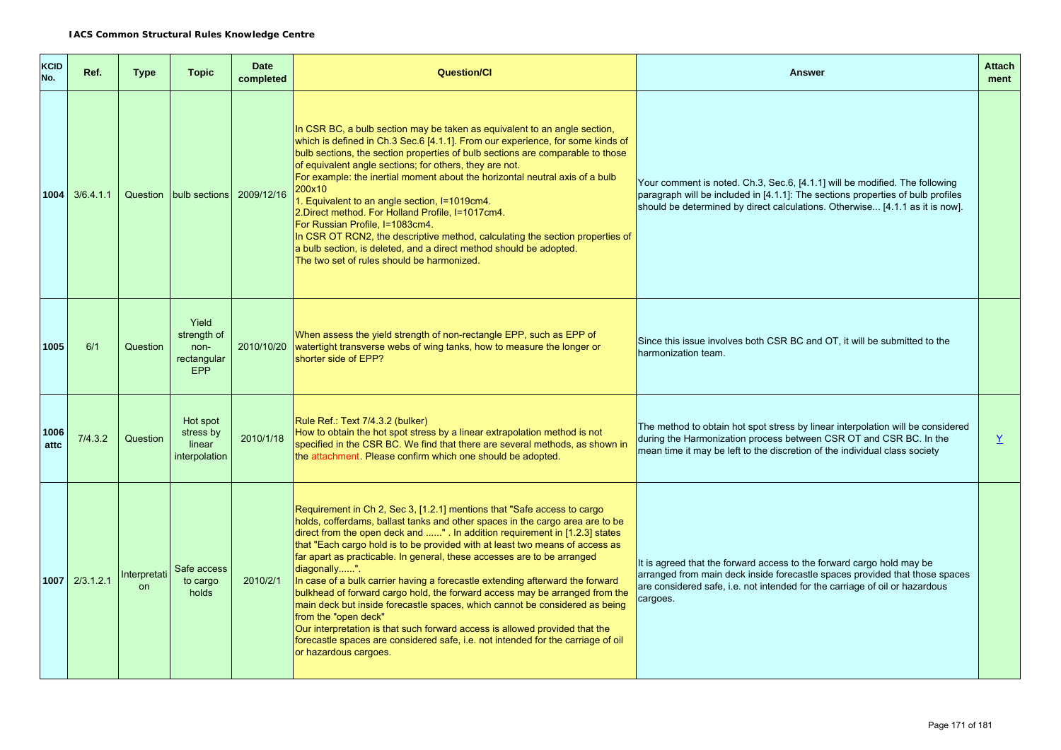| KCID No. | Ref. | Type | Topic | Date completed | Question/CI | Answer | Attach ment |
|---|---|---|---|---|---|---|---|
| 1004 | 3/6.4.1.1 | Question | bulb sections | 2009/12/16 | In CSR BC, a bulb section may be taken as equivalent to an angle section, which is defined in Ch.3 Sec.6 [4.1.1]. From our experience, for some kinds of bulb sections, the section properties of bulb sections are comparable to those of equivalent angle sections; for others, they are not.<br>For example: the inertial moment about the horizontal neutral axis of a bulb 200x10<br>1. Equivalent to an angle section, I=1019cm4.<br>2.Direct method. For Holland Profile, I=1017cm4.<br>For Russian Profile, I=1083cm4.<br>In CSR OT RCN2, the descriptive method, calculating the section properties of a bulb section, is deleted, and a direct method should be adopted.<br>The two set of rules should be harmonized. | Your comment is noted. Ch.3, Sec.6, [4.1.1] will be modified. The following paragraph will be included in [4.1.1]: The sections properties of bulb profiles should be determined by direct calculations. Otherwise... [4.1.1 as it is now]. | |
| 1005 | 6/1 | Question | Yield strength of non-rectangular EPP | 2010/10/20 | When assess the yield strength of non-rectangle EPP, such as EPP of watertight transverse webs of wing tanks, how to measure the longer or shorter side of EPP? | Since this issue involves both CSR BC and OT, it will be submitted to the harmonization team. | |
| 1006 attc | 7/4.3.2 | Question | Hot spot stress by linear interpolation | 2010/1/18 | Rule Ref.: Text 7/4.3.2 (bulker)<br>How to obtain the hot spot stress by a linear extrapolation method is not specified in the CSR BC. We find that there are several methods, as shown in the attachment. Please confirm which one should be adopted. | The method to obtain hot spot stress by linear interpolation will be considered during the Harmonization process between CSR OT and CSR BC. In the mean time it may be left to the discretion of the individual class society | Y |
| 1007 | 2/3.1.2.1 | Interpretation | Safe access to cargo holds | 2010/2/1 | Requirement in Ch 2, Sec 3, [1.2.1] mentions that "Safe access to cargo holds, cofferdams, ballast tanks and other spaces in the cargo area are to be direct from the open deck and ......" . In addition requirement in [1.2.3] states that "Each cargo hold is to be provided with at least two means of access as far apart as practicable. In general, these accesses are to be arranged diagonally......".<br>In case of a bulk carrier having a forecastle extending afterward the forward bulkhead of forward cargo hold, the forward access may be arranged from the main deck but inside forecastle spaces, which cannot be considered as being from the "open deck"<br>Our interpretation is that such forward access is allowed provided that the forecastle spaces are considered safe, i.e. not intended for the carriage of oil or hazardous cargoes. | It is agreed that the forward access to the forward cargo hold may be arranged from main deck inside forecastle spaces provided that those spaces are considered safe, i.e. not intended for the carriage of oil or hazardous cargoes. | |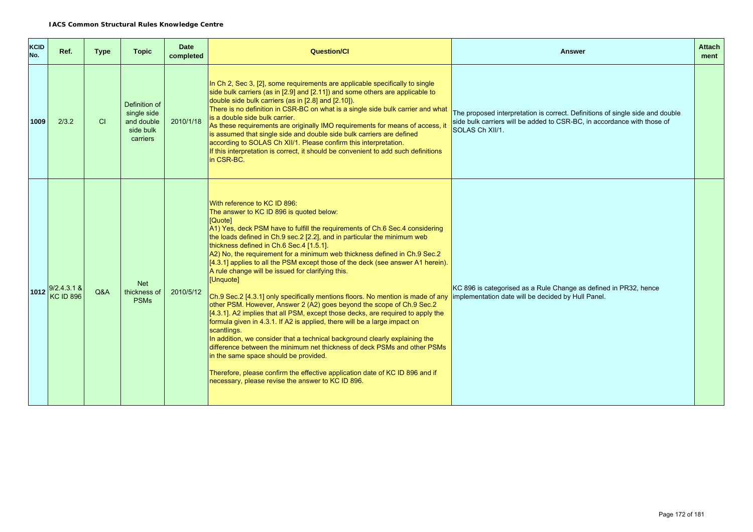**IACS Common Structural Rules Knowledge Centre**

| KCID No. | Ref. | Type | Topic | Date completed | Question/CI | Answer | Attachment |
|---|---|---|---|---|---|---|---|
| 1009 | 2/3.2 | CI | Definition of single side and double side bulk carriers | 2010/1/18 | In Ch 2, Sec 3, [2], some requirements are applicable specifically to single side bulk carriers (as in [2.9] and [2.11]) and some others are applicable to double side bulk carriers (as in [2.8] and [2.10]).<br>There is no definition in CSR-BC on what is a single side bulk carrier and what is a double side bulk carrier.<br>As these requirements are originally IMO requirements for means of access, it is assumed that single side and double side bulk carriers are defined according to SOLAS Ch XII/1. Please confirm this interpretation.<br>If this interpretation is correct, it should be convenient to add such definitions in CSR-BC. | The proposed interpretation is correct. Definitions of single side and double side bulk carriers will be added to CSR-BC, in accordance with those of SOLAS Ch XII/1. | |
| 1012 | 9/2.4.3.1 & KC ID 896 | Q&A | Net thickness of PSMs | 2010/5/12 | With reference to KC ID 896:<br>The answer to KC ID 896 is quoted below:<br>[Quote]<br>A1) Yes, deck PSM have to fulfill the requirements of Ch.6 Sec.4 considering the loads defined in Ch.9 sec.2 [2.2], and in particular the minimum web thickness defined in Ch.6 Sec.4 [1.5.1].<br>A2) No, the requirement for a minimum web thickness defined in Ch.9 Sec.2 [4.3.1] applies to all the PSM except those of the deck (see answer A1 herein). A rule change will be issued for clarifying this.<br>[Unquote]<br><br>Ch.9 Sec.2 [4.3.1] only specifically mentions floors. No mention is made of any other PSM. However, Answer 2 (A2) goes beyond the scope of Ch.9 Sec.2 [4.3.1]. A2 implies that all PSM, except those decks, are required to apply the formula given in 4.3.1. If A2 is applied, there will be a large impact on scantlings.<br>In addition, we consider that a technical background clearly explaining the difference between the minimum net thickness of deck PSMs and other PSMs in the same space should be provided.<br><br>Therefore, please confirm the effective application date of KC ID 896 and if necessary, please revise the answer to KC ID 896. | KC 896 is categorised as a Rule Change as defined in PR32, hence implementation date will be decided by Hull Panel. | |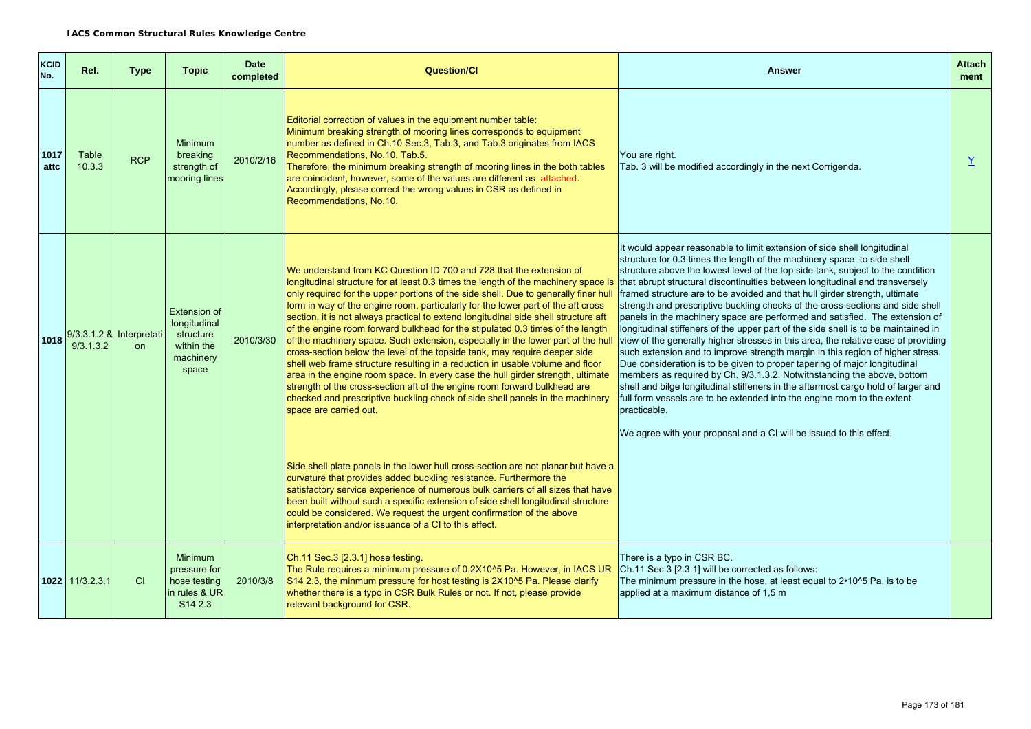**IACS Common Structural Rules Knowledge Centre**

| KCID No. | Ref. | Type | Topic | Date completed | Question/CI | Answer | Attach ment |
|---|---|---|---|---|---|---|---|
| 1017 attc | Table 10.3.3 | RCP | Minimum breaking strength of mooring lines | 2010/2/16 | Editorial correction of values in the equipment number table:<br>Minimum breaking strength of mooring lines corresponds to equipment number as defined in Ch.10 Sec.3, Tab.3, and Tab.3 originates from IACS Recommendations, No.10, Tab.5.<br>Therefore, the minimum breaking strength of mooring lines in the both tables are coincident, however, some of the values are different as attached.<br>Accordingly, please correct the wrong values in CSR as defined in Recommendations, No.10. | You are right.<br>Tab. 3 will be modified accordingly in the next Corrigenda. | Y |
| 1018 | 9/3.3.1.2 & 9/3.1.3.2 | Interpretation | Extension of longitudinal structure within the machinery space | 2010/3/30 | We understand from KC Question ID 700 and 728 that the extension of longitudinal structure for at least 0.3 times the length of the machinery space is only required for the upper portions of the side shell. Due to generally finer hull form in way of the engine room, particularly for the lower part of the aft cross section, it is not always practical to extend longitudinal side shell structure aft of the engine room forward bulkhead for the stipulated 0.3 times of the length of the machinery space. Such extension, especially in the lower part of the hull cross-section below the level of the topside tank, may require deeper side shell web frame structure resulting in a reduction in usable volume and floor area in the engine room space. In every case the hull girder strength, ultimate strength of the cross-section aft of the engine room forward bulkhead are checked and prescriptive buckling check of side shell panels in the machinery space are carried out.<br><br>Side shell plate panels in the lower hull cross-section are not planar but have a curvature that provides added buckling resistance. Furthermore the satisfactory service experience of numerous bulk carriers of all sizes that have been built without such a specific extension of side shell longitudinal structure could be considered. We request the urgent confirmation of the above interpretation and/or issuance of a CI to this effect. | It would appear reasonable to limit extension of side shell longitudinal structure for 0.3 times the length of the machinery space to side shell structure above the lowest level of the top side tank, subject to the condition that abrupt structural discontinuities between longitudinal and transversely framed structure are to be avoided and that hull girder strength, ultimate strength and prescriptive buckling checks of the cross-sections and side shell panels in the machinery space are performed and satisfied. The extension of longitudinal stiffeners of the upper part of the side shell is to be maintained in view of the generally higher stresses in this area, the relative ease of providing such extension and to improve strength margin in this region of higher stress. Due consideration is to be given to proper tapering of major longitudinal members as required by Ch. 9/3.1.3.2. Notwithstanding the above, bottom shell and bilge longitudinal stiffeners in the aftermost cargo hold of larger and full form vessels are to be extended into the engine room to the extent practicable.<br><br>We agree with your proposal and a CI will be issued to this effect. | |
| 1022 | 11/3.2.3.1 | CI | Minimum pressure for hose testing in rules & UR S14 2.3 | 2010/3/8 | Ch.11 Sec.3 [2.3.1] hose testing.<br>The Rule requires a minimum pressure of 0.2X10^5 Pa. However, in IACS UR S14 2.3, the minmum pressure for host testing is 2X10^5 Pa. Please clarify whether there is a typo in CSR Bulk Rules or not. If not, please provide relevant background for CSR. | There is a typo in CSR BC.<br>Ch.11 Sec.3 [2.3.1] will be corrected as follows:<br>The minimum pressure in the hose, at least equal to 2•10^5 Pa, is to be applied at a maximum distance of 1,5 m | |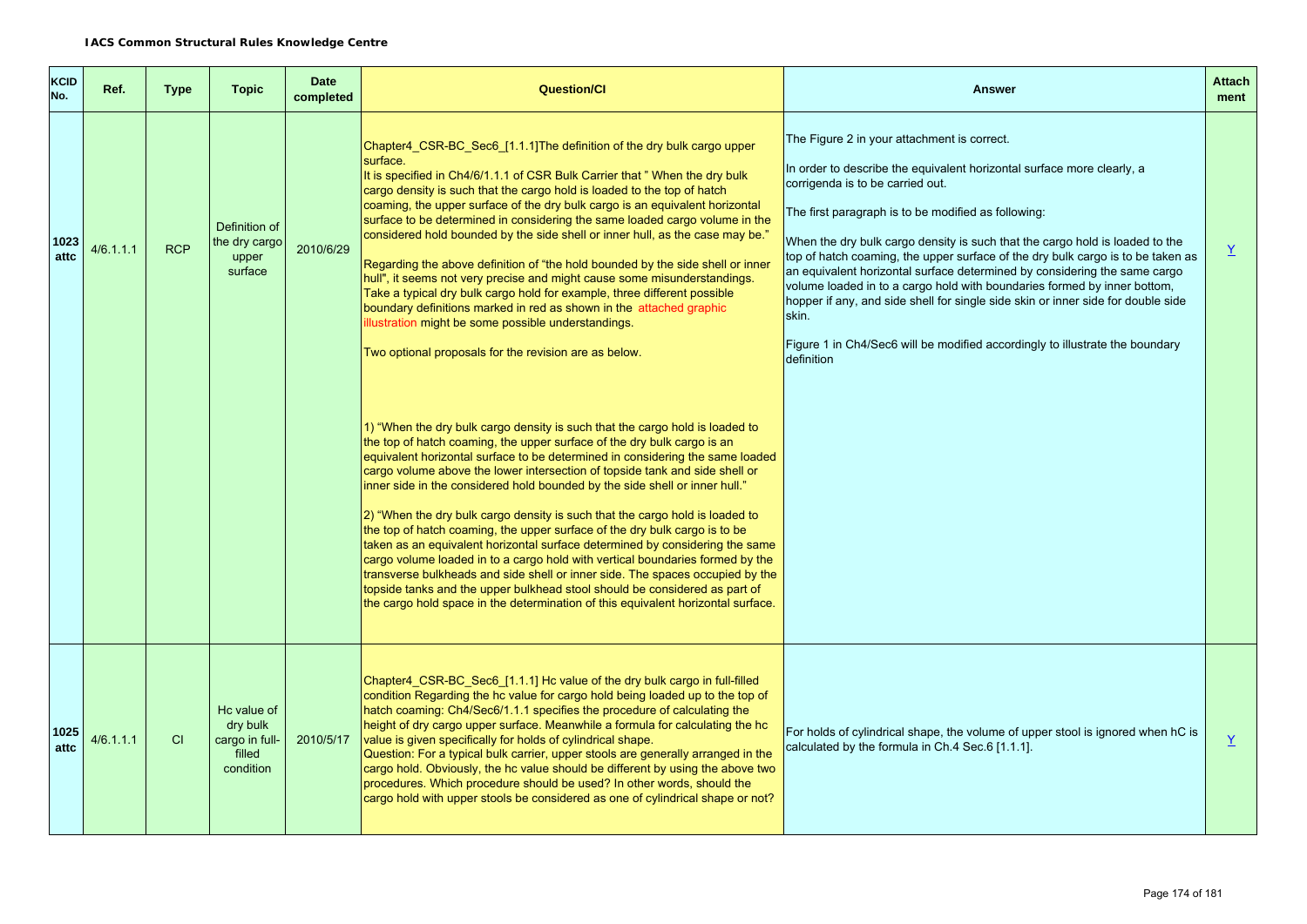**IACS Common Structural Rules Knowledge Centre**

| KCID No. | Ref. | Type | Topic | Date completed | Question/CI | Answer | Attach ment |
|---|---|---|---|---|---|---|---|
| 1023 attc | 4/6.1.1.1 | RCP | Definition of the dry cargo upper surface | 2010/6/29 | Chapter4_CSR-BC_Sec6_[1.1.1]The definition of the dry bulk cargo upper surface.<br>It is specified in Ch4/6/1.1.1 of CSR Bulk Carrier that " When the dry bulk cargo density is such that the cargo hold is loaded to the top of hatch coaming, the upper surface of the dry bulk cargo is an equivalent horizontal surface to be determined in considering the same loaded cargo volume in the considered hold bounded by the side shell or inner hull, as the case may be."<br>Regarding the above definition of "the hold bounded by the side shell or inner hull", it seems not very precise and might cause some misunderstandings. Take a typical dry bulk cargo hold for example, three different possible boundary definitions marked in red as shown in the attached graphic illustration might be some possible understandings.<br><br>Two optional proposals for the revision are as below.<br><br>1) "When the dry bulk cargo density is such that the cargo hold is loaded to the top of hatch coaming, the upper surface of the dry bulk cargo is an equivalent horizontal surface to be determined in considering the same loaded cargo volume above the lower intersection of topside tank and side shell or inner side in the considered hold bounded by the side shell or inner hull."<br><br>2) "When the dry bulk cargo density is such that the cargo hold is loaded to the top of hatch coaming, the upper surface of the dry bulk cargo is to be taken as an equivalent horizontal surface determined by considering the same cargo volume loaded in to a cargo hold with vertical boundaries formed by the transverse bulkheads and side shell or inner side. The spaces occupied by the topside tanks and the upper bulkhead stool should be considered as part of the cargo hold space in the determination of this equivalent horizontal surface. | The Figure 2 in your attachment is correct.<br><br>In order to describe the equivalent horizontal surface more clearly, a corrigenda is to be carried out.<br><br>The first paragraph is to be modified as following:<br><br>When the dry bulk cargo density is such that the cargo hold is loaded to the top of hatch coaming, the upper surface of the dry bulk cargo is to be taken as an equivalent horizontal surface determined by considering the same cargo volume loaded in to a cargo hold with boundaries formed by inner bottom, hopper if any, and side shell for single side skin or inner side for double side skin.<br><br>Figure 1 in Ch4/Sec6 will be modified accordingly to illustrate the boundary definition | Y |
| 1025 attc | 4/6.1.1.1 | CI | Hc value of dry bulk cargo in full-filled condition | 2010/5/17 | Chapter4_CSR-BC_Sec6_[1.1.1] Hc value of the dry bulk cargo in full-filled condition Regarding the hc value for cargo hold being loaded up to the top of hatch coaming: Ch4/Sec6/1.1.1 specifies the procedure of calculating the height of dry cargo upper surface. Meanwhile a formula for calculating the hc value is given specifically for holds of cylindrical shape.<br>Question: For a typical bulk carrier, upper stools are generally arranged in the cargo hold. Obviously, the hc value should be different by using the above two procedures. Which procedure should be used? In other words, should the cargo hold with upper stools be considered as one of cylindrical shape or not? | For holds of cylindrical shape, the volume of upper stool is ignored when hC is calculated by the formula in Ch.4 Sec.6 [1.1.1]. | Y |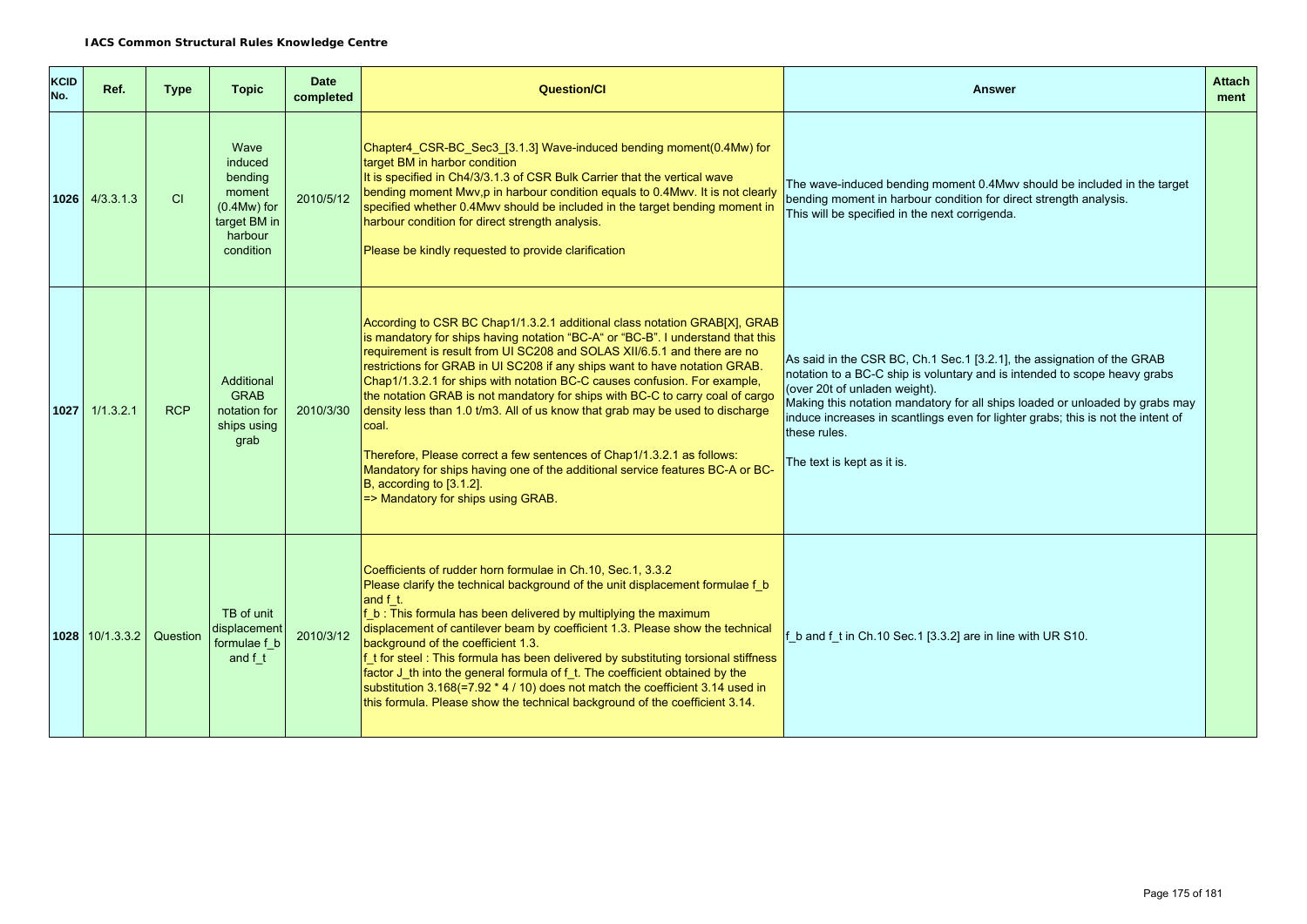**IACS Common Structural Rules Knowledge Centre**

| KCID No. | Ref. | Type | Topic | Date completed | Question/CI | Answer | Attach ment |
|---|---|---|---|---|---|---|---|
| 1026 | 4/3.3.1.3 | CI | Wave induced bending moment (0.4Mw) for target BM in harbour condition | 2010/5/12 | Chapter4_CSR-BC_Sec3_[3.1.3] Wave-induced bending moment(0.4Mw) for target BM in harbor condition<br>It is specified in Ch4/3/3.1.3 of CSR Bulk Carrier that the vertical wave bending moment Mwv,p in harbour condition equals to 0.4Mwv. It is not clearly specified whether 0.4Mwv should be included in the target bending moment in harbour condition for direct strength analysis.<br><br>Please be kindly requested to provide clarification | The wave-induced bending moment 0.4Mwv should be included in the target bending moment in harbour condition for direct strength analysis.<br>This will be specified in the next corrigenda. | |
| 1027 | 1/1.3.2.1 | RCP | Additional GRAB notation for ships using grab | 2010/3/30 | According to CSR BC Chap1/1.3.2.1 additional class notation GRAB[X], GRAB is mandatory for ships having notation "BC-A" or "BC-B". I understand that this requirement is result from UI SC208 and SOLAS XII/6.5.1 and there are no restrictions for GRAB in UI SC208 if any ships want to have notation GRAB. Chap1/1.3.2.1 for ships with notation BC-C causes confusion. For example, the notation GRAB is not mandatory for ships with BC-C to carry coal of cargo density less than 1.0 t/m3. All of us know that grab may be used to discharge coal.<br><br>Therefore, Please correct a few sentences of Chap1/1.3.2.1 as follows:<br>Mandatory for ships having one of the additional service features BC-A or BC-B, according to [3.1.2].<br>=> Mandatory for ships using GRAB. | As said in the CSR BC, Ch.1 Sec.1 [3.2.1], the assignation of the GRAB notation to a BC-C ship is voluntary and is intended to scope heavy grabs (over 20t of unladen weight).<br>Making this notation mandatory for all ships loaded or unloaded by grabs may induce increases in scantlings even for lighter grabs; this is not the intent of these rules.<br><br>The text is kept as it is. | |
| 1028 | 10/1.3.3.2 | Question | TB of unit displacement formulae f_b and f_t | 2010/3/12 | Coefficients of rudder horn formulae in Ch.10, Sec.1, 3.3.2<br>Please clarify the technical background of the unit displacement formulae f_b and f_t.<br>f_b : This formula has been delivered by multiplying the maximum displacement of cantilever beam by coefficient 1.3. Please show the technical background of the coefficient 1.3.<br>f_t for steel : This formula has been delivered by substituting torsional stiffness factor J_th into the general formula of f_t. The coefficient obtained by the substitution 3.168(=7.92 * 4 / 10) does not match the coefficient 3.14 used in this formula. Please show the technical background of the coefficient 3.14. | f_b and f_t in Ch.10 Sec.1 [3.3.2] are in line with UR S10. | |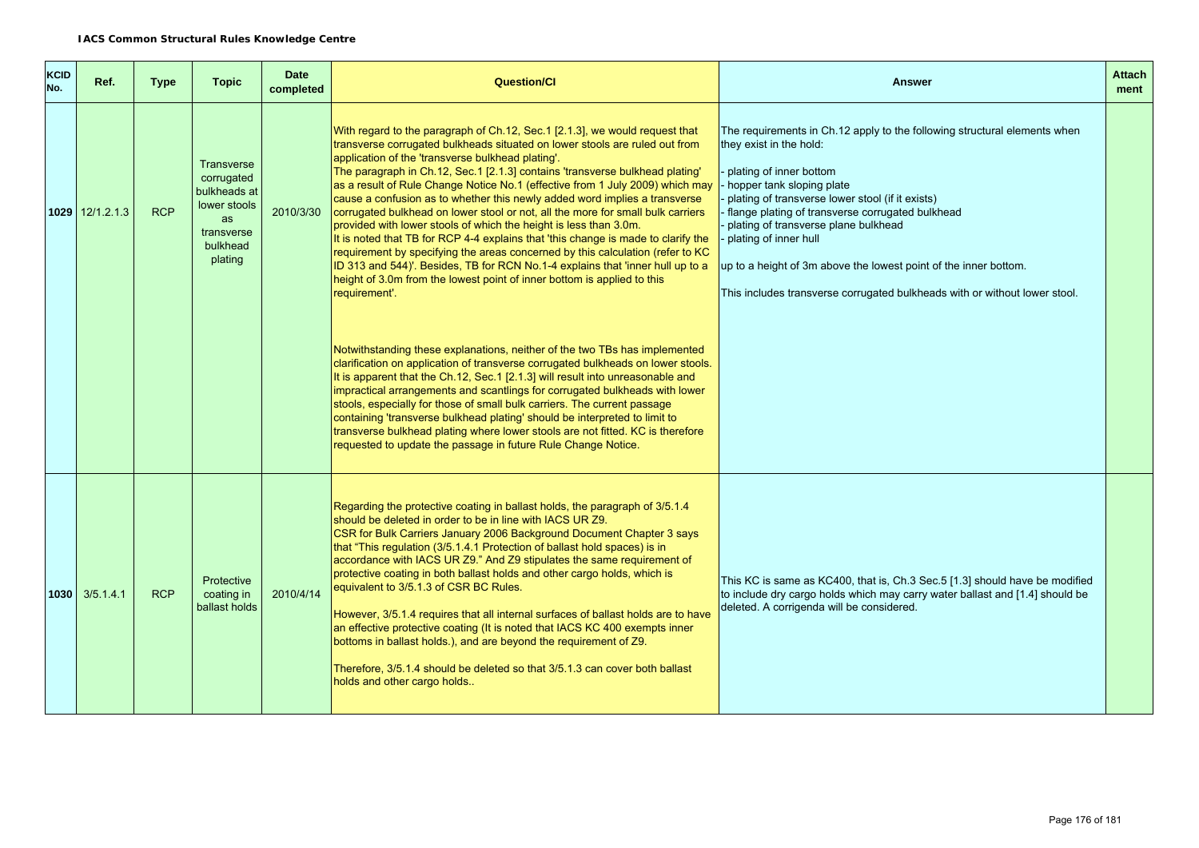| KCID No. | Ref. | Type | Topic | Date completed | Question/CI | Answer | Attach ment |
|---|---|---|---|---|---|---|---|
| 1029 | 12/1.2.1.3 | RCP | Transverse corrugated bulkheads at lower stools as transverse bulkhead plating | 2010/3/30 | With regard to the paragraph of Ch.12, Sec.1 [2.1.3], we would request that transverse corrugated bulkheads situated on lower stools are ruled out from application of the 'transverse bulkhead plating'.<br>The paragraph in Ch.12, Sec.1 [2.1.3] contains 'transverse bulkhead plating' as a result of Rule Change Notice No.1 (effective from 1 July 2009) which may cause a confusion as to whether this newly added word implies a transverse corrugated bulkhead on lower stool or not, all the more for small bulk carriers provided with lower stools of which the height is less than 3.0m.<br>It is noted that TB for RCP 4-4 explains that 'this change is made to clarify the requirement by specifying the areas concerned by this calculation (refer to KC ID 313 and 544)'. Besides, TB for RCN No.1-4 explains that 'inner hull up to a height of 3.0m from the lowest point of inner bottom is applied to this requirement'.<br><br>Notwithstanding these explanations, neither of the two TBs has implemented clarification on application of transverse corrugated bulkheads on lower stools. It is apparent that the Ch.12, Sec.1 [2.1.3] will result into unreasonable and impractical arrangements and scantlings for corrugated bulkheads with lower stools, especially for those of small bulk carriers. The current passage containing 'transverse bulkhead plating' should be interpreted to limit to transverse bulkhead plating where lower stools are not fitted. KC is therefore requested to update the passage in future Rule Change Notice. | The requirements in Ch.12 apply to the following structural elements when they exist in the hold:<br><br>- plating of inner bottom<br>- hopper tank sloping plate<br>- plating of transverse lower stool (if it exists)<br>- flange plating of transverse corrugated bulkhead<br>- plating of transverse plane bulkhead<br>- plating of inner hull<br><br>up to a height of 3m above the lowest point of the inner bottom.<br><br>This includes transverse corrugated bulkheads with or without lower stool. | |
| 1030 | 3/5.1.4.1 | RCP | Protective coating in ballast holds | 2010/4/14 | Regarding the protective coating in ballast holds, the paragraph of 3/5.1.4 should be deleted in order to be in line with IACS UR Z9.<br>CSR for Bulk Carriers January 2006 Background Document Chapter 3 says that "This regulation (3/5.1.4.1 Protection of ballast hold spaces) is in accordance with IACS UR Z9." And Z9 stipulates the same requirement of protective coating in both ballast holds and other cargo holds, which is equivalent to 3/5.1.3 of CSR BC Rules.<br><br>However, 3/5.1.4 requires that all internal surfaces of ballast holds are to have an effective protective coating (It is noted that IACS KC 400 exempts inner bottoms in ballast holds.), and are beyond the requirement of Z9.<br><br>Therefore, 3/5.1.4 should be deleted so that 3/5.1.3 can cover both ballast holds and other cargo holds.. | This KC is same as KC400, that is, Ch.3 Sec.5 [1.3] should have be modified to include dry cargo holds which may carry water ballast and [1.4] should be deleted. A corrigenda will be considered. | |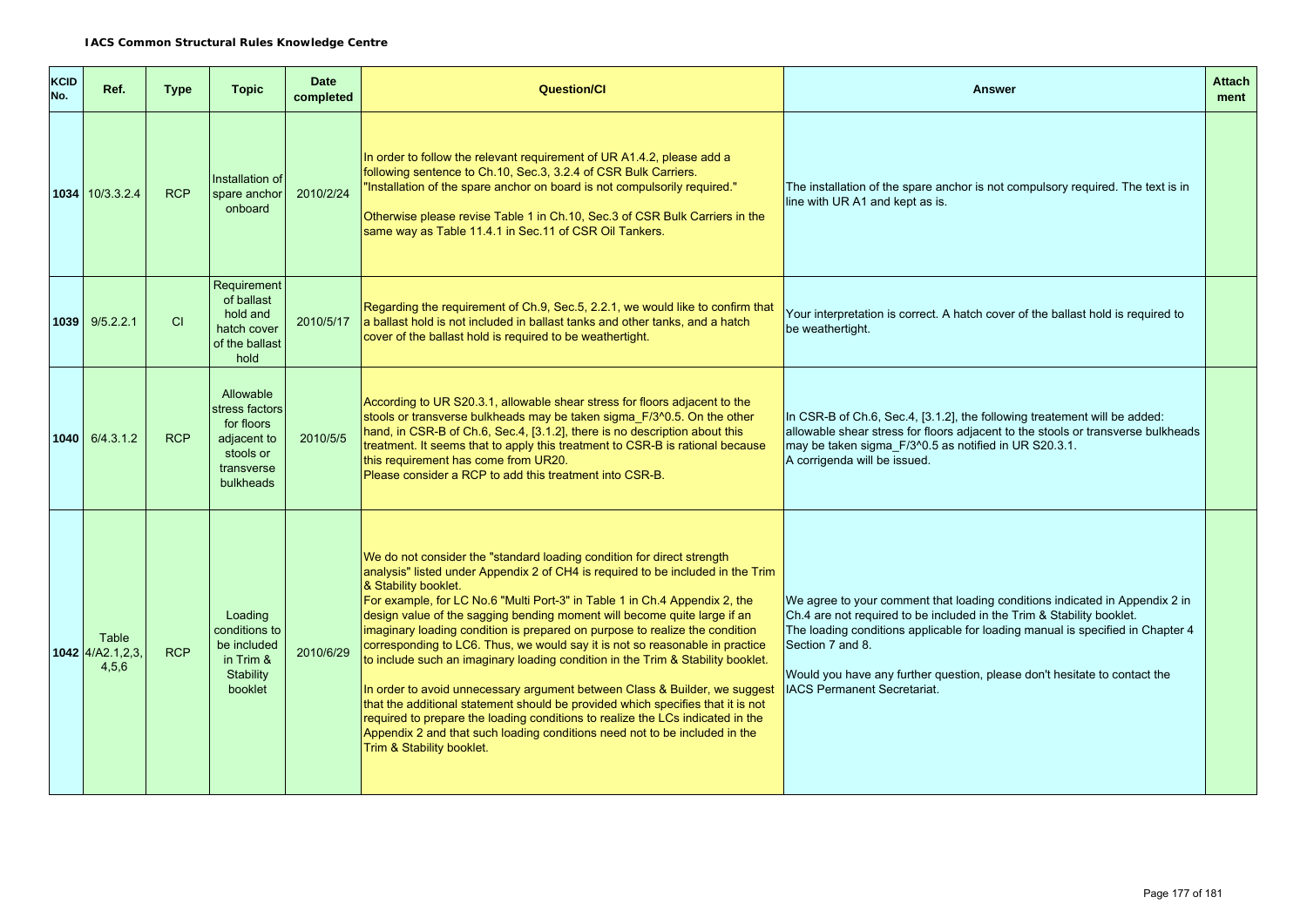**IACS Common Structural Rules Knowledge Centre**

| KCID No. | Ref. | Type | Topic | Date completed | Question/CI | Answer | Attachment |
|---|---|---|---|---|---|---|---|
| 1034 | 10/3.3.2.4 | RCP | Installation of spare anchor onboard | 2010/2/24 | In order to follow the relevant requirement of UR A1.4.2, please add a following sentence to Ch.10, Sec.3, 3.2.4 of CSR Bulk Carriers. "Installation of the spare anchor on board is not compulsorily required." Otherwise please revise Table 1 in Ch.10, Sec.3 of CSR Bulk Carriers in the same way as Table 11.4.1 in Sec.11 of CSR Oil Tankers. | The installation of the spare anchor is not compulsory required. The text is in line with UR A1 and kept as is. | |
| 1039 | 9/5.2.2.1 | CI | Requirement of ballast hold and hatch cover of the ballast hold | 2010/5/17 | Regarding the requirement of Ch.9, Sec.5, 2.2.1, we would like to confirm that a ballast hold is not included in ballast tanks and other tanks, and a hatch cover of the ballast hold is required to be weathertight. | Your interpretation is correct. A hatch cover of the ballast hold is required to be weathertight. | |
| 1040 | 6/4.3.1.2 | RCP | Allowable stress factors for floors adjacent to stools or transverse bulkheads | 2010/5/5 | According to UR S20.3.1, allowable shear stress for floors adjacent to the stools or transverse bulkheads may be taken sigma_F/3^0.5. On the other hand, in CSR-B of Ch.6, Sec.4, [3.1.2], there is no description about this treatment. It seems that to apply this treatment to CSR-B is rational because this requirement has come from UR20. Please consider a RCP to add this treatment into CSR-B. | In CSR-B of Ch.6, Sec.4, [3.1.2], the following treatement will be added: allowable shear stress for floors adjacent to the stools or transverse bulkheads may be taken sigma_F/3^0.5 as notified in UR S20.3.1. A corrigenda will be issued. | |
| 1042 | Table 4/A2.1,2,3, 4,5,6 | RCP | Loading conditions to be included in Trim & Stability booklet | 2010/6/29 | We do not consider the "standard loading condition for direct strength analysis" listed under Appendix 2 of CH4 is required to be included in the Trim & Stability booklet. For example, for LC No.6 "Multi Port-3" in Table 1 in Ch.4 Appendix 2, the design value of the sagging bending moment will become quite large if an imaginary loading condition is prepared on purpose to realize the condition corresponding to LC6. Thus, we would say it is not so reasonable in practice to include such an imaginary loading condition in the Trim & Stability booklet. In order to avoid unnecessary argument between Class & Builder, we suggest that the additional statement should be provided which specifies that it is not required to prepare the loading conditions to realize the LCs indicated in the Appendix 2 and that such loading conditions need not to be included in the Trim & Stability booklet. | We agree to your comment that loading conditions indicated in Appendix 2 in Ch.4 are not required to be included in the Trim & Stability booklet. The loading conditions applicable for loading manual is specified in Chapter 4 Section 7 and 8. Would you have any further question, please don't hesitate to contact the IACS Permanent Secretariat. | |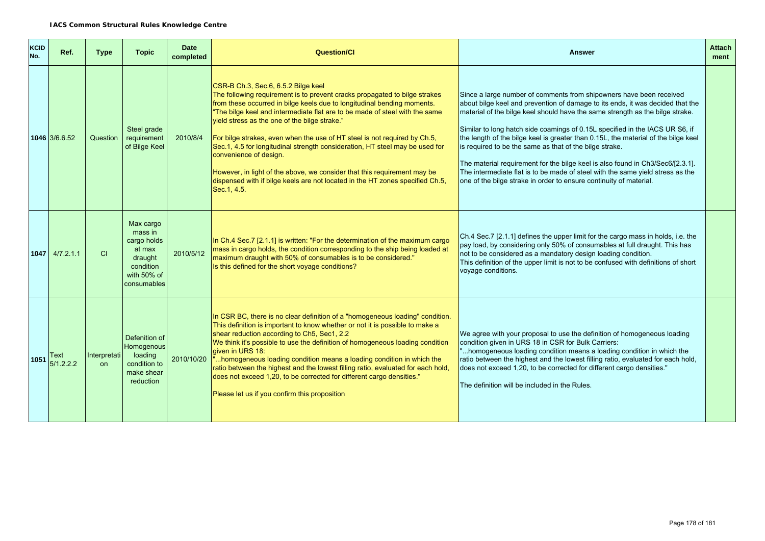**IACS Common Structural Rules Knowledge Centre**

| KCID No. | Ref. | Type | Topic | Date completed | Question/CI | Answer | Attachment |
|---|---|---|---|---|---|---|---|
| 1046 | 3/6.6.52 | Question | Steel grade requirement of Bilge Keel | 2010/8/4 | CSR-B Ch.3, Sec.6, 6.5.2 Bilge keel<br>The following requirement is to prevent cracks propagated to bilge strakes from these occurred in bilge keels due to longitudinal bending moments.<br>"The bilge keel and intermediate flat are to be made of steel with the same yield stress as the one of the bilge strake."<br><br>For bilge strakes, even when the use of HT steel is not required by Ch.5, Sec.1, 4.5 for longitudinal strength consideration, HT steel may be used for convenience of design.<br><br>However, in light of the above, we consider that this requirement may be dispensed with if bilge keels are not located in the HT zones specified Ch.5, Sec.1, 4.5. | Since a large number of comments from shipowners have been received about bilge keel and prevention of damage to its ends, it was decided that the material of the bilge keel should have the same strength as the bilge strake.<br><br>Similar to long hatch side coamings of 0.15L specified in the IACS UR S6, if the length of the bilge keel is greater than 0.15L, the material of the bilge keel is required to be the same as that of the bilge strake.<br><br>The material requirement for the bilge keel is also found in Ch3/Sec6/[2.3.1]. The intermediate flat is to be made of steel with the same yield stress as the one of the bilge strake in order to ensure continuity of material. | |
| 1047 | 4/7.2.1.1 | CI | Max cargo mass in cargo holds at max draught condition with 50% of consumables | 2010/5/12 | In Ch.4 Sec.7 [2.1.1] is written: "For the determination of the maximum cargo mass in cargo holds, the condition corresponding to the ship being loaded at maximum draught with 50% of consumables is to be considered."<br>Is this defined for the short voyage conditions? | Ch.4 Sec.7 [2.1.1] defines the upper limit for the cargo mass in holds, i.e. the pay load, by considering only 50% of consumables at full draught. This has not to be considered as a mandatory design loading condition.<br>This definition of the upper limit is not to be confused with definitions of short voyage conditions. | |
| 1051 | Text 5/1.2.2.2 | Interpretation | Defenition of Homogenous loading condition to make shear reduction | 2010/10/20 | In CSR BC, there is no clear definition of a "homogeneous loading" condition. This definition is important to know whether or not it is possible to make a shear reduction according to Ch5, Sec1, 2.2<br>We think it's possible to use the definition of homogeneous loading condition given in URS 18:<br>"...homogeneous loading condition means a loading condition in which the ratio between the highest and the lowest filling ratio, evaluated for each hold, does not exceed 1,20, to be corrected for different cargo densities."<br><br>Please let us if you confirm this proposition | We agree with your proposal to use the definition of homogeneous loading condition given in URS 18 in CSR for Bulk Carriers:<br>"...homogeneous loading condition means a loading condition in which the ratio between the highest and the lowest filling ratio, evaluated for each hold, does not exceed 1,20, to be corrected for different cargo densities."<br><br>The definition will be included in the Rules. | |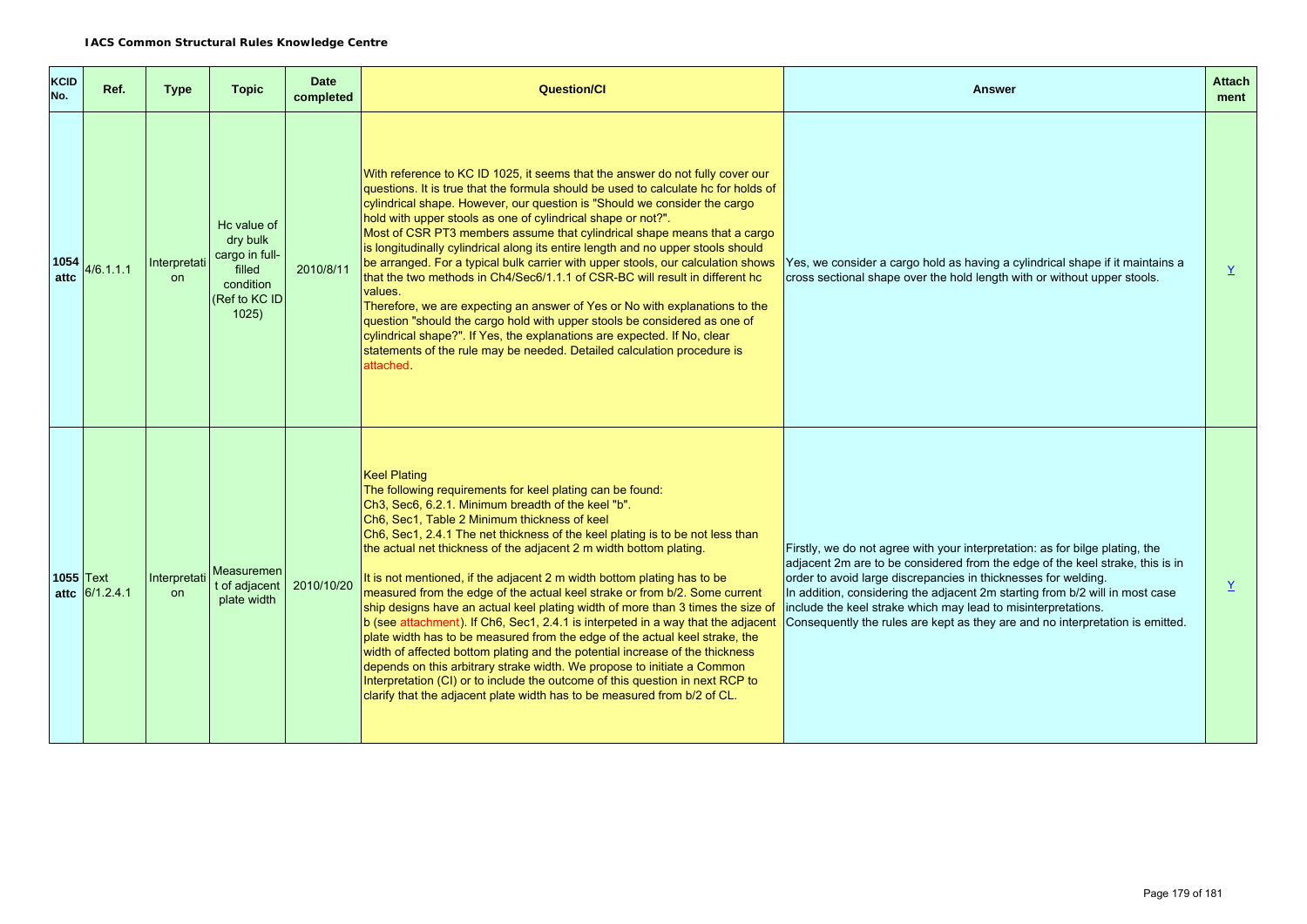| KCID No. | Ref. | Type | Topic | Date completed | Question/CI | Answer | Attach ment |
|---|---|---|---|---|---|---|---|
| 1054 attc | 4/6.1.1.1 | Interpretation | Hc value of dry bulk cargo in full-filled condition (Ref to KC ID 1025) | 2010/8/11 | With reference to KC ID 1025, it seems that the answer do not fully cover our questions. It is true that the formula should be used to calculate hc for holds of cylindrical shape. However, our question is "Should we consider the cargo hold with upper stools as one of cylindrical shape or not?". Most of CSR PT3 members assume that cylindrical shape means that a cargo is longitudinally cylindrical along its entire length and no upper stools should be arranged. For a typical bulk carrier with upper stools, our calculation shows that the two methods in Ch4/Sec6/1.1.1 of CSR-BC will result in different hc values. Therefore, we are expecting an answer of Yes or No with explanations to the question "should the cargo hold with upper stools be considered as one of cylindrical shape?". If Yes, the explanations are expected. If No, clear statements of the rule may be needed. Detailed calculation procedure is attached. | Yes, we consider a cargo hold as having a cylindrical shape if it maintains a cross sectional shape over the hold length with or without upper stools. | Y |
| 1055 attc | Text 6/1.2.4.1 | Interpretation | Measurement of adjacent plate width | 2010/10/20 | Keel Plating<br>The following requirements for keel plating can be found:<br>Ch3, Sec6, 6.2.1. Minimum breadth of the keel "b".<br>Ch6, Sec1, Table 2 Minimum thickness of keel<br>Ch6, Sec1, 2.4.1 The net thickness of the keel plating is to be not less than the actual net thickness of the adjacent 2 m width bottom plating.<br><br>It is not mentioned, if the adjacent 2 m width bottom plating has to be measured from the edge of the actual keel strake or from b/2. Some current ship designs have an actual keel plating width of more than 3 times the size of b (see attachment). If Ch6, Sec1, 2.4.1 is interpeted in a way that the adjacent plate width has to be measured from the edge of the actual keel strake, the width of affected bottom plating and the potential increase of the thickness depends on this arbitrary strake width. We propose to initiate a Common Interpretation (CI) or to include the outcome of this question in next RCP to clarify that the adjacent plate width has to be measured from b/2 of CL. | Firstly, we do not agree with your interpretation: as for bilge plating, the adjacent 2m are to be considered from the edge of the keel strake, this is in order to avoid large discrepancies in thicknesses for welding.<br>In addition, considering the adjacent 2m starting from b/2 will in most case include the keel strake which may lead to misinterpretations.<br>Consequently the rules are kept as they are and no interpretation is emitted. | Y |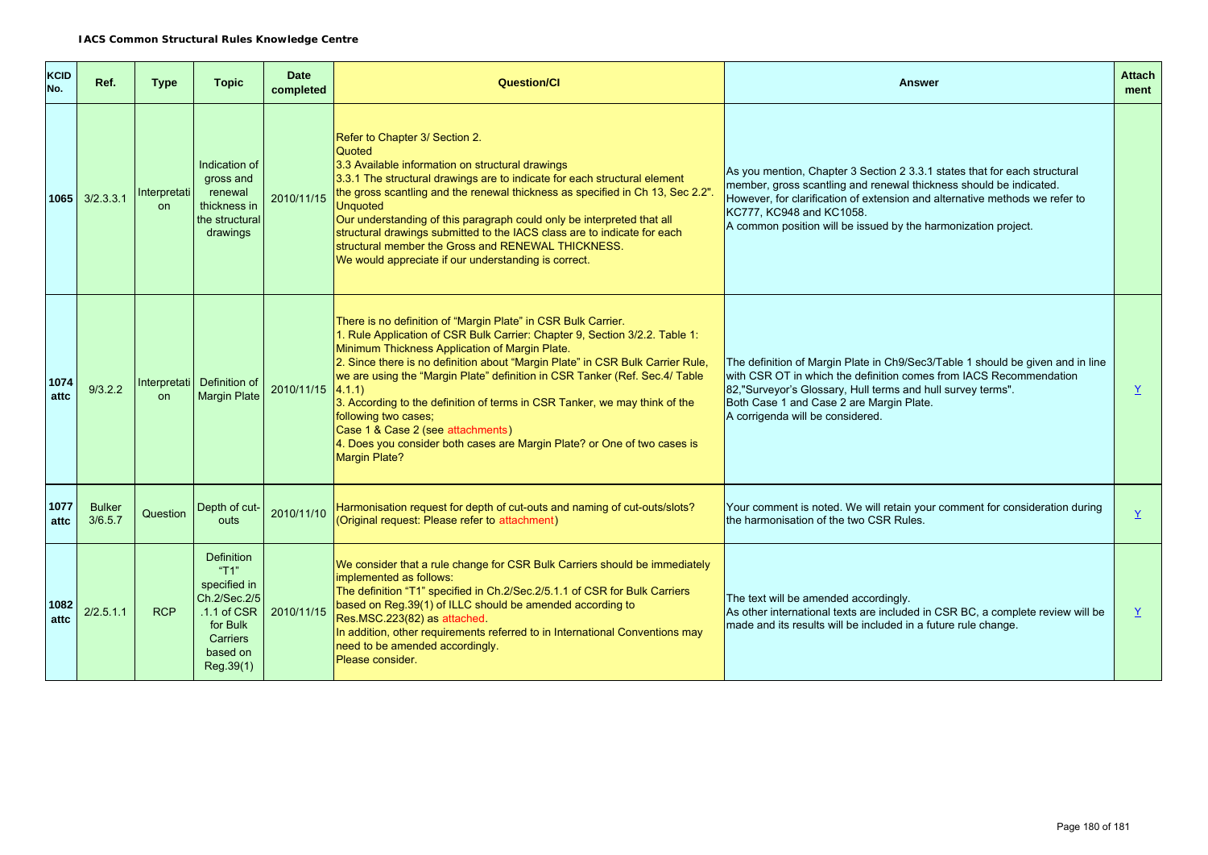**IACS Common Structural Rules Knowledge Centre**

| KCID No. | Ref. | Type | Topic | Date completed | Question/CI | Answer | Attachment |
|---|---|---|---|---|---|---|---|
| 1065 | 3/2.3.3.1 | Interpretation | Indication of gross and renewal thickness in the structural drawings | 2010/11/15 | Refer to Chapter 3/ Section 2.<br>Quoted<br>3.3 Available information on structural drawings<br>3.3.1 The structural drawings are to indicate for each structural element the gross scantling and the renewal thickness as specified in Ch 13, Sec 2.2".<br>Unquoted<br>Our understanding of this paragraph could only be interpreted that all structural drawings submitted to the IACS class are to indicate for each structural member the Gross and RENEWAL THICKNESS.<br>We would appreciate if our understanding is correct. | As you mention, Chapter 3 Section 2 3.3.1 states that for each structural member, gross scantling and renewal thickness should be indicated.<br>However, for clarification of extension and alternative methods we refer to KC777, KC948 and KC1058.<br>A common position will be issued by the harmonization project. | |
| 1074 attc | 9/3.2.2 | Interpretation | Definition of Margin Plate | 2010/11/15 | There is no definition of "Margin Plate" in CSR Bulk Carrier.<br>1. Rule Application of CSR Bulk Carrier: Chapter 9, Section 3/2.2. Table 1: Minimum Thickness Application of Margin Plate.<br>2. Since there is no definition about "Margin Plate" in CSR Bulk Carrier Rule, we are using the "Margin Plate" definition in CSR Tanker (Ref. Sec.4/ Table 4.1.1)<br>3. According to the definition of terms in CSR Tanker, we may think of the following two cases;<br>Case 1 & Case 2 (see attachments)<br>4. Does you consider both cases are Margin Plate? or One of two cases is Margin Plate? | The definition of Margin Plate in Ch9/Sec3/Table 1 should be given and in line with CSR OT in which the definition comes from IACS Recommendation 82,"Surveyor's Glossary, Hull terms and hull survey terms".<br>Both Case 1 and Case 2 are Margin Plate.<br>A corrigenda will be considered. | Y |
| 1077 attc | Bulker 3/6.5.7 | Question | Depth of cut-outs | 2010/11/10 | Harmonisation request for depth of cut-outs and naming of cut-outs/slots? (Original request: Please refer to attachment) | Your comment is noted. We will retain your comment for consideration during the harmonisation of the two CSR Rules. | Y |
| 1082 attc | 2/2.5.1.1 | RCP | Definition "T1" specified in Ch.2/Sec.2/5.1.1 of CSR for Bulk Carriers based on Reg.39(1) | 2010/11/15 | We consider that a rule change for CSR Bulk Carriers should be immediately implemented as follows:<br>The definition "T1" specified in Ch.2/Sec.2/5.1.1 of CSR for Bulk Carriers based on Reg.39(1) of ILLC should be amended according to Res.MSC.223(82) as attached.<br>In addition, other requirements referred to in International Conventions may need to be amended accordingly.<br>Please consider. | The text will be amended accordingly.<br>As other international texts are included in CSR BC, a complete review will be made and its results will be included in a future rule change. | Y |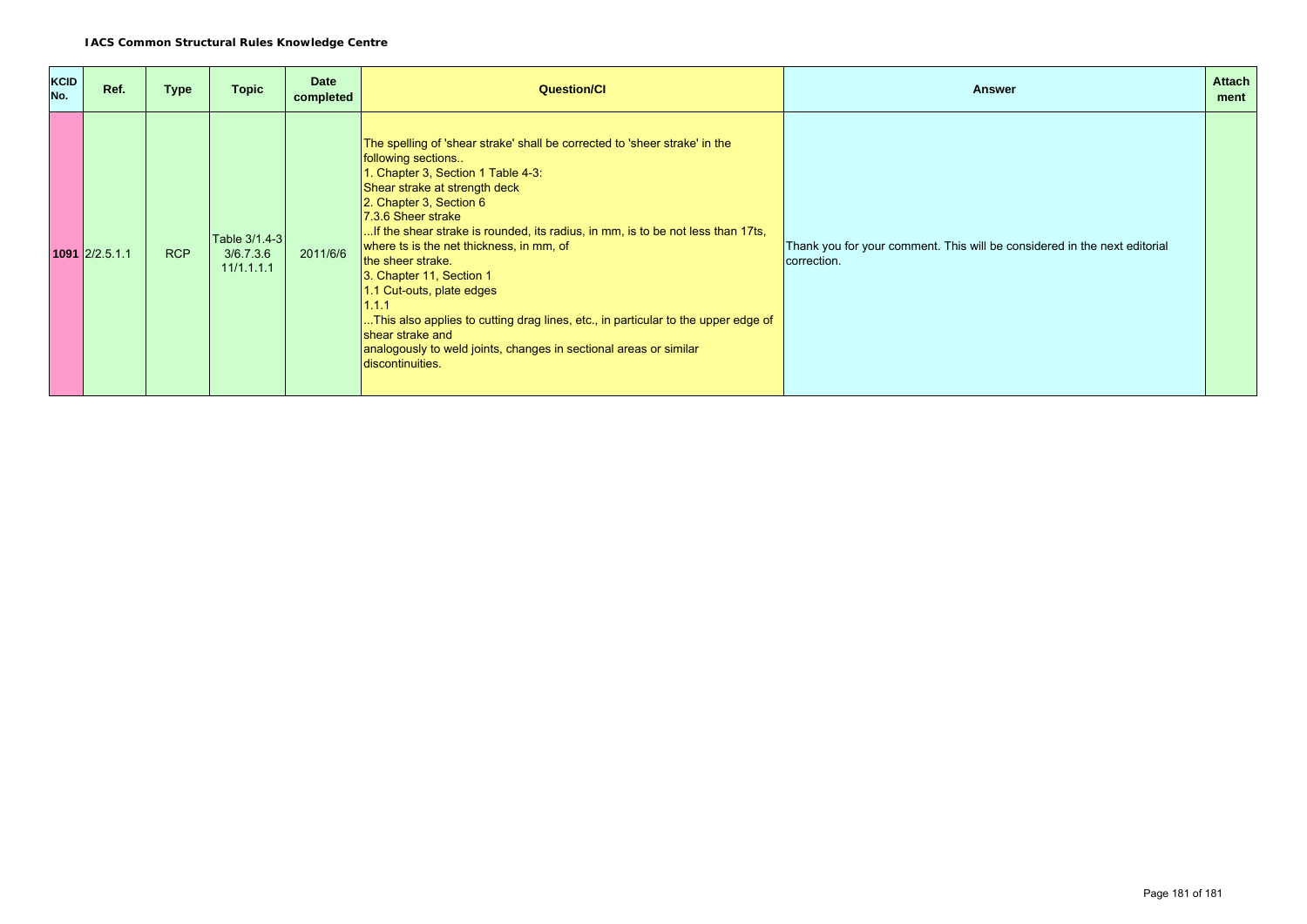| KCID No. | Ref. | Type | Topic | Date completed | Question/CI | Answer | Attachment |
|---|---|---|---|---|---|---|---|
| **1091** | 2/2.5.1.1 | RCP | Table 3/1.4-3<br>3/6.7.3.6<br>11/1.1.1.1 | 2011/6/6 | The spelling of 'shear strake' shall be corrected to 'sheer strake' in the following sections..<br>1. Chapter 3, Section 1 Table 4-3:<br>Shear strake at strength deck<br>2. Chapter 3, Section 6<br>7.3.6 Sheer strake<br>...If the shear strake is rounded, its radius, in mm, is to be not less than 17ts, where ts is the net thickness, in mm, of<br>the sheer strake.<br>3. Chapter 11, Section 1<br>1.1 Cut-outs, plate edges<br>1.1.1<br>...This also applies to cutting drag lines, etc., in particular to the upper edge of shear strake and<br>analogously to weld joints, changes in sectional areas or similar discontinuities. | Thank you for your comment. This will be considered in the next editorial correction. | |